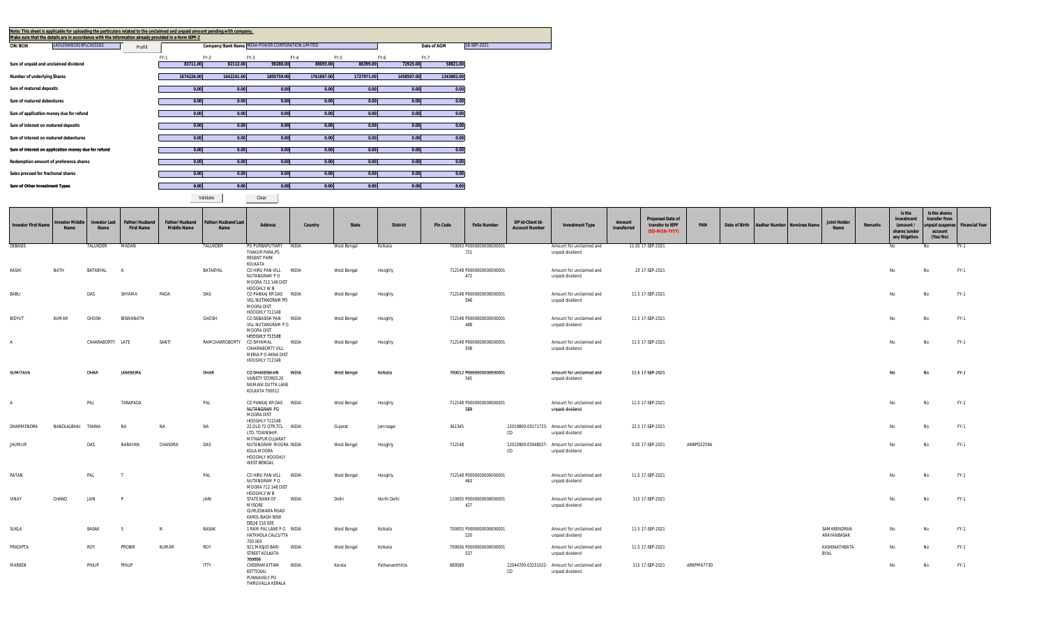**Note: This sheet is applicable for uploading the particulars related to the unclaimed and unpaid amount pending with company.**
**Make sure that the details are in accordance with the information already provided in e-form IEPF-2**

| CIN/BCIN | L40105WB1919PLC003263 | Prefill | Company/Bank Name | INDIA POWER CORPORATION LIMITED | Date of AGM | 18-SEP-2021 |
|---|---|---|---|---|---|---|

| | FY-1 | FY-2 | FY-3 | FY-4 | FY-5 | FY-6 | FY-7 |
|---|---|---|---|---|---|---|---|
| Sum of unpaid and unclaimed dividend | 83711.00 | 82112.00 | 90288.00 | 88093.00 | 86399.00 | 72925.00 | 58821.00 |
| Number of underlying Shares | 1674226.00 | 1642241.00 | 1805759.00 | 1761867.00 | 1727971.00 | 1458507.00 | 1343882.00 |
| Sum of matured deposits | 0.00 | 0.00 | 0.00 | 0.00 | 0.00 | 0.00 | 0.00 |
| Sum of matured debentures | 0.00 | 0.00 | 0.00 | 0.00 | 0.00 | 0.00 | 0.00 |
| Sum of application money due for refund | 0.00 | 0.00 | 0.00 | 0.00 | 0.00 | 0.00 | 0.00 |
| Sum of interest on matured deposits | 0.00 | 0.00 | 0.00 | 0.00 | 0.00 | 0.00 | 0.00 |
| Sum of interest on matured debentures | 0.00 | 0.00 | 0.00 | 0.00 | 0.00 | 0.00 | 0.00 |
| Sum of interest on application money due for refund | 0.00 | 0.00 | 0.00 | 0.00 | 0.00 | 0.00 | 0.00 |
| Redemption amount of preference shares | 0.00 | 0.00 | 0.00 | 0.00 | 0.00 | 0.00 | 0.00 |
| Sales proceed for fractional shares | 0.00 | 0.00 | 0.00 | 0.00 | 0.00 | 0.00 | 0.00 |
| Sum of Other Investment Types | 0.00 | 0.00 | 0.00 | 0.00 | 0.00 | 0.00 | 0.00 |

Validate Clear

| Investor First Name | Investor Middle Name | Investor Last Name | Father/Husband First Name | Father/Husband Middle Name | Father/Husband Last Name | Address | Country | State | District | Pin Code | Folio Number | DP Id-Client Id-Account Number | Investment Type | Amount transferred | Proposed Date of transfer to IEPF (DD-MON-YYYY) | PAN | Date of Birth | Aadhar Number | Nominee Name | Joint Holder Name | Remarks | Is the Investment (amount / shares )under any litigation. | Is the shares transfer from unpaid suspense account (Yes/No) | Financial Year |
|---|---|---|---|---|---|---|---|---|---|---|---|---|---|---|---|---|---|---|---|---|---|---|---|---|
| DEBASIS | | TALUKDER | MADAN | | TALUKDER | PO PURBAPUTIARY THAKUR PARA,PS REGENT PARK KOLKATA | INDIA | West Bengal | Kolkata | 700093 | P0000000000000001721 | | Amount for unclaimed and unpaid dividend | 11.05 | 17-SEP-2021 | | | | | | | No | No | FY-1 |
| KASHI | NATH | BATABYAL | A | | BATABYAL | CO HIRU PAN VILL NUTANGRAM P O MOGRA 712 148 DIST HOOGHLY W B | INDIA | West Bengal | Hooghly | 712148 | P0000000000000001472 | | Amount for unclaimed and unpaid dividend | 23 | 17-SEP-2021 | | | | | | | No | No | FY-1 |
| BABU | | DAS | SHYAMA | PADA | DAS | CO PANKAJ KR.DAS VILL NUTANGRAM PO MOGRA DIST HOOGHLY 712148 | INDIA | West Bengal | Hooghly | 712148 | P0000000000000001546 | | Amount for unclaimed and unpaid dividend | 11.5 | 17-SEP-2021 | | | | | | | No | No | FY-1 |
| BIDYUT | KUMAR | GHOSH | BISWANATH | | GHOSH | CO DEBASISH PAN VILL NUTANGRAM P O MOGRA DIST HOOGHLY 712148 | INDIA | West Bengal | Hooghly | 712148 | P0000000000000001488 | | Amount for unclaimed and unpaid dividend | 11.5 | 17-SEP-2021 | | | | | | | No | No | FY-1 |
| A | | CHAKRABORTY | LATE | SANTI | RAMCHAKROBORTY | CO SHYAMAL CHAKRABORTY VILL MERIA P O AKNA DIST HOOGHLY 712148 | INDIA | West Bengal | Hooghly | 712148 | P0000000000000001508 | | Amount for unclaimed and unpaid dividend | 11.5 | 17-SEP-2021 | | | | | | | No | No | FY-1 |
| SUMITAVA | | DHAR | JANENDRA | | DHAR | CO DHAKESWARI VARIETY STORES 20 NILMANI DUTTA LANE KOLKATA 700012 | INDIA | West Bengal | Kolkata | 700012 | P0000000000000001545 | | Amount for unclaimed and unpaid dividend | 11.5 | 17-SEP-2021 | | | | | | | No | No | FY-1 |
| A | | PAL | TARAPADA | | PAL | CO PANKAJ KR.DAS NUTANGRAM PO MOGRA DIST HOOGHLY 712148 | INDIA | West Bengal | Hooghly | 712148 | P0000000000000001589 | | Amount for unclaimed and unpaid dividend | 11.5 | 17-SEP-2021 | | | | | | | No | No | FY-1 |
| DHARMENDRA | NANDLALBHAI | TANNA | NA | NA | NA | 22,OLD 72 QTR,TCL LTD, TOWNSHIP, MITHAPUR GUJARAT | INDIA | Gujarat | Jamnagar | 361345 | | 12019800-00171723-CD | Amount for unclaimed and unpaid dividend | 22.5 | 17-SEP-2021 | | | | | | | No | No | FY-1 |
| JHUMUR | | DAS | NARAYAN | CHANDRA | DAS | NUTANGRAM MOGRA KOLA MOGRA HOOGHLY HOOGHLY WEST BENGAL | INDIA | West Bengal | Hooghly | 712148 | | 12010900-05048027-CD | Amount for unclaimed and unpaid dividend | 0.05 | 17-SEP-2021 | ANBPD2259A | | | | | | No | No | FY-1 |
| RATAN | | PAL | T | | PAL | CO HIRU PAN VILL NUTANGRAM P O MOGRA 712 148 DIST HOOGHLY W B | INDIA | West Bengal | Hooghly | 712148 | P0000000000000001463 | | Amount for unclaimed and unpaid dividend | 11.5 | 17-SEP-2021 | | | | | | | No | No | FY-1 |
| VINAY | CHAND | JAIN | P | | JAIN | STATE BANK OF MYSORE GURUDWARA ROAD KAROL BAGH NEW DELHI 110 005 | INDIA | Delhi | North Delhi | 110005 | P0000000000000001427 | | Amount for unclaimed and unpaid dividend | 115 | 17-SEP-2021 | | | | | | | No | No | FY-1 |
| SUKLA | | BASAK | S | N | BASAK | 1 RAM PAL LANE P O HATKHOLA CALCUTTA 700 005 | INDIA | West Bengal | Kolkata | 700005 | P0000000000000001220 | | Amount for unclaimed and unpaid dividend | 11.5 | 17-SEP-2021 | | | | | SAMARENDRAN ARAYANBASAK | | No | No | FY-1 |
| PRADIPTA | | ROY | PROBIR | KUMAR | ROY | 92/1 MASJID BARI STREET KOLKATA 700006 | INDIA | West Bengal | Kolkata | 700006 | P0000000000000001537 | | Amount for unclaimed and unpaid dividend | 11.5 | 17-SEP-2021 | | | | | KASHINATHBATA BYAL | | No | No | FY-1 |
| MAREEN | | PHILIP | PHILIP | | ITTY | CHEERAMATTAM EETTICKAL PUNNAVELY PO THIRUVALLA KERALA | INDIA | Kerala | Pathanamthitta | 689589 | | 12044700-03231022-CD | Amount for unclaimed and unpaid dividend | 115 | 17-SEP-2021 | ARKPM6773D | | | | | | No | No | FY-1 |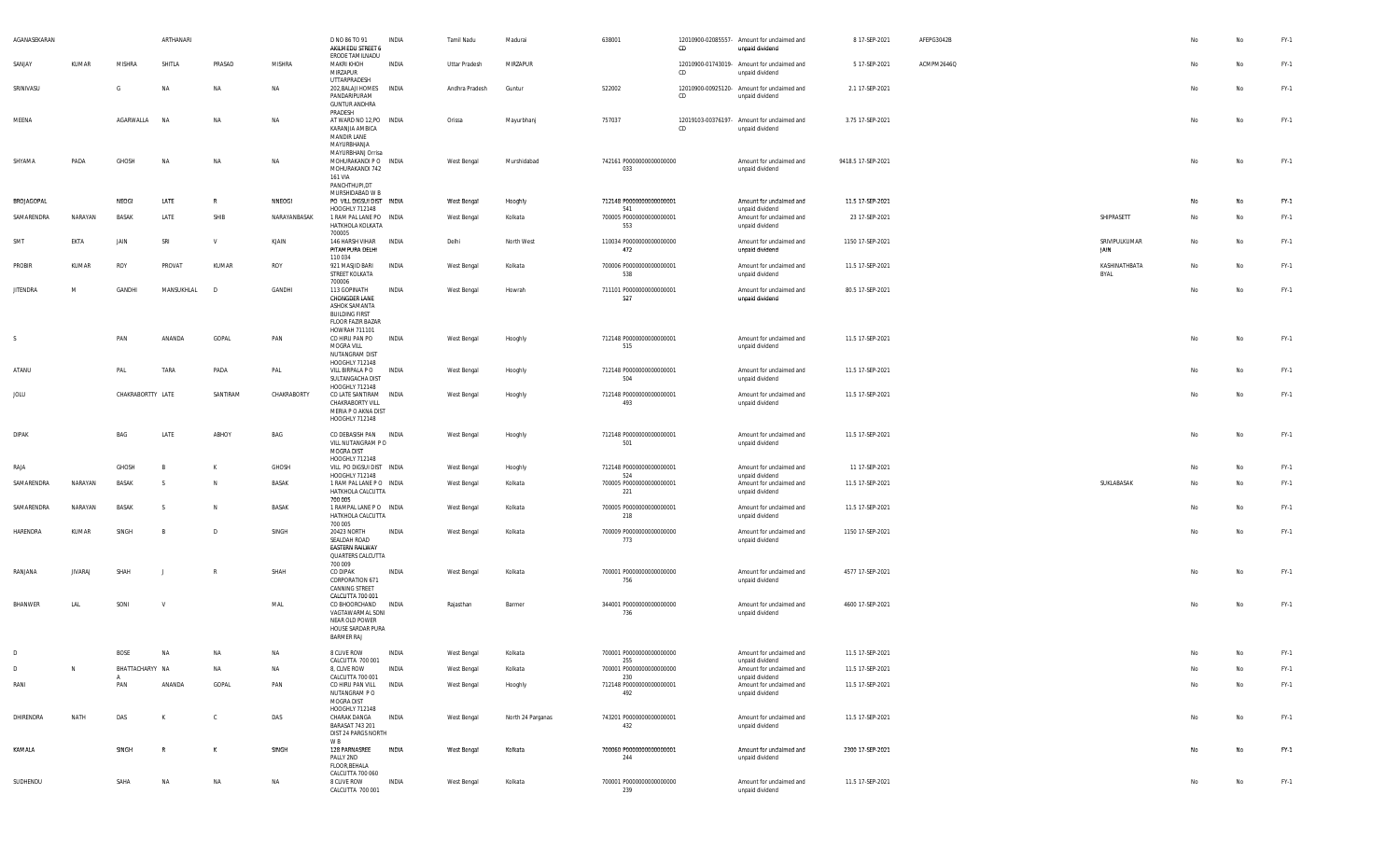| AGANASEKARAN | | | ARTHANARI | | | D NO 86 TO 91 AKILMEDU STREET 6 ERODE TAMILNADU | INDIA | Tamil Nadu | Madurai | 638001 | 12010900-02085557-CD | Amount for unclaimed and unpaid dividend | 8 | 17-SEP-2021 | AFEPG3042B | | | No | No | FY-1 |
|---|---|---|---|---|---|---|---|---|---|---|---|---|---|---|---|---|---|---|---|---|
| SANJAY | KUMAR | MISHRA | SHITLA | PRASAD | MISHRA | MAKRI KHOH MIRZAPUR UTTARPRADESH | INDIA | Uttar Pradesh | MIRZAPUR | | 12010900-01743019-CD | Amount for unclaimed and unpaid dividend | 5 | 17-SEP-2021 | ACMPM2646Q | | | No | No | FY-1 |
| SRINIVASU | | G | NA | NA | NA | 202,BALAJI HOMES PANDARIPURAM GUNTUR ANDHRA PRADESH | INDIA | Andhra Pradesh | Guntur | 522002 | 12010900-00925120-CD | Amount for unclaimed and unpaid dividend | 2.1 | 17-SEP-2021 | | | | No | No | FY-1 |
| MEENA | | AGARWALLA | NA | NA | NA | AT WARD NO 12,PO KARANJIA AMBICA MANDIR LANE MAYURBHANJA MAYURBHANJ Orrisa | INDIA | Orissa | Mayurbhanj | 757037 | 12019103-00376197-CD | Amount for unclaimed and unpaid dividend | 3.75 | 17-SEP-2021 | | | | No | No | FY-1 |
| SHYAMA | PADA | GHOSH | NA | NA | NA | MOHURAKANDI P O MOHURAKANDI 742 161 VIA PANCHTHUPI,DT MURSHIDABAD W B | INDIA | West Bengal | Murshidabad | 742161 | P0000000000000000033 | Amount for unclaimed and unpaid dividend | 9418.5 | 17-SEP-2021 | | | | No | No | FY-1 |
| BROJAGOPAL | | NEOGI | LATE | R | NNEOGI | PO VILL DIGSUI DIST HOOGHLY 712148 | INDIA | West Bengal | Hooghly | 712148 | P0000000000000000001541 | Amount for unclaimed and unpaid dividend | 11.5 | 17-SEP-2021 | | | | No | No | FY-1 |
| SAMARENDRA | NARAYAN | BASAK | LATE | SHIB | NARAYANBASAK | 1 RAM PAL LANE PO HATKHOLA KOLKATA 700005 | INDIA | West Bengal | Kolkata | 700005 | P0000000000000000001553 | Amount for unclaimed and unpaid dividend | 23 | 17-SEP-2021 | | SHIPRASETT | | No | No | FY-1 |
| SMT | EKTA | JAIN | SRI | V | KJAIN | 146 HARSH VIHAR PITAMPURA DELHI 110 034 | INDIA | Delhi | North West | 110034 | P0000000000000000000472 | Amount for unclaimed and unpaid dividend | 1150 | 17-SEP-2021 | | SRIVIPULKUMAR JAIN | | No | No | FY-1 |
| PROBIR | KUMAR | ROY | PROVAT | KUMAR | ROY | 92 I MASJID BARI STREET KOLKATA 700006 | INDIA | West Bengal | Kolkata | 700006 | P0000000000000000001538 | Amount for unclaimed and unpaid dividend | 11.5 | 17-SEP-2021 | | KASHINATHBATA BYAL | | No | No | FY-1 |
| JITENDRA | M | GANDHI | MANSUKHLAL | D | GANDHI | 113 GOPINATH CHONGDER LANE ASHOK SAMANTA BUILDING FIRST FLOOR FAZIR BAZAR HOWRAH 711101 | INDIA | West Bengal | Howrah | 711101 | P0000000000000000001527 | Amount for unclaimed and unpaid dividend | 80.5 | 17-SEP-2021 | | | | No | No | FY-1 |
| S | | PAN | ANANDA | GOPAL | PAN | C/O HIRU PAN PO MOGRA VILL NUTANGRAM DIST HOOGHLY 712148 | INDIA | West Bengal | Hooghly | 712148 | P0000000000000000001515 | Amount for unclaimed and unpaid dividend | 11.5 | 17-SEP-2021 | | | | No | No | FY-1 |
| ATANU | | PAL | TARA | PADA | PAL | VILL BIRPALA P O SULTANGACHA DIST HOOGHLY 712148 | INDIA | West Bengal | Hooghly | 712148 | P0000000000000000001504 | Amount for unclaimed and unpaid dividend | 11.5 | 17-SEP-2021 | | | | No | No | FY-1 |
| JOLU | | CHAKRABORTTY | LATE | SANTIRAM | CHAKRABORTY | C/O LATE SANTIRAM CHAKRABORTY VILL MERIA P O AKNA DIST HOOGHLY 712148 | INDIA | West Bengal | Hooghly | 712148 | P0000000000000000001493 | Amount for unclaimed and unpaid dividend | 11.5 | 17-SEP-2021 | | | | No | No | FY-1 |
| DIPAK | | BAG | LATE | ABHOY | BAG | C/O DEBASISH PAN VILL NUTANGRAM P O MOGRA DIST HOOGHLY 712148 | INDIA | West Bengal | Hooghly | 712148 | P0000000000000000001501 | Amount for unclaimed and unpaid dividend | 11.5 | 17-SEP-2021 | | | | No | No | FY-1 |
| RAJA | | GHOSH | B | K | GHOSH | VILL PO DIGSUI DIST HOOGHLY 712148 | INDIA | West Bengal | Hooghly | 712148 | P0000000000000000001524 | Amount for unclaimed and unpaid dividend | 11 | 17-SEP-2021 | | | | No | No | FY-1 |
| SAMARENDRA | NARAYAN | BASAK | S | N | BASAK | 1 RAM PAL LANE P O HATKHOLA CALCUTTA 700 005 | INDIA | West Bengal | Kolkata | 700005 | P0000000000000000001221 | Amount for unclaimed and unpaid dividend | 11.5 | 17-SEP-2021 | | SUKLABASAK | | No | No | FY-1 |
| SAMARENDRA | NARAYAN | BASAK | S | N | BASAK | 1 RAM PAL LANE P O HATKHOLA CALCUTTA 700 005 | INDIA | West Bengal | Kolkata | 700005 | P0000000000000000001218 | Amount for unclaimed and unpaid dividend | 11.5 | 17-SEP-2021 | | | | No | No | FY-1 |
| HARENDRA | KUMAR | SINGH | B | D | SINGH | 20423 NORTH SEALDAH ROAD EASTERN RAILWAY QUARTERS CALCUTTA 700 009 | INDIA | West Bengal | Kolkata | 700009 | P0000000000000000000773 | Amount for unclaimed and unpaid dividend | 1150 | 17-SEP-2021 | | | | No | No | FY-1 |
| RANJANA | JIVARAJ | SHAH | J | R | SHAH | C/O DIPAK CORPORATION 671 CANNING STREET CALCUTTA 700 001 | INDIA | West Bengal | Kolkata | 700001 | P0000000000000000000756 | Amount for unclaimed and unpaid dividend | 4577 | 17-SEP-2021 | | | | No | No | FY-1 |
| BHANWER | LAL | SONI | V | | MAL | C/O BHOORCHAND VAGTAWARMAL SONI NEAR OLD POWER HOUSE SARDAR PURA BARMER RAJ | INDIA | Rajasthan | Barmer | 344001 | P0000000000000000000736 | Amount for unclaimed and unpaid dividend | 4600 | 17-SEP-2021 | | | | No | No | FY-1 |
| D | | BOSE | NA | NA | NA | 8 CLIVE ROW CALCUTTA 700 001 | INDIA | West Bengal | Kolkata | 700001 | P0000000000000000000255 | Amount for unclaimed and unpaid dividend | 11.5 | 17-SEP-2021 | | | | No | No | FY-1 |
| D | N | BHATTACHARYYA | NA | NA | NA | 8, CLIVE ROW CALCUTTA 700 001 | INDIA | West Bengal | Kolkata | 700001 | P0000000000000000000230 | Amount for unclaimed and unpaid dividend | 11.5 | 17-SEP-2021 | | | | No | No | FY-1 |
| RANI | | PAN | ANANDA | GOPAL | PAN | C/O HIRU PAN VILL NUTANGRAM P O MOGRA DIST HOOGHLY 712148 | INDIA | West Bengal | Hooghly | 712148 | P0000000000000000001492 | Amount for unclaimed and unpaid dividend | 11.5 | 17-SEP-2021 | | | | No | No | FY-1 |
| DHIRENDRA | NATH | DAS | K | C | DAS | CHARAK DANGA BARASAT 743 201 DIST 24 PARGS NORTH W B | INDIA | West Bengal | North 24 Parganas | 743201 | P0000000000000000001432 | Amount for unclaimed and unpaid dividend | 11.5 | 17-SEP-2021 | | | | No | No | FY-1 |
| KAMALA | | SINGH | R | K | SINGH | 128 PARNASREE PALLY 2ND FLOOR,BEHALA CALCUTTA 700 060 | INDIA | West Bengal | Kolkata | 700060 | P0000000000000000000244 | Amount for unclaimed and unpaid dividend | 2300 | 17-SEP-2021 | | | | No | No | FY-1 |
| SUDHENDU | | SAHA | NA | NA | NA | 8 CLIVE ROW CALCUTTA 700 001 | INDIA | West Bengal | Kolkata | 700001 | P0000000000000000000239 | Amount for unclaimed and unpaid dividend | 11.5 | 17-SEP-2021 | | | | No | No | FY-1 |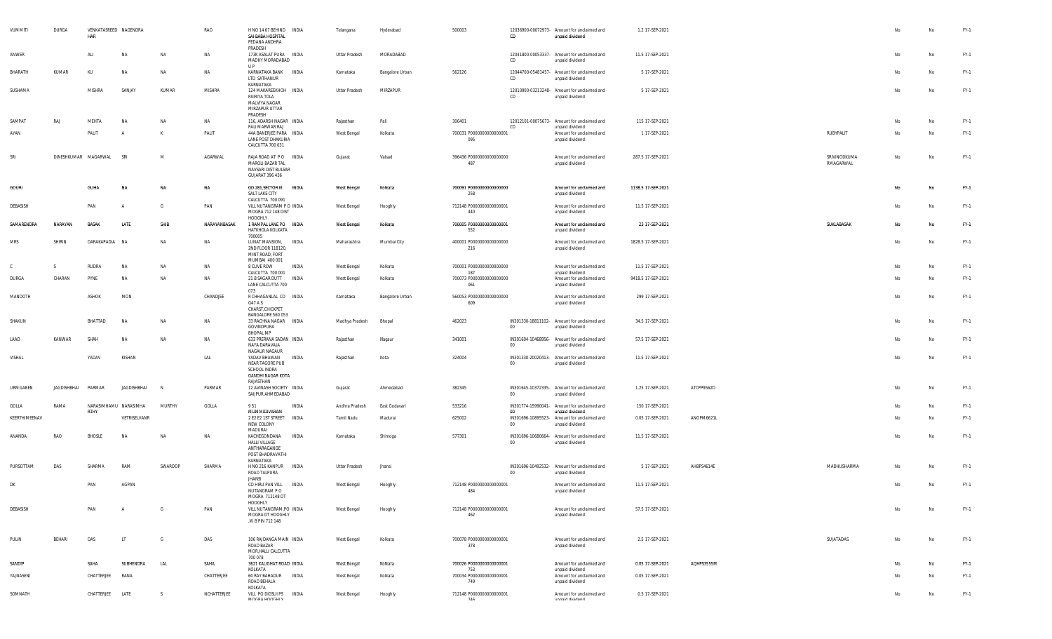| VUMMITI | DURGA | VENKATASREED HAR | NAGENDRA | | RAO | H NO 14 67 BEHIND SAI BABA HOSPITAL PEDANA ANDHRA PRADESH | INDIA | Telangana | Hyderabad | 500003 | 12036900-00072973-CD | Amount for unclaimed and unpaid dividend | 1.2 | 17-SEP-2021 | | | No | No | FY-1 |
|---|---|---|---|---|---|---|---|---|---|---|---|---|---|---|---|---|---|---|---|
| ANWER | | ALI | NA | NA | NA | 173K ASALAT PURA MADHY MORADABAD U P | INDIA | Uttar Pradesh | MORADABAD | | 12041800-00053337-CD | Amount for unclaimed and unpaid dividend | 11.5 | 17-SEP-2021 | | | No | No | FY-1 |
| BHARATH | KUMAR | KU | NA | NA | NA | KARNATAKA BANK LTD SATHANUR KARNATAKA | INDIA | Karnataka | Bangalore Urban | 562126 | 12044700-05481457-CD | Amount for unclaimed and unpaid dividend | 5 | 17-SEP-2021 | | | No | No | FY-1 |
| SUSHAMA | | MISHRA | SANJAY | KUMAR | MISHRA | 124 MAKAREEKHOH PAIRIYA TOLA MALVIYA NAGAR MIRZAPUR UTTAR PRADESH | INDIA | Uttar Pradesh | MIRZAPUR | | 12010900-03213248-CD | Amount for unclaimed and unpaid dividend | 5 | 17-SEP-2021 | | | No | No | FY-1 |
| SAMPAT | RAJ | MEHTA | NA | NA | NA | 116, ADARSH NAGAR PALI MARWAR RAJ | INDIA | Rajasthan | Pali | 306401 | 12012101-00075673-CD | Amount for unclaimed and unpaid dividend | 115 | 17-SEP-2021 | | | No | No | FY-1 |
| AYAN | | PALIT | A | K | PALIT | 44A BANERJEE PARA LANE POST DHAKURIA CALCUTTA 700 031 | INDIA | West Bengal | Kolkata | 700031 | P0000000000000001095 | Amount for unclaimed and unpaid dividend | 1 | 17-SEP-2021 | | RUBYPALIT | No | No | FY-1 |
| SRI | DINESHKUMAR | MAGARWAL | SRI | M | AGARWAL | RAJA ROAD AT P O MAROLI BAZAR TAL NAVSARI DIST BULSAR GUJARAT 396 436 | INDIA | Gujarat | Valsad | 396436 | P0000000000000000487 | Amount for unclaimed and unpaid dividend | 287.5 | 17-SEP-2021 | | SRIVINODKUMA RMAGARWAL | No | No | FY-1 |
| GOURI | | GUHA | NA | NA | NA | GD 281,SECTOR III SALT LAKE CITY CALCUTTA 700 091 | INDIA | West Bengal | Kolkata | 700091 | P0000000000000000258 | Amount for unclaimed and unpaid dividend | 1138.5 | 17-SEP-2021 | | | No | No | FY-1 |
| DEBASISH | | PAN | A | G | PAN | VILL NUTANGRAM P O MOGRA 712 148 DIST HOOGHLY | INDIA | West Bengal | Hooghly | 712148 | P0000000000000001440 | Amount for unclaimed and unpaid dividend | 11.5 | 17-SEP-2021 | | | No | No | FY-1 |
| SAMARENDRA | NARAYAN | BASAK | LATE | SHIB | NARAYANBASAK | 1 RAM PAL LANE PO HATKHOLA KOLKATA 700005 | INDIA | West Bengal | Kolkata | 700005 | P0000000000000001552 | Amount for unclaimed and unpaid dividend | 23 | 17-SEP-2021 | | SUKLABASAK | No | No | FY-1 |
| MRS | SHIRIN | DARAKAPADIA | NA | NA | NA | LUNAT MANSION, 2ND FLOOR 118120, MINT ROAD, FORT MUMBAI 400 001 | INDIA | Maharashtra | Mumbai City | 400001 | P0000000000000000216 | Amount for unclaimed and unpaid dividend | 1828.5 | 17-SEP-2021 | | | No | No | FY-1 |
| C | S | RUDRA | NA | NA | NA | 8 CLIVE ROW CALCUTTA 700 001 | INDIA | West Bengal | Kolkata | 700001 | P0000000000000000187 | Amount for unclaimed and unpaid dividend | 11.5 | 17-SEP-2021 | | | No | No | FY-1 |
| DURGA | CHARAN | PYNE | NA | NA | NA | 21 B SAGAR DUTT LANE CALCUTTA 700 073 | INDIA | West Bengal | Kolkata | 700073 | P0000000000000000061 | Amount for unclaimed and unpaid dividend | 9418.5 | 17-SEP-2021 | | | No | No | FY-1 |
| MANDOTH | | ASHOK | MON | | CHANDJEE | R CHHAGANLAL CO G47 A S CHARST,CHICKPET BANGALORE 560 053 | INDIA | Karnataka | Bangalore Urban | 560053 | P0000000000000000609 | Amount for unclaimed and unpaid dividend | 299 | 17-SEP-2021 | | | No | No | FY-1 |
| SHAKUN | | BHATTAD | NA | NA | NA | 33 RACHNA NAGAR GOVINDPURA BHOPAL MP | INDIA | Madhya Pradesh | Bhopal | 462023 | IN301330-18811102-00 | Amount for unclaimed and unpaid dividend | 34.5 | 17-SEP-2021 | | | No | No | FY-1 |
| LAAD | KANWAR | SHAH | NA | NA | NA | 633 PRERANA SADAN NAYA DARAVAJA NAGAUR NAGAUR | INDIA | Rajasthan | Nagaur | 341001 | IN301604-10468956-00 | Amount for unclaimed and unpaid dividend | 57.5 | 17-SEP-2021 | | | No | No | FY-1 |
| VISHAL | | YADAV | KISHAN | | LAL | YADAV BHAWAN NEAR TAGORE PUB SCHOOL INDRA GANDHI NAGAR KOTA RAJASTHAN | INDIA | Rajasthan | Kota | 324004 | IN301330-20020413-00 | Amount for unclaimed and unpaid dividend | 11.5 | 17-SEP-2021 | | | No | No | FY-1 |
| URMILABEN | JAGDISHBHAI | PARMAR | JAGDISHBHAI | N | PARMAR | 12 AVINASH SOCIETY SAIJPUR AHMEDABAD | INDIA | Gujarat | Ahmedabad | 382345 | IN301645-10372335-00 | Amount for unclaimed and unpaid dividend | 1.25 | 17-SEP-2021 | ATCPP9562D | | No | No | FY-1 |
| GOLLA | RAMA | NARASIMHAMU RTHY | NARASIMHA | MURTHY | GOLLA | 9 51 MUMMIDIVARAM | INDIA | Andhra Pradesh | East Godavari | 533216 | IN301774-15990041-00 | Amount for unclaimed and unpaid dividend | 150 | 17-SEP-2021 | | | No | No | FY-1 |
| KEERTHIMEENAV | | | VETRISELVANR | | | 2 E2 E2 1ST STREET NEW COLONY MADURAI | INDIA | Tamil Nadu | Madurai | 625002 | IN301696-10895523-00 | Amount for unclaimed and unpaid dividend | 0.05 | 17-SEP-2021 | ANOPM6621L | | No | No | FY-1 |
| ANANDA | RAO | BHOSLE | NA | NA | NA | KACHEGONDANA HALLI VILLAGE ANTHARAGANGE POST BHADRAVATHI KARNATAKA | INDIA | Karnataka | Shimoga | 577301 | IN301696-10680664-00 | Amount for unclaimed and unpaid dividend | 11.5 | 17-SEP-2021 | | | No | No | FY-1 |
| PURSOTTAM | DAS | SHARMA | RAM | SWAROOP | SHARMA | H NO 216 KANPUR ROAD TALPURA JHANSI | INDIA | Uttar Pradesh | Jhansi | | IN301696-10492532-00 | Amount for unclaimed and unpaid dividend | 5 | 17-SEP-2021 | AHBPS4614E | MADHUSHARMA | No | No | FY-1 |
| DK | | PAN | AGPAN | | | CO HIRU PAN VILL NUTANGRAM P O MOGRA 712148 DT HOOGHLY | INDIA | West Bengal | Hooghly | 712148 | P0000000000000001484 | Amount for unclaimed and unpaid dividend | 11.5 | 17-SEP-2021 | | | No | No | FY-1 |
| DEBASISH | | PAN | A | G | PAN | VILL NUTANGRAM,PO MOGRA DT HOOGHLY ,W B PIN 712 148 | INDIA | West Bengal | Hooghly | 712148 | P0000000000000001462 | Amount for unclaimed and unpaid dividend | 57.5 | 17-SEP-2021 | | | No | No | FY-1 |
| PULIN | BEHARI | DAS | LT | G | DAS | 106 RAJDANGA MAIN ROAD BAZAR MOR,HALU CALCUTTA 700 078 | INDIA | West Bengal | Kolkata | 700078 | P0000000000000001378 | Amount for unclaimed and unpaid dividend | 2.5 | 17-SEP-2021 | | SUJATADAS | No | No | FY-1 |
| SANDIP | | SAHA | SUBHENDRA | LAL | SAHA | 36/2L KALIGHAT ROAD KOLKATA | INDIA | West Bengal | Kolkata | 700026 | P0000000000000001753 | Amount for unclaimed and unpaid dividend | 0.05 | 17-SEP-2021 | AQHPS3555M | | No | No | FY-1 |
| YAJNASENI | | CHATTERJEE | RANA | | CHATTERJEE | 60 RAY BAHADUR ROAD BEHALA KOLKATA | INDIA | West Bengal | Kolkata | 700034 | P0000000000000001749 | Amount for unclaimed and unpaid dividend | 0.05 | 17-SEP-2021 | | | No | No | FY-1 |
| SOMNATH | | CHATTERJEE | LATE | S | NCHATTERJEE | VILL PO DIGSUI PS MOGRA HOOGHLY | INDIA | West Bengal | Hooghly | 712148 | P0000000000000001746 | Amount for unclaimed and unpaid dividend | 0.5 | 17-SEP-2021 | | | No | No | FY-1 |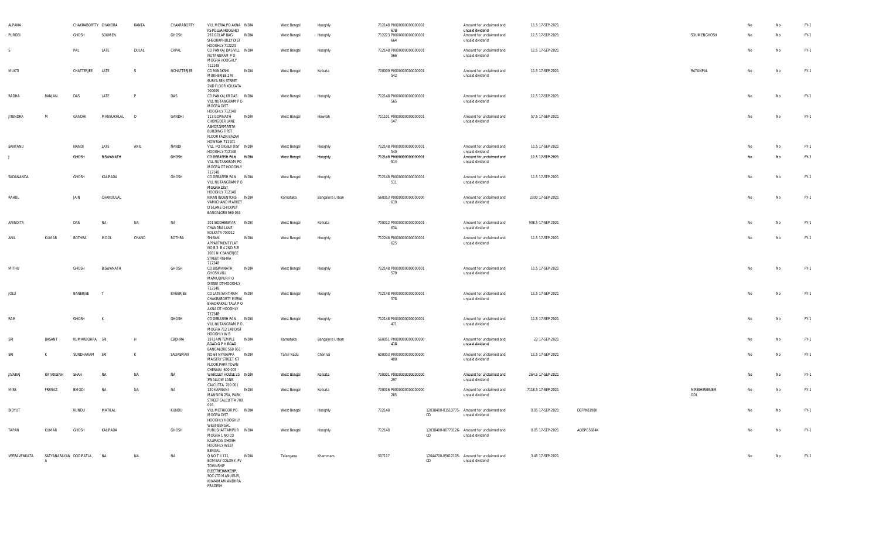| ALPANA | | CHAKRABORTTY | CHANDRA | KANTA | CHAKRABORTY | VILL MERIA,PO AKNA PS POLBA HOOGHLY | INDIA | West Bengal | Hooghly | 712148 | P0000000000000001678 | | Amount for unclaimed and unpaid dividend | 11.5 | 17-SEP-2021 | | | | No | No | FY-1 |
|---|---|---|---|---|---|---|---|---|---|---|---|---|---|---|---|---|---|---|---|---|---|
| PUROBI | | GHOSH | SOUMEN | | GHOSH | 297 GOLAP BAG SHEORAPHULLY DIST HOOGHLY 712223 | INDIA | West Bengal | Hooghly | 712223 | P0000000000000001664 | | Amount for unclaimed and unpaid dividend | 11.5 | 17-SEP-2021 | | | SOUMENGHOSH | No | No | FY-1 |
| S | | PAL | LATE | DULAL | CHPAL | CO PANKAJ DAS VILL NUTANGRAM P O MOGRA HOOGHLY 712148 | INDIA | West Bengal | Hooghly | 712148 | P0000000000000001566 | | Amount for unclaimed and unpaid dividend | 11.5 | 17-SEP-2021 | | | | No | No | FY-1 |
| MUKTI | | CHATTERJEE | LATE | S | NCHATTERJEE | CO MINAKSHI MUKHERJEE 276 SURYA SEN STREET 2ND FLOOR KOLKATA 700009 | INDIA | West Bengal | Kolkata | 700009 | P0000000000000001542 | | Amount for unclaimed and unpaid dividend | 11.5 | 17-SEP-2021 | | | RATANPAL | No | No | FY-1 |
| RADHA | RANJAN | DAS | LATE | P | DAS | CO PANKAJ KR.DAS VILL NUTANGRAM P O MOGRA DIST HOOGHLY 712148 | INDIA | West Bengal | Hooghly | 712148 | P0000000000000001565 | | Amount for unclaimed and unpaid dividend | 11.5 | 17-SEP-2021 | | | | No | No | FY-1 |
| JITENDRA | M | GANDHI | MANSUKHLAL | D | GANDHI | 113 GOPINATH CHONGDER LANE ASHOK SAMANTA BUILDING FIRST FLOOR FAZIR BAZAR HOWRAH 711101 | INDIA | West Bengal | Howrah | 711101 | P0000000000000001547 | | Amount for unclaimed and unpaid dividend | 57.5 | 17-SEP-2021 | | | | No | No | FY-1 |
| SANTANU | | NANDI | LATE | ANIL | NANDI | VILL PO DIGSUI DIST HOOGHLY 712148 | INDIA | West Bengal | Hooghly | 712148 | P0000000000000001540 | | Amount for unclaimed and unpaid dividend | 11.5 | 17-SEP-2021 | | | | No | No | FY-1 |
| J | | GHOSH | BISWANATH | | GHOSH | CO DEBASISH PAN VILL NUTANGRAM PO MOGRA DT HOOGHLY 712148 | INDIA | West Bengal | Hooghly | 712148 | P0000000000000001514 | | Amount for unclaimed and unpaid dividend | 11.5 | 17-SEP-2021 | | | | No | No | FY-1 |
| SADANANDA | | GHOSH | KALIPADA | | GHOSH | CO DEBASISH PAN VILL NUTANGRAM P O MOGRA DIST HOOGHLY 712148 | INDIA | West Bengal | Hooghly | 712148 | P0000000000000001511 | | Amount for unclaimed and unpaid dividend | 11.5 | 17-SEP-2021 | | | | No | No | FY-1 |
| RAHUL | | JAIN | CHANDULAL | | | KIRAN INDENTORS VAMICHAND MARKET D S LANE CHICKPET BANGALORE 560 053 | INDIA | Karnataka | Bangalore Urban | 560053 | P0000000000000000619 | | Amount for unclaimed and unpaid dividend | 2300 | 17-SEP-2021 | | | | No | No | FY-1 |
| ANINDITA | | DAS | NA | NA | NA | 101 SIDDHESWAR CHANDRA LANE KOLKATA 700012 | INDIA | West Bengal | Kolkata | 700012 | P0000000000000001634 | | Amount for unclaimed and unpaid dividend | 908.5 | 17-SEP-2021 | | | | No | No | FY-1 |
| ANIL | KUMAR | BOTHRA | MOOL | CHAND | BOTHRA | SHIBAM APPARTMENT FLAT NO B 3 B 4 2ND FLR 1081 N K BANERJEE STREET RISHRA 712248 | INDIA | West Bengal | Hooghly | 712248 | P0000000000000001625 | | Amount for unclaimed and unpaid dividend | 11.5 | 17-SEP-2021 | | | | No | No | FY-1 |
| MITHU | | GHOSH | BISWANATH | | GHOSH | CO BISWANATH GHOSH VILL MAMUDPUR P O DIGSUI DT HOOGHLY 712148 | INDIA | West Bengal | Hooghly | 712148 | P0000000000000001579 | | Amount for unclaimed and unpaid dividend | 11.5 | 17-SEP-2021 | | | | No | No | FY-1 |
| JOLU | | BANERJEE | T | | BANERJEE | CO LATE SANTIRAM CHAKRABORTY MERIA BHADRAKALI TALA P O AKNA DT HOOGHLY 712148 | INDIA | West Bengal | Hooghly | 712148 | P0000000000000001578 | | Amount for unclaimed and unpaid dividend | 11.5 | 17-SEP-2021 | | | | No | No | FY-1 |
| RAM | | GHOSH | K | | GHOSH | CO DEBASISH PAN VILL NUTANGRAM P O MOGRA 712 148 DIST HOOGHLY W B | INDIA | West Bengal | Hooghly | 712148 | P0000000000000001471 | | Amount for unclaimed and unpaid dividend | 11.5 | 17-SEP-2021 | | | | No | No | FY-1 |
| SRI | BASANT | KUMARBOHRA | SRI | H | CBOHRA | 197,JAIN TEMPLE ROAD O P H ROAD BANGALORE 560 051 | INDIA | Karnataka | Bangalore Urban | 560051 | P0000000000000000418 | | Amount for unclaimed and unpaid dividend | 23 | 17-SEP-2021 | | | | No | No | FY-1 |
| SRI | K | SUNDHARAM | SRI | K | SADASIVAN | NO 64 NYNIAPPA MAISTRY STREET IST FLOOR,PARK TOWN CHENNAI 600 003 | INDIA | Tamil Nadu | Chennai | 600003 | P0000000000000000400 | | Amount for unclaimed and unpaid dividend | 11.5 | 17-SEP-2021 | | | | No | No | FY-1 |
| JIVARAJ | RATANSINH | SHAH | NA | NA | NA | WARDLEY HOUSE 25 SWALLOW LANE CALCUTTA 700 001 | INDIA | West Bengal | Kolkata | 700001 | P0000000000000000297 | | Amount for unclaimed and unpaid dividend | 264.5 | 17-SEP-2021 | | | | No | No | FY-1 |
| MISS | FRENAZ | BMODI | NA | NA | NA | 120 KARNANI MANSION 25A, PARK STREET CALCUTTA 700 016 | INDIA | West Bengal | Kolkata | 700016 | P0000000000000000285 | | Amount for unclaimed and unpaid dividend | 7118.5 | 17-SEP-2021 | | | MRSSHIREENBMODI | No | No | FY-1 |
| BIDYUT | | KUNDU | MATILAL | | KUNDU | VILL METHGOR PO MOGRA DIST HOOGHLY HOOGHLY WEST BENGAL | INDIA | West Bengal | Hooghly | 712148 | | 12038400-01513775-CD | Amount for unclaimed and unpaid dividend | 0.05 | 17-SEP-2021 | DEFPK8198H | | | No | No | FY-1 |
| TAPAN | KUMAR | GHOSH | KALIPADA | | GHOSH | PURUSHATTAMPUR MOGRA 1 NO CO KALIPADA GHOSH HOOGHLY WEST BENGAL | INDIA | West Bengal | Hooghly | 712148 | | 12038400-00773126-CD | Amount for unclaimed and unpaid dividend | 0.05 | 17-SEP-2021 | AQBPG5684K | | | No | No | FY-1 |
| VEERAVENKATA | SATYANARAYAN A | DODIPATLA | NA | NA | NA | Q NO T II 111, BOMBAY COLONY, PV TOWNSHIP ELECTRICIANKCHP, SCC LTD MANUGUR, KHAMMAM ANDHRA PRADESH | INDIA | Telangana | Khammam | 507117 | | 12044700-05612105-CD | Amount for unclaimed and unpaid dividend | 3.45 | 17-SEP-2021 | | | | No | No | FY-1 |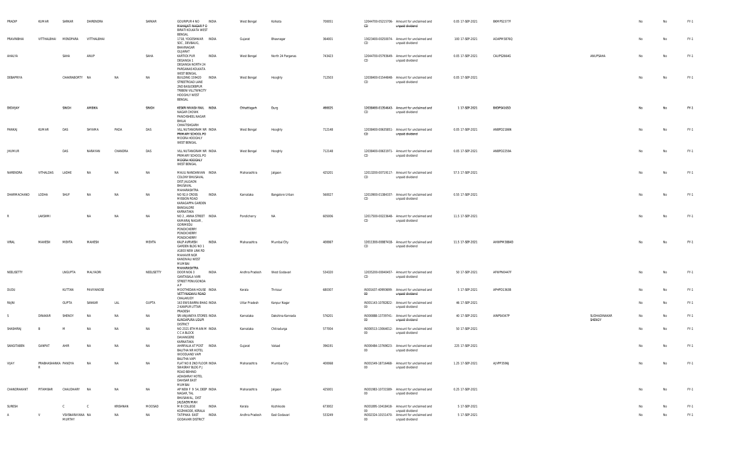| PRADIP | KUMAR | SARKAR | DHIRENDRA | | SARKAR | GOURIPUR 4 NO MAHAJATI NAGAR P O BIRATI KOLKATA WEST BENGAL | INDIA | West Bengal | Kolkata | 700051 | 12044700-05215706-CD | Amount for unclaimed and unpaid dividend | 0.05 | 17-SEP-2021 | BKMPS1577F | | | No | No | FY-1 |
|---|---|---|---|---|---|---|---|---|---|---|---|---|---|---|---|---|---|---|---|---|
| PRAVINBHAI | VITTHALBHAI | MENDPARA | VITTHALBHAI | | | 1718, YOGESHWAR SOC , DEVBAUG, BHAVNAGAR GUJARAT | INDIA | Gujarat | Bhavnagar | 364001 | 13023400-00250074-CD | Amount for unclaimed and unpaid dividend | 100 | 17-SEP-2021 | AOAPM5876Q | | | No | No | FY-1 |
| AHALYA | | SAHA | ANUP | | SAHA | KARTICK PUR DEGANGA 1 DEGANGA NORTH 24 PARGANAS KOLKATA WEST BENGAL | INDIA | West Bengal | North 24 Parganas | 743423 | 12044700-05793649-CD | Amount for unclaimed and unpaid dividend | 0.05 | 17-SEP-2021 | CAUPS2664G | | ANUPSAHA | No | No | FY-1 |
| DEBAPRIYA | | CHAKRABORTY | NA | NA | NA | BUILDING 159420 STREETROAD LANE 2ND BASUDEBPUR TRIBENI VILLTWNCITY HOOGHLY WEST BENGAL | INDIA | West Bengal | Hooghly | 712503 | 12038400-01544848-CD | Amount for unclaimed and unpaid dividend | 0.05 | 17-SEP-2021 | | | | No | No | FY-1 |
| DIGVIJAY | | SINGH | AMBIKA | | SINGH | KESKRI NIVASH RAIL NAGAR CHOWK PANCHSHEEL NAGAR BHILAI CHHATISHGARH | INDIA | Chhattisgarh | Durg | 490025 | 12038400-01354643-CD | Amount for unclaimed and unpaid dividend | 1 | 17-SEP-2021 | BXDPS4165D | | | No | No | FY-1 |
| PANKAJ | KUMAR | DAS | SHYAMA | PADA | DAS | VILL NUTANGRAM NR PRIMARY SCHOOL PO MOGRA HOOGHLY WEST BENGAL | INDIA | West Bengal | Hooghly | 712148 | 12038400-00635851-CD | Amount for unclaimed and unpaid dividend | 0.05 | 17-SEP-2021 | ANBPD2186N | | | No | No | FY-1 |
| JHUMUR | | DAS | NARAYAN | CHANDRA | DAS | VILL NUTANGRAM NR PRIMARY SCHOOL PO MOGRA HOOGHLY WEST BENGAL | INDIA | West Bengal | Hooghly | 712148 | 12038400-00631971-CD | Amount for unclaimed and unpaid dividend | 0.05 | 17-SEP-2021 | ANBPD2259A | | | No | No | FY-1 |
| NARENDRA | VITHALDAS | LADHE | NA | NA | NA | MAULI NANDANVAN COLONY BHUSAVAL DIST JALGAON BHUSAVAL MAHARASHTRA | INDIA | Maharashtra | Jalgaon | 425201 | 12013200-00719117-CD | Amount for unclaimed and unpaid dividend | 57.5 | 17-SEP-2021 | | | | No | No | FY-1 |
| DHARMACHAND | LODHA | SHUF | NA | NA | NA | NO 92,II CROSS MISSION ROAD KARAGAPPA GARDEN BANGALORE KARNATAKA | INDIA | Karnataka | Bangalore Urban | 560027 | 12010900-01384337-CD | Amount for unclaimed and unpaid dividend | 0.55 | 17-SEP-2021 | | | | No | No | FY-1 |
| R | LAKSHMI | | NA | NA | NA | NO 2 , ANNA STREET KAMARAJ NAGAR , GORIMEDU PONDICHERRY PONDICHERRY PONDICHERRY | INDIA | Pondicherry | NA | 605006 | 12017500-00223648-CD | Amount for unclaimed and unpaid dividend | 11.5 | 17-SEP-2021 | | | | No | No | FY-1 |
| VIRAL | MAHESH | MEHTA | MAHESH | | MEHTA | KALP AVRVKSH GARDEN BLDG NO 1 A1803 NEW LINK RD MAHAVIR NGR KANDIVALI WEST MUMBAI MAHARASHTRA | INDIA | Maharashtra | Mumbai City | 400067 | 12011300-00087418-CD | Amount for unclaimed and unpaid dividend | 11.5 | 17-SEP-2021 | AHWPM3884D | | | No | No | FY-1 |
| NEELISETTY | | LNGUPTA | MALYADRI | | NEELISETTY | DOOR NO6 3 GANTASALA VARI STREET PENUGONDA A P | INDIA | Andhra Pradesh | West Godavari | 534320 | 12035200-00040457-CD | Amount for unclaimed and unpaid dividend | 50 | 17-SEP-2021 | AFWPN0447F | | | No | No | FY-1 |
| DUDU | | KUTTAN | PAVIYANOSE | | | MOOTHEDAN HOUSE VETTYKADAVU ROAD CHALAKUDY | INDIA | Kerala | Thrissur | 680307 | IN301637-40993699-00 | Amount for unclaimed and unpaid dividend | 5 | 17-SEP-2021 | APHPD1363B | | | No | No | FY-1 |
| RAJNI | | GUPTA | SANKAR | LAL | GUPTA | 163 EWS BARRA BHAG 2 KANPUR UTTAR PRADESH | INDIA | Uttar Pradesh | Kanpur Nagar | | IN301143-10782822-00 | Amount for unclaimed and unpaid dividend | 46 | 17-SEP-2021 | | | | No | No | FY-1 |
| S | DINAKAR | SHENOY | NA | NA | NA | SRI ANJANEYA STORES KUNDAPURA UDUPI DISTRICT | INDIA | Karnataka | Dakshina Kannada | 576201 | IN300888-13739741-00 | Amount for unclaimed and unpaid dividend | 40 | 17-SEP-2021 | AINPS4347P | | SUDHADINAKAR SHENOY | No | No | FY-1 |
| SHASHIRAJ | B | M | NA | NA | NA | NO 2321 8TH MAIN M C C A BLOCK DAVANGERE KARNATAKA | INDIA | Karnataka | Chitradurga | 577004 | IN300513-13064012-00 | Amount for unclaimed and unpaid dividend | 50 | 17-SEP-2021 | | | | No | No | FY-1 |
| SANGITABEN | GANPAT | AHIR | NA | NA | NA | AHIRFALIA AT POST BAUTHA NR HOTEL WOODLAND VAPI BAUTHA VAPI | INDIA | Gujarat | Valsad | 396191 | IN300484-13769023-00 | Amount for unclaimed and unpaid dividend | 225 | 17-SEP-2021 | | | | No | No | FY-1 |
| VIJAY | PRABHASHANKAR | PANDYA | NA | NA | NA | FLAT NO 8 2ND FLOOR SWASRAY BLDG P J ROAD BEHIND ADIASHRAY HOTEL DAHISAR EAST MUMBAI | INDIA | Maharashtra | Mumbai City | 400068 | IN301549-18716468-00 | Amount for unclaimed and unpaid dividend | 1.25 | 17-SEP-2021 | AJVPP3596J | | | No | No | FY-1 |
| CHANDRAKANT | PITAMBAR | CHAUDHARY | NA | NA | NA | AP NEW F 9 54, DEEP NAGAR, TAL BHUSAWAL, DIST JALGAON MAH | INDIA | Maharashtra | Jalgaon | 425001 | IN301983-10731589-00 | Amount for unclaimed and unpaid dividend | 0.25 | 17-SEP-2021 | | | | No | No | FY-1 |
| SURESH | | C | C | KRISHNAN | MOOSAD | M 8 COLLEGE KOZHIKODE, KERALA | INDIA | Kerala | Kozhikode | 673002 | IN301895-10418418-00 | Amount for unclaimed and unpaid dividend | 5 | 17-SEP-2021 | | | | No | No | FY-1 |
| A | V | VSVSNARAYANA MURTHY | NA | NA | NA | TATIPAKA EAST GODAVARI DISTRICT | INDIA | Andhra Pradesh | East Godavari | 533249 | IN302324-10151470-00 | Amount for unclaimed and unpaid dividend | 5 | 17-SEP-2021 | | | | No | No | FY-1 |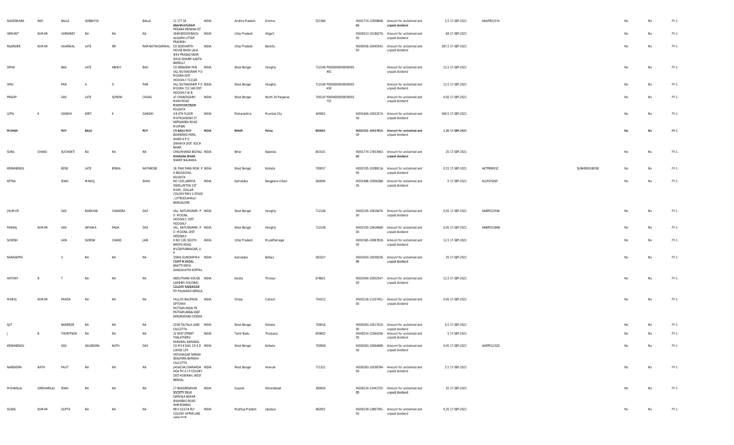| NAGESWARA | RAO | BALLA | SUBBAYYA | | BALLA | 11 177 18 BRAHMAPURAM PEDANA KRISHNA DT | INDIA | Andhra Pradesh | Krishna | 521366 | | IN301774-12958848-00 | Amount for unclaimed and unpaid dividend | 2.5 | 17-SEP-2021 | ANAPB3157A | | | No | No | FY-1 |
|---|---|---|---|---|---|---|---|---|---|---|---|---|---|---|---|---|---|---|---|---|---|
| HEMANT | KUMAR | VARSHNEY | NA | NA | NA | 2649 BEGUMBAGH ALIGARH UTTAR PRADESH | INDIA | Uttar Pradesh | Aligarh | | | IN300513-15186270-00 | Amount for unclaimed and unpaid dividend | 69 | 17-SEP-2021 | | | | No | No | FY-1 |
| RAJENDER | KUMAR | AGARWAL | LATE | SRI | RAMNATHAGARWAL | C/O SIDDHARTH HOUSE BAGH LALA SHIV PRASAD NEAR SOOD DHARM KANTA BAREILLY | INDIA | Uttar Pradesh | Bareilly | | | IN300556-10040542-00 | Amount for unclaimed and unpaid dividend | 287.5 | 17-SEP-2021 | | | | No | No | FY-1 |
| DIPAK | | BAG | LATE | ABHOY | BAG | C/O DEBASISH PAN VILL NUTANGRAM P O MOGRA DIST HOOGHLY 712148 | INDIA | West Bengal | Hooghly | 712148 | P0000000000000001491 | | Amount for unclaimed and unpaid dividend | 11.5 | 17-SEP-2021 | | | | No | No | FY-1 |
| HIRU | | PAN | A | G | PAN | VILL NUTANGRAM P O MOGRA 712 148 DIST HOOGHLY W B | INDIA | West Bengal | Hooghly | 712148 | P0000000000000001430 | | Amount for unclaimed and unpaid dividend | 11.5 | 17-SEP-2021 | | | | No | No | FY-1 |
| PRADIP | | DAS | LATE | SURESH | CHDAS | 47 CHANDIGARH MAIN ROAD MADHYAMGRAM KOLKATA | INDIA | West Bengal | North 24 Parganas | 700130 | P0000000000000000752 | | Amount for unclaimed and unpaid dividend | 0.05 | 17-SEP-2021 | | | | No | No | FY-1 |
| LOPA | K | GANDHI | KIRIT | K | GANDHI | 4 B 4TH FLOOR MATRUASHISH 37 NEPEANSEA ROAD MUMBAI | INDIA | Maharashtra | Mumbai City | 400001 | | IN301604-10052574-00 | Amount for unclaimed and unpaid dividend | 569.5 | 17-SEP-2021 | | | | No | No | FY-1 |
| MOHAN | | ROY | BAIJU | | ROY | C/O BAIJU ROY BOARDING PARA, WARD 6 P O DINHATA DIST KOCH BIHAR | INDIA | BIHAR | Patna | 800001 | | IN302201-10537815-00 | Amount for unclaimed and unpaid dividend | 1.25 | 17-SEP-2021 | | | | No | No | FY-1 |
| SUNIL | CHAND | SUCHANTI | NA | NA | NA | CHAUKHANDI BICHALI KHANDAK BIHAR SHARIF NALANDA | INDIA | Bihar | Nalanda | 803101 | | IN301774-17653463-00 | Amount for unclaimed and unpaid dividend | 25 | 17-SEP-2021 | | | | No | No | FY-1 |
| KRISHNENDU | | BOSE | LATE | BISWA | NATHBOSE | 18, PAIK PARA ROW, P O BELGACHIA, KOLKATA | INDIA | West Bengal | Kolkata | 700037 | | IN302105-10288116-00 | Amount for unclaimed and unpaid dividend | 0.15 | 17-SEP-2021 | AKTPB9931C | | SUBHENDUBOSE | No | No | FY-1 |
| KETNA | | SHAH | MANOJ | | SHAH | NO 1301,ANRIYA DWELLINTON 1ST MAIN , DOLLAR COLONY RMV II STAGE , LOTEGOLAHALLI BANGALORE | INDIA | Karnataka | Bangalore Urban | 560094 | | IN301696-10006388-00 | Amount for unclaimed and unpaid dividend | 5 | 17-SEP-2021 | ALLPS7926F | | | No | No | FY-1 |
| JHUMUR | | DAS | NARAYAN | CHANDRA | DAS | VILL NATUNGRAM, P O MOGRA, HOOGHLY, DIST HOOGHLY | INDIA | West Bengal | Hooghly | 712148 | | IN302105-10616676-00 | Amount for unclaimed and unpaid dividend | 0.05 | 17-SEP-2021 | ANBPD2259A | | | No | No | FY-1 |
| PANKAJ | KUMAR | DAS | SHYAMA | PADA | DAS | VILL NATUNGRAM, P O MOGRA, DIST HOOGHLY | INDIA | West Bengal | Hooghly | 712148 | | IN302105-10616668-00 | Amount for unclaimed and unpaid dividend | 0.05 | 17-SEP-2021 | ANBPD2186N | | | No | No | FY-1 |
| SUDESH | | JAIN | SURESH | CHAND | JAIN | H NO 128, SOUTH BHOPA ROAD, MUZAFFARNAGAR, U P | INDIA | Uttar Pradesh | Muzaffarnagar | | | IN302365-10087818-00 | Amount for unclaimed and unpaid dividend | 11.5 | 17-SEP-2021 | | | | No | No | FY-1 |
| NARASAPPA | | V | NA | NA | NA | 33843 GUNDAMMA CAMP MANDAL BHATTI ERIYA GANGAVATHI KOPPAL | INDIA | Karnataka | Bellary | 583227 | | IN303420-10038258-00 | Amount for unclaimed and unpaid dividend | 25 | 17-SEP-2021 | | | | No | No | FY-1 |
| ANTONY | N | T | NA | NA | NA | NEDUTHARA HOUSE LAKSHMI HOUSING COLONY KANJIKODE PO PALAKKAD KERALA | INDIA | Kerala | Thrissur | 678621 | | IN303340-10002547-00 | Amount for unclaimed and unpaid dividend | 11.5 | 17-SEP-2021 | | | | No | No | FY-1 |
| MANOJ | KUMAR | PANDA | NA | NA | NA | VILLLOC BALIPADA GPTOWN PATTAMUNDAI PS PATTAMUNDAI DIST KENDRAPARA ODISHA | INDIA | Orissa | Cuttack | 754212 | | IN303116-11337451-00 | Amount for unclaimed and unpaid dividend | 0.05 | 17-SEP-2021 | | | | No | No | FY-1 |
| AJIT | | BANERJEE | NA | NA | NA | 101B TALTALA LANE CALCUTTA | INDIA | West Bengal | Kolkata | 700016 | | IN300263-10017010-00 | Amount for unclaimed and unpaid dividend | 0.5 | 17-SEP-2021 | | | | No | No | FY-1 |
| J | B | THOMPSON | NA | NA | NA | 22 EAST STREET THALATHERU KARAIKAL KARAIKAL | INDIA | Tamil Nadu | Thanjavur | 609602 | | IN300214-12564206-00 | Amount for unclaimed and unpaid dividend | 5 | 17-SEP-2021 | | | | No | No | FY-1 |
| KRISHNENDU | | DAS | SAILENDRA | NATH | DAS | C/O MS K DAS CO K D LODGE 129 VIDYASAGAR SARANI SEALPARA BARISHA CALCUTTA | INDIA | West Bengal | Kolkata | 700008 | | IN300263-10064688-00 | Amount for unclaimed and unpaid dividend | 0.05 | 17-SEP-2021 | AHRPD1232D | | | No | No | FY-1 |
| NARENDRA | NATH | PALIT | NA | NA | NA | JAGACHA,CHARAKDA NGA PO G I P COLONY DIST HOWRAH, WEST BENGAL | INDIA | West Bengal | Howrah | 711321 | | IN300263-10038784-00 | Amount for unclaimed and unpaid dividend | 2.5 | 17-SEP-2021 | | | | No | No | FY-1 |
| MOHANLAL | GIRDHARILAL | SHAH | NA | NA | NA | 17 BHADRESHVAR SOCIETY DELHI DARVAJA BAHAR SHAHIBAG ROAD AHMEDABAD | INDIA | Gujarat | Ahmedabad | 380004 | | IN300214-13442702-00 | Amount for unclaimed and unpaid dividend | 25 | 17-SEP-2021 | | | | No | No | FY-1 |
| SUSHIL | KUMAR | GUPTA | NA | NA | NA | RB II G223 B RLY COLONY UPPER LINE JABALPUR | INDIA | Madhya Pradesh | Jabalpur | 482001 | | IN300239-13897391-00 | Amount for unclaimed and unpaid dividend | 0.25 | 17-SEP-2021 | | | | No | No | FY-1 |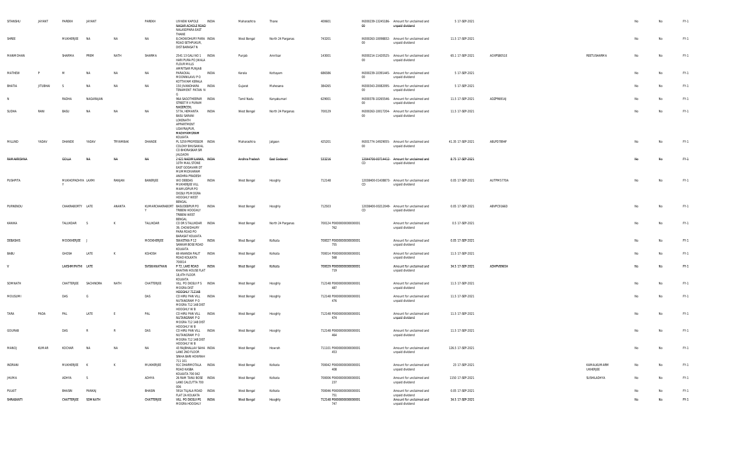| SITANSHU | JAYANT | PAREKH | JAYANT | | PAREKH | U9 NEW KAPOLE NAGAR ACHOLE ROAD NALASOPARA EAST THANE | INDIA | Maharashtra | Thane | 401601 | IN300239-13245186-00 | Amount for unclaimed and unpaid dividend | 5 | 17-SEP-2021 | | | | No | No | FY-1 |
|---|---|---|---|---|---|---|---|---|---|---|---|---|---|---|---|---|---|---|---|---|
| SHREE | | MUKHERJEE | NA | NA | NA | 8,CHOWDHURY PARA ROAD SETHPUKUR, DIST BARASAT N | INDIA | West Bengal | North 24 Parganas | 743201 | IN300263-10098832-00 | Amount for unclaimed and unpaid dividend | 11.5 | 17-SEP-2021 | | | | No | No | FY-1 |
| MANMOHAN | | SHARMA | PREM | NATH | SHARMA | 2541 13 GALI NO 1 HARI PURA PO JWALA FLOUR MILLS AMRITSAR PUNJAB | INDIA | Punjab | Amritsar | 143001 | IN300214-11420525-00 | Amount for unclaimed and unpaid dividend | 65.1 | 17-SEP-2021 | AOXPS8051E | | REETUSHARMA | No | No | FY-1 |
| MATHEW | P | M | NA | NA | NA | PARACKAL MOONNILAVU P O KOTTAYAM KERALA | INDIA | Kerala | Kottayam | 686586 | IN300239-10391445-00 | Amount for unclaimed and unpaid dividend | 5 | 17-SEP-2021 | | | | No | No | FY-1 |
| BHATIA | JITUBHAI | S | NA | NA | NA | 150 JIVANDHARA TENAMENT PATAN N G | INDIA | Gujarat | Mahesana | 384265 | IN300343-20082095-00 | Amount for unclaimed and unpaid dividend | 5 | 17-SEP-2021 | | | | No | No | FY-1 |
| N | | RADHA | NAGARAJAN | | | 96A SAGOTHEERAR STREET R V PURAM NAGERCOIL | INDIA | Tamil Nadu | Kanyakumari | 629001 | IN300378-10265546-00 | Amount for unclaimed and unpaid dividend | 11.5 | 17-SEP-2021 | ADZPR6914J | | | No | No | FY-1 |
| SUDHA | RANI | BASU | NA | NA | NA | 577A, HEMANTA BASU SARANI LOKENATH APPARTMENT UDAYRAJPUR, MADHYAMGRAM KOLKATA | INDIA | West Bengal | North 24 Parganas | 700129 | IN300263-10017204-00 | Amount for unclaimed and unpaid dividend | 11.5 | 17-SEP-2021 | | | | No | No | FY-1 |
| MILLIND | YADAV | DHANDE | YADAV | TRYAMBAK | DHANDE | PL 5259 PROFESSOR COLONY BHUSAWAL CD BHORASKAR SIR JALGAON | INDIA | Maharashtra | Jalgaon | 425201 | IN301774-14929055-00 | Amount for unclaimed and unpaid dividend | 41.35 | 17-SEP-2021 | ABLPD7894F | | | No | No | FY-1 |
| RAMAKRISHNA | | GOLLA | NA | NA | NA | 2 621 NADIMILANKA, 10TH MAIL STONE EAST GODAVARI DT MUMMIDIVARAM ANDHRA PRADESH | INDIA | Andhra Pradesh | East Godavari | 533216 | 12044700-00714412-CD | Amount for unclaimed and unpaid dividend | 8.75 | 17-SEP-2021 | | | | No | No | FY-1 |
| PUSHPITA | | MUKHOPADHYAY | LAXMI | RANJAN | BANERJEE | WO DEBDAS MUKHERJEE VILL MAMUDPUR PO DIGSUI PS MOGRA HOOGHLY WEST BENGAL | INDIA | West Bengal | Hooghly | 712148 | 12038400-01438873-CD | Amount for unclaimed and unpaid dividend | 0.05 | 17-SEP-2021 | AUTPM5770A | | | No | No | FY-1 |
| PURNENDU | | CHAKRABORTY | LATE | ANANTA | KUMARCHAKRABORTY | BASUDEBPUR PO TRIBENI HOOGHLY TRIBENI WEST BENGAL | INDIA | West Bengal | Hooghly | 712503 | 12038400-00212049-CD | Amount for unclaimed and unpaid dividend | 0.05 | 17-SEP-2021 | ABVPC9166D | | | No | No | FY-1 |
| KANIKA | | TALUKDAR | S | K | TALUKDAR | C0 DR S TALUKDAR 39, CHOWDHURY PARA ROAD PO BARASAT KOLKATA | INDIA | West Bengal | North 24 Parganas | 700124 | P0000000000000000001762 | Amount for unclaimed and unpaid dividend | 0.5 | 17-SEP-2021 | | | | No | No | FY-1 |
| DEBASHIS | | MOOKHERJEE | J | | MOOKHERJEE | SWASTIKA P 12 SANKAR BOSE ROAD KOLKATA | INDIA | West Bengal | Kolkata | 700027 | P0000000000000000001755 | Amount for unclaimed and unpaid dividend | 0.05 | 17-SEP-2021 | | | | No | No | FY-1 |
| BABU | | GHOSH | LATE | K | KGHOSH | 69 ANANDA PALIT ROAD KOLKATA 700014 | INDIA | West Bengal | Kolkata | 700014 | P0000000000000000001568 | Amount for unclaimed and unpaid dividend | 11.5 | 17-SEP-2021 | | | | No | No | FY-1 |
| V | | LAKSHMIPATHI | LATE | | SVISWANATHAN | P 72, LAKE ROAD KHAITAN HOUSE FLAT 18,4TH FLOOR KOLKATA | INDIA | West Bengal | Kolkata | 700029 | P0000000000000000001719 | Amount for unclaimed and unpaid dividend | 34.5 | 17-SEP-2021 | ADHPV8965H | | | No | No | FY-1 |
| SOMNATH | | CHATTERJEE | SACHINDRA | NATH | CHATTERJEE | VILL PO DIGSUI P S MOGRA DIST HOOGHLY 712148 | INDIA | West Bengal | Hooghly | 712148 | P0000000000000000001487 | Amount for unclaimed and unpaid dividend | 11.5 | 17-SEP-2021 | | | | No | No | FY-1 |
| MOUSUMI | | DAS | G | | DAS | C0 HIRU PAN VILL NUTANGRAM P O MOGRA 712 148 DIST HOOGHLY W B | INDIA | West Bengal | Hooghly | 712148 | P0000000000000000001476 | Amount for unclaimed and unpaid dividend | 11.5 | 17-SEP-2021 | | | | No | No | FY-1 |
| TARA | PADA | PAL | LATE | E | PAL | C0 HIRU PAN VILL NUTANGRAM P O MOGRA 712 148 DIST HOOGHLY W B | INDIA | West Bengal | Hooghly | 712148 | P0000000000000000001474 | Amount for unclaimed and unpaid dividend | 11.5 | 17-SEP-2021 | | | | No | No | FY-1 |
| GOURAB | | DAS | R | R | DAS | C0 HIRU PAN VILL NUTANGRAM P O MOGRA 712 148 DIST HOOGHLY W B | INDIA | West Bengal | Hooghly | 712148 | P0000000000000000001464 | Amount for unclaimed and unpaid dividend | 11.5 | 17-SEP-2021 | | | | No | No | FY-1 |
| MANOJ | KUMAR | KOCHAR | NA | NA | NA | 43 RAJBHALLAV SAHA LANE 2ND FLOOR SINHA BARI HOWRAH 711 101 | INDIA | West Bengal | Howrah | 711101 | P0000000000000000001453 | Amount for unclaimed and unpaid dividend | 126.5 | 17-SEP-2021 | | | | No | No | FY-1 |
| INDRANI | | MUKHERJEE | K | K | MUKHERJEE | 91C DHARMOTALA ROAD KASBA KOLKATA 700 042 | INDIA | West Bengal | Kolkata | 700042 | P0000000000000000001408 | Amount for unclaimed and unpaid dividend | 23 | 17-SEP-2021 | | | KAMALKUMARMUKHERJEE | No | No | FY-1 |
| JHUMA | | ADHYA | S | | ADHYA | 26 RAM TANU BOSE LANE CALCUTTA 700 006 | INDIA | West Bengal | Kolkata | 700006 | P0000000000000000001237 | Amount for unclaimed and unpaid dividend | 1150 | 17-SEP-2021 | | | SUSHILADHYA | No | No | FY-1 |
| PULKIT | | BHASIN | PANKAJ | | BHASIN | 591A TILJALA ROAD FLAT 2A KOLKATA | INDIA | West Bengal | Kolkata | 700046 | P0000000000000000001751 | Amount for unclaimed and unpaid dividend | 0.05 | 17-SEP-2021 | | | | No | No | FY-1 |
| SHRABANTI | | CHATTERJEE | SOMNATH | | CHATTERJEE | VILL PO DIGSUI PS MOGRA HOOGHLY | INDIA | West Bengal | Hooghly | 712148 | P0000000000000000001747 | Amount for unclaimed and unpaid dividend | 34.5 | 17-SEP-2021 | | | | No | No | FY-1 |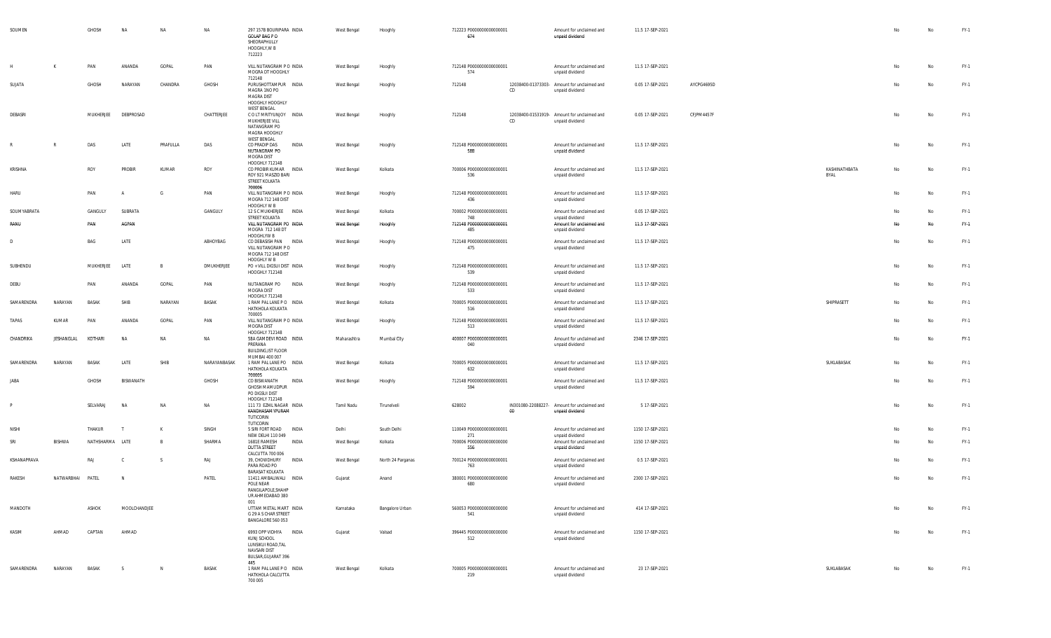| SOUMEN | | GHOSH | NA | NA | NA | 297 157B BOURIPARA GOLAP BAG P O SHEORAPHULLY HOOGHLY,W B 712223 | INDIA | West Bengal | Hooghly | 712223 | P0000000000000001674 | | Amount for unclaimed and unpaid dividend | 11.5 | 17-SEP-2021 | | | | No | No | FY-1 |
|---|---|---|---|---|---|---|---|---|---|---|---|---|---|---|---|---|---|---|---|---|---|
| H | K | PAN | ANANDA | GOPAL | PAN | VILL NUTANGRAM P O MOGRA DT HOOGHLY 712148 | INDIA | West Bengal | Hooghly | 712148 | P0000000000000001574 | | Amount for unclaimed and unpaid dividend | 11.5 | 17-SEP-2021 | | | | No | No | FY-1 |
| SUJATA | | GHOSH | NARAYAN | CHANDRA | GHOSH | PURUSHOTTAMPUR MAGRA 1NO PO MAGRA DIST HOOGHLY HOOGHLY WEST BENGAL | INDIA | West Bengal | Hooghly | 712148 | | 12038400-01373303-CD | Amount for unclaimed and unpaid dividend | 0.05 | 17-SEP-2021 | AYCPG4695D | | | No | No | FY-1 |
| DEBASRI | | MUKHERJEE | DEBPROSAD | | CHATTERJEE | C O LT MRITYUNJOY MUKHERJEE VILL NATANGRAM PO MAGRA HOOGHLY WEST BENGAL | INDIA | West Bengal | Hooghly | 712148 | | 12038400-01531919-CD | Amount for unclaimed and unpaid dividend | 0.05 | 17-SEP-2021 | CFJPM4457F | | | No | No | FY-1 |
| R | R | DAS | LATE | PRAFULLA | DAS | CO PRADIP DAS NUTANGRAM PO MOGRA DIST HOOGHLY 712148 | INDIA | West Bengal | Hooghly | 712148 | P0000000000000001588 | | Amount for unclaimed and unpaid dividend | 11.5 | 17-SEP-2021 | | | | No | No | FY-1 |
| KRISHNA | | ROY | PROBIR | KUMAR | ROY | CO PROBIR KUMAR ROY 921 MASZID BARI STREET KOLKATA 700006 | INDIA | West Bengal | Kolkata | 700006 | P0000000000000001536 | | Amount for unclaimed and unpaid dividend | 11.5 | 17-SEP-2021 | | | KASHINATHBATA BYAL | No | No | FY-1 |
| HARU | | PAN | A | G | PAN | VILL NUTANGRAM P O MOGRA 712 148 DIST HOOGHLY W B | INDIA | West Bengal | Hooghly | 712148 | P0000000000000001436 | | Amount for unclaimed and unpaid dividend | 11.5 | 17-SEP-2021 | | | | No | No | FY-1 |
| SOUMYABRATA | | GANGULY | SUBRATA | | GANGULY | 12 S C MUKHERJEE STREET KOLKATA | INDIA | West Bengal | Kolkata | 700002 | P0000000000000001748 | | Amount for unclaimed and unpaid dividend | 0.05 | 17-SEP-2021 | | | | No | No | FY-1 |
| RANU | | PAN | AGPAN | | | VILL NUTANGRAM PO MOGRA 712 148 DT HOOGHLYW B | INDIA | West Bengal | Hooghly | 712148 | P0000000000000001485 | | Amount for unclaimed and unpaid dividend | 11.5 | 17-SEP-2021 | | | | No | No | FY-1 |
| D | | BAG | LATE | | ABHOYBAG | CO DEBASISH PAN VILL NUTANGRAM P O MOGRA 712 148 DIST HOOGHLY W B | INDIA | West Bengal | Hooghly | 712148 | P0000000000000001475 | | Amount for unclaimed and unpaid dividend | 11.5 | 17-SEP-2021 | | | | No | No | FY-1 |
| SUBHENDU | | MUKHERJEE | LATE | B | DMUKHERJEE | PO + VILL DIGSUI DIST HOOGHLY 712148 | INDIA | West Bengal | Hooghly | 712148 | P0000000000000001539 | | Amount for unclaimed and unpaid dividend | 11.5 | 17-SEP-2021 | | | | No | No | FY-1 |
| DEBU | | PAN | ANANDA | GOPAL | PAN | NUTANGRAM PO MOGRA DIST HOOGHLY 712148 | INDIA | West Bengal | Hooghly | 712148 | P0000000000000001533 | | Amount for unclaimed and unpaid dividend | 11.5 | 17-SEP-2021 | | | | No | No | FY-1 |
| SAMARENDRA | NARAYAN | BASAK | SHIB | NARAYAN | BASAK | 1 RAM PAL LANE P O HATKHOLA KOLKATA 700005 | INDIA | West Bengal | Kolkata | 700005 | P0000000000000001516 | | Amount for unclaimed and unpaid dividend | 11.5 | 17-SEP-2021 | | | SHIPRASETT | No | No | FY-1 |
| TAPAS | KUMAR | PAN | ANANDA | GOPAL | PAN | VILL NUTANGRAM P O MOGRA DIST HOOGHLY 712148 | INDIA | West Bengal | Hooghly | 712148 | P0000000000000001513 | | Amount for unclaimed and unpaid dividend | 11.5 | 17-SEP-2021 | | | | No | No | FY-1 |
| CHANDRIKA | JESHANGLAL | KOTHARI | NA | NA | NA | 58A GAMDEVI ROAD PRERANA BUILDING,IST FLOOR MUMBAI 400 007 | INDIA | Maharashtra | Mumbai City | 400007 | P0000000000000001040 | | Amount for unclaimed and unpaid dividend | 2346 | 17-SEP-2021 | | | | No | No | FY-1 |
| SAMARENDRA | NARAYAN | BASAK | LATE | SHIB | NARAYANBASAK | 1 RAM PAL LANE PO HATKHOLA KOLKATA 700005 | INDIA | West Bengal | Kolkata | 700005 | P0000000000000001632 | | Amount for unclaimed and unpaid dividend | 11.5 | 17-SEP-2021 | | | SUKLABASAK | No | No | FY-1 |
| JABA | | GHOSH | BISWANATH | | GHOSH | CO BISWANATH GHOSH MAMUDPUR PO DIGSUI DIST HOOGHLY 712148 | INDIA | West Bengal | Hooghly | 712148 | P0000000000000001594 | | Amount for unclaimed and unpaid dividend | 11.5 | 17-SEP-2021 | | | | No | No | FY-1 |
| P | | SELVARAJ | NA | NA | NA | 111 73 EZHIL NAGAR KANDHASAMYPURAM TUTICORIN TUTICORIN | INDIA | Tamil Nadu | Tirunelveli | 628002 | | IN301080-22088227-00 | Amount for unclaimed and unpaid dividend | 5 | 17-SEP-2021 | | | | No | No | FY-1 |
| NISHI | | THAKUR | T | K | SINGH | 5 SIRI FORT ROAD NEW DELHI 110 049 | INDIA | Delhi | South Delhi | 110049 | P0000000000000001271 | | Amount for unclaimed and unpaid dividend | 1150 | 17-SEP-2021 | | | | No | No | FY-1 |
| SRI | BISHWA | NATHSHARMA | LATE | B | SHARMA | 16B1E RAMESH DUTTA STREET CALCUTTA 700 006 | INDIA | West Bengal | Kolkata | 700006 | P0000000000000000556 | | Amount for unclaimed and unpaid dividend | 1150 | 17-SEP-2021 | | | | No | No | FY-1 |
| KSHANAPRAVA | | RAJ | C | S | RAJ | 39, CHOWDHURY PARA ROAD PO BARASAT KOLKATA | INDIA | West Bengal | North 24 Parganas | 700124 | P0000000000000001763 | | Amount for unclaimed and unpaid dividend | 0.5 | 17-SEP-2021 | | | | No | No | FY-1 |
| RAKESH | NATWARBHAI | PATEL | N | | PATEL | 11411 AMBALIWALI POLE NEAR RANGILAPOLE,SHAHPUR AHMEDABAD 380 001 | INDIA | Gujarat | Anand | 380001 | P0000000000000000680 | | Amount for unclaimed and unpaid dividend | 2300 | 17-SEP-2021 | | | | No | No | FY-1 |
| MANDOTH | | ASHOK | MOOLCHANDJEE | | | UTTAM METAL MART G 29 A S CHAR STREET BANGALORE 560 053 | INDIA | Karnataka | Bangalore Urban | 560053 | P0000000000000000541 | | Amount for unclaimed and unpaid dividend | 414 | 17-SEP-2021 | | | | No | No | FY-1 |
| KASIM | AHMAD | CAPTAN | AHMAD | | | 6993 OPP VIDHYA KUNJ SCHOOL LUNSIKUI ROAD,TAL NAVSARI DIST BULSAR,GUJARAT 396 445 | INDIA | Gujarat | Valsad | 396445 | P0000000000000000512 | | Amount for unclaimed and unpaid dividend | 1150 | 17-SEP-2021 | | | | No | No | FY-1 |
| SAMARENDRA | NARAYAN | BASAK | S | N | BASAK | 1 RAM PAL LANE P O HATKHOLA CALCUTTA 700 005 | INDIA | West Bengal | Kolkata | 700005 | P0000000000000001219 | | Amount for unclaimed and unpaid dividend | 23 | 17-SEP-2021 | | | SUKLABASAK | No | No | FY-1 |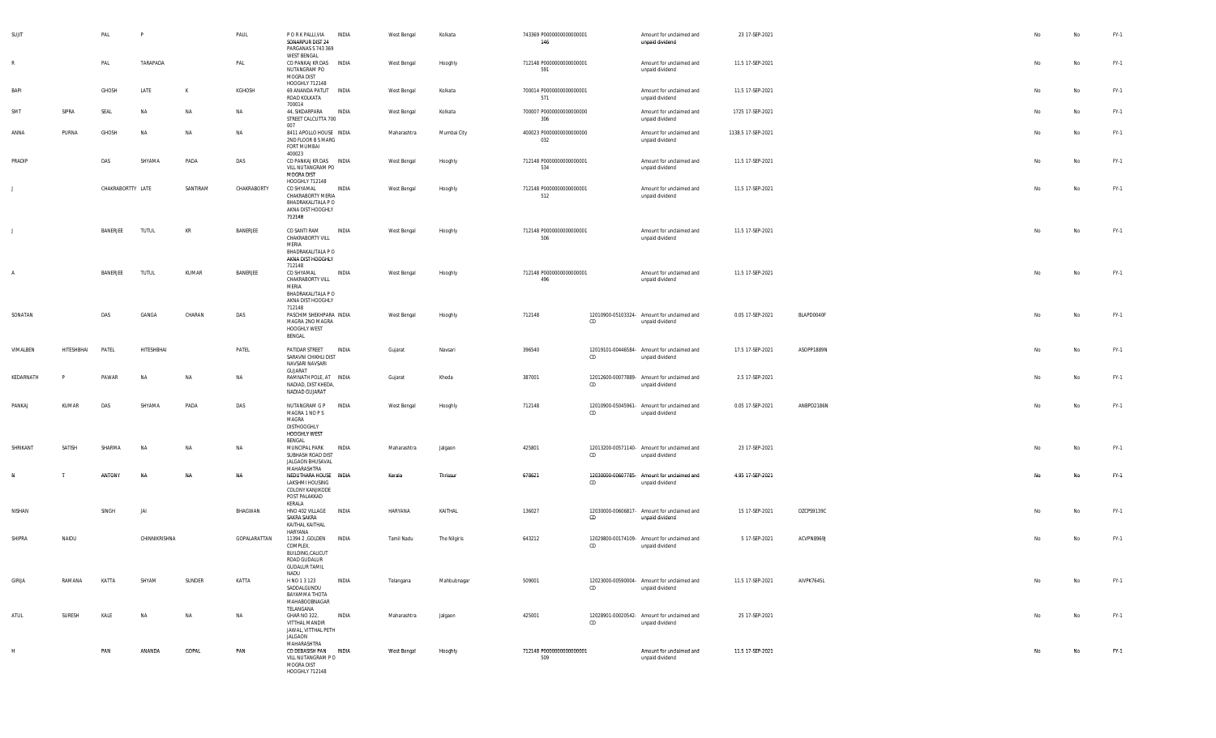| SUJIT | | PAL | P | | PAUL | P O R K PALLI VIA SONARPUR DIST 24 PARGANAS S 743 369 WEST BENGAL | INDIA | West Bengal | Kolkata | 743369 | P0000000000000001146 | | Amount for unclaimed and unpaid dividend | 23 | 17-SEP-2021 | | | | No | No | FY-1 |
|---|---|---|---|---|---|---|---|---|---|---|---|---|---|---|---|---|---|---|---|---|---|
| R | | PAL | TARAPADA | | PAL | CO PANKAJ KR DAS NUTANGRAM PO MOGRA DIST HOOGHLY 712148 | INDIA | West Bengal | Hooghly | 712148 | P0000000000000001591 | | Amount for unclaimed and unpaid dividend | 11.5 | 17-SEP-2021 | | | | No | No | FY-1 |
| BAPI | | GHOSH | LATE | K | KGHOSH | 69 ANANDA PATLIT ROAD KOLKATA 700014 | INDIA | West Bengal | Kolkata | 700014 | P0000000000000001571 | | Amount for unclaimed and unpaid dividend | 11.5 | 17-SEP-2021 | | | | No | No | FY-1 |
| SMT | SIPRA | SEAL | NA | NA | NA | 44, SIKDARPARA STREET CALCUTTA 700 007 | INDIA | West Bengal | Kolkata | 700007 | P0000000000000000306 | | Amount for unclaimed and unpaid dividend | 1725 | 17-SEP-2021 | | | | No | No | FY-1 |
| ANNA | PURNA | GHOSH | NA | NA | NA | 8411 APOLLO HOUSE 2ND FLOOR B S MARG FORT MUMBAI 400023 | INDIA | Maharashtra | Mumbai City | 400023 | P0000000000000000032 | | Amount for unclaimed and unpaid dividend | 1138.5 | 17-SEP-2021 | | | | No | No | FY-1 |
| PRADIP | | DAS | SHYAMA | PADA | DAS | CO PANKAJ KR DAS VILL NUTANGRAM PO MOGRA DIST HOOGHLY 712148 | INDIA | West Bengal | Hooghly | 712148 | P0000000000000001534 | | Amount for unclaimed and unpaid dividend | 11.5 | 17-SEP-2021 | | | | No | No | FY-1 |
| J | | CHAKRABORTTY | LATE | SANTIRAM | CHAKRABORTY | CO SHYAMAL CHAKRABORTY MERIA BHADRAKALITALA P O AKNA DIST HOOGHLY 712148 | INDIA | West Bengal | Hooghly | 712148 | P0000000000000001512 | | Amount for unclaimed and unpaid dividend | 11.5 | 17-SEP-2021 | | | | No | No | FY-1 |
| J | | BANERJEE | TUTUL | KR | BANERJEE | CO SANTI RAM CHAKRABORTY VILL MERIA BHADRAKALITALA P O AKNA DIST HOOGHLY 712148 | INDIA | West Bengal | Hooghly | 712148 | P0000000000000001506 | | Amount for unclaimed and unpaid dividend | 11.5 | 17-SEP-2021 | | | | No | No | FY-1 |
| A | | BANERJEE | TUTUL | KUMAR | BANERJEE | CO SHYAMAL CHAKRABORTY VILL MERIA BHADRAKALITALA P O AKNA DIST HOOGHLY 712148 | INDIA | West Bengal | Hooghly | 712148 | P0000000000000001496 | | Amount for unclaimed and unpaid dividend | 11.5 | 17-SEP-2021 | | | | No | No | FY-1 |
| SONATAN | | DAS | GANGA | CHARAN | DAS | PASCHIM SHEKHPARA MAGRA 2NO MAGRA HOOGHLY WEST BENGAL | INDIA | West Bengal | Hooghly | 712148 | | 12010900-05103324-CD | Amount for unclaimed and unpaid dividend | 0.05 | 17-SEP-2021 | BLAPD0040F | | | No | No | FY-1 |
| VIMALBEN | HITESHBHAI | PATEL | HITESHBHAI | | PATEL | PATIDAR STREET SARAVNI CHIKHLI DIST NAVSARI NAVSARI GUJARAT | INDIA | Gujarat | Navsari | 396540 | | 12019101-00446584-CD | Amount for unclaimed and unpaid dividend | 17.5 | 17-SEP-2021 | ASOPP1889N | | | No | No | FY-1 |
| KEDARNATH | P | PAWAR | NA | NA | NA | RAMNATH POLE, AT NADIAD, DIST KHEDA, NADIAD GUJARAT | INDIA | Gujarat | Kheda | 387001 | | 12012600-00077889-CD | Amount for unclaimed and unpaid dividend | 2.5 | 17-SEP-2021 | | | | No | No | FY-1 |
| PANKAJ | KUMAR | DAS | SHYAMA | PADA | DAS | NUTANGRAM G P MAGRA 1 NO P S MAGRA DISTHOOGHLY HOOGHLY WEST BENGAL | INDIA | West Bengal | Hooghly | 712148 | | 12010900-05045961-CD | Amount for unclaimed and unpaid dividend | 0.05 | 17-SEP-2021 | ANBPD2186N | | | No | No | FY-1 |
| SHRIKANT | SATISH | SHARMA | NA | NA | NA | MUNICIPAL PARK SUBHASH ROAD DIST JALGAON BHUSAVAL MAHARASHTRA | INDIA | Maharashtra | Jalgaon | 425801 | | 12013200-00571140-CD | Amount for unclaimed and unpaid dividend | 23 | 17-SEP-2021 | | | | No | No | FY-1 |
| N | T | ANTONY | NA | NA | NA | NEDUTHARA HOUSE LAKSHMI HOUSING COLONY KANJIKODE POST PALAKKAD KERALA | INDIA | Kerala | Thrissur | 678621 | | 12030000-00607785-CD | Amount for unclaimed and unpaid dividend | 4.95 | 17-SEP-2021 | | | | No | No | FY-1 |
| NISHAN | | SINGH | JAI | | BHAGWAN | HNO 402 VILLAGE SAKRA SAKRA KAITHAL KAITHAL HARYANA | INDIA | HARYANA | KAITHAL | 136027 | | 12030000-00606817-CD | Amount for unclaimed and unpaid dividend | 15 | 17-SEP-2021 | DZCPS9139C | | | No | No | FY-1 |
| SHIPRA | NAIDU | | CHINNIKRISHNA | | GOPALARATTAN | 11394 2 ,GOLDEN COMPLEX, BUILDING,CALICUT ROAD GUDALUR GUDALUR TAMIL NADU | INDIA | Tamil Nadu | The Nilgiris | 643212 | | 12029800-00174109-CD | Amount for unclaimed and unpaid dividend | 5 | 17-SEP-2021 | ACVPN8969J | | | No | No | FY-1 |
| GIRIJA | RAMANA | KATTA | SHYAM | SUNDER | KATTA | H NO 1 3 123 SADDALGUNDU BAYAMMA THOTA MAHABOOBNAGAR TELANGANA | INDIA | Telangana | Mahbubnagar | 509001 | | 12023000-00590004-CD | Amount for unclaimed and unpaid dividend | 11.5 | 17-SEP-2021 | AIVPK7645L | | | No | No | FY-1 |
| ATUL | SURESH | KALE | NA | NA | NA | GHAR NO 322, VITTHAL MANDIR JAWAL, VITTHAL PETH JALGAON MAHARASHTRA | INDIA | Maharashtra | Jalgaon | 425001 | | 12028901-00020542-CD | Amount for unclaimed and unpaid dividend | 25 | 17-SEP-2021 | | | | No | No | FY-1 |
| H | | PAN | ANANDA | GOPAL | PAN | CO DEBASISH PAN VILL NUTANGRAM P O MOGRA DIST HOOGHLY 712148 | INDIA | West Bengal | Hooghly | 712148 | P0000000000000001509 | | Amount for unclaimed and unpaid dividend | 11.5 | 17-SEP-2021 | | | | No | No | FY-1 |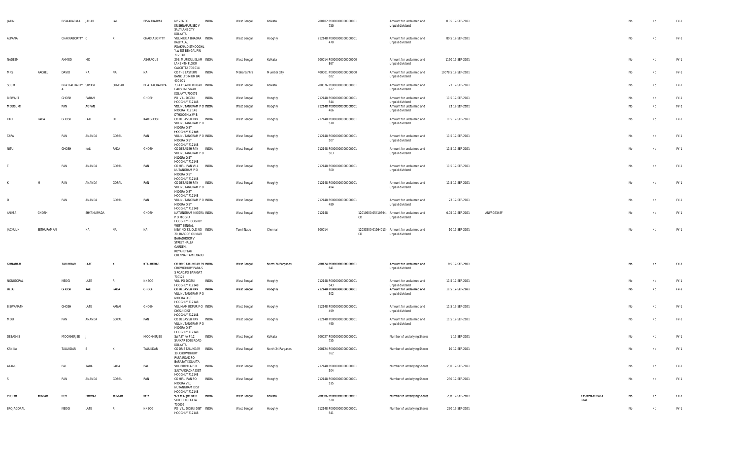| JATIN | | BISWAKARMA | JAHAR | LAL | BISWAKARMA | NP 286 PO KRISHNAPUR SEC V SALT LAKE CITY KOLKATA | INDIA | West Bengal | Kolkata | 700102 | P0000000000000001750 | | Amount for unclaimed and unpaid dividend | 0.05 | 17-SEP-2021 | | | No | No | FY-1 |
|---|---|---|---|---|---|---|---|---|---|---|---|---|---|---|---|---|---|---|---|---|
| ALPANA | | CHAKRABORTTY | C | K | CHAKRABORTTY | VILL MERIA BHADRA KALITALA, POAKNA,DISTHOOGHLY,WEST BENGAL PIN 712 148 | INDIA | West Bengal | Hooghly | 712148 | P0000000000000001470 | | Amount for unclaimed and unpaid dividend | 80.5 | 17-SEP-2021 | | | No | No | FY-1 |
| NADEEM | | AHMED | MD | | ASHFAQUE | 29B, MUFIDUL ISLAM LANE 4TH FLOOR CALCUTTA 700 014 | INDIA | West Bengal | Kolkata | 700014 | P0000000000000000867 | | Amount for unclaimed and unpaid dividend | 1150 | 17-SEP-2021 | | | No | No | FY-1 |
| MRS | RACHEL | DAVID | NA | NA | NA | C/O THE EASTERN BANK LTD MUMBAI 400 001 | INDIA | Maharashtra | Mumbai City | 400001 | P0000000000000000022 | | Amount for unclaimed and unpaid dividend | 19078.5 | 17-SEP-2021 | | | No | No | FY-1 |
| SOUMI | | BHATTACHARYYA | SHYAM | SUNDAR | BHATTACHARYYA | 23 A C SARKER ROAD DAKSHINESWAR KOLKATA 700076 | INDIA | West Bengal | Kolkata | 700076 | P0000000000000001637 | | Amount for unclaimed and unpaid dividend | 23 | 17-SEP-2021 | | | No | No | FY-1 |
| BISWAJIT | | GHOSH | PARAN | | GHOSH | PO VILL DIGSUI HOOGHLY 712148 | INDIA | West Bengal | Hooghly | 712148 | P0000000000000001544 | | Amount for unclaimed and unpaid dividend | 11.5 | 17-SEP-2021 | | | No | No | FY-1 |
| MOUSUMI | | PAN | AGPAN | | | VILL NUTANGRAM P O MOGRA 712 148 DTHOOGHLY,W B | INDIA | West Bengal | Hooghly | 712148 | P0000000000000001486 | | Amount for unclaimed and unpaid dividend | 23 | 17-SEP-2021 | | | No | No | FY-1 |
| KALI | PADA | GHOSH | LATE | EK | KARIGHOSH | C/O DEBASISH PAN VILL NUTANGRAM P O MOGRA DIST HOOGHLY 712148 | INDIA | West Bengal | Hooghly | 712148 | P0000000000000001510 | | Amount for unclaimed and unpaid dividend | 11.5 | 17-SEP-2021 | | | No | No | FY-1 |
| TAPA | | PAN | ANANDA | GOPAL | PAN | VILL NUTANGRAM P O MOGRA DIST HOOGHLY 712148 | INDIA | West Bengal | Hooghly | 712148 | P0000000000000001507 | | Amount for unclaimed and unpaid dividend | 11.5 | 17-SEP-2021 | | | No | No | FY-1 |
| NITU | | GHOSH | KALI | PADA | GHOSH | C/O DEBASISH PAN VILL NUTANGRAM P O MOGRA DIST HOOGHLY 712148 | INDIA | West Bengal | Hooghly | 712148 | P0000000000000001503 | | Amount for unclaimed and unpaid dividend | 11.5 | 17-SEP-2021 | | | No | No | FY-1 |
| T | | PAN | ANANDA | GOPAL | PAN | C/O HIRU PAN VILL NUTANGRAM P O MOGRA DIST HOOGHLY 712148 | INDIA | West Bengal | Hooghly | 712148 | P0000000000000001500 | | Amount for unclaimed and unpaid dividend | 11.5 | 17-SEP-2021 | | | No | No | FY-1 |
| K | M | PAN | ANANDA | GOPAL | PAN | C/O DEBASISH PAN VILL NUTANGRAM P O MOGRA DIST HOOGHLY 712148 | INDIA | West Bengal | Hooghly | 712148 | P0000000000000001494 | | Amount for unclaimed and unpaid dividend | 11.5 | 17-SEP-2021 | | | No | No | FY-1 |
| D | | PAN | ANANDA | GOPAL | PAN | VILL NUTANGRAM P O MOGRA DIST HOOGHLY 712148 | INDIA | West Bengal | Hooghly | 712148 | P0000000000000001489 | | Amount for unclaimed and unpaid dividend | 23 | 17-SEP-2021 | | | No | No | FY-1 |
| ANIMA | GHOSH | | SHYAMAPADA | | GHOSH | NATUNGRAM MOGRA P O MOGRA HOOGHLY HOOGHLY WEST BENGAL | INDIA | West Bengal | Hooghly | 712148 | | 12010900-05410594-CD | Amount for unclaimed and unpaid dividend | 0.05 | 17-SEP-2021 | ANFPG6348F | | No | No | FY-1 |
| JACKULIN | SETHURAMAN | | NA | NA | NA | NEW NO 32, OLD NO 20, RASOOR OUMAR BAHADHOOR V STREET HALLA GARDEN, ROYAPETTAH CHENNAI TAMILNADU | INDIA | Tamil Nadu | Chennai | 600014 | | 12033500-01264013-CD | Amount for unclaimed and unpaid dividend | 10 | 17-SEP-2021 | | | No | No | FY-1 |
| GUNABATI | | TALUKDAR | LATE | K | KTALUKDAR | C/O DR S TALUKDAR 39 CHOWDHURY PARA S S ROAD,PO BARASAT 700124 | INDIA | West Bengal | North 24 Parganas | 700124 | P0000000000000001641 | | Amount for unclaimed and unpaid dividend | 0.5 | 17-SEP-2021 | | | No | No | FY-1 |
| NONIGOPAL | | NEOGI | LATE | R | NNEOGI | VILL PO DIGSUI HOOGHLY 712148 | INDIA | West Bengal | Hooghly | 712148 | P0000000000000001543 | | Amount for unclaimed and unpaid dividend | 11.5 | 17-SEP-2021 | | | No | No | FY-1 |
| DEBU | | GHOSH | KALI | PADA | GHOSH | C/O DEBASISH PAN VILL NUTANGRAM P O MOGRA DIST HOOGHLY 712148 | INDIA | West Bengal | Hooghly | 712148 | P0000000000000001502 | | Amount for unclaimed and unpaid dividend | 11.5 | 17-SEP-2021 | | | No | No | FY-1 |
| BISWANATH | | GHOSH | LATE | KANAI | GHOSH | VILL MAMUDPUR P O DIGSUI DIST HOOGHLY 712148 | INDIA | West Bengal | Hooghly | 712148 | P0000000000000001499 | | Amount for unclaimed and unpaid dividend | 11.5 | 17-SEP-2021 | | | No | No | FY-1 |
| MOU | | PAN | ANANDA | GOPAL | PAN | C/O DEBASISH PAN VILL NUTANGRAM P O MOGRA DIST HOOGHLY 712148 | INDIA | West Bengal | Hooghly | 712148 | P0000000000000001490 | | Amount for unclaimed and unpaid dividend | 11.5 | 17-SEP-2021 | | | No | No | FY-1 |
| DEBASHIS | | MOOKHERJEE | J | | MOOKHERJEE | SWASTIKA P 12 SANKAR BOSE ROAD KOLKATA | INDIA | West Bengal | Kolkata | 700027 | P0000000000000001755 | | Number of underlying Shares | 1 | 17-SEP-2021 | | | No | No | FY-1 |
| KANIKA | | TALUKDAR | S | K | TALUKDAR | C/O DR S TALUKDAR 39, CHOWDHURY PARA ROAD PO BARASAT KOLKATA | INDIA | West Bengal | North 24 Parganas | 700124 | P0000000000000001762 | | Number of underlying Shares | 10 | 17-SEP-2021 | | | No | No | FY-1 |
| ATANU | | PAL | TARA | PADA | PAL | VILL BIRPALA P O SULTANGACHA DIST HOOGHLY 712148 | INDIA | West Bengal | Hooghly | 712148 | P0000000000000001504 | | Number of underlying Shares | 230 | 17-SEP-2021 | | | No | No | FY-1 |
| S | | PAN | ANANDA | GOPAL | PAN | C/O HIRU PAN PO MOGRA VILL NUTANGRAM DIST HOOGHLY 712148 | INDIA | West Bengal | Hooghly | 712148 | P0000000000000001515 | | Number of underlying Shares | 230 | 17-SEP-2021 | | | No | No | FY-1 |
| PROBIR | KUMAR | ROY | PROVAT | KUMAR | ROY | 92/1 MASJID BARI STREET KOLKATA 700006 | INDIA | West Bengal | Kolkata | 700006 | P0000000000000001538 | | Number of underlying Shares | 230 | 17-SEP-2021 | | KASHINATHBATA BYAL | No | No | FY-1 |
| BROJAGOPAL | | NEOGI | LATE | R | NNEOGI | PO VILL DIGSUI DIST HOOGHLY 712148 | INDIA | West Bengal | Hooghly | 712148 | P0000000000000001541 | | Number of underlying Shares | 230 | 17-SEP-2021 | | | No | No | FY-1 |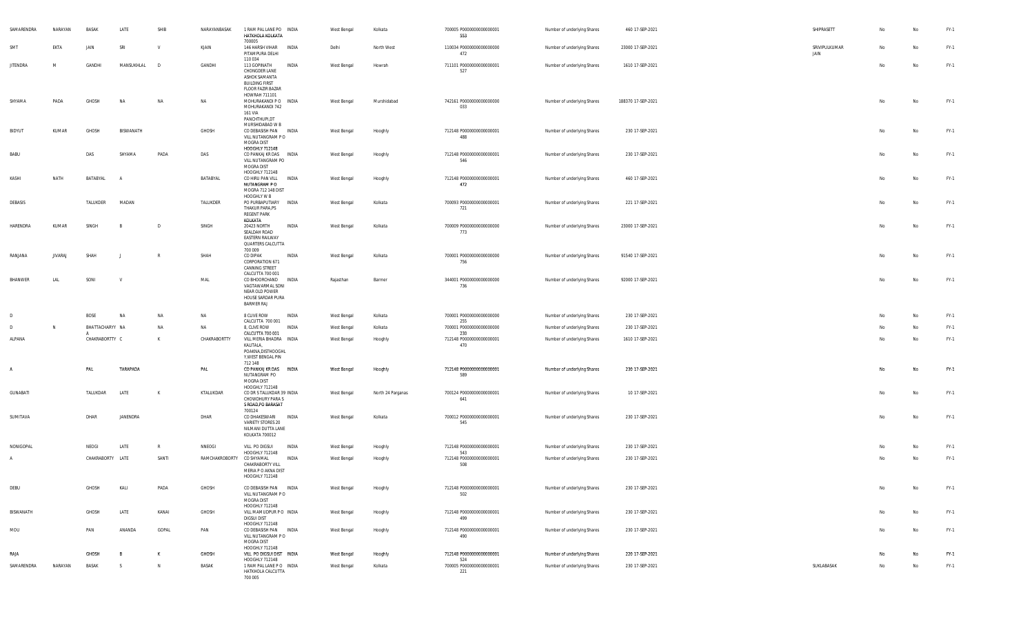| | | | | | | | | | | | | | | | | | | | |
|---|---|---|---|---|---|---|---|---|---|---|---|---|---|---|---|---|---|---|---|
| SAMARENDRA | NARAYAN | BASAK | LATE | SHIB | NARAYANBASAK | 1 RAM PAL LANE PO HATKHOLA KOLKATA 700005 | INDIA | West Bengal | Kolkata | 700005 | P0000000000000001553 | Number of underlying Shares | 460 | 17-SEP-2021 | | SHIPRASETT | No | No | FY-1 |
| SMT | EKTA | JAIN | SRI | V | KJAIN | 146 HARSH VIHAR PITAMPURA DELHI 110 034 | INDIA | Delhi | North West | 110034 | P0000000000000000472 | Number of underlying Shares | 23000 | 17-SEP-2021 | | SRIVIPULKUMAR JAIN | No | No | FY-1 |
| JITENDRA | M | GANDHI | MANSUKHLAL | D | GANDHI | 113 GOPINATH CHONGDER LANE ASHOK SAMANTA BUILDING FIRST FLOOR FAZIR BAZAR HOWRAH 711101 | INDIA | West Bengal | Howrah | 711101 | P0000000000000001527 | Number of underlying Shares | 1610 | 17-SEP-2021 | | | No | No | FY-1 |
| SHYAMA | PADA | GHOSH | NA | NA | NA | MOHURAKANDI P O MOHURAKANDI 742 161 VIA PANCHTHUPI,DT MURSHIDABAD W B | INDIA | West Bengal | Murshidabad | 742161 | P0000000000000000033 | Number of underlying Shares | 188370 | 17-SEP-2021 | | | No | No | FY-1 |
| BIDYUT | KUMAR | GHOSH | BISWANATH | | GHOSH | CO DEBASISH PAN VILL NUTANGRAM P O MOGRA DIST HOOGHLY 712148 | INDIA | West Bengal | Hooghly | 712148 | P0000000000000001488 | Number of underlying Shares | 230 | 17-SEP-2021 | | | No | No | FY-1 |
| BABU | | DAS | SHYAMA | PADA | DAS | CO PANKAJ KR.DAS VILL NUTANGRAM PO MOGRA DIST HOOGHLY 712148 | INDIA | West Bengal | Hooghly | 712148 | P0000000000000001546 | Number of underlying Shares | 230 | 17-SEP-2021 | | | No | No | FY-1 |
| KASHI | NATH | BATABYAL | A | | BATABYAL | CO HIRU PAN VILL NUTANGRAM P O MOGRA 712 148 DIST HOOGHLY W B | INDIA | West Bengal | Hooghly | 712148 | P0000000000000001472 | Number of underlying Shares | 460 | 17-SEP-2021 | | | No | No | FY-1 |
| DEBASIS | | TALUKDER | MADAN | | TALUKDER | PO PURBAPUTIARY THAKUR PARA,PS REGENT PARK KOLKATA | INDIA | West Bengal | Kolkata | 700093 | P0000000000000001721 | Number of underlying Shares | 221 | 17-SEP-2021 | | | No | No | FY-1 |
| HARENDRA | KUMAR | SINGH | B | D | SINGH | 20423 NORTH SEALDAH ROAD EASTERN RAILWAY QUARTERS CALCUTTA 700 009 | INDIA | West Bengal | Kolkata | 700009 | P0000000000000000773 | Number of underlying Shares | 23000 | 17-SEP-2021 | | | No | No | FY-1 |
| RANJANA | JIVARAJ | SHAH | J | R | SHAH | CO DIPAK CORPORATION 671 CANNING STREET CALCUTTA 700 001 | INDIA | West Bengal | Kolkata | 700001 | P0000000000000000756 | Number of underlying Shares | 91540 | 17-SEP-2021 | | | No | No | FY-1 |
| BHANWER | LAL | SONI | V | | MAL | CO BHOORCHAND VAGTAWARMAL SONI NEAR OLD POWER HOUSE SARDAR PURA BARMER RAJ | INDIA | Rajasthan | Barmer | 344001 | P0000000000000000736 | Number of underlying Shares | 92000 | 17-SEP-2021 | | | No | No | FY-1 |
| D | | BOSE | NA | NA | NA | 8 CLIVE ROW CALCUTTA 700 001 | INDIA | West Bengal | Kolkata | 700001 | P0000000000000000255 | Number of underlying Shares | 230 | 17-SEP-2021 | | | No | No | FY-1 |
| D | N | BHATTACHARYYA | NA | NA | NA | 8, CLIVE ROW CALCUTTA 700 001 | INDIA | West Bengal | Kolkata | 700001 | P0000000000000000230 | Number of underlying Shares | 230 | 17-SEP-2021 | | | No | No | FY-1 |
| ALPANA | | CHAKRABORTTY | C | K | CHAKRABORTTY | VILL MERIA BHADRA KALITALA, POAKNA,DISTHOOGHLY,WEST BENGAL PIN 712 148 | INDIA | West Bengal | Hooghly | 712148 | P0000000000000001470 | Number of underlying Shares | 1610 | 17-SEP-2021 | | | No | No | FY-1 |
| A | | PAL | TARAPADA | | PAL | CO PANKAJ KR.DAS NUTANGRAM PO MOGRA DIST HOOGHLY 712148 | INDIA | West Bengal | Hooghly | 712148 | P0000000000000001589 | Number of underlying Shares | 230 | 17-SEP-2021 | | | No | No | FY-1 |
| GUNABATI | | TALUKDAR | LATE | K | KTALUKDAR | CO DR S TALUKDAR 39 CHOWDHURY PARA S S ROAD,PO BARASAT 700124 | INDIA | West Bengal | North 24 Parganas | 700124 | P0000000000000001641 | Number of underlying Shares | 10 | 17-SEP-2021 | | | No | No | FY-1 |
| SUMITAVA | | DHAR | JANENDRA | | DHAR | CO DHAKESWARI VARIETY STORES 20 NILMANI DUTTA LANE KOLKATA 700012 | INDIA | West Bengal | Kolkata | 700012 | P0000000000000001545 | Number of underlying Shares | 230 | 17-SEP-2021 | | | No | No | FY-1 |
| NONIGOPAL | | NEOGI | LATE | R | NNEOGI | VILL PO DIGSUI HOOGHLY 712148 | INDIA | West Bengal | Hooghly | 712148 | P0000000000000001543 | Number of underlying Shares | 230 | 17-SEP-2021 | | | No | No | FY-1 |
| A | | CHAKRABORTY | LATE | SANTI | RAMCHAKROBORTY | CO SHYAMAL CHAKRABORTY VILL MERIA P O AKNA DIST HOOGHLY 712148 | INDIA | West Bengal | Hooghly | 712148 | P0000000000000001508 | Number of underlying Shares | 230 | 17-SEP-2021 | | | No | No | FY-1 |
| DEBU | | GHOSH | KALI | PADA | GHOSH | CO DEBASISH PAN VILL NUTANGRAM P O MOGRA DIST HOOGHLY 712148 | INDIA | West Bengal | Hooghly | 712148 | P0000000000000001502 | Number of underlying Shares | 230 | 17-SEP-2021 | | | No | No | FY-1 |
| BISWANATH | | GHOSH | LATE | KANAI | GHOSH | VILL MAMUDPUR P O DIGSUI DIST HOOGHLY 712148 | INDIA | West Bengal | Hooghly | 712148 | P0000000000000001499 | Number of underlying Shares | 230 | 17-SEP-2021 | | | No | No | FY-1 |
| MOU | | PAN | ANANDA | GOPAL | PAN | CO DEBASISH PAN VILL NUTANGRAM P O MOGRA DIST HOOGHLY 712148 | INDIA | West Bengal | Hooghly | 712148 | P0000000000000001490 | Number of underlying Shares | 230 | 17-SEP-2021 | | | No | No | FY-1 |
| RAJA | | GHOSH | B | K | GHOSH | VILL PO DIGSUI DIST HOOGHLY 712148 | INDIA | West Bengal | Hooghly | 712148 | P0000000000000001524 | Number of underlying Shares | 220 | 17-SEP-2021 | | | No | No | FY-1 |
| SAMARENDRA | NARAYAN | BASAK | S | N | BASAK | 1 RAM PAL LANE P O HATKHOLA CALCUTTA 700 005 | INDIA | West Bengal | Kolkata | 700005 | P0000000000000001221 | Number of underlying Shares | 230 | 17-SEP-2021 | | SUKLABASAK | No | No | FY-1 |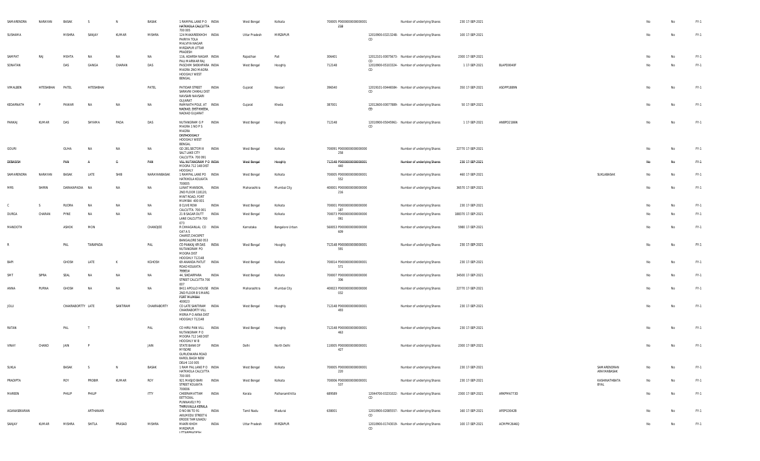| SAMARENDRA | NARAYAN | BASAK | S | N | BASAK | 1 RAMPAL LANE P O HATKHOLA CALCUTTA 700 005 | INDIA | West Bengal | Kolkata | 700005 | P0000000000000001 218 | | Number of underlying Shares | 230 | 17-SEP-2021 | | | | No | No | FY-1 |
|---|---|---|---|---|---|---|---|---|---|---|---|---|---|---|---|---|---|---|---|---|---|
| SUSHAMA | | MISHRA | SANJAY | KUMAR | MISHRA | 124 MAKAREEKHOH PAIRIYA TOLA MALVIYA NAGAR MIRZAPUR UTTAR PRADESH | INDIA | Uttar Pradesh | MIRZAPUR | | | 12010900-03213248-CD | Number of underlying Shares | 100 | 17-SEP-2021 | | | | No | No | FY-1 |
| SAMPAT | RAJ | MEHTA | NA | NA | NA | 116, ADARSH NAGAR PALI MARWAR RAJ | INDIA | Rajasthan | Pali | 306401 | | 12012101-00075673-CD | Number of underlying Shares | 2300 | 17-SEP-2021 | | | | No | No | FY-1 |
| SONATAN | | DAS | GANGA | CHARAN | DAS | PASCHIM SHEKHPARA MAGRA 2NO MAGRA HOOGHLY WEST BENGAL | INDIA | West Bengal | Hooghly | 712148 | | 12010900-05103324-CD | Number of underlying Shares | 1 | 17-SEP-2021 | BLAPD0040F | | | No | No | FY-1 |
| VIMALBEN | HITESHBHAI | PATEL | HITESHBHAI | | PATEL | PATIDAR STREET SARAVNI CHIKHLI DIST NAVSARI NAVSARI GUJARAT | INDIA | Gujarat | Navsari | 396540 | | 12019101-00446584-CD | Number of underlying Shares | 350 | 17-SEP-2021 | ASOPP1889N | | | No | No | FY-1 |
| KEDARNATH | P | PAWAR | NA | NA | NA | RAMNATH POLE, AT NADIAD, DIST KHEDA, NADIAD GUJARAT | INDIA | Gujarat | Kheda | 387001 | | 12012600-00077889-CD | Number of underlying Shares | 50 | 17-SEP-2021 | | | | No | No | FY-1 |
| PANKAJ | KUMAR | DAS | SHYAMA | PADA | DAS | NUTANGRAM G P MAGRA 1 NO P S MAGRA DISTHOOGHLY HOOGHLY WEST BENGAL | INDIA | West Bengal | Hooghly | 712148 | | 12010900-05045961-CD | Number of underlying Shares | 1 | 17-SEP-2021 | ANBPD2186N | | | No | No | FY-1 |
| GOURI | | GUHA | NA | NA | NA | GD 281,SECTOR III SALT LAKE CITY CALCUTTA 700 091 | INDIA | West Bengal | Kolkata | 700091 | P0000000000000000 258 | | Number of underlying Shares | 22770 | 17-SEP-2021 | | | | No | No | FY-1 |
| DEBASISH | | PAN | A | G | PAN | VILL NUTANGRAM P O MOGRA 712 148 DIST HOOGHLY | INDIA | West Bengal | Hooghly | 712148 | P0000000000000001 440 | | Number of underlying Shares | 230 | 17-SEP-2021 | | | | No | No | FY-1 |
| SAMARENDRA | NARAYAN | BASAK | LATE | SHIB | NARAYANBASAK | 1 RAMPAL LANE PO HATKHOLA KOLKATA 700005 | INDIA | West Bengal | Kolkata | 700005 | P0000000000000001 552 | | Number of underlying Shares | 460 | 17-SEP-2021 | | | SUKLABASAK | No | No | FY-1 |
| MRS | SHIRIN | DARAKAPADIA | NA | NA | NA | LUNAT MANSION, 2ND FLOOR 118120, MINT ROAD, FORT MUMBAI 400 001 | INDIA | Maharashtra | Mumbai City | 400001 | P0000000000000000 216 | | Number of underlying Shares | 36570 | 17-SEP-2021 | | | | No | No | FY-1 |
| C | S | RUDRA | NA | NA | NA | 8 CLIVE ROW CALCUTTA 700 001 | INDIA | West Bengal | Kolkata | 700001 | P0000000000000000 187 | | Number of underlying Shares | 230 | 17-SEP-2021 | | | | No | No | FY-1 |
| DURGA | CHARAN | PYNE | NA | NA | NA | 21 B SAGAR DUTT LANE CALCUTTA 700 073 | INDIA | West Bengal | Kolkata | 700073 | P0000000000000000 061 | | Number of underlying Shares | 188370 | 17-SEP-2021 | | | | No | No | FY-1 |
| MANDOTH | | ASHOK | MON | | CHANDJEE | R CHHAGANLAL CD G47 A S CHARST,CHICKPET BANGALORE 560 053 | INDIA | Karnataka | Bangalore Urban | 560053 | P0000000000000000 609 | | Number of underlying Shares | 5980 | 17-SEP-2021 | | | | No | No | FY-1 |
| R | | PAL | TARAPADA | | PAL | CD PANKAJ KR.DAS NUTANGRAM PO MOGRA DIST HOOGHLY 712148 | INDIA | West Bengal | Hooghly | 712148 | P0000000000000001 591 | | Number of underlying Shares | 230 | 17-SEP-2021 | | | | No | No | FY-1 |
| BAPI | | GHOSH | LATE | K | KGHOSH | 69 ANANDA PATLIT ROAD KOLKATA 700014 | INDIA | West Bengal | Kolkata | 700014 | P0000000000000001 571 | | Number of underlying Shares | 230 | 17-SEP-2021 | | | | No | No | FY-1 |
| SMT | SIPRA | SEAL | NA | NA | NA | 44, SIKDARPARA STREET CALCUTTA 700 007 | INDIA | West Bengal | Kolkata | 700007 | P0000000000000000 306 | | Number of underlying Shares | 34500 | 17-SEP-2021 | | | | No | No | FY-1 |
| ANNA | PURNA | GHOSH | NA | NA | NA | 8411 APOLLO HOUSE 2ND FLOOR B S MARG FORT MUMBAI 400023 | INDIA | Maharashtra | Mumbai City | 400023 | P0000000000000000 032 | | Number of underlying Shares | 22770 | 17-SEP-2021 | | | | No | No | FY-1 |
| JOLU | | CHAKRABORTTY | LATE | SANTIRAM | CHAKRABORTY | CD LATE SANTIRAM CHAKRABORTY VILL MERIA P O AKNA DIST HOOGHLY 712148 | INDIA | West Bengal | Hooghly | 712148 | P0000000000000001 493 | | Number of underlying Shares | 230 | 17-SEP-2021 | | | | No | No | FY-1 |
| RATAN | | PAL | T | | PAL | CD HIRU PAN VILL NUTANGRAM P O MOGRA 712 148 DIST HOOGHLY W B | INDIA | West Bengal | Hooghly | 712148 | P0000000000000001 463 | | Number of underlying Shares | 230 | 17-SEP-2021 | | | | No | No | FY-1 |
| VINAY | CHAND | JAIN | P | | JAIN | STATE BANK OF MYSORE GURUDWARA ROAD KAROL BAGH NEW DELHI 110 005 | INDIA | Delhi | North Delhi | 110005 | P0000000000000001 427 | | Number of underlying Shares | 2300 | 17-SEP-2021 | | | | No | No | FY-1 |
| SUKLA | | BASAK | S | N | BASAK | 1 RAM PAL LANE P O HATKHOLA CALCUTTA 700 005 | INDIA | West Bengal | Kolkata | 700005 | P0000000000000001 220 | | Number of underlying Shares | 230 | 17-SEP-2021 | | | SAMARENDRAN ARAYANBASAK | No | No | FY-1 |
| PRADIPTA | | ROY | PROBIR | KUMAR | ROY | 921 MASJID BARI STREET KOLKATA 700006 | INDIA | West Bengal | Kolkata | 700006 | P0000000000000001 537 | | Number of underlying Shares | 230 | 17-SEP-2021 | | | KASHINATHBATA BYAL | No | No | FY-1 |
| MAREEN | | PHILIP | PHILIP | | ITTY | CHEERAMATTAM EETTICKAL PUNNAVELY PO THIRUVALLA KERALA | INDIA | Kerala | Pathanamthitta | 689589 | | 12044700-03231022-CD | Number of underlying Shares | 2300 | 17-SEP-2021 | ARKPM6773D | | | No | No | FY-1 |
| AGANASEKARAN | | | ARTHANARI | | | D NO 86 TO 91 AKILMEDU STREET 6 ERODE TAMILNADU | INDIA | Tamil Nadu | Madurai | 638001 | | 12010900-02085557-CD | Number of underlying Shares | 160 | 17-SEP-2021 | AFEPG3042B | | | No | No | FY-1 |
| SANJAY | KUMAR | MISHRA | SHITLA | PRASAD | MISHRA | MAKRI KHOH MIRZAPUR UTTARPRADESH | INDIA | Uttar Pradesh | MIRZAPUR | | | 12010900-01743019-CD | Number of underlying Shares | 100 | 17-SEP-2021 | ACMPM2646Q | | | No | No | FY-1 |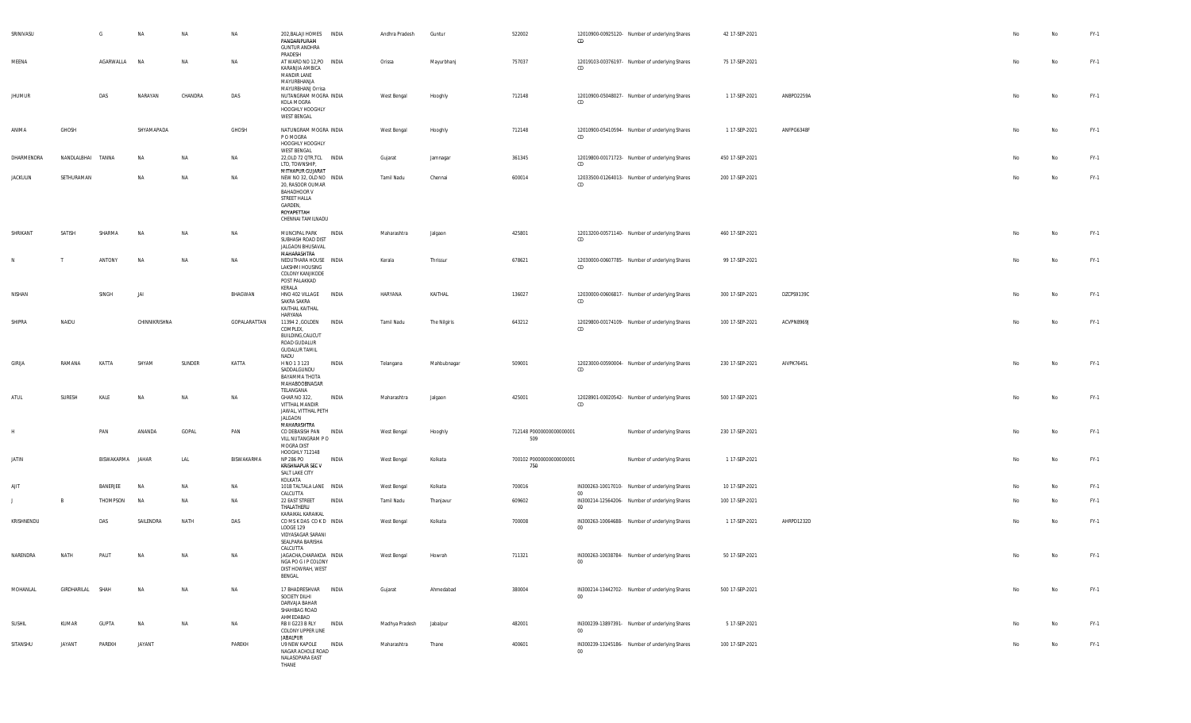| | | | | | | | | | | | | | | | | | | | | |
|---|---|---|---|---|---|---|---|---|---|---|---|---|---|---|---|---|---|---|---|---|
| SRINIVASU | | G | NA | NA | NA | 202,BALAJI HOMES PANDARIPURAM GUNTUR ANDHRA PRADESH | INDIA | Andhra Pradesh | Guntur | 522002 | 12010900-00925120-CD | Number of underlying Shares | 42 | 17-SEP-2021 | | | No | No | FY-1 |
| MEENA | | AGARWALLA | NA | NA | NA | AT WARD NO 12,PO KARANJIA AMBICA MANDIR LANE MAYURBHANJA MAYURBHANJ Orrisa | INDIA | Orissa | Mayurbhanj | 757037 | 12019103-00376197-CD | Number of underlying Shares | 75 | 17-SEP-2021 | | | No | No | FY-1 |
| JHUMUR | | DAS | NARAYAN | CHANDRA | DAS | NUTANGRAM MOGRA KOLA MOGRA HOOGHLY HOOGHLY WEST BENGAL | INDIA | West Bengal | Hooghly | 712148 | 12010900-05048027-CD | Number of underlying Shares | 1 | 17-SEP-2021 | ANBPD2259A | | No | No | FY-1 |
| ANIMA | GHOSH | | SHYAMAPADA | | GHOSH | NATUNGRAM MOGRA P O MOGRA HOOGHLY HOOGHLY WEST BENGAL | INDIA | West Bengal | Hooghly | 712148 | 12010900-05410594-CD | Number of underlying Shares | 1 | 17-SEP-2021 | ANFPG6348F | | No | No | FY-1 |
| DHARMENDRA | NANDLALBHAI | TANNA | NA | NA | NA | 22,OLD 72 QTR,TCL LTD, TOWNSHIP, MITHAPUR GUJARAT | INDIA | Gujarat | Jamnagar | 361345 | 12019800-00171723-CD | Number of underlying Shares | 450 | 17-SEP-2021 | | | No | No | FY-1 |
| JACKULIN | SETHURAMAN | | NA | NA | NA | NEW NO 32, OLD NO 20, RASOOR OUMAR BAHADHOOR V STREET HALLA GARDEN, ROYAPETTAH CHENNAI TAMILNADU | INDIA | Tamil Nadu | Chennai | 600014 | 12033500-01264013-CD | Number of underlying Shares | 200 | 17-SEP-2021 | | | No | No | FY-1 |
| SHRIKANT | SATISH | SHARMA | NA | NA | NA | MUNCIPAL PARK SUBHASH ROAD DIST JALGAON BHUSAVAL MAHARASHTRA | INDIA | Maharashtra | Jalgaon | 425801 | 12013200-00571140-CD | Number of underlying Shares | 460 | 17-SEP-2021 | | | No | No | FY-1 |
| N | T | ANTONY | NA | NA | NA | NEDUTHARA HOUSE LAKSHMI HOUSING COLONY KANJIKODE POST PALAKKAD KERALA | INDIA | Kerala | Thrissur | 678621 | 12030000-00607785-CD | Number of underlying Shares | 99 | 17-SEP-2021 | | | No | No | FY-1 |
| NISHAN | | SINGH | JAI | | BHAGWAN | HNO 402 VILLAGE SAKRA SAKRA KAITHAL KAITHAL HARYANA | INDIA | HARYANA | KAITHAL | 136027 | 12030000-00606817-CD | Number of underlying Shares | 300 | 17-SEP-2021 | DZCPS9139C | | No | No | FY-1 |
| SHIPRA | NAIDU | | CHINNIKRISHNA | | GOPALARATTAN | 11394 2 ,GOLDEN COMPLEX, BUILDING,CALICUT ROAD GUDALUR GUDALUR TAMIL NADU | INDIA | Tamil Nadu | The Nilgiris | 643212 | 12029800-00174109-CD | Number of underlying Shares | 100 | 17-SEP-2021 | ACVPN8969J | | No | No | FY-1 |
| GIRIJA | RAMANA | KATTA | SHYAM | SUNDER | KATTA | H NO 1 3 123 SADDALGUNDU BAYAMMA THOTA MAHABOOBNAGAR TELANGANA | INDIA | Telangana | Mahbubnagar | 509001 | 12023000-00590004-CD | Number of underlying Shares | 230 | 17-SEP-2021 | AIVPK7645L | | No | No | FY-1 |
| ATUL | SURESH | KALE | NA | NA | NA | GHAR NO 322, VITTHAL MANDIR JAWAL, VITTHAL PETH JALGAON MAHARASHTRA | INDIA | Maharashtra | Jalgaon | 425001 | 12028901-00020542-CD | Number of underlying Shares | 500 | 17-SEP-2021 | | | No | No | FY-1 |
| H | | PAN | ANANDA | GOPAL | PAN | CO DEBASISH PAN VILL NUTANGRAM P O MOGRA DIST HOOGHLY 712148 | INDIA | West Bengal | Hooghly | 712148 | P0000000000000001509 | Number of underlying Shares | 230 | 17-SEP-2021 | | | No | No | FY-1 |
| JATIN | | BISWAKARMA | JAHAR | LAL | BISWAKARMA | NP 286 PO KRISHNAPUR SEC V SALT LAKE CITY KOLKATA | INDIA | West Bengal | Kolkata | 700102 | P0000000000000001750 | Number of underlying Shares | 1 | 17-SEP-2021 | | | No | No | FY-1 |
| AJIT | | BANERJEE | NA | NA | NA | 101B TALTALA LANE CALCUTTA | INDIA | West Bengal | Kolkata | 700016 | IN300263-10017010-00 | Number of underlying Shares | 10 | 17-SEP-2021 | | | No | No | FY-1 |
| J | B | THOMPSON | NA | NA | NA | 22 EAST STREET THALATHERU KARAIKAL KARAIKAL | INDIA | Tamil Nadu | Thanjavur | 609602 | IN300214-12564206-00 | Number of underlying Shares | 100 | 17-SEP-2021 | | | No | No | FY-1 |
| KRISHNENDU | | DAS | SAILENDRA | NATH | DAS | CO M S K DAS CO K D LODGE 129 VIDYASAGAR SARANI SEALPARA BARISHA CALCUTTA | INDIA | West Bengal | Kolkata | 700008 | IN300263-10064688-00 | Number of underlying Shares | 1 | 17-SEP-2021 | AHRPD1232D | | No | No | FY-1 |
| NARENDRA | NATH | PAUT | NA | NA | NA | JAGACHA,CHARAKDA NGA PO G I P COLONY DIST HOWRAH, WEST BENGAL | INDIA | West Bengal | Howrah | 711321 | IN300263-10038784-00 | Number of underlying Shares | 50 | 17-SEP-2021 | | | No | No | FY-1 |
| MOHANLAL | GIRDHARILAL | SHAH | NA | NA | NA | 17 BHADRESHVAR SOCIETY DILHI DARVAJA BAHAR SHAHIBAG ROAD AHMEDABAD | INDIA | Gujarat | Ahmedabad | 380004 | IN300214-13442702-00 | Number of underlying Shares | 500 | 17-SEP-2021 | | | No | No | FY-1 |
| SUSHIL | KUMAR | GUPTA | NA | NA | NA | RB II G223 B RLY COLONY UPPER LINE JABALPUR | INDIA | Madhya Pradesh | Jabalpur | 482001 | IN300239-13897391-00 | Number of underlying Shares | 5 | 17-SEP-2021 | | | No | No | FY-1 |
| SITANSHU | JAYANT | PAREKH | JAYANT | | PAREKH | U9 NEW KAPOLE NAGAR ACHOLE ROAD NALASOPARA EAST THANE | INDIA | Maharashtra | Thane | 400601 | IN300239-13245186-00 | Number of underlying Shares | 100 | 17-SEP-2021 | | | No | No | FY-1 |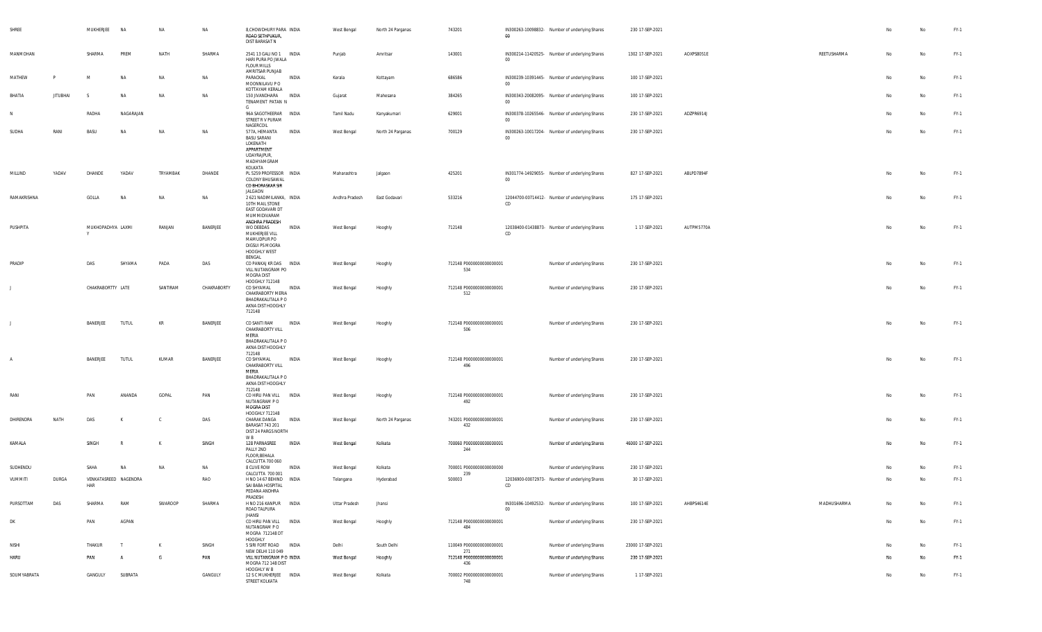| | | | | | | | | | | | | | | | | | | | | | |
|---|---|---|---|---|---|---|---|---|---|---|---|---|---|---|---|---|---|---|---|---|---|
| SHREE | | MUKHERJEE | NA | NA | NA | 8,CHOWDHURY PARA ROAD SETHPUKUR, DIST BARASAT N | INDIA | West Bengal | North 24 Parganas | 743201 | | IN300263-10098832-00 | Number of underlying Shares | 230 | 17-SEP-2021 | | | | No | No | FY-1 |
| MANMOHAN | | SHARMA | PREM | NATH | SHARMA | 2541 13 GALI NO 1 HARI PURA PO JWALA FLOUR MILLS AMRITSAR PUNJAB | INDIA | Punjab | Amritsar | 143001 | | IN300214-11420525-00 | Number of underlying Shares | 1302 | 17-SEP-2021 | AOXPS8051E | | REETUSHARMA | No | No | FY-1 |
| MATHEW | P | M | NA | NA | NA | PARACKAL MOONNILAVU P O KOTTAYAM KERALA | INDIA | Kerala | Kottayam | 686586 | | IN300239-10391445-00 | Number of underlying Shares | 100 | 17-SEP-2021 | | | | No | No | FY-1 |
| BHATIA | JITUBHAI | S | NA | NA | NA | 150 JIVANDHARA TENAMENT PATAN N G | INDIA | Gujarat | Mahesana | 384265 | | IN300343-20082095-00 | Number of underlying Shares | 100 | 17-SEP-2021 | | | | No | No | FY-1 |
| N | | RADHA | NAGARAJAN | | | 96A SAGOTHEERAR STREET R V PURAM NAGERCOIL | INDIA | Tamil Nadu | Kanyakumari | 629001 | | IN300378-10265546-00 | Number of underlying Shares | 230 | 17-SEP-2021 | ADZPR6914J | | | No | No | FY-1 |
| SUDHA | RANI | BASU | NA | NA | NA | 577A, HEMANTA BASU SARANI LOKENATH APPARTMENT UDAYRAJPUR, MADHYAMGRAM KOLKATA | INDIA | West Bengal | North 24 Parganas | 700129 | | IN300263-10017204-00 | Number of underlying Shares | 230 | 17-SEP-2021 | | | | No | No | FY-1 |
| MILIND | YADAV | DHANDE | YADAV | TRYAMBAK | DHANDE | PL 5259 PROFESSOR COLONY BHUSAWAL CO BHORASKAR SIR JALGAON | INDIA | Maharashtra | Jalgaon | 425201 | | IN301774-14929055-00 | Number of underlying Shares | 827 | 17-SEP-2021 | ABLPD7894F | | | No | No | FY-1 |
| RAMAKRISHNA | | GOLLA | NA | NA | NA | 2 621 NADIMILANKA, 10TH MAIL STONE EAST GODAVARI DT MUMMIDIVARAM ANDHRA PRADESH | INDIA | Andhra Pradesh | East Godavari | 533216 | | 12044700-00714412-CD | Number of underlying Shares | 175 | 17-SEP-2021 | | | | No | No | FY-1 |
| PUSHPITA | | MUKHOPADHYA Y | LAXMI | RANJAN | BANERJEE | WO DEBDAS MUKHERJEE VILL MAMUDPUR PO DIGSUI PS MOGRA HOOGHLY WEST BENGAL | INDIA | West Bengal | Hooghly | 712148 | | 12038400-01438873-CD | Number of underlying Shares | 1 | 17-SEP-2021 | AUTPM5770A | | | No | No | FY-1 |
| PRADIP | | DAS | SHYAMA | PADA | DAS | CO PANKAJ KR DAS VILL NUTANGRAM PO MOGRA DIST HOOGHLY 712148 | INDIA | West Bengal | Hooghly | 712148 | P0000000000000001534 | | Number of underlying Shares | 230 | 17-SEP-2021 | | | | No | No | FY-1 |
| J | | CHAKRABORTTY | LATE | SANTIRAM | CHAKRABORTY | CO SHYAMAL CHAKRABORTY MERIA BHADRAKALITALA P O AKNA DIST HOOGHLY 712148 | INDIA | West Bengal | Hooghly | 712148 | P0000000000000001512 | | Number of underlying Shares | 230 | 17-SEP-2021 | | | | No | No | FY-1 |
| J | | BANERJEE | TUTUL | KR | BANERJEE | CO SANTI RAM CHAKRABORTY VILL MERIA BHADRAKALITALA P O AKNA DIST HOOGHLY 712148 | INDIA | West Bengal | Hooghly | 712148 | P0000000000000001506 | | Number of underlying Shares | 230 | 17-SEP-2021 | | | | No | No | FY-1 |
| A | | BANERJEE | TUTUL | KUMAR | BANERJEE | CO SHYAMAL CHAKRABORTY VILL MERIA BHADRAKALITALA P O AKNA DIST HOOGHLY 712148 | INDIA | West Bengal | Hooghly | 712148 | P0000000000000001496 | | Number of underlying Shares | 230 | 17-SEP-2021 | | | | No | No | FY-1 |
| RANI | | PAN | ANANDA | GOPAL | PAN | CO HIRU PAN VILL NUTANGRAM P O MOGRA DIST HOOGHLY 712148 | INDIA | West Bengal | Hooghly | 712148 | P0000000000000001492 | | Number of underlying Shares | 230 | 17-SEP-2021 | | | | No | No | FY-1 |
| DHIRENDRA | NATH | DAS | K | C | DAS | CHARAKDANGA BARASAT 743 201 DIST 24 PARGS NORTH W B | INDIA | West Bengal | North 24 Parganas | 743201 | P0000000000000001432 | | Number of underlying Shares | 230 | 17-SEP-2021 | | | | No | No | FY-1 |
| KAMALA | | SINGH | R | K | SINGH | 128 PARNASREE PALLY 2ND FLOOR BEHALA CALCUTTA 700 060 | INDIA | West Bengal | Kolkata | 700060 | P0000000000000001244 | | Number of underlying Shares | 46000 | 17-SEP-2021 | | | | No | No | FY-1 |
| SUDHENDU | | SAHA | NA | NA | NA | 8 CLIVE ROW CALCUTTA 700 001 | INDIA | West Bengal | Kolkata | 700001 | P0000000000000000239 | | Number of underlying Shares | 230 | 17-SEP-2021 | | | | No | No | FY-1 |
| VUMMITI | DURGA | VENKATASREED HAR | NAGENDRA | | RAO | H NO 14 67 BEHIND SAI BABA HOSPITAL PEDANA ANDHRA PRADESH | INDIA | Telangana | Hyderabad | 500003 | | 12036900-00072973-CD | Number of underlying Shares | 30 | 17-SEP-2021 | | | | No | No | FY-1 |
| PURSOTTAM | DAS | SHARMA | RAM | SWAROOP | SHARMA | H NO 216 KANPUR ROAD TALPURA JHANSI | INDIA | Uttar Pradesh | Jhansi | | | IN301696-10492532-00 | Number of underlying Shares | 100 | 17-SEP-2021 | AHBPS4614E | | MADHUSHARMA | No | No | FY-1 |
| DK | | PAN | AGPAN | | | CO HIRU PAN VILL NUTANGRAM P O MOGRA 712148 DT HOOGHLY | INDIA | West Bengal | Hooghly | 712148 | P0000000000000001484 | | Number of underlying Shares | 230 | 17-SEP-2021 | | | | No | No | FY-1 |
| NISHI | | THAKUR | T | K | SINGH | 5 SIRI FORT ROAD NEW DELHI 110 049 | INDIA | Delhi | South Delhi | 110049 | P0000000000000001271 | | Number of underlying Shares | 23000 | 17-SEP-2021 | | | | No | No | FY-1 |
| HARU | | PAN | A | G | PAN | VILL NUTANGRAM P O MOGRA 712 148 DIST HOOGHLY W B | INDIA | West Bengal | Hooghly | 712148 | P0000000000000001436 | | Number of underlying Shares | 230 | 17-SEP-2021 | | | | No | No | FY-1 |
| SOUMYABRATA | | GANGULY | SUBRATA | | GANGULY | 12 S C MUKHERJEE STREET KOLKATA | INDIA | West Bengal | Kolkata | 700002 | P0000000000000001748 | | Number of underlying Shares | 1 | 17-SEP-2021 | | | | No | No | FY-1 |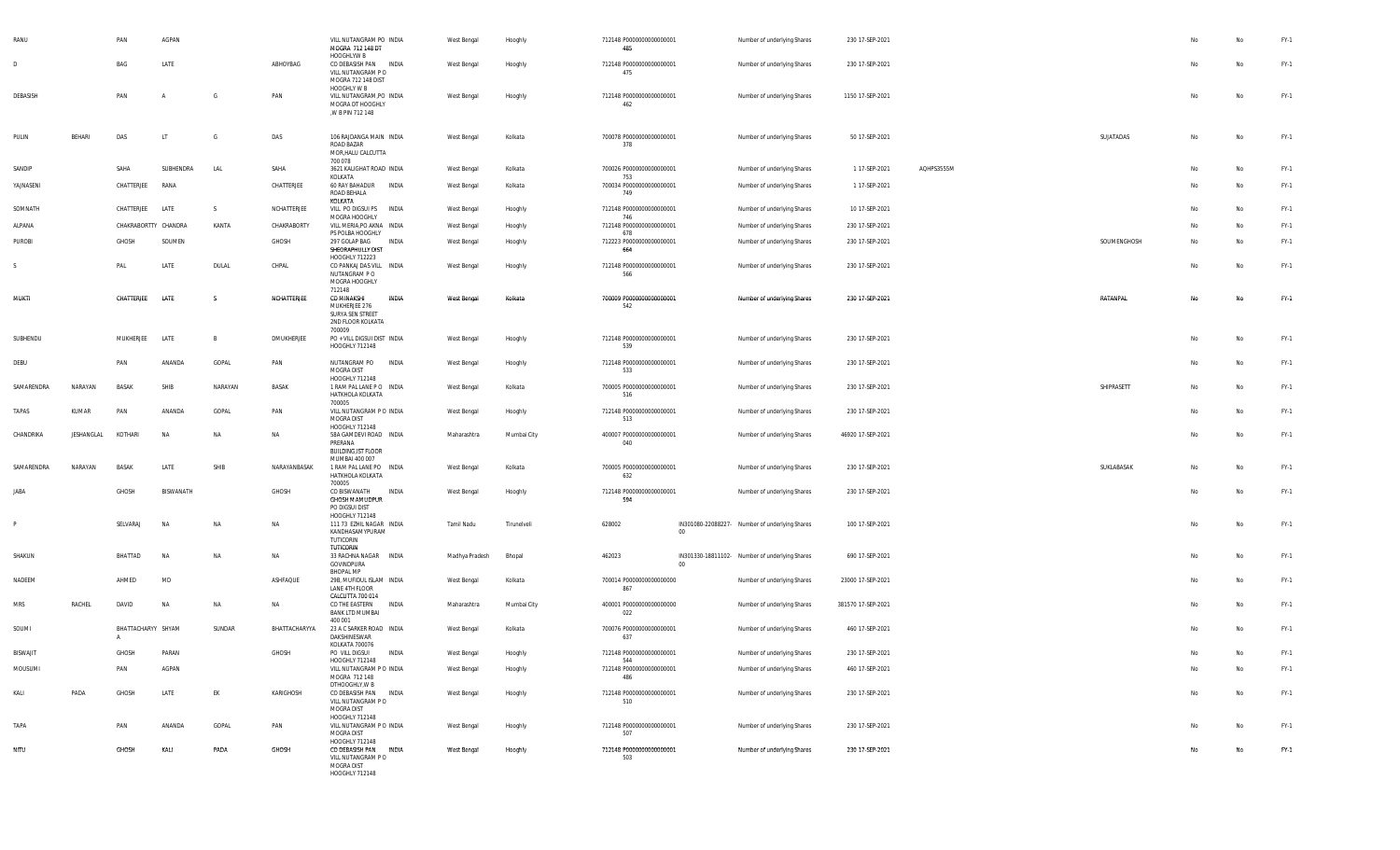| | | | | | | | | | | | | | | | | | | | | |
|---|---|---|---|---|---|---|---|---|---|---|---|---|---|---|---|---|---|---|---|---|
| RANU | | PAN | AGPAN | | | VILL NUTANGRAM PO MOGRA 712 148 DT HOOGHLY W B | INDIA | West Bengal | Hooghly | 712148 P0000000000000001485 | | Number of underlying Shares | 230 | 17-SEP-2021 | | | No | No | FY-1 |
| D | | BAG | LATE | | ABHOYBAG | C/O DEBASISH PAN VILL NUTANGRAM P O MOGRA 712 148 DIST HOOGHLY W B | INDIA | West Bengal | Hooghly | 712148 P0000000000000001475 | | Number of underlying Shares | 230 | 17-SEP-2021 | | | No | No | FY-1 |
| DEBASISH | | PAN | A | G | PAN | VILL NUTANGRAM,PO MOGRA DT HOOGHLY ,W B PIN 712 148 | INDIA | West Bengal | Hooghly | 712148 P0000000000000001462 | | Number of underlying Shares | 1150 | 17-SEP-2021 | | | No | No | FY-1 |
| PULIN | BEHARI | DAS | LT | G | DAS | 106 RAJDANGA MAIN ROAD BAZAR MOR,HALU CALCUTTA 700 078 | INDIA | West Bengal | Kolkata | 700078 P0000000000000001378 | | Number of underlying Shares | 50 | 17-SEP-2021 | | SUJATADAS | No | No | FY-1 |
| SANDIP | | SAHA | SUBHENDRA | LAL | SAHA | 362/1 KALIGHAT ROAD KOLKATA | INDIA | West Bengal | Kolkata | 700026 P0000000000000001753 | | Number of underlying Shares | 1 | 17-SEP-2021 | AQHPS3555M | | No | No | FY-1 |
| YAJNASENI | | CHATTERJEE | RANA | | CHATTERJEE | 60 RAY BAHADUR ROAD BEHALA KOLKATA | INDIA | West Bengal | Kolkata | 700034 P0000000000000001749 | | Number of underlying Shares | 1 | 17-SEP-2021 | | | No | No | FY-1 |
| SOMNATH | | CHATTERJEE | LATE | S | NCHATTERJEE | VILL PO DIGSUI PS MOGRA HOOGHLY | INDIA | West Bengal | Hooghly | 712148 P0000000000000001746 | | Number of underlying Shares | 10 | 17-SEP-2021 | | | No | No | FY-1 |
| ALPANA | | CHAKRABORTTY | CHANDRA | KANTA | CHAKRABORTY | VILL MERIA,PO AKNA PS POLBA HOOGHLY | INDIA | West Bengal | Hooghly | 712148 P0000000000000001678 | | Number of underlying Shares | 230 | 17-SEP-2021 | | | No | No | FY-1 |
| PUROBI | | GHOSH | SOUMEN | | GHOSH | 297 GOLAP BAG SHEORAPHULLY DIST HOOGHLY 712223 | INDIA | West Bengal | Hooghly | 712223 P0000000000000001664 | | Number of underlying Shares | 230 | 17-SEP-2021 | | SOUMENGHOSH | No | No | FY-1 |
| S | | PAL | LATE | DULAL | CHPAL | C/O PANKAJ DAS VILL NUTANGRAM P O MOGRA HOOGHLY 712148 | INDIA | West Bengal | Hooghly | 712148 P0000000000000001566 | | Number of underlying Shares | 230 | 17-SEP-2021 | | | No | No | FY-1 |
| MUKTI | | CHATTERJEE | LATE | S | NCHATTERJEE | C/O MINAKSHI MUKHERJEE 27/6 SURYA SEN STREET 2ND FLOOR KOLKATA 700009 | INDIA | West Bengal | Kolkata | 700009 P0000000000000001542 | | Number of underlying Shares | 230 | 17-SEP-2021 | | RATANPAL | No | No | FY-1 |
| SUBHENDU | | MUKHERJEE | LATE | B | DMUKHERJEE | PO + VILL DIGSUI DIST HOOGHLY 712148 | INDIA | West Bengal | Hooghly | 712148 P0000000000000001539 | | Number of underlying Shares | 230 | 17-SEP-2021 | | | No | No | FY-1 |
| DEBU | | PAN | ANANDA | GOPAL | PAN | NUTANGRAM PO MOGRA DIST HOOGHLY 712148 | INDIA | West Bengal | Hooghly | 712148 P0000000000000001533 | | Number of underlying Shares | 230 | 17-SEP-2021 | | | No | No | FY-1 |
| SAMARENDRA | NARAYAN | BASAK | SHIB | NARAYAN | BASAK | 1 RAM PAL LANE P O HATKHOLA KOLKATA 700005 | INDIA | West Bengal | Kolkata | 700005 P0000000000000001516 | | Number of underlying Shares | 230 | 17-SEP-2021 | | SHIPRASETT | No | No | FY-1 |
| TAPAS | KUMAR | PAN | ANANDA | GOPAL | PAN | VILL NUTANGRAM P O MOGRA DIST HOOGHLY 712148 | INDIA | West Bengal | Hooghly | 712148 P0000000000000001513 | | Number of underlying Shares | 230 | 17-SEP-2021 | | | No | No | FY-1 |
| CHANDRIKA | JESHANGLAL | KOTHARI | NA | NA | NA | 58A GAMDEVI ROAD PRERANA BUILDING,1ST FLOOR MUMBAI 400 007 | INDIA | Maharashtra | Mumbai City | 400007 P0000000000000001040 | | Number of underlying Shares | 46920 | 17-SEP-2021 | | | No | No | FY-1 |
| SAMARENDRA | NARAYAN | BASAK | LATE | SHIB | NARAYANBASAK | 1 RAM PAL LANE PO HATKHOLA KOLKATA 700005 | INDIA | West Bengal | Kolkata | 700005 P0000000000000001632 | | Number of underlying Shares | 230 | 17-SEP-2021 | | SUKLABASAK | No | No | FY-1 |
| JABA | | GHOSH | BISWANATH | | GHOSH | C/O BISWANATH GHOSH MAMUDPUR PO DIGSUI DIST HOOGHLY 712148 | INDIA | West Bengal | Hooghly | 712148 P0000000000000001594 | | Number of underlying Shares | 230 | 17-SEP-2021 | | | No | No | FY-1 |
| P | | SELVARAJ | NA | NA | NA | 111 73 EZHIL NAGAR KANDHASAMYPURAM TUTICORIN TUTICORIN | INDIA | Tamil Nadu | Tirunelveli | 628002 | IN301080-22088227-00 | Number of underlying Shares | 100 | 17-SEP-2021 | | | No | No | FY-1 |
| SHAKUN | | BHATTAD | NA | NA | NA | 33 RACHNA NAGAR GOVINDPURA BHOPAL MP | INDIA | Madhya Pradesh | Bhopal | 462023 | IN301330-18811102-00 | Number of underlying Shares | 690 | 17-SEP-2021 | | | No | No | FY-1 |
| NADEEM | | AHMED | MO | | ASHFAQUE | 29B, MUFIDUL ISLAM LANE 4TH FLOOR CALCUTTA 700 014 | INDIA | West Bengal | Kolkata | 700014 P0000000000000000867 | | Number of underlying Shares | 23000 | 17-SEP-2021 | | | No | No | FY-1 |
| MRS | RACHEL | DAVID | NA | NA | NA | C/O THE EASTERN BANK LTD MUMBAI 400 001 | INDIA | Maharashtra | Mumbai City | 400001 P0000000000000000022 | | Number of underlying Shares | 381570 | 17-SEP-2021 | | | No | No | FY-1 |
| SOUMI | | BHATTACHARYYA | SHYAM | SUNDAR | BHATTACHARYYA | 23 A C SARKER ROAD DAKSHINESWAR KOLKATA 700076 | INDIA | West Bengal | Kolkata | 700076 P0000000000000001637 | | Number of underlying Shares | 460 | 17-SEP-2021 | | | No | No | FY-1 |
| BISWAJIT | | GHOSH | PARAN | | GHOSH | PO VILL DIGSUI HOOGHLY 712148 | INDIA | West Bengal | Hooghly | 712148 P0000000000000001544 | | Number of underlying Shares | 230 | 17-SEP-2021 | | | No | No | FY-1 |
| MOUSUMI | | PAN | AGPAN | | | VILL NUTANGRAM P O MOGRA 712 148 DTHOOGHLY,W B | INDIA | West Bengal | Hooghly | 712148 P0000000000000001486 | | Number of underlying Shares | 460 | 17-SEP-2021 | | | No | No | FY-1 |
| KALI | PADA | GHOSH | LATE | EK | KARIGHOSH | C/O DEBASISH PAN VILL NUTANGRAM P O MOGRA DIST HOOGHLY 712148 | INDIA | West Bengal | Hooghly | 712148 P0000000000000001510 | | Number of underlying Shares | 230 | 17-SEP-2021 | | | No | No | FY-1 |
| TAPA | | PAN | ANANDA | GOPAL | PAN | VILL NUTANGRAM P O MOGRA DIST HOOGHLY 712148 | INDIA | West Bengal | Hooghly | 712148 P0000000000000001507 | | Number of underlying Shares | 230 | 17-SEP-2021 | | | No | No | FY-1 |
| NITU | | GHOSH | KALI | PADA | GHOSH | C/O DEBASISH PAN VILL NUTANGRAM P O MOGRA DIST HOOGHLY 712148 | INDIA | West Bengal | Hooghly | 712148 P0000000000000001503 | | Number of underlying Shares | 230 | 17-SEP-2021 | | | No | No | FY-1 |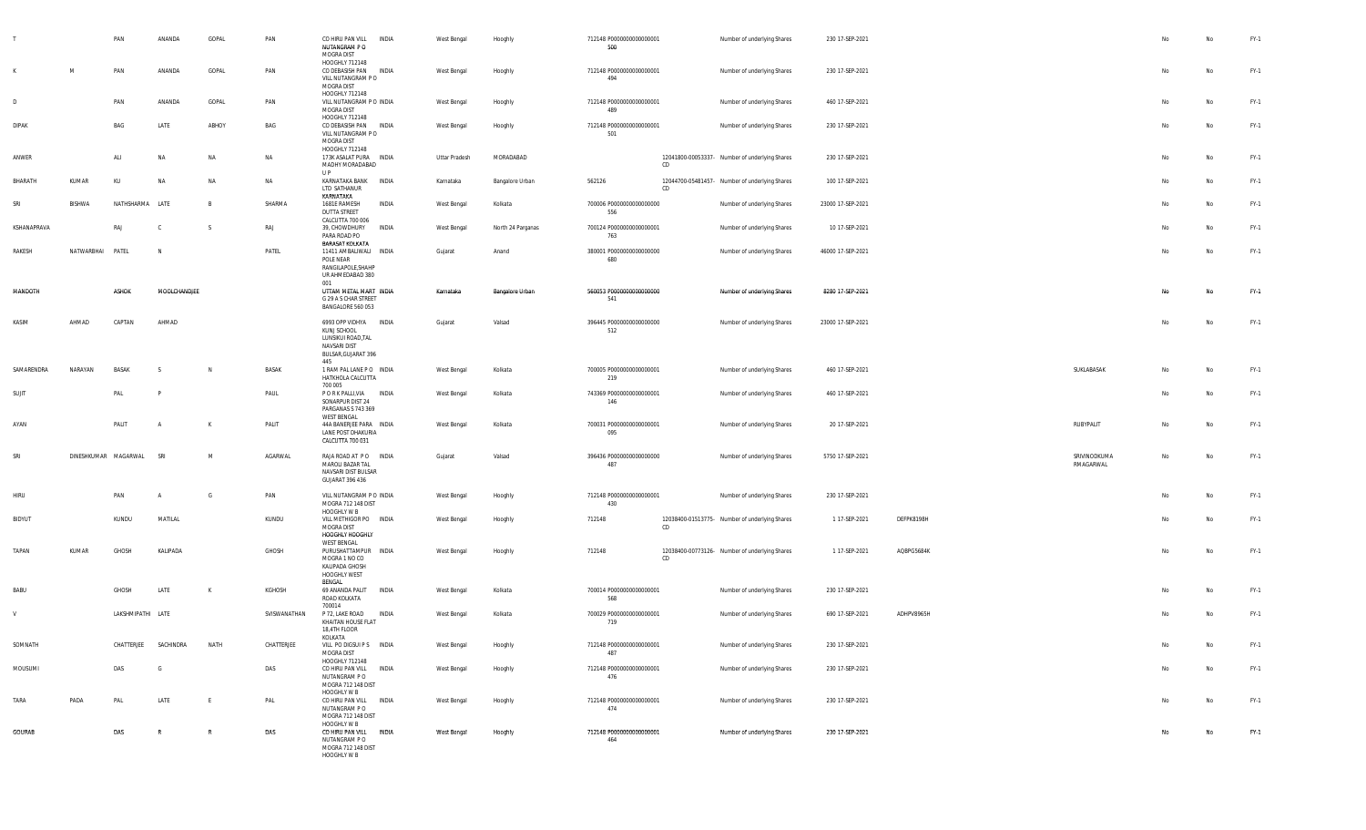| T | | PAN | ANANDA | GOPAL | PAN | CO HIRU PAN VILL NUTANGRAM P O MOGRA DIST HOOGHLY 712148 | INDIA | West Bengal | Hooghly | 712148 | P0000000000000001 500 | | Number of underlying Shares | 230 | 17-SEP-2021 | | | | No | No | FY-1 |
|---|---|---|---|---|---|---|---|---|---|---|---|---|---|---|---|---|---|---|---|---|---|
| K | M | PAN | ANANDA | GOPAL | PAN | CO DEBASISH PAN VILL NUTANGRAM P O MOGRA DIST HOOGHLY 712148 | INDIA | West Bengal | Hooghly | 712148 | P0000000000000001 494 | | Number of underlying Shares | 230 | 17-SEP-2021 | | | | No | No | FY-1 |
| D | | PAN | ANANDA | GOPAL | PAN | VILL NUTANGRAM P O MOGRA DIST HOOGHLY 712148 | INDIA | West Bengal | Hooghly | 712148 | P0000000000000001 489 | | Number of underlying Shares | 460 | 17-SEP-2021 | | | | No | No | FY-1 |
| DIPAK | | BAG | LATE | ABHOY | BAG | CO DEBASISH PAN VILL NUTANGRAM P O MOGRA DIST HOOGHLY 712148 | INDIA | West Bengal | Hooghly | 712148 | P0000000000000001 501 | | Number of underlying Shares | 230 | 17-SEP-2021 | | | | No | No | FY-1 |
| ANWER | | ALI | NA | NA | NA | 173K ASALAT PURA MADHY MORADABAD U P | INDIA | Uttar Pradesh | MORADABAD | | | 12041800-00053337-CD | Number of underlying Shares | 230 | 17-SEP-2021 | | | | No | No | FY-1 |
| BHARATH | KUMAR | KU | NA | NA | NA | KARNATAKA BANK LTD SATHANUR KARNATAKA | INDIA | Karnataka | Bangalore Urban | 562126 | | 12044700-05481457-CD | Number of underlying Shares | 100 | 17-SEP-2021 | | | | No | No | FY-1 |
| SRI | BISHWA | NATHSHARMA | LATE | B | SHARMA | 1681E RAMESH DUTTA STREET CALCUTTA 700 006 | INDIA | West Bengal | Kolkata | 700006 | P0000000000000000 556 | | Number of underlying Shares | 23000 | 17-SEP-2021 | | | | No | No | FY-1 |
| KSHANAPRAVA | | RAJ | C | S | RAJ | 39, CHOWDHURY PARA ROAD PO BARASAT KOLKATA | INDIA | West Bengal | North 24 Parganas | 700124 | P0000000000000001 763 | | Number of underlying Shares | 10 | 17-SEP-2021 | | | | No | No | FY-1 |
| RAKESH | NATWARBHAI | PATEL | N | | PATEL | 11411 AMBALIWALI POLE NEAR RANGILAPOLE,SHAHP UR AHMEDABAD 380 001 | INDIA | Gujarat | Anand | 380001 | P0000000000000000 680 | | Number of underlying Shares | 46000 | 17-SEP-2021 | | | | No | No | FY-1 |
| MANDOTH | | ASHOK | MOOLCHANDJEE | | | UTTAM METAL MART G 29 A S CHAR STREET BANGALORE 560 053 | INDIA | Karnataka | Bangalore Urban | 560053 | P0000000000000000 541 | | Number of underlying Shares | 8280 | 17-SEP-2021 | | | | No | No | FY-1 |
| KASIM | AHMAD | CAPTAN | AHMAD | | | 6993 OPP VIDHYA KUNJ SCHOOL LUNSIKUI ROAD,TAL NAVSARI DIST BULSAR,GUJARAT 396 445 | INDIA | Gujarat | Valsad | 396445 | P0000000000000000 512 | | Number of underlying Shares | 23000 | 17-SEP-2021 | | | | No | No | FY-1 |
| SAMARENDRA | NARAYAN | BASAK | S | N | BASAK | 1 RAM PAL LANE P O HATKHOLA CALCUTTA 700 005 | INDIA | West Bengal | Kolkata | 700005 | P0000000000000001 219 | | Number of underlying Shares | 460 | 17-SEP-2021 | | | SUKLABASAK | No | No | FY-1 |
| SUJIT | | PAL | P | | PAUL | P O R K PALLI,VIA SONARPUR DIST 24 PARGANAS S 743 369 WEST BENGAL | INDIA | West Bengal | Kolkata | 743369 | P0000000000000001 146 | | Number of underlying Shares | 460 | 17-SEP-2021 | | | | No | No | FY-1 |
| AYAN | | PALIT | A | K | PALIT | 44A BANERJEE PARA LANE POST DHAKURIA CALCUTTA 700 031 | INDIA | West Bengal | Kolkata | 700031 | P0000000000000001 095 | | Number of underlying Shares | 20 | 17-SEP-2021 | | | RUBYPALIT | No | No | FY-1 |
| SRI | DINESHKUMAR | MAGARWAL | SRI | M | AGARWAL | RAJA ROAD AT P O MAROLI BAZAR TAL NAVSARI DIST BULSAR GUJARAT 396 436 | INDIA | Gujarat | Valsad | 396436 | P0000000000000000 487 | | Number of underlying Shares | 5750 | 17-SEP-2021 | | | SRIVINODKUMA RMAGARWAL | No | No | FY-1 |
| HIRU | | PAN | A | G | PAN | VILL NUTANGRAM P O MOGRA 712 148 DIST HOOGHLY W B | INDIA | West Bengal | Hooghly | 712148 | P0000000000000001 430 | | Number of underlying Shares | 230 | 17-SEP-2021 | | | | No | No | FY-1 |
| BIDYUT | | KUNDU | MATILAL | | KUNDU | VILL METHIGOR PO MOGRA DIST HOOGHLY HOOGHLY WEST BENGAL | INDIA | West Bengal | Hooghly | 712148 | | 12038400-01513775-CD | Number of underlying Shares | 1 | 17-SEP-2021 | DEFPK8198H | | | No | No | FY-1 |
| TAPAN | KUMAR | GHOSH | KALIPADA | | GHOSH | PURUSHATTAMPUR MOGRA 1 NO CO KALIPADA GHOSH HOOGHLY WEST BENGAL | INDIA | West Bengal | Hooghly | 712148 | | 12038400-00773126-CD | Number of underlying Shares | 1 | 17-SEP-2021 | AQBPG5684K | | | No | No | FY-1 |
| BABU | | GHOSH | LATE | K | KGHOSH | 69 ANANDA PALIT ROAD KOLKATA 700014 | INDIA | West Bengal | Kolkata | 700014 | P0000000000000001 568 | | Number of underlying Shares | 230 | 17-SEP-2021 | | | | No | No | FY-1 |
| V | | LAKSHMIPATHI | LATE | | SVISWANATHAN | P 72, LAKE ROAD KHAITAN HOUSE FLAT 18,4TH FLOOR KOLKATA | INDIA | West Bengal | Kolkata | 700029 | P0000000000000001 719 | | Number of underlying Shares | 690 | 17-SEP-2021 | ADHPV8965H | | | No | No | FY-1 |
| SOMNATH | | CHATTERJEE | SACHINDRA | NATH | CHATTERJEE | VILL PO DIGSUI P S MOGRA DIST HOOGHLY 712148 | INDIA | West Bengal | Hooghly | 712148 | P0000000000000001 487 | | Number of underlying Shares | 230 | 17-SEP-2021 | | | | No | No | FY-1 |
| MOUSUMI | | DAS | G | | DAS | CO HIRU PAN VILL NUTANGRAM P O MOGRA 712 148 DIST HOOGHLY W B | INDIA | West Bengal | Hooghly | 712148 | P0000000000000001 476 | | Number of underlying Shares | 230 | 17-SEP-2021 | | | | No | No | FY-1 |
| TARA | PADA | PAL | LATE | E | PAL | CO HIRU PAN VILL NUTANGRAM P O MOGRA 712 148 DIST HOOGHLY W B | INDIA | West Bengal | Hooghly | 712148 | P0000000000000001 474 | | Number of underlying Shares | 230 | 17-SEP-2021 | | | | No | No | FY-1 |
| GOURAB | | DAS | R | R | DAS | CO HIRU PAN VILL NUTANGRAM P O MOGRA 712 148 DIST HOOGHLY W B | INDIA | West Bengal | Hooghly | 712148 | P0000000000000001 464 | | Number of underlying Shares | 230 | 17-SEP-2021 | | | | No | No | FY-1 |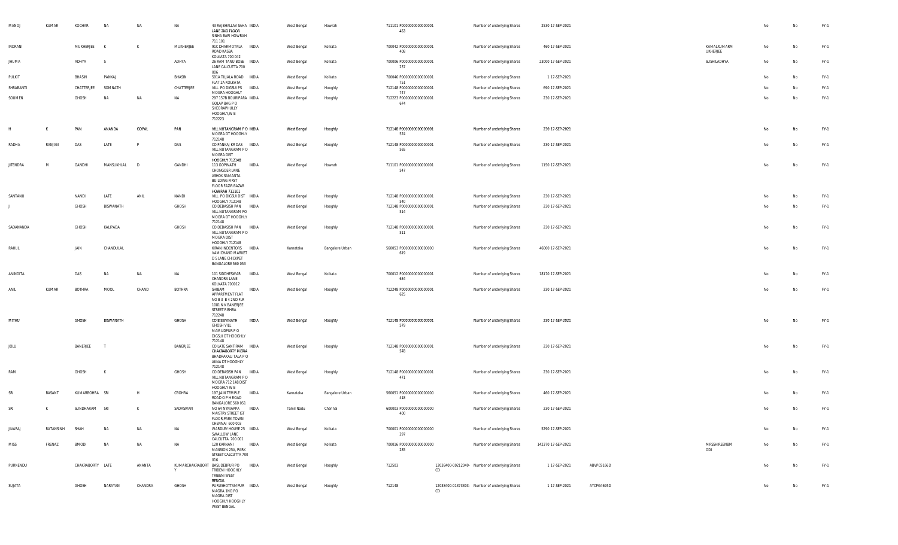| MANOJ | KUMAR | KOCHAR | NA | NA | NA | 43 RAJBHALLAV SAHA LANE 2ND FLOOR SINHA BARI HOWRAH 711 101 | INDIA | West Bengal | Howrah | 711101 | P0000000000000001453 | | Number of underlying Shares | 2530 | 17-SEP-2021 | | | | No | No | FY-1 |
|---|---|---|---|---|---|---|---|---|---|---|---|---|---|---|---|---|---|---|---|---|---|
| INDRANI | | MUKHERJEE | K | K | MUKHERJEE | 91C DHARMOTALA ROAD KASBA KOLKATA 700 042 | INDIA | West Bengal | Kolkata | 700042 | P0000000000000001408 | | Number of underlying Shares | 460 | 17-SEP-2021 | | | KAMALKUMARMUKHERJEE | No | No | FY-1 |
| JHUMA | | ADHYA | S | | ADHYA | 26 RAM TANU BOSE LANE CALCUTTA 700 006 | INDIA | West Bengal | Kolkata | 700006 | P0000000000000001237 | | Number of underlying Shares | 23000 | 17-SEP-2021 | | | SUSHILADHYA | No | No | FY-1 |
| PULKIT | | BHASIN | PANKAJ | | BHASIN | 591A TILJALA ROAD FLAT 2A KOLKATA | INDIA | West Bengal | Kolkata | 700046 | P0000000000000001751 | | Number of underlying Shares | 1 | 17-SEP-2021 | | | | No | No | FY-1 |
| SHRABANTI | | CHATTERJEE | SOMNATH | | CHATTERJEE | VILL PO DIGSUI PS MOGRA HOOGHLY | INDIA | West Bengal | Hooghly | 712148 | P0000000000000001747 | | Number of underlying Shares | 690 | 17-SEP-2021 | | | | No | No | FY-1 |
| SOUMEN | | GHOSH | NA | NA | NA | 297 157B BOURIPARA GOLAP BAG P O SHEORAPHULLY HOOGHLY,W B 712223 | INDIA | West Bengal | Hooghly | 712223 | P0000000000000001674 | | Number of underlying Shares | 230 | 17-SEP-2021 | | | | No | No | FY-1 |
| H | K | PAN | ANANDA | GOPAL | PAN | VILL NUTANGRAM P O MOGRA DT HOOGHLY 712148 | INDIA | West Bengal | Hooghly | 712148 | P0000000000000001574 | | Number of underlying Shares | 230 | 17-SEP-2021 | | | | No | No | FY-1 |
| RADHA | RANJAN | DAS | LATE | P | DAS | CO PANKAJ KR DAS VILL NUTANGRAM P O MOGRA DIST HOOGHLY 712148 | INDIA | West Bengal | Hooghly | 712148 | P0000000000000001565 | | Number of underlying Shares | 230 | 17-SEP-2021 | | | | No | No | FY-1 |
| JITENDRA | M | GANDHI | MANSUKHLAL | D | GANDHI | 113 GOPINATH CHONGDER LANE ASHOK SAMANTA BUILDING FIRST FLOOR FAZIR BAZAR HOWRAH 711101 | INDIA | West Bengal | Howrah | 711101 | P0000000000000001547 | | Number of underlying Shares | 1150 | 17-SEP-2021 | | | | No | No | FY-1 |
| SANTANU | | NANDI | LATE | ANIL | NANDI | VILL PO DIGSUI DIST HOOGHLY 712148 | INDIA | West Bengal | Hooghly | 712148 | P0000000000000001540 | | Number of underlying Shares | 230 | 17-SEP-2021 | | | | No | No | FY-1 |
| J | | GHOSH | BISWANATH | | GHOSH | CO DEBASISH PAN VILL NUTANGRAM PO MOGRA DT HOOGHLY 712148 | INDIA | West Bengal | Hooghly | 712148 | P0000000000000001514 | | Number of underlying Shares | 230 | 17-SEP-2021 | | | | No | No | FY-1 |
| SADANANDA | | GHOSH | KALIPADA | | GHOSH | CO DEBASISH PAN VILL NUTANGRAM P O MOGRA DIST HOOGHLY 712148 | INDIA | West Bengal | Hooghly | 712148 | P0000000000000001511 | | Number of underlying Shares | 230 | 17-SEP-2021 | | | | No | No | FY-1 |
| RAHUL | | JAIN | CHANDULAL | | | KIRAN INDENTORS VAMICHAND MARKET D S LANE CHICKPET BANGALORE 560 053 | INDIA | Karnataka | Bangalore Urban | 560053 | P0000000000000000619 | | Number of underlying Shares | 46000 | 17-SEP-2021 | | | | No | No | FY-1 |
| ANINDITA | | DAS | NA | NA | NA | 101 SIDDHESWAR CHANDRA LANE KOLKATA 700012 | INDIA | West Bengal | Kolkata | 700012 | P0000000000000001634 | | Number of underlying Shares | 18170 | 17-SEP-2021 | | | | No | No | FY-1 |
| ANIL | KUMAR | BOTHRA | MOOL | CHAND | BOTHRA | SHIBAM APPARTMENT FLAT NO B 3 B 4 2ND FLR 1081 N K BANERJEE STREET RISHRA 712248 | INDIA | West Bengal | Hooghly | 712248 | P0000000000000001625 | | Number of underlying Shares | 230 | 17-SEP-2021 | | | | No | No | FY-1 |
| MITHU | | GHOSH | BISWANATH | | GHOSH | CO BISWANATH GHOSH VILL MAMUDPUR P O DIGSUI DT HOOGHLY 712148 | INDIA | West Bengal | Hooghly | 712148 | P0000000000000001579 | | Number of underlying Shares | 230 | 17-SEP-2021 | | | | No | No | FY-1 |
| JOLU | | BANERJEE | T | | BANERJEE | CO LATE SANTIRAM CHAKRABORTY MERIA BHADRAKALI TALA P O AKNA DT HOOGHLY 712148 | INDIA | West Bengal | Hooghly | 712148 | P0000000000000001578 | | Number of underlying Shares | 230 | 17-SEP-2021 | | | | No | No | FY-1 |
| RAM | | GHOSH | K | | GHOSH | CO DEBASISH PAN VILL NUTANGRAM P O MOGRA 712 148 DIST HOOGHLY W B | INDIA | West Bengal | Hooghly | 712148 | P0000000000000001471 | | Number of underlying Shares | 230 | 17-SEP-2021 | | | | No | No | FY-1 |
| SRI | BASANT | KUMARBOHRA | SRI | H | CBOHRA | 197 JAIN TEMPLE ROAD O P H ROAD BANGALORE 560 051 | INDIA | Karnataka | Bangalore Urban | 560051 | P0000000000000000418 | | Number of underlying Shares | 460 | 17-SEP-2021 | | | | No | No | FY-1 |
| SRI | K | SUNDHARAM | SRI | K | SADASIVAN | NO 64 NYNIAPPA MAISTRY STREET IST FLOOR PARK TOWN CHENNAI 600 003 | INDIA | Tamil Nadu | Chennai | 600003 | P0000000000000000400 | | Number of underlying Shares | 230 | 17-SEP-2021 | | | | No | No | FY-1 |
| JIVARAJ | RATANSINH | SHAH | NA | NA | NA | WARDLEY HOUSE 25 SWALLOW LANE CALCUTTA 700 001 | INDIA | West Bengal | Kolkata | 700001 | P0000000000000000297 | | Number of underlying Shares | 5290 | 17-SEP-2021 | | | | No | No | FY-1 |
| MISS | FRENAZ | BMODI | NA | NA | NA | 120 KARNANI MANSION 25A, PARK STREET CALCUTTA 700 016 | INDIA | West Bengal | Kolkata | 700016 | P0000000000000000285 | | Number of underlying Shares | 142370 | 17-SEP-2021 | | | MRSSHIREENBMODI | No | No | FY-1 |
| PURNENDU | | CHAKRABORTY | LATE | ANANTA | KUMARCHAKRABORTY | BASUDEBPUR PO TRIBENI HOOGHLY TRIBENI WEST BENGAL | INDIA | West Bengal | Hooghly | 712503 | | 12038400-00212049-CD | Number of underlying Shares | 1 | 17-SEP-2021 | ABVPC9166D | | | No | No | FY-1 |
| SUJATA | | GHOSH | NARAYAN | CHANDRA | GHOSH | PURUSHOTTAMPUR MAGRA 1NO PO MAGRA DIST HOOGHLY HOOGHLY WEST BENGAL | INDIA | West Bengal | Hooghly | 712148 | | 12038400-01373303-CD | Number of underlying Shares | 1 | 17-SEP-2021 | AYCPG4695D | | | No | No | FY-1 |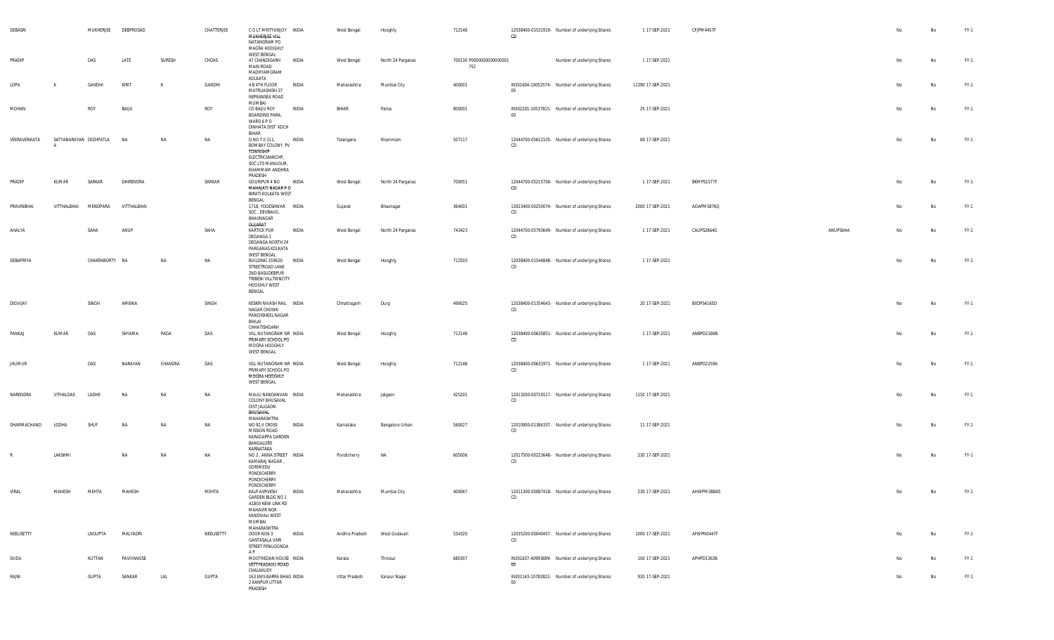| DEBASRI | | MUKHERJEE | DEBPROSAD | | CHATTERJEE | C O LT MRITYUNJOY MUKHERJEE VILL NATANGRAM PO MAGRA HOOGHLY WEST BENGAL | INDIA | West Bengal | Hooghly | 712148 | | 12038400-01531919-CD | Number of underlying Shares | 1 | 17-SEP-2021 | CFJPM4457F | | | No | No | FY-1 |
|---|---|---|---|---|---|---|---|---|---|---|---|---|---|---|---|---|---|---|---|---|---|
| PRADIP | | DAS | LATE | SURESH | CHDAS | 47 CHANDIGARH MAIN ROAD MADHYAMGRAM KOLKATA | INDIA | West Bengal | North 24 Parganas | 700130 | P0000000000000001752 | | Number of underlying Shares | 1 | 17-SEP-2021 | | | | No | No | FY-1 |
| LOPA | K | GANDHI | KIRIT | K | GANDHI | 4 B 4TH FLOOR MATRUASHISH 37 NEPEANSEA ROAD MUMBAI | INDIA | Maharashtra | Mumbai City | 400001 | | IN301604-10052574-00 | Number of underlying Shares | 11390 | 17-SEP-2021 | | | | No | No | FY-1 |
| MOHAN | | ROY | BAIJU | | ROY | C0 BAIJU ROY BOARDING PARA, WARD 6 P O DINHATA DIST KOCH BIHAR | INDIA | BIHAR | Patna | 800001 | | IN302201-10537815-00 | Number of underlying Shares | 25 | 17-SEP-2021 | | | | No | No | FY-1 |
| VEERAVENKATA | SATYANARAYAN A | DODIPATLA | NA | NA | NA | Q NO T II 111, BOMBAY COLONY, PV TOWNSHIP ELECTRICIANKCHP, SOC LTD MANUGUR, KHAMMAM ANDHRA PRADESH | INDIA | Telangana | Khammam | 507117 | | 12044700-05612105-CD | Number of underlying Shares | 69 | 17-SEP-2021 | | | | No | No | FY-1 |
| PRADIP | KUMAR | SARKAR | DHIRENDRA | | SARKAR | GOURIPUR 4 NO MAHAJATI NAGAR P O BIRATI KOLKATA WEST BENGAL | INDIA | West Bengal | North 24 Parganas | 700051 | | 12044700-05215706-CD | Number of underlying Shares | 1 | 17-SEP-2021 | BKMPS1577F | | | No | No | FY-1 |
| PRAVINBHAI | VITTHALBHAI | MENDPARA | VITTHALBHAI | | | 1718, YOGESHWAR SOC , DEVBAUG, BHAVNAGAR GUJARAT | INDIA | Gujarat | Bhavnagar | 364001 | | 13023400-00250074-CD | Number of underlying Shares | 2000 | 17-SEP-2021 | AOAPM5876Q | | | No | No | FY-1 |
| AHALYA | | SAHA | ANUP | | SAHA | KARTICK PUR DEGANGA 1 DEGANGA NORTH 24 PARGANAS KOLKATA WEST BENGAL | INDIA | West Bengal | North 24 Parganas | 743423 | | 12044700-05793649-CD | Number of underlying Shares | 1 | 17-SEP-2021 | CAUPS2664G | | ANUPSAHA | No | No | FY-1 |
| DEBAPRIYA | | CHAKRABORTY | NA | NA | NA | BUILDING 159420 STREETROAD LANE 2ND BASUDEBPUR TRIBENI VILLTWNCITY HOOGHLY WEST BENGAL | INDIA | West Bengal | Hooghly | 712503 | | 12038400-01544848-CD | Number of underlying Shares | 1 | 17-SEP-2021 | | | | No | No | FY-1 |
| DIGVIJAY | | SINGH | AMBIKA | | SINGH | KESKRI NIVASH RAIL NAGAR CHOWK PANCHSHEEL NAGAR BHILAI CHHATISHGARH | INDIA | Chhattisgarh | Durg | 490025 | | 12038400-01354643-CD | Number of underlying Shares | 20 | 17-SEP-2021 | BXDPS4165D | | | No | No | FY-1 |
| PANKAJ | KUMAR | DAS | SHYAMA | PADA | DAS | VILL NUTANGRAM NR PRIMARY SCHOOL PO MOGRA HOOGHLY WEST BENGAL | INDIA | West Bengal | Hooghly | 712148 | | 12038400-00635851-CD | Number of underlying Shares | 1 | 17-SEP-2021 | ANBPD2186N | | | No | No | FY-1 |
| JHUMUR | | DAS | NARAYAN | CHANDRA | DAS | VILL NUTANGRAM NR PRIMARY SCHOOL PO MOGRA HOOGHLY WEST BENGAL | INDIA | West Bengal | Hooghly | 712148 | | 12038400-00631971-CD | Number of underlying Shares | 1 | 17-SEP-2021 | ANBPD2259A | | | No | No | FY-1 |
| NARENDRA | VITHALDAS | LADHE | NA | NA | NA | MAULI NANDANVAN COLONY BHUSAVAL DIST JALGAON BHUSAVAL MAHARASHTRA | INDIA | Maharashtra | Jalgaon | 425201 | | 12013200-00719117-CD | Number of underlying Shares | 1150 | 17-SEP-2021 | | | | No | No | FY-1 |
| DHARMACHAND | LODHA | SHUF | NA | NA | NA | NO 92,II CROSS MISSION ROAD KARAGAPPA GARDEN BANGALORE KARNATAKA | INDIA | Karnataka | Bangalore Urban | 560027 | | 12010900-01384337-CD | Number of underlying Shares | 11 | 17-SEP-2021 | | | | No | No | FY-1 |
| R | LAKSHMI | | NA | NA | NA | NO 2 , ANNA STREET KAMARAJ NAGAR , GORIMEDU PONDICHERRY PONDICHERRY PONDICHERRY | INDIA | Pondicherry | NA | 605006 | | 12017500-00223648-CD | Number of underlying Shares | 230 | 17-SEP-2021 | | | | No | No | FY-1 |
| VIRAL | MAHESH | MEHTA | MAHESH | | MEHTA | KALP AVRVKSH GARDEN BLDG NO 1 A1803 NEW LINK RD MAHAVIR NGR KANDIVALI WEST MUMBAI MAHARASHTRA | INDIA | Maharashtra | Mumbai City | 400067 | | 12011300-00087418-CD | Number of underlying Shares | 230 | 17-SEP-2021 | AHWPM3884D | | | No | No | FY-1 |
| NEELISETTY | | LNGUPTA | MALYADRI | | NEELISETTY | DOOR NO6 3 GANTASALA VARI STREET PENUGONDA A P | INDIA | Andhra Pradesh | West Godavari | 534320 | | 12035200-00040457-CD | Number of underlying Shares | 1000 | 17-SEP-2021 | AFWPN0447F | | | No | No | FY-1 |
| DUDU | | KUTTAN | PAVIYANOSE | | | MOOTHEDAN HOUSE VETTYKADAVU ROAD CHALAKUDY | INDIA | Kerala | Thrissur | 680307 | | IN301637-40993699-00 | Number of underlying Shares | 100 | 17-SEP-2021 | APHPD1363B | | | No | No | FY-1 |
| RAJNI | | GUPTA | SANKAR | LAL | GUPTA | 163 EWS BARRA BHAG 2 KANPUR UTTAR PRADESH | INDIA | Uttar Pradesh | Kanpur Nagar | | | IN301143-10782822-00 | Number of underlying Shares | 920 | 17-SEP-2021 | | | | No | No | FY-1 |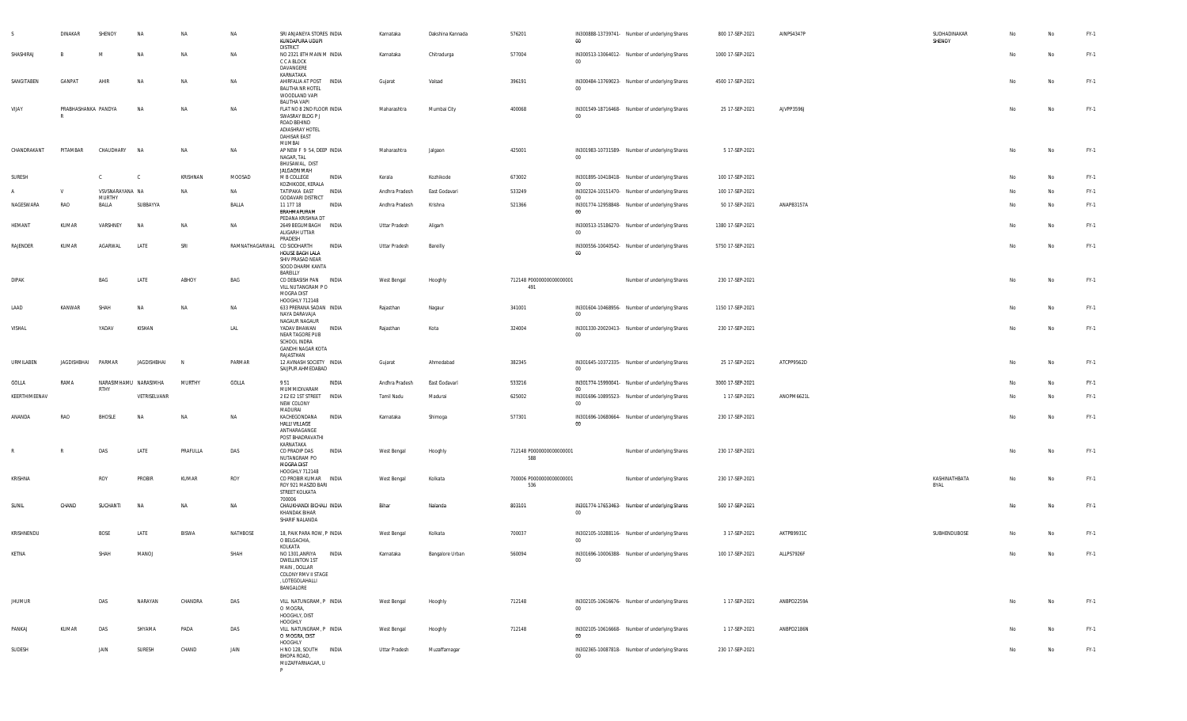| S | DINAKAR | SHENOY | NA | NA | NA | SRI ANJANEYA STORES KUNDAPURA UDUPI DISTRICT | INDIA | Karnataka | Dakshina Kannada | 576201 | IN300888-13739741-00 | Number of underlying Shares | 800 | 17-SEP-2021 | AINPS4347P | | SUDHADINAKAR SHENOY | No | No | FY-1 |
|---|---|---|---|---|---|---|---|---|---|---|---|---|---|---|---|---|---|---|---|---|
| SHASHIRAJ | B | M | NA | NA | NA | NO 2321 8TH MAIN M C C A BLOCK DAVANGERE KARNATAKA | INDIA | Karnataka | Chitradurga | 577004 | IN300513-13064012-00 | Number of underlying Shares | 1000 | 17-SEP-2021 | | | | No | No | FY-1 |
| SANGITABEN | GANPAT | AHIR | NA | NA | NA | AHIRFALIA AT POST BAUTHA NR HOTEL WOODLAND VAPI BAUTHA VAPI | INDIA | Gujarat | Valsad | 396191 | IN300484-13769023-00 | Number of underlying Shares | 4500 | 17-SEP-2021 | | | | No | No | FY-1 |
| VIJAY | PRABHASHANKA R | PANDYA | NA | NA | NA | FLAT NO 8 2ND FLOOR SWASRAY BLDG P J ROAD BEHIND ADIASHRAY HOTEL DAHISAR EAST MUMBAI | INDIA | Maharashtra | Mumbai City | 400068 | IN301549-18716468-00 | Number of underlying Shares | 25 | 17-SEP-2021 | AJVPP3596J | | | No | No | FY-1 |
| CHANDRAKANT | PITAMBAR | CHAUDHARY | NA | NA | NA | AP NEW F 9 54, DEEP NAGAR, TAL BHUSAWAL, DIST JALGAON MAH | INDIA | Maharashtra | Jalgaon | 425001 | IN301983-10731589-00 | Number of underlying Shares | 5 | 17-SEP-2021 | | | | No | No | FY-1 |
| SURESH | | C | C | KRISHNAN | MOOSAD | M B COLLEGE KOZHIKODE, KERALA | INDIA | Kerala | Kozhikode | 673002 | IN301895-10418418-00 | Number of underlying Shares | 100 | 17-SEP-2021 | | | | No | No | FY-1 |
| A | V | VSVSNARAYANA MURTHY | NA | NA | NA | TATIPAKA EAST GODAVARI DISTRICT | INDIA | Andhra Pradesh | East Godavari | 533249 | IN302324-10151470-00 | Number of underlying Shares | 100 | 17-SEP-2021 | | | | No | No | FY-1 |
| NAGESWARA | RAO | BALLA | SUBBAYYA | | BALLA | 11 177 18 BRAHMAPURAM PEDANA KRISHNA DT | INDIA | Andhra Pradesh | Krishna | 521366 | IN301774-12958848-00 | Number of underlying Shares | 50 | 17-SEP-2021 | ANAPB3157A | | | No | No | FY-1 |
| HEMANT | KUMAR | VARSHNEY | NA | NA | NA | 2649 BEGUM BAGH ALIGARH UTTAR PRADESH | INDIA | Uttar Pradesh | Aligarh | | IN300513-15186270-00 | Number of underlying Shares | 1380 | 17-SEP-2021 | | | | No | No | FY-1 |
| RAJENDER | KUMAR | AGARWAL | LATE | SRI | RAMNATHAGARWAL | CO SIDDHARTH HOUSE BAGH LALA SHIV PRASAD NEAR SOOD DHARM KANTA BAREILLY | INDIA | Uttar Pradesh | Bareilly | | IN300556-10040542-00 | Number of underlying Shares | 5750 | 17-SEP-2021 | | | | No | No | FY-1 |
| DIPAK | | BAG | LATE | ABHOY | BAG | CO DEBASISH PAN VILL NUTANGRAM P O MOGRA DIST HOOGHLY 712148 | INDIA | West Bengal | Hooghly | 712148 | P0000000000000001491 | Number of underlying Shares | 230 | 17-SEP-2021 | | | | No | No | FY-1 |
| LAAD | KANWAR | SHAH | NA | NA | NA | 633 PRERANA SADAN NAYA DARAVAJA NAGAUR NAGAUR | INDIA | Rajasthan | Nagaur | 341001 | IN301604-10468956-00 | Number of underlying Shares | 1150 | 17-SEP-2021 | | | | No | No | FY-1 |
| VISHAL | | YADAV | KISHAN | | LAL | YADAV BHAWAN NEAR TAGORE PUB SCHOOL INDRA GANDHI NAGAR KOTA RAJASTHAN | INDIA | Rajasthan | Kota | 324004 | IN301330-20020413-00 | Number of underlying Shares | 230 | 17-SEP-2021 | | | | No | No | FY-1 |
| URMILABEN | JAGDISHBHAI | PARMAR | JAGDISHBHAI | N | PARMAR | 12 AVINASH SOCIETY SAIJPUR AHMEDABAD | INDIA | Gujarat | Ahmedabad | 382345 | IN301645-10372335-00 | Number of underlying Shares | 25 | 17-SEP-2021 | ATCPP9562D | | | No | No | FY-1 |
| GOLLA | RAMA | NARASIMHAMU RTHY | NARASIMHA | MURTHY | GOLLA | 9 51 MUMMIDIVARAM | INDIA | Andhra Pradesh | East Godavari | 533216 | IN301774-15990041-00 | Number of underlying Shares | 3000 | 17-SEP-2021 | | | | No | No | FY-1 |
| KEERTHIMEENAV | | | VETRISELVANR | | | 2 E2 E2 1ST STREET NEW COLONY MADURAI | INDIA | Tamil Nadu | Madurai | 625002 | IN301696-10895523-00 | Number of underlying Shares | 1 | 17-SEP-2021 | ANOPM6621L | | | No | No | FY-1 |
| ANANDA | RAO | BHOSLE | NA | NA | NA | KACHEGONDANA HALLI VILLAGE ANTHARAGANGE POST BHADRAVATHI KARNATAKA | INDIA | Karnataka | Shimoga | 577301 | IN301696-10680664-00 | Number of underlying Shares | 230 | 17-SEP-2021 | | | | No | No | FY-1 |
| R | R | DAS | LATE | PRAFULLA | DAS | CO PRADIP DAS NUTANGRAM PO MOGRA DIST HOOGHLY 712148 | INDIA | West Bengal | Hooghly | 712148 | P0000000000000001588 | Number of underlying Shares | 230 | 17-SEP-2021 | | | | No | No | FY-1 |
| KRISHNA | | ROY | PROBIR | KUMAR | ROY | CO PROBIR KUMAR ROY 921 MASZID BARI STREET KOLKATA 700006 | INDIA | West Bengal | Kolkata | 700006 | P0000000000000001536 | Number of underlying Shares | 230 | 17-SEP-2021 | | | KASHINATHBATA BYAL | No | No | FY-1 |
| SUNIL | CHAND | SUCHANTI | NA | NA | NA | CHAUKHANDI BICHALI KHANDAK BIHAR SHARIF NALANDA | INDIA | Bihar | Nalanda | 803101 | IN301774-17653463-00 | Number of underlying Shares | 500 | 17-SEP-2021 | | | | No | No | FY-1 |
| KRISHNENDU | | BOSE | LATE | BISWA | NATHBOSE | 18, PAIK PARA ROW, P O BELGACHIA, KOLKATA | INDIA | West Bengal | Kolkata | 700037 | IN302105-10288116-00 | Number of underlying Shares | 3 | 17-SEP-2021 | AKTPB9931C | | SUBHENDUBOSE | No | No | FY-1 |
| KETNA | | SHAH | MANOJ | | SHAH | NO 1301,ANRIYA DWELLINTON 1ST MAIN , DOLLAR COLONY RMV II STAGE , LOTEGOLAHALLI BANGALORE | INDIA | Karnataka | Bangalore Urban | 560094 | IN301696-10006388-00 | Number of underlying Shares | 100 | 17-SEP-2021 | ALLPS7926F | | | No | No | FY-1 |
| JHUMUR | | DAS | NARAYAN | CHANDRA | DAS | VILL. NATUNGRAM, P O. MOGRA, HOOGHLY, DIST HOOGHLY | INDIA | West Bengal | Hooghly | 712148 | IN302105-10616676-00 | Number of underlying Shares | 1 | 17-SEP-2021 | ANBPD2259A | | | No | No | FY-1 |
| PANKAJ | KUMAR | DAS | SHYAMA | PADA | DAS | VILL. NATUNGRAM, P O. MOGRA, DIST HOOGHLY | INDIA | West Bengal | Hooghly | 712148 | IN302105-10616668-00 | Number of underlying Shares | 1 | 17-SEP-2021 | ANBPD2186N | | | No | No | FY-1 |
| SUDESH | | JAIN | SURESH | CHAND | JAIN | H NO 128, SOUTH BHOPA ROAD, MUZAFFARNAGAR, U P | INDIA | Uttar Pradesh | Muzaffarnagar | | IN302365-10087818-00 | Number of underlying Shares | 230 | 17-SEP-2021 | | | | No | No | FY-1 |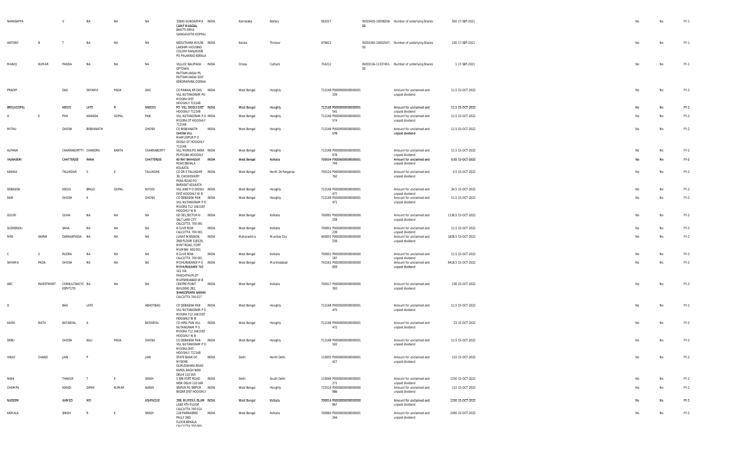| NARASAPPA | | V | NA | NA | NA | 33843 GUNDAMMA CAMP MANDAL BHATTI ERIYA GANGAVATHI KOPPAL | INDIA | Karnataka | Bellary | 583227 | IN303420-10038258-00 | Number of underlying Shares | 500 | 17-SEP-2021 | No | No | FY-1 |
|---|---|---|---|---|---|---|---|---|---|---|---|---|---|---|---|---|---|
| ANTONY | N | T | NA | NA | NA | NEDUTHARA HOUSE LAKSHMI HOUSING COLONY KANJIKODE PO PALAKKAD KERALA | INDIA | Kerala | Thrissur | 678621 | IN303340-10002547-00 | Number of underlying Shares | 230 | 17-SEP-2021 | No | No | FY-1 |
| MANOJ | KUMAR | PANDA | NA | NA | NA | VILLOC BALIPADA GPTOWN PATTAMUNDAI PS PATTAMUNDAI DIST KENDRAPARA ODISHA | INDIA | Orissa | Cuttack | 754212 | IN303116-11337451-00 | Number of underlying Shares | 1 | 17-SEP-2021 | No | No | FY-1 |
| PRADIP | | DAS | SHYAMA | PADA | DAS | CO PANKAJ KR DAS VILL NUTANGRAM PO MOGRA DIST HOOGHLY 712148 | INDIA | West Bengal | Hooghly | 712148 | P0000000000000001534 | Amount for unclaimed and unpaid dividend | 11.5 | 15-OCT-2022 | No | No | FY-2 |
| BROJAGOPAL | | NEOGI | LATE | R | NNEOGI | PO VILL DIGSUI DIST HOOGHLY 712148 | INDIA | West Bengal | Hooghly | 712148 | P0000000000000001541 | Amount for unclaimed and unpaid dividend | 11.5 | 15-OCT-2022 | No | No | FY-2 |
| H | K | PAN | ANANDA | GOPAL | PAN | VILL NUTANGRAM P O MOGRA DT HOOGHLY 712148 | INDIA | West Bengal | Hooghly | 712148 | P0000000000000001574 | Amount for unclaimed and unpaid dividend | 11.5 | 15-OCT-2022 | No | No | FY-2 |
| MITHU | | GHOSH | BISWANATH | | GHOSH | CO BISWANATH GHOSH VILL MAMUDPUR P O DIGSUI DT HOOGHLY 712148 | INDIA | West Bengal | Hooghly | 712148 | P0000000000000001579 | Amount for unclaimed and unpaid dividend | 11.5 | 15-OCT-2022 | No | No | FY-2 |
| ALPANA | | CHAKRABORTTY | CHANDRA | KANTA | CHAKRABORTY | VILL MERIA,PO AKNA PS POLBA HOOGHLY | INDIA | West Bengal | Hooghly | 712148 | P0000000000000001678 | Amount for unclaimed and unpaid dividend | 11.5 | 15-OCT-2022 | No | No | FY-2 |
| YAJNASENI | | CHATTERJEE | RANA | | CHATTERJEE | 60 RAY BAHADUR ROAD BEHALA KOLKATA | INDIA | West Bengal | Kolkata | 700034 | P0000000000000001749 | Amount for unclaimed and unpaid dividend | 0.05 | 15-OCT-2022 | No | No | FY-2 |
| KANIKA | | TALUKDAR | S | K | TALUKDAR | CO DR S TALUKDAR 39, CHOWDHURY PARA ROAD PO BARASAT KOLKATA | INDIA | West Bengal | North 24 Parganas | 700124 | P0000000000000001762 | Amount for unclaimed and unpaid dividend | 0.5 | 15-OCT-2022 | No | No | FY-2 |
| DEBASISH | | NEOGI | BRAJO | GOPAL | NIYOGI | VILL AND P O DIGSUI DIST HOOGHLY W B | INDIA | West Bengal | Hooghly | 712148 | P0000000000000001477 | Amount for unclaimed and unpaid dividend | 34.5 | 15-OCT-2022 | No | No | FY-2 |
| RAM | | GHOSH | K | | GHOSH | CO DEBASISH PAN VILL NUTANGRAM P O MOGRA 712 148 DIST HOOGHLY W B | INDIA | West Bengal | Hooghly | 712148 | P0000000000000001471 | Amount for unclaimed and unpaid dividend | 11.5 | 15-OCT-2022 | No | No | FY-2 |
| GOURI | | GUHA | NA | NA | NA | GD 281,SECTOR III SALT LAKE CITY CALCUTTA 700 091 | INDIA | West Bengal | Kolkata | 700091 | P0000000000000000258 | Amount for unclaimed and unpaid dividend | 1138.5 | 15-OCT-2022 | No | No | FY-2 |
| SUDHENDU | | SAHA | NA | NA | NA | 8 CLIVE ROW CALCUTTA 700 001 | INDIA | West Bengal | Kolkata | 700001 | P0000000000000000239 | Amount for unclaimed and unpaid dividend | 11.5 | 15-OCT-2022 | No | No | FY-2 |
| MRS | SHIRIN | DARAKAPADIA | NA | NA | NA | LIJNAT MANSION, 2ND FLOOR 118120, MINT ROAD, FORT MUMBAI 400 001 | INDIA | Maharashtra | Mumbai City | 400001 | P0000000000000000216 | Amount for unclaimed and unpaid dividend | 1828.5 | 15-OCT-2022 | No | No | FY-2 |
| C | S | RUDRA | NA | NA | NA | 8 CLIVE ROW CALCUTTA 700 001 | INDIA | West Bengal | Kolkata | 700001 | P0000000000000000187 | Amount for unclaimed and unpaid dividend | 11.5 | 15-OCT-2022 | No | No | FY-2 |
| SHYAMA | PADA | GHOSH | NA | NA | NA | MOHURAKANDI P O MOHURAKANDI 742 161 VIA PANCHTHUPI,DT MURSHIDABAD W B | INDIA | West Bengal | Murshidabad | 742161 | P0000000000000000033 | Amount for unclaimed and unpaid dividend | 9418.5 | 15-OCT-2022 | No | No | FY-2 |
| ABC | INVESTMENT | CONSULTANCYC ESPVTLTD | NA | NA | NA | CENTRE POINT BUILDING 282, SHAKESPEARE SARANI CALCUTTA 700 017 | INDIA | West Bengal | Kolkata | 700017 | P0000000000000000393 | Amount for unclaimed and unpaid dividend | 230 | 15-OCT-2022 | No | No | FY-2 |
| D | | BAG | LATE | | ABHOYBAG | CO DEBASISH PAN VILL NUTANGRAM P O MOGRA 712 148 DIST HOOGHLY W B | INDIA | West Bengal | Hooghly | 712148 | P0000000000000001475 | Amount for unclaimed and unpaid dividend | 11.5 | 15-OCT-2022 | No | No | FY-2 |
| KASHI | NATH | BATABYAL | A | | BATABYAL | CO HIRU PAN VILL NUTANGRAM P O MOGRA 712 148 DIST HOOGHLY W B | INDIA | West Bengal | Hooghly | 712148 | P0000000000000001472 | Amount for unclaimed and unpaid dividend | 23 | 15-OCT-2022 | No | No | FY-2 |
| DEBU | | GHOSH | KALI | PADA | GHOSH | CO DEBASISH PAN VILL NUTANGRAM P O MOGRA DIST HOOGHLY 712148 | INDIA | West Bengal | Hooghly | 712148 | P0000000000000001502 | Amount for unclaimed and unpaid dividend | 11.5 | 15-OCT-2022 | No | No | FY-2 |
| VINAY | CHAND | JAIN | P | | JAIN | STATE BANK OF MYSORE GURUDWARA ROAD KAROL BAGH NEW DELHI 110 005 | INDIA | Delhi | North Delhi | 110005 | P0000000000000001427 | Amount for unclaimed and unpaid dividend | 115 | 15-OCT-2022 | No | No | FY-2 |
| NISHI | | THAKUR | T | K | SINGH | 5 SIRI FORT ROAD NEW DELHI 110 049 | INDIA | Delhi | South Delhi | 110049 | P0000000000000001271 | Amount for unclaimed and unpaid dividend | 1150 | 15-OCT-2022 | No | No | FY-2 |
| CHAMPA | | NANDI | DIPAK | KUMAR | NANDI | SRIPUR PO SRIPUR BAZAR DIST HOOGHLY | INDIA | West Bengal | Hooghly | 712514 | P0000000000000000986 | Amount for unclaimed and unpaid dividend | 115 | 15-OCT-2022 | No | No | FY-2 |
| NADEEM | | AHMED | MD | | ASHFAQUE | 29B, MURIDUL ISLAM LANE 4TH FLOOR CALCUTTA 700 014 | INDIA | West Bengal | Kolkata | 700014 | P0000000000000000867 | Amount for unclaimed and unpaid dividend | 1150 | 15-OCT-2022 | No | No | FY-2 |
| KAMALA | | SINGH | R | K | SINGH | 128 PARNASREE PALLY 2ND FLOOR,BEHALA CALCUTTA 700 060 | INDIA | West Bengal | Kolkata | 700060 | P0000000000000001244 | Amount for unclaimed and unpaid dividend | 2300 | 15-OCT-2022 | No | No | FY-2 |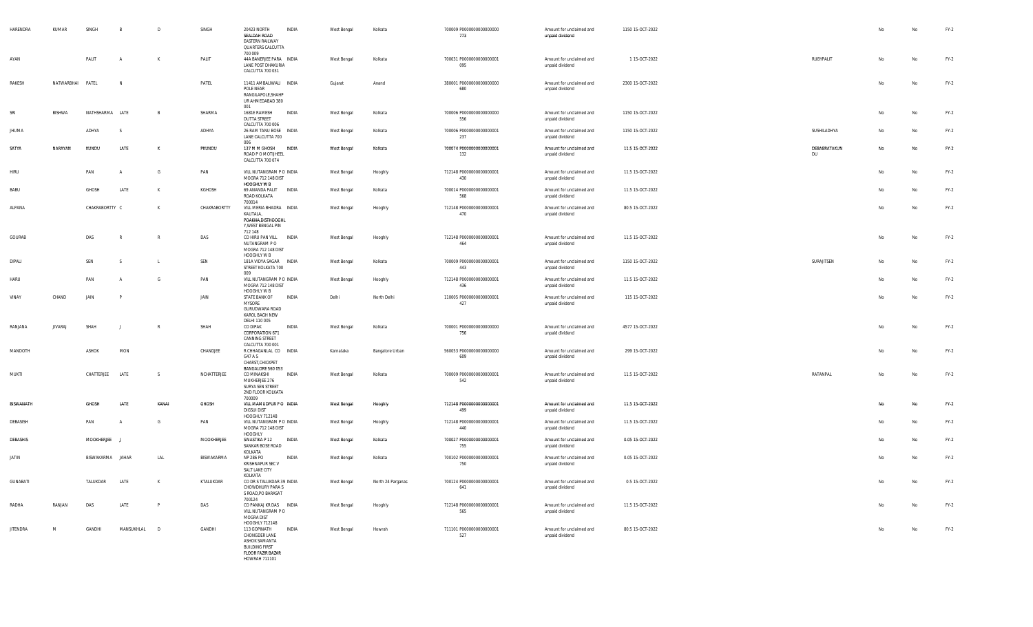| HARENDRA | KUMAR | SINGH | B | D | SINGH | 20423 NORTH SEALDAH ROAD EASTERN RAILWAY QUARTERS CALCUTTA 700 009 | INDIA | West Bengal | Kolkata | 700009 | P0000000000000000773 | Amount for unclaimed and unpaid dividend | 1150 | 15-OCT-2022 | | | | No | No | FY-2 |
|---|---|---|---|---|---|---|---|---|---|---|---|---|---|---|---|---|---|---|---|---|
| AYAN | | PALIT | A | K | PALIT | 44A BANERJEE PARA LANE POST DHAKURIA CALCUTTA 700 031 | INDIA | West Bengal | Kolkata | 700031 | P0000000000000001095 | Amount for unclaimed and unpaid dividend | 1 | 15-OCT-2022 | | | RUBYPALIT | No | No | FY-2 |
| RAKESH | NATWARBHAI | PATEL | N | | PATEL | 11411 AMBALIWALI POLE NEAR RANGILAPOLE,SHAHP UR AHMEDABAD 380 001 | INDIA | Gujarat | Anand | 380001 | P0000000000000000680 | Amount for unclaimed and unpaid dividend | 2300 | 15-OCT-2022 | | | | No | No | FY-2 |
| SRI | BISHWA | NATHSHARMA | LATE | B | SHARMA | 1681E RAMESH DUTTA STREET CALCUTTA 700 006 | INDIA | West Bengal | Kolkata | 700006 | P0000000000000000556 | Amount for unclaimed and unpaid dividend | 1150 | 15-OCT-2022 | | | | No | No | FY-2 |
| JHUMA | | ADHYA | S | | ADHYA | 26 RAM TANU BOSE LANE CALCUTTA 700 006 | INDIA | West Bengal | Kolkata | 700006 | P0000000000000001237 | Amount for unclaimed and unpaid dividend | 1150 | 15-OCT-2022 | | | SUSHILADHYA | No | No | FY-2 |
| SATYA | NARAYAN | KUNDU | LATE | K | PKUNDU | 137 M M GHOSH ROAD P O MOTIJHEEL CALCUTTA 700 074 | INDIA | West Bengal | Kolkata | 700074 | P0000000000000001132 | Amount for unclaimed and unpaid dividend | 11.5 | 15-OCT-2022 | | | DEBABRATAKUNDU | No | No | FY-2 |
| HIRU | | PAN | A | G | PAN | VILL NUTANGRAM P O MOGRA 712 148 DIST HOOGHLY W B | INDIA | West Bengal | Hooghly | 712148 | P0000000000000001430 | Amount for unclaimed and unpaid dividend | 11.5 | 15-OCT-2022 | | | | No | No | FY-2 |
| BABU | | GHOSH | LATE | K | KGHOSH | 69 ANANDA PALIT ROAD KOLKATA 700014 | INDIA | West Bengal | Kolkata | 700014 | P0000000000000001568 | Amount for unclaimed and unpaid dividend | 11.5 | 15-OCT-2022 | | | | No | No | FY-2 |
| ALPANA | | CHAKRABORTTY | C | K | CHAKRABORTTY | VILL MERIA BHADRA KALITALA, POAKNA,DISTHOOGHL Y,WEST BENGAL PIN 712 148 | INDIA | West Bengal | Hooghly | 712148 | P0000000000000001470 | Amount for unclaimed and unpaid dividend | 80.5 | 15-OCT-2022 | | | | No | No | FY-2 |
| GOURAB | | DAS | R | R | DAS | C/O HIRU PAN VILL NUTANGRAM P O MOGRA 712 148 DIST HOOGHLY W B | INDIA | West Bengal | Hooghly | 712148 | P0000000000000001464 | Amount for unclaimed and unpaid dividend | 11.5 | 15-OCT-2022 | | | | No | No | FY-2 |
| DIPALI | | SEN | S | L | SEN | 181A VIDYA SAGAR STREET KOLKATA 700 009 | INDIA | West Bengal | Kolkata | 700009 | P0000000000000001443 | Amount for unclaimed and unpaid dividend | 1150 | 15-OCT-2022 | | | SURAJITSEN | No | No | FY-2 |
| HARU | | PAN | A | G | PAN | VILL NUTANGRAM P O MOGRA 712 148 DIST HOOGHLY W B | INDIA | West Bengal | Hooghly | 712148 | P0000000000000001436 | Amount for unclaimed and unpaid dividend | 11.5 | 15-OCT-2022 | | | | No | No | FY-2 |
| VINAY | CHAND | JAIN | P | | JAIN | STATE BANK OF MYSORE GURUDWARA ROAD KAROL BAGH NEW DELHI 110 005 | INDIA | Delhi | North Delhi | 110005 | P0000000000000001427 | Amount for unclaimed and unpaid dividend | 115 | 15-OCT-2022 | | | | No | No | FY-2 |
| RANJANA | JIVARAJ | SHAH | J | R | SHAH | C/O DIPAK CORPORATION 671 CANNING STREET CALCUTTA 700 001 | INDIA | West Bengal | Kolkata | 700001 | P0000000000000000756 | Amount for unclaimed and unpaid dividend | 4577 | 15-OCT-2022 | | | | No | No | FY-2 |
| MANDOTH | | ASHOK | MON | | CHANDJEE | R CHHAGANLAL C/O G47 A S CHARST,CHICKPET BANGALORE 560 053 | INDIA | Karnataka | Bangalore Urban | 560053 | P0000000000000000609 | Amount for unclaimed and unpaid dividend | 299 | 15-OCT-2022 | | | | No | No | FY-2 |
| MUKTI | | CHATTERJEE | LATE | S | NCHATTERJEE | C/O MINAKSHI MUKHERJEE 276 SURYA SEN STREET 2ND FLOOR KOLKATA 700009 | INDIA | West Bengal | Kolkata | 700009 | P0000000000000001542 | Amount for unclaimed and unpaid dividend | 11.5 | 15-OCT-2022 | | | RATANPAL | No | No | FY-2 |
| BISWANATH | | GHOSH | LATE | KANAI | GHOSH | VILL MAMUDPUR P O DIGSUI DIST HOOGHLY 712148 | INDIA | West Bengal | Hooghly | 712148 | P0000000000000001499 | Amount for unclaimed and unpaid dividend | 11.5 | 15-OCT-2022 | | | | No | No | FY-2 |
| DEBASISH | | PAN | A | G | PAN | VILL NUTANGRAM P O MOGRA 712 148 DIST HOOGHLY | INDIA | West Bengal | Hooghly | 712148 | P0000000000000001440 | Amount for unclaimed and unpaid dividend | 11.5 | 15-OCT-2022 | | | | No | No | FY-2 |
| DEBASHIS | | MOOKHERJEE | J | | MOOKHERJEE | SWASTIKA P 12 SANKAR BOSE ROAD KOLKATA | INDIA | West Bengal | Kolkata | 700027 | P0000000000000001755 | Amount for unclaimed and unpaid dividend | 0.05 | 15-OCT-2022 | | | | No | No | FY-2 |
| JATIN | | BISWAKARMA | JAHAR | LAL | BISWAKARMA | NP 286 PO KRISHNAPUR SEC V SALT LAKE CITY KOLKATA | INDIA | West Bengal | Kolkata | 700102 | P0000000000000001750 | Amount for unclaimed and unpaid dividend | 0.05 | 15-OCT-2022 | | | | No | No | FY-2 |
| GUNABATI | | TALUKDAR | LATE | K | KTALUKDAR | C/O DR S TALUKDAR 39 CHOWDHURY PARA S S ROAD,PO BARASAT 700124 | INDIA | West Bengal | North 24 Parganas | 700124 | P0000000000000001641 | Amount for unclaimed and unpaid dividend | 0.5 | 15-OCT-2022 | | | | No | No | FY-2 |
| RADHA | RANJAN | DAS | LATE | P | DAS | C/O PANKAJ KR DAS VILL NUTANGRAM P O MOGRA DIST HOOGHLY 712148 | INDIA | West Bengal | Hooghly | 712148 | P0000000000000001565 | Amount for unclaimed and unpaid dividend | 11.5 | 15-OCT-2022 | | | | No | No | FY-2 |
| JITENDRA | M | GANDHI | MANSUKHLAL | D | GANDHI | 113 GOPINATH CHONGDER LANE ASHOK SAMANTA BUILDING FIRST FLOOR FAZIR BAZAR HOWRAH 711101 | INDIA | West Bengal | Howrah | 711101 | P0000000000000001527 | Amount for unclaimed and unpaid dividend | 80.5 | 15-OCT-2022 | | | | No | No | FY-2 |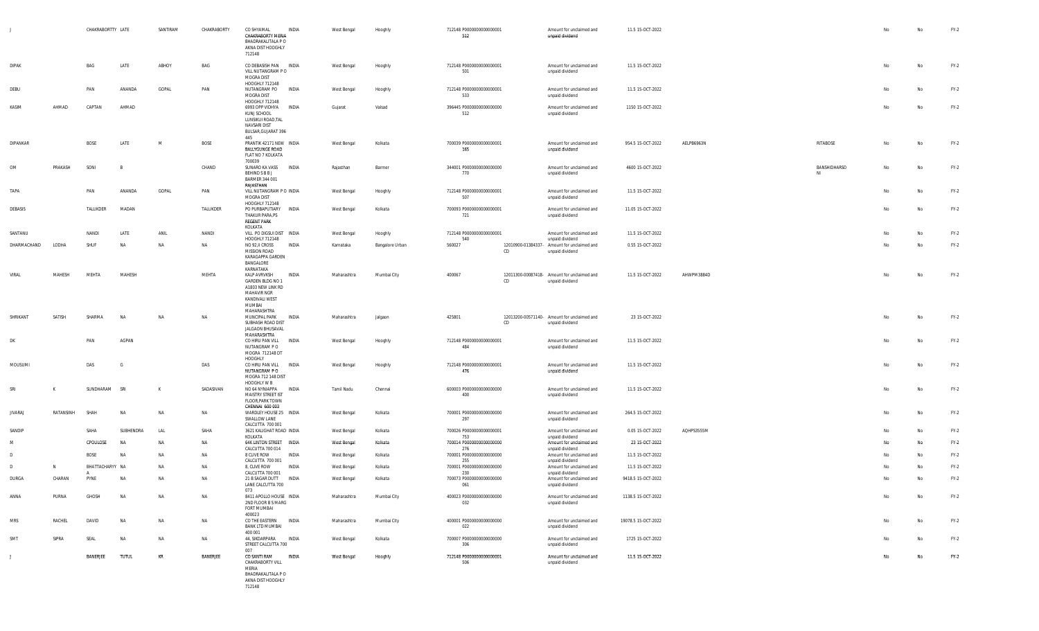| | | | | | | | | | | | | | | | | | | | | |
|---|---|---|---|---|---|---|---|---|---|---|---|---|---|---|---|---|---|---|---|---|
| J | | CHAKRABORTTY | LATE | SANTIRAM | CHAKRABORTY | CO SHYAMAL CHAKRABORTY MERIA BHADRAKALITALA P O AKNA DIST HOOGHLY 712148 | INDIA | West Bengal | Hooghly | 712148 | P0000000000000001512 | | Amount for unclaimed and unpaid dividend | 11.5 | 15-OCT-2022 | | | No | No | FY-2 |
| DIPAK | | BAG | LATE | ABHOY | BAG | CO DEBASISH PAN VILL NUTANGRAM P O MOGRA DIST HOOGHLY 712148 | INDIA | West Bengal | Hooghly | 712148 | P0000000000000001501 | | Amount for unclaimed and unpaid dividend | 11.5 | 15-OCT-2022 | | | No | No | FY-2 |
| DEBU | | PAN | ANANDA | GOPAL | PAN | NUTANGRAM PO MOGRA DIST HOOGHLY 712148 | INDIA | West Bengal | Hooghly | 712148 | P0000000000000001533 | | Amount for unclaimed and unpaid dividend | 11.5 | 15-OCT-2022 | | | No | No | FY-2 |
| KASIM | AHMAD | CAPTAN | AHMAD | | | 6993 OPP VIDHYA KUNJ SCHOOL LUNSIKUI ROAD,TAL NAVSARI DIST BULSAR,GUJARAT 396 445 | INDIA | Gujarat | Valsad | 396445 | P0000000000000000512 | | Amount for unclaimed and unpaid dividend | 1150 | 15-OCT-2022 | | | No | No | FY-2 |
| DIPANKAR | | BOSE | LATE | M | BOSE | PRANTIK 42171 NEW BALLYGUNGE ROAD FLAT NO 7 KOLKATA 700039 | INDIA | West Bengal | Kolkata | 700039 | P0000000000000001165 | | Amount for unclaimed and unpaid dividend | 954.5 | 15-OCT-2022 | AELPB6963N | RITABOSE | No | No | FY-2 |
| OM | PRAKASH | SONI | B | | CHAND | SUNARO KA VASS BEHIND S B B J BARMER 344 001 RAJASTHAN | INDIA | Rajasthan | Barmer | 344001 | P0000000000000000770 | | Amount for unclaimed and unpaid dividend | 4600 | 15-OCT-2022 | | BANSHIDHARSONI | No | No | FY-2 |
| TAPA | | PAN | ANANDA | GOPAL | PAN | VILL NUTANGRAM P O MOGRA DIST HOOGHLY 712148 | INDIA | West Bengal | Hooghly | 712148 | P0000000000000001507 | | Amount for unclaimed and unpaid dividend | 11.5 | 15-OCT-2022 | | | No | No | FY-2 |
| DEBASIS | | TALUKDER | MADAN | | TALUKDER | PO PURBAPUTIARY THAKUR PARA,PS REGENT PARK KOLKATA | INDIA | West Bengal | Kolkata | 700093 | P0000000000000001721 | | Amount for unclaimed and unpaid dividend | 11.05 | 15-OCT-2022 | | | No | No | FY-2 |
| SANTANU | | NANDI | LATE | ANIL | NANDI | VILL PO DIGSUI DIST HOOGHLY 712148 | INDIA | West Bengal | Hooghly | 712148 | P0000000000000001540 | | Amount for unclaimed and unpaid dividend | 11.5 | 15-OCT-2022 | | | No | No | FY-2 |
| DHARMACHAND | LODHA | SHUF | NA | NA | NA | NO 92,II CROSS MISSION ROAD KARAGAPPA GARDEN BANGALORE KARNATAKA | INDIA | Karnataka | Bangalore Urban | 560027 | | 12010900-01384337-CD | Amount for unclaimed and unpaid dividend | 0.55 | 15-OCT-2022 | | | No | No | FY-2 |
| VIRAL | MAHESH | MEHTA | MAHESH | | MEHTA | KALP AVRVKSH GARDEN BLDG NO 1 A1803 NEW LINK RD MAHAVIR NGR KANDIVALI WEST MUMBAI MAHARASHTRA | INDIA | Maharashtra | Mumbai City | 400067 | | 12011300-00087418-CD | Amount for unclaimed and unpaid dividend | 11.5 | 15-OCT-2022 | AHWPM3884D | | No | No | FY-2 |
| SHRIKANT | SATISH | SHARMA | NA | NA | NA | MUNCIPAL PARK SUBHASH ROAD DIST JALGAON BHUSAVAL MAHARASHTRA | INDIA | Maharashtra | Jalgaon | 425801 | | 12013200-00571140-CD | Amount for unclaimed and unpaid dividend | 23 | 15-OCT-2022 | | | No | No | FY-2 |
| DK | | PAN | AGPAN | | | CO HIRU PAN VILL NUTANGRAM P O MOGRA 712148 DT HOOGHLY | INDIA | West Bengal | Hooghly | 712148 | P0000000000000001484 | | Amount for unclaimed and unpaid dividend | 11.5 | 15-OCT-2022 | | | No | No | FY-2 |
| MOUSUMI | | DAS | G | | DAS | CO HIRU PAN VILL NUTANGRAM P O MOGRA 712 148 DIST HOOGHLY W B | INDIA | West Bengal | Hooghly | 712148 | P0000000000000001476 | | Amount for unclaimed and unpaid dividend | 11.5 | 15-OCT-2022 | | | No | No | FY-2 |
| SRI | K | SUNDHARAM | SRI | K | SADASIVAN | NO 64 NYNIAPPA MAISTRY STREET IST FLOOR,PARK TOWN CHENNAI 600 003 | INDIA | Tamil Nadu | Chennai | 600003 | P0000000000000000400 | | Amount for unclaimed and unpaid dividend | 11.5 | 15-OCT-2022 | | | No | No | FY-2 |
| JIVARAJ | RATANSINH | SHAH | NA | NA | NA | WARDLEY HOUSE 25 SWALLOW LANE CALCUTTA 700 001 | INDIA | West Bengal | Kolkata | 700001 | P0000000000000000297 | | Amount for unclaimed and unpaid dividend | 264.5 | 15-OCT-2022 | | | No | No | FY-2 |
| SANDIP | | SAHA | SUBHENDRA | LAL | SAHA | 3621 KALIGHAT ROAD KOLKATA | INDIA | West Bengal | Kolkata | 700026 | P0000000000000001753 | | Amount for unclaimed and unpaid dividend | 0.05 | 15-OCT-2022 | AQHPS3555M | | No | No | FY-2 |
| M | | CPOULOSE | NA | NA | NA | 64K LINTON STREET CALCUTTA 700 014 | INDIA | West Bengal | Kolkata | 700014 | P0000000000000000276 | | Amount for unclaimed and unpaid dividend | 23 | 15-OCT-2022 | | | No | No | FY-2 |
| D | | BOSE | NA | NA | NA | 8 CLIVE ROW CALCUTTA 700 001 | INDIA | West Bengal | Kolkata | 700001 | P0000000000000000255 | | Amount for unclaimed and unpaid dividend | 11.5 | 15-OCT-2022 | | | No | No | FY-2 |
| D | N | BHATTACHARYYA | NA | NA | NA | 8, CLIVE ROW CALCUTTA 700 001 | INDIA | West Bengal | Kolkata | 700001 | P0000000000000000230 | | Amount for unclaimed and unpaid dividend | 11.5 | 15-OCT-2022 | | | No | No | FY-2 |
| DURGA | CHARAN | PYNE | NA | NA | NA | 21 B SAGAR DUTT LANE CALCUTTA 700 073 | INDIA | West Bengal | Kolkata | 700073 | P0000000000000000061 | | Amount for unclaimed and unpaid dividend | 9418.5 | 15-OCT-2022 | | | No | No | FY-2 |
| ANNA | PURNA | GHOSH | NA | NA | NA | 8411 APOLLO HOUSE 2ND FLOOR B S MARG FORT MUMBAI 400023 | INDIA | Maharashtra | Mumbai City | 400023 | P0000000000000000032 | | Amount for unclaimed and unpaid dividend | 1138.5 | 15-OCT-2022 | | | No | No | FY-2 |
| MRS | RACHEL | DAVID | NA | NA | NA | CO THE EASTERN BANK LTD MUMBAI 400 001 | INDIA | Maharashtra | Mumbai City | 400001 | P0000000000000000022 | | Amount for unclaimed and unpaid dividend | 19078.5 | 15-OCT-2022 | | | No | No | FY-2 |
| SMT | SIPRA | SEAL | NA | NA | NA | 44, SIKDARPARA STREET CALCUTTA 700 007 | INDIA | West Bengal | Kolkata | 700007 | P0000000000000000306 | | Amount for unclaimed and unpaid dividend | 1725 | 15-OCT-2022 | | | No | No | FY-2 |
| J | | BANERJEE | TUTUL | KR | BANERJEE | CO SANTI RAM CHAKRABORTY VILL MERIA BHADRAKALITALA P O AKNA DIST HOOGHLY 712148 | INDIA | West Bengal | Hooghly | 712148 | P0000000000000001506 | | Amount for unclaimed and unpaid dividend | 11.5 | 15-OCT-2022 | | | No | No | FY-2 |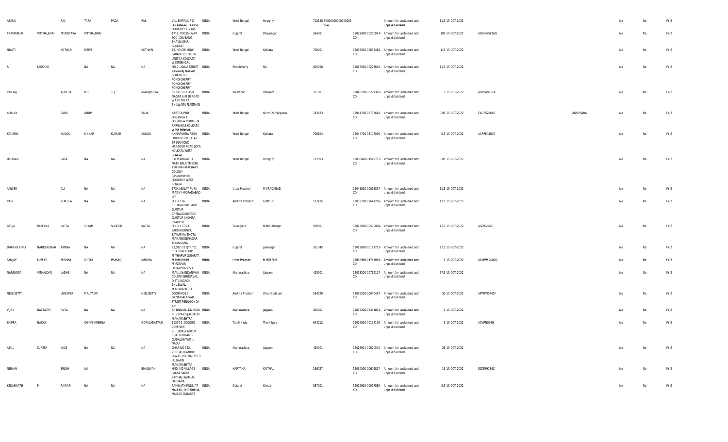| ATANU | | PAL | TARA | PADA | PAL | VILL BIRPALA P O SULTANGACHA DIST HOOGHLY 712148 | INDIA | West Bengal | Hooghly | 712148 | P0000000000000001504 | | Amount for unclaimed and unpaid dividend | 11.5 | 15-OCT-2022 | | | | No | No | FY-2 |
|---|---|---|---|---|---|---|---|---|---|---|---|---|---|---|---|---|---|---|---|---|---|
| PRAVINBHAI | VITTHALBHAI | MENDPARA | VITTHALBHAI | | | 1718, YOGESHWAR SOC , DEVBAUG, BHAVNAGAR GUJARAT | INDIA | Gujarat | Bhavnagar | 364001 | | 130234000-00250074-CD | Amount for unclaimed and unpaid dividend | 100 | 15-OCT-2022 | AOAPM5876Q | | | No | No | FY-2 |
| NIYATI | | KOTHARI | RITEN | | KOTHARI | 12, HO CHI MINH SARANI 1ST FLOOR, UNIT 1A KOLKATA WESTBENGAL | INDIA | West Bengal | Kolkata | 700001 | | 12034500-00633488-CD | Amount for unclaimed and unpaid dividend | 115 | 15-OCT-2022 | | | | No | No | FY-2 |
| R | LAKSHMI | | NA | NA | NA | NO 2 , ANNA STREET KAMARAJ NAGAR , GORIMEDU PONDICHERRY PONDICHERRY PONDICHERRY | INDIA | Pondicherry | NA | 605006 | | 12017500-00223648-CD | Amount for unclaimed and unpaid dividend | 11.5 | 15-OCT-2022 | | | | No | No | FY-2 |
| PANKAJ | | AJMERA | MR | TEJ | MALAJMERA | 55 EXT SUBHASH NAGAR AJMER ROAD WARD NO 47 BHILWARA RJASTHAN | INDIA | Rajasthan | Bhilwara | 311001 | | 12043700-00291362-CD | Amount for unclaimed and unpaid dividend | 5 | 15-OCT-2022 | ADXPA9951A | | | No | No | FY-2 |
| AHALYA | | SAHA | ANUP | | SAHA | KARTICK PUR DEGANGA 1 DEGANGA NORTH 24 PARGANAS KOLKATA WEST BENGAL | INDIA | West Bengal | North 24 Parganas | 743423 | | 12044700-05793649-CD | Amount for unclaimed and unpaid dividend | 0.05 | 15-OCT-2022 | CAUPS2664G | | ANUPSAHA | No | No | FY-2 |
| KAUSHIK | | KUNDU | KINKAR | KUMAR | KUNDU | ANNAPURNA RIDHI SIDHI BLOCK II FLAT 3R DIAMOND HARBOUR ROAD JOKA KOLKATA WEST BENGAL | INDIA | West Bengal | Kolkata | 700104 | | 12044700-03107009-CD | Amount for unclaimed and unpaid dividend | 0.5 | 15-OCT-2022 | AARPK4887G | | | No | No | FY-2 |
| DIBAKAR | | BALA | NA | NA | NA | S O MANMATHA NATH BALA,TRIBENI 150 BRAHMACHARY COLONY BASUDEVPUR HOOGHLY WEST BENGAL | INDIA | West Bengal | Hooghly | 712503 | | 12038400-01542777-CD | Amount for unclaimed and unpaid dividend | 0.05 | 15-OCT-2022 | | | | No | No | FY-2 |
| ANWER | | ALI | NA | NA | NA | 173K ASALAT PURA MADHY MORADABAD U P | INDIA | Uttar Pradesh | MORADABAD | | | 12041800-00053337-CD | Amount for unclaimed and unpaid dividend | 11.5 | 15-OCT-2022 | | | | No | No | FY-2 |
| RAVI | | VEMULA | NA | NA | NA | D NO 3 16 CHERLAGUDI PADU GUNTUR CHERLAGUDIPADU GUNTUR ANDHRA PRADESH | INDIA | Andhra Pradesh | GUNTUR | 522415 | | 12033200-08641260-CD | Amount for unclaimed and unpaid dividend | 12.5 | 15-OCT-2022 | | | | No | No | FY-2 |
| GIRIJA | RAMANA | KATTA | SHYAM | SUNDER | KATTA | H NO 1 3 123 SADDALGUNDU BAYAMMA THOTA MAHABOOBNAGAR TELANGANA | INDIA | Telangana | Mahbubnagar | 509001 | | 12023000-00590004-CD | Amount for unclaimed and unpaid dividend | 11.5 | 15-OCT-2022 | AIVPK7645L | | | No | No | FY-2 |
| DHARMENDRA | NANDLALBHAI | TANNA | NA | NA | NA | 22,OLD 72 QTR,TCL LTD, TOWNSHIP, MITHAPUR GUJARAT | INDIA | Gujarat | Jamnagar | 361345 | | 12019800-00171723-CD | Amount for unclaimed and unpaid dividend | 22.5 | 15-OCT-2022 | | | | No | No | FY-2 |
| SANJAY | KUMAR | MISHRA | SHITLA | PRASAD | MISHRA | MAKRI KHOH MIRZAPUR UTTARPRADESH | INDIA | Uttar Pradesh | MIRZAPUR | | | 12010900-01743019-CD | Amount for unclaimed and unpaid dividend | 5 | 15-OCT-2022 | ACMPM2646Q | | | No | No | FY-2 |
| NARENDRA | VITHALDAS | LADHE | NA | NA | NA | MAULI NANDANVAN COLONY BHUSAVAL DIST JALGAON BHUSAVAL MAHARASHTRA | INDIA | Maharashtra | Jalgaon | 425201 | | 12013200-00719117-CD | Amount for unclaimed and unpaid dividend | 57.5 | 15-OCT-2022 | | | | No | No | FY-2 |
| NEELISETTY | | LNGUPTA | MALYADRI | | NEELISETTY | DOOR NO6 3 GANTASALA VARI STREET PENUGONDA A P | INDIA | Andhra Pradesh | West Godavari | 534320 | | 12035200-00040457-CD | Amount for unclaimed and unpaid dividend | 50 | 15-OCT-2022 | AFWPN0447F | | | No | No | FY-2 |
| VIJAY | DATTATRY | PATIL | NA | NA | NA | AP BHADALI DK NEAR BUS STAND JALGAON MAHARASHTRA | INDIA | Maharashtra | Jalgaon | 425001 | | 12033200-07351074-CD | Amount for unclaimed and unpaid dividend | 5 | 15-OCT-2022 | | | | No | No | FY-2 |
| SHIPRA | NAIDU | | CHINNIKRISHNA | | GOPALARATTAN | 11394 2 ,GOLDEN COMPLEX, BUILDING,CAUCUT ROAD GUDALUR GUDALUR TAMIL NADU | INDIA | Tamil Nadu | The Nilgiris | 643212 | | 12029800-00174109-CD | Amount for unclaimed and unpaid dividend | 5 | 15-OCT-2022 | ACVPN8969J | | | No | No | FY-2 |
| ATUL | SURESH | KALE | NA | NA | NA | GHAR NO 322, VITTHAL MANDIR JAWAL, VITTHAL PETH JALGAON MAHARASHTRA | INDIA | Maharashtra | Jalgaon | 425001 | | 12028901-00020542-CD | Amount for unclaimed and unpaid dividend | 25 | 15-OCT-2022 | | | | No | No | FY-2 |
| NISHAN | | SINGH | JAI | | BHAGWAN | HNO 402 VILLAGE SAKRA SAKRA KAITHAL KAITHAL HARYANA | INDIA | HARYANA | KAITHAL | 136027 | | 12030000-00606817-CD | Amount for unclaimed and unpaid dividend | 15 | 15-OCT-2022 | DZCPS9139C | | | No | No | FY-2 |
| KEDARNATH | P | PAWAR | NA | NA | NA | RAMNATH POLE, AT NADIAD, DIST KHEDA, NADIAD GUJARAT | INDIA | Gujarat | Kheda | 387001 | | 12012600-00077889-CD | Amount for unclaimed and unpaid dividend | 2.5 | 15-OCT-2022 | | | | No | No | FY-2 |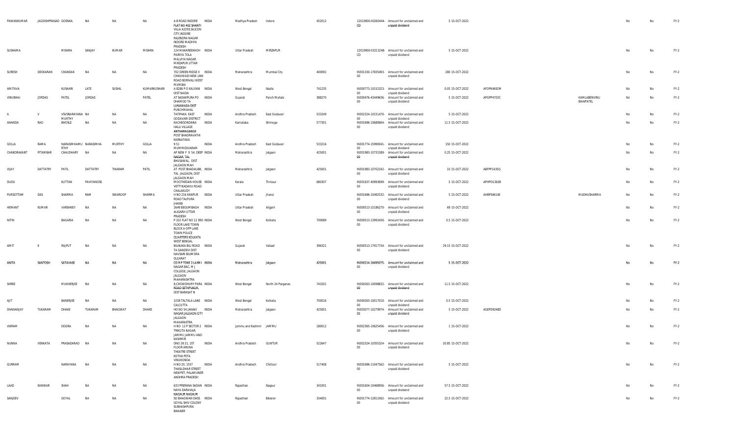| PAWANKUMAR | JAGDISHPRASAD | GOENKA | NA | NA | NA | A B ROAD INDORE FLAT NO 402 SHANTI VILLA A2293,SILICON CITY,INDORE RAJENDRA NAGAR INDORE MADHYA PRADESH | INDIA | Madhya Pradesh | Indore | 452012 | 12010900-00260444-CD | Amount for unclaimed and unpaid dividend | 5 | 15-OCT-2022 | | | | No | No | FY-2 |
|---|---|---|---|---|---|---|---|---|---|---|---|---|---|---|---|---|---|---|---|---|
| SUSHAMA | | MISHRA | SANJAY | KUMAR | MISHRA | 124 MAKAREEKHOH PAIRIYA TOLA MALVIYA NAGAR MIRZAPUR UTTAR PRADESH | INDIA | Uttar Pradesh | MIRZAPUR | | 12010900-03213248-CD | Amount for unclaimed and unpaid dividend | 5 | 15-OCT-2022 | | | | No | No | FY-2 |
| SURESH | DEOKARAN | CHANDAK | NA | NA | NA | 702 GREEN RIDGE II CHIKUWADI NEW LINK ROAD BORIVALI WEST MUMBAI | INDIA | Maharashtra | Mumbai City | 400092 | IN301330-17835493-00 | Amount for unclaimed and unpaid dividend | 280 | 15-OCT-2022 | | | | No | No | FY-2 |
| AMITAVA | | KUSHARI | LATE | SUSHIL | KUMARKUSHARI | A 8286 P O KALYANI DIST NADIA | INDIA | West Bengal | Nadia | 741235 | IN300773-10152323-00 | Amount for unclaimed and unpaid dividend | 0.05 | 15-OCT-2022 | AFOPK4692M | | | No | No | FY-2 |
| VINUBHAI | JORDAS | PATEL | JORDAS | | PATEL | AT SADAKPURA PO DHAMOD TA LUNAWADA DIST PUNCHMAHAL | INDIA | Gujarat | Panch Mahals | 388270 | IN300476-43449636-00 | Amount for unclaimed and unpaid dividend | 5 | 15-OCT-2022 | APGPP4703C | | KAMLABENVINU BHAIPATEL | No | No | FY-2 |
| A | V | VSVSNARAYANA MURTHY | NA | NA | NA | TATIPAKA EAST GODAVARI DISTRICT | INDIA | Andhra Pradesh | East Godavari | 533249 | IN302324-10151470-00 | Amount for unclaimed and unpaid dividend | 5 | 15-OCT-2022 | | | | No | No | FY-2 |
| ANANDA | RAO | BHOSLE | NA | NA | NA | KACHEGONDANA HALLI VILLAGE ANTHARAGANGE POST BHADRAVATHI KARNATAKA | INDIA | Karnataka | Shimoga | 577301 | IN301696-10680664-00 | Amount for unclaimed and unpaid dividend | 11.5 | 15-OCT-2022 | | | | No | No | FY-2 |
| GOLLA | RAMA | NARASIMHAMU RTHY | NARASIMHA | MURTHY | GOLLA | 9 51 MUMMIDIVARAM | INDIA | Andhra Pradesh | East Godavari | 533216 | IN301774-15990041-00 | Amount for unclaimed and unpaid dividend | 150 | 15-OCT-2022 | | | | No | No | FY-2 |
| CHANDRAKANT | PITAMBAR | CHAUDHARY | NA | NA | NA | AP NEW F 9 54, DEEP NAGAR, TAL BHUSAWAL, DIST JALGAON MAH | INDIA | Maharashtra | Jalgaon | 425001 | IN301983-10731589-00 | Amount for unclaimed and unpaid dividend | 0.25 | 15-OCT-2022 | | | | No | No | FY-2 |
| VIJAY | DATTATRY | PATIL | DATTATRY | TIKARAM | PATIL | AT POST BHADALIBK, TAL JALGAON, DIST JALGAON MAH | INDIA | Maharashtra | Jalgaon | 425001 | IN301983-10702242-00 | Amount for unclaimed and unpaid dividend | 10 | 15-OCT-2022 | ABFPP1435Q | | | No | No | FY-2 |
| DUDU | | KUTTAN | PAVIYANOSE | | | MOOTHEDAN HOUSE VETTYKADAVU ROAD CHALAKUDY | INDIA | Kerala | Thrissur | 680307 | IN301637-40993699-00 | Amount for unclaimed and unpaid dividend | 5 | 15-OCT-2022 | APHPD1363B | | | No | No | FY-2 |
| PURSOTTAM | DAS | SHARMA | RAM | SWAROOP | SHARMA | H NO 216 KANPUR ROAD TALPURA JHANSI | INDIA | Uttar Pradesh | Jhansi | | IN301696-10492532-00 | Amount for unclaimed and unpaid dividend | 5 | 15-OCT-2022 | AHBPS4614E | | MADHUSHARMA | No | No | FY-2 |
| HEMANT | KUMAR | VARSHNEY | NA | NA | NA | 2649 BEGUMBAGH ALIGARH UTTAR PRADESH | INDIA | Uttar Pradesh | Aligarh | | IN300513-15186270-00 | Amount for unclaimed and unpaid dividend | 69 | 15-OCT-2022 | | | | No | No | FY-2 |
| NITIN | | BAGARIA | NA | NA | NA | P 322 FLAT NO 12 3RD FLOOR LAKE TOWN BLOCK A OPP LAKE TOWN POLICE QUARTERS KOLKATA WEST BENGAL | INDIA | West Bengal | Kolkata | 700089 | IN300513-13993430-00 | Amount for unclaimed and unpaid dividend | 0.5 | 15-OCT-2022 | | | | No | No | FY-2 |
| AMIT | K | RAJPUT | NA | NA | NA | BILINAKA BILI ROAD TA GANDEVI DIST NAVSARI BILIMORA GUJARAT | INDIA | Gujarat | Valsad | 396321 | IN300513-17917734-00 | Amount for unclaimed and unpaid dividend | 29.15 | 15-OCT-2022 | | | | No | No | FY-2 |
| ANITA | SANTOSH | SATAVASE | NA | NA | NA | C O R P TOKE 3 LAXMI NAGAR BAC, M J COLLEGE, JALGAON JALGAON MAHARASHTRA | INDIA | Maharashtra | Jalgaon | 425001 | IN300214-16695075-00 | Amount for unclaimed and unpaid dividend | 5 | 15-OCT-2022 | | | | No | No | FY-2 |
| SHREE | | MUKHERJEE | NA | NA | NA | 8,CHOWDHURY PARA ROAD SETHPUKUR, DIST BARASAT N | INDIA | West Bengal | North 24 Parganas | 743201 | IN300263-10098832-00 | Amount for unclaimed and unpaid dividend | 11.5 | 15-OCT-2022 | | | | No | No | FY-2 |
| AJIT | | BANERJEE | NA | NA | NA | 101B TALTALA LANE CALCUTTA | INDIA | West Bengal | Kolkata | 700016 | IN300263-10017010-00 | Amount for unclaimed and unpaid dividend | 0.5 | 15-OCT-2022 | | | | No | No | FY-2 |
| DHANANJAY | TUKARAM | DHAKE | TUKARAM | BHAGWAT | DHAKE | HO NO 54 JANAKI NAGAR JALGAON CITY JALGAON MAHARASTRA | INDIA | Maharashtra | Jalgaon | 425001 | IN303077-10279974-00 | Amount for unclaimed and unpaid dividend | 5 | 15-OCT-2022 | AGEPD9248D | | | No | No | FY-2 |
| VIKRAM | | DOGRA | NA | NA | NA | H NO 12 P SECTOR 2 TRIKUTA NAGAR, JAMMU JAMMU AND KASHMIR | INDIA | Jammu and Kashmir | JAMMU | 180012 | IN302365-10625456-00 | Amount for unclaimed and unpaid dividend | 1 | 15-OCT-2022 | | | | No | No | FY-2 |
| NUNNA | VENKATA | PRASADARAO | NA | NA | NA | DNO 28 21, 1ST FLOOR ARUNA THEATRE STREET KOTHA PETA VINUKONDA | INDIA | Andhra Pradesh | GUNTUR | 522647 | IN302324-10355324-00 | Amount for unclaimed and unpaid dividend | 20.85 | 15-OCT-2022 | | | | No | No | FY-2 |
| GURRAM | | NARAYANA | NA | NA | NA | H NO 20, 1557 THASILDHAR STREET NEWPET, PALAMANER ANDHRA PRADESH | INDIA | Andhra Pradesh | Chittoor | 517408 | IN301696-11047562-00 | Amount for unclaimed and unpaid dividend | 5 | 15-OCT-2022 | | | | No | No | FY-2 |
| LAAD | KANWAR | SHAH | NA | NA | NA | 633 PRERANA SADAN NAYA DARAVAJA NAGAUR NAGAUR | INDIA | Rajasthan | Nagaur | 341001 | IN301604-10468956-00 | Amount for unclaimed and unpaid dividend | 57.5 | 15-OCT-2022 | | | | No | No | FY-2 |
| SANJEEV | | GOYAL | NA | NA | NA | SO BHAGWAN DASS GOYAL SHIV COLONY SUBHASHPURA BIKANER | INDIA | Rajasthan | Bikaner | 334001 | IN301774-12811062-00 | Amount for unclaimed and unpaid dividend | 22.5 | 15-OCT-2022 | | | | No | No | FY-2 |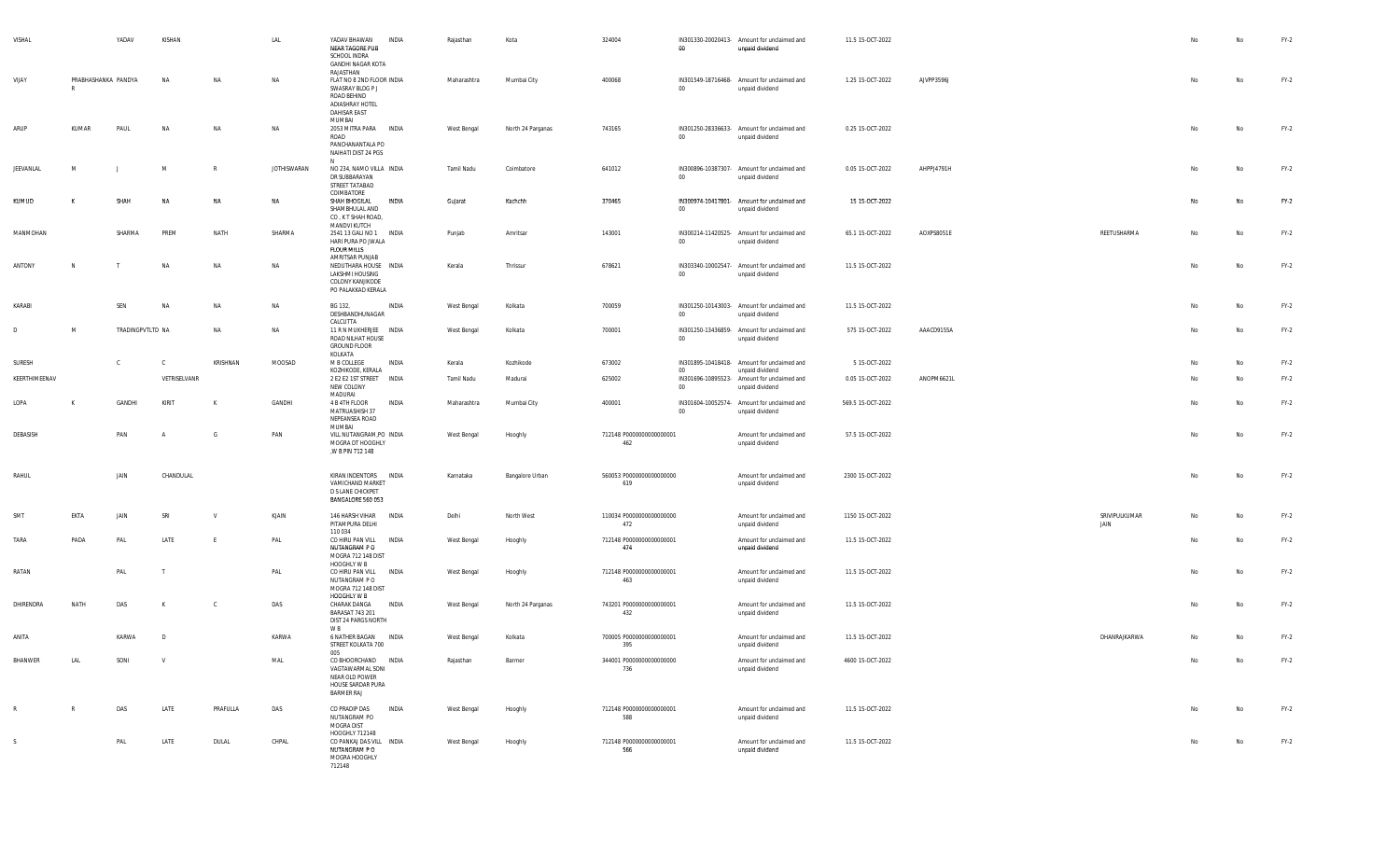| VISHAL | | YADAV | KISHAN | | LAL | YADAV BHAWAN NEAR TAGORE PUB SCHOOL INDRA GANDHI NAGAR KOTA RAJASTHAN | INDIA | Rajasthan | Kota | 324004 | IN301330-20020413-00 | Amount for unclaimed and unpaid dividend | 11.5 | 15-OCT-2022 | | | No | No | FY-2 |
|---|---|---|---|---|---|---|---|---|---|---|---|---|---|---|---|---|---|---|---|
| VIJAY | PRABHASHANKAR | PANDYA | NA | NA | NA | FLAT NO B 2ND FLOOR SWASRAY BLDG P J ROAD BEHIND ADIASHRAY HOTEL DAHISAR EAST MUMBAI | INDIA | Maharashtra | Mumbai City | 400068 | IN301549-18716468-00 | Amount for unclaimed and unpaid dividend | 1.25 | 15-OCT-2022 | AJVPP3596J | | No | No | FY-2 |
| ARUP | KUMAR | PAUL | NA | NA | NA | 2053 MITRA PARA ROAD PANCHANANTALA PO NAIHATI DIST 24 PGS N | INDIA | West Bengal | North 24 Parganas | 743165 | IN301250-28336633-00 | Amount for unclaimed and unpaid dividend | 0.25 | 15-OCT-2022 | | | No | No | FY-2 |
| JEEVANLAL | M | J | M | R | JOTHISWARAN | NO 234, NAMO VILLA DR SUBBARAYAN STREET TATABAD COIMBATORE | INDIA | Tamil Nadu | Coimbatore | 641012 | IN300896-10387307-00 | Amount for unclaimed and unpaid dividend | 0.05 | 15-OCT-2022 | AHPPJ4791H | | No | No | FY-2 |
| KUMUD | K | SHAH | NA | NA | NA | SHAH BHOGILAL SHAMBHULAL AND CO , K T SHAH ROAD, MANDVI KUTCH | INDIA | Gujarat | Kachchh | 370465 | IN300974-10417801-00 | Amount for unclaimed and unpaid dividend | 15 | 15-OCT-2022 | | | No | No | FY-2 |
| MANMOHAN | | SHARMA | PREM | NATH | SHARMA | 2541 13 GALI NO 1 HARI PURA PO JWALA FLOUR MILLS AMRITSAR PUNJAB | INDIA | Punjab | Amritsar | 143001 | IN300214-11420525-00 | Amount for unclaimed and unpaid dividend | 65.1 | 15-OCT-2022 | AOXPS8051E | REETUSHARMA | No | No | FY-2 |
| ANTONY | N | T | NA | NA | NA | NEDUTHARA HOUSE LAKSHMI HOUSING COLONY KANJIKODE PO PALAKKAD KERALA | INDIA | Kerala | Thrissur | 678621 | IN303340-10002547-00 | Amount for unclaimed and unpaid dividend | 11.5 | 15-OCT-2022 | | | No | No | FY-2 |
| KARABI | | SEN | NA | NA | NA | BG 132, DESHBANDHUNAGAR CALCUTTA | INDIA | West Bengal | Kolkata | 700059 | IN301250-10143003-00 | Amount for unclaimed and unpaid dividend | 11.5 | 15-OCT-2022 | | | No | No | FY-2 |
| D | M | TRADINGPVTLTD | NA | NA | NA | 11 R N MUKHERJEE ROAD NILHAT HOUSE GROUND FLOOR KOLKATA | INDIA | West Bengal | Kolkata | 700001 | IN301250-13436859-00 | Amount for unclaimed and unpaid dividend | 575 | 15-OCT-2022 | AAACD9155A | | No | No | FY-2 |
| SURESH | | C | C | KRISHNAN | MOOSAD | M B COLLEGE KOZHIKODE, KERALA | INDIA | Kerala | Kozhikode | 673002 | IN301895-10418418-00 | Amount for unclaimed and unpaid dividend | 5 | 15-OCT-2022 | | | No | No | FY-2 |
| KEERTHIMEENAV | | | VETRISELVANR | | | 2 E2 E2 1ST STREET NEW COLONY MADURAI | INDIA | Tamil Nadu | Madurai | 625002 | IN301696-10895523-00 | Amount for unclaimed and unpaid dividend | 0.05 | 15-OCT-2022 | ANOPM6621L | | No | No | FY-2 |
| LOPA | K | GANDHI | KIRIT | K | GANDHI | 4 B 4TH FLOOR MATRUASHISH 37 NEPEANSEA ROAD MUMBAI | INDIA | Maharashtra | Mumbai City | 400001 | IN301604-10052574-00 | Amount for unclaimed and unpaid dividend | 569.5 | 15-OCT-2022 | | | No | No | FY-2 |
| DEBASISH | | PAN | A | G | PAN | VILL NUTANGRAM,PO MOGRA DT HOOGHLY ,W B PIN 712 148 | INDIA | West Bengal | Hooghly | 712148 | P0000000000000001462 | Amount for unclaimed and unpaid dividend | 57.5 | 15-OCT-2022 | | | No | No | FY-2 |
| RAHUL | | JAIN | CHANDULAL | | | KIRAN INDENTORS VAMICHAND MARKET D S LANE CHICKPET BANGALORE 560 053 | INDIA | Karnataka | Bangalore Urban | 560053 | P0000000000000000619 | Amount for unclaimed and unpaid dividend | 2300 | 15-OCT-2022 | | | No | No | FY-2 |
| SMT | EKTA | JAIN | SRI | V | KJAIN | 146 HARSH VIHAR PITAMPURA DELHI 110 034 | INDIA | Delhi | North West | 110034 | P0000000000000000472 | Amount for unclaimed and unpaid dividend | 1150 | 15-OCT-2022 | | SRIVIPULKUMAR JAIN | No | No | FY-2 |
| TARA | PADA | PAL | LATE | E | PAL | CO HIRU PAN VILL NUTANGRAM P O MOGRA 712 148 DIST HOOGHLY W B | INDIA | West Bengal | Hooghly | 712148 | P0000000000000001474 | Amount for unclaimed and unpaid dividend | 11.5 | 15-OCT-2022 | | | No | No | FY-2 |
| RATAN | | PAL | T | | PAL | CO HIRU PAN VILL NUTANGRAM P O MOGRA 712 148 DIST HOOGHLY W B | INDIA | West Bengal | Hooghly | 712148 | P0000000000000001463 | Amount for unclaimed and unpaid dividend | 11.5 | 15-OCT-2022 | | | No | No | FY-2 |
| DHIRENDRA | NATH | DAS | K | C | DAS | CHARAK DANGA BARASAT 743 201 DIST 24 PARGS NORTH W B | INDIA | West Bengal | North 24 Parganas | 743201 | P0000000000000001432 | Amount for unclaimed and unpaid dividend | 11.5 | 15-OCT-2022 | | | No | No | FY-2 |
| ANITA | | KARWA | D | | KARWA | 6 NATHER BAGAN STREET KOLKATA 700 005 | INDIA | West Bengal | Kolkata | 700005 | P0000000000000001395 | Amount for unclaimed and unpaid dividend | 11.5 | 15-OCT-2022 | | DHANRAJKARWA | No | No | FY-2 |
| BHANWER | LAL | SONI | V | | MAL | CO BHOORCHAND VAGTAWARMAL SONI NEAR OLD POWER HOUSE SARDAR PURA BARMER RAJ | INDIA | Rajasthan | Barmer | 344001 | P0000000000000000736 | Amount for unclaimed and unpaid dividend | 4600 | 15-OCT-2022 | | | No | No | FY-2 |
| R | R | DAS | LATE | PRAFULLA | DAS | CO PRADIP DAS NUTANGRAM PO MOGRA DIST HOOGHLY 712148 | INDIA | West Bengal | Hooghly | 712148 | P0000000000000001588 | Amount for unclaimed and unpaid dividend | 11.5 | 15-OCT-2022 | | | No | No | FY-2 |
| S | | PAL | LATE | DULAL | CHPAL | CO PANKAJ DAS VILL NUTANGRAM P O MOGRA HOOGHLY 712148 | INDIA | West Bengal | Hooghly | 712148 | P0000000000000001566 | Amount for unclaimed and unpaid dividend | 11.5 | 15-OCT-2022 | | | No | No | FY-2 |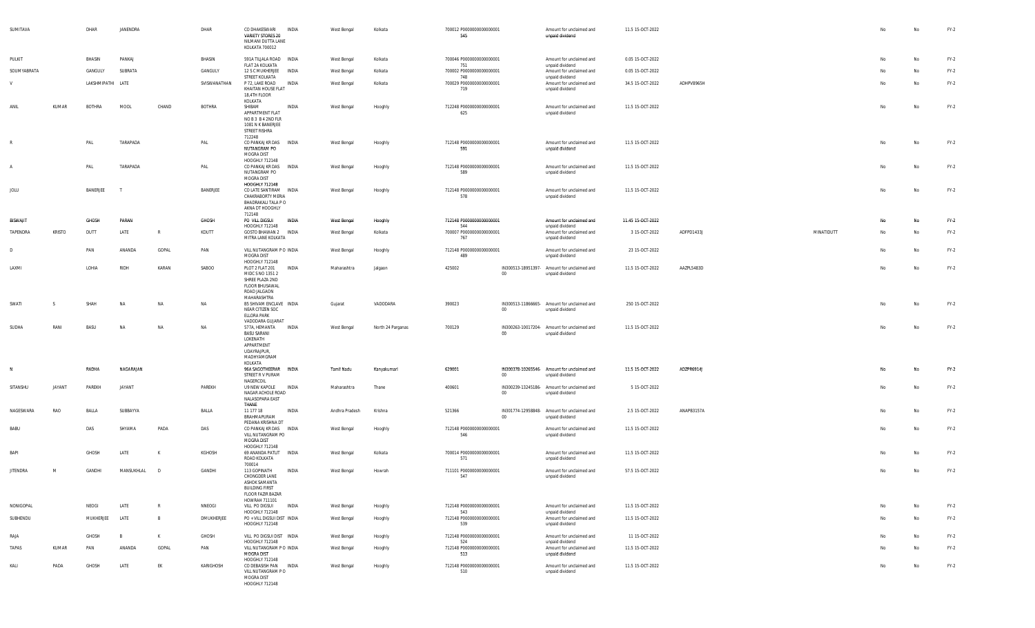| SUMITAVA | | DHAR | JANENDRA | | DHAR | C/O DHAKESWARI VARIETY STORES 20 NILMANI DUTTA LANE KOLKATA 700012 | INDIA | West Bengal | Kolkata | 700012 | P0000000000000001545 | | Amount for unclaimed and unpaid dividend | 11.5 | 15-OCT-2022 | | | | No | No | FY-2 |
|---|---|---|---|---|---|---|---|---|---|---|---|---|---|---|---|---|---|---|---|---|---|
| PULKIT | | BHASIN | PANKAJ | | BHASIN | 591A TILJALA ROAD FLAT 2A KOLKATA | INDIA | West Bengal | Kolkata | 700046 | P0000000000000000751 | | Amount for unclaimed and unpaid dividend | 0.05 | 15-OCT-2022 | | | | No | No | FY-2 |
| SOUMYABRATA | | GANGULY | SUBRATA | | GANGULY | 12 S C MUKHERJEE STREET KOLKATA | INDIA | West Bengal | Kolkata | 700002 | P0000000000000000748 | | Amount for unclaimed and unpaid dividend | 0.05 | 15-OCT-2022 | | | | No | No | FY-2 |
| V | | LAKSHMIPATHI | LATE | | SVISWANATHAN | P 72, LAKE ROAD KHAITAN HOUSE FLAT 18,4TH FLOOR KOLKATA | INDIA | West Bengal | Kolkata | 700029 | P0000000000000000719 | | Amount for unclaimed and unpaid dividend | 34.5 | 15-OCT-2022 | ADHPV8965H | | | No | No | FY-2 |
| ANIL | KUMAR | BOTHRA | MOOL | CHAND | BOTHRA | SHIBAM APPARTMENT FLAT NO B 3 B 4 2ND FLR 1081 N K BANERJEE STREET RISHRA 712248 | INDIA | West Bengal | Hooghly | 712248 | P0000000000000000625 | | Amount for unclaimed and unpaid dividend | 11.5 | 15-OCT-2022 | | | | No | No | FY-2 |
| R | | PAL | TARAPADA | | PAL | C/O PANKAJ KR DAS NUTANGRAM PO MOGRA DIST HOOGHLY 712148 | INDIA | West Bengal | Hooghly | 712148 | P0000000000000000591 | | Amount for unclaimed and unpaid dividend | 11.5 | 15-OCT-2022 | | | | No | No | FY-2 |
| A | | PAL | TARAPADA | | PAL | C/O PANKAJ KR DAS NUTANGRAM PO MOGRA DIST HOOGHLY 712148 | INDIA | West Bengal | Hooghly | 712148 | P0000000000000000589 | | Amount for unclaimed and unpaid dividend | 11.5 | 15-OCT-2022 | | | | No | No | FY-2 |
| JOLU | | BANERJEE | T | | BANERJEE | C/O LATE SANTIRAM CHAKRABORTY MERIA BHADRAKALI TALA P O AKNA DT HOOGHLY 712148 | INDIA | West Bengal | Hooghly | 712148 | P0000000000000000578 | | Amount for unclaimed and unpaid dividend | 11.5 | 15-OCT-2022 | | | | No | No | FY-2 |
| BISWAJIT | | GHOSH | PARAN | | GHOSH | PO VILL DIGSUI HOOGHLY 712148 | INDIA | West Bengal | Hooghly | 712148 | P0000000000000000544 | | Amount for unclaimed and unpaid dividend | 11.45 | 15-OCT-2022 | | | | No | No | FY-2 |
| TAPENDRA | KRISTO | DUTT | LATE | R | KDUTT | GOSTO BHAWAN 2 MITRA LANE KOLKATA | INDIA | West Bengal | Kolkata | 700007 | P0000000000000000767 | | Amount for unclaimed and unpaid dividend | 3 | 15-OCT-2022 | ADFPD1433J | | MINATIDUTT | No | No | FY-2 |
| D | | PAN | ANANDA | GOPAL | PAN | VILL NUTANGRAM P O MOGRA DIST HOOGHLY 712148 | INDIA | West Bengal | Hooghly | 712148 | P0000000000000000489 | | Amount for unclaimed and unpaid dividend | 23 | 15-OCT-2022 | | | | No | No | FY-2 |
| LAXMI | | LOHIA | RIDH | KARAN | SABOO | PLOT 2 FLAT 201 MIDC S NO 1351 2 SHREE PLAZA 2ND FLOOR BHUSAWAL ROAD JALGAON MAHARASHTRA | INDIA | Maharashtra | Jalgaon | 425002 | | IN300513-18951397-00 | Amount for unclaimed and unpaid dividend | 11.5 | 15-OCT-2022 | AAZPL5483D | | | No | No | FY-2 |
| SWATI | S | SHAH | NA | NA | NA | B5 SHIVAM ENCLAVE NEAR CITIZEN SOC ELLORA PARK VADODARA GUJARAT | INDIA | Gujarat | VADODARA | 390023 | | IN300513-11866665-00 | Amount for unclaimed and unpaid dividend | 250 | 15-OCT-2022 | | | | No | No | FY-2 |
| SUDHA | RANI | BASU | NA | NA | NA | 577A, HEMANTA BASU SARANI LOKENATH APPARTMENT UDAYRAJPUR, MADHYAMGRAM KOLKATA | INDIA | West Bengal | North 24 Parganas | 700129 | | IN300263-10017204-00 | Amount for unclaimed and unpaid dividend | 11.5 | 15-OCT-2022 | | | | No | No | FY-2 |
| N | | RADHA | NAGARAJAN | | | 96A SAGOTHEERAR STREET R V PURAM NAGERCOIL | INDIA | Tamil Nadu | Kanyakumari | 629001 | | IN300378-10265546-00 | Amount for unclaimed and unpaid dividend | 11.5 | 15-OCT-2022 | ADZPR6914J | | | No | No | FY-2 |
| SITANSHU | JAYANT | PAREKH | JAYANT | | PAREKH | U9 NEW KAPOLE NAGAR ACHOLE ROAD NALASOPARA EAST THANE | INDIA | Maharashtra | Thane | 400601 | | IN300239-13245186-00 | Amount for unclaimed and unpaid dividend | 5 | 15-OCT-2022 | | | | No | No | FY-2 |
| NAGESWARA | RAO | BALLA | SUBBAYYA | | BALLA | 11 177 18 BRAHMAPURAM PEDANA KRISHNA DT | INDIA | Andhra Pradesh | Krishna | 521366 | | IN301774-12958848-00 | Amount for unclaimed and unpaid dividend | 2.5 | 15-OCT-2022 | ANAPB3157A | | | No | No | FY-2 |
| BABU | | DAS | SHYAMA | PADA | DAS | C/O PANKAJ KR DAS VILL NUTANGRAM PO MOGRA DIST HOOGHLY 712148 | INDIA | West Bengal | Hooghly | 712148 | P0000000000000000546 | | Amount for unclaimed and unpaid dividend | 11.5 | 15-OCT-2022 | | | | No | No | FY-2 |
| BAPI | | GHOSH | LATE | K | KGHOSH | 69 ANANDA PATLIT ROAD KOLKATA 700014 | INDIA | West Bengal | Kolkata | 700014 | P0000000000000000571 | | Amount for unclaimed and unpaid dividend | 11.5 | 15-OCT-2022 | | | | No | No | FY-2 |
| JITENDRA | M | GANDHI | MANSUKHLAL | D | GANDHI | 113 GOPINATH CHONGDER LANE ASHOK SAMANTA BUILDING FIRST FLOOR FAZIR BAZAR HOWRAH 711101 | INDIA | West Bengal | Howrah | 711101 | P0000000000000000547 | | Amount for unclaimed and unpaid dividend | 57.5 | 15-OCT-2022 | | | | No | No | FY-2 |
| NONIGOPAL | | NEOGI | LATE | R | NNEOGI | VILL PO DIGSUI HOOGHLY 712148 | INDIA | West Bengal | Hooghly | 712148 | P0000000000000000543 | | Amount for unclaimed and unpaid dividend | 11.5 | 15-OCT-2022 | | | | No | No | FY-2 |
| SUBHENDU | | MUKHERJEE | LATE | B | DMUKHERJEE | PO + VILL DIGSUI DIST HOOGHLY 712148 | INDIA | West Bengal | Hooghly | 712148 | P0000000000000000539 | | Amount for unclaimed and unpaid dividend | 11.5 | 15-OCT-2022 | | | | No | No | FY-2 |
| RAJA | | GHOSH | B | K | GHOSH | VILL PO DIGSUI DIST HOOGHLY 712148 | INDIA | West Bengal | Hooghly | 712148 | P0000000000000000524 | | Amount for unclaimed and unpaid dividend | 11 | 15-OCT-2022 | | | | No | No | FY-2 |
| TAPAS | KUMAR | PAN | ANANDA | GOPAL | PAN | VILL NUTANGRAM P O MOGRA DIST HOOGHLY 712148 | INDIA | West Bengal | Hooghly | 712148 | P0000000000000000513 | | Amount for unclaimed and unpaid dividend | 11.5 | 15-OCT-2022 | | | | No | No | FY-2 |
| KALI | PADA | GHOSH | LATE | EK | KARIGHOSH | C/O DEBASISH PAN VILL NUTANGRAM P O MOGRA DIST HOOGHLY 712148 | INDIA | West Bengal | Hooghly | 712148 | P0000000000000000510 | | Amount for unclaimed and unpaid dividend | 11.5 | 15-OCT-2022 | | | | No | No | FY-2 |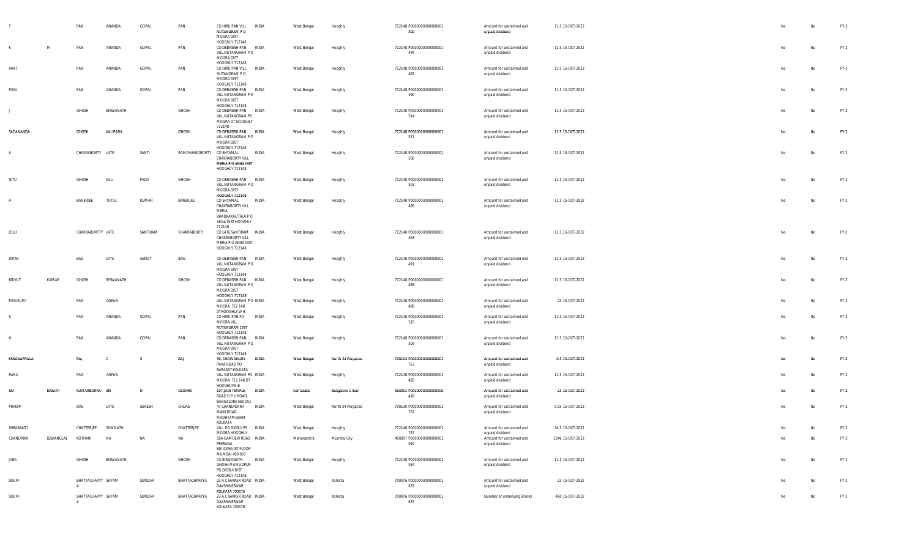| T | | PAN | ANANDA | GOPAL | PAN | C/O HIRU PAN VILL NUTANGRAM P O MOGRA DIST HOOGHLY 712148 | INDIA | West Bengal | Hooghly | 712148 | P0000000000000001500 | | Amount for unclaimed and unpaid dividend | 11.5 | 15-OCT-2022 | No | No | FY-2 |
|---|---|---|---|---|---|---|---|---|---|---|---|---|---|---|---|---|---|---|
| K | M | PAN | ANANDA | GOPAL | PAN | C/O DEBASISH PAN VILL NUTANGRAM P O MOGRA DIST HOOGHLY 712148 | INDIA | West Bengal | Hooghly | 712148 | P0000000000000001494 | | Amount for unclaimed and unpaid dividend | 11.5 | 15-OCT-2022 | No | No | FY-2 |
| RANI | | PAN | ANANDA | GOPAL | PAN | C/O HIRU PAN VILL NUTANGRAM P O MOGRA DIST HOOGHLY 712148 | INDIA | West Bengal | Hooghly | 712148 | P0000000000000001492 | | Amount for unclaimed and unpaid dividend | 11.5 | 15-OCT-2022 | No | No | FY-2 |
| MOU | | PAN | ANANDA | GOPAL | PAN | C/O DEBASISH PAN VILL NUTANGRAM P O MOGRA DIST HOOGHLY 712148 | INDIA | West Bengal | Hooghly | 712148 | P0000000000000001490 | | Amount for unclaimed and unpaid dividend | 11.5 | 15-OCT-2022 | No | No | FY-2 |
| J | | GHOSH | BISWANATH | | GHOSH | C/O DEBASISH PAN VILL NUTANGRAM PO MOGRA DT HOOGHLY 712148 | INDIA | West Bengal | Hooghly | 712148 | P0000000000000001514 | | Amount for unclaimed and unpaid dividend | 11.5 | 15-OCT-2022 | No | No | FY-2 |
| SADANANDA | | GHOSH | KALIPADA | | GHOSH | C/O DEBASISH PAN VILL NUTANGRAM P O MOGRA DIST HOOGHLY 712148 | INDIA | West Bengal | Hooghly | 712148 | P0000000000000001511 | | Amount for unclaimed and unpaid dividend | 11.5 | 15-OCT-2022 | No | No | FY-2 |
| A | | CHAKRABORTY | LATE | SANTI | RAMCHAKROBORTY | C/O SHYAMAL CHAKRABORTY VILL MERIA P O AKNA DIST HOOGHLY 712148 | INDIA | West Bengal | Hooghly | 712148 | P0000000000000001508 | | Amount for unclaimed and unpaid dividend | 11.5 | 15-OCT-2022 | No | No | FY-2 |
| NITU | | GHOSH | KALI | PADA | GHOSH | C/O DEBASISH PAN VILL NUTANGRAM P O MOGRA DIST HOOGHLY 712148 | INDIA | West Bengal | Hooghly | 712148 | P0000000000000001503 | | Amount for unclaimed and unpaid dividend | 11.5 | 15-OCT-2022 | No | No | FY-2 |
| A | | BANERJEE | TUTUL | KUMAR | BANERJEE | C/O SHYAMAL CHAKRABORTY VILL MERIA BHADRAKALITALA P O AKNA DIST HOOGHLY 712148 | INDIA | West Bengal | Hooghly | 712148 | P0000000000000001496 | | Amount for unclaimed and unpaid dividend | 11.5 | 15-OCT-2022 | No | No | FY-2 |
| JOLLI | | CHAKRABORTTY | LATE | SANTIRAM | CHAKRABORTY | C/O LATE SANTIRAM CHAKRABORTY VILL MERIA P O AKNA DIST HOOGHLY 712148 | INDIA | West Bengal | Hooghly | 712148 | P0000000000000001493 | | Amount for unclaimed and unpaid dividend | 11.5 | 15-OCT-2022 | No | No | FY-2 |
| DIPAK | | BAG | LATE | ABHOY | BAG | C/O DEBASISH PAN VILL NUTANGRAM P O MOGRA DIST HOOGHLY 712148 | INDIA | West Bengal | Hooghly | 712148 | P0000000000000001491 | | Amount for unclaimed and unpaid dividend | 11.5 | 15-OCT-2022 | No | No | FY-2 |
| BIDYUT | KUMAR | GHOSH | BISWANATH | | GHOSH | C/O DEBASISH PAN VILL NUTANGRAM P O MOGRA DIST HOOGHLY 712148 | INDIA | West Bengal | Hooghly | 712148 | P0000000000000001488 | | Amount for unclaimed and unpaid dividend | 11.5 | 15-OCT-2022 | No | No | FY-2 |
| MOUSUMI | | PAN | AGPAN | | | VILL NUTANGRAM P O MOGRA 712148 DT HOOGHLY W B | INDIA | West Bengal | Hooghly | 712148 | P0000000000000001486 | | Amount for unclaimed and unpaid dividend | 23 | 15-OCT-2022 | No | No | FY-2 |
| S | | PAN | ANANDA | GOPAL | PAN | C/O HIRU PAN PO MOGRA VILL NUTANGRAM DIST HOOGHLY 712148 | INDIA | West Bengal | Hooghly | 712148 | P0000000000000001515 | | Amount for unclaimed and unpaid dividend | 11.5 | 15-OCT-2022 | No | No | FY-2 |
| H | | PAN | ANANDA | GOPAL | PAN | C/O DEBASISH PAN VILL NUTANGRAM P O MOGRA DIST HOOGHLY 712148 | INDIA | West Bengal | Hooghly | 712148 | P0000000000000001509 | | Amount for unclaimed and unpaid dividend | 11.5 | 15-OCT-2022 | No | No | FY-2 |
| KSHANAPRAVA | | RAJ | C | S | RAJ | 39, CHOWDHURY PARA ROAD PO BARASAT KOLKATA | INDIA | West Bengal | North 24 Parganas | 700124 | P0000000000000001763 | | Amount for unclaimed and unpaid dividend | 0.5 | 15-OCT-2022 | No | No | FY-2 |
| RANU | | PAN | AGPAN | | | VILL NUTANGRAM PO MOGRA 712148 DT HOOGHLY W B | INDIA | West Bengal | Hooghly | 712148 | P0000000000000001485 | | Amount for unclaimed and unpaid dividend | 11.5 | 15-OCT-2022 | No | No | FY-2 |
| SRI | BASANT | KUMARBOHRA | SRI | H | CBOHRA | 197,JAIN TEMPLE ROAD O P H ROAD BANGALORE 560 051 | INDIA | Karnataka | Bangalore Urban | 560051 | P0000000000000000418 | | Amount for unclaimed and unpaid dividend | 23 | 15-OCT-2022 | No | No | FY-2 |
| PRADIP | | DAS | LATE | SURESH | CHDAS | 47 CHANDIGARH MAIN ROAD MADHYAMGRAM KOLKATA | INDIA | West Bengal | North 24 Parganas | 700130 | P0000000000000001752 | | Amount for unclaimed and unpaid dividend | 0.05 | 15-OCT-2022 | No | No | FY-2 |
| SHRABANTI | | CHATTERJEE | SOMNATH | | CHATTERJEE | VILL PO DIGSUI PS MOGRA HOOGHLY | INDIA | West Bengal | Hooghly | 712148 | P0000000000000001747 | | Amount for unclaimed and unpaid dividend | 34.5 | 15-OCT-2022 | No | No | FY-2 |
| CHANDRIKA | JESHANGLAL | KOTHARI | NA | NA | NA | 58A GAMDEVI ROAD PRERANA BUILDING,1ST FLOOR MUMBAI 400 007 | INDIA | Maharashtra | Mumbai City | 400007 | P0000000000000000040 | | Amount for unclaimed and unpaid dividend | 2346 | 15-OCT-2022 | No | No | FY-2 |
| JABA | | GHOSH | BISWANATH | | GHOSH | C/O BISWANATH GHOSH MAMUDPUR PO DIGSUI DIST HOOGHLY 712148 | INDIA | West Bengal | Hooghly | 712148 | P0000000000000001594 | | Amount for unclaimed and unpaid dividend | 11.5 | 15-OCT-2022 | No | No | FY-2 |
| SOUMI | | BHATTACHARYYA | SHYAM | SUNDAR | BHATTACHARYYA | 23 A C SARKER ROAD DAKSHINESWAR KOLKATA 700076 | INDIA | West Bengal | Kolkata | 700076 | P0000000000000001637 | | Amount for unclaimed and unpaid dividend | 23 | 15-OCT-2022 | No | No | FY-2 |
| SOUMI | | BHATTACHARYYA | SHYAM | SUNDAR | BHATTACHARYYA | 23 A C SARKER ROAD DAKSHINESWAR KOLKATA 700076 | INDIA | West Bengal | Kolkata | 700076 | P0000000000000001637 | | Number of underlying Shares | 460 | 15-OCT-2022 | No | No | FY-2 |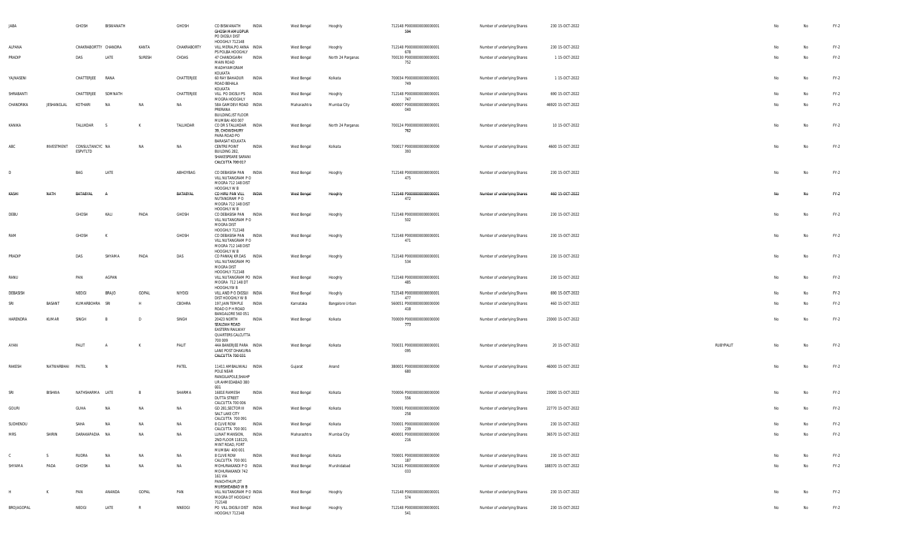| | | | | | | | | | | | | | | | | | | | |
|---|---|---|---|---|---|---|---|---|---|---|---|---|---|---|---|---|---|---|---|
| JABA | | GHOSH | BISWANATH | | GHOSH | C/O BISWANATH GHOSH MAMUDPUR PO DIGSUI DIST HOOGHLY 712148 | INDIA | West Bengal | Hooghly | 712148 | P0000000000000001594 | Number of underlying Shares | 230 | 15-OCT-2022 | | | No | No | FY-2 |
| ALPANA | | CHAKRABORTTY | CHANDRA | KANTA | CHAKRABORTY | VILL MERIA,PO AKNA PS POLBA HOOGHLY | INDIA | West Bengal | Hooghly | 712148 | P0000000000000001678 | Number of underlying Shares | 230 | 15-OCT-2022 | | | No | No | FY-2 |
| PRADIP | | DAS | LATE | SURESH | CHDAS | 47 CHANDIGARH MAIN ROAD MADHYAMGRAM KOLKATA | INDIA | West Bengal | North 24 Parganas | 700130 | P0000000000000001752 | Number of underlying Shares | 1 | 15-OCT-2022 | | | No | No | FY-2 |
| YAJNASENI | | CHATTERJEE | RANA | | CHATTERJEE | 60 RAY BAHADUR ROAD BEHALA KOLKATA | INDIA | West Bengal | Kolkata | 700034 | P0000000000000001749 | Number of underlying Shares | 1 | 15-OCT-2022 | | | No | No | FY-2 |
| SHRABANTI | | CHATTERJEE | SOMNATH | | CHATTERJEE | VILL PO DIGSUI PS MOGRA HOOGHLY | INDIA | West Bengal | Hooghly | 712148 | P0000000000000001747 | Number of underlying Shares | 690 | 15-OCT-2022 | | | No | No | FY-2 |
| CHANDRIKA | JESHANGLAL | KOTHARI | NA | NA | NA | 58A GAMDEVI ROAD PRERANA BUILDING,1ST FLOOR MUMBAI 400 007 | INDIA | Maharashtra | Mumbai City | 400007 | P0000000000000001040 | Number of underlying Shares | 46920 | 15-OCT-2022 | | | No | No | FY-2 |
| KANIKA | | TALUKDAR | S | K | TALUKDAR | C/O DR S TALUKDAR 39, CHOWDHURY PARA ROAD PO BARASAT KOLKATA | INDIA | West Bengal | North 24 Parganas | 700124 | P0000000000000001762 | Number of underlying Shares | 10 | 15-OCT-2022 | | | No | No | FY-2 |
| ABC | INVESTMENT | CONSULTANCYC ESPVTLTD | NA | NA | NA | CENTRE POINT BUILDING 282, SHAKESPEARE SARANI CALCUTTA 700 017 | INDIA | West Bengal | Kolkata | 700017 | P0000000000000000393 | Number of underlying Shares | 4600 | 15-OCT-2022 | | | No | No | FY-2 |
| D | | BAG | LATE | | ABHOYBAG | C/O DEBASISH PAN VILL NUTANGRAM P O MOGRA 712 148 DIST HOOGHLY W B | INDIA | West Bengal | Hooghly | 712148 | P0000000000000001475 | Number of underlying Shares | 230 | 15-OCT-2022 | | | No | No | FY-2 |
| KASHI | NATH | BATABYAL | A | | BATABYAL | C/O HIRU PAN VILL NUTANGRAM P O MOGRA 712 148 DIST HOOGHLY W B | INDIA | West Bengal | Hooghly | 712148 | P0000000000000001472 | Number of underlying Shares | 460 | 15-OCT-2022 | | | No | No | FY-2 |
| DEBU | | GHOSH | KALI | PADA | GHOSH | C/O DEBASISH PAN VILL NUTANGRAM P O MOGRA DIST HOOGHLY 712148 | INDIA | West Bengal | Hooghly | 712148 | P0000000000000001502 | Number of underlying Shares | 230 | 15-OCT-2022 | | | No | No | FY-2 |
| RAM | | GHOSH | K | | GHOSH | C/O DEBASISH PAN VILL NUTANGRAM P O MOGRA 712 148 DIST HOOGHLY W B | INDIA | West Bengal | Hooghly | 712148 | P0000000000000001471 | Number of underlying Shares | 230 | 15-OCT-2022 | | | No | No | FY-2 |
| PRADIP | | DAS | SHYAMA | PADA | DAS | C/O PANKAJ KR DAS VILL NUTANGRAM PO MOGRA DIST HOOGHLY 712148 | INDIA | West Bengal | Hooghly | 712148 | P0000000000000001534 | Number of underlying Shares | 230 | 15-OCT-2022 | | | No | No | FY-2 |
| RANU | | PAN | AGPAN | | | VILL NUTANGRAM PO MOGRA 712 148 DT HOOGHLYW B | INDIA | West Bengal | Hooghly | 712148 | P0000000000000001485 | Number of underlying Shares | 230 | 15-OCT-2022 | | | No | No | FY-2 |
| DEBASISH | | NEOGI | BRAJO | GOPAL | NIYOGI | VILL AND P O DIGSUI DIST HOOGHLY W B | INDIA | West Bengal | Hooghly | 712148 | P0000000000000001477 | Number of underlying Shares | 690 | 15-OCT-2022 | | | No | No | FY-2 |
| SRI | BASANT | KUMARBOHRA | SRI | H | CBOHRA | 197,JAIN TEMPLE ROAD O P H ROAD BANGALORE 560 051 | INDIA | Karnataka | Bangalore Urban | 560051 | P0000000000000000418 | Number of underlying Shares | 460 | 15-OCT-2022 | | | No | No | FY-2 |
| HARENDRA | KUMAR | SINGH | B | D | SINGH | 20423 NORTH SEALDAH ROAD EASTERN RAILWAY QUARTERS CALCUTTA 700 009 | INDIA | West Bengal | Kolkata | 700009 | P0000000000000000773 | Number of underlying Shares | 23000 | 15-OCT-2022 | | | No | No | FY-2 |
| AYAN | | PALIT | A | K | PALIT | 44A BANERJEE PARA LANE POST DHAKURIA CALCUTTA 700 031 | INDIA | West Bengal | Kolkata | 700031 | P0000000000000001095 | Number of underlying Shares | 20 | 15-OCT-2022 | | RUBYPALIT | No | No | FY-2 |
| RAKESH | NATWARBHAI | PATEL | N | | PATEL | 11411 AMBALIWALI POLE NEAR RANGILAPOLE,SHAHP UR AHMEDABAD 380 001 | INDIA | Gujarat | Anand | 380001 | P0000000000000000680 | Number of underlying Shares | 46000 | 15-OCT-2022 | | | No | No | FY-2 |
| SRI | BISHWA | NATHSHARMA | LATE | B | SHARMA | 16B1E RAMESH DUTTA STREET CALCUTTA 700 006 | INDIA | West Bengal | Kolkata | 700006 | P0000000000000000556 | Number of underlying Shares | 23000 | 15-OCT-2022 | | | No | No | FY-2 |
| GOURI | | GUHA | NA | NA | NA | GD 281,SECTOR III SALT LAKE CITY CALCUTTA 700 091 | INDIA | West Bengal | Kolkata | 700091 | P0000000000000000258 | Number of underlying Shares | 22770 | 15-OCT-2022 | | | No | No | FY-2 |
| SUDHENDU | | SAHA | NA | NA | NA | 8 CLIVE ROW CALCUTTA 700 001 | INDIA | West Bengal | Kolkata | 700001 | P0000000000000000239 | Number of underlying Shares | 230 | 15-OCT-2022 | | | No | No | FY-2 |
| MRS | SHIRIN | DARAKAPADIA | NA | NA | NA | LUNAT MANSION, 2ND FLOOR 118120, MINT ROAD, FORT MUMBAI 400 001 | INDIA | Maharashtra | Mumbai City | 400001 | P0000000000000000216 | Number of underlying Shares | 36570 | 15-OCT-2022 | | | No | No | FY-2 |
| C | S | RUDRA | NA | NA | NA | 8 CLIVE ROW CALCUTTA 700 001 | INDIA | West Bengal | Kolkata | 700001 | P0000000000000000187 | Number of underlying Shares | 230 | 15-OCT-2022 | | | No | No | FY-2 |
| SHYAMA | PADA | GHOSH | NA | NA | NA | MOHURAKANDI P O MOHURAKANDI 742 161 VIA PANCHTHUPI,DT MURSHIDABAD W B | INDIA | West Bengal | Murshidabad | 742161 | P0000000000000000033 | Number of underlying Shares | 188370 | 15-OCT-2022 | | | No | No | FY-2 |
| H | K | PAN | ANANDA | GOPAL | PAN | VILL NUTANGRAM P O MOGRA DT HOOGHLY 712148 | INDIA | West Bengal | Hooghly | 712148 | P0000000000000001574 | Number of underlying Shares | 230 | 15-OCT-2022 | | | No | No | FY-2 |
| BROJAGOPAL | | NEOGI | LATE | R | NNEOGI | PO VILL DIGSUI DIST HOOGHLY 712148 | INDIA | West Bengal | Hooghly | 712148 | P0000000000000001541 | Number of underlying Shares | 230 | 15-OCT-2022 | | | No | No | FY-2 |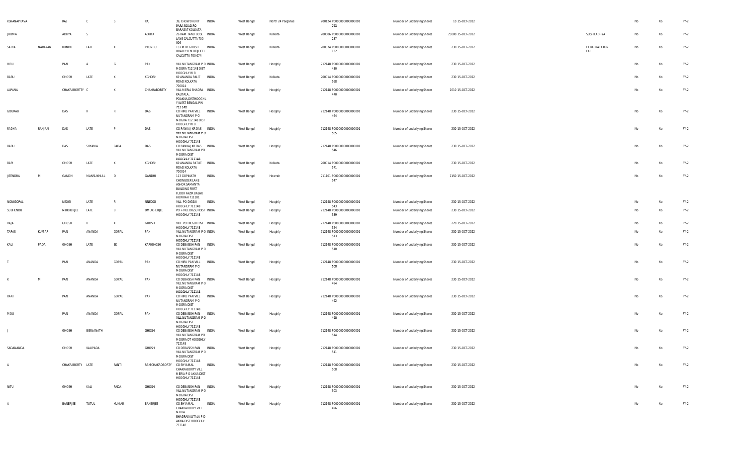| KSHANAPRAVA | | RAJ | C | S | RAJ | 39, CHOWDHURY PARA ROAD PO BARASAT KOLKATA | INDIA | West Bengal | North 24 Parganas | 700124 | P0000000000000001763 | Number of underlying Shares | 10 | 15-OCT-2022 | | No | No | FY-2 |
|---|---|---|---|---|---|---|---|---|---|---|---|---|---|---|---|---|---|---|
| JHUMA | | ADHYA | S | | ADHYA | 26 RAM TANU BOSE LANE CALCUTTA 700 006 | INDIA | West Bengal | Kolkata | 700006 | P0000000000000001237 | Number of underlying Shares | 23000 | 15-OCT-2022 | SUSHILADHYA | No | No | FY-2 |
| SATYA | NARAYAN | KUNDU | LATE | K | PKUNDU | 137 M M GHOSH ROAD P O MOTIJHEEL CALCUTTA 700 074 | INDIA | West Bengal | Kolkata | 700074 | P0000000000000001132 | Number of underlying Shares | 230 | 15-OCT-2022 | DEBABRATAKUNDU | No | No | FY-2 |
| HIRU | | PAN | A | G | PAN | VILL NUTANGRAM P O MOGRA 712 148 DIST HOOGHLY W B | INDIA | West Bengal | Hooghly | 712148 | P0000000000000001430 | Number of underlying Shares | 230 | 15-OCT-2022 | | No | No | FY-2 |
| BABU | | GHOSH | LATE | K | KGHOSH | 69 ANANDA PALIT ROAD KOLKATA 700014 | INDIA | West Bengal | Kolkata | 700014 | P0000000000000001568 | Number of underlying Shares | 230 | 15-OCT-2022 | | No | No | FY-2 |
| ALPANA | | CHAKRABORTTY | C | K | CHAKRABORTTY | VILL MERIA BHADRA KALITALA, POAKNA,DISTHOOGHLY,WEST BENGAL PIN 712 148 | INDIA | West Bengal | Hooghly | 712148 | P0000000000000001470 | Number of underlying Shares | 1610 | 15-OCT-2022 | | No | No | FY-2 |
| GOURAB | | DAS | R | R | DAS | CO HIRU PAN VILL NUTANGRAM P O MOGRA 712 148 DIST HOOGHLY W B | INDIA | West Bengal | Hooghly | 712148 | P0000000000000001464 | Number of underlying Shares | 230 | 15-OCT-2022 | | No | No | FY-2 |
| RADHA | RANJAN | DAS | LATE | P | DAS | CO PANKAJ KR DAS VILL NUTANGRAM P O MOGRA DIST HOOGHLY 712148 | INDIA | West Bengal | Hooghly | 712148 | P0000000000000001565 | Number of underlying Shares | 230 | 15-OCT-2022 | | No | No | FY-2 |
| BABU | | DAS | SHYAMA | PADA | DAS | CO PANKAJ KR DAS VILL NUTANGRAM PO MOGRA DIST HOOGHLY 712148 | INDIA | West Bengal | Hooghly | 712148 | P0000000000000001546 | Number of underlying Shares | 230 | 15-OCT-2022 | | No | No | FY-2 |
| BAPI | | GHOSH | LATE | K | KGHOSH | 69 ANANDA PATLIT ROAD KOLKATA 700014 | INDIA | West Bengal | Kolkata | 700014 | P0000000000000001571 | Number of underlying Shares | 230 | 15-OCT-2022 | | No | No | FY-2 |
| JITENDRA | M | GANDHI | MANSUKHLAL | D | GANDHI | 113 GOPINATH CHONGDER LANE ASHOK SAMANTA BUILDING FIRST FLOOR FAZIR BAZAR HOWRAH 711101 | INDIA | West Bengal | Howrah | 711101 | P0000000000000001547 | Number of underlying Shares | 1150 | 15-OCT-2022 | | No | No | FY-2 |
| NONIGOPAL | | NEOGI | LATE | R | NNEOGI | VILL PO DIGSUI HOOGHLY 712148 | INDIA | West Bengal | Hooghly | 712148 | P0000000000000001543 | Number of underlying Shares | 230 | 15-OCT-2022 | | No | No | FY-2 |
| SUBHENDU | | MUKHERJEE | LATE | B | DMUKHERJEE | PO + VILL DIGSUI DIST HOOGHLY 712148 | INDIA | West Bengal | Hooghly | 712148 | P0000000000000001539 | Number of underlying Shares | 230 | 15-OCT-2022 | | No | No | FY-2 |
| RAJA | | GHOSH | B | K | GHOSH | VILL PO DIGSUI DIST HOOGHLY 712148 | INDIA | West Bengal | Hooghly | 712148 | P0000000000000001524 | Number of underlying Shares | 220 | 15-OCT-2022 | | No | No | FY-2 |
| TAPAS | KUMAR | PAN | ANANDA | GOPAL | PAN | VILL NUTANGRAM P O MOGRA DIST HOOGHLY 712148 | INDIA | West Bengal | Hooghly | 712148 | P0000000000000001513 | Number of underlying Shares | 230 | 15-OCT-2022 | | No | No | FY-2 |
| KALI | PADA | GHOSH | LATE | EK | KARIGHOSH | CO DEBASISH PAN VILL NUTANGRAM P O MOGRA DIST HOOGHLY 712148 | INDIA | West Bengal | Hooghly | 712148 | P0000000000000001510 | Number of underlying Shares | 230 | 15-OCT-2022 | | No | No | FY-2 |
| T | | PAN | ANANDA | GOPAL | PAN | CO HIRU PAN VILL NUTANGRAM P O MOGRA DIST HOOGHLY 712148 | INDIA | West Bengal | Hooghly | 712148 | P0000000000000001500 | Number of underlying Shares | 230 | 15-OCT-2022 | | No | No | FY-2 |
| K | M | PAN | ANANDA | GOPAL | PAN | CO DEBASISH PAN VILL NUTANGRAM P O MOGRA DIST HOOGHLY 712148 | INDIA | West Bengal | Hooghly | 712148 | P0000000000000001494 | Number of underlying Shares | 230 | 15-OCT-2022 | | No | No | FY-2 |
| RANI | | PAN | ANANDA | GOPAL | PAN | CO HIRU PAN VILL NUTANGRAM P O MOGRA DIST HOOGHLY 712148 | INDIA | West Bengal | Hooghly | 712148 | P0000000000000001492 | Number of underlying Shares | 230 | 15-OCT-2022 | | No | No | FY-2 |
| MOU | | PAN | ANANDA | GOPAL | PAN | CO DEBASISH PAN VILL NUTANGRAM P O MOGRA DIST HOOGHLY 712148 | INDIA | West Bengal | Hooghly | 712148 | P0000000000000001490 | Number of underlying Shares | 230 | 15-OCT-2022 | | No | No | FY-2 |
| J | | GHOSH | BISWANATH | | GHOSH | CO DEBASISH PAN VILL NUTANGRAM PO MOGRA DT HOOGHLY 712148 | INDIA | West Bengal | Hooghly | 712148 | P0000000000000001514 | Number of underlying Shares | 230 | 15-OCT-2022 | | No | No | FY-2 |
| SADANANDA | | GHOSH | KALIPADA | | GHOSH | CO DEBASISH PAN VILL NUTANGRAM P O MOGRA DIST HOOGHLY 712148 | INDIA | West Bengal | Hooghly | 712148 | P0000000000000001511 | Number of underlying Shares | 230 | 15-OCT-2022 | | No | No | FY-2 |
| A | | CHAKRABORTY | LATE | SANTI | RAMCHAKROBORTY | CO SHYAMAL CHAKRABORTY VILL MERIA P O AKNA DIST HOOGHLY 712148 | INDIA | West Bengal | Hooghly | 712148 | P0000000000000001508 | Number of underlying Shares | 230 | 15-OCT-2022 | | No | No | FY-2 |
| NITU | | GHOSH | KALI | PADA | GHOSH | CO DEBASISH PAN VILL NUTANGRAM P O MOGRA DIST HOOGHLY 712148 | INDIA | West Bengal | Hooghly | 712148 | P0000000000000001503 | Number of underlying Shares | 230 | 15-OCT-2022 | | No | No | FY-2 |
| A | | BANERJEE | TUTUL | KUMAR | BANERJEE | CO SHYAMAL CHAKRABORTY VILL MERIA BHADRAKALITALA P O AKNA DIST HOOGHLY 712148 | INDIA | West Bengal | Hooghly | 712148 | P0000000000000001496 | Number of underlying Shares | 230 | 15-OCT-2022 | | No | No | FY-2 |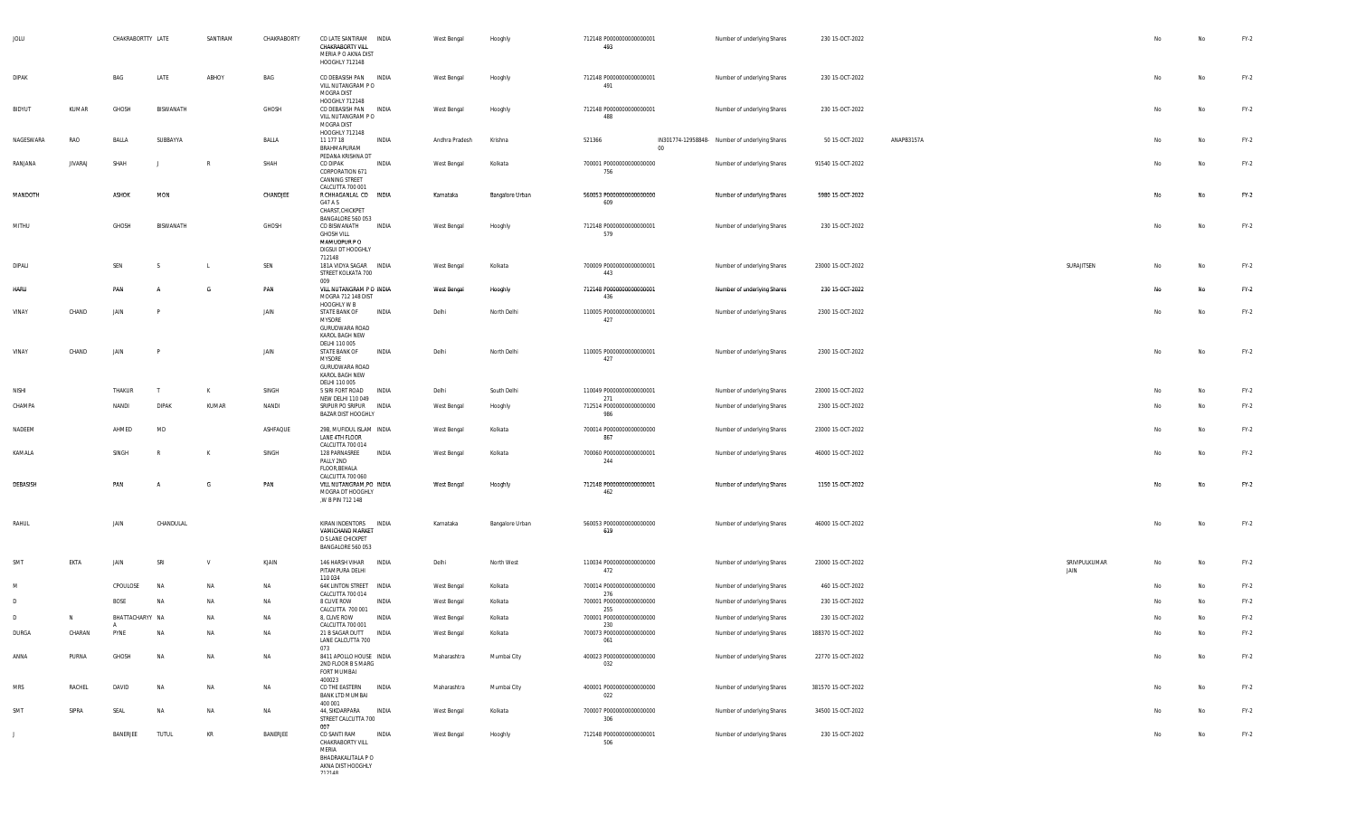| JOLU | | CHAKRABORTTY | LATE | SANTIRAM | CHAKRABORTY | C/O LATE SANTIRAM CHAKRABORTY VILL MERIA P O AKNA DIST HOOGHLY 712148 | INDIA | West Bengal | Hooghly | 712148 | P0000000000000001493 | | Number of underlying Shares | 230 | 15-OCT-2022 | | | No | No | FY-2 |
|---|---|---|---|---|---|---|---|---|---|---|---|---|---|---|---|---|---|---|---|---|
| DIPAK | | BAG | LATE | ABHOY | BAG | C/O DEBASISH PAN VILL NUTANGRAM P O MOGRA DIST HOOGHLY 712148 | INDIA | West Bengal | Hooghly | 712148 | P0000000000000001491 | | Number of underlying Shares | 230 | 15-OCT-2022 | | | No | No | FY-2 |
| BIDYUT | KUMAR | GHOSH | BISWANATH | | GHOSH | C/O DEBASISH PAN VILL NUTANGRAM P O MOGRA DIST HOOGHLY 712148 | INDIA | West Bengal | Hooghly | 712148 | P0000000000000001488 | | Number of underlying Shares | 230 | 15-OCT-2022 | | | No | No | FY-2 |
| NAGESWARA | RAO | BALLA | SUBBAYYA | | BALLA | 11 177 18 BRAHMAPURAM PEDANA KRISHNA DT | INDIA | Andhra Pradesh | Krishna | 521366 | | IN301774-12958848-00 | Number of underlying Shares | 50 | 15-OCT-2022 | ANAPB3157A | | No | No | FY-2 |
| RANJANA | JIVARAJ | SHAH | J | R | SHAH | C/O DIPAK CORPORATION 671 CANNING STREET CALCUTTA 700 001 | INDIA | West Bengal | Kolkata | 700001 | P0000000000000000756 | | Number of underlying Shares | 91540 | 15-OCT-2022 | | | No | No | FY-2 |
| MANDOTH | | ASHOK | MON | | CHANDJEE | R CHHAGANLAL C/O G47 A S CHARST,CHICKPET BANGALORE 560 053 | INDIA | Karnataka | Bangalore Urban | 560053 | P0000000000000000609 | | Number of underlying Shares | 5980 | 15-OCT-2022 | | | No | No | FY-2 |
| MITHU | | GHOSH | BISWANATH | | GHOSH | C/O BISWANATH GHOSH VILL MAMUDPUR P O DIGSUI DT HOOGHLY 712148 | INDIA | West Bengal | Hooghly | 712148 | P0000000000000001579 | | Number of underlying Shares | 230 | 15-OCT-2022 | | | No | No | FY-2 |
| DIPALI | | SEN | S | L | SEN | 181A VIDYA SAGAR STREET KOLKATA 700 009 | INDIA | West Bengal | Kolkata | 700009 | P0000000000000001443 | | Number of underlying Shares | 23000 | 15-OCT-2022 | | SURAJITSEN | No | No | FY-2 |
| HARU | | PAN | A | G | PAN | VILL NUTANGRAM P O MOGRA 712 148 DIST HOOGHLY W B | INDIA | West Bengal | Hooghly | 712148 | P0000000000000001436 | | Number of underlying Shares | 230 | 15-OCT-2022 | | | No | No | FY-2 |
| VINAY | CHAND | JAIN | P | | JAIN | STATE BANK OF MYSORE GURUDWARA ROAD KAROL BAGH NEW DELHI 110 005 | INDIA | Delhi | North Delhi | 110005 | P0000000000000001427 | | Number of underlying Shares | 2300 | 15-OCT-2022 | | | No | No | FY-2 |
| VINAY | CHAND | JAIN | P | | JAIN | STATE BANK OF MYSORE GURUDWARA ROAD KAROL BAGH NEW DELHI 110 005 | INDIA | Delhi | North Delhi | 110005 | P0000000000000001427 | | Number of underlying Shares | 2300 | 15-OCT-2022 | | | No | No | FY-2 |
| NISHI | | THAKUR | T | K | SINGH | 5 SIRI FORT ROAD NEW DELHI 110 049 | INDIA | Delhi | South Delhi | 110049 | P0000000000000001271 | | Number of underlying Shares | 23000 | 15-OCT-2022 | | | No | No | FY-2 |
| CHAMPA | | NANDI | DIPAK | KUMAR | NANDI | SRIPUR PO SRIPUR BAZAR DIST HOOGHLY | INDIA | West Bengal | Hooghly | 712514 | P0000000000000000986 | | Number of underlying Shares | 2300 | 15-OCT-2022 | | | No | No | FY-2 |
| NADEEM | | AHMED | MD | | ASHFAQUE | 29B, MUFIDUL ISLAM LANE 4TH FLOOR CALCUTTA 700 014 | INDIA | West Bengal | Kolkata | 700014 | P0000000000000000867 | | Number of underlying Shares | 23000 | 15-OCT-2022 | | | No | No | FY-2 |
| KAMALA | | SINGH | R | K | SINGH | 128 PARNASREE PALLY 2ND FLOOR,BEHALA CALCUTTA 700 060 | INDIA | West Bengal | Kolkata | 700060 | P0000000000000001244 | | Number of underlying Shares | 46000 | 15-OCT-2022 | | | No | No | FY-2 |
| DEBASISH | | PAN | A | G | PAN | VILL NUTANGRAM,PO MOGRA DT HOOGHLY ,W B PIN 712 148 | INDIA | West Bengal | Hooghly | 712148 | P0000000000000001462 | | Number of underlying Shares | 1150 | 15-OCT-2022 | | | No | No | FY-2 |
| RAHUL | | JAIN | CHANDULAL | | | KIRAN INDENTORS VAMICHAND MARKET D S LANE CHICKPET BANGALORE 560 053 | INDIA | Karnataka | Bangalore Urban | 560053 | P0000000000000000619 | | Number of underlying Shares | 46000 | 15-OCT-2022 | | | No | No | FY-2 |
| SMT | EKTA | JAIN | SRI | V | KJAIN | 146 HARSH VIHAR PITAM PURA DELHI 110 034 | INDIA | Delhi | North West | 110034 | P0000000000000000472 | | Number of underlying Shares | 23000 | 15-OCT-2022 | | SRIVIPULKUMAR JAIN | No | No | FY-2 |
| M | | CPOULOSE | NA | NA | NA | 64K LINTON STREET CALCUTTA 700 014 | INDIA | West Bengal | Kolkata | 700014 | P0000000000000000276 | | Number of underlying Shares | 460 | 15-OCT-2022 | | | No | No | FY-2 |
| D | | BOSE | NA | NA | NA | 8 CLIVE ROW CALCUTTA 700 001 | INDIA | West Bengal | Kolkata | 700001 | P0000000000000000255 | | Number of underlying Shares | 230 | 15-OCT-2022 | | | No | No | FY-2 |
| D | N | BHATTACHARYYA | NA | NA | NA | 8, CLIVE ROW CALCUTTA 700 001 | INDIA | West Bengal | Kolkata | 700001 | P0000000000000000230 | | Number of underlying Shares | 230 | 15-OCT-2022 | | | No | No | FY-2 |
| DURGA | CHARAN | PYNE | NA | NA | NA | 21 B SAGAR DUTT LANE CALCUTTA 700 073 | INDIA | West Bengal | Kolkata | 700073 | P0000000000000000061 | | Number of underlying Shares | 188370 | 15-OCT-2022 | | | No | No | FY-2 |
| ANNA | PURNA | GHOSH | NA | NA | NA | 8411 APOLLO HOUSE 2ND FLOOR B S MARG FORT MUMBAI 400023 | INDIA | Maharashtra | Mumbai City | 400023 | P0000000000000000032 | | Number of underlying Shares | 22770 | 15-OCT-2022 | | | No | No | FY-2 |
| MRS | RACHEL | DAVID | NA | NA | NA | C/O THE EASTERN BANK LTD MUMBAI 400 001 | INDIA | Maharashtra | Mumbai City | 400001 | P0000000000000000022 | | Number of underlying Shares | 381570 | 15-OCT-2022 | | | No | No | FY-2 |
| SMT | SIPRA | SEAL | NA | NA | NA | 44, SIKDARPARA STREET CALCUTTA 700 007 | INDIA | West Bengal | Kolkata | 700007 | P0000000000000000306 | | Number of underlying Shares | 34500 | 15-OCT-2022 | | | No | No | FY-2 |
| J | | BANERJEE | TUTUL | KR | BANERJEE | C/O SANTI RAM CHAKRABORTY VILL MERIA BHADRAKALITALA P O AKNA DIST HOOGHLY 712148 | INDIA | West Bengal | Hooghly | 712148 | P0000000000000001506 | | Number of underlying Shares | 230 | 15-OCT-2022 | | | No | No | FY-2 |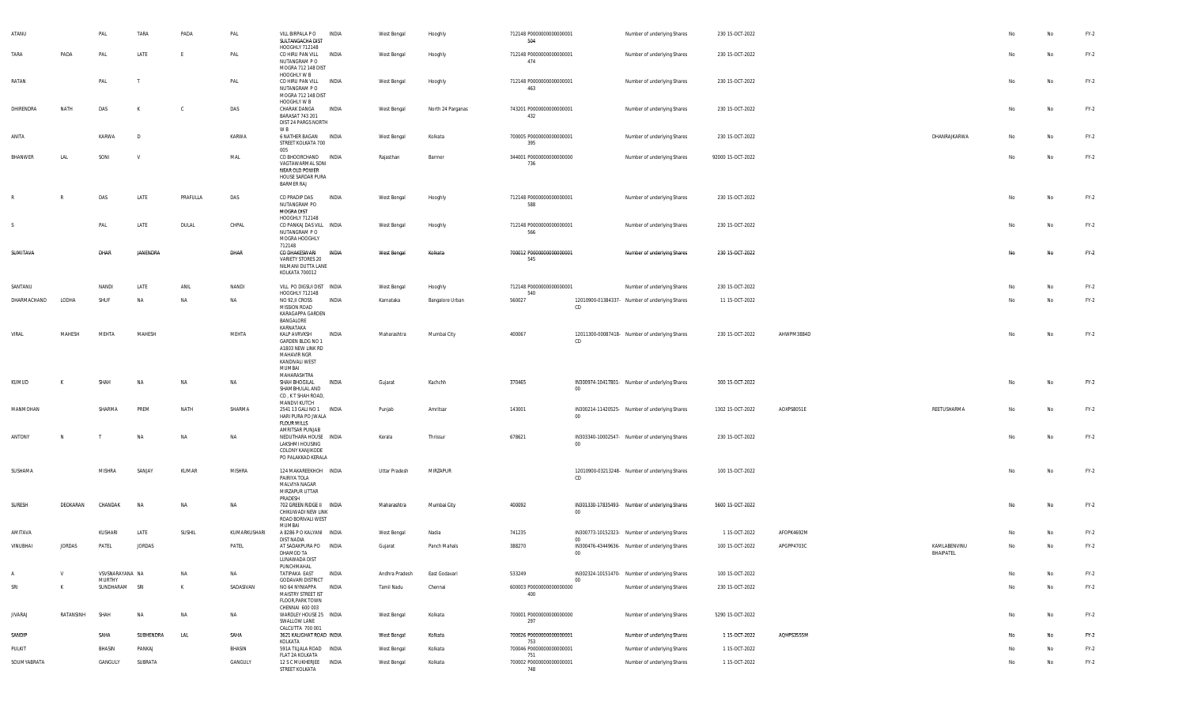| | | | | | | | | | | | | | | | | | | | | | | |
|---|---|---|---|---|---|---|---|---|---|---|---|---|---|---|---|---|---|---|---|---|---|---|
| ATANU | | PAL | TARA | PADA | PAL | VILL BIRPALA P O SULTANGACHA DIST HOOGHLY 712148 | INDIA | West Bengal | Hooghly | 712148 | P0000000000000001504 | | Number of underlying Shares | 230 | 15-OCT-2022 | | | | | No | No | FY-2 |
| TARA | PADA | PAL | LATE | E | PAL | C/O HIRU PAN VILL NUTANGRAM P O MOGRA 712 148 DIST HOOGHLY W B | INDIA | West Bengal | Hooghly | 712148 | P0000000000000001474 | | Number of underlying Shares | 230 | 15-OCT-2022 | | | | | No | No | FY-2 |
| RATAN | | PAL | T | | PAL | C/O HIRU PAN VILL NUTANGRAM P O MOGRA 712 148 DIST HOOGHLY W B | INDIA | West Bengal | Hooghly | 712148 | P0000000000000001463 | | Number of underlying Shares | 230 | 15-OCT-2022 | | | | | No | No | FY-2 |
| DHIRENDRA | NATH | DAS | K | C | DAS | CHARAK DANGA BARASAT 743 201 DIST 24 PARGS NORTH W B | INDIA | West Bengal | North 24 Parganas | 743201 | P0000000000000001432 | | Number of underlying Shares | 230 | 15-OCT-2022 | | | | | No | No | FY-2 |
| ANITA | | KARWA | D | | KARWA | 6 NATHER BAGAN STREET KOLKATA 700 005 | INDIA | West Bengal | Kolkata | 700005 | P0000000000000001395 | | Number of underlying Shares | 230 | 15-OCT-2022 | | | | DHANRAJKARWA | No | No | FY-2 |
| BHANWER | LAL | SONI | V | | MAL | C/O BHOORCHAND VAGTAWARMAL SONI NEAR OLD POWER HOUSE SARDAR PURA BARMER RAJ | INDIA | Rajasthan | Barmer | 344001 | P0000000000000000736 | | Number of underlying Shares | 920 | 15-OCT-2022 | | | | | No | No | FY-2 |
| R | R | DAS | LATE | PRAFULLA | DAS | C/O PRADIP DAS NUTANGRAM PO MOGRA DIST HOOGHLY 712148 | INDIA | West Bengal | Hooghly | 712148 | P0000000000000001588 | | Number of underlying Shares | 230 | 15-OCT-2022 | | | | | No | No | FY-2 |
| S | | PAL | LATE | DULAL | CHPAL | C/O PANKAJ DAS VILL NUTANGRAM P O MOGRA HOOGHLY 712148 | INDIA | West Bengal | Hooghly | 712148 | P0000000000000001566 | | Number of underlying Shares | 230 | 15-OCT-2022 | | | | | No | No | FY-2 |
| SUMITAVA | | DHAR | JANENDRA | | DHAR | C/O DHAKESWARI VARIETY STORES 20 NILMANI DUTTA LANE KOLKATA 700012 | INDIA | West Bengal | Kolkata | 700012 | P0000000000000001545 | | Number of underlying Shares | 230 | 15-OCT-2022 | | | | | No | No | FY-2 |
| SANTANU | | NANDI | LATE | ANIL | NANDI | VILL PO DIGSUI DIST HOOGHLY 712148 | INDIA | West Bengal | Hooghly | 712148 | P0000000000000001540 | | Number of underlying Shares | 230 | 15-OCT-2022 | | | | | No | No | FY-2 |
| DHARMACHAND | LODHA | SHUF | NA | NA | NA | NO 92,II CROSS MISSION ROAD KARAGAPPA GARDEN BANGALORE KARNATAKA | INDIA | Karnataka | Bangalore Urban | 560027 | | 12010900-01384337-CD | Number of underlying Shares | 11 | 15-OCT-2022 | | | | | No | No | FY-2 |
| VIRAL | MAHESH | MEHTA | MAHESH | | MEHTA | KALP AVRVKSH GARDEN BLDG NO 1 A1803 NEW LINK RD MAHAVIR NGR KANDIVALI WEST MUMBAI MAHARASHTRA | INDIA | Maharashtra | Mumbai City | 400067 | | 12011300-00087418-CD | Number of underlying Shares | 230 | 15-OCT-2022 | AHWPM3884D | | | | No | No | FY-2 |
| KUMUD | K | SHAH | NA | NA | NA | SHAH BHOGILAL SHAMBHULAL AND CO , K T SHAH ROAD, MANDVI KUTCH | INDIA | Gujarat | Kachchh | 370465 | | IN300974-10417801-00 | Number of underlying Shares | 300 | 15-OCT-2022 | | | | | No | No | FY-2 |
| MANMOHAN | | SHARMA | PREM | NATH | SHARMA | 2541 13 GALI NO 1 HARIPURA PO JWALA FLOUR MILLS AMRITSAR PUNJAB | INDIA | Punjab | Amritsar | 143001 | | IN300214-11420525-00 | Number of underlying Shares | 1302 | 15-OCT-2022 | AOXPS8051E | | | REETUSHARMA | No | No | FY-2 |
| ANTONY | N | T | NA | NA | NA | NEDUTHARA HOUSE LAKSHMI HOUSING COLONY KANJIKODE PO PALAKKAD KERALA | INDIA | Kerala | Thrissur | 678621 | | IN303340-10002547-00 | Number of underlying Shares | 230 | 15-OCT-2022 | | | | | No | No | FY-2 |
| SUSHAMA | | MISHRA | SANJAY | KUMAR | MISHRA | 124 MAKAREEKHOH PAIRIYA TOLA MALVIYA NAGAR MIRZAPUR UTTAR PRADESH | INDIA | Uttar Pradesh | MIRZAPUR | | | 12010900-03213248-CD | Number of underlying Shares | 100 | 15-OCT-2022 | | | | | No | No | FY-2 |
| SURESH | DEOKARAN | CHANDAK | NA | NA | NA | 702 GREEN RIDGE II CHIKUWADI NEW LINK ROAD BORIVALI WEST MUMBAI | INDIA | Maharashtra | Mumbai City | 400092 | | IN301330-17835493-00 | Number of underlying Shares | 5600 | 15-OCT-2022 | | | | | No | No | FY-2 |
| AMITAVA | | KUSHARI | LATE | SUSHIL | KUMARKUSHARI | A 8286 P O KALYANI DIST NADIA | INDIA | West Bengal | Nadia | 741235 | | IN300773-10152323-00 | Number of underlying Shares | 1 | 15-OCT-2022 | AFOPK4692M | | | | No | No | FY-2 |
| VINUBHAI | JORDAS | PATEL | JORDAS | | PATEL | AT SADAKPURA PO DHAMOD TA LUNAWADA DIST PUNCHMAHAL | INDIA | Gujarat | Panch Mahals | 388270 | | IN300476-43449636-00 | Number of underlying Shares | 100 | 15-OCT-2022 | APGPP4703C | | | KAMLABENVINU BHAIPATEL | No | No | FY-2 |
| A | V | VSVSNARAYANA MURTHY | NA | NA | NA | TATIPAKA EAST GODAVARI DISTRICT | INDIA | Andhra Pradesh | East Godavari | 533249 | | IN302324-10151470-00 | Number of underlying Shares | 100 | 15-OCT-2022 | | | | | No | No | FY-2 |
| SRI | K | SUNDHARAM | SRI | K | SADASIVAN | NO 64 NYNIAPPA MAISTRY STREET IST FLOOR,PARK TOWN CHENNAI 600 003 | INDIA | Tamil Nadu | Chennai | 600003 | P0000000000000000400 | | Number of underlying Shares | 230 | 15-OCT-2022 | | | | | No | No | FY-2 |
| JIVARAJ | RATANSINH | SHAH | NA | NA | NA | WARDLEY HOUSE 25 SWALLOW LANE CALCUTTA 700 001 | INDIA | West Bengal | Kolkata | 700001 | P0000000000000000297 | | Number of underlying Shares | 5290 | 15-OCT-2022 | | | | | No | No | FY-2 |
| SANDIP | | SAHA | SUBHENDRA | LAL | SAHA | 36/1 KALIGHAT ROAD KOLKATA | INDIA | West Bengal | Kolkata | 700026 | P0000000000000001753 | | Number of underlying Shares | 1 | 15-OCT-2022 | AQHPS3555M | | | | No | No | FY-2 |
| PULKIT | | BHASIN | PANKAJ | | BHASIN | 591A TILJALA ROAD FLAT 2A KOLKATA | INDIA | West Bengal | Kolkata | 700046 | P0000000000000001751 | | Number of underlying Shares | 1 | 15-OCT-2022 | | | | | No | No | FY-2 |
| SOUMYABRATA | | GANGULY | SUBRATA | | GANGULY | 12 S C MUKHERJEE STREET KOLKATA | INDIA | West Bengal | Kolkata | 700002 | P0000000000000001748 | | Number of underlying Shares | 1 | 15-OCT-2022 | | | | | No | No | FY-2 |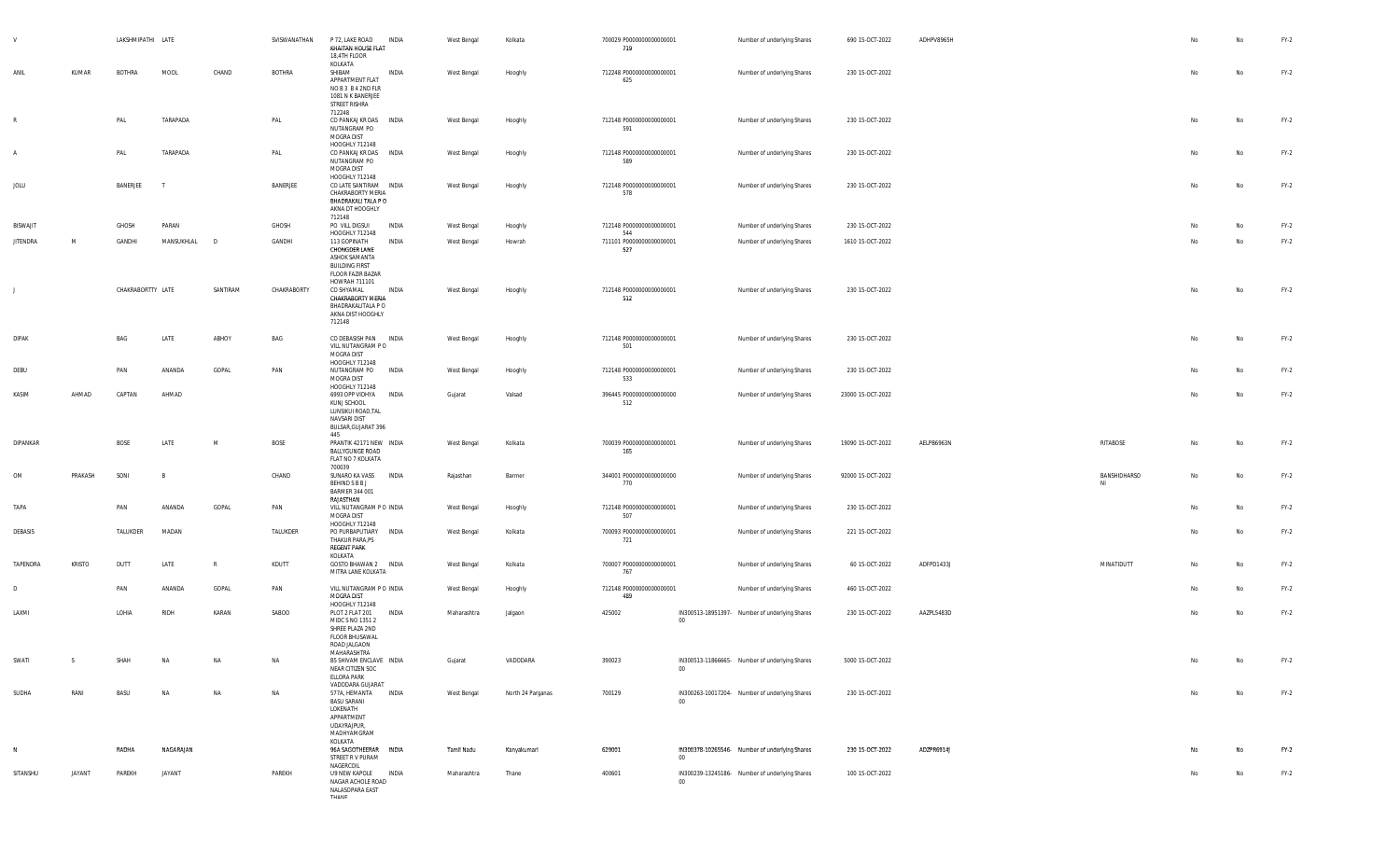| V | | LAKSHMIPATHI | LATE | | SVISWANATHAN | P 72, LAKE ROAD KHAITAN HOUSE FLAT 18,4TH FLOOR KOLKATA | INDIA | West Bengal | Kolkata | 700029 P0000000000000001 719 | | Number of underlying Shares | 690 | 15-OCT-2022 | ADHPV8965H | | | No | No | FY-2 |
|---|---|---|---|---|---|---|---|---|---|---|---|---|---|---|---|---|---|---|---|---|
| ANIL | KUMAR | BOTHRA | MOOL | CHAND | BOTHRA | SHIBAM APPARTMENT FLAT NO B 3 B 4 2ND FLR 1081 N K BANERJEE STREET RISHRA 712248 | INDIA | West Bengal | Hooghly | 712248 P0000000000000001 625 | | Number of underlying Shares | 230 | 15-OCT-2022 | | | | No | No | FY-2 |
| R | | PAL | TARAPADA | | PAL | CO PANKAJ KR DAS NUTANGRAM PO MOGRA DIST HOOGHLY 712148 | INDIA | West Bengal | Hooghly | 712148 P0000000000000001 591 | | Number of underlying Shares | 230 | 15-OCT-2022 | | | | No | No | FY-2 |
| A | | PAL | TARAPADA | | PAL | CO PANKAJ KR DAS NUTANGRAM PO MOGRA DIST HOOGHLY 712148 | INDIA | West Bengal | Hooghly | 712148 P0000000000000001 589 | | Number of underlying Shares | 230 | 15-OCT-2022 | | | | No | No | FY-2 |
| JOLU | | BANERJEE | T | | BANERJEE | CO LATE SANTIRAM CHAKRABORTY MERIA BHADRAKALI TALA P O AKNA DT HOOGHLY 712148 | INDIA | West Bengal | Hooghly | 712148 P0000000000000001 578 | | Number of underlying Shares | 230 | 15-OCT-2022 | | | | No | No | FY-2 |
| BISWAJIT | | GHOSH | PARAN | | GHOSH | PO VILL DIGSUI HOOGHLY 712148 | INDIA | West Bengal | Hooghly | 712148 P0000000000000001 544 | | Number of underlying Shares | 230 | 15-OCT-2022 | | | | No | No | FY-2 |
| JITENDRA | M | GANDHI | MANSUKHLAL | D | GANDHI | 113 GOPINATH CHONGDER LANE ASHOK SAMANTA BUILDING FIRST FLOOR FAZIR BAZAR HOWRAH 711101 | INDIA | West Bengal | Howrah | 711101 P0000000000000001 527 | | Number of underlying Shares | 1610 | 15-OCT-2022 | | | | No | No | FY-2 |
| J | | CHAKRABORTTY | LATE | SANTIRAM | CHAKRABORTY | CO SHYAMAL CHAKRABORTY MERIA BHADRAKALITALA P O AKNA DIST HOOGHLY 712148 | INDIA | West Bengal | Hooghly | 712148 P0000000000000001 512 | | Number of underlying Shares | 230 | 15-OCT-2022 | | | | No | No | FY-2 |
| DIPAK | | BAG | LATE | ABHOY | BAG | CO DEBASISH PAN VILL NUTANGRAM P O MOGRA DIST HOOGHLY 712148 | INDIA | West Bengal | Hooghly | 712148 P0000000000000001 501 | | Number of underlying Shares | 230 | 15-OCT-2022 | | | | No | No | FY-2 |
| DEBU | | PAN | ANANDA | GOPAL | PAN | NUTANGRAM PO MOGRA DIST HOOGHLY 712148 | INDIA | West Bengal | Hooghly | 712148 P0000000000000001 533 | | Number of underlying Shares | 230 | 15-OCT-2022 | | | | No | No | FY-2 |
| KASIM | AHMAD | CAPTAN | AHMAD | | | 6993 OPP VIDHYA KUNJ SCHOOL LUNSIKUI ROAD,TAL NAVSARI DIST BULSAR,GUJARAT 396 445 | INDIA | Gujarat | Valsad | 396445 P0000000000000000 512 | | Number of underlying Shares | 23000 | 15-OCT-2022 | | | | No | No | FY-2 |
| DIPANKAR | | BOSE | LATE | M | BOSE | PRANTIK 42171 NEW BALLYGUNGE ROAD FLAT NO 7 KOLKATA 700039 | INDIA | West Bengal | Kolkata | 700039 P0000000000000001 165 | | Number of underlying Shares | 19090 | 15-OCT-2022 | AELPB6963N | | RITABOSE | No | No | FY-2 |
| OM | PRAKASH | SONI | B | | CHAND | SUNARO KA VASS BEHIND S B B J BARMER 344 001 RAJASTHAN | INDIA | Rajasthan | Barmer | 344001 P0000000000000000 770 | | Number of underlying Shares | 92000 | 15-OCT-2022 | | | BANSHIDHARSO NI | No | No | FY-2 |
| TAPA | | PAN | ANANDA | GOPAL | PAN | VILL NUTANGRAM P O MOGRA DIST HOOGHLY 712148 | INDIA | West Bengal | Hooghly | 712148 P0000000000000001 507 | | Number of underlying Shares | 230 | 15-OCT-2022 | | | | No | No | FY-2 |
| DEBASIS | | TALUKDER | MADAN | | TALUKDER | PO PURBAPUTIARY THAKUR PARA,PS REGENT PARK KOLKATA | INDIA | West Bengal | Kolkata | 700093 P0000000000000001 721 | | Number of underlying Shares | 221 | 15-OCT-2022 | | | | No | No | FY-2 |
| TAPENDRA | KRISTO | DUTT | LATE | R | KDUTT | GOSTO BHAWAN 2 MITRA LANE KOLKATA | INDIA | West Bengal | Kolkata | 700007 P0000000000000001 767 | | Number of underlying Shares | 60 | 15-OCT-2022 | ADFPD1433J | | MINATIDUTT | No | No | FY-2 |
| D | | PAN | ANANDA | GOPAL | PAN | VILL NUTANGRAM P O MOGRA DIST HOOGHLY 712148 | INDIA | West Bengal | Hooghly | 712148 P0000000000000001 489 | | Number of underlying Shares | 460 | 15-OCT-2022 | | | | No | No | FY-2 |
| LAXMI | | LOHIA | RIDH | KARAN | SABOO | PLOT 2 FLAT 201 MIDC S NO 1351 2 SHREE PLAZA 2ND FLOOR BHUSAWAL ROAD JALGAON MAHARASHTRA | INDIA | Maharashtra | Jalgaon | 425002 | IN300513-18951397-00 | Number of underlying Shares | 230 | 15-OCT-2022 | AAZPL5483D | | | No | No | FY-2 |
| SWATI | S | SHAH | NA | NA | NA | B5 SHIVAM ENCLAVE NEAR CITIZEN SOC ELLORA PARK VADODARA GUJARAT | INDIA | Gujarat | VADODARA | 390023 | IN300513-11866665-00 | Number of underlying Shares | 5000 | 15-OCT-2022 | | | | No | No | FY-2 |
| SUDHA | RANI | BASU | NA | NA | NA | 577A, HEMANTA BASU SARANI LOKENATH APPARTMENT UDAYRAJPUR, MADHYAMGRAM KOLKATA | INDIA | West Bengal | North 24 Parganas | 700129 | IN300263-10017204-00 | Number of underlying Shares | 230 | 15-OCT-2022 | | | | No | No | FY-2 |
| N | | RADHA | NAGARAJAN | | | 96A SAGOTHEERAR STREET R V PURAM NAGERCOIL | INDIA | Tamil Nadu | Kanyakumari | 629001 | IN300378-10265546-00 | Number of underlying Shares | 230 | 15-OCT-2022 | ADZPR6914J | | | No | No | FY-2 |
| SITANSHU | JAYANT | PAREKH | JAYANT | | PAREKH | U9 NEW KAPOLE NAGAR ACHOLE ROAD NALASOPARA EAST THANE | INDIA | Maharashtra | Thane | 400601 | IN300239-13245186-00 | Number of underlying Shares | 100 | 15-OCT-2022 | | | | No | No | FY-2 |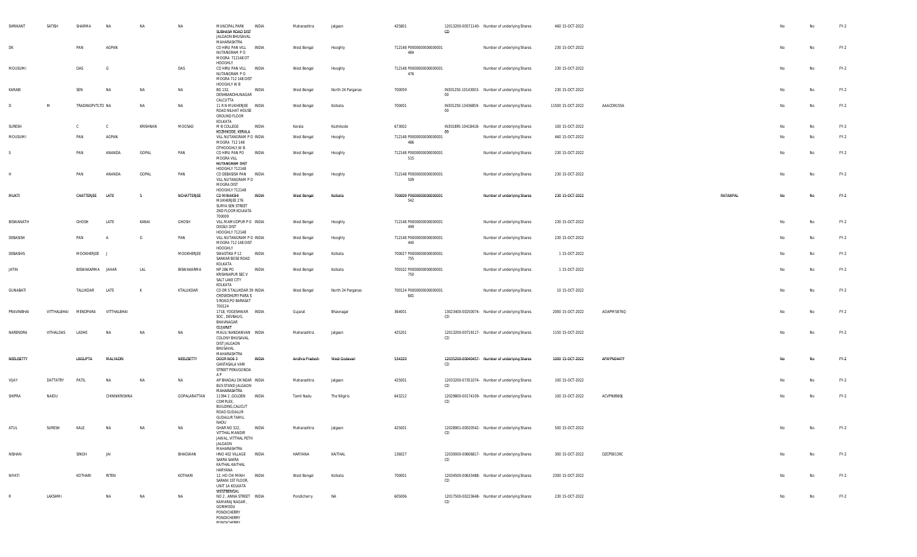| SHRIKANT | SATISH | SHARMA | NA | NA | NA | MUNICIPAL PARK SUBHASH ROAD DIST JALGAON BHUSAVAL MAHARASHTRA | INDIA | Maharashtra | Jalgaon | 425801 | 12013200-00571140-CD | Number of underlying Shares | 460 | 15-OCT-2022 | | | No | No | FY-2 |
|---|---|---|---|---|---|---|---|---|---|---|---|---|---|---|---|---|---|---|---|
| DK | | PAN | AGPAN | | | CD HIRU PAN VILL NUTANGRAM P O MOGRA 712148 DT HOOGHLY | INDIA | West Bengal | Hooghly | 712148 | P0000000000000001484 | Number of underlying Shares | 230 | 15-OCT-2022 | | | No | No | FY-2 |
| MOUSUMI | | DAS | G | | DAS | CD HIRU PAN VILL NUTANGRAM P O MOGRA 712 148 DIST HOOGHLY W B | INDIA | West Bengal | Hooghly | 712148 | P0000000000000001476 | Number of underlying Shares | 230 | 15-OCT-2022 | | | No | No | FY-2 |
| KARABI | | SEN | NA | NA | NA | BG 132, DESHBANDHUNAGAR CALCUTTA | INDIA | West Bengal | North 24 Parganas | 700059 | IN301250-10143003-00 | Number of underlying Shares | 230 | 15-OCT-2022 | | | No | No | FY-2 |
| D | M | TRADINGPVTLTD | NA | NA | NA | 11 R N MUKHERJEE ROAD NILHAT HOUSE GROUND FLOOR KOLKATA | INDIA | West Bengal | Kolkata | 700001 | IN301250-13436859-00 | Number of underlying Shares | 11500 | 15-OCT-2022 | AAACD9155A | | No | No | FY-2 |
| SURESH | | C | C | KRISHNAN | MOOSAD | M B COLLEGE KOZHIKODE, KERALA | INDIA | Kerala | Kozhikode | 673002 | IN301895-10418418-00 | Number of underlying Shares | 100 | 15-OCT-2022 | | | No | No | FY-2 |
| MOUSUMI | | PAN | AGPAN | | | VILL NUTANGRAM P O MOGRA 712 148 DTHOOGHLY,W B | INDIA | West Bengal | Hooghly | 712148 | P0000000000000001486 | Number of underlying Shares | 460 | 15-OCT-2022 | | | No | No | FY-2 |
| S | | PAN | ANANDA | GOPAL | PAN | CD HIRU PAN PO MOGRA VILL NUTANGRAM DIST HOOGHLY 712148 | INDIA | West Bengal | Hooghly | 712148 | P0000000000000001515 | Number of underlying Shares | 230 | 15-OCT-2022 | | | No | No | FY-2 |
| H | | PAN | ANANDA | GOPAL | PAN | CD DEBASISH PAN VILL NUTANGRAM P O MOGRA DIST HOOGHLY 712148 | INDIA | West Bengal | Hooghly | 712148 | P0000000000000001509 | Number of underlying Shares | 230 | 15-OCT-2022 | | | No | No | FY-2 |
| MUKTI | | CHATTERJEE | LATE | S | NCHATTERJEE | CD MINAKSHI MUKHERJEE 276 SURYA SEN STREET 2ND FLOOR KOLKATA 700009 | INDIA | West Bengal | Kolkata | 700009 | P0000000000000001542 | Number of underlying Shares | 230 | 15-OCT-2022 | | RATANPAL | No | No | FY-2 |
| BISWANATH | | GHOSH | LATE | KANAI | GHOSH | VILL MAMUDPUR P O DIGSUI DIST HOOGHLY 712148 | INDIA | West Bengal | Hooghly | 712148 | P0000000000000001499 | Number of underlying Shares | 230 | 15-OCT-2022 | | | No | No | FY-2 |
| DEBASISH | | PAN | A | G | PAN | VILL NUTANGRAM P O MOGRA 712 148 DIST HOOGHLY | INDIA | West Bengal | Hooghly | 712148 | P0000000000000001440 | Number of underlying Shares | 230 | 15-OCT-2022 | | | No | No | FY-2 |
| DEBASHIS | | MOOKHERJEE | J | | MOOKHERJEE | SWASTIKA P 12 SANKAR BOSE ROAD KOLKATA | INDIA | West Bengal | Kolkata | 700027 | P0000000000000001755 | Number of underlying Shares | 1 | 15-OCT-2022 | | | No | No | FY-2 |
| JATIN | | BISWAKARMA | JAHAR | LAL | BISWAKARMA | NP 286 PO KRISHNAPUR SEC V SALT LAKE CITY KOLKATA | INDIA | West Bengal | Kolkata | 700102 | P0000000000000001750 | Number of underlying Shares | 1 | 15-OCT-2022 | | | No | No | FY-2 |
| GUNABATI | | TALUKDAR | LATE | K | KTALUKDAR | CD DR S TALUKDAR 39 CHOWDHURY PARA S S ROAD,PO BARASAT 700124 | INDIA | West Bengal | North 24 Parganas | 700124 | P0000000000000001641 | Number of underlying Shares | 10 | 15-OCT-2022 | | | No | No | FY-2 |
| PRAVINBHAI | VITTHALBHAI | MENDPARA | VITTHALBHAI | | | 1718, YOGESHWAR SOC , DEVBAUG, BHAVNAGAR GUJARAT | INDIA | Gujarat | Bhavnagar | 364001 | 13023400-00250074-CD | Number of underlying Shares | 2000 | 15-OCT-2022 | AOAPM5876Q | | No | No | FY-2 |
| NARENDRA | VITHALDAS | LADHE | NA | NA | NA | MAULI NANDANVAN COLONY BHUSAVAL DIST JALGAON BHUSAVAL MAHARASHTRA | INDIA | Maharashtra | Jalgaon | 425201 | 12013200-00719117-CD | Number of underlying Shares | 1150 | 15-OCT-2022 | | | No | No | FY-2 |
| NEELISETTY | | LNGUPTA | MALYADRI | | NEELISETTY | DOOR NO6 3 GANTASALA VARI STREET PENUGONDA A P | INDIA | Andhra Pradesh | West Godavari | 534320 | 12035200-00040457-CD | Number of underlying Shares | 1000 | 15-OCT-2022 | AFWPN0447F | | No | No | FY-2 |
| VIJAY | DATTATRY | PATIL | NA | NA | NA | AP BHADALI DK NEAR BUS STAND JALGAON MAHARASHTRA | INDIA | Maharashtra | Jalgaon | 425001 | 12033200-07351074-CD | Number of underlying Shares | 100 | 15-OCT-2022 | | | No | No | FY-2 |
| SHIPRA | NAIDU | | CHINNIKRISHNA | | GOPALARATTAN | 11394 2 ,GOLDEN COMPLEX BUILDING,CALICUT ROAD GUDALUR GUDALUR TAMIL NADU | INDIA | Tamil Nadu | The Nilgiris | 643212 | 12029800-00174109-CD | Number of underlying Shares | 100 | 15-OCT-2022 | ACVPN8969J | | No | No | FY-2 |
| ATUL | SURESH | KALE | NA | NA | NA | GHAR NO 322, VITTHAL MANDIR JAWAL, VITTHAL PETH JALGAON MAHARASHTRA | INDIA | Maharashtra | Jalgaon | 425001 | 12028901-00020542-CD | Number of underlying Shares | 500 | 15-OCT-2022 | | | No | No | FY-2 |
| NISHAN | | SINGH | JAI | | BHAGWAN | HNO 402 VILLAGE SAKRA SAKRA KAITHAL KAITHAL HARYANA | INDIA | HARYANA | KAITHAL | 136027 | 12030000-00606817-CD | Number of underlying Shares | 300 | 15-OCT-2022 | DZCPS9139C | | No | No | FY-2 |
| NIYATI | | KOTHARI | RITEN | | KOTHARI | 12, HO CHI MINH SARANI 1ST FLOOR, UNIT 1A KOLKATA WESTBENGAL | INDIA | West Bengal | Kolkata | 700001 | 12034500-00633488-CD | Number of underlying Shares | 2300 | 15-OCT-2022 | | | No | No | FY-2 |
| R | LAKSHMI | | NA | NA | NA | NO 2 , ANNA STREET KAMARAJ NAGAR , GORIMEDU PONDICHERRY PONDICHERRY PONDICHERRY | INDIA | Pondicherry | NA | 605006 | 12017500-00223648-CD | Number of underlying Shares | 230 | 15-OCT-2022 | | | No | No | FY-2 |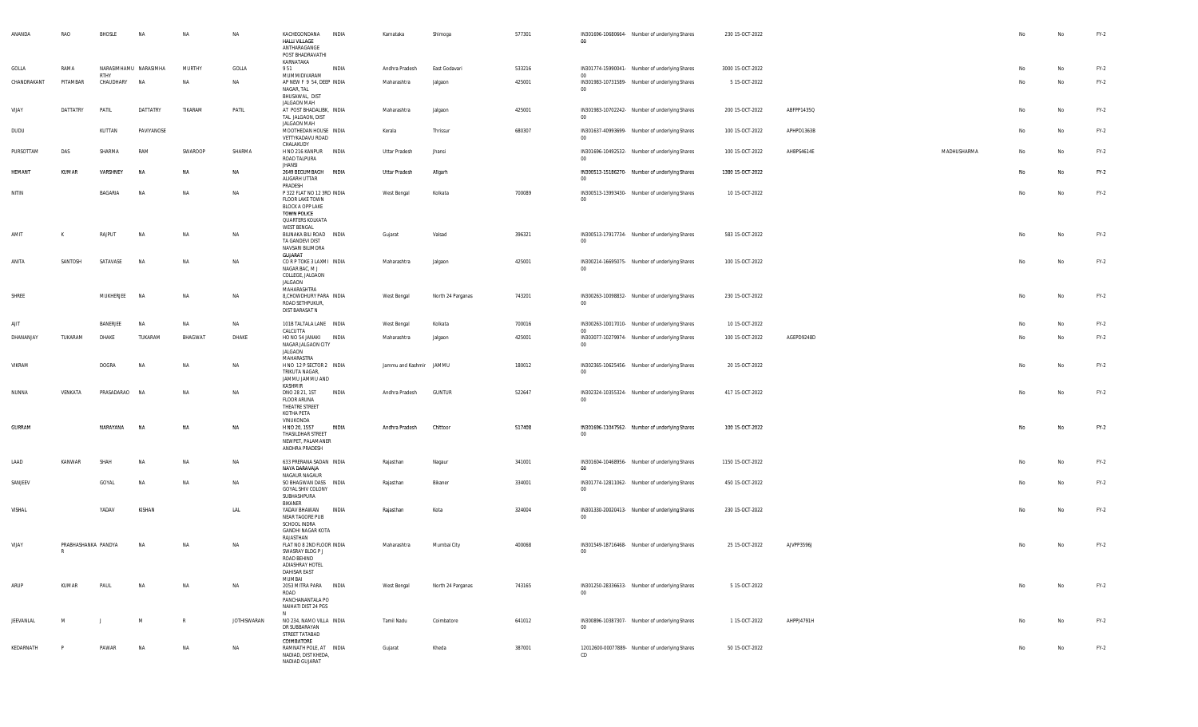| ANANDA | RAO | BHOSLE | NA | NA | NA | KACHEGONDANA HALLI VILLAGE ANTHARAGANGE POST BHADRAVATHI KARNATAKA | INDIA | Karnataka | Shimoga | 577301 | IN301696-10680664-00 | Number of underlying Shares | 230 | 15-OCT-2022 | | | | No | No | FY-2 |
|---|---|---|---|---|---|---|---|---|---|---|---|---|---|---|---|---|---|---|---|---|
| GOLLA | RAMA | NARASIMHAMURTHY | NARASIMHA | MURTHY | GOLLA | 9 51 MUMMIDIVARAM | INDIA | Andhra Pradesh | East Godavari | 533216 | IN301774-15990041-00 | Number of underlying Shares | 3000 | 15-OCT-2022 | | | | No | No | FY-2 |
| CHANDRAKANT | PITAMBAR | CHAUDHARY | NA | NA | NA | AP NEW F 9 54, DEEP NAGAR, TAL BHUSAWAL, DIST JALGAON MAH | INDIA | Maharashtra | Jalgaon | 425001 | IN301983-10731589-00 | Number of underlying Shares | 5 | 15-OCT-2022 | | | | No | No | FY-2 |
| VIJAY | DATTATRY | PATIL | DATTATRY | TIKARAM | PATIL | AT POST BHADALIBK, TAL JALGAON, DIST JALGAON MAH | INDIA | Maharashtra | Jalgaon | 425001 | IN301983-10702242-00 | Number of underlying Shares | 200 | 15-OCT-2022 | ABFPP1435Q | | | No | No | FY-2 |
| DUDU | | KUTTAN | PAVIYANOSE | | | MOOTHEDAN HOUSE VETTYKADAVU ROAD CHALAKUDY | INDIA | Kerala | Thrissur | 680307 | IN301637-40993699-00 | Number of underlying Shares | 100 | 15-OCT-2022 | APHPD1363B | | | No | No | FY-2 |
| PURSOTTAM | DAS | SHARMA | RAM | SWAROOP | SHARMA | H NO 216 KANPUR ROAD TALPURA JHANSI | INDIA | Uttar Pradesh | Jhansi | | IN301696-10492532-00 | Number of underlying Shares | 100 | 15-OCT-2022 | AHBPS4614E | | MADHUSHARMA | No | No | FY-2 |
| HEMANT | KUMAR | VARSHNEY | NA | NA | NA | 2649 BEGUM BAGH ALIGARH UTTAR PRADESH | INDIA | Uttar Pradesh | Aligarh | | IN300513-15186270-00 | Number of underlying Shares | 1380 | 15-OCT-2022 | | | | No | No | FY-2 |
| NITIN | | BAGARIA | NA | NA | NA | P 322 FLAT NO 12 3RD FLOOR LAKE TOWN BLOCK A OPP LAKE TOWN POLICE QUARTERS KOLKATA WEST BENGAL | INDIA | West Bengal | Kolkata | 700089 | IN300513-13993430-00 | Number of underlying Shares | 10 | 15-OCT-2022 | | | | No | No | FY-2 |
| AMIT | K | RAJPUT | NA | NA | NA | BILIMAKA BILI ROAD TA GANDEVI DIST NAVSARI BILIMORA GUJARAT | INDIA | Gujarat | Valsad | 396321 | IN300513-17917734-00 | Number of underlying Shares | 583 | 15-OCT-2022 | | | | No | No | FY-2 |
| ANITA | SANTOSH | SATAVASE | NA | NA | NA | C O R P TOKE 3 LAXMI NAGAR BAC, M J COLLEGE, JALGAON JALGAON MAHARASHTRA | INDIA | Maharashtra | Jalgaon | 425001 | IN300214-16695075-00 | Number of underlying Shares | 100 | 15-OCT-2022 | | | | No | No | FY-2 |
| SHREE | | MUKHERJEE | NA | NA | NA | 8,CHOWDHURY PARA ROAD SETHPUKUR, DIST BARASAT N | INDIA | West Bengal | North 24 Parganas | 743201 | IN300263-10098832-00 | Number of underlying Shares | 230 | 15-OCT-2022 | | | | No | No | FY-2 |
| AJIT | | BANERJEE | NA | NA | NA | 101B TALTALA LANE CALCUTTA | INDIA | West Bengal | Kolkata | 700016 | IN300263-10017010-00 | Number of underlying Shares | 10 | 15-OCT-2022 | | | | No | No | FY-2 |
| DHANANJAY | TUKARAM | DHAKE | TUKARAM | BHAGWAT | DHAKE | HO NO 54 JANAKI NAGAR JALGAON CITY JALGAON MAHARASTRA | INDIA | Maharashtra | Jalgaon | 425001 | IN303077-10279974-00 | Number of underlying Shares | 100 | 15-OCT-2022 | AGEPD9248D | | | No | No | FY-2 |
| VIKRAM | | DOGRA | NA | NA | NA | H NO 12 P SECTOR 2 TRIKUTA NAGAR, JAMMU JAMMU AND KASHMIR | INDIA | Jammu and Kashmir | JAMMU | 180012 | IN302365-10625456-00 | Number of underlying Shares | 20 | 15-OCT-2022 | | | | No | No | FY-2 |
| NUNNA | VENKATA | PRASADARAO | NA | NA | NA | DNO 28 21, 1ST FLOOR ARUNA THEATRE STREET KOTHA PETA VINUKONDA | INDIA | Andhra Pradesh | GUNTUR | 522647 | IN302324-10355324-00 | Number of underlying Shares | 417 | 15-OCT-2022 | | | | No | No | FY-2 |
| GURRAM | | NARAYANA | NA | NA | NA | H NO 20, 1557 THASILDHAR STREET NEWPET, PALAMANER ANDHRA PRADESH | INDIA | Andhra Pradesh | Chittoor | 517408 | IN301696-11047562-00 | Number of underlying Shares | 100 | 15-OCT-2022 | | | | No | No | FY-2 |
| LAAD | KANWAR | SHAH | NA | NA | NA | 633 PRERANA SADAN NAYA DARAVAJA NAGAUR NAGAUR | INDIA | Rajasthan | Nagaur | 341001 | IN301604-10468956-00 | Number of underlying Shares | 1150 | 15-OCT-2022 | | | | No | No | FY-2 |
| SANJEEV | | GOYAL | NA | NA | NA | SO BHAGWAN DASS GOYAL SHIV COLONY SUBHASHPURA BIKANER | INDIA | Rajasthan | Bikaner | 334001 | IN301774-12811062-00 | Number of underlying Shares | 450 | 15-OCT-2022 | | | | No | No | FY-2 |
| VISHAL | | YADAV | KISHAN | | LAL | YADAV BHAWAN NEAR TAGORE PUB SCHOOL INDRA GANDHI NAGAR KOTA RAJASTHAN | INDIA | Rajasthan | Kota | 324004 | IN301330-20020413-00 | Number of underlying Shares | 230 | 15-OCT-2022 | | | | No | No | FY-2 |
| VIJAY | PRABHASHANKAR | PANDYA | NA | NA | NA | FLAT NO 8 2ND FLOOR SWASRAY BLDG P J ROAD BEHIND ADIASHRAY HOTEL DAHISAR EAST MUMBAI | INDIA | Maharashtra | Mumbai City | 400068 | IN301549-18716468-00 | Number of underlying Shares | 25 | 15-OCT-2022 | AJVPP3596J | | | No | No | FY-2 |
| ARUP | KUMAR | PAUL | NA | NA | NA | 2053 MITRA PARA ROAD PANCHANANTALA PO NAIHATI DIST 24 PGS N | INDIA | West Bengal | North 24 Parganas | 743165 | IN301250-28336633-00 | Number of underlying Shares | 5 | 15-OCT-2022 | | | | No | No | FY-2 |
| JEEVANLAL | M | J | M | R | JOTHISWARAN | NO 234, NAMO VILLA DR SUBBARAYAN STREET TATABAD COIMBATORE | INDIA | Tamil Nadu | Coimbatore | 641012 | IN300896-10387307-00 | Number of underlying Shares | 1 | 15-OCT-2022 | AHPPJ4791H | | | No | No | FY-2 |
| KEDARNATH | P | PAWAR | NA | NA | NA | RAMNATH POLE, AT NADIAD, DIST KHEDA, NADIAD GUJARAT | INDIA | Gujarat | Kheda | 387001 | 12012600-00077889-CD | Number of underlying Shares | 50 | 15-OCT-2022 | | | | No | No | FY-2 |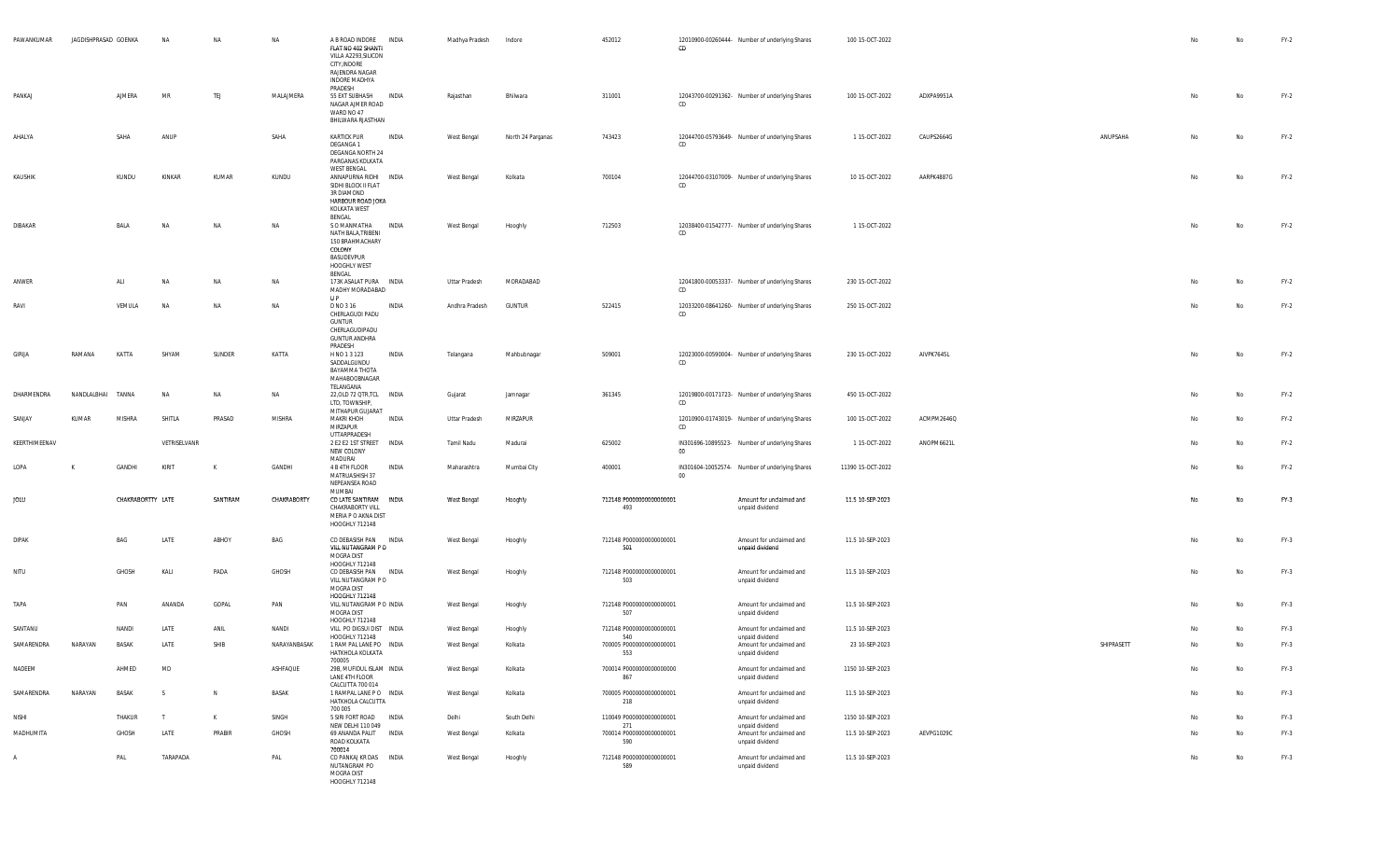| | | | | | | | | | | | | | | | | | | | | | |
|---|---|---|---|---|---|---|---|---|---|---|---|---|---|---|---|---|---|---|---|---|---|
| PAWANKUMAR | JAGDISHPRASAD | GOENKA | NA | NA | NA | A B ROAD INDORE FLAT NO 402 SHANTI VILLA A2293,SILICON CITY,INDORE RAJENDRA NAGAR INDORE MADHYA PRADESH | INDIA | Madhya Pradesh | Indore | 452012 | | 12010900-00260444-CD | Number of underlying Shares | 100 | 15-OCT-2022 | | | | No | No | FY-2 |
| PANKAJ | | AJMERA | MR | TEJ | MALAJMERA | 55 EXT SUBHASH NAGAR AJMER ROAD WARD NO 47 BHILWARA RJASTHAN | INDIA | Rajasthan | Bhilwara | 311001 | | 12043700-00291362-CD | Number of underlying Shares | 100 | 15-OCT-2022 | ADXPA9951A | | | No | No | FY-2 |
| AHALYA | | SAHA | ANUP | | SAHA | KARTICK PUR DEGANGA 1 DEGANGA NORTH 24 PARGANAS KOLKATA WEST BENGAL | INDIA | West Bengal | North 24 Parganas | 743423 | | 12044700-05793649-CD | Number of underlying Shares | 1 | 15-OCT-2022 | CAUPS2664G | | ANUPSAHA | No | No | FY-2 |
| KAUSHIK | | KUNDU | KINKAR | KUMAR | KUNDU | ANNAPURNA RIDHI SIDHI BLOCK II FLAT 3R DIAMOND HARBOUR ROAD JOKA KOLKATA WEST BENGAL | INDIA | West Bengal | Kolkata | 700104 | | 12044700-03107009-CD | Number of underlying Shares | 10 | 15-OCT-2022 | AARPK4887G | | | No | No | FY-2 |
| DIBAKAR | | BALA | NA | NA | NA | S O MANMATHA NATH BALA,TRIBENI 150 BRAHMACHARY COLONY BASUDEVPUR HOOGHLY WEST BENGAL | INDIA | West Bengal | Hooghly | 712503 | | 12038400-01542777-CD | Number of underlying Shares | 1 | 15-OCT-2022 | | | | No | No | FY-2 |
| ANWER | | ALI | NA | NA | NA | 173K ASALAT PURA MADHY MORADABAD U P | INDIA | Uttar Pradesh | MORADABAD | | | 12041800-00053337-CD | Number of underlying Shares | 230 | 15-OCT-2022 | | | | No | No | FY-2 |
| RAVI | | VEMULA | NA | NA | NA | D NO 3 16 CHERLAGUDI PADU GUNTUR CHERLAGUDIPADU GUNTUR ANDHRA PRADESH | INDIA | Andhra Pradesh | GUNTUR | 522415 | | 12033200-08641260-CD | Number of underlying Shares | 250 | 15-OCT-2022 | | | | No | No | FY-2 |
| GIRIJA | RAMANA | KATTA | SHYAM | SUNDER | KATTA | H NO 1 3 123 SADDALGUNDU BAYAMMA THOTA MAHABOOBNAGAR TELANGANA | INDIA | Telangana | Mahbubnagar | 509001 | | 12023000-00590004-CD | Number of underlying Shares | 230 | 15-OCT-2022 | AIVPK7645L | | | No | No | FY-2 |
| DHARMENDRA | NANDLALBHAI | TANNA | NA | NA | NA | 22,OLD 72 QTR,TCL LTD, TOWNSHIP, MITHAPUR GUJARAT | INDIA | Gujarat | Jamnagar | 361345 | | 12019800-00171723-CD | Number of underlying Shares | 450 | 15-OCT-2022 | | | | No | No | FY-2 |
| SANJAY | KUMAR | MISHRA | SHITLA | PRASAD | MISHRA | MAKRI KHOH MIRZAPUR UTTARPRADESH | INDIA | Uttar Pradesh | MIRZAPUR | | | 12010900-01743019-CD | Number of underlying Shares | 100 | 15-OCT-2022 | ACMPM2646Q | | | No | No | FY-2 |
| KEERTHIMEENAV | | | VETRISELVANR | | | 2 E2 E2 1ST STREET NEW COLONY MADURAI | INDIA | Tamil Nadu | Madurai | 625002 | | IN301696-10895523-00 | Number of underlying Shares | 1 | 15-OCT-2022 | ANOPM6621L | | | No | No | FY-2 |
| LOPA | K | GANDHI | KIRIT | K | GANDHI | 4 B 4TH FLOOR MATRUASHISH 37 NEPEANSEA ROAD MUMBAI | INDIA | Maharashtra | Mumbai City | 400001 | | IN301604-10052574-00 | Number of underlying Shares | 11390 | 15-OCT-2022 | | | | No | No | FY-2 |
| JOLU | | CHAKRABORTTY | LATE | SANTIRAM | CHAKRABORTY | CO LATE SANTIRAM CHAKRABORTY VILL MERIA P O AKNA DIST HOOGHLY 712148 | INDIA | West Bengal | Hooghly | 712148 | P0000000000000001493 | | Amount for unclaimed and unpaid dividend | 11.5 | 10-SEP-2023 | | | | No | No | FY-3 |
| DIPAK | | BAG | LATE | ABHOY | BAG | CO DEBASISH PAN VILL NUTANGRAM P O MOGRA DIST HOOGHLY 712148 | INDIA | West Bengal | Hooghly | 712148 | P0000000000000001501 | | Amount for unclaimed and unpaid dividend | 11.5 | 10-SEP-2023 | | | | No | No | FY-3 |
| NITU | | GHOSH | KALI | PADA | GHOSH | CO DEBASISH PAN VILL NUTANGRAM P O MOGRA DIST HOOGHLY 712148 | INDIA | West Bengal | Hooghly | 712148 | P0000000000000001503 | | Amount for unclaimed and unpaid dividend | 11.5 | 10-SEP-2023 | | | | No | No | FY-3 |
| TAPA | | PAN | ANANDA | GOPAL | PAN | VILL NUTANGRAM P O MOGRA DIST HOOGHLY 712148 | INDIA | West Bengal | Hooghly | 712148 | P0000000000000001507 | | Amount for unclaimed and unpaid dividend | 11.5 | 10-SEP-2023 | | | | No | No | FY-3 |
| SANTANU | | NANDI | LATE | ANIL | NANDI | VILL PO DIGSUI DIST HOOGHLY 712148 | INDIA | West Bengal | Hooghly | 712148 | P0000000000000001540 | | Amount for unclaimed and unpaid dividend | 11.5 | 10-SEP-2023 | | | | No | No | FY-3 |
| SAMARENDRA | NARAYAN | BASAK | LATE | SHIB | NARAYANBASAK | 1 RAM PAL LANE PO HATKHOLA KOLKATA 700005 | INDIA | West Bengal | Kolkata | 700005 | P0000000000000001553 | | Amount for unclaimed and unpaid dividend | 23 | 10-SEP-2023 | | | SHIPRASETT | No | No | FY-3 |
| NADEEM | | AHMED | MD | | ASHFAQUE | 29B, MUFIDUL ISLAM LANE 4TH FLOOR CALCUTTA 700 014 | INDIA | West Bengal | Kolkata | 700014 | P00000000000000000867 | | Amount for unclaimed and unpaid dividend | 1150 | 10-SEP-2023 | | | | No | No | FY-3 |
| SAMARENDRA | NARAYAN | BASAK | S | N | BASAK | 1 RAMPAL LANE P O HATKHOLA CALCUTTA 700 005 | INDIA | West Bengal | Kolkata | 700005 | P0000000000000001218 | | Amount for unclaimed and unpaid dividend | 11.5 | 10-SEP-2023 | | | | No | No | FY-3 |
| NISHI | | THAKUR | T | K | SINGH | 5 SIRI FORT ROAD NEW DELHI 110 049 | INDIA | Delhi | South Delhi | 110049 | P0000000000000001271 | | Amount for unclaimed and unpaid dividend | 1150 | 10-SEP-2023 | | | | No | No | FY-3 |
| MADHUMITA | | GHOSH | LATE | PRABIR | GHOSH | 69 ANANDA PALIT ROAD KOLKATA 700014 | INDIA | West Bengal | Kolkata | 700014 | P0000000000000001590 | | Amount for unclaimed and unpaid dividend | 11.5 | 10-SEP-2023 | AEVPG1029C | | | No | No | FY-3 |
| A | | PAL | TARAPADA | | PAL | CO PANKAJ KR DAS NUTANGRAM PO MOGRA DIST HOOGHLY 712148 | INDIA | West Bengal | Hooghly | 712148 | P0000000000000001589 | | Amount for unclaimed and unpaid dividend | 11.5 | 10-SEP-2023 | | | | No | No | FY-3 |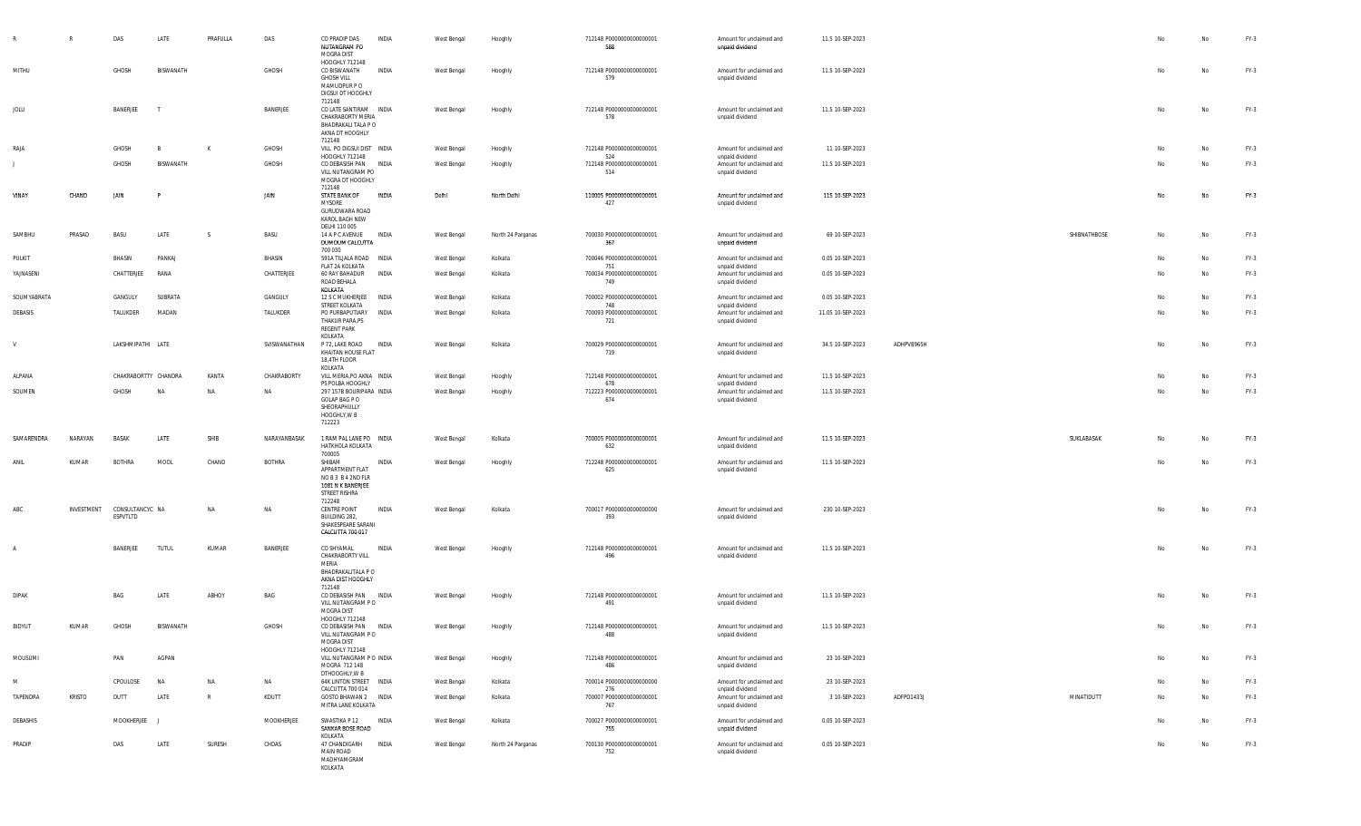| R | R | DAS | LATE | PRAFULLA | DAS | C0 PRADIP DAS NUTANGRAM PO MOGRA DIST HOOGHLY 712148 | INDIA | West Bengal | Hooghly | 712148 | P0000000000000001588 | Amount for unclaimed and unpaid dividend | 11.5 | 10-SEP-2023 | | | | No | No | FY-3 |
|---|---|---|---|---|---|---|---|---|---|---|---|---|---|---|---|---|---|---|---|---|
| MITHU | | GHOSH | BISWANATH | | GHOSH | C0 BISWANATH GHOSH VILL MAMUDPUR P O DIGSUI DT HOOGHLY 712148 | INDIA | West Bengal | Hooghly | 712148 | P0000000000000001579 | Amount for unclaimed and unpaid dividend | 11.5 | 10-SEP-2023 | | | | No | No | FY-3 |
| JOLLI | | BANERJEE | T | | BANERJEE | C0 LATE SANTIRAM CHAKRABORTY MERIA BHADRAKALI TALA P O AKNA DT HOOGHLY 712148 | INDIA | West Bengal | Hooghly | 712148 | P0000000000000001578 | Amount for unclaimed and unpaid dividend | 11.5 | 10-SEP-2023 | | | | No | No | FY-3 |
| RAJA | | GHOSH | B | K | GHOSH | VILL PO DIGSUI DIST HOOGHLY 712148 | INDIA | West Bengal | Hooghly | 712148 | P0000000000000001524 | Amount for unclaimed and unpaid dividend | 11 | 10-SEP-2023 | | | | No | No | FY-3 |
| J | | GHOSH | BISWANATH | | GHOSH | C0 DEBASISH PAN VILL NUTANGRAM PO MOGRA DT HOOGHLY 712148 | INDIA | West Bengal | Hooghly | 712148 | P0000000000000001514 | Amount for unclaimed and unpaid dividend | 11.5 | 10-SEP-2023 | | | | No | No | FY-3 |
| VINAY | CHAND | JAIN | P | | JAIN | STATE BANK OF MYSORE GURUDWARA ROAD KAROL BAGH NEW DELHI 110 005 | INDIA | Delhi | North Delhi | 110005 | P0000000000000001427 | Amount for unclaimed and unpaid dividend | 115 | 10-SEP-2023 | | | | No | No | FY-3 |
| SAMBHU | PRASAD | BASU | LATE | S | BASU | 14 A P C AVENUE DUMDUM CALCUTTA 700 030 | INDIA | West Bengal | North 24 Parganas | 700030 | P0000000000000001367 | Amount for unclaimed and unpaid dividend | 69 | 10-SEP-2023 | | | SHIBNATHBOSE | No | No | FY-3 |
| PULKIT | | BHASIN | PANKAJ | | BHASIN | 591A TILJALA ROAD FLAT 2A KOLKATA | INDIA | West Bengal | Kolkata | 700046 | P0000000000000001751 | Amount for unclaimed and unpaid dividend | 0.05 | 10-SEP-2023 | | | | No | No | FY-3 |
| YAJNASENI | | CHATTERJEE | RANA | | CHATTERJEE | 60 RAY BAHADUR ROAD BEHALA KOLKATA | INDIA | West Bengal | Kolkata | 700034 | P0000000000000001749 | Amount for unclaimed and unpaid dividend | 0.05 | 10-SEP-2023 | | | | No | No | FY-3 |
| SOUMYABRATA | | GANGULY | SUBRATA | | GANGULY | 12 S C MUKHERJEE STREET KOLKATA | INDIA | West Bengal | Kolkata | 700002 | P0000000000000001748 | Amount for unclaimed and unpaid dividend | 0.05 | 10-SEP-2023 | | | | No | No | FY-3 |
| DEBASIS | | TALUKDER | MADAN | | TALUKDER | PO PURBAPUTIARY THAKUR PARA,PS REGENT PARK KOLKATA | INDIA | West Bengal | Kolkata | 700093 | P0000000000000001721 | Amount for unclaimed and unpaid dividend | 11.05 | 10-SEP-2023 | | | | No | No | FY-3 |
| V | | LAKSHMIPATHI | LATE | | SVISWANATHAN | P 72, LAKE ROAD KHAITAN HOUSE FLAT 18,4TH FLOOR KOLKATA | INDIA | West Bengal | Kolkata | 700029 | P0000000000000001719 | Amount for unclaimed and unpaid dividend | 34.5 | 10-SEP-2023 | ADHPV8965H | | | No | No | FY-3 |
| ALPANA | | CHAKRABORTTY | CHANDRA | KANTA | CHAKRABORTY | VILL MERIA,PO AKNA PS POLBA HOOGHLY | INDIA | West Bengal | Hooghly | 712148 | P0000000000000001678 | Amount for unclaimed and unpaid dividend | 11.5 | 10-SEP-2023 | | | | No | No | FY-3 |
| SOUMEN | | GHOSH | NA | NA | NA | 297 1578 BOURIPARA GOLAP BAG P O SHEORAPHULLY HOOGHLY,W B 712223 | INDIA | West Bengal | Hooghly | 712223 | P0000000000000001674 | Amount for unclaimed and unpaid dividend | 11.5 | 10-SEP-2023 | | | | No | No | FY-3 |
| SAMARENDRA | NARAYAN | BASAK | LATE | SHIB | NARAYANBASAK | 1 RAM PAL LANE PO HATKHOLA KOLKATA 700005 | INDIA | West Bengal | Kolkata | 700005 | P0000000000000001632 | Amount for unclaimed and unpaid dividend | 11.5 | 10-SEP-2023 | | | SUKLABASAK | No | No | FY-3 |
| ANIL | KUMAR | BOTHRA | MOOL | CHAND | BOTHRA | SHIBAM APPARTMENT FLAT NO B 3 B 4 2ND FLR 1081 N K BANERJEE STREET RISHRA 712248 | INDIA | West Bengal | Hooghly | 712248 | P0000000000000001625 | Amount for unclaimed and unpaid dividend | 11.5 | 10-SEP-2023 | | | | No | No | FY-3 |
| ABC | INVESTMENT | CONSULTANCYC ESPVTLTD | NA | NA | NA | CENTRE POINT BUILDING 282, SHAKESPEARE SARANI CALCUTTA 700 017 | INDIA | West Bengal | Kolkata | 700017 | P0000000000000000393 | Amount for unclaimed and unpaid dividend | 230 | 10-SEP-2023 | | | | No | No | FY-3 |
| A | | BANERJEE | TUTUL | KUMAR | BANERJEE | C0 SHYAMAL CHAKRABORTY VILL MERIA BHADRAKALITALA P O AKNA DIST HOOGHLY 712148 | INDIA | West Bengal | Hooghly | 712148 | P0000000000000001496 | Amount for unclaimed and unpaid dividend | 11.5 | 10-SEP-2023 | | | | No | No | FY-3 |
| DIPAK | | BAG | LATE | ABHOY | BAG | C0 DEBASISH PAN VILL NUTANGRAM P O MOGRA DIST HOOGHLY 712148 | INDIA | West Bengal | Hooghly | 712148 | P0000000000000001491 | Amount for unclaimed and unpaid dividend | 11.5 | 10-SEP-2023 | | | | No | No | FY-3 |
| BIDYUT | KUMAR | GHOSH | BISWANATH | | GHOSH | C0 DEBASISH PAN VILL NUTANGRAM P O MOGRA DIST HOOGHLY 712148 | INDIA | West Bengal | Hooghly | 712148 | P0000000000000001488 | Amount for unclaimed and unpaid dividend | 11.5 | 10-SEP-2023 | | | | No | No | FY-3 |
| MOUSUMI | | PAN | AGPAN | | | VILL NUTANGRAM P O MOGRA 712 148 DTHOOGHLY,W B | INDIA | West Bengal | Hooghly | 712148 | P0000000000000001486 | Amount for unclaimed and unpaid dividend | 23 | 10-SEP-2023 | | | | No | No | FY-3 |
| M | | CPOULOSE | NA | NA | NA | 64K LINTON STREET CALCUTTA 700 014 | INDIA | West Bengal | Kolkata | 700014 | P0000000000000000276 | Amount for unclaimed and unpaid dividend | 23 | 10-SEP-2023 | | | | No | No | FY-3 |
| TAPENDRA | KRISTO | DUTT | LATE | R | KDUTT | GOSTO BHAWAN 2 MITRA LANE KOLKATA | INDIA | West Bengal | Kolkata | 700007 | P0000000000000001767 | Amount for unclaimed and unpaid dividend | 3 | 10-SEP-2023 | ADFPD1433J | | MINATIDUTT | No | No | FY-3 |
| DEBASHIS | | MOOKHERJEE | J | | MOOKHERJEE | SWASTIKA P 12 SANKAR BOSE ROAD KOLKATA | INDIA | West Bengal | Kolkata | 700027 | P0000000000000001755 | Amount for unclaimed and unpaid dividend | 0.05 | 10-SEP-2023 | | | | No | No | FY-3 |
| PRADIP | | DAS | LATE | SURESH | CHDAS | 47 CHANDIGARH MAIN ROAD MADHYAMGRAM KOLKATA | INDIA | West Bengal | North 24 Parganas | 700130 | P0000000000000001752 | Amount for unclaimed and unpaid dividend | 0.05 | 10-SEP-2023 | | | | No | No | FY-3 |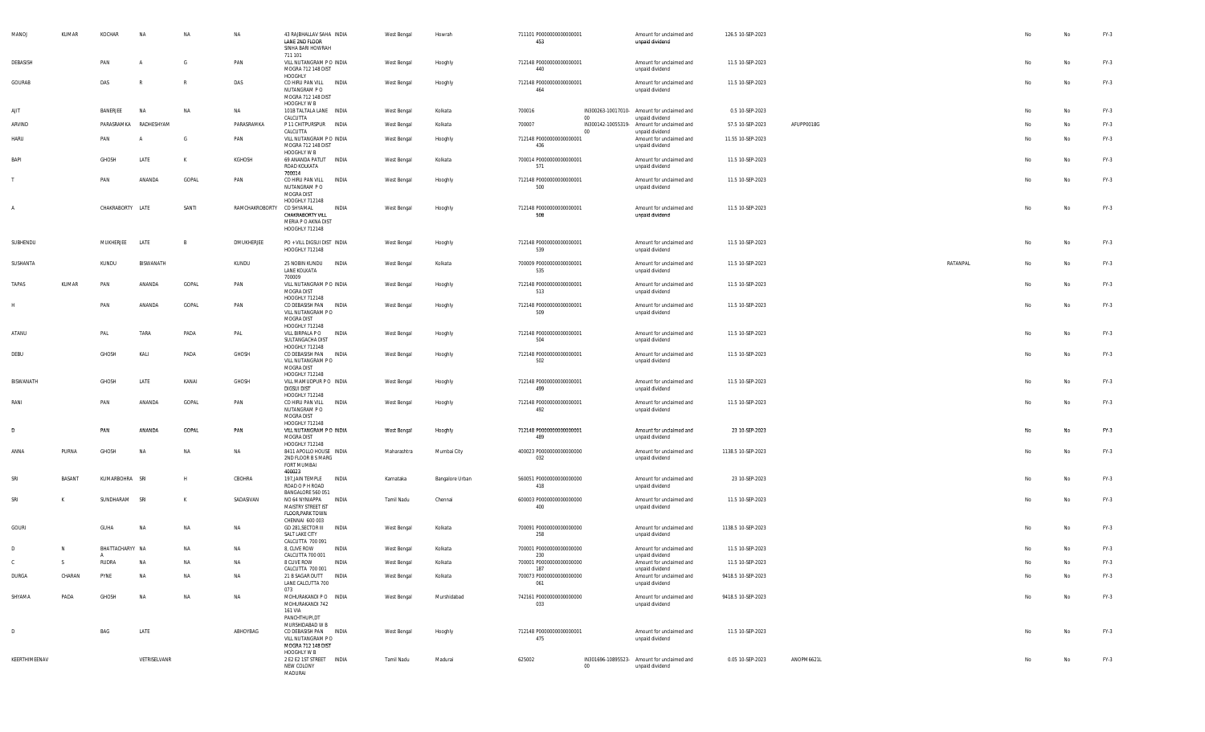| MANOJ | KUMAR | KOCHAR | NA | NA | NA | 43 RAJBHALLAV SAHA LANE 2ND FLOOR SINHA BARI HOWRAH 711 101 | INDIA | West Bengal | Howrah | 711101 | P0000000000000001453 | | Amount for unclaimed and unpaid dividend | 126.5 | 10-SEP-2023 | | | | No | No | FY-3 |
|---|---|---|---|---|---|---|---|---|---|---|---|---|---|---|---|---|---|---|---|---|---|
| DEBASISH | | PAN | A | G | PAN | VILL NUTANGRAM P O MOGRA 712 148 DIST HOOGHLY | INDIA | West Bengal | Hooghly | 712148 | P0000000000000001440 | | Amount for unclaimed and unpaid dividend | 11.5 | 10-SEP-2023 | | | | No | No | FY-3 |
| GOURAB | | DAS | R | R | DAS | C/O HIRU PAN VILL NUTANGRAM P O MOGRA 712 148 DIST HOOGHLY W B | INDIA | West Bengal | Hooghly | 712148 | P0000000000000001464 | | Amount for unclaimed and unpaid dividend | 11.5 | 10-SEP-2023 | | | | No | No | FY-3 |
| AJIT | | BANERJEE | NA | NA | NA | 101B TALTALA LANE CALCUTTA | INDIA | West Bengal | Kolkata | 700016 | | IN300263-10017010-00 | Amount for unclaimed and unpaid dividend | 0.5 | 10-SEP-2023 | | | | No | No | FY-3 |
| ARVIND | | PARASRAMKA | RADHESHYAM | | PARASRAMKA | P 11 CHITPURSPUR CALCUTTA | INDIA | West Bengal | Kolkata | 700007 | | IN300142-10055319-00 | Amount for unclaimed and unpaid dividend | 57.5 | 10-SEP-2023 | AFUPP0018G | | | No | No | FY-3 |
| HARU | | PAN | A | G | PAN | VILL NUTANGRAM P O MOGRA 712 148 DIST HOOGHLY W B | INDIA | West Bengal | Hooghly | 712148 | P0000000000000001436 | | Amount for unclaimed and unpaid dividend | 11.55 | 10-SEP-2023 | | | | No | No | FY-3 |
| BAPI | | GHOSH | LATE | K | KGHOSH | 69 ANANDA PATLIT ROAD KOLKATA 700014 | INDIA | West Bengal | Kolkata | 700014 | P0000000000000001571 | | Amount for unclaimed and unpaid dividend | 11.5 | 10-SEP-2023 | | | | No | No | FY-3 |
| T | | PAN | ANANDA | GOPAL | PAN | C/O HIRU PAN VILL NUTANGRAM P O MOGRA DIST HOOGHLY 712148 | INDIA | West Bengal | Hooghly | 712148 | P0000000000000001500 | | Amount for unclaimed and unpaid dividend | 11.5 | 10-SEP-2023 | | | | No | No | FY-3 |
| A | | CHAKRABORTY | LATE | SANTI | RAMCHAKRABORTY | C/O SHYAMAL CHAKRABORTY VILL MERIA P O AKNA DIST HOOGHLY 712148 | INDIA | West Bengal | Hooghly | 712148 | P0000000000000001508 | | Amount for unclaimed and unpaid dividend | 11.5 | 10-SEP-2023 | | | | No | No | FY-3 |
| SUBHENDU | | MUKHERJEE | LATE | B | DMUKHERJEE | PO + VILL DIGSUI DIST HOOGHLY 712148 | INDIA | West Bengal | Hooghly | 712148 | P0000000000000001539 | | Amount for unclaimed and unpaid dividend | 11.5 | 10-SEP-2023 | | | | No | No | FY-3 |
| SUSHANTA | | KUNDU | BISWANATH | | KUNDU | 25 NOBIN KUNDU LANE KOLKATA 700009 | INDIA | West Bengal | Kolkata | 700009 | P0000000000000001535 | | Amount for unclaimed and unpaid dividend | 11.5 | 10-SEP-2023 | | | RATANPAL | No | No | FY-3 |
| TAPAS | KUMAR | PAN | ANANDA | GOPAL | PAN | VILL NUTANGRAM P O MOGRA DIST HOOGHLY 712148 | INDIA | West Bengal | Hooghly | 712148 | P0000000000000001513 | | Amount for unclaimed and unpaid dividend | 11.5 | 10-SEP-2023 | | | | No | No | FY-3 |
| H | | PAN | ANANDA | GOPAL | PAN | C/O DEBASISH PAN VILL NUTANGRAM P O MOGRA DIST HOOGHLY 712148 | INDIA | West Bengal | Hooghly | 712148 | P0000000000000001509 | | Amount for unclaimed and unpaid dividend | 11.5 | 10-SEP-2023 | | | | No | No | FY-3 |
| ATANU | | PAL | TARA | PADA | PAL | VILL BIRPALA P O SULTANGACHA DIST HOOGHLY 712148 | INDIA | West Bengal | Hooghly | 712148 | P0000000000000001504 | | Amount for unclaimed and unpaid dividend | 11.5 | 10-SEP-2023 | | | | No | No | FY-3 |
| DEBU | | GHOSH | KALI | PADA | GHOSH | C/O DEBASISH PAN VILL NUTANGRAM P O MOGRA DIST HOOGHLY 712148 | INDIA | West Bengal | Hooghly | 712148 | P0000000000000001502 | | Amount for unclaimed and unpaid dividend | 11.5 | 10-SEP-2023 | | | | No | No | FY-3 |
| BISWANATH | | GHOSH | LATE | KANAI | GHOSH | VILL MAMUDPUR P O DIGSUI DIST HOOGHLY 712148 | INDIA | West Bengal | Hooghly | 712148 | P0000000000000001499 | | Amount for unclaimed and unpaid dividend | 11.5 | 10-SEP-2023 | | | | No | No | FY-3 |
| RANI | | PAN | ANANDA | GOPAL | PAN | C/O HIRU PAN VILL NUTANGRAM P O MOGRA DIST HOOGHLY 712148 | INDIA | West Bengal | Hooghly | 712148 | P0000000000000001492 | | Amount for unclaimed and unpaid dividend | 11.5 | 10-SEP-2023 | | | | No | No | FY-3 |
| D | | PAN | ANANDA | GOPAL | PAN | VILL NUTANGRAM P O MOGRA DIST HOOGHLY 712148 | INDIA | West Bengal | Hooghly | 712148 | P0000000000000001489 | | Amount for unclaimed and unpaid dividend | 23 | 10-SEP-2023 | | | | No | No | FY-3 |
| ANNA | PURNA | GHOSH | NA | NA | NA | 8411 APOLLO HOUSE 2ND FLOOR B S MARG FORT MUMBAI 400023 | INDIA | Maharashtra | Mumbai City | 400023 | P0000000000000000032 | | Amount for unclaimed and unpaid dividend | 1138.5 | 10-SEP-2023 | | | | No | No | FY-3 |
| SRI | BASANT | KUMARBOHRA | SRI | H | CBOHRA | 197,JAIN TEMPLE ROAD O P H ROAD BANGALORE 560 051 | INDIA | Karnataka | Bangalore Urban | 560051 | P0000000000000000418 | | Amount for unclaimed and unpaid dividend | 23 | 10-SEP-2023 | | | | No | No | FY-3 |
| SRI | K | SUNDHARAM | SRI | K | SADASIVAN | NO 64 NYNIAPPA MAISTRY STREET IST FLOOR,PARK TOWN CHENNAI 600 003 | INDIA | Tamil Nadu | Chennai | 600003 | P0000000000000000400 | | Amount for unclaimed and unpaid dividend | 11.5 | 10-SEP-2023 | | | | No | No | FY-3 |
| GOURI | | GUHA | NA | NA | NA | GD 281,SECTOR III SALT LAKE CITY CALCUTTA 700 091 | INDIA | West Bengal | Kolkata | 700091 | P0000000000000000258 | | Amount for unclaimed and unpaid dividend | 1138.5 | 10-SEP-2023 | | | | No | No | FY-3 |
| D | N | BHATTACHARYYA | NA | NA | NA | 8, CLIVE ROW CALCUTTA 700 001 | INDIA | West Bengal | Kolkata | 700001 | P0000000000000000230 | | Amount for unclaimed and unpaid dividend | 11.5 | 10-SEP-2023 | | | | No | No | FY-3 |
| C | S | RUDRA | NA | NA | NA | 8 CLIVE ROW CALCUTTA 700 001 | INDIA | West Bengal | Kolkata | 700001 | P0000000000000000187 | | Amount for unclaimed and unpaid dividend | 11.5 | 10-SEP-2023 | | | | No | No | FY-3 |
| DURGA | CHARAN | PYNE | NA | NA | NA | 21 B SAGAR DUTT LANE CALCUTTA 700 073 | INDIA | West Bengal | Kolkata | 700073 | P0000000000000000061 | | Amount for unclaimed and unpaid dividend | 9418.5 | 10-SEP-2023 | | | | No | No | FY-3 |
| SHYAMA | PADA | GHOSH | NA | NA | NA | MOHURAKANDI P O MOHURAKANDI 742 161 VIA PANCHTHUPI,DT MURSHIDABAD W B | INDIA | West Bengal | Murshidabad | 742161 | P0000000000000000033 | | Amount for unclaimed and unpaid dividend | 9418.5 | 10-SEP-2023 | | | | No | No | FY-3 |
| D | | BAG | LATE | | ABHOYBAG | C/O DEBASISH PAN VILL NUTANGRAM P O MOGRA 712 148 DIST HOOGHLY W B | INDIA | West Bengal | Hooghly | 712148 | P0000000000000001475 | | Amount for unclaimed and unpaid dividend | 11.5 | 10-SEP-2023 | | | | No | No | FY-3 |
| KEERTHIMEENAV | | | VETRISELVANR | | | 2 E2 E2 1ST STREET NEW COLONY MADURAI | INDIA | Tamil Nadu | Madurai | 625002 | | IN301696-10895523-00 | Amount for unclaimed and unpaid dividend | 0.05 | 10-SEP-2023 | ANOPM6621L | | | No | No | FY-3 |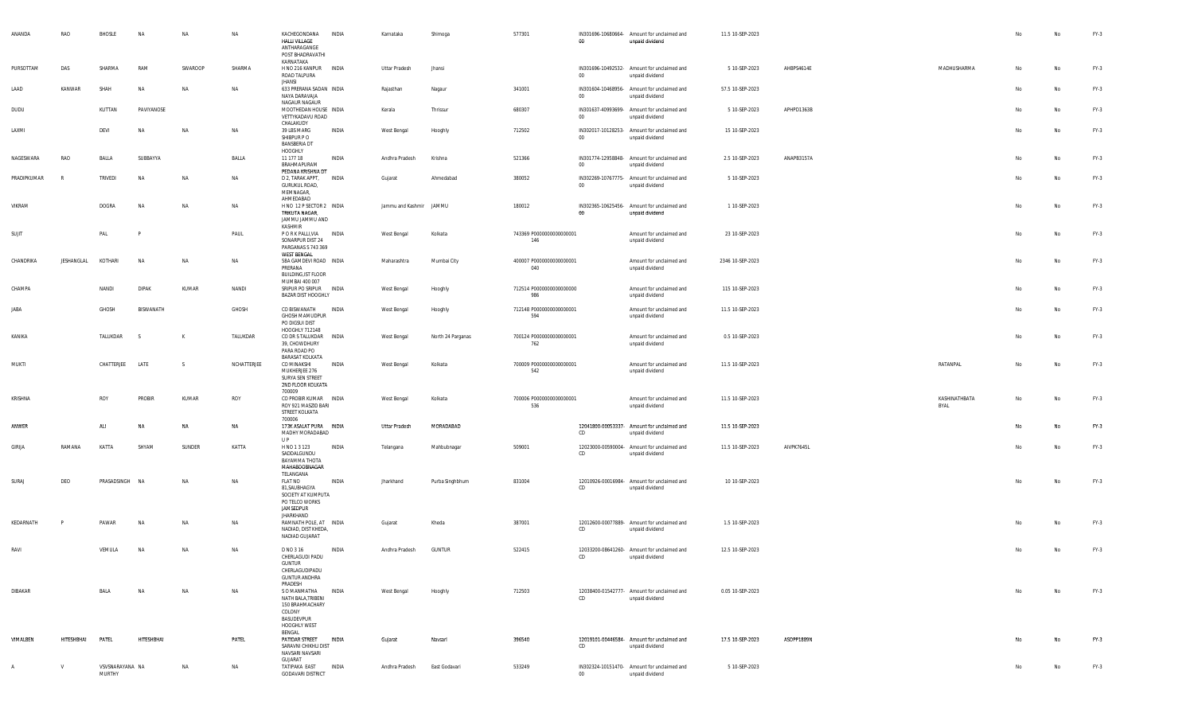| ANANDA | RAO | BHOSLE | NA | NA | NA | KACHEGONDANA HALLI VILLAGE ANTHARAGANGE POST BHADRAVATHI KARNATAKA | INDIA | Karnataka | Shimoga | 577301 | IN301696-10680664-00 | Amount for unclaimed and unpaid dividend | 11.5 | 10-SEP-2023 | | | | No | No | FY-3 |
|---|---|---|---|---|---|---|---|---|---|---|---|---|---|---|---|---|---|---|---|---|
| PURSOTTAM | DAS | SHARMA | RAM | SWAROOP | SHARMA | H NO 216 KANPUR ROAD TALPURA JHANSI | INDIA | Uttar Pradesh | Jhansi | | IN301696-10492532-00 | Amount for unclaimed and unpaid dividend | 5 | 10-SEP-2023 | AHBPS4614E | | MADHUSHARMA | No | No | FY-3 |
| LAAD | KANWAR | SHAH | NA | NA | NA | 633 PRERANA SADAN NAYA DARAVAJA NAGAUR NAGAUR | INDIA | Rajasthan | Nagaur | 341001 | IN301604-10468956-00 | Amount for unclaimed and unpaid dividend | 57.5 | 10-SEP-2023 | | | | No | No | FY-3 |
| DUDU | | KUTTAN | PAVIYANOSE | | | MOOTHEDAN HOUSE VETTYKADAVU ROAD CHALAKUDY | INDIA | Kerala | Thrissur | 680307 | IN301637-40993699-00 | Amount for unclaimed and unpaid dividend | 5 | 10-SEP-2023 | APHPD1363B | | | No | No | FY-3 |
| LAXMI | | DEVI | NA | NA | NA | 39 LBS MARG SHIBPUR P O BANSBERIA DT HOOGHLY | INDIA | West Bengal | Hooghly | 712502 | IN302017-10128253-00 | Amount for unclaimed and unpaid dividend | 15 | 10-SEP-2023 | | | | No | No | FY-3 |
| NAGESWARA | RAO | BALLA | SUBBAYYA | | BALLA | 11 177 18 BRAHMAPURAM PEDANA KRISHNA DT | INDIA | Andhra Pradesh | Krishna | 521366 | IN301774-12958848-00 | Amount for unclaimed and unpaid dividend | 2.5 | 10-SEP-2023 | ANAPB3157A | | | No | No | FY-3 |
| PRADIPKUMAR | R | TRIVEDI | NA | NA | NA | D 2, TARAK APPT, GURUKUL ROAD, MEMNAGAR, AHMEDABAD | INDIA | Gujarat | Ahmedabad | 380052 | IN302269-10767775-00 | Amount for unclaimed and unpaid dividend | 5 | 10-SEP-2023 | | | | No | No | FY-3 |
| VIKRAM | | DOGRA | NA | NA | NA | H NO 12 P SECTOR 2 TRIKUTA NAGAR, JAMMU JAMMU AND KASHMIR | INDIA | Jammu and Kashmir | JAMMU | 180012 | IN302365-10625456-00 | Amount for unclaimed and unpaid dividend | 1 | 10-SEP-2023 | | | | No | No | FY-3 |
| SUJIT | | PAL | P | | PAUL | P O R K PALLI VIA SONARPUR DIST 24 PARGANAS S 743 369 WEST BENGAL | INDIA | West Bengal | Kolkata | 743369 | P0000000000000001146 | Amount for unclaimed and unpaid dividend | 23 | 10-SEP-2023 | | | | No | No | FY-3 |
| CHANDRIKA | JESHANGLAL | KOTHARI | NA | NA | NA | 58A GAMDEVI ROAD PRERANA BUILDING,1ST FLOOR MUMBAI 400 007 | INDIA | Maharashtra | Mumbai City | 400007 | P0000000000000001040 | Amount for unclaimed and unpaid dividend | 2346 | 10-SEP-2023 | | | | No | No | FY-3 |
| CHAMPA | | NANDI | DIPAK | KUMAR | NANDI | SRIPUR PO SRIPUR BAZAR DIST HOOGHLY | INDIA | West Bengal | Hooghly | 712514 | P0000000000000000986 | Amount for unclaimed and unpaid dividend | 115 | 10-SEP-2023 | | | | No | No | FY-3 |
| JABA | | GHOSH | BISWANATH | | GHOSH | C/O BISWANATH GHOSH MAMUDPUR PO DIGSUI DIST HOOGHLY 712148 | INDIA | West Bengal | Hooghly | 712148 | P0000000000000001594 | Amount for unclaimed and unpaid dividend | 11.5 | 10-SEP-2023 | | | | No | No | FY-3 |
| KANIKA | | TALUKDAR | S | K | TALUKDAR | C/O DR S TALUKDAR 39, CHOWDHURY PARA ROAD PO BARASAT KOLKATA | INDIA | West Bengal | North 24 Parganas | 700124 | P0000000000000001762 | Amount for unclaimed and unpaid dividend | 0.5 | 10-SEP-2023 | | | | No | No | FY-3 |
| MUKTI | | CHATTERJEE | LATE | S | NCHATTERJEE | C/O MINAKSHI MUKHERJEE 276 SURYA SEN STREET 2ND FLOOR KOLKATA 700009 | INDIA | West Bengal | Kolkata | 700009 | P0000000000000001542 | Amount for unclaimed and unpaid dividend | 11.5 | 10-SEP-2023 | | | RATANPAL | No | No | FY-3 |
| KRISHNA | | ROY | PROBIR | KUMAR | ROY | C/O PROBIR KUMAR ROY 92/1 MASZID BARI STREET KOLKATA 700006 | INDIA | West Bengal | Kolkata | 700006 | P0000000000000001536 | Amount for unclaimed and unpaid dividend | 11.5 | 10-SEP-2023 | | | KASHINATHBATA BYAL | No | No | FY-3 |
| ANWER | | ALI | NA | NA | NA | 173K ASALAT PURA MADHY MORADABAD U P | INDIA | Uttar Pradesh | MORADABAD | | 12041800-00053337-CD | Amount for unclaimed and unpaid dividend | 11.5 | 10-SEP-2023 | | | | No | No | FY-3 |
| GIRIJA | RAMANA | KATTA | SHYAM | SUNDER | KATTA | H NO 1 3 123 SADDALGUNDU BAYAMMA THOTA MAHABOOBNAGAR TELANGANA | INDIA | Telangana | Mahbubnagar | 509001 | 12023000-00590004-CD | Amount for unclaimed and unpaid dividend | 11.5 | 10-SEP-2023 | AIVPK7645L | | | No | No | FY-3 |
| SURAJ | DEO | PRASADSINGH | NA | NA | NA | FLAT NO 81,SAUBHAGYA SOCIETY AT KUMPUTA PO TELCO WORKS JAMSEDPUR JHARKHAND | INDIA | Jharkhand | Purba Singhbhum | 831004 | 12010926-00016984-CD | Amount for unclaimed and unpaid dividend | 10 | 10-SEP-2023 | | | | No | No | FY-3 |
| KEDARNATH | P | PAWAR | NA | NA | NA | RAMNATH POLE, AT NADIAD, DIST KHEDA, NADIAD GUJARAT | INDIA | Gujarat | Kheda | 387001 | 12012600-00077889-CD | Amount for unclaimed and unpaid dividend | 1.5 | 10-SEP-2023 | | | | No | No | FY-3 |
| RAVI | | VEMULA | NA | NA | NA | D NO 3 16 CHERLAGUDI PADU GUNTUR CHERLAGUDIPADU GUNTUR ANDHRA PRADESH | INDIA | Andhra Pradesh | GUNTUR | 522415 | 12033200-08641260-CD | Amount for unclaimed and unpaid dividend | 12.5 | 10-SEP-2023 | | | | No | No | FY-3 |
| DIBAKAR | | BALA | NA | NA | NA | S O MANMATHA NATH BALA,TRIBENI 150 BRAHMACHARY COLONY BASUDEVPUR HOOGHLY WEST BENGAL | INDIA | West Bengal | Hooghly | 712503 | 12038400-01542777-CD | Amount for unclaimed and unpaid dividend | 0.05 | 10-SEP-2023 | | | | No | No | FY-3 |
| VIMALBEN | HITESHBHAI | PATEL | HITESHBHAI | | PATEL | PATIDAR STREET SARAVNI CHIKHLI DIST NAVSARI NAVSARI GUJARAT | INDIA | Gujarat | Navsari | 396540 | 12019101-00446584-CD | Amount for unclaimed and unpaid dividend | 17.5 | 10-SEP-2023 | ASDPP1889N | | | No | No | FY-3 |
| A | V | VSVSNARAYANA MURTHY | NA | NA | NA | TATIPAKA EAST GODAVARI DISTRICT | INDIA | Andhra Pradesh | East Godavari | 533249 | IN302324-10151470-00 | Amount for unclaimed and unpaid dividend | 5 | 10-SEP-2023 | | | | No | No | FY-3 |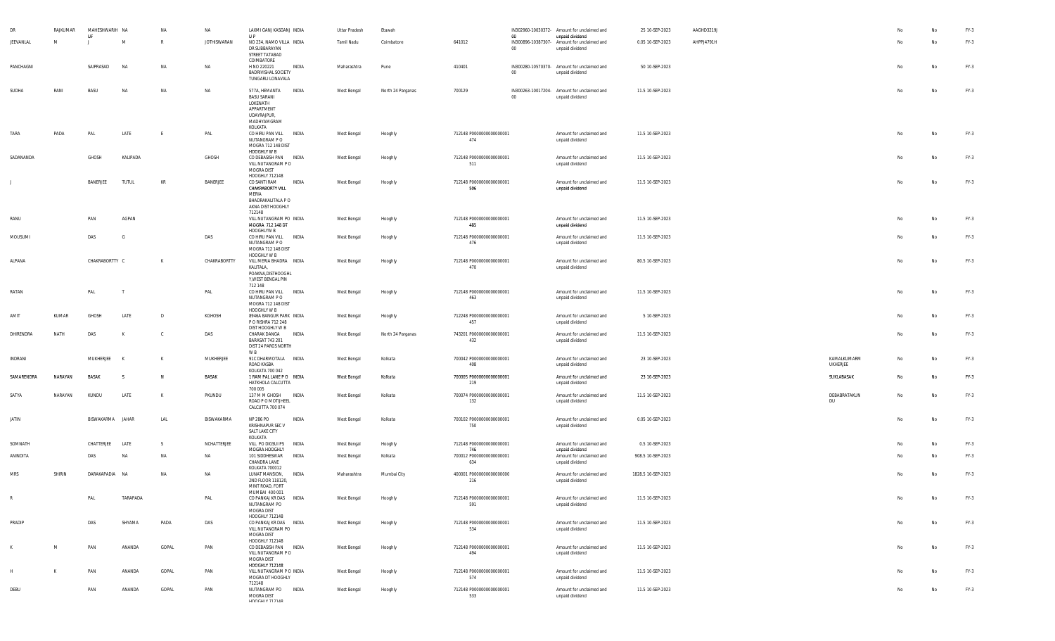| DR | RAJKUMAR | MAHESHWARIH UF | NA | NA | NA | LAXMI GANJ KASGANJ U P | INDIA | Uttar Pradesh | Etawah | | IN302960-10030372-00 | Amount for unclaimed and unpaid dividend | 25 | 10-SEP-2023 | AAGHD3219J | | | No | No | FY-3 |
|---|---|---|---|---|---|---|---|---|---|---|---|---|---|---|---|---|---|---|---|---|
| JEEVANLAL | M | J | M | R | JOTHISWARAN | NO 234, NAMO VILLA DR SUBBARAYAN STREET TATABAD COIMBATORE | INDIA | Tamil Nadu | Coimbatore | 641012 | IN300896-10387307-00 | Amount for unclaimed and unpaid dividend | 0.05 | 10-SEP-2023 | AHPPJ4791H | | | No | No | FY-3 |
| PANCHAGNI | | SAIPRASAD | NA | NA | NA | H NO 220221 BADRIVISHAL SOCIETY TUNGARLI LONAVALA | INDIA | Maharashtra | Pune | 410401 | IN300280-10570370-00 | Amount for unclaimed and unpaid dividend | 50 | 10-SEP-2023 | | | | No | No | FY-3 |
| SUDHA | RANI | BASU | NA | NA | NA | 577A, HEMANTA BASU SARANI LOKENATH APPARTMENT UDAYRAJPUR, MADHYAMGRAM KOLKATA | INDIA | West Bengal | North 24 Parganas | 700129 | IN300263-10017204-00 | Amount for unclaimed and unpaid dividend | 11.5 | 10-SEP-2023 | | | | No | No | FY-3 |
| TARA | PADA | PAL | LATE | E | PAL | C/O HIRU PAN VILL NUTANGRAM P O MOGRA 712 148 DIST HOOGHLY W B | INDIA | West Bengal | Hooghly | 712148 | P0000000000000001474 | Amount for unclaimed and unpaid dividend | 11.5 | 10-SEP-2023 | | | | No | No | FY-3 |
| SADANANDA | | GHOSH | KALIPADA | | GHOSH | C/O DEBASISH PAN VILL NUTANGRAM P O MOGRA DIST HOOGHLY 712148 | INDIA | West Bengal | Hooghly | 712148 | P0000000000000001511 | Amount for unclaimed and unpaid dividend | 11.5 | 10-SEP-2023 | | | | No | No | FY-3 |
| J | | BANERJEE | TUTUL | KR | BANERJEE | C/O SANTI RAM CHAKRABORTY VILL MERIA BHADRAKALITALA P O AKNA DIST HOOGHLY 712148 | INDIA | West Bengal | Hooghly | 712148 | P0000000000000001506 | Amount for unclaimed and unpaid dividend | 11.5 | 10-SEP-2023 | | | | No | No | FY-3 |
| RANU | | PAN | AGPAN | | | VILL NUTANGRAM PO MOGRA 712 148 DT HOOGHLYW B | INDIA | West Bengal | Hooghly | 712148 | P0000000000000001465 | Amount for unclaimed and unpaid dividend | 11.5 | 10-SEP-2023 | | | | No | No | FY-3 |
| MOUSUMI | | DAS | G | | DAS | C/O HIRU PAN VILL NUTANGRAM P O MOGRA 712 148 DIST HOOGHLY W B | INDIA | West Bengal | Hooghly | 712148 | P0000000000000001476 | Amount for unclaimed and unpaid dividend | 11.5 | 10-SEP-2023 | | | | No | No | FY-3 |
| ALPANA | | CHAKRABORTTY | C | K | CHAKRABORTTY | VILL MERIA BHADRA KALITALA, POAKNA,DISTHOOGHL Y,WEST BENGAL PIN 712 148 | INDIA | West Bengal | Hooghly | 712148 | P0000000000000001470 | Amount for unclaimed and unpaid dividend | 80.5 | 10-SEP-2023 | | | | No | No | FY-3 |
| RATAN | | PAL | T | | PAL | C/O HIRU PAN VILL NUTANGRAM P O MOGRA 712 148 DIST HOOGHLY W B | INDIA | West Bengal | Hooghly | 712148 | P0000000000000001463 | Amount for unclaimed and unpaid dividend | 11.5 | 10-SEP-2023 | | | | No | No | FY-3 |
| AMIT | KUMAR | GHOSH | LATE | D | KGHOSH | 8946A BANGUR PARK P O RISHRA 712 248 DIST HOOGHLY W B | INDIA | West Bengal | Hooghly | 712248 | P0000000000000001457 | Amount for unclaimed and unpaid dividend | 5 | 10-SEP-2023 | | | | No | No | FY-3 |
| DHIRENDRA | NATH | DAS | K | C | DAS | CHARAK DANGA BARASAT 743 201 DIST 24 PARGS NORTH W B | INDIA | West Bengal | North 24 Parganas | 743201 | P0000000000000001432 | Amount for unclaimed and unpaid dividend | 11.5 | 10-SEP-2023 | | | | No | No | FY-3 |
| INDRANI | | MUKHERJEE | K | K | MUKHERJEE | 91C DHARMOTALA ROAD KASBA KOLKATA 700 042 | INDIA | West Bengal | Kolkata | 700042 | P0000000000000001408 | Amount for unclaimed and unpaid dividend | 23 | 10-SEP-2023 | | KAMALKUMARM UKHERJEE | | No | No | FY-3 |
| SAMARENDRA | NARAYAN | BASAK | S | N | BASAK | 1 RAM PAL LANE P O HATKHOLA CALCUTTA 700 005 | INDIA | West Bengal | Kolkata | 700005 | P0000000000000001219 | Amount for unclaimed and unpaid dividend | 23 | 10-SEP-2023 | | SUKLABASAK | | No | No | FY-3 |
| SATYA | NARAYAN | KUNDU | LATE | K | PKUNDU | 137 M M GHOSH ROAD P O MOTIJHEEL CALCUTTA 700 074 | INDIA | West Bengal | Kolkata | 700074 | P0000000000000001132 | Amount for unclaimed and unpaid dividend | 11.5 | 10-SEP-2023 | | DEBABRATAKUN DU | | No | No | FY-3 |
| JATIN | | BISWAKARMA | JAHAR | LAL | BISWAKARMA | NP 286 PO KRISHNAPUR SEC V SALT LAKE CITY KOLKATA | INDIA | West Bengal | Kolkata | 700102 | P0000000000000001750 | Amount for unclaimed and unpaid dividend | 0.05 | 10-SEP-2023 | | | | No | No | FY-3 |
| SOMNATH | | CHATTERJEE | LATE | S | NCHATTERJEE | VILL PO DIGSUI PS MOGRA HOOGHLY | INDIA | West Bengal | Hooghly | 712148 | P0000000000000001746 | Amount for unclaimed and unpaid dividend | 0.5 | 10-SEP-2023 | | | | No | No | FY-3 |
| ANINDITA | | DAS | NA | NA | NA | 101 SIDDHESWAR CHANDRA LANE KOLKATA 700012 | INDIA | West Bengal | Kolkata | 700012 | P0000000000000001634 | Amount for unclaimed and unpaid dividend | 908.5 | 10-SEP-2023 | | | | No | No | FY-3 |
| MRS | SHIRIN | DARAKAPADIA | NA | NA | NA | LUNAT MANSION, 2ND FLOOR 118120, MINT ROAD, FORT MUMBAI 400 001 | INDIA | Maharashtra | Mumbai City | 400001 | P0000000000000000216 | Amount for unclaimed and unpaid dividend | 1828.5 | 10-SEP-2023 | | | | No | No | FY-3 |
| R | | PAL | TARAPADA | | PAL | C/O PANKAJ KR.DAS NUTANGRAM PO MOGRA DIST HOOGHLY 712148 | INDIA | West Bengal | Hooghly | 712148 | P0000000000000001591 | Amount for unclaimed and unpaid dividend | 11.5 | 10-SEP-2023 | | | | No | No | FY-3 |
| PRADIP | | DAS | SHYAMA | PADA | DAS | C/O PANKAJ KR DAS VILL NUTANGRAM PO MOGRA DIST HOOGHLY 712148 | INDIA | West Bengal | Hooghly | 712148 | P0000000000000001534 | Amount for unclaimed and unpaid dividend | 11.5 | 10-SEP-2023 | | | | No | No | FY-3 |
| K | M | PAN | ANANDA | GOPAL | PAN | C/O DEBASISH PAN VILL NUTANGRAM P O MOGRA DIST HOOGHLY 712148 | INDIA | West Bengal | Hooghly | 712148 | P0000000000000001494 | Amount for unclaimed and unpaid dividend | 11.5 | 10-SEP-2023 | | | | No | No | FY-3 |
| H | K | PAN | ANANDA | GOPAL | PAN | VILL NUTANGRAM P O MOGRA DT HOOGHLY 712148 | INDIA | West Bengal | Hooghly | 712148 | P0000000000000001574 | Amount for unclaimed and unpaid dividend | 11.5 | 10-SEP-2023 | | | | No | No | FY-3 |
| DEBU | | PAN | ANANDA | GOPAL | PAN | NUTANGRAM PO MOGRA DIST HOOGHLY 712148 | INDIA | West Bengal | Hooghly | 712148 | P0000000000000001533 | Amount for unclaimed and unpaid dividend | 11.5 | 10-SEP-2023 | | | | No | No | FY-3 |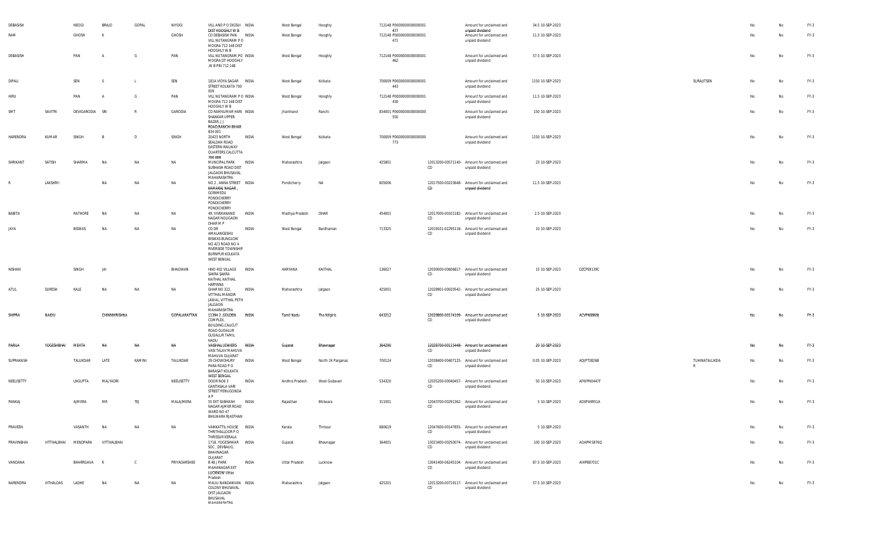| | | | | | | | | | | | | | | | | | | | | | |
|---|---|---|---|---|---|---|---|---|---|---|---|---|---|---|---|---|---|---|---|---|---|
| DEBASISH | | NEOGI | BRAJO | GOPAL | NIYOGI | VILL AND P O DIGSUI DIST HOOGHLY W B | INDIA | West Bengal | Hooghly | 712148 | P0000000000000001477 | | Amount for unclaimed and unpaid dividend | 34.5 | 10-SEP-2023 | | | | No | No | FY-3 |
| RAM | | GHOSH | K | | GHOSH | C/O DEBASISH PAN VILL NUTANGRAM P O MOGRA 712 148 DIST HOOGHLY W B | INDIA | West Bengal | Hooghly | 712148 | P0000000000000001471 | | Amount for unclaimed and unpaid dividend | 11.5 | 10-SEP-2023 | | | | No | No | FY-3 |
| DEBASISH | | PAN | A | G | PAN | VILL NUTANGRAM ,PO MOGRA DT HOOGHLY ,W B PIN 712 148 | INDIA | West Bengal | Hooghly | 712148 | P0000000000000001462 | | Amount for unclaimed and unpaid dividend | 57.5 | 10-SEP-2023 | | | | No | No | FY-3 |
| DIPALI | | SEN | S | L | SEN | 181A VIDYA SAGAR STREET KOLKATA 700 009 | INDIA | West Bengal | Kolkata | 700009 | P0000000000000001443 | | Amount for unclaimed and unpaid dividend | 1150 | 10-SEP-2023 | | | SURAJITSEN | No | No | FY-3 |
| HIRU | | PAN | A | G | PAN | VILL NUTANGRAM P O MOGRA 712 148 DIST HOOGHLY W B | INDIA | West Bengal | Hooghly | 712148 | P0000000000000001430 | | Amount for unclaimed and unpaid dividend | 11.5 | 10-SEP-2023 | | | | No | No | FY-3 |
| SMT | SAVITRI | DEVIGARODIA | SRI | R | GARODIA | C/O RAMKUMAR HARI SHANKAR UPPER BAZAR, J J ROAD,RANCHI BIHAR 834 001 | INDIA | Jharkhand | Ranchi | 834001 | P0000000000000000550 | | Amount for unclaimed and unpaid dividend | 150 | 10-SEP-2023 | | | | No | No | FY-3 |
| HARENDRA | KUMAR | SINGH | B | D | SINGH | 20423 NORTH SEALDAH ROAD EASTERN RAILWAY QUARTERS CALCUTTA 700 009 | INDIA | West Bengal | Kolkata | 700009 | P0000000000000000773 | | Amount for unclaimed and unpaid dividend | 1150 | 10-SEP-2023 | | | | No | No | FY-3 |
| SHRIKANT | SATISH | SHARMA | NA | NA | NA | MUNCIPAL PARK SUBHASH ROAD DIST JALGAON BHUSAVAL MAHARASHTRA | INDIA | Maharashtra | Jalgaon | 425801 | | 12013200-00571140-CD | Amount for unclaimed and unpaid dividend | 23 | 10-SEP-2023 | | | | No | No | FY-3 |
| R | LAKSHMI | | NA | NA | NA | NO 2 , ANNA STREET KAMARAJ NAGAR , GORIMEDU PONDICHERRY PONDICHERRY PONDICHERRY | INDIA | Pondicherry | NA | 605006 | | 12017500-00223648-CD | Amount for unclaimed and unpaid dividend | 11.5 | 10-SEP-2023 | | | | No | No | FY-3 |
| BABITA | | RATHORE | NA | NA | NA | 49, VIVEKANAND NAGAR NOUGAON DHAR M P | INDIA | Madhya Pradesh | DHAR | 454001 | | 12017000-00101182-CD | Amount for unclaimed and unpaid dividend | 2.5 | 10-SEP-2023 | | | | No | No | FY-3 |
| JAYA | | BISWAS | NA | NA | NA | C/O DR AMALANGESHU BISWAS BUNGLOW NO 423 ROAD NO 4 RIVERSIDE TOWNSHIP BURNPUR KOLKATA WEST BENGAL | INDIA | West Bengal | Bardhaman | 713325 | | 12019101-02295118-CD | Amount for unclaimed and unpaid dividend | 10 | 10-SEP-2023 | | | | No | No | FY-3 |
| NISHAN | | SINGH | JAI | | BHAGWAN | HNO 402 VILLAGE SAKRA SAKRA KAITHAL KAITHAL HARYANA | INDIA | HARYANA | KAITHAL | 136027 | | 12030000-00606817-CD | Amount for unclaimed and unpaid dividend | 15 | 10-SEP-2023 | DZCPS9139C | | | No | No | FY-3 |
| ATUL | SURESH | KALE | NA | NA | NA | GHAR NO 322, VITTHAL MANDIR JAWAL, VITTHAL PETH JALGAON MAHARASHTRA | INDIA | Maharashtra | Jalgaon | 425001 | | 12028901-00020542-CD | Amount for unclaimed and unpaid dividend | 25 | 10-SEP-2023 | | | | No | No | FY-3 |
| SHIPRA | NAIDU | | CHINNIKRISHNA | | GOPALARATTAN | 11394 2 ,GOLDEN COMPLEX BUILDING,CALICUT ROAD GUDALUR GUDALUR TAMIL NADU | INDIA | Tamil Nadu | The Nilgiris | 643212 | | 12029800-00174109-CD | Amount for unclaimed and unpaid dividend | 5 | 10-SEP-2023 | ACVPN8969J | | | No | No | FY-3 |
| PARILA | YOGESHBHAI | MEHTA | NA | NA | NA | VAISHALI JEWEIERS VASI TALAV MAHUVA MAHUVA GUJARAT | INDIA | Gujarat | Bhavnagar | 364290 | | 12028700-00115448-CD | Amount for unclaimed and unpaid dividend | 20 | 10-SEP-2023 | | | | No | No | FY-3 |
| SUPRAKASH | | TALUKDAR | LATE | KAMINI | TALUKDAR | 29 CHOWDHURY PARA ROAD P O BARASAT KOLKATA WEST BENGAL | INDIA | West Bengal | North 24 Parganas | 700124 | | 12038400-00407125-CD | Amount for unclaimed and unpaid dividend | 0.05 | 10-SEP-2023 | ADJPT3826B | | TUHINATALUKDA R | No | No | FY-3 |
| NEELISETTY | | LNGUPTA | MALYADRI | | NEELISETTY | DOOR NO6 3 GANTASALA VARI STREET PENUGONDA A P | INDIA | Andhra Pradesh | West Godavari | 534320 | | 12035200-00040457-CD | Amount for unclaimed and unpaid dividend | 50 | 10-SEP-2023 | AFWPN0447F | | | No | No | FY-3 |
| PANKAJ | | AJMERA | MR | TEJ | MALAJMERA | 55 EXT SUBHASH NAGAR AJMER ROAD WARD NO 47 BHILWARA RJASTHAN | INDIA | Rajasthan | Bhilwara | 311001 | | 12043700-00291362-CD | Amount for unclaimed and unpaid dividend | 5 | 10-SEP-2023 | ADXPA9951A | | | No | No | FY-3 |
| PRAVEEN | | VASANTH | NA | NA | NA | VAIKKATTIL HOUSE THRITHALLOOR P O THRISSUR KERALA | INDIA | Kerala | Thrissur | 680619 | | 12047600-00147855-CD | Amount for unclaimed and unpaid dividend | 5 | 10-SEP-2023 | | | | No | No | FY-3 |
| PRAVINBHAI | VITTHALBHAI | MENDPARA | VITTHALBHAI | | | 1718, YOGESHWAR SOC , DEVBAUG, BHAVNAGAR GUJARAT | INDIA | Gujarat | Bhavnagar | 364001 | | 13023400-00250074-CD | Amount for unclaimed and unpaid dividend | 100 | 10-SEP-2023 | AOAPM5876Q | | | No | No | FY-3 |
| VANDANA | | BHARRGAVA | K | C | PRIYADARSHEE | B 48 J PARK MAHANAGAR EXT LUCKNOW Uttar Pradesh | INDIA | Uttar Pradesh | Lucknow | | | 13041400-06245104-CD | Amount for unclaimed and unpaid dividend | 87.5 | 10-SEP-2023 | AIHPB8701C | | | No | No | FY-3 |
| NARENDRA | VITHALDAS | LADHE | NA | NA | NA | MAULI NANDANVAN COLONY BHUSAVAL DIST JALGAON BHUSAVAL MAHARASHTRA | INDIA | Maharashtra | Jalgaon | 425201 | | 12013200-00719117-CD | Amount for unclaimed and unpaid dividend | 57.5 | 10-SEP-2023 | | | | No | No | FY-3 |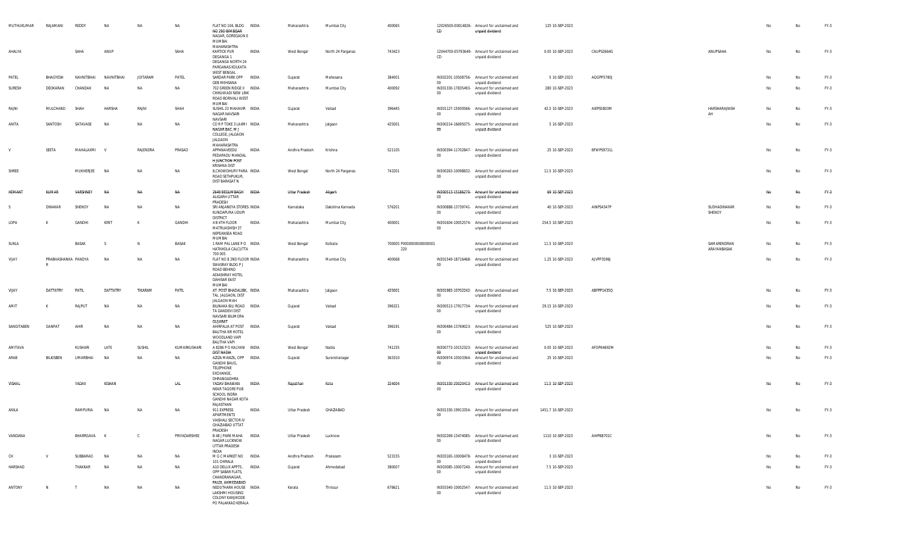| | | | | | | | | | | | | | | | | | | | |
|---|---|---|---|---|---|---|---|---|---|---|---|---|---|---|---|---|---|---|---|
| MUTHUKUMAR | RAJAMANI | REDDY | NA | NA | NA | FLAT NO 104, BLDG NO 29D BIMBISAR NAGAR, GOREGAON E MUMBAI MAHARASHTRA | INDIA | Maharashtra | Mumbai City | 400065 | 12026500-00014826-CD | Amount for unclaimed and unpaid dividend | 125 10-SEP-2023 | | | | No | No | FY-3 |
| AHALYA | | SAHA | ANUP | | SAHA | KARTICK PUR DEGANGA 1 DEGANGA NORTH 24 PARGANAS KOLKATA WEST BENGAL | INDIA | West Bengal | North 24 Parganas | 743423 | 12044700-05793649-CD | Amount for unclaimed and unpaid dividend | 0.05 10-SEP-2023 | CAUPS2664G | | ANUPSAHA | No | No | FY-3 |
| PATEL | BHAGYESH | NAVNITBHAI | NAVNITBHAI | JOITARAM | PATEL | SARDAR PARK OPP GEB MEHSANA | INDIA | Gujarat | Mahesana | 384001 | IN302201-10508756-00 | Amount for unclaimed and unpaid dividend | 5 10-SEP-2023 | AQGPP5780J | | | No | No | FY-3 |
| SURESH | DEOKARAN | CHANDAK | NA | NA | NA | 702 GREEN RIDGE II CHIKUWADI NEW LINK ROAD BORIVALI WEST MUMBAI | INDIA | Maharashtra | Mumbai City | 400092 | IN301330-17835493-00 | Amount for unclaimed and unpaid dividend | 280 10-SEP-2023 | | | | No | No | FY-3 |
| RAJNI | MULCHAND | SHAH | HARSHA | RAJNI | SHAH | SUSHIL 23 MAHAVIR NAGAR NAVSARI NAVSARI | INDIA | Gujarat | Valsad | 396445 | IN301127-15930566-00 | Amount for unclaimed and unpaid dividend | 42.5 10-SEP-2023 | AIEPS5803M | | HARSHARAJNISH AH | No | No | FY-3 |
| ANITA | SANTOSH | SATAVASE | NA | NA | NA | C/O R P TOKE 3 LAXMI NAGAR BAC, M J COLLEGE, JALGAON JALGAON MAHARASHTRA | INDIA | Maharashtra | Jalgaon | 425001 | IN300214-16695075-00 | Amount for unclaimed and unpaid dividend | 5 10-SEP-2023 | | | | No | No | FY-3 |
| V | SEETA | MAHALAXMI | V | RAJENDRA | PRASAD | APPANAVEEDU PEDAPADU MANDAL H JUNCTION POST KRISHNA DIST | INDIA | Andhra Pradesh | Krishna | 521105 | IN300394-11702847-00 | Amount for unclaimed and unpaid dividend | 25 10-SEP-2023 | BFWPS9731L | | | No | No | FY-3 |
| SHREE | | MUKHERJEE | NA | NA | NA | 8,CHOWDHURY PARA ROAD SETHPUKUR, DIST BARASAT N | INDIA | West Bengal | North 24 Parganas | 743201 | IN300263-10098832-00 | Amount for unclaimed and unpaid dividend | 11.5 10-SEP-2023 | | | | No | No | FY-3 |
| HEMANT | KUMAR | VARSHNEY | NA | NA | NA | 2649 BEGUM BAGH ALIGARH UTTAR PRADESH | INDIA | Uttar Pradesh | Aligarh | | IN300513-15186270-00 | Amount for unclaimed and unpaid dividend | 69 10-SEP-2023 | | | | No | No | FY-3 |
| S | DINAKAR | SHENOY | NA | NA | NA | SRI ANJANEYA STORES KUNDAPURA UDUPI DISTRICT | INDIA | Karnataka | Dakshina Kannada | 576201 | IN300888-13739741-00 | Amount for unclaimed and unpaid dividend | 40 10-SEP-2023 | AINPS4347P | | SUDHADINAKAR SHENOY | No | No | FY-3 |
| LOPA | K | GANDHI | KIRIT | K | GANDHI | 4 B 4TH FLOOR MATRUASHISH 37 NEPEANSEA ROAD MUMBAI | INDIA | Maharashtra | Mumbai City | 400001 | IN301604-10052574-00 | Amount for unclaimed and unpaid dividend | 254.5 10-SEP-2023 | | | | No | No | FY-3 |
| SUKLA | | BASAK | S | N | BASAK | 1 RAM PAL LANE P O HATKHOLA CALCUTTA 700 005 | INDIA | West Bengal | Kolkata | 700005 | P0000000000000001220 | Amount for unclaimed and unpaid dividend | 11.5 10-SEP-2023 | | | SAMARENDRAN ARAYANBASAK | No | No | FY-3 |
| VIJAY | PRABHASHANKA R | PANDYA | NA | NA | NA | FLAT NO 8 2ND FLOOR SWASRAY BLDG P J ROAD BEHIND ADIASHRAY HOTEL DAHISAR EAST MUMBAI | INDIA | Maharashtra | Mumbai City | 400068 | IN301549-18716468-00 | Amount for unclaimed and unpaid dividend | 1.25 10-SEP-2023 | AJVPP3596J | | | No | No | FY-3 |
| VIJAY | DATTATRY | PATIL | DATTATRY | TIKARAM | PATIL | AT POST BHADALIBK, TAL JALGAON, DIST JALGAON MAH | INDIA | Maharashtra | Jalgaon | 425001 | IN301983-10702242-00 | Amount for unclaimed and unpaid dividend | 7.5 10-SEP-2023 | ABFPP1435Q | | | No | No | FY-3 |
| AMIT | K | RAJPUT | NA | NA | NA | BILINAKA BILI ROAD TA GANDEVI DIST NAVSARI BILIMORA GUJARAT | INDIA | Gujarat | Valsad | 396321 | IN300513-17917734-00 | Amount for unclaimed and unpaid dividend | 29.15 10-SEP-2023 | | | | No | No | FY-3 |
| SANGITABEN | GANPAT | AHIR | NA | NA | NA | AHIRFALIA AT POST BALITHA NR HOTEL WOODLAND VAPI BALITHA VAPI | INDIA | Gujarat | Valsad | 396191 | IN300484-13769023-00 | Amount for unclaimed and unpaid dividend | 525 10-SEP-2023 | | | | No | No | FY-3 |
| AMITAVA | | KUSHARI | LATE | SUSHIL | KUMARKUSHARI | A 8286 P O KALYANI DIST NADIA | INDIA | West Bengal | Nadia | 741235 | IN300773-10152323-00 | Amount for unclaimed and unpaid dividend | 0.05 10-SEP-2023 | AFOPK4692M | | | No | No | FY-3 |
| ARAB | BILKISBEN | UMARBHAI | NA | NA | NA | AZIZA MANZIL, OPP GANDHI BAUG, TELEPHONE EXCHANGE, DHRANGADHRA | INDIA | Gujarat | Surendranagar | 363310 | IN300974-10503364-00 | Amount for unclaimed and unpaid dividend | 25 10-SEP-2023 | | | | No | No | FY-3 |
| VISHAL | | YADAV | KISHAN | | LAL | YADAV BHAWAN NEAR TAGORE PUB SCHOOL INDRA GANDHI NAGAR KOTA RAJASTHAN | INDIA | Rajasthan | Kota | 324004 | IN301330-20020413-00 | Amount for unclaimed and unpaid dividend | 11.5 10-SEP-2023 | | | | No | No | FY-3 |
| ANILA | | RAMPURIA | NA | NA | NA | 911 EXPRESS APARTMENTS VAISHALI SECTOR IV GHAZIABAD UTTAT PRADESH | INDIA | Uttar Pradesh | GHAZIABAD | | IN301330-19913354-00 | Amount for unclaimed and unpaid dividend | 1451.7 10-SEP-2023 | | | | No | No | FY-3 |
| VANDANA | | BHARRGAVA | K | C | PRIYADARSHEE | B 48 J PARK MAHA NAGAR LUCKNOW UTTAR PRADESH INDIA | INDIA | Uttar Pradesh | Lucknow | | IN302269-13474085-00 | Amount for unclaimed and unpaid dividend | 1110 10-SEP-2023 | AIHPB8701C | | | No | No | FY-3 |
| CH | V | SUBBARAO | NA | NA | NA | M G C MARKET NO 101 CHIRALA | INDIA | Andhra Pradesh | Prakasam | 523155 | IN303165-10008478-00 | Amount for unclaimed and unpaid dividend | 3 10-SEP-2023 | | | | No | No | FY-3 |
| HARSHAD | | THAKKAR | NA | NA | NA | A10 DELUX APPTS , OPP SABAR FLATS, CHANDRANAGAR, PALDI, AHMEDABAD | INDIA | Gujarat | Ahmedabad | 380007 | IN303085-10007240-00 | Amount for unclaimed and unpaid dividend | 7.5 10-SEP-2023 | | | | No | No | FY-3 |
| ANTONY | N | T | NA | NA | NA | NEDUTHARA HOUSE LAKSHMI HOUSING COLONY KANJIKODE PO PALAKKAD KERALA | INDIA | Kerala | Thrissur | 678621 | IN303340-10002547-00 | Amount for unclaimed and unpaid dividend | 11.5 10-SEP-2023 | | | | No | No | FY-3 |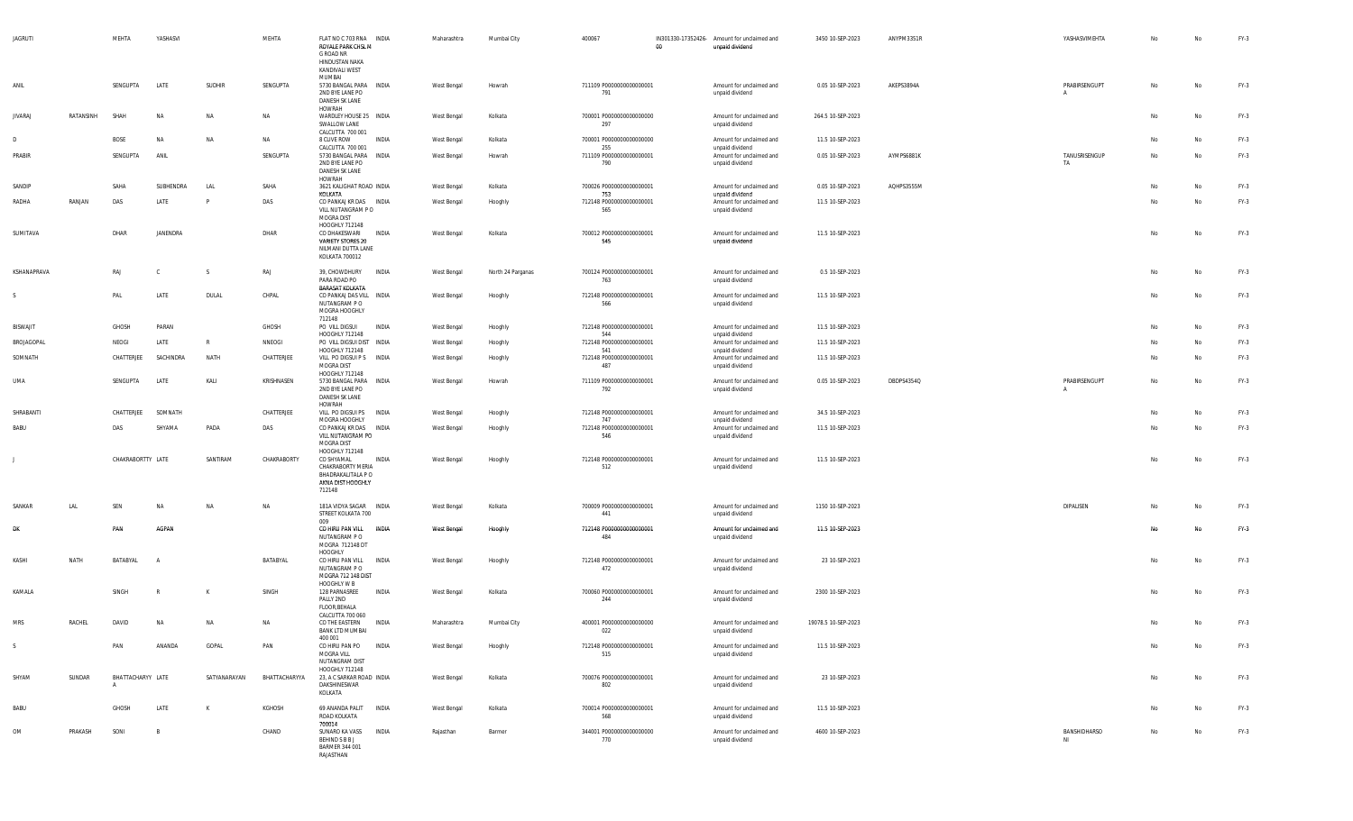| JAGRUTI | | MEHTA | YASHASVI | | MEHTA | FLAT NO C 703 RNA ROYALE PARK CHSL M G ROAD NR HINDUSTAN NAKA KANDIVALI WEST MUMBAI | INDIA | Maharashtra | Mumbai City | 400067 | IN301330-17352426-00 | Amount for unclaimed and unpaid dividend | 3450 | 10-SEP-2023 | ANYPM3351R | | YASHASVIMEHTA | No | No | FY-3 |
|---|---|---|---|---|---|---|---|---|---|---|---|---|---|---|---|---|---|---|---|---|
| ANIL | | SENGUPTA | LATE | SUDHIR | SENGUPTA | 5730 BANGAL PARA 2ND BYE LANE PO DANESH SK LANE HOWRAH | INDIA | West Bengal | Howrah | 711109 | P0000000000000001791 | Amount for unclaimed and unpaid dividend | 0.05 | 10-SEP-2023 | AKEPS3894A | | PRABIRSENGUPTA | No | No | FY-3 |
| JIVARAJ | RATANSINH | SHAH | NA | NA | NA | WARDLEY HOUSE 25 SWALLOW LANE CALCUTTA 700 001 | INDIA | West Bengal | Kolkata | 700001 | P0000000000000000297 | Amount for unclaimed and unpaid dividend | 264.5 | 10-SEP-2023 | | | | No | No | FY-3 |
| D | | BOSE | NA | NA | NA | 8 CLIVE ROW CALCUTTA 700 001 | INDIA | West Bengal | Kolkata | 700001 | P0000000000000000255 | Amount for unclaimed and unpaid dividend | 11.5 | 10-SEP-2023 | | | | No | No | FY-3 |
| PRABIR | | SENGUPTA | ANIL | | SENGUPTA | 5730 BANGAL PARA 2ND BYE LANE PO DANESH SK LANE HOWRAH | INDIA | West Bengal | Howrah | 711109 | P0000000000000001790 | Amount for unclaimed and unpaid dividend | 0.05 | 10-SEP-2023 | AYMPS6881K | | TANUSRISENGUPTA | No | No | FY-3 |
| SANDIP | | SAHA | SUBHENDRA | LAL | SAHA | 3621 KALIGHAT ROAD KOLKATA | INDIA | West Bengal | Kolkata | 700026 | P0000000000000001753 | Amount for unclaimed and unpaid dividend | 0.05 | 10-SEP-2023 | AQHPS3555M | | | No | No | FY-3 |
| RADHA | RANJAN | DAS | LATE | P | DAS | C/O PANKAJ KR DAS VILL NUTANGRAM P O MOGRA DIST HOOGHLY 712148 | INDIA | West Bengal | Hooghly | 712148 | P0000000000000000565 | Amount for unclaimed and unpaid dividend | 11.5 | 10-SEP-2023 | | | | No | No | FY-3 |
| SUMITAVA | | DHAR | JANENDRA | | DHAR | C/O DHAKESWARI VARIETY STORES 20 NILMANI DUTTA LANE KOLKATA 700012 | INDIA | West Bengal | Kolkata | 700012 | P0000000000000000545 | Amount for unclaimed and unpaid dividend | 11.5 | 10-SEP-2023 | | | | No | No | FY-3 |
| KSHANAPRAVA | | RAJ | C | S | RAJ | 39, CHOWDHURY PARA ROAD PO BARASAT KOLKATA | INDIA | West Bengal | North 24 Parganas | 700124 | P0000000000000000763 | Amount for unclaimed and unpaid dividend | 0.5 | 10-SEP-2023 | | | | No | No | FY-3 |
| S | | PAL | LATE | DULAL | CHPAL | C/O PANKAJ DAS VILL NUTANGRAM P O MOGRA HOOGHLY 712148 | INDIA | West Bengal | Hooghly | 712148 | P0000000000000000566 | Amount for unclaimed and unpaid dividend | 11.5 | 10-SEP-2023 | | | | No | No | FY-3 |
| BISWAJIT | | GHOSH | PARAN | | GHOSH | PO VILL DIGSUI HOOGHLY 712148 | INDIA | West Bengal | Hooghly | 712148 | P0000000000000000544 | Amount for unclaimed and unpaid dividend | 11.5 | 10-SEP-2023 | | | | No | No | FY-3 |
| BROJAGOPAL | | NEOGI | LATE | R | NNEOGI | PO VILL DIGSUI DIST HOOGHLY 712148 | INDIA | West Bengal | Hooghly | 712148 | P0000000000000000541 | Amount for unclaimed and unpaid dividend | 11.5 | 10-SEP-2023 | | | | No | No | FY-3 |
| SOMNATH | | CHATTERJEE | SACHINDRA | NATH | CHATTERJEE | VILL PO DIGSUI P S MOGRA DIST HOOGHLY 712148 | INDIA | West Bengal | Hooghly | 712148 | P0000000000000000487 | Amount for unclaimed and unpaid dividend | 11.5 | 10-SEP-2023 | | | | No | No | FY-3 |
| UMA | | SENGUPTA | LATE | KALI | KRISHNASEN | 5730 BANGAL PARA 2ND BYE LANE PO DANESH SK LANE HOWRAH | INDIA | West Bengal | Howrah | 711109 | P0000000000000001792 | Amount for unclaimed and unpaid dividend | 0.05 | 10-SEP-2023 | DBDPS4354Q | | PRABIRSENGUPTA | No | No | FY-3 |
| SHRABANTI | | CHATTERJEE | SOMNATH | | CHATTERJEE | VILL PO DIGSUI PS MOGRA HOOGHLY | INDIA | West Bengal | Hooghly | 712148 | P0000000000000000747 | Amount for unclaimed and unpaid dividend | 34.5 | 10-SEP-2023 | | | | No | No | FY-3 |
| BABU | | DAS | SHYAMA | PADA | DAS | C/O PANKAJ KR DAS VILL NUTANGRAM PO MOGRA DIST HOOGHLY 712148 | INDIA | West Bengal | Hooghly | 712148 | P0000000000000000546 | Amount for unclaimed and unpaid dividend | 11.5 | 10-SEP-2023 | | | | No | No | FY-3 |
| J | | CHAKRABORTTY | LATE | SANTIRAM | CHAKRABORTY | C/O SHYAMAL CHAKRABORTY MERIA BHADRAKALITALA P O AKNA DIST HOOGHLY 712148 | INDIA | West Bengal | Hooghly | 712148 | P0000000000000000512 | Amount for unclaimed and unpaid dividend | 11.5 | 10-SEP-2023 | | | | No | No | FY-3 |
| SANKAR | LAL | SEN | NA | NA | NA | 181A VIDYA SAGAR STREET KOLKATA 700 009 | INDIA | West Bengal | Kolkata | 700009 | P0000000000000000441 | Amount for unclaimed and unpaid dividend | 1150 | 10-SEP-2023 | | | DIPALISEN | No | No | FY-3 |
| DK | | PAN | AGPAN | | | C/O HIRU PAN VILL NUTANGRAM P O MOGRA 712148 DT HOOGHLY | INDIA | West Bengal | Hooghly | 712148 | P0000000000000000484 | Amount for unclaimed and unpaid dividend | 11.5 | 10-SEP-2023 | | | | No | No | FY-3 |
| KASHI | NATH | BATABYAL | A | | BATABYAL | C/O HIRU PAN VILL NUTANGRAM P O MOGRA 712 148 DIST HOOGHLY W B | INDIA | West Bengal | Hooghly | 712148 | P0000000000000000472 | Amount for unclaimed and unpaid dividend | 23 | 10-SEP-2023 | | | | No | No | FY-3 |
| KAMALA | | SINGH | R | K | SINGH | 128 PARNASREE PALLY 2ND FLOOR,BEHALA CALCUTTA 700 060 | INDIA | West Bengal | Kolkata | 700060 | P0000000000000000244 | Amount for unclaimed and unpaid dividend | 2300 | 10-SEP-2023 | | | | No | No | FY-3 |
| MRS | RACHEL | DAVID | NA | NA | NA | C/O THE EASTERN BANK LTD MUMBAI 400 001 | INDIA | Maharashtra | Mumbai City | 400001 | P0000000000000000022 | Amount for unclaimed and unpaid dividend | 19078.5 | 10-SEP-2023 | | | | No | No | FY-3 |
| S | | PAN | ANANDA | GOPAL | PAN | C/O HIRU PAN PO MOGRA VILL NUTANGRAM DIST HOOGHLY 712148 | INDIA | West Bengal | Hooghly | 712148 | P0000000000000000515 | Amount for unclaimed and unpaid dividend | 11.5 | 10-SEP-2023 | | | | No | No | FY-3 |
| SHYAM | SUNDAR | BHATTACHARYYA | LATE | SATYANARAYAN | BHATTACHARYYA | 23, A C SARKAR ROAD DAKSHINESWAR KOLKATA | INDIA | West Bengal | Kolkata | 700076 | P0000000000000000802 | Amount for unclaimed and unpaid dividend | 23 | 10-SEP-2023 | | | | No | No | FY-3 |
| BABU | | GHOSH | LATE | K | KGHOSH | 69 ANANDA PALIT ROAD KOLKATA 700014 | INDIA | West Bengal | Kolkata | 700014 | P0000000000000000568 | Amount for unclaimed and unpaid dividend | 11.5 | 10-SEP-2023 | | | | No | No | FY-3 |
| OM | PRAKASH | SONI | B | | CHAND | SUNARO KA VASS BEHIND S B B J BARMER 344 001 RAJASTHAN | INDIA | Rajasthan | Barmer | 344001 | P0000000000000000770 | Amount for unclaimed and unpaid dividend | 4600 | 10-SEP-2023 | | | BANSHIDHARSONI | No | No | FY-3 |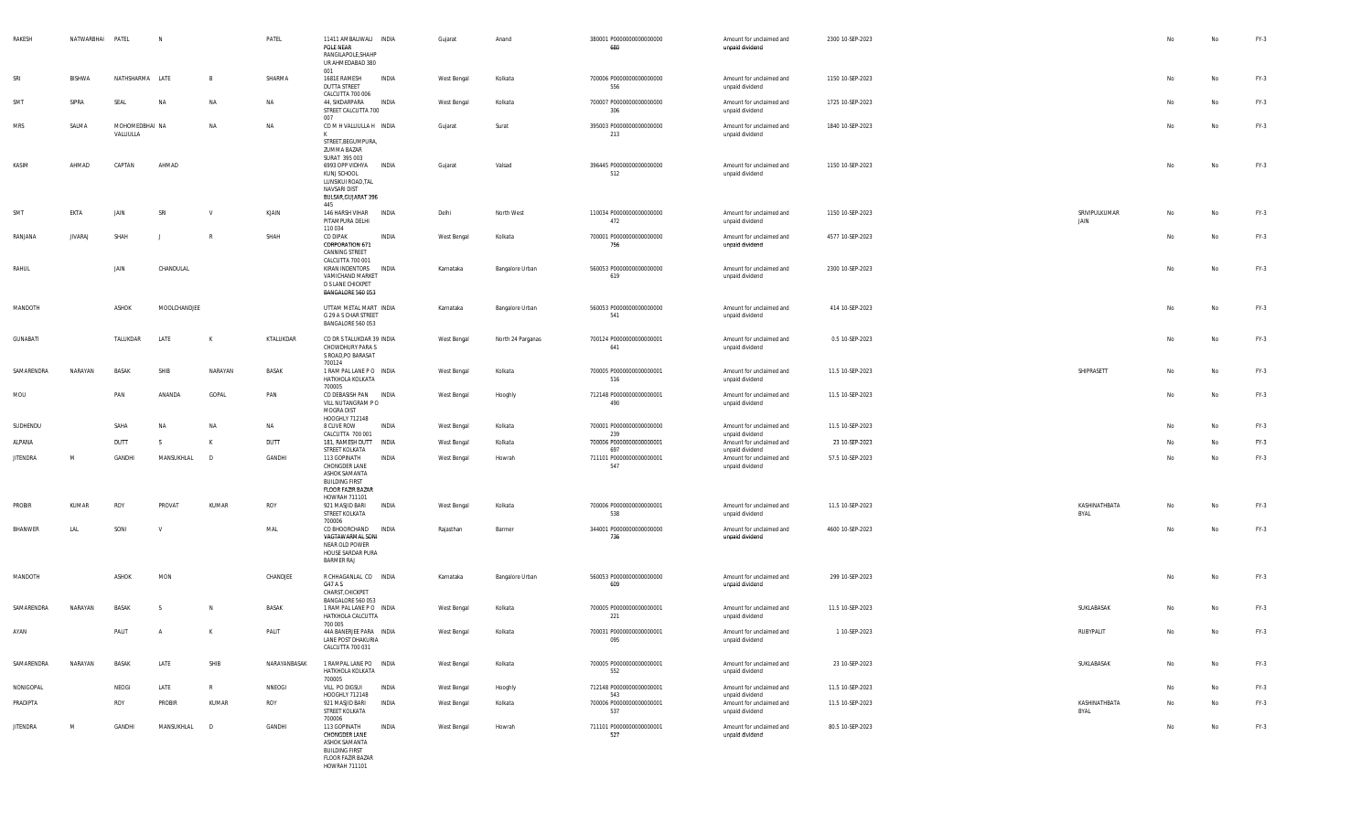| RAKESH | NATWARBHAI | PATEL | N | | PATEL | 11411 AMBALIWALI POLE NEAR RANGILAPOLE,SHAHP UR AHMEDABAD 380 001 | INDIA | Gujarat | Anand | 380001 | P0000000000000000680 | | Amount for unclaimed and unpaid dividend | 2300 | 10-SEP-2023 | | | No | No | FY-3 |
|---|---|---|---|---|---|---|---|---|---|---|---|---|---|---|---|---|---|---|---|---|
| SRI | BISHWA | NATHSHARMA | LATE | B | SHARMA | 16B1E RAMESH DUTTA STREET CALCUTTA 700 006 | INDIA | West Bengal | Kolkata | 700006 | P0000000000000000556 | | Amount for unclaimed and unpaid dividend | 1150 | 10-SEP-2023 | | | No | No | FY-3 |
| SMT | SIPRA | SEAL | NA | NA | NA | 44, SIKDARPARA STREET CALCUTTA 700 007 | INDIA | West Bengal | Kolkata | 700007 | P0000000000000000306 | | Amount for unclaimed and unpaid dividend | 1725 | 10-SEP-2023 | | | No | No | FY-3 |
| MRS | SALMA | MOHOMEDBHAI VALLIULLA | NA | NA | NA | C/O M H VALLIULLA H K STREET,BEGUMPURA, ZUMMA BAZAR SURAT 395 003 | INDIA | Gujarat | Surat | 395003 | P0000000000000000213 | | Amount for unclaimed and unpaid dividend | 1840 | 10-SEP-2023 | | | No | No | FY-3 |
| KASIM | AHMAD | CAPTAN | AHMAD | | | 6993 OPP VIDHYA KUNJ SCHOOL LUNSIKUI ROAD,TAL NAVSARI DIST BULSAR,GUJARAT 396 445 | INDIA | Gujarat | Valsad | 396445 | P0000000000000000512 | | Amount for unclaimed and unpaid dividend | 1150 | 10-SEP-2023 | | | No | No | FY-3 |
| SMT | EKTA | JAIN | SRI | V | KJAIN | 146 HARSH VIHAR PITAMPURA DELHI 110 034 | INDIA | Delhi | North West | 110034 | P0000000000000000472 | | Amount for unclaimed and unpaid dividend | 1150 | 10-SEP-2023 | | SRIVIPULKUMAR JAIN | No | No | FY-3 |
| RANJANA | JIVARAJ | SHAH | J | R | SHAH | C/O DIPAK CORPORATION 671 CANNING STREET CALCUTTA 700 001 | INDIA | West Bengal | Kolkata | 700001 | P0000000000000000756 | | Amount for unclaimed and unpaid dividend | 4577 | 10-SEP-2023 | | | No | No | FY-3 |
| RAHUL | | JAIN | CHANDULAL | | | KIRAN INDENTORS VAMICHAND MARKET D S LANE CHICKPET BANGALORE 560 053 | INDIA | Karnataka | Bangalore Urban | 560053 | P0000000000000000619 | | Amount for unclaimed and unpaid dividend | 2300 | 10-SEP-2023 | | | No | No | FY-3 |
| MANDOTH | | ASHOK | MOOLCHANDJEE | | | UTTAM METAL MART G 29 A S CHAR STREET BANGALORE 560 053 | INDIA | Karnataka | Bangalore Urban | 560053 | P0000000000000000541 | | Amount for unclaimed and unpaid dividend | 414 | 10-SEP-2023 | | | No | No | FY-3 |
| GUNABATI | | TALUKDAR | LATE | K | KTALUKDAR | C/O DR S TALUKDAR 39 CHOWDHURY PARA S S ROAD,PO BARASAT 700124 | INDIA | West Bengal | North 24 Parganas | 700124 | P0000000000000001641 | | Amount for unclaimed and unpaid dividend | 0.5 | 10-SEP-2023 | | | No | No | FY-3 |
| SAMARENDRA | NARAYAN | BASAK | SHIB | NARAYAN | BASAK | 1 RAM PAL LANE P O HATKHOLA KOLKATA 700005 | INDIA | West Bengal | Kolkata | 700005 | P0000000000000001516 | | Amount for unclaimed and unpaid dividend | 11.5 | 10-SEP-2023 | | SHIPRASETT | No | No | FY-3 |
| MOU | | PAN | ANANDA | GOPAL | PAN | C/O DEBASISH PAN VILL NUTANGRAM P O MOGRA DIST HOOGHLY 712148 | INDIA | West Bengal | Hooghly | 712148 | P0000000000000001490 | | Amount for unclaimed and unpaid dividend | 11.5 | 10-SEP-2023 | | | No | No | FY-3 |
| SUDHENDU | | SAHA | NA | NA | NA | 8 CLIVE ROW CALCUTTA 700 001 | INDIA | West Bengal | Kolkata | 700001 | P0000000000000000239 | | Amount for unclaimed and unpaid dividend | 11.5 | 10-SEP-2023 | | | No | No | FY-3 |
| ALPANA | | DUTT | S | K | DUTT | 181, RAMESH DUTT STREET KOLKATA | INDIA | West Bengal | Kolkata | 700006 | P0000000000000001697 | | Amount for unclaimed and unpaid dividend | 23 | 10-SEP-2023 | | | No | No | FY-3 |
| JITENDRA | M | GANDHI | MANSUKHLAL | D | GANDHI | 113 GOPINATH CHONGDER LANE ASHOK SAMANTA BUILDING FIRST FLOOR FAZIR BAZAR HOWRAH 711101 | INDIA | West Bengal | Howrah | 711101 | P0000000000000001547 | | Amount for unclaimed and unpaid dividend | 57.5 | 10-SEP-2023 | | | No | No | FY-3 |
| PROBIR | KUMAR | ROY | PROVAT | KUMAR | ROY | 921 MASJID BARI STREET KOLKATA 700006 | INDIA | West Bengal | Kolkata | 700006 | P0000000000000001538 | | Amount for unclaimed and unpaid dividend | 11.5 | 10-SEP-2023 | | KASHINATHBATA BYAL | No | No | FY-3 |
| BHANWER | LAL | SONI | V | | MAL | C/O BHOORCHAND VAGTAWARMAL SONI NEAR OLD POWER HOUSE SARDAR PURA BARMER RAJ | INDIA | Rajasthan | Barmer | 344001 | P0000000000000000736 | | Amount for unclaimed and unpaid dividend | 4600 | 10-SEP-2023 | | | No | No | FY-3 |
| MANDOTH | | ASHOK | MON | | CHANDJEE | R CHHAGANLAL C/O G47 A S CHARST,CHICKPET BANGALORE 560 053 | INDIA | Karnataka | Bangalore Urban | 560053 | P0000000000000000609 | | Amount for unclaimed and unpaid dividend | 299 | 10-SEP-2023 | | | No | No | FY-3 |
| SAMARENDRA | NARAYAN | BASAK | S | N | BASAK | 1 RAM PAL LANE P O HATKHOLA CALCUTTA 700 005 | INDIA | West Bengal | Kolkata | 700005 | P0000000000000001221 | | Amount for unclaimed and unpaid dividend | 11.5 | 10-SEP-2023 | | SUKLABASAK | No | No | FY-3 |
| AYAN | | PALIT | A | K | PALIT | 44A BANERJEE PARA LANE POST DHAKURIA CALCUTTA 700 031 | INDIA | West Bengal | Kolkata | 700031 | P0000000000000001095 | | Amount for unclaimed and unpaid dividend | 1 | 10-SEP-2023 | | RUBYPALIT | No | No | FY-3 |
| SAMARENDRA | NARAYAN | BASAK | LATE | SHIB | NARAYANBASAK | 1 RAMPAL LANE PO HATKHOLA KOLKATA 700005 | INDIA | West Bengal | Kolkata | 700005 | P0000000000000001552 | | Amount for unclaimed and unpaid dividend | 23 | 10-SEP-2023 | | SUKLABASAK | No | No | FY-3 |
| NONIGOPAL | | NEOGI | LATE | R | NNEOGI | VILL PO DIGSUI HOOGHLY 712148 | INDIA | West Bengal | Hooghly | 712148 | P0000000000000001543 | | Amount for unclaimed and unpaid dividend | 11.5 | 10-SEP-2023 | | | No | No | FY-3 |
| PRADIPTA | | ROY | PROBIR | KUMAR | ROY | 921 MASJID BARI STREET KOLKATA 700006 | INDIA | West Bengal | Kolkata | 700006 | P0000000000000001537 | | Amount for unclaimed and unpaid dividend | 11.5 | 10-SEP-2023 | | KASHINATHBATA BYAL | No | No | FY-3 |
| JITENDRA | M | GANDHI | MANSUKHLAL | D | GANDHI | 113 GOPINATH CHONGDER LANE ASHOK SAMANTA BUILDING FIRST FLOOR FAZIR BAZAR HOWRAH 711101 | INDIA | West Bengal | Howrah | 711101 | P0000000000000001527 | | Amount for unclaimed and unpaid dividend | 80.5 | 10-SEP-2023 | | | No | No | FY-3 |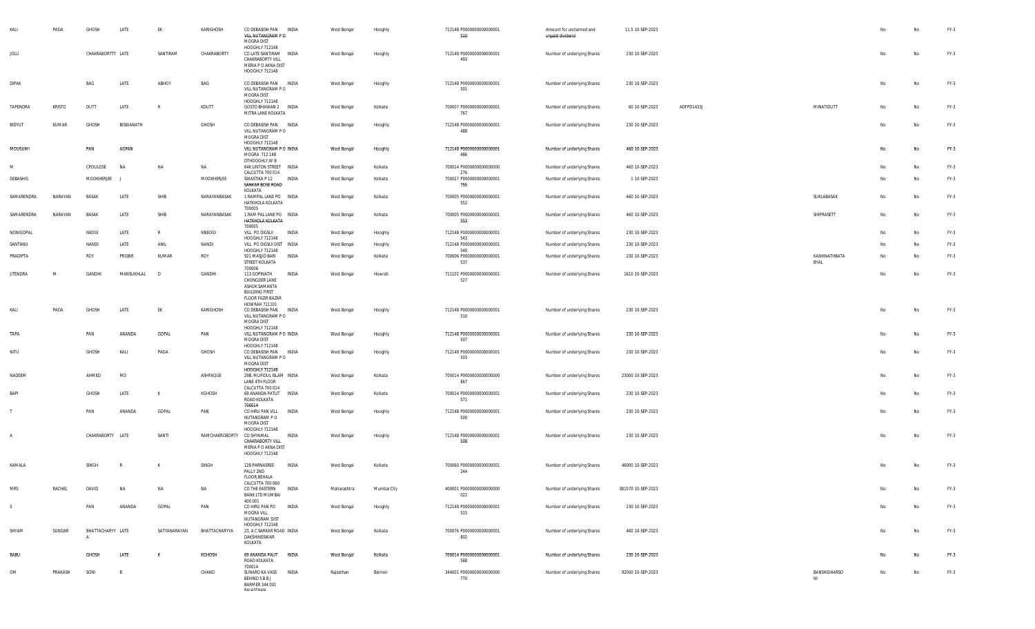| KALI | PADA | GHOSH | LATE | EK | KARIGHOSH | CO DEBASISH PAN VILL NUTANGRAM P O MOGRA DIST HOOGHLY 712148 | INDIA | West Bengal | Hooghly | 712148 | P0000000000000001510 | Amount for unclaimed and unpaid dividend | 11.5 | 10-SEP-2023 | | | | No | No | FY-3 |
|---|---|---|---|---|---|---|---|---|---|---|---|---|---|---|---|---|---|---|---|---|
| JOLU | | CHAKRABORTTY | LATE | SANTIRAM | CHAKRABORTY | CO LATE SANTIRAM CHAKRABORTY VILL MERIA P O AKNA DIST HOOGHLY 712148 | INDIA | West Bengal | Hooghly | 712148 | P0000000000000001493 | Number of underlying Shares | 230 | 10-SEP-2023 | | | | No | No | FY-3 |
| DIPAK | | BAG | LATE | ABHOY | BAG | CO DEBASISH PAN VILL NUTANGRAM P O MOGRA DIST HOOGHLY 712148 | INDIA | West Bengal | Hooghly | 712148 | P0000000000000001501 | Number of underlying Shares | 230 | 10-SEP-2023 | | | | No | No | FY-3 |
| TAPENDRA | KRISTO | DUTT | LATE | R | KDUTT | GOSTO BHAWAN 2 MITRA LANE KOLKATA | INDIA | West Bengal | Kolkata | 700007 | P0000000000000001767 | Number of underlying Shares | 60 | 10-SEP-2023 | ADFPD1433J | | MINATIDUTT | No | No | FY-3 |
| BIDYUT | KUMAR | GHOSH | BISWANATH | | GHOSH | CO DEBASISH PAN VILL NUTANGRAM P O MOGRA DIST HOOGHLY 712148 | INDIA | West Bengal | Hooghly | 712148 | P0000000000000001488 | Number of underlying Shares | 230 | 10-SEP-2023 | | | | No | No | FY-3 |
| MOUSUMI | | PAN | AGPAN | | | VILL NUTANGRAM P O MOGRA 712148 DTHOOGHLY,W B | INDIA | West Bengal | Hooghly | 712148 | P0000000000000001486 | Number of underlying Shares | 460 | 10-SEP-2023 | | | | No | No | FY-3 |
| M | | CPOULOSE | NA | NA | NA | 64K LINTON STREET CALCUTTA 700 014 | INDIA | West Bengal | Kolkata | 700014 | P0000000000000000276 | Number of underlying Shares | 460 | 10-SEP-2023 | | | | No | No | FY-3 |
| DEBASHIS | | MOOKHERJEE | J | | MOOKHERJEE | SWASTIKA P 12 SANKAR BOSE ROAD KOLKATA | INDIA | West Bengal | Kolkata | 700027 | P0000000000000001755 | Number of underlying Shares | 1 | 10-SEP-2023 | | | | No | No | FY-3 |
| SAMARENDRA | NARAYAN | BASAK | LATE | SHIB | NARAYANBASAK | 1 RAM PAL LANE PO HATKHOLA KOLKATA 700005 | INDIA | West Bengal | Kolkata | 700005 | P0000000000000001552 | Number of underlying Shares | 460 | 10-SEP-2023 | | | SUKLABASAK | No | No | FY-3 |
| SAMARENDRA | NARAYAN | BASAK | LATE | SHIB | NARAYANBASAK | 1 RAM PAL LANE PO HATKHOLA KOLKATA 700005 | INDIA | West Bengal | Kolkata | 700005 | P0000000000000001553 | Number of underlying Shares | 460 | 10-SEP-2023 | | | SHIPRASETT | No | No | FY-3 |
| NONIGOPAL | | NEOGI | LATE | R | NNEOGI | VILL PO DIGSUI HOOGHLY 712148 | INDIA | West Bengal | Hooghly | 712148 | P0000000000000001543 | Number of underlying Shares | 230 | 10-SEP-2023 | | | | No | No | FY-3 |
| SANTANU | | NANDI | LATE | ANIL | NANDI | VILL PO DIGSUI DIST HOOGHLY 712148 | INDIA | West Bengal | Hooghly | 712148 | P0000000000000001540 | Number of underlying Shares | 230 | 10-SEP-2023 | | | | No | No | FY-3 |
| PRADIPTA | | ROY | PROBIR | KUMAR | ROY | 92/1 MASJID BARI STREET KOLKATA 700006 | INDIA | West Bengal | Kolkata | 700006 | P0000000000000001537 | Number of underlying Shares | 230 | 10-SEP-2023 | | | KASHINATHBATABYAL | No | No | FY-3 |
| JITENDRA | M | GANDHI | MANSUKHLAL | D | GANDHI | 113 GOPINATH CHONGDER LANE ASHOK SAMANTA BUILDING FIRST FLOOR FAZIR BAZAR HOWRAH 711101 | INDIA | West Bengal | Howrah | 711101 | P0000000000000001527 | Number of underlying Shares | 1610 | 10-SEP-2023 | | | | No | No | FY-3 |
| KALI | PADA | GHOSH | LATE | EK | KARIGHOSH | CO DEBASISH PAN VILL NUTANGRAM P O MOGRA DIST HOOGHLY 712148 | INDIA | West Bengal | Hooghly | 712148 | P0000000000000001510 | Number of underlying Shares | 230 | 10-SEP-2023 | | | | No | No | FY-3 |
| TAPA | | PAN | ANANDA | GOPAL | PAN | VILL NUTANGRAM P O MOGRA DIST HOOGHLY 712148 | INDIA | West Bengal | Hooghly | 712148 | P0000000000000001507 | Number of underlying Shares | 230 | 10-SEP-2023 | | | | No | No | FY-3 |
| NITU | | GHOSH | KALI | PADA | GHOSH | CO DEBASISH PAN VILL NUTANGRAM P O MOGRA DIST HOOGHLY 712148 | INDIA | West Bengal | Hooghly | 712148 | P0000000000000001503 | Number of underlying Shares | 230 | 10-SEP-2023 | | | | No | No | FY-3 |
| NADEEM | | AHMED | MD | | ASHFAQUE | 29B, MUFIDUL ISLAM LANE 4TH FLOOR CALCUTTA 700 014 | INDIA | West Bengal | Kolkata | 700014 | P0000000000000000867 | Number of underlying Shares | 23000 | 10-SEP-2023 | | | | No | No | FY-3 |
| BAPI | | GHOSH | LATE | K | KGHOSH | 69 ANANDA PATLIT ROAD KOLKATA 700014 | INDIA | West Bengal | Kolkata | 700014 | P0000000000000001571 | Number of underlying Shares | 230 | 10-SEP-2023 | | | | No | No | FY-3 |
| T | | PAN | ANANDA | GOPAL | PAN | CO HIRU PAN VILL NUTANGRAM P O MOGRA DIST HOOGHLY 712148 | INDIA | West Bengal | Hooghly | 712148 | P0000000000000001500 | Number of underlying Shares | 230 | 10-SEP-2023 | | | | No | No | FY-3 |
| A | | CHAKRABORTY | LATE | SANTI | RAMCHAKROBORTY | CO SHYAMAL CHAKRABORTY VILL MERIA P O AKNA DIST HOOGHLY 712148 | INDIA | West Bengal | Hooghly | 712148 | P0000000000000001508 | Number of underlying Shares | 230 | 10-SEP-2023 | | | | No | No | FY-3 |
| KAMALA | | SINGH | R | K | SINGH | 128 PARNASREE PALLY 2ND FLOOR,BEHALA CALCUTTA 700 060 | INDIA | West Bengal | Kolkata | 700060 | P0000000000000001244 | Number of underlying Shares | 46000 | 10-SEP-2023 | | | | No | No | FY-3 |
| MRS | RACHEL | DAVID | NA | NA | NA | CO THE EASTERN BANK LTD MUMBAI 400 001 | INDIA | Maharashtra | Mumbai City | 400001 | P0000000000000000022 | Number of underlying Shares | 381570 | 10-SEP-2023 | | | | No | No | FY-3 |
| S | | PAN | ANANDA | GOPAL | PAN | CO HIRU PAN PO MOGRA VILL NUTANGRAM DIST HOOGHLY 712148 | INDIA | West Bengal | Hooghly | 712148 | P0000000000000001515 | Number of underlying Shares | 230 | 10-SEP-2023 | | | | No | No | FY-3 |
| SHYAM | SUNDAR | BHATTACHARYYA | LATE | SATYANARAYAN | BHATTACHARYYA | 23, A C SARKAR ROAD DAKSHINESWAR KOLKATA | INDIA | West Bengal | Kolkata | 700076 | P0000000000000000802 | Number of underlying Shares | 460 | 10-SEP-2023 | | | | No | No | FY-3 |
| BABU | | GHOSH | LATE | K | KGHOSH | 69 ANANDA PALIT ROAD KOLKATA 700014 | INDIA | West Bengal | Kolkata | 700014 | P0000000000000001568 | Number of underlying Shares | 230 | 10-SEP-2023 | | | | No | No | FY-3 |
| OM | PRAKASH | SONI | B | | CHAND | SUNARO KA VASS BEHIND S B B J BARMER 344 001 RAJASTHAN | INDIA | Rajasthan | Barmer | 344001 | P0000000000000000770 | Number of underlying Shares | 92000 | 10-SEP-2023 | | | BANSHIDHARSONI | No | No | FY-3 |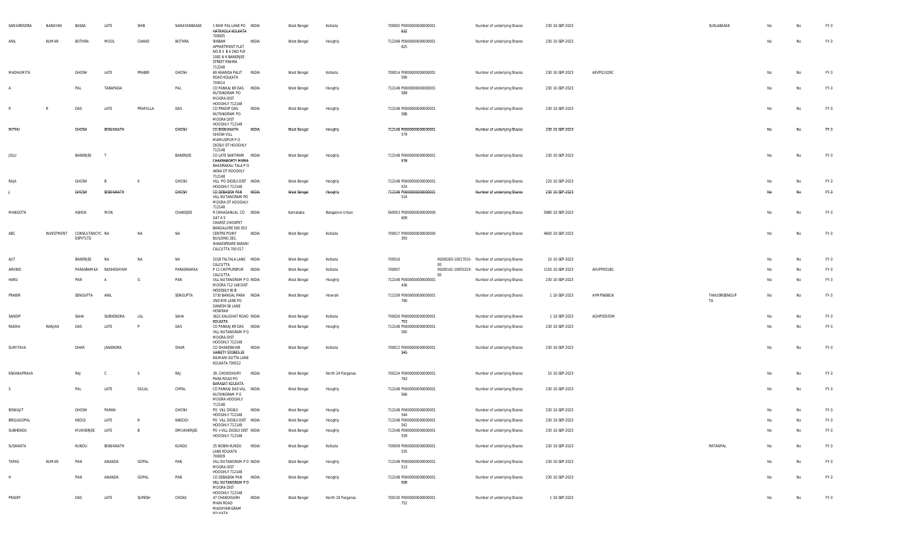| | | | | | | | | | | | | | | | | | | | | | |
|---|---|---|---|---|---|---|---|---|---|---|---|---|---|---|---|---|---|---|---|---|---|
| SAMARENDRA | NARAYAN | BASAK | LATE | SHIB | NARAYANBASAK | 1 RAM PAL LANE PO HATKHOLA KOLKATA 700005 | INDIA | West Bengal | Kolkata | 700005 | P0000000000000001632 | | Number of underlying Shares | 230 | 10-SEP-2023 | | | SUKLABASAK | No | No | FY-3 |
| ANIL | KUMAR | BOTHRA | MOOL | CHAND | BOTHRA | SHIBAM APPARTMENT FLAT NO B 3 B 4 2ND FLR 1081 N K BANERJEE STREET RISHRA 712248 | INDIA | West Bengal | Hooghly | 712248 | P0000000000000001625 | | Number of underlying Shares | 230 | 10-SEP-2023 | | | | No | No | FY-3 |
| MADHUMITA | | GHOSH | LATE | PRABIR | GHOSH | 69 ANANDA PALIT ROAD KOLKATA 700014 | INDIA | West Bengal | Kolkata | 700014 | P0000000000000001590 | | Number of underlying Shares | 230 | 10-SEP-2023 | AEVPG1029C | | | No | No | FY-3 |
| A | | PAL | TARAPADA | | PAL | CO PANKAJ KR DAS NUTANGRAM PO MOGRA DIST HOOGHLY 712148 | INDIA | West Bengal | Hooghly | 712148 | P0000000000000001589 | | Number of underlying Shares | 230 | 10-SEP-2023 | | | | No | No | FY-3 |
| R | R | DAS | LATE | PRAFULLA | DAS | CO PRADIP DAS NUTANGRAM PO MOGRA DIST HOOGHLY 712148 | INDIA | West Bengal | Hooghly | 712148 | P0000000000000001588 | | Number of underlying Shares | 230 | 10-SEP-2023 | | | | No | No | FY-3 |
| MITHU | | GHOSH | BISWANATH | | GHOSH | CO BISWANATH GHOSH VILL MAMUDPUR P O DIGSUI DT HOOGHLY 712148 | INDIA | West Bengal | Hooghly | 712148 | P0000000000000001579 | | Number of underlying Shares | 230 | 10-SEP-2023 | | | | No | No | FY-3 |
| JOLU | | BANERJEE | T | | BANERJEE | CO LATE SANTIRAM CHAKRABORTY MERIA BHADRAKALI TALA P O AKNA DT HOOGHLY 712148 | INDIA | West Bengal | Hooghly | 712148 | P0000000000000001578 | | Number of underlying Shares | 230 | 10-SEP-2023 | | | | No | No | FY-3 |
| RAJA | | GHOSH | B | K | GHOSH | VILL PO DIGSUI DIST HOOGHLY 712148 | INDIA | West Bengal | Hooghly | 712148 | P0000000000000001524 | | Number of underlying Shares | 220 | 10-SEP-2023 | | | | No | No | FY-3 |
| J | | GHOSH | BISWANATH | | GHOSH | CO DEBASISH PAN VILL NUTANGRAM PO MOGRA DT HOOGHLY 712148 | INDIA | West Bengal | Hooghly | 712148 | P0000000000000001514 | | Number of underlying Shares | 230 | 10-SEP-2023 | | | | No | No | FY-3 |
| MANDOTH | | ASHOK | MON | | CHANDJEE | R CHHAGANLAL CO G47 A S CHARST,CHICKPET BANGALORE 560 053 | INDIA | Karnataka | Bangalore Urban | 560053 | P0000000000000000609 | | Number of underlying Shares | 5980 | 10-SEP-2023 | | | | No | No | FY-3 |
| ABC | INVESTMENT | CONSULTANCYC ESPVTLTD | NA | NA | NA | CENTRE POINT BUILDING 282, SHAKESPEARE SARANI CALCUTTA 700 017 | INDIA | West Bengal | Kolkata | 700017 | P0000000000000000393 | | Number of underlying Shares | 4600 | 10-SEP-2023 | | | | No | No | FY-3 |
| AJIT | | BANERJEE | NA | NA | NA | 101B TALTALA LANE CALCUTTA | INDIA | West Bengal | Kolkata | 700016 | | IN300263-10017010-00 | Number of underlying Shares | 10 | 10-SEP-2023 | | | | No | No | FY-3 |
| ARVIND | | PARASRAMKA | RADHESHYAM | | PARASRAMKA | P 11 CHITPURSPUR CALCUTTA | INDIA | West Bengal | Kolkata | 700007 | | IN300142-10055319-00 | Number of underlying Shares | 1150 | 10-SEP-2023 | AFUPP0018G | | | No | No | FY-3 |
| HARU | | PAN | A | G | PAN | VILL NUTANGRAM P O MOGRA 712 148 DIST HOOGHLY W B | INDIA | West Bengal | Hooghly | 712148 | P0000000000000001436 | | Number of underlying Shares | 230 | 10-SEP-2023 | | | | No | No | FY-3 |
| PRABIR | | SENGUPTA | ANIL | | SENGUPTA | 5730 BANGAL PARA 2ND BYE LANE PO DANESH SK LANE HOWRAH | INDIA | West Bengal | Howrah | 711109 | P0000000000000000790 | | Number of underlying Shares | 1 | 10-SEP-2023 | AYMPS6881K | | TANUSRISENGUPTA | No | No | FY-3 |
| SANDIP | | SAHA | SUBHENDRA | LAL | SAHA | 3621 KALIGHAT ROAD KOLKATA | INDIA | West Bengal | Kolkata | 700026 | P0000000000000000753 | | Number of underlying Shares | 1 | 10-SEP-2023 | AQHPS3555M | | | No | No | FY-3 |
| RADHA | RANJAN | DAS | LATE | P | DAS | CO PANKAJ KR DAS VILL NUTANGRAM P O MOGRA DIST HOOGHLY 712148 | INDIA | West Bengal | Hooghly | 712148 | P0000000000000001565 | | Number of underlying Shares | 230 | 10-SEP-2023 | | | | No | No | FY-3 |
| SUMITAVA | | DHAR | JANENDRA | | DHAR | CO DHAKESWARI VARIETY STORES 20 NILMANI DUTTA LANE KOLKATA 700012 | INDIA | West Bengal | Kolkata | 700012 | P0000000000000001545 | | Number of underlying Shares | 230 | 10-SEP-2023 | | | | No | No | FY-3 |
| KSHANAPRAVA | | RAJ | C | S | RAJ | 39, CHOWDHURY PARA ROAD PO BARASAT KOLKATA | INDIA | West Bengal | North 24 Parganas | 700124 | P0000000000000000763 | | Number of underlying Shares | 10 | 10-SEP-2023 | | | | No | No | FY-3 |
| S | | PAL | LATE | DULAL | CHPAL | CO PANKAJ DAS VILL NUTANGRAM P O MOGRA HOOGHLY 712148 | INDIA | West Bengal | Hooghly | 712148 | P0000000000000001566 | | Number of underlying Shares | 230 | 10-SEP-2023 | | | | No | No | FY-3 |
| BISWAJIT | | GHOSH | PARAN | | GHOSH | PO VILL DIGSUI HOOGHLY 712148 | INDIA | West Bengal | Hooghly | 712148 | P0000000000000001544 | | Number of underlying Shares | 230 | 10-SEP-2023 | | | | No | No | FY-3 |
| BROJAGOPAL | | NEOGI | LATE | R | NNEOGI | PO VILL DIGSUI DIST HOOGHLY 712148 | INDIA | West Bengal | Hooghly | 712148 | P0000000000000001541 | | Number of underlying Shares | 230 | 10-SEP-2023 | | | | No | No | FY-3 |
| SUBHENDU | | MUKHERJEE | LATE | B | DMUKHERJEE | PO + VILL DIGSUI DIST HOOGHLY 712148 | INDIA | West Bengal | Hooghly | 712148 | P0000000000000001539 | | Number of underlying Shares | 230 | 10-SEP-2023 | | | | No | No | FY-3 |
| SUSHANTA | | KUNDU | BISWANATH | | KUNDU | 25 NOBIN KUNDU LANE KOLKATA 700009 | INDIA | West Bengal | Kolkata | 700009 | P0000000000000001535 | | Number of underlying Shares | 230 | 10-SEP-2023 | | | RATANPAL | No | No | FY-3 |
| TAPAS | KUMAR | PAN | ANANDA | GOPAL | PAN | VILL NUTANGRAM P O MOGRA DIST HOOGHLY 712148 | INDIA | West Bengal | Hooghly | 712148 | P0000000000000001513 | | Number of underlying Shares | 230 | 10-SEP-2023 | | | | No | No | FY-3 |
| H | | PAN | ANANDA | GOPAL | PAN | CO DEBASISH PAN VILL NUTANGRAM P O MOGRA DIST HOOGHLY 712148 | INDIA | West Bengal | Hooghly | 712148 | P0000000000000001509 | | Number of underlying Shares | 230 | 10-SEP-2023 | | | | No | No | FY-3 |
| PRADIP | | DAS | LATE | SURESH | CHDAS | 47 CHANDIGARH MAIN ROAD MADHYAMGRAM KOLKATA | INDIA | West Bengal | North 24 Parganas | 700130 | P0000000000000000752 | | Number of underlying Shares | 1 | 10-SEP-2023 | | | | No | No | FY-3 |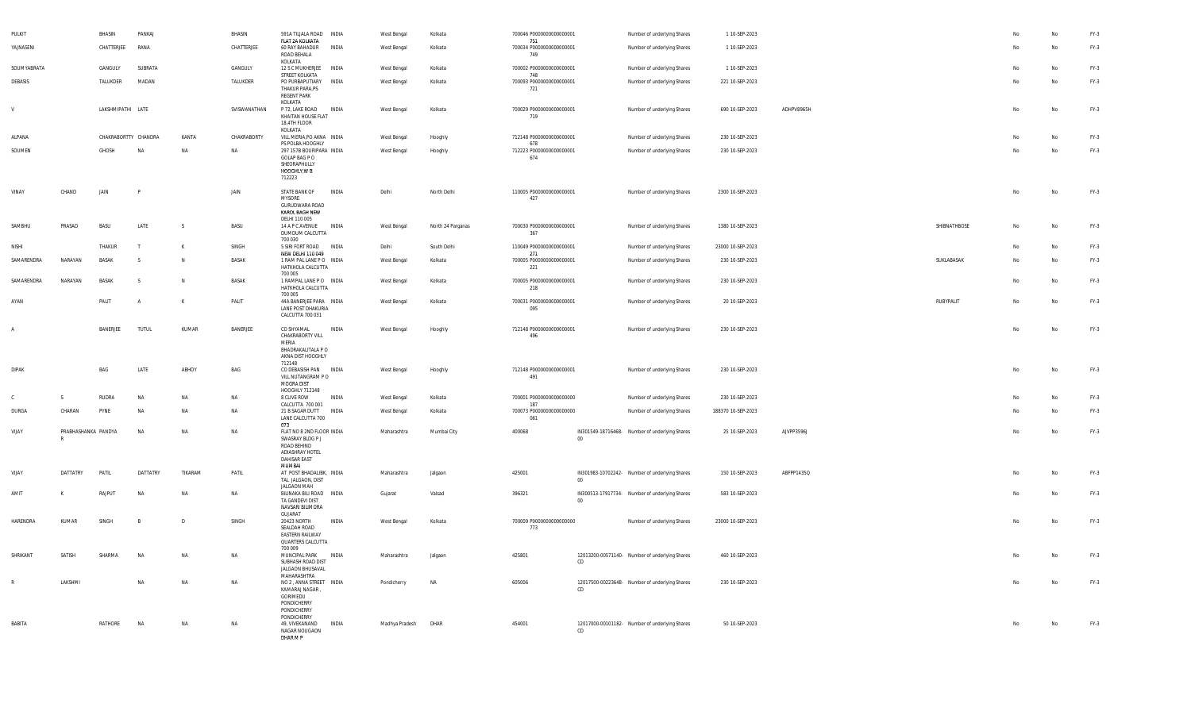| PULKIT | | BHASIN | PANKAJ | | BHASIN | 591A TILJALA ROAD FLAT 2A KOLKATA | INDIA | West Bengal | Kolkata | 700046 P0000000000000001751 | | Number of underlying Shares | 1 | 10-SEP-2023 | | | | No | No | FY-3 |
|---|---|---|---|---|---|---|---|---|---|---|---|---|---|---|---|---|---|---|---|---|
| YAJNASENI | | CHATTERJEE | RANA | | CHATTERJEE | 60 RAY BAHADUR ROAD BEHALA KOLKATA | INDIA | West Bengal | Kolkata | 700034 P0000000000000001749 | | Number of underlying Shares | 1 | 10-SEP-2023 | | | | No | No | FY-3 |
| SOUMYABRATA | | GANGULY | SUBRATA | | GANGULY | 12 S C MUKHERJEE STREET KOLKATA | INDIA | West Bengal | Kolkata | 700002 P0000000000000001748 | | Number of underlying Shares | 1 | 10-SEP-2023 | | | | No | No | FY-3 |
| DEBASIS | | TALUKDER | MADAN | | TALUKDER | PO PURBAPUTIARY THAKUR PARA,PS REGENT PARK KOLKATA | INDIA | West Bengal | Kolkata | 700093 P0000000000000001721 | | Number of underlying Shares | 221 | 10-SEP-2023 | | | | No | No | FY-3 |
| V | | LAKSHMIPATHI | LATE | | SVISWANATHAN | P 72, LAKE ROAD KHAITAN HOUSE FLAT 18,4TH FLOOR KOLKATA | INDIA | West Bengal | Kolkata | 700029 P0000000000000001719 | | Number of underlying Shares | 690 | 10-SEP-2023 | ADHPV8965H | | | No | No | FY-3 |
| ALPANA | | CHAKRABORTTY | CHANDRA | KANTA | CHAKRABORTY | VILL MERIA,PO AKNA PS POLBA HOOGHLY | INDIA | West Bengal | Hooghly | 712148 P0000000000000001678 | | Number of underlying Shares | 230 | 10-SEP-2023 | | | | No | No | FY-3 |
| SOUMEN | | GHOSH | NA | NA | NA | 297 157B BOURIPARA GOLAP BAG P O SHEORAPHULLY HOOGHLY,W B 712223 | INDIA | West Bengal | Hooghly | 712223 P0000000000000001674 | | Number of underlying Shares | 230 | 10-SEP-2023 | | | | No | No | FY-3 |
| VINAY | CHAND | JAIN | P | | JAIN | STATE BANK OF MYSORE GURUDWARA ROAD KAROL BAGH NEW DELHI 110 005 | INDIA | Delhi | North Delhi | 110005 P0000000000000001427 | | Number of underlying Shares | 2300 | 10-SEP-2023 | | | | No | No | FY-3 |
| SAMBHU | PRASAD | BASU | LATE | S | BASU | 14 A P C AVENUE DUMDUM CALCUTTA 700 030 | INDIA | West Bengal | North 24 Parganas | 700030 P0000000000000001367 | | Number of underlying Shares | 1380 | 10-SEP-2023 | | | SHIBNATHBOSE | No | No | FY-3 |
| NISHI | | THAKUR | T | K | SINGH | 5 SIRI FORT ROAD NEW DELHI 110 049 | INDIA | Delhi | South Delhi | 110049 P0000000000000001271 | | Number of underlying Shares | 23000 | 10-SEP-2023 | | | | No | No | FY-3 |
| SAMARENDRA | NARAYAN | BASAK | S | N | BASAK | 1 RAM PAL LANE P O HATKHOLA CALCUTTA 700 005 | INDIA | West Bengal | Kolkata | 700005 P0000000000000001221 | | Number of underlying Shares | 230 | 10-SEP-2023 | | | SUKLABASAK | No | No | FY-3 |
| SAMARENDRA | NARAYAN | BASAK | S | N | BASAK | 1 RAMPAL LANE P O HATKHOLA CALCUTTA 700 005 | INDIA | West Bengal | Kolkata | 700005 P0000000000000001218 | | Number of underlying Shares | 230 | 10-SEP-2023 | | | | No | No | FY-3 |
| AYAN | | PALIT | A | K | PALIT | 44A BANERJEE PARA LANE POST DHAKURIA CALCUTTA 700 031 | INDIA | West Bengal | Kolkata | 700031 P0000000000000001095 | | Number of underlying Shares | 20 | 10-SEP-2023 | | | RUBYPALIT | No | No | FY-3 |
| A | | BANERJEE | TUTUL | KUMAR | BANERJEE | CO SHYAMAL CHAKRABORTY VILL MERIA BHADRAKALITALA P O AKNA DIST HOOGHLY 712148 | INDIA | West Bengal | Hooghly | 712148 P0000000000000001496 | | Number of underlying Shares | 230 | 10-SEP-2023 | | | | No | No | FY-3 |
| DIPAK | | BAG | LATE | ABHOY | BAG | CO DEBASISH PAN VILL NUTANGRAM P O MOGRA DIST HOOGHLY 712148 | INDIA | West Bengal | Hooghly | 712148 P0000000000000001491 | | Number of underlying Shares | 230 | 10-SEP-2023 | | | | No | No | FY-3 |
| C | S | RUDRA | NA | NA | NA | 8 CLIVE ROW CALCUTTA 700 001 | INDIA | West Bengal | Kolkata | 700001 P0000000000000000187 | | Number of underlying Shares | 230 | 10-SEP-2023 | | | | No | No | FY-3 |
| DURGA | CHARAN | PYNE | NA | NA | NA | 21 B SAGAR DUTT LANE CALCUTTA 700 073 | INDIA | West Bengal | Kolkata | 700073 P0000000000000000061 | | Number of underlying Shares | 188370 | 10-SEP-2023 | | | | No | No | FY-3 |
| VIJAY | PRABHASHANKAR | PANDYA | NA | NA | NA | FLAT NO 8 2ND FLOOR SWASRAY BLDG P J ROAD BEHIND ADIASHRAY HOTEL DAHISAR EAST MUMBAI | INDIA | Maharashtra | Mumbai City | 400068 | IN301549-18716468-00 | Number of underlying Shares | 25 | 10-SEP-2023 | AJVPP3596J | | | No | No | FY-3 |
| VIJAY | DATTATRY | PATIL | DATTATRY | TIKARAM | PATIL | AT POST BHADALIBK, TAL. JALGAON, DIST JALGAON MAH | INDIA | Maharashtra | Jalgaon | 425001 | IN301983-10702242-00 | Number of underlying Shares | 150 | 10-SEP-2023 | ABFPP1435Q | | | No | No | FY-3 |
| AMIT | K | RAJPUT | NA | NA | NA | BILIMAKA BILI ROAD TA GANDEVI DIST NAVSARI BILIMORA GUJARAT | INDIA | Gujarat | Valsad | 396321 | IN300513-17917734-00 | Number of underlying Shares | 583 | 10-SEP-2023 | | | | No | No | FY-3 |
| HARENDRA | KUMAR | SINGH | B | D | SINGH | 20423 NORTH SEALDAH ROAD EASTERN RAILWAY QUARTERS CALCUTTA 700 009 | INDIA | West Bengal | Kolkata | 700009 P0000000000000000773 | | Number of underlying Shares | 23000 | 10-SEP-2023 | | | | No | No | FY-3 |
| SHRIKANT | SATISH | SHARMA | NA | NA | NA | MUNCIPAL PARK SUBHASH ROAD DIST JALGAON BHUSAVAL MAHARASHTRA | INDIA | Maharashtra | Jalgaon | 425801 | 12013200-00571140-CD | Number of underlying Shares | 460 | 10-SEP-2023 | | | | No | No | FY-3 |
| R | LAKSHMI | | NA | NA | NA | NO 2 , ANNA STREET KAMARAJ NAGAR , GORIMEDU PONDICHERRY PONDICHERRY PONDICHERRY | INDIA | Pondicherry | NA | 605006 | 12017500-00223648-CD | Number of underlying Shares | 230 | 10-SEP-2023 | | | | No | No | FY-3 |
| BABITA | | RATHORE | NA | NA | NA | 49, VIVEKANAND NAGAR NOUGAON DHAR M P | INDIA | Madhya Pradesh | DHAR | 454001 | 12017000-00101182-CD | Number of underlying Shares | 50 | 10-SEP-2023 | | | | No | No | FY-3 |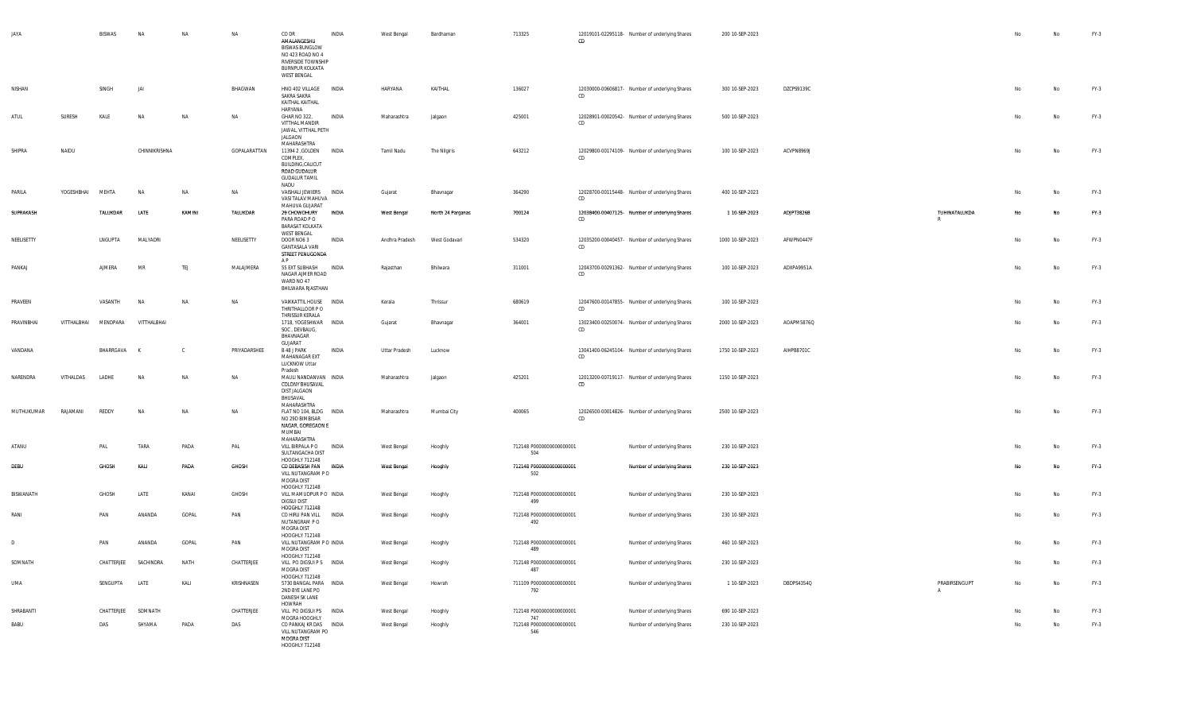| | | | | | | | | | | | | | | | | | | | | | |
|---|---|---|---|---|---|---|---|---|---|---|---|---|---|---|---|---|---|---|---|---|---|
| JAYA | | BISWAS | NA | NA | NA | C/O DR AMALANGESHU BISWAS BUNGLOW NO 423 ROAD NO 4 RIVERSIDE TOWNSHIP BURNPUR KOLKATA WEST BENGAL | INDIA | West Bengal | Bardhaman | 713325 | | 12019101-02295118-CD | Number of underlying Shares | 200 | 10-SEP-2023 | | | | No | No | FY-3 |
| NISHAN | | SINGH | JAI | | BHAGWAN | HNO 402 VILLAGE SAKRA SAKRA KAITHAL KAITHAL HARYANA | INDIA | HARYANA | KAITHAL | 136027 | | 12030000-00606817-CD | Number of underlying Shares | 300 | 10-SEP-2023 | DZCPS9139C | | | No | No | FY-3 |
| ATUL | SURESH | KALE | NA | NA | NA | GHAR NO 322, VITTHAL MANDIR JAWAL, VITTHAL PETH JALGAON MAHARASHTRA | INDIA | Maharashtra | Jalgaon | 425001 | | 12028901-00020542-CD | Number of underlying Shares | 500 | 10-SEP-2023 | | | | No | No | FY-3 |
| SHIPRA | NAIDU | | CHINNIKRISHNA | | GOPALARATTAN | 11394 2 ,GOLDEN COMPLEX, BUILDING,CALICUT ROAD GUDALUR GUDALUR TAMIL NADU | INDIA | Tamil Nadu | The Nilgiris | 643212 | | 12029800-00174109-CD | Number of underlying Shares | 100 | 10-SEP-2023 | ACVPN8969J | | | No | No | FY-3 |
| PARILA | YOGESHBHAI | MEHTA | NA | NA | NA | VAISHALI JEWERS VASI TALAV MAHUVA MAHUVA GUJARAT | INDIA | Gujarat | Bhavnagar | 364290 | | 12028700-00115448-CD | Number of underlying Shares | 400 | 10-SEP-2023 | | | | No | No | FY-3 |
| SUPRAKASH | | TALUKDAR | LATE | KAMINI | TALUKDAR | 29 CHOWDHURY PARA ROAD P O BARASAT KOLKATA WEST BENGAL | INDIA | West Bengal | North 24 Parganas | 700124 | | 12038400-00407125-CD | Number of underlying Shares | 1 | 10-SEP-2023 | ADJPT3826B | | TUHINATALUKDAR | No | No | FY-3 |
| NEELISETTY | | LNGUPTA | MALYADRI | | NEELISETTY | DOOR NO6 3 GANTASALA VARI STREET PENUGONDA A P | INDIA | Andhra Pradesh | West Godavari | 534320 | | 12035200-00040457-CD | Number of underlying Shares | 1000 | 10-SEP-2023 | AFWPN0447F | | | No | No | FY-3 |
| PANKAJ | | AJMERA | MR | TEJ | MALAJMERA | 55 EXT SUBHASH NAGAR AJMER ROAD WARD NO 47 BHILWARA RJASTHAN | INDIA | Rajasthan | Bhilwara | 311001 | | 12043700-00291362-CD | Number of underlying Shares | 100 | 10-SEP-2023 | ADXPA9951A | | | No | No | FY-3 |
| PRAVEEN | | VASANTH | NA | NA | NA | VAIKKATTIL HOUSE THRITHALLOOR P O THRISSUR KERALA | INDIA | Kerala | Thrissur | 680619 | | 12047600-00147855-CD | Number of underlying Shares | 100 | 10-SEP-2023 | | | | No | No | FY-3 |
| PRAVINBHAI | VITTHALBHAI | MENDPARA | VITTHALBHAI | | | 1718, YOGESHWAR SOC , DEVBAUG, BHAVNAGAR GUJARAT | INDIA | Gujarat | Bhavnagar | 364001 | | 13023400-00250074-CD | Number of underlying Shares | 2000 | 10-SEP-2023 | AOAPM5876Q | | | No | No | FY-3 |
| VANDANA | | BHARGAVA | K | C | PRIYADARSHEE | B 48 J PARK MAHANAGAR EXT LUCKNOW Uttar Pradesh | INDIA | Uttar Pradesh | Lucknow | | | 13041400-06245104-CD | Number of underlying Shares | 1750 | 10-SEP-2023 | AIHPB8701C | | | No | No | FY-3 |
| NARENDRA | VITHALDAS | LADHE | NA | NA | NA | MAULI NANDANVAN COLONY BHUSAVAL DIST JALGAON BHUSAVAL MAHARASHTRA | INDIA | Maharashtra | Jalgaon | 425201 | | 12013200-00719117-CD | Number of underlying Shares | 1150 | 10-SEP-2023 | | | | No | No | FY-3 |
| MUTHUKUMAR | RAJAMANI | REDDY | NA | NA | NA | FLAT NO 104, BLDG NO 29D BIMBISAR NAGAR, GOREGAON E MUMBAI MAHARASHTRA | INDIA | Maharashtra | Mumbai City | 400065 | | 12026500-00014826-CD | Number of underlying Shares | 2500 | 10-SEP-2023 | | | | No | No | FY-3 |
| ATANU | | PAL | TARA | PADA | PAL | VILL BIRPALA P O SULTANGACHA DIST HOOGHLY 712148 | INDIA | West Bengal | Hooghly | 712148 | P0000000000000001504 | | Number of underlying Shares | 230 | 10-SEP-2023 | | | | No | No | FY-3 |
| DEBU | | GHOSH | KALI | PADA | GHOSH | C/O DEBASISH PAN VILL NUTANGRAM P O MOGRA DIST HOOGHLY 712148 | INDIA | West Bengal | Hooghly | 712148 | P0000000000000001502 | | Number of underlying Shares | 230 | 10-SEP-2023 | | | | No | No | FY-3 |
| BISWANATH | | GHOSH | LATE | KANAI | GHOSH | VILL MAMUDPUR P O DIGSUI DIST HOOGHLY 712148 | INDIA | West Bengal | Hooghly | 712148 | P0000000000000001499 | | Number of underlying Shares | 230 | 10-SEP-2023 | | | | No | No | FY-3 |
| RANI | | PAN | ANANDA | GOPAL | PAN | C/O HIRU PAN VILL NUTANGRAM P O MOGRA DIST HOOGHLY 712148 | INDIA | West Bengal | Hooghly | 712148 | P0000000000000001492 | | Number of underlying Shares | 230 | 10-SEP-2023 | | | | No | No | FY-3 |
| D | | PAN | ANANDA | GOPAL | PAN | VILL NUTANGRAM P O MOGRA DIST HOOGHLY 712148 | INDIA | West Bengal | Hooghly | 712148 | P0000000000000001489 | | Number of underlying Shares | 460 | 10-SEP-2023 | | | | No | No | FY-3 |
| SOMNATH | | CHATTERJEE | SACHINDRA | NATH | CHATTERJEE | VILL PO DIGSUI P S MOGRA DIST HOOGHLY 712148 | INDIA | West Bengal | Hooghly | 712148 | P0000000000000001487 | | Number of underlying Shares | 230 | 10-SEP-2023 | | | | No | No | FY-3 |
| UMA | | SENGUPTA | LATE | KALI | KRISHNASEN | 57/30 BANGAL PARA 2ND BYE LANE PO DANESH SK LANE HOWRAH | INDIA | West Bengal | Howrah | 711109 | P0000000000000000792 | | Number of underlying Shares | 1 | 10-SEP-2023 | DBDPS4354Q | | PRABIRSENGUPTA | No | No | FY-3 |
| SHRABANTI | | CHATTERJEE | SOMNATH | | CHATTERJEE | VILL PO DIGSUI PS MOGRA HOOGHLY | INDIA | West Bengal | Hooghly | 712148 | P0000000000000001747 | | Number of underlying Shares | 690 | 10-SEP-2023 | | | | No | No | FY-3 |
| BABU | | DAS | SHYAMA | PADA | DAS | C/O PANKAJ KR DAS VILL NUTANGRAM PO MOGRA DIST HOOGHLY 712148 | INDIA | West Bengal | Hooghly | 712148 | P0000000000000001546 | | Number of underlying Shares | 230 | 10-SEP-2023 | | | | No | No | FY-3 |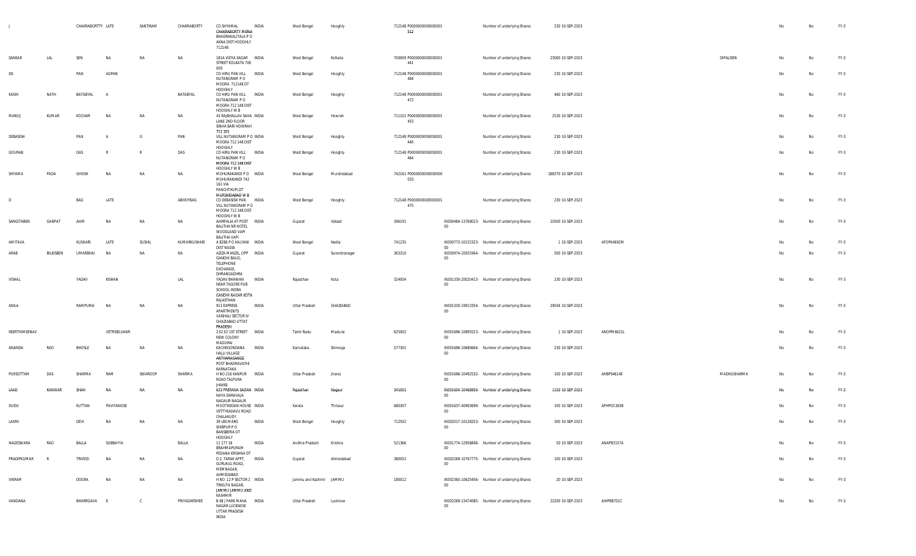| J | | CHAKRABORTTY | LATE | SANTIRAM | CHAKRABORTY | C/O SHYAMAL CHAKRABORTY MEENA BHADRAKALITALA P O AKNA DIST HOOGHLY 712148 | INDIA | West Bengal | Hooghly | 712148 | P0000000000000001512 | | Number of underlying Shares | 230 | 10-SEP-2023 | | | | No | No | FY-3 |
|---|---|---|---|---|---|---|---|---|---|---|---|---|---|---|---|---|---|---|---|---|---|
| SANKAR | LAL | SEN | NA | NA | NA | 181A VIDYA SAGAR STREET KOLKATA 700 009 | INDIA | West Bengal | Kolkata | 700009 | P0000000000000001441 | | Number of underlying Shares | 23000 | 10-SEP-2023 | | | DIPALISEN | No | No | FY-3 |
| DK | | PAN | AGPAN | | | C/O HIRU PAN VILL NUTANGRAM P O MOGRA 712148 DT HOOGHLY | INDIA | West Bengal | Hooghly | 712148 | P0000000000000001484 | | Number of underlying Shares | 230 | 10-SEP-2023 | | | | No | No | FY-3 |
| KASHI | NATH | BATABYAL | A | | BATABYAL | C/O HIRU PAN VILL NUTANGRAM P O MOGRA 712 148 DIST HOOGHLY W B | INDIA | West Bengal | Hooghly | 712148 | P0000000000000001472 | | Number of underlying Shares | 460 | 10-SEP-2023 | | | | No | No | FY-3 |
| MANOJ | KUMAR | KOCHAR | NA | NA | NA | 43 RAJBHALLAV SAHA LANE 2ND FLOOR SINHA BARI HOWRAH 711 101 | INDIA | West Bengal | Howrah | 711101 | P0000000000000001453 | | Number of underlying Shares | 2530 | 10-SEP-2023 | | | | No | No | FY-3 |
| DEBASISH | | PAN | A | G | PAN | VILL NUTANGRAM P O MOGRA 712 148 DIST HOOGHLY | INDIA | West Bengal | Hooghly | 712148 | P0000000000000001440 | | Number of underlying Shares | 230 | 10-SEP-2023 | | | | No | No | FY-3 |
| GOURAB | | DAS | R | R | DAS | C/O HIRU PAN VILL NUTANGRAM P O MOGRA 712 148 DIST HOOGHLY W B | INDIA | West Bengal | Hooghly | 712148 | P0000000000000001464 | | Number of underlying Shares | 230 | 10-SEP-2023 | | | | No | No | FY-3 |
| SHYAMA | PADA | GHOSH | NA | NA | NA | MOHURAKANDI P O MOHURAKANDI 742 161 VIA PANCHTHUPI,DT MURSHIDABAD W B | INDIA | West Bengal | Murshidabad | 742161 | P0000000000000000033 | | Number of underlying Shares | 188370 | 10-SEP-2023 | | | | No | No | FY-3 |
| D | | BAG | LATE | | ABHOYBAG | C/O DEBASISH PAN VILL NUTANGRAM P O MOGRA 712 148 DIST HOOGHLY W B | INDIA | West Bengal | Hooghly | 712148 | P0000000000000001475 | | Number of underlying Shares | 230 | 10-SEP-2023 | | | | No | No | FY-3 |
| SANGITABEN | GANPAT | AHIR | NA | NA | NA | AHIRFALIA AT POST BAUTHA NR HOTEL WOODLAND VAPI BAUTHA VAPI | INDIA | Gujarat | Valsad | 396191 | | IN300484-13769023-00 | Number of underlying Shares | 10500 | 10-SEP-2023 | | | | No | No | FY-3 |
| AMITAVA | | KUSHARI | LATE | SUSHIL | KUMARKUSHARI | A 8/286 P O KALYANI DIST NADIA | INDIA | West Bengal | Nadia | 741235 | | IN300773-10152323-00 | Number of underlying Shares | 1 | 10-SEP-2023 | AFOPK4692M | | | No | No | FY-3 |
| ARAB | BILKISBEN | UMARBHAI | NA | NA | NA | AZIZA MANZIL, OPP GANDHI BAUG, TELEPHONE EXCHANGE, DHRANGADHRA | INDIA | Gujarat | Surendranagar | 363310 | | IN300974-10503364-00 | Number of underlying Shares | 500 | 10-SEP-2023 | | | | No | No | FY-3 |
| VISHAL | | YADAV | KISHAN | | LAL | YADAV BHAWAN NEAR TAGORE PUB SCHOOL INDRA GANDHI NAGAR KOTA RAJASTHAN | INDIA | Rajasthan | Kota | 324004 | | IN301330-20020413-00 | Number of underlying Shares | 230 | 10-SEP-2023 | | | | No | No | FY-3 |
| ANILA | | RAMPURIA | NA | NA | NA | 911 EXPRESS APARTMENTS VAISHALI SECTOR IV GHAZIABAD UTTAR PRADESH | INDIA | Uttar Pradesh | GHAZIABAD | | | IN301330-19913354-00 | Number of underlying Shares | 29034 | 10-SEP-2023 | | | | No | No | FY-3 |
| KEERTHIMEENAV | | | VETRISELVANR | | | 2 E2 E2 1ST STREET NEW COLONY MADURAI | INDIA | Tamil Nadu | Madurai | 625002 | | IN301696-10895523-00 | Number of underlying Shares | 1 | 10-SEP-2023 | ANOPM6621L | | | No | No | FY-3 |
| ANANDA | RAO | BHOSLE | NA | NA | NA | KACHEGONDANA HALLI VILLAGE ANTHARAGANGE POST BHADRAVATHI KARNATAKA | INDIA | Karnataka | Shimoga | 577301 | | IN301696-10680664-00 | Number of underlying Shares | 230 | 10-SEP-2023 | | | | No | No | FY-3 |
| PURSOTTAM | DAS | SHARMA | RAM | SWAROOP | SHARMA | H NO 216 KANPUR ROAD TALPURA JHANSI | INDIA | Uttar Pradesh | Jhansi | | | IN301696-10492532-00 | Number of underlying Shares | 100 | 10-SEP-2023 | AHBPS4614E | | MADHUSHARMA | No | No | FY-3 |
| LAAD | KANWAR | SHAH | NA | NA | NA | 633 PRERANA SADAN NAYA DARAVAJA NAGAUR NAGAUR | INDIA | Rajasthan | Nagaur | 341001 | | IN301604-10468956-00 | Number of underlying Shares | 1150 | 10-SEP-2023 | | | | No | No | FY-3 |
| DUDU | | KUTTAN | PAVIYANOSE | | | MOOTHEDAN HOUSE VETTYKADAVU ROAD CHALAKUDY | INDIA | Kerala | Thrissur | 680307 | | IN301637-40993699-00 | Number of underlying Shares | 100 | 10-SEP-2023 | APHPD1363B | | | No | No | FY-3 |
| LAXMI | | DEVI | NA | NA | NA | 39 LBS MARG SHIBPUR P O BANSBERIA DT HOOGHLY | INDIA | West Bengal | Hooghly | 712502 | | IN302017-10128253-00 | Number of underlying Shares | 300 | 10-SEP-2023 | | | | No | No | FY-3 |
| NAGESWARA | RAO | BALLA | SUBBAYYA | | BALLA | 11 177 18 BRAHMAPURAM PEDANA KRISHNA DT | INDIA | Andhra Pradesh | Krishna | 521366 | | IN301774-12958848-00 | Number of underlying Shares | 50 | 10-SEP-2023 | ANAPB3157A | | | No | No | FY-3 |
| PRADIPKUMAR | R | TRIVEDI | NA | NA | NA | D 2, TARAK APPT, GURUKUL ROAD, MEMNAGAR, AHMEDABAD | INDIA | Gujarat | Ahmedabad | 380052 | | IN302269-10767775-00 | Number of underlying Shares | 100 | 10-SEP-2023 | | | | No | No | FY-3 |
| VIKRAM | | DOGRA | NA | NA | NA | H NO 12 P SECTOR 2 TRIKUTA NAGAR, JAMMU JAMMU AND KASHMIR | INDIA | Jammu and Kashmir | JAMMU | 180012 | | IN302365-10625456-00 | Number of underlying Shares | 20 | 10-SEP-2023 | | | | No | No | FY-3 |
| VANDANA | | BHARRGAVA | K | C | PRIYADARSHEE | B 48 J PARK MAHA NAGAR LUCKNOW UTTAR PRADESH INDIA | INDIA | Uttar Pradesh | Lucknow | | | IN302269-13474085-00 | Number of underlying Shares | 22200 | 10-SEP-2023 | AIHPB8701C | | | No | No | FY-3 |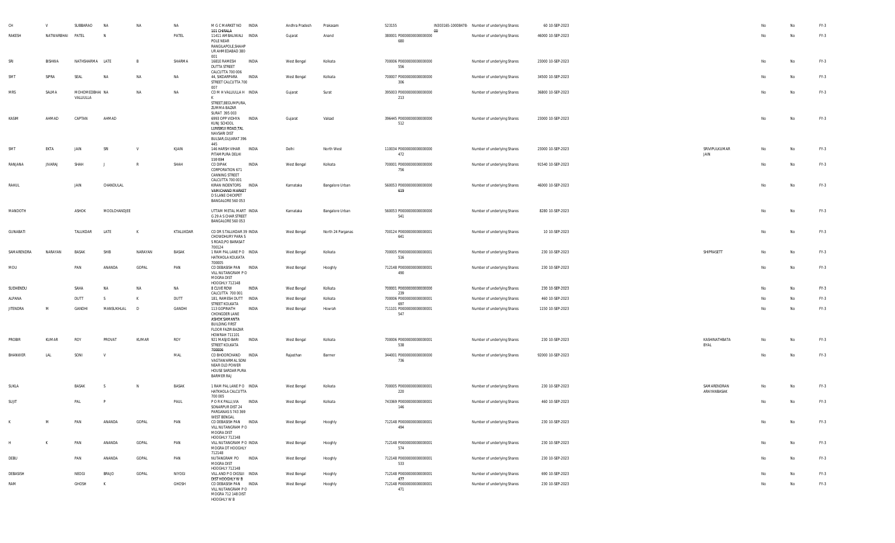| | | | | | | | | | | | | | | | | | | | |
|---|---|---|---|---|---|---|---|---|---|---|---|---|---|---|---|---|---|---|---|
| CH | V | SUBBARAO | NA | NA | NA | M G C MARKET NO 101 CHIRALA | INDIA | Andhra Pradesh | Prakasam | 523155 | IN303165-10008478-00 | Number of underlying Shares | 60 | 10-SEP-2023 | | | No | No | FY-3 |
| RAKESH | NATWARBHAI | PATEL | N | | PATEL | 11411 AMBALIWALI POLE NEAR RANGILAPOLE,SHAHPUR AHMEDABAD 380 001 | INDIA | Gujarat | Anand | 380001 | P0000000000000000680 | Number of underlying Shares | 46000 | 10-SEP-2023 | | | No | No | FY-3 |
| SRI | BISHWA | NATHSHARMA | LATE | B | SHARMA | 1681E RAMESH DUTTA STREET CALCUTTA 700 006 | INDIA | West Bengal | Kolkata | 700006 | P0000000000000000556 | Number of underlying Shares | 23000 | 10-SEP-2023 | | | No | No | FY-3 |
| SMT | SIPRA | SEAL | NA | NA | NA | 44, SIKDARPARA STREET CALCUTTA 700 007 | INDIA | West Bengal | Kolkata | 700007 | P0000000000000000306 | Number of underlying Shares | 34500 | 10-SEP-2023 | | | No | No | FY-3 |
| MRS | SALMA | MOHOMEDBHAI VALIULLA | NA | NA | NA | C/O M H VALIULLA H K STREET,BEGUMPURA, ZUMMA BAZAR SURAT 395 003 | INDIA | Gujarat | Surat | 395003 | P0000000000000000213 | Number of underlying Shares | 36800 | 10-SEP-2023 | | | No | No | FY-3 |
| KASIM | AHMAD | CAPTAN | AHMAD | | | 6993 OPP VIDHYA KUNJ SCHOOL LUNSIKUI ROAD,TAL NAVSARI DIST BULSAR,GUJARAT 396 445 | INDIA | Gujarat | Valsad | 396445 | P0000000000000000512 | Number of underlying Shares | 23000 | 10-SEP-2023 | | | No | No | FY-3 |
| SMT | EKTA | JAIN | SRI | V | KJAIN | 146 HARSH VIHAR PITAMPURA DELHI 110 034 | INDIA | Delhi | North West | 110034 | P0000000000000000472 | Number of underlying Shares | 23000 | 10-SEP-2023 | | SRIVIPULKUMAR JAIN | No | No | FY-3 |
| RANJANA | JIVARAJ | SHAH | J | R | SHAH | C/O DIPAK CORPORATION 671 CANNING STREET CALCUTTA 700 001 | INDIA | West Bengal | Kolkata | 700001 | P0000000000000000756 | Number of underlying Shares | 91540 | 10-SEP-2023 | | | No | No | FY-3 |
| RAHUL | | JAIN | CHANDULAL | | | KIRAN INDENTORS VAMICHAND MARKET D S LANE CHICKPET BANGALORE 560 053 | INDIA | Karnataka | Bangalore Urban | 560053 | P0000000000000000619 | Number of underlying Shares | 46000 | 10-SEP-2023 | | | No | No | FY-3 |
| MANDOTH | | ASHOK | MOOLCHANDJEE | | | UTTAM METAL MART G 29 A S CHAR STREET BANGALORE 560 053 | INDIA | Karnataka | Bangalore Urban | 560053 | P0000000000000000541 | Number of underlying Shares | 8280 | 10-SEP-2023 | | | No | No | FY-3 |
| GUNABATI | | TALUKDAR | LATE | K | KTALUKDAR | C/O DR S TALUKDAR 39 CHOWDHURY PARA S S ROAD,PO BARASAT 700124 | INDIA | West Bengal | North 24 Parganas | 700124 | P0000000000000001641 | Number of underlying Shares | 10 | 10-SEP-2023 | | | No | No | FY-3 |
| SAMARENDRA | NARAYAN | BASAK | SHIB | NARAYAN | BASAK | 1 RAM PAL LANE P O HATKHOLA KOLKATA 700005 | INDIA | West Bengal | Kolkata | 700005 | P0000000000000001516 | Number of underlying Shares | 230 | 10-SEP-2023 | | SHIPRASETT | No | No | FY-3 |
| MOU | | PAN | ANANDA | GOPAL | PAN | C/O DEBASISH PAN VILL NUTANGRAM P O MOGRA DIST HOOGHLY 712148 | INDIA | West Bengal | Hooghly | 712148 | P0000000000000001490 | Number of underlying Shares | 230 | 10-SEP-2023 | | | No | No | FY-3 |
| SUDHENDU | | SAHA | NA | NA | NA | 8 CLIVE ROW CALCUTTA 700 001 | INDIA | West Bengal | Kolkata | 700001 | P0000000000000000239 | Number of underlying Shares | 230 | 10-SEP-2023 | | | No | No | FY-3 |
| ALPANA | | DUTT | S | K | DUTT | 181, RAMESH DUTT STREET KOLKATA | INDIA | West Bengal | Kolkata | 700006 | P0000000000000001697 | Number of underlying Shares | 460 | 10-SEP-2023 | | | No | No | FY-3 |
| JITENDRA | M | GANDHI | MANSUKHLAL | D | GANDHI | 113 GOPINATH CHONGDER LANE ASHOK SAMANTA BUILDING FIRST FLOOR FAZIR BAZAR HOWRAH 711101 | INDIA | West Bengal | Howrah | 711101 | P0000000000000001547 | Number of underlying Shares | 1150 | 10-SEP-2023 | | | No | No | FY-3 |
| PROBIR | KUMAR | ROY | PROVAT | KUMAR | ROY | 921 MASJID BARI STREET KOLKATA 700006 | INDIA | West Bengal | Kolkata | 700006 | P0000000000000001538 | Number of underlying Shares | 230 | 10-SEP-2023 | | KASHINATHBATA BYAL | No | No | FY-3 |
| BHANWER | LAL | SONI | V | | MAL | C/O BHOORCHAND VAGTAWARMAL SONI NEAR OLD POWER HOUSE SARDAR PURA BARMER RAJ | INDIA | Rajasthan | Barmer | 344001 | P0000000000000000736 | Number of underlying Shares | 92000 | 10-SEP-2023 | | | No | No | FY-3 |
| SUKLA | | BASAK | S | N | BASAK | 1 RAM PAL LANE P O HATKHOLA CALCUTTA 700 005 | INDIA | West Bengal | Kolkata | 700005 | P0000000000000001220 | Number of underlying Shares | 230 | 10-SEP-2023 | | SAMARENDRAN ARAYANBASAK | No | No | FY-3 |
| SUJIT | | PAL | P | | PAUL | P O R K PALLI,VIA SONARPUR DIST 24 PARGANAS S 743 369 WEST BENGAL | INDIA | West Bengal | Kolkata | 743369 | P0000000000000001146 | Number of underlying Shares | 460 | 10-SEP-2023 | | | No | No | FY-3 |
| K | M | PAN | ANANDA | GOPAL | PAN | C/O DEBASISH PAN VILL NUTANGRAM P O MOGRA DIST HOOGHLY 712148 | INDIA | West Bengal | Hooghly | 712148 | P0000000000000001494 | Number of underlying Shares | 230 | 10-SEP-2023 | | | No | No | FY-3 |
| H | K | PAN | ANANDA | GOPAL | PAN | VILL NUTANGRAM P O MOGRA DT HOOGHLY 712148 | INDIA | West Bengal | Hooghly | 712148 | P0000000000000001574 | Number of underlying Shares | 230 | 10-SEP-2023 | | | No | No | FY-3 |
| DEBU | | PAN | ANANDA | GOPAL | PAN | NUTANGRAM PO MOGRA DIST HOOGHLY 712148 | INDIA | West Bengal | Hooghly | 712148 | P0000000000000001533 | Number of underlying Shares | 230 | 10-SEP-2023 | | | No | No | FY-3 |
| DEBASISH | | NEOGI | BRAJO | GOPAL | NIYOGI | VILL AND P O DIGSUI DIST HOOGHLY W B | INDIA | West Bengal | Hooghly | 712148 | P0000000000000001477 | Number of underlying Shares | 690 | 10-SEP-2023 | | | No | No | FY-3 |
| RAM | | GHOSH | K | | GHOSH | C/O DEBASISH PAN VILL NUTANGRAM P O MOGRA 712 148 DIST HOOGHLY W B | INDIA | West Bengal | Hooghly | 712148 | P0000000000000001471 | Number of underlying Shares | 230 | 10-SEP-2023 | | | No | No | FY-3 |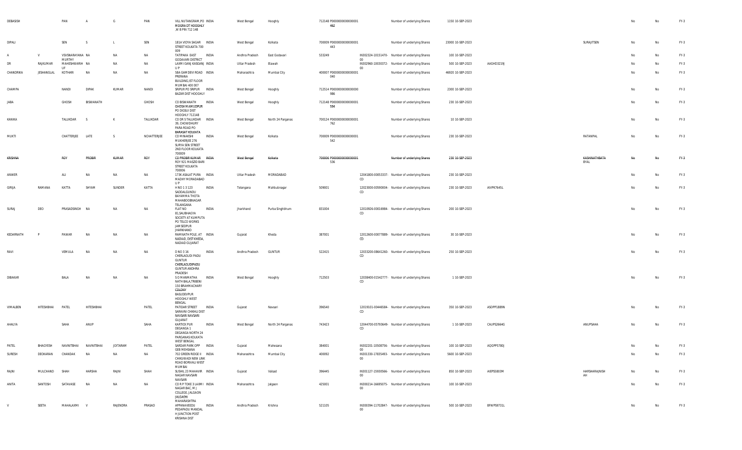| DEBASISH | | PAN | A | G | PAN | VILL NUTANGRAM,PO MOGRA DT HOOGHLY ,W B PIN 712 148 | INDIA | West Bengal | Hooghly | 712148 | P0000000000000001462 | | Number of underlying Shares | 1150 | 10-SEP-2023 | | | | No | No | FY-3 |
|---|---|---|---|---|---|---|---|---|---|---|---|---|---|---|---|---|---|---|---|---|---|
| DIPALI | | SEN | S | L | SEN | 181A VIDYA SAGAR STREET KOLKATA 700 009 | INDIA | West Bengal | Kolkata | 700009 | P0000000000000001443 | | Number of underlying Shares | 23000 | 10-SEP-2023 | | | SURAJITSEN | No | No | FY-3 |
| A | V | VSVSNARAYANA MURTHY | NA | NA | NA | TATIPAKA EAST GODAVARI DISTRICT | INDIA | Andhra Pradesh | East Godavari | 533249 | | IN302324-10151470-00 | Number of underlying Shares | 100 | 10-SEP-2023 | | | | No | No | FY-3 |
| DR | RAJKUMAR | MAHESHWARIH UF | NA | NA | NA | LAXMI GANJ KASGANJ U P | INDIA | Uttar Pradesh | Etawah | | | IN302960-10030372-00 | Number of underlying Shares | 500 | 10-SEP-2023 | AAGHD3219J | | | No | No | FY-3 |
| CHANDRIKA | JESHANGLAL | KOTHARI | NA | NA | NA | 58A GAMDEVI ROAD PRERANA BUILDING,IST FLOOR MUMBAI 400 007 | INDIA | Maharashtra | Mumbai City | 400007 | P0000000000000001040 | | Number of underlying Shares | 46920 | 10-SEP-2023 | | | | No | No | FY-3 |
| CHAMPA | | NANDI | DIPAK | KUMAR | NANDI | SRIPUR PO SRIPUR BAZAR DIST HOOGHLY | INDIA | West Bengal | Hooghly | 712514 | P0000000000000000986 | | Number of underlying Shares | 2300 | 10-SEP-2023 | | | | No | No | FY-3 |
| JABA | | GHOSH | BISWANATH | | GHOSH | CO BISWANATH GHOSH MAMUDPUR PO DIGSUI DIST HOOGHLY 712148 | INDIA | West Bengal | Hooghly | 712148 | P0000000000000001594 | | Number of underlying Shares | 230 | 10-SEP-2023 | | | | No | No | FY-3 |
| KANIKA | | TALUKDAR | S | K | TALUKDAR | CO DR S TALUKDAR 39, CHOWDHURY PARA ROAD PO BARASAT KOLKATA | INDIA | West Bengal | North 24 Parganas | 700124 | P0000000000000001762 | | Number of underlying Shares | 10 | 10-SEP-2023 | | | | No | No | FY-3 |
| MUKTI | | CHATTERJEE | LATE | S | NCHATTERJEE | CO MINAKSHI MUKHERJEE 276 SURYA SEN STREET 2ND FLOOR KOLKATA 700009 | INDIA | West Bengal | Kolkata | 700009 | P0000000000000001542 | | Number of underlying Shares | 230 | 10-SEP-2023 | | | RATANPAL | No | No | FY-3 |
| KRISHNA | | ROY | PROBIR | KUMAR | ROY | CO PROBIR KUMAR ROY 921 MASZID BARI STREET KOLKATA 700006 | INDIA | West Bengal | Kolkata | 700006 | P0000000000000001536 | | Number of underlying Shares | 230 | 10-SEP-2023 | | | KASHINATHBATA BYAL | No | No | FY-3 |
| ANWER | | ALI | NA | NA | NA | 173K ASALAT PURA MADHY MORADABAD U P | INDIA | Uttar Pradesh | MORADABAD | | | 12041800-00053337-CD | Number of underlying Shares | 230 | 10-SEP-2023 | | | | No | No | FY-3 |
| GIRIJA | RAMANA | KATTA | SHYAM | SUNDER | KATTA | H NO 1 3 123 SADDALGUNDU BAYAMMA THOTA MAHABOOBNAGAR TELANGANA | INDIA | Telangana | Mahbubnagar | 509001 | | 12023000-00590004-CD | Number of underlying Shares | 230 | 10-SEP-2023 | AIVPK7645L | | | No | No | FY-3 |
| SURAJ | DEO | PRASADSINGH | NA | NA | NA | FLAT NO 81,SAUBHAGYA SOCIETY AT KUMPUTA PO TELCO WORKS JAMSEDPUR JHARKHAND | INDIA | Jharkhand | Purba Singhbhum | 831004 | | 12010926-00016984-CD | Number of underlying Shares | 200 | 10-SEP-2023 | | | | No | No | FY-3 |
| KEDARNATH | P | PAWAR | NA | NA | NA | RAMNATH POLE, AT NADIAD, DIST KHEDA, NADIAD GUJARAT | INDIA | Gujarat | Kheda | 387001 | | 12012600-00077889-CD | Number of underlying Shares | 30 | 10-SEP-2023 | | | | No | No | FY-3 |
| RAVI | | VEMULA | NA | NA | NA | D NO 3 16 CHERLAGUDI PADU GUNTUR CHERLAGUDIPADU GUNTUR ANDHRA PRADESH | INDIA | Andhra Pradesh | GUNTUR | 522415 | | 12033200-08641260-CD | Number of underlying Shares | 250 | 10-SEP-2023 | | | | No | No | FY-3 |
| DIBAKAR | | BALA | NA | NA | NA | S O MANMATHA NATH BALA,TRIBENI 150 BRAHMACHARY COLONY BASUDEVPUR HOOGHLY WEST BENGAL | INDIA | West Bengal | Hooghly | 712503 | | 12038400-01542777-CD | Number of underlying Shares | 1 | 10-SEP-2023 | | | | No | No | FY-3 |
| VIMALBEN | HITESHBHAI | PATEL | HITESHBHAI | | PATEL | PATIDAR STREET SARAVNI CHIKHLI DIST NAVSARI NAVSARI GUJARAT | INDIA | Gujarat | Navsari | 396540 | | 12019101-00446584-CD | Number of underlying Shares | 350 | 10-SEP-2023 | ASOPP1889N | | | No | No | FY-3 |
| AHALYA | | SAHA | ANUP | | SAHA | KARTICK PUR DEGANGA 1 DEGANGA NORTH 24 PARGANAS KOLKATA WEST BENGAL | INDIA | West Bengal | North 24 Parganas | 743423 | | 12044700-05793649-CD | Number of underlying Shares | 1 | 10-SEP-2023 | CAUPS2664G | | ANUPSAHA | No | No | FY-3 |
| PATEL | BHAGYESH | NAVNITBHAI | NAVNITBHAI | JOITARAM | PATEL | SARDAR PARK OPP GEB MEHSANA | INDIA | Gujarat | Mahesana | 384001 | | IN302201-10508756-00 | Number of underlying Shares | 100 | 10-SEP-2023 | AQGPP5780J | | | No | No | FY-3 |
| SURESH | DEOKARAN | CHANDAK | NA | NA | NA | 702 GREEN RIDGE II CHIKUWADI NEW LINK ROAD BORIVALI WEST MUMBAI | INDIA | Maharashtra | Mumbai City | 400092 | | IN301330-17835493-00 | Number of underlying Shares | 5600 | 10-SEP-2023 | | | | No | No | FY-3 |
| RAJNI | MULCHAND | SHAH | HARSHA | RAJNI | SHAH | SUSHIL 23 MAHAVIR NAGAR NAVSARI NAVSARI | INDIA | Gujarat | Valsad | 396445 | | IN301127-15930566-00 | Number of underlying Shares | 850 | 10-SEP-2023 | AIEPS5803M | | HARSHARAJNISH AH | No | No | FY-3 |
| ANITA | SANTOSH | SATAVASE | NA | NA | NA | CO R P TOKE 3 LAXMI NAGAR BAC, M J COLLEGE, JALGAON JALGAON MAHARASHTRA | INDIA | Maharashtra | Jalgaon | 425001 | | IN300214-16695075-00 | Number of underlying Shares | 100 | 10-SEP-2023 | | | | No | No | FY-3 |
| V | SEETA | MAHALAXMI | V | RAJENDRA | PRASAD | APPANAVEEDU PEDAPADU MANDAL H JUNCTION POST KRISHNA DIST | INDIA | Andhra Pradesh | Krishna | 521105 | | IN300394-11702847-00 | Number of underlying Shares | 500 | 10-SEP-2023 | BFWPS9731L | | | No | No | FY-3 |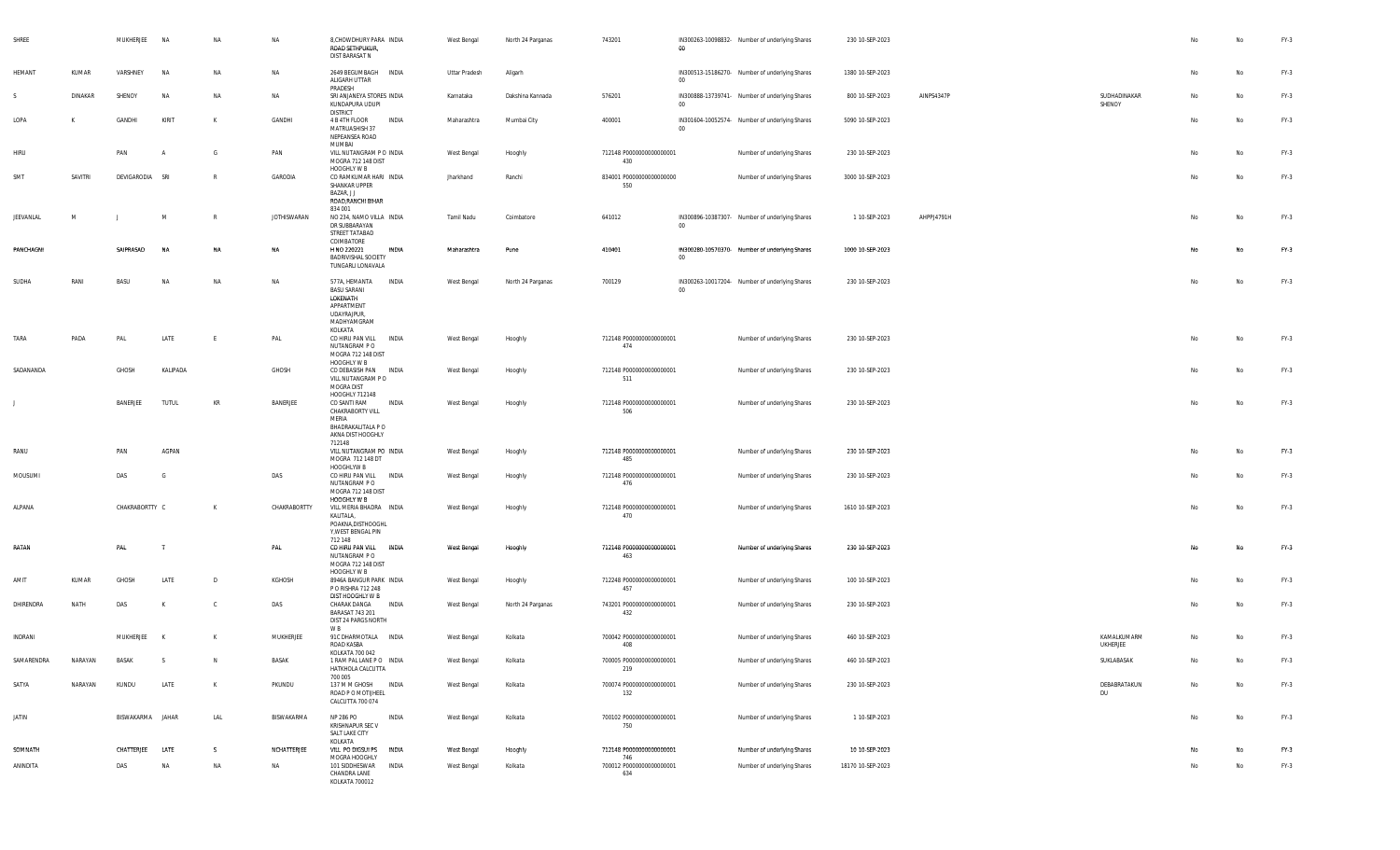| SHREE | | MUKHERJEE | NA | NA | NA | 8,CHOWDHURY PARA ROAD SETHPUKUR, DIST BARASAT N | INDIA | West Bengal | North 24 Parganas | 743201 | IN300263-10098832-00 | Number of underlying Shares | 230 | 10-SEP-2023 | | | No | No | FY-3 |
|---|---|---|---|---|---|---|---|---|---|---|---|---|---|---|---|---|---|---|---|
| HEMANT | KUMAR | VARSHNEY | NA | NA | NA | 2649 BEGUMBAGH ALIGARH UTTAR PRADESH | INDIA | Uttar Pradesh | Aligarh | | IN300513-15186270-00 | Number of underlying Shares | 1380 | 10-SEP-2023 | | | No | No | FY-3 |
| S | DINAKAR | SHENOY | NA | NA | NA | SRI ANJANEYA STORES KUNDAPURA UDUPI DISTRICT | INDIA | Karnataka | Dakshina Kannada | 576201 | IN300888-13739741-00 | Number of underlying Shares | 800 | 10-SEP-2023 | AINPS4347P | SUDHADINAKAR SHENOY | No | No | FY-3 |
| LOPA | K | GANDHI | KIRIT | K | GANDHI | 4 B 4TH FLOOR MATRUASHISH 37 NEPEANSEA ROAD MUMBAI | INDIA | Maharashtra | Mumbai City | 400001 | IN301604-10052574-00 | Number of underlying Shares | 5090 | 10-SEP-2023 | | | No | No | FY-3 |
| HIRU | | PAN | A | G | PAN | VILL NUTANGRAM P O MOGRA 712 148 DIST HOOGHLY W B | INDIA | West Bengal | Hooghly | 712148 | P0000000000000001430 | Number of underlying Shares | 230 | 10-SEP-2023 | | | No | No | FY-3 |
| SMT | SAVITRI | DEVIGARODIA | SRI | R | GARODIA | C/O RAMKUMAR HARI SHANKAR UPPER BAZAR, J J ROAD,RANCHI BIHAR 834 001 | INDIA | Jharkhand | Ranchi | 834001 | P0000000000000000550 | Number of underlying Shares | 3000 | 10-SEP-2023 | | | No | No | FY-3 |
| JEEVANLAL | M | J | M | R | JOTHISWARAN | NO 234, NAMO VILLA DR SUBBARAYAN STREET TATABAD COIMBATORE | INDIA | Tamil Nadu | Coimbatore | 641012 | IN300896-10387307-00 | Number of underlying Shares | 1 | 10-SEP-2023 | AHPPJ4791H | | No | No | FY-3 |
| PANCHAGNI | | SAIPRASAD | NA | NA | NA | H NO 226221 BADRIVISHAL SOCIETY TUNGARLI LONAVALA | INDIA | Maharashtra | Pune | 410401 | IN300280-10570370-00 | Number of underlying Shares | 1000 | 10-SEP-2023 | | | No | No | FY-3 |
| SUDHA | RANI | BASU | NA | NA | NA | 577A, HEMANTA BASU SARANI LOKENATH APPARTMENT UDAYRAJPUR, MADHYAMGRAM KOLKATA | INDIA | West Bengal | North 24 Parganas | 700129 | IN300263-10017204-00 | Number of underlying Shares | 230 | 10-SEP-2023 | | | No | No | FY-3 |
| TARA | PADA | PAL | LATE | E | PAL | C/O HIRU PAN VILL NUTANGRAM P O MOGRA 712 148 DIST HOOGHLY W B | INDIA | West Bengal | Hooghly | 712148 | P0000000000000001474 | Number of underlying Shares | 230 | 10-SEP-2023 | | | No | No | FY-3 |
| SADANANDA | | GHOSH | KALIPADA | | GHOSH | C/O DEBASISH PAN VILL NUTANGRAM P O MOGRA DIST HOOGHLY 712148 | INDIA | West Bengal | Hooghly | 712148 | P0000000000000001511 | Number of underlying Shares | 230 | 10-SEP-2023 | | | No | No | FY-3 |
| J | | BANERJEE | TUTUL | KR | BANERJEE | C/O SANTI RAM CHAKRABORTY VILL MERIA BHADRAKALITALA P O AKNA DIST HOOGHLY 712148 | INDIA | West Bengal | Hooghly | 712148 | P0000000000000001506 | Number of underlying Shares | 230 | 10-SEP-2023 | | | No | No | FY-3 |
| RANU | | PAN | AGPAN | | | VILL NUTANGRAM PO MOGRA 712 148 DT HOOGHLYW B | INDIA | West Bengal | Hooghly | 712148 | P0000000000000001485 | Number of underlying Shares | 230 | 10-SEP-2023 | | | No | No | FY-3 |
| MOUSUMI | | DAS | G | | DAS | C/O HIRU PAN VILL NUTANGRAM P O MOGRA 712 148 DIST HOOGHLY W B | INDIA | West Bengal | Hooghly | 712148 | P0000000000000001476 | Number of underlying Shares | 230 | 10-SEP-2023 | | | No | No | FY-3 |
| ALPANA | | CHAKRABORTTY | C | K | CHAKRABORTTY | VILL MERIA BHADRA KALITALA, POAKNA,DISTHOOGHL Y,WEST BENGAL PIN 712 148 | INDIA | West Bengal | Hooghly | 712148 | P0000000000000001470 | Number of underlying Shares | 1610 | 10-SEP-2023 | | | No | No | FY-3 |
| RATAN | | PAL | T | | PAL | C/O HIRU PAN VILL NUTANGRAM P O MOGRA 712 148 DIST HOOGHLY W B | INDIA | West Bengal | Hooghly | 712148 | P0000000000000001463 | Number of underlying Shares | 230 | 10-SEP-2023 | | | No | No | FY-3 |
| AMIT | KUMAR | GHOSH | LATE | D | KGHOSH | 8946A BANGUR PARK P O RISHRA 712 248 DIST HOOGHLY W B | INDIA | West Bengal | Hooghly | 712248 | P0000000000000001457 | Number of underlying Shares | 100 | 10-SEP-2023 | | | No | No | FY-3 |
| DHIRENDRA | NATH | DAS | K | C | DAS | CHARAK DANGA BARASAT 743 201 DIST 24 PARGS NORTH W B | INDIA | West Bengal | North 24 Parganas | 743201 | P0000000000000001432 | Number of underlying Shares | 230 | 10-SEP-2023 | | | No | No | FY-3 |
| INDRANI | | MUKHERJEE | K | K | MUKHERJEE | 91C DHARMOTALA ROAD KASBA KOLKATA 700 042 | INDIA | West Bengal | Kolkata | 700042 | P0000000000000001408 | Number of underlying Shares | 460 | 10-SEP-2023 | | KAMALKUMARM UKHERJEE | No | No | FY-3 |
| SAMARENDRA | NARAYAN | BASAK | S | N | BASAK | 1 RAM PAL LANE P O HATKHOLA CALCUTTA 700 005 | INDIA | West Bengal | Kolkata | 700005 | P0000000000000001219 | Number of underlying Shares | 460 | 10-SEP-2023 | | SUKLABASAK | No | No | FY-3 |
| SATYA | NARAYAN | KUNDU | LATE | K | PKUNDU | 137 M M GHOSH ROAD P O MOTIJHEEL CALCUTTA 700 074 | INDIA | West Bengal | Kolkata | 700074 | P0000000000000001132 | Number of underlying Shares | 230 | 10-SEP-2023 | | DEBABRATAKUN DU | No | No | FY-3 |
| JATIN | | BISWAKARMA | JAHAR | LAL | BISWAKARMA | NP 286 PO KRISHNAPUR SEC V SALT LAKE CITY KOLKATA | INDIA | West Bengal | Kolkata | 700102 | P0000000000000001750 | Number of underlying Shares | 1 | 10-SEP-2023 | | | No | No | FY-3 |
| SOMNATH | | CHATTERJEE | LATE | S | NCHATTERJEE | VILL PO DIGSUI PS MOGRA HOOGHLY | INDIA | West Bengal | Hooghly | 712148 | P0000000000000001746 | Number of underlying Shares | 10 | 10-SEP-2023 | | | No | No | FY-3 |
| ANINDITA | | DAS | NA | NA | NA | 101 SIDDHESWAR CHANDRA LANE KOLKATA 700012 | INDIA | West Bengal | Kolkata | 700012 | P0000000000000000634 | Number of underlying Shares | 18170 | 10-SEP-2023 | | | No | No | FY-3 |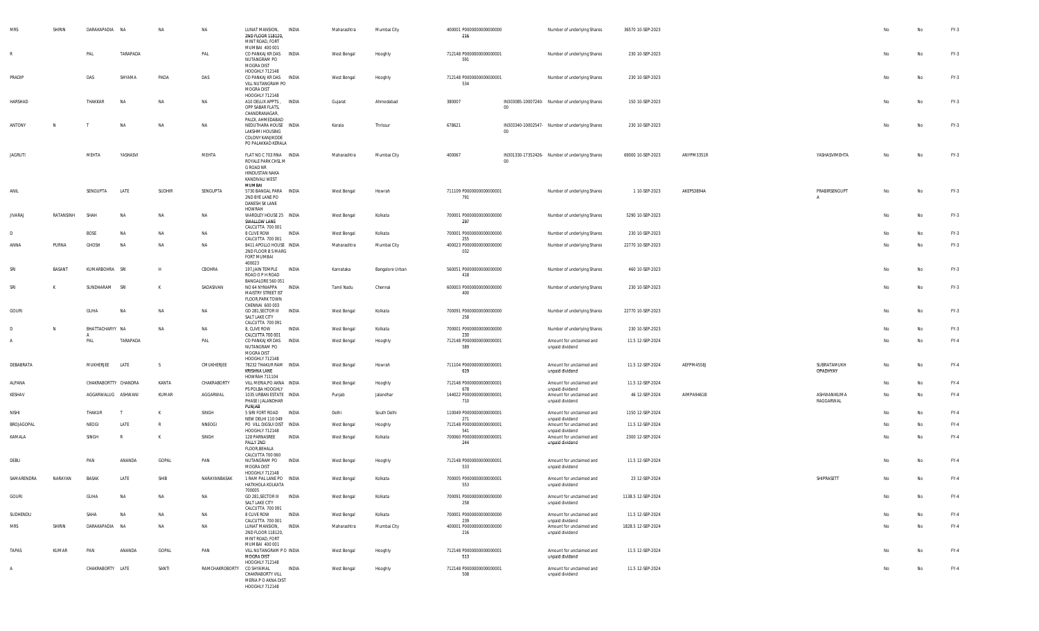| MRS | SHIRIN | DARAKAPADIA | NA | NA | NA | LUNAT MANSION, 2ND FLOOR 118120, MINT ROAD, FORT MUMBAI 400 001 | INDIA | Maharashtra | Mumbai City | 400001 P0000000000000000216 | | Number of underlying Shares | 36570 | 10-SEP-2023 | | | | No | No | FY-3 |
|---|---|---|---|---|---|---|---|---|---|---|---|---|---|---|---|---|---|---|---|---|
| R | | PAL | TARAPADA | | PAL | CO PANKAJ KR.DAS NUTANGRAM PO MOGRA DIST HOOGHLY 712148 | INDIA | West Bengal | Hooghly | 712148 P0000000000000001591 | | Number of underlying Shares | 230 | 10-SEP-2023 | | | | No | No | FY-3 |
| PRADIP | | DAS | SHYAMA | PADA | DAS | CO PANKAJ KR.DAS VILL NUTANGRAM PO MOGRA DIST HOOGHLY 712148 | INDIA | West Bengal | Hooghly | 712148 P0000000000000001534 | | Number of underlying Shares | 230 | 10-SEP-2023 | | | | No | No | FY-3 |
| HARSHAD | | THAKKAR | NA | NA | NA | A10 DELUX APPTS , OPP SABAR FLATS, CHANDRANAGAR, PALDI, AHMEDABAD | INDIA | Gujarat | Ahmedabad | 380007 | IN303085-10007240-00 | Number of underlying Shares | 150 | 10-SEP-2023 | | | | No | No | FY-3 |
| ANTONY | N | T | NA | NA | NA | NEDUTHARA HOUSE LAKSHMI HOUSING COLONY KANJIKODE PO PALAKKAD KERALA | INDIA | Kerala | Thrissur | 678621 | IN303340-10002547-00 | Number of underlying Shares | 230 | 10-SEP-2023 | | | | No | No | FY-3 |
| JAGRUTI | | MEHTA | YASHASVI | | MEHTA | FLAT NO C 703 RNA ROYALE PARK CHSL M G ROAD NR HINDUSTAN NAKA KANDIVALI WEST MUMBAI | INDIA | Maharashtra | Mumbai City | 400067 | IN301330-17352426-00 | Number of underlying Shares | 69000 | 10-SEP-2023 | ANYPM3351R | | YASHASVIMEHTA | No | No | FY-3 |
| ANIL | | SENGUPTA | LATE | SUDHIR | SENGUPTA | 5730 BANGAL PARA 2ND BYE LANE PO DANESH SK LANE HOWRAH | INDIA | West Bengal | Howrah | 711109 P0000000000000000791 | | Number of underlying Shares | 1 | 10-SEP-2023 | AKEPS3894A | | PRABIRSENGUPTA | No | No | FY-3 |
| JIVARAJ | RATANSINH | SHAH | NA | NA | NA | WARDLEY HOUSE 25 SWALLOW LANE CALCUTTA 700 001 | INDIA | West Bengal | Kolkata | 700001 P0000000000000000297 | | Number of underlying Shares | 5290 | 10-SEP-2023 | | | | No | No | FY-3 |
| D | | BOSE | NA | NA | NA | 8 CLIVE ROW CALCUTTA 700 001 | INDIA | West Bengal | Kolkata | 700001 P0000000000000000255 | | Number of underlying Shares | 230 | 10-SEP-2023 | | | | No | No | FY-3 |
| ANNA | PURNA | GHOSH | NA | NA | NA | 8411 APOLLO HOUSE 2ND FLOOR B S MARG FORT MUMBAI 400023 | INDIA | Maharashtra | Mumbai City | 400023 P0000000000000000032 | | Number of underlying Shares | 22770 | 10-SEP-2023 | | | | No | No | FY-3 |
| SRI | BASANT | KUMARBOHRA | SRI | H | CBOHRA | 197,JAIN TEMPLE ROAD O P H ROAD BANGALORE 560 051 | INDIA | Karnataka | Bangalore Urban | 560051 P0000000000000000418 | | Number of underlying Shares | 460 | 10-SEP-2023 | | | | No | No | FY-3 |
| SRI | K | SUNDHARAM | SRI | K | SADASIVAN | NO 64 NYNIAPPA MAISTRY STREET IST FLOOR,PARK TOWN CHENNAI 600 003 | INDIA | Tamil Nadu | Chennai | 600003 P0000000000000000400 | | Number of underlying Shares | 230 | 10-SEP-2023 | | | | No | No | FY-3 |
| GOURI | | GUHA | NA | NA | NA | GD 281,SECTOR III SALT LAKE CITY CALCUTTA 700 091 | INDIA | West Bengal | Kolkata | 700091 P0000000000000000258 | | Number of underlying Shares | 22770 | 10-SEP-2023 | | | | No | No | FY-3 |
| D | N | BHATTACHARYYA | NA | NA | NA | 8, CLIVE ROW CALCUTTA 700 001 | INDIA | West Bengal | Kolkata | 700001 P0000000000000000230 | | Number of underlying Shares | 230 | 10-SEP-2023 | | | | No | No | FY-3 |
| A | | PAL | TARAPADA | | PAL | CO PANKAJ KR.DAS NUTANGRAM PO MOGRA DIST HOOGHLY 712148 | INDIA | West Bengal | Hooghly | 712148 P0000000000000001589 | | Amount for unclaimed and unpaid dividend | 11.5 | 12-SEP-2024 | | | | No | No | FY-4 |
| DEBABRATA | | MUKHERJEE | LATE | S | CMUKHERJEE | 78232 THAKUR RAM KRISHNA LANE HOWRAH 711104 | INDIA | West Bengal | Howrah | 711104 P0000000000000000619 | | Amount for unclaimed and unpaid dividend | 11.5 | 12-SEP-2024 | AEFPM4558J | | SUBRATAMUKHOPADHYAY | No | No | FY-4 |
| ALPANA | | CHAKRABORTTY | CHANDRA | KANTA | CHAKRABORTY | VILL MERIA,PO AKNA PS POLBA HOOGHLY | INDIA | West Bengal | Hooghly | 712148 P0000000000000000678 | | Amount for unclaimed and unpaid dividend | 11.5 | 12-SEP-2024 | | | | No | No | FY-4 |
| KESHAV | | AGGARWALUG | ASHWANI | KUMAR | AGGARWAL | 1035 URBAN ESTATE PHASE I JALANDHAR PUNJAB | INDIA | Punjab | Jalandhar | 144022 P0000000000000000710 | | Amount for unclaimed and unpaid dividend | 46 | 12-SEP-2024 | AIMPA9461B | | ASHWANIKUMAR AGGARWAL | No | No | FY-4 |
| NISHI | | THAKUR | T | K | SINGH | 5 SIRI FORT ROAD NEW DELHI 110 049 | INDIA | Delhi | South Delhi | 110049 P0000000000000000271 | | Amount for unclaimed and unpaid dividend | 1150 | 12-SEP-2024 | | | | No | No | FY-4 |
| BROJAGOPAL | | NEOGI | LATE | R | NNEOGI | PO VILL DIGSUI DIST HOOGHLY 712148 | INDIA | West Bengal | Hooghly | 712148 P0000000000000000541 | | Amount for unclaimed and unpaid dividend | 11.5 | 12-SEP-2024 | | | | No | No | FY-4 |
| KAMALA | | SINGH | R | K | SINGH | 128 PARNASREE PALLY 2ND FLOOR,BEHALA CALCUTTA 700 060 | INDIA | West Bengal | Kolkata | 700060 P0000000000000000244 | | Amount for unclaimed and unpaid dividend | 2300 | 12-SEP-2024 | | | | No | No | FY-4 |
| DEBU | | PAN | ANANDA | GOPAL | PAN | NUTANGRAM PO MOGRA DIST HOOGHLY 712148 | INDIA | West Bengal | Hooghly | 712148 P0000000000000000533 | | Amount for unclaimed and unpaid dividend | 11.5 | 12-SEP-2024 | | | | No | No | FY-4 |
| SAMARENDRA | NARAYAN | BASAK | LATE | SHIB | NARAYANBASAK | 1 RAM PAL LANE PO HATKHOLA KOLKATA 700005 | INDIA | West Bengal | Kolkata | 700005 P0000000000000000553 | | Amount for unclaimed and unpaid dividend | 23 | 12-SEP-2024 | | | SHIPRASETT | No | No | FY-4 |
| GOURI | | GUHA | NA | NA | NA | GD 281,SECTOR III SALT LAKE CITY CALCUTTA 700 091 | INDIA | West Bengal | Kolkata | 700091 P0000000000000000258 | | Amount for unclaimed and unpaid dividend | 1138.5 | 12-SEP-2024 | | | | No | No | FY-4 |
| SUDHENDU | | SAHA | NA | NA | NA | 8 CLIVE ROW CALCUTTA 700 001 | INDIA | West Bengal | Kolkata | 700001 P0000000000000000239 | | Amount for unclaimed and unpaid dividend | 11.5 | 12-SEP-2024 | | | | No | No | FY-4 |
| MRS | SHIRIN | DARAKAPADIA | NA | NA | NA | LUNAT MANSION, 2ND FLOOR 118120, MINT ROAD, FORT MUMBAI 400 001 | INDIA | Maharashtra | Mumbai City | 400001 P0000000000000000216 | | Amount for unclaimed and unpaid dividend | 1828.5 | 12-SEP-2024 | | | | No | No | FY-4 |
| TAPAS | KUMAR | PAN | ANANDA | GOPAL | PAN | VILL NUTANGRAM P O MOGRA DIST HOOGHLY 712148 | INDIA | West Bengal | Hooghly | 712148 P0000000000000000513 | | Amount for unclaimed and unpaid dividend | 11.5 | 12-SEP-2024 | | | | No | No | FY-4 |
| A | | CHAKRABORTY | LATE | SANTI | RAMCHAKROBORTY | CO SHYAMAL CHAKRABORTY VILL MERIA P O AKNA DIST HOOGHLY 712148 | INDIA | West Bengal | Hooghly | 712148 P0000000000000000508 | | Amount for unclaimed and unpaid dividend | 11.5 | 12-SEP-2024 | | | | No | No | FY-4 |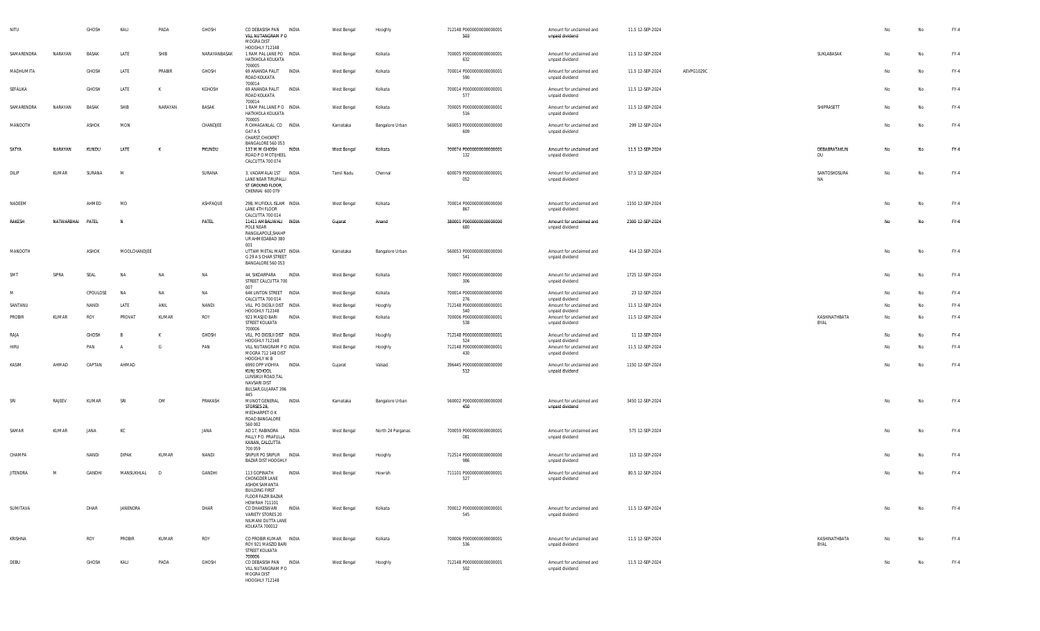| NITU | | GHOSH | KALI | PADA | GHOSH | CO DEBASISH PAN VILL NUTANGRAM P O MOGRA DIST HOOGHLY 712148 | INDIA | West Bengal | Hooghly | 712148 | P0000000000000001503 | Amount for unclaimed and unpaid dividend | 11.5 | 12-SEP-2024 | | | | No | No | FY-4 |
|---|---|---|---|---|---|---|---|---|---|---|---|---|---|---|---|---|---|---|---|---|
| SAMARENDRA | NARAYAN | BASAK | LATE | SHIB | NARAYANBASAK | 1 RAM PAL LANE P O HATKHOLA KOLKATA 700005 | INDIA | West Bengal | Kolkata | 700005 | P0000000000000001632 | Amount for unclaimed and unpaid dividend | 11.5 | 12-SEP-2024 | | | SUKLABASAK | No | No | FY-4 |
| MADHUMITA | | GHOSH | LATE | PRABIR | GHOSH | 69 ANANDA PALIT ROAD KOLKATA 700014 | INDIA | West Bengal | Kolkata | 700014 | P0000000000000001590 | Amount for unclaimed and unpaid dividend | 11.5 | 12-SEP-2024 | AEVPG1029C | | | No | No | FY-4 |
| SEFALIKA | | GHOSH | LATE | K | KGHOSH | 69 ANANDA PALIT ROAD KOLKATA 700014 | INDIA | West Bengal | Kolkata | 700014 | P0000000000000001577 | Amount for unclaimed and unpaid dividend | 11.5 | 12-SEP-2024 | | | | No | No | FY-4 |
| SAMARENDRA | NARAYAN | BASAK | SHIB | NARAYAN | BASAK | 1 RAM PAL LANE P O HATKHOLA KOLKATA 700005 | INDIA | West Bengal | Kolkata | 700005 | P0000000000000001516 | Amount for unclaimed and unpaid dividend | 11.5 | 12-SEP-2024 | | | SHIPRASETT | No | No | FY-4 |
| MANDOTH | | ASHOK | MON | | CHANDJEE | R CHHAGANLAL CO G47 A S CHARST,CHICKPET BANGALORE 560 053 | INDIA | Karnataka | Bangalore Urban | 560053 | P0000000000000000609 | Amount for unclaimed and unpaid dividend | 299 | 12-SEP-2024 | | | | No | No | FY-4 |
| SATYA | NARAYAN | KUNDU | LATE | K | PKUNDU | 137 M M GHOSH ROAD P O MOTIJHEEL CALCUTTA 700 074 | INDIA | West Bengal | Kolkata | 700074 | P0000000000000001132 | Amount for unclaimed and unpaid dividend | 11.5 | 12-SEP-2024 | | | DEBABRATAKUNDU | No | No | FY-4 |
| DILIP | KUMAR | SURANA | M | | SURANA | 3, VADAMALAI 1ST LANE NEAR TIRUPALLI ST GROUND FLOOR, CHENNAI 600 079 | INDIA | Tamil Nadu | Chennai | 600079 | P0000000000000001052 | Amount for unclaimed and unpaid dividend | 57.5 | 12-SEP-2024 | | | SANTOSHDSURANA | No | No | FY-4 |
| NADEEM | | AHMED | MD | | ASHFAQUE | 29B, MUFIDUL ISLAM LANE 4TH FLOOR CALCUTTA 700 014 | INDIA | West Bengal | Kolkata | 700014 | P0000000000000000867 | Amount for unclaimed and unpaid dividend | 1150 | 12-SEP-2024 | | | | No | No | FY-4 |
| RAKESH | NATWARBHAI | PATEL | N | | PATEL | 11411 AMBALIWALI POLE NEAR RANGILAPOLE,SHAHPUR AHMEDABAD 380 001 | INDIA | Gujarat | Anand | 380001 | P0000000000000000680 | Amount for unclaimed and unpaid dividend | 2300 | 12-SEP-2024 | | | | No | No | FY-4 |
| MANDOTH | | ASHOK | MOOLCHANDJEE | | | UTTAM METAL MART G 29 A S CHAR STREET BANGALORE 560 053 | INDIA | Karnataka | Bangalore Urban | 560053 | P0000000000000000541 | Amount for unclaimed and unpaid dividend | 414 | 12-SEP-2024 | | | | No | No | FY-4 |
| SMT | SIPRA | SEAL | NA | NA | NA | 44, SIKDARPARA STREET CALCUTTA 700 007 | INDIA | West Bengal | Kolkata | 700007 | P0000000000000000306 | Amount for unclaimed and unpaid dividend | 1725 | 12-SEP-2024 | | | | No | No | FY-4 |
| M | | CPOULOSE | NA | NA | NA | 64K LINTON STREET CALCUTTA 700 014 | INDIA | West Bengal | Kolkata | 700014 | P0000000000000000276 | Amount for unclaimed and unpaid dividend | 23 | 12-SEP-2024 | | | | No | No | FY-4 |
| SANTANU | | NANDI | LATE | ANIL | NANDI | VILL PO DIGSUI DIST HOOGHLY 712148 | INDIA | West Bengal | Hooghly | 712148 | P0000000000000001540 | Amount for unclaimed and unpaid dividend | 11.5 | 12-SEP-2024 | | | | No | No | FY-4 |
| PROBIR | KUMAR | ROY | PROVAT | KUMAR | ROY | 921 MASJID BARI STREET KOLKATA 700006 | INDIA | West Bengal | Kolkata | 700006 | P0000000000000001538 | Amount for unclaimed and unpaid dividend | 11.5 | 12-SEP-2024 | | | KASHINATHBATABYAL | No | No | FY-4 |
| RAJA | | GHOSH | B | K | GHOSH | VILL PO DIGSUI DIST HOOGHLY 712148 | INDIA | West Bengal | Hooghly | 712148 | P0000000000000001524 | Amount for unclaimed and unpaid dividend | 11 | 12-SEP-2024 | | | | No | No | FY-4 |
| HIRU | | PAN | A | G | PAN | VILL NUTANGRAM P O MOGRA 712 148 DIST HOOGHLY W B | INDIA | West Bengal | Hooghly | 712148 | P0000000000000001430 | Amount for unclaimed and unpaid dividend | 11.5 | 12-SEP-2024 | | | | No | No | FY-4 |
| KASIM | AHMAD | CAPTAN | AHMAD | | | 6993 OPP VIDHYA KUNJ SCHOOL LUNSIKUI ROAD,TAL NAVSARI DIST BULSAR,GUJARAT 396 445 | INDIA | Gujarat | Valsad | 396445 | P0000000000000000512 | Amount for unclaimed and unpaid dividend | 1150 | 12-SEP-2024 | | | | No | No | FY-4 |
| SRI | RAJEEV | KUMAR | SRI | OM | PRAKASH | MUNOT GENERAL STORSES 28, MEDHARPET O K ROAD BANGALORE 560 002 | INDIA | Karnataka | Bangalore Urban | 560002 | P0000000000000000450 | Amount for unclaimed and unpaid dividend | 3450 | 12-SEP-2024 | | | | No | No | FY-4 |
| SAMAR | KUMAR | JANA | KC | | JANA | AD 17, RABINDRA PALLY P O PRAFULLA KANAN, CALCUTTA 700 059 | INDIA | West Bengal | North 24 Parganas | 700059 | P0000000000000001081 | Amount for unclaimed and unpaid dividend | 575 | 12-SEP-2024 | | | | No | No | FY-4 |
| CHAMPA | | NANDI | DIPAK | KUMAR | NANDI | SRIPUR PO SRIPUR BAZAR DIST HOOGHLY | INDIA | West Bengal | Hooghly | 712514 | P0000000000000000986 | Amount for unclaimed and unpaid dividend | 115 | 12-SEP-2024 | | | | No | No | FY-4 |
| JITENDRA | M | GANDHI | MANSUKHLAL | D | GANDHI | 113 GOPINATH CHONGDER LANE ASHOK SAMANTA BUILDING FIRST FLOOR FAZIR BAZAR HOWRAH 711101 | INDIA | West Bengal | Howrah | 711101 | P0000000000000001527 | Amount for unclaimed and unpaid dividend | 80.5 | 12-SEP-2024 | | | | No | No | FY-4 |
| SUMITAVA | | DHAR | JANENDRA | | DHAR | CO DHAKESWARI VARIETY STORES 20 NILMANI DUTTA LANE KOLKATA 700012 | INDIA | West Bengal | Kolkata | 700012 | P0000000000000001545 | Amount for unclaimed and unpaid dividend | 11.5 | 12-SEP-2024 | | | | No | No | FY-4 |
| KRISHNA | | ROY | PROBIR | KUMAR | ROY | CO PROBIR KUMAR ROY 921 MASJID BARI STREET KOLKATA 700006 | INDIA | West Bengal | Kolkata | 700006 | P0000000000000001536 | Amount for unclaimed and unpaid dividend | 11.5 | 12-SEP-2024 | | | KASHINATHBATABYAL | No | No | FY-4 |
| DEBU | | GHOSH | KALI | PADA | GHOSH | CO DEBASISH PAN VILL NUTANGRAM P O MOGRA DIST HOOGHLY 712148 | INDIA | West Bengal | Hooghly | 712148 | P0000000000000001502 | Amount for unclaimed and unpaid dividend | 11.5 | 12-SEP-2024 | | | | No | No | FY-4 |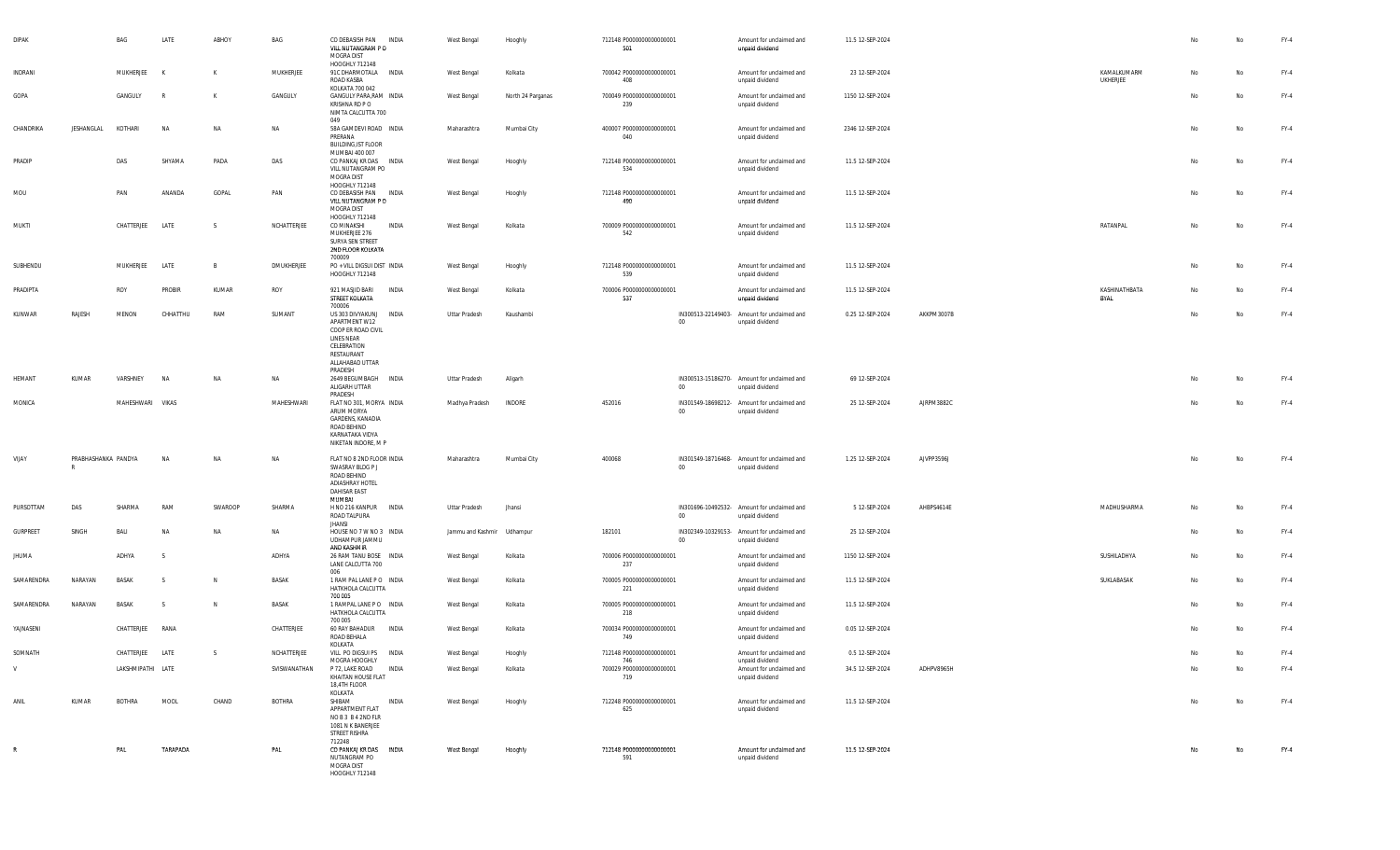| DIPAK | | BAG | LATE | ABHOY | BAG | C/O DEBASISH PAN VILL NUTANGRAM P O MOGRA DIST HOOGHLY 712148 | INDIA | West Bengal | Hooghly | 712148 | P0000000000000001501 | | Amount for unclaimed and unpaid dividend | 11.5 | 12-SEP-2024 | | | | No | No | FY-4 |
|---|---|---|---|---|---|---|---|---|---|---|---|---|---|---|---|---|---|---|---|---|---|
| INDRANI | | MUKHERJEE | K | K | MUKHERJEE | 91C DHARMOTALA ROAD KASBA KOLKATA 700 042 | INDIA | West Bengal | Kolkata | 700042 | P0000000000000001408 | | Amount for unclaimed and unpaid dividend | 23 | 12-SEP-2024 | | | KAMALKUMARMUKHERJEE | No | No | FY-4 |
| GOPA | | GANGULY | R | K | GANGULY | GANGULY PARA,RAM KRISHNA RD P O NIMTA CALCUTTA 700 049 | INDIA | West Bengal | North 24 Parganas | 700049 | P0000000000000001239 | | Amount for unclaimed and unpaid dividend | 1150 | 12-SEP-2024 | | | | No | No | FY-4 |
| CHANDRIKA | JESHANGLAL | KOTHARI | NA | NA | NA | 58A GAMDEVI ROAD PRERANA BUILDING,IST FLOOR MUMBAI 400 007 | INDIA | Maharashtra | Mumbai City | 400007 | P0000000000000001040 | | Amount for unclaimed and unpaid dividend | 2346 | 12-SEP-2024 | | | | No | No | FY-4 |
| PRADIP | | DAS | SHYAMA | PADA | DAS | C/O PANKAJ KR.DAS VILL NUTANGRAM PO MOGRA DIST HOOGHLY 712148 | INDIA | West Bengal | Hooghly | 712148 | P0000000000000001534 | | Amount for unclaimed and unpaid dividend | 11.5 | 12-SEP-2024 | | | | No | No | FY-4 |
| MOU | | PAN | ANANDA | GOPAL | PAN | C/O DEBASISH PAN VILL NUTANGRAM P O MOGRA DIST HOOGHLY 712148 | INDIA | West Bengal | Hooghly | 712148 | P0000000000000001490 | | Amount for unclaimed and unpaid dividend | 11.5 | 12-SEP-2024 | | | | No | No | FY-4 |
| MUKTI | | CHATTERJEE | LATE | S | NCHATTERJEE | C/O MINAKSHI MUKHERJEE 276 SURYA SEN STREET 2ND FLOOR KOLKATA 700009 | INDIA | West Bengal | Kolkata | 700009 | P0000000000000001542 | | Amount for unclaimed and unpaid dividend | 11.5 | 12-SEP-2024 | | | RATANPAL | No | No | FY-4 |
| SUBHENDU | | MUKHERJEE | LATE | B | DMUKHERJEE | PO + VILL DIGSUI DIST HOOGHLY 712148 | INDIA | West Bengal | Hooghly | 712148 | P0000000000000001539 | | Amount for unclaimed and unpaid dividend | 11.5 | 12-SEP-2024 | | | | No | No | FY-4 |
| PRADIPTA | | ROY | PROBIR | KUMAR | ROY | 92/1 MASJID BARI STREET KOLKATA 700006 | INDIA | West Bengal | Kolkata | 700006 | P0000000000000001537 | | Amount for unclaimed and unpaid dividend | 11.5 | 12-SEP-2024 | | | KASHINATHBATABYAL | No | No | FY-4 |
| KUNWAR | RAJESH | MENON | CHHATTHU | RAM | SUMANT | US 303 DIVYAKUNJ APARTMENT W12 COOPER ROAD CIVIL LINES NEAR CELEBRATION RESTAURANT ALLAHABAD UTTAR PRADESH | INDIA | Uttar Pradesh | Kaushambi | | | IN300513-22149403-00 | Amount for unclaimed and unpaid dividend | 0.25 | 12-SEP-2024 | AKKPM3007B | | | No | No | FY-4 |
| HEMANT | KUMAR | VARSHNEY | NA | NA | NA | 2649 BEGUM BAGH ALIGARH UTTAR PRADESH | INDIA | Uttar Pradesh | Aligarh | | | IN300513-15186270-00 | Amount for unclaimed and unpaid dividend | 69 | 12-SEP-2024 | | | | No | No | FY-4 |
| MONICA | | MAHESHWARI | VIKAS | | MAHESHWARI | FLAT NO 301, MORYA ARUM MORYA GARDENS, KANADIA ROAD BEHIND KARNATAKA VIDYA NIKETAN INDORE, M P | INDIA | Madhya Pradesh | INDORE | 452016 | | IN301549-18698212-00 | Amount for unclaimed and unpaid dividend | 25 | 12-SEP-2024 | AJRPM3882C | | | No | No | FY-4 |
| VIJAY | PRABHASHANKAR | PANDYA | NA | NA | NA | FLAT NO 8 2ND FLOOR SWASRAY BLDG P J ROAD BEHIND ADIASHRAY HOTEL DAHISAR EAST MUMBAI | INDIA | Maharashtra | Mumbai City | 400068 | | IN301549-18716468-00 | Amount for unclaimed and unpaid dividend | 1.25 | 12-SEP-2024 | AJVPP3596J | | | No | No | FY-4 |
| PURSOTTAM | DAS | SHARMA | RAM | SWAROOP | SHARMA | H NO 216 KANPUR ROAD TALPURA JHANSI | INDIA | Uttar Pradesh | Jhansi | | | IN301696-10492532-00 | Amount for unclaimed and unpaid dividend | 5 | 12-SEP-2024 | AHBPS4614E | | MADHUSHARMA | No | No | FY-4 |
| GURPREET | SINGH | BALI | NA | NA | NA | HOUSE NO 7 W NO 3 UDHAMPUR JAMMU AND KASHMIR | INDIA | Jammu and Kashmir | Udhampur | 182101 | | IN302349-10329153-00 | Amount for unclaimed and unpaid dividend | 25 | 12-SEP-2024 | | | | No | No | FY-4 |
| JHUMA | | ADHYA | S | | ADHYA | 26 RAM TANU BOSE LANE CALCUTTA 700 006 | INDIA | West Bengal | Kolkata | 700006 | P0000000000000001237 | | Amount for unclaimed and unpaid dividend | 1150 | 12-SEP-2024 | | | SUSHILADHYA | No | No | FY-4 |
| SAMARENDRA | NARAYAN | BASAK | S | N | BASAK | 1 RAM PAL LANE P O HATKHOLA CALCUTTA 700 005 | INDIA | West Bengal | Kolkata | 700005 | P0000000000000001221 | | Amount for unclaimed and unpaid dividend | 11.5 | 12-SEP-2024 | | | SUKLABASAK | No | No | FY-4 |
| SAMARENDRA | NARAYAN | BASAK | S | N | BASAK | 1 RAMPAL LANE P O HATKHOLA CALCUTTA 700 005 | INDIA | West Bengal | Kolkata | 700005 | P0000000000000001218 | | Amount for unclaimed and unpaid dividend | 11.5 | 12-SEP-2024 | | | | No | No | FY-4 |
| YAJNASENI | | CHATTERJEE | RANA | | CHATTERJEE | 60 RAY BAHADUR ROAD BEHALA KOLKATA | INDIA | West Bengal | Kolkata | 700034 | P0000000000000001749 | | Amount for unclaimed and unpaid dividend | 0.05 | 12-SEP-2024 | | | | No | No | FY-4 |
| SOMNATH | | CHATTERJEE | LATE | S | NCHATTERJEE | VILL PO DIGSUI PS MOGRA HOOGHLY | INDIA | West Bengal | Hooghly | 712148 | P0000000000000001746 | | Amount for unclaimed and unpaid dividend | 0.5 | 12-SEP-2024 | | | | No | No | FY-4 |
| V | | LAKSHMIPATHI | LATE | | SVISWANATHAN | P 72, LAKE ROAD KHAITAN HOUSE FLAT 18,4TH FLOOR KOLKATA | INDIA | West Bengal | Kolkata | 700029 | P0000000000000001719 | | Amount for unclaimed and unpaid dividend | 34.5 | 12-SEP-2024 | ADHPV8965H | | | No | No | FY-4 |
| ANIL | KUMAR | BOTHRA | MOOL | CHAND | BOTHRA | SHIBAM APPARTMENT FLAT NO B 3 B 4 2ND FLR 1081 N K BANERJEE STREET RISHRA 712248 | INDIA | West Bengal | Hooghly | 712248 | P0000000000000001625 | | Amount for unclaimed and unpaid dividend | 11.5 | 12-SEP-2024 | | | | No | No | FY-4 |
| R | | PAL | TARAPADA | | PAL | C/O PANKAJ KR.DAS NUTANGRAM PO MOGRA DIST HOOGHLY 712148 | INDIA | West Bengal | Hooghly | 712148 | P0000000000000001591 | | Amount for unclaimed and unpaid dividend | 11.5 | 12-SEP-2024 | | | | No | No | FY-4 |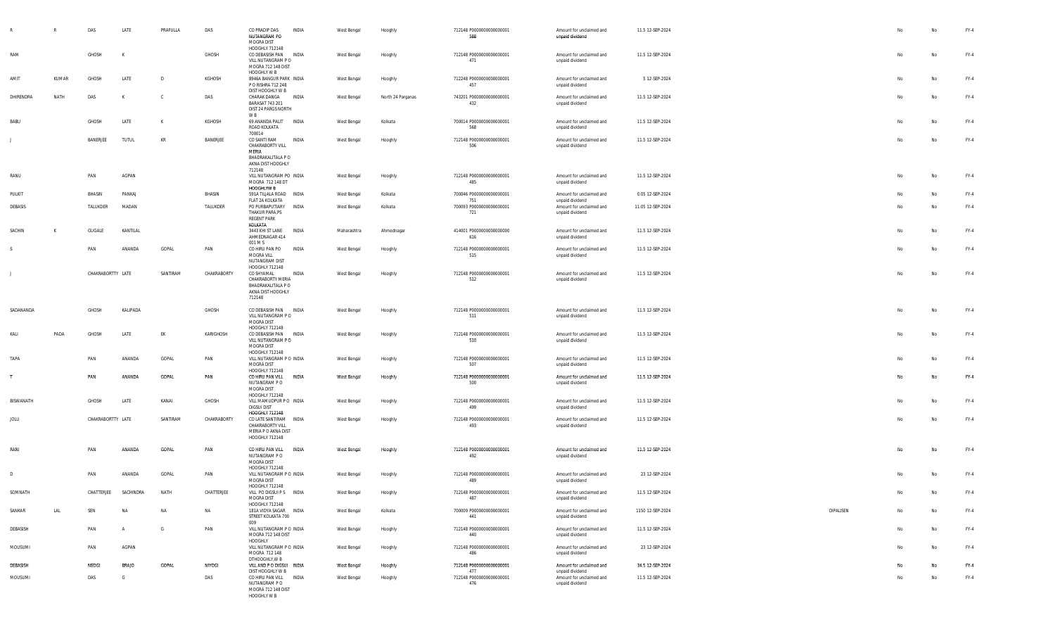| R | R | DAS | LATE | PRAFULLA | DAS | C/O PRADIP DAS NUTANGRAM PO MOGRA DIST HOOGHLY 712148 | INDIA | West Bengal | Hooghly | 712148 | P0000000000000001588 | Amount for unclaimed and unpaid dividend | 11.5 | 12-SEP-2024 | | | No | No | FY-4 |
|---|---|---|---|---|---|---|---|---|---|---|---|---|---|---|---|---|---|---|---|
| RAM | | GHOSH | K | | GHOSH | C/O DEBASISH PAN VILL NUTANGRAM P O MOGRA 712 148 DIST HOOGHLY W B | INDIA | West Bengal | Hooghly | 712148 | P0000000000000001471 | Amount for unclaimed and unpaid dividend | 11.5 | 12-SEP-2024 | | | No | No | FY-4 |
| AMIT | KUMAR | GHOSH | LATE | D | KGHOSH | 8946A BANGUR PARK P O RISHRA 712 248 DIST HOOGHLY W B | INDIA | West Bengal | Hooghly | 712248 | P0000000000000001457 | Amount for unclaimed and unpaid dividend | 5 | 12-SEP-2024 | | | No | No | FY-4 |
| DHIRENDRA | NATH | DAS | K | C | DAS | CHARAK DANGA BARASAT 743 201 DIST 24 PARGS NORTH W B | INDIA | West Bengal | North 24 Parganas | 743201 | P0000000000000001432 | Amount for unclaimed and unpaid dividend | 11.5 | 12-SEP-2024 | | | No | No | FY-4 |
| BABU | | GHOSH | LATE | K | KGHOSH | 69 ANANDA PALIT ROAD KOLKATA 700014 | INDIA | West Bengal | Kolkata | 700014 | P0000000000000001568 | Amount for unclaimed and unpaid dividend | 11.5 | 12-SEP-2024 | | | No | No | FY-4 |
| J | | BANERJEE | TUTUL | KR | BANERJEE | C/O SANTI RAM CHAKRABORTY VILL MERIA BHADRAKALITALA P O AKNA DIST HOOGHLY 712148 | INDIA | West Bengal | Hooghly | 712148 | P0000000000000001506 | Amount for unclaimed and unpaid dividend | 11.5 | 12-SEP-2024 | | | No | No | FY-4 |
| RANU | | PAN | AGPAN | | | VILL NUTANGRAM PO MOGRA 712 148 DT HOOGHLYW B | INDIA | West Bengal | Hooghly | 712148 | P0000000000000001485 | Amount for unclaimed and unpaid dividend | 11.5 | 12-SEP-2024 | | | No | No | FY-4 |
| PULKIT | | BHASIN | PANKAJ | | BHASIN | 591A TILJALA ROAD FLAT 2A KOLKATA | INDIA | West Bengal | Kolkata | 700046 | P0000000000000001751 | Amount for unclaimed and unpaid dividend | 0.05 | 12-SEP-2024 | | | No | No | FY-4 |
| DEBASIS | | TALUKDER | MADAN | | TALUKDER | PO PURBAPUTIARY THAKUR PARA,PS REGENT PARK KOLKATA | INDIA | West Bengal | Kolkata | 700093 | P0000000000000001721 | Amount for unclaimed and unpaid dividend | 11.05 | 12-SEP-2024 | | | No | No | FY-4 |
| SACHIN | K | GUGALE | KANTILAL | | | 3443 KHIST LANE AHMEDNAGAR 414 001 M S | INDIA | Maharashtra | Ahmednagar | 414001 | P0000000000000000616 | Amount for unclaimed and unpaid dividend | 11.5 | 12-SEP-2024 | | | No | No | FY-4 |
| S | | PAN | ANANDA | GOPAL | PAN | C/O HIRU PAN PO MOGRA VILL NUTANGRAM DIST HOOGHLY 712148 | INDIA | West Bengal | Hooghly | 712148 | P0000000000000001515 | Amount for unclaimed and unpaid dividend | 11.5 | 12-SEP-2024 | | | No | No | FY-4 |
| J | | CHAKRABORTTY | LATE | SANTIRAM | CHAKRABORTY | C/O SHYAMAL CHAKRABORTY MERIA BHADRAKALITALA P O AKNA DIST HOOGHLY 712148 | INDIA | West Bengal | Hooghly | 712148 | P0000000000000001512 | Amount for unclaimed and unpaid dividend | 11.5 | 12-SEP-2024 | | | No | No | FY-4 |
| SADANANDA | | GHOSH | KALIPADA | | GHOSH | C/O DEBASISH PAN VILL NUTANGRAM P O MOGRA DIST HOOGHLY 712148 | INDIA | West Bengal | Hooghly | 712148 | P0000000000000001511 | Amount for unclaimed and unpaid dividend | 11.5 | 12-SEP-2024 | | | No | No | FY-4 |
| KALI | PADA | GHOSH | LATE | EK | KARIGHOSH | C/O DEBASISH PAN VILL NUTANGRAM P O MOGRA DIST HOOGHLY 712148 | INDIA | West Bengal | Hooghly | 712148 | P0000000000000001510 | Amount for unclaimed and unpaid dividend | 11.5 | 12-SEP-2024 | | | No | No | FY-4 |
| TAPA | | PAN | ANANDA | GOPAL | PAN | VILL NUTANGRAM P O MOGRA DIST HOOGHLY 712148 | INDIA | West Bengal | Hooghly | 712148 | P0000000000000001507 | Amount for unclaimed and unpaid dividend | 11.5 | 12-SEP-2024 | | | No | No | FY-4 |
| T | | PAN | ANANDA | GOPAL | PAN | C/O HIRU PAN VILL NUTANGRAM P O MOGRA DIST HOOGHLY 712148 | INDIA | West Bengal | Hooghly | 712148 | P0000000000000001500 | Amount for unclaimed and unpaid dividend | 11.5 | 12-SEP-2024 | | | No | No | FY-4 |
| BISWANATH | | GHOSH | LATE | KANAI | GHOSH | VILL MAMUDPUR P O DIGSUI DIST HOOGHLY 712148 | INDIA | West Bengal | Hooghly | 712148 | P0000000000000001499 | Amount for unclaimed and unpaid dividend | 11.5 | 12-SEP-2024 | | | No | No | FY-4 |
| JOLLI | | CHAKRABORTTY | LATE | SANTIRAM | CHAKRABORTY | C/O LATE SANTIRAM CHAKRABORTY VILL MERIA P O AKNA DIST HOOGHLY 712148 | INDIA | West Bengal | Hooghly | 712148 | P0000000000000001493 | Amount for unclaimed and unpaid dividend | 11.5 | 12-SEP-2024 | | | No | No | FY-4 |
| RANI | | PAN | ANANDA | GOPAL | PAN | C/O HIRU PAN VILL NUTANGRAM P O MOGRA DIST HOOGHLY 712148 | INDIA | West Bengal | Hooghly | 712148 | P0000000000000001492 | Amount for unclaimed and unpaid dividend | 11.5 | 12-SEP-2024 | | | No | No | FY-4 |
| D | | PAN | ANANDA | GOPAL | PAN | VILL NUTANGRAM P O MOGRA DIST HOOGHLY 712148 | INDIA | West Bengal | Hooghly | 712148 | P0000000000000001489 | Amount for unclaimed and unpaid dividend | 23 | 12-SEP-2024 | | | No | No | FY-4 |
| SOMNATH | | CHATTERJEE | SACHINDRA | NATH | CHATTERJEE | VILL PO DIGSUI P S MOGRA DIST HOOGHLY 712148 | INDIA | West Bengal | Hooghly | 712148 | P0000000000000001487 | Amount for unclaimed and unpaid dividend | 11.5 | 12-SEP-2024 | | | No | No | FY-4 |
| SANKAR | LAL | SEN | NA | NA | NA | 181A VIDYA SAGAR STREET KOLKATA 700 009 | INDIA | West Bengal | Kolkata | 700009 | P0000000000000001441 | Amount for unclaimed and unpaid dividend | 1150 | 12-SEP-2024 | | DIPALISEN | No | No | FY-4 |
| DEBASISH | | PAN | A | G | PAN | VILL NUTANGRAM P O MOGRA 712 148 DIST HOOGHLY | INDIA | West Bengal | Hooghly | 712148 | P0000000000000001440 | Amount for unclaimed and unpaid dividend | 11.5 | 12-SEP-2024 | | | No | No | FY-4 |
| MOUSUMI | | PAN | AGPAN | | | VILL NUTANGRAM P O MOGRA 712 148 DTHOOGHLY,W B | INDIA | West Bengal | Hooghly | 712148 | P0000000000000001486 | Amount for unclaimed and unpaid dividend | 23 | 12-SEP-2024 | | | No | No | FY-4 |
| DEBASISH | | NEOGI | BRAJO | GOPAL | NIYOGI | VILL AND P O DIGSUI DIST HOOGHLY W B | INDIA | West Bengal | Hooghly | 712148 | P0000000000000001477 | Amount for unclaimed and unpaid dividend | 34.5 | 12-SEP-2024 | | | No | No | FY-4 |
| MOUSUMI | | DAS | G | | DAS | C/O HIRU PAN VILL NUTANGRAM P O MOGRA 712 148 DIST HOOGHLY W B | INDIA | West Bengal | Hooghly | 712148 | P0000000000000001476 | Amount for unclaimed and unpaid dividend | 11.5 | 12-SEP-2024 | | | No | No | FY-4 |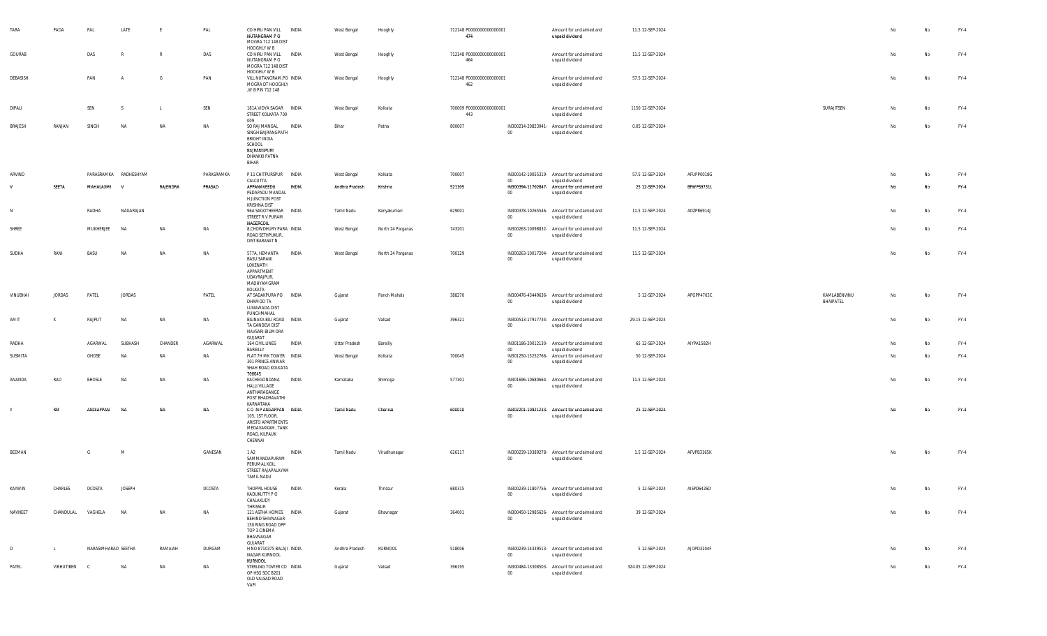| | | | | | | | | | | | | | | | | | | | | | | |
|---|---|---|---|---|---|---|---|---|---|---|---|---|---|---|---|---|---|---|---|---|---|---|
| TARA | PADA | PAL | LATE | E | PAL | C/O HIRU PAN VILL NUTANGRAM P O MOGRA 712 148 DIST HOOGHLY W B | INDIA | West Bengal | Hooghly | 712148 | P0000000000000001474 | | Amount for unclaimed and unpaid dividend | 11.5 | 12-SEP-2024 | | | | | No | No | FY-4 |
| GOURAB | | DAS | R | R | DAS | C/O HIRU PAN VILL NUTANGRAM P O MOGRA 712 148 DIST HOOGHLY W B | INDIA | West Bengal | Hooghly | 712148 | P0000000000000001464 | | Amount for unclaimed and unpaid dividend | 11.5 | 12-SEP-2024 | | | | | No | No | FY-4 |
| DEBASISH | | PAN | A | G | PAN | VILL NUTANGRAM,PO MOGRA DT HOOGHLY ,W B PIN 712 148 | INDIA | West Bengal | Hooghly | 712148 | P0000000000000001462 | | Amount for unclaimed and unpaid dividend | 57.5 | 12-SEP-2024 | | | | | No | No | FY-4 |
| DIPALI | | SEN | S | L | SEN | 181A VIDYA SAGAR STREET KOLKATA 700 009 | INDIA | West Bengal | Kolkata | 700009 | P0000000000000001443 | | Amount for unclaimed and unpaid dividend | 1150 | 12-SEP-2024 | | | SURAJITSEN | | No | No | FY-4 |
| BRAJESH | RANJAN | SINGH | NA | NA | NA | SO RAJ MANGAL SINGH BAJRANGPATH BRIGHT INDIA SCHOOL BAJRANGPURI DHANKKI PATNA BIHAR | INDIA | Bihar | Patna | 800007 | | IN300214-20823941-00 | Amount for unclaimed and unpaid dividend | 0.05 | 12-SEP-2024 | | | | | No | No | FY-4 |
| ARVIND | | PARASRAMKA | RADHESHYAM | | PARASRAMKA | P 11 CHITPURSPUR CALCUTTA | INDIA | West Bengal | Kolkata | 700007 | | IN300142-10055319-00 | Amount for unclaimed and unpaid dividend | 57.5 | 12-SEP-2024 | AFUPP0018G | | | | No | No | FY-4 |
| V | SEETA | MAHALAXMI | V | RAJENDRA | PRASAD | APPANAVEEDU PEDAPADU MANDAL H JUNCTION POST KRISHNA DIST | INDIA | Andhra Pradesh | Krishna | 521105 | | IN300394-11702847-00 | Amount for unclaimed and unpaid dividend | 25 | 12-SEP-2024 | BFWPS9731L | | | | No | No | FY-4 |
| N | | RADHA | NAGARAJAN | | | 96A SAGOTHEERAR STREET R V PURAM NAGERCOIL | INDIA | Tamil Nadu | Kanyakumari | 629001 | | IN300378-10265546-00 | Amount for unclaimed and unpaid dividend | 11.5 | 12-SEP-2024 | ADZPR6914J | | | | No | No | FY-4 |
| SHREE | | MUKHERJEE | NA | NA | NA | 8,CHOWDHURY PARA ROAD SETHPUKUR, DIST BARASAT N | INDIA | West Bengal | North 24 Parganas | 743201 | | IN300263-10098832-00 | Amount for unclaimed and unpaid dividend | 11.5 | 12-SEP-2024 | | | | | No | No | FY-4 |
| SUDHA | RANI | BASU | NA | NA | NA | 577A, HEMANTA BASU SARANI LOKENATH APPARTMENT UDAYRAJPUR, MADHYAMGRAM KOLKATA | INDIA | West Bengal | North 24 Parganas | 700129 | | IN300263-10017204-00 | Amount for unclaimed and unpaid dividend | 11.5 | 12-SEP-2024 | | | | | No | No | FY-4 |
| VINUBHAI | JORDAS | PATEL | JORDAS | | PATEL | AT SADAKPURA PO DHAMOD TA LUNAWADA DIST PUNCHMAHAL | INDIA | Gujarat | Panch Mahals | 388270 | | IN300476-43449636-00 | Amount for unclaimed and unpaid dividend | 5 | 12-SEP-2024 | APGPP4703C | | KAMLABENVINU BHAIPATEL | | No | No | FY-4 |
| AMIT | K | RAJPUT | NA | NA | NA | BILIMAKA BILI ROAD TA GANDEVI DIST NAVSARI BILIMORA GUJARAT | INDIA | Gujarat | Valsad | 396321 | | IN300513-17917734-00 | Amount for unclaimed and unpaid dividend | 29.15 | 12-SEP-2024 | | | | | No | No | FY-4 |
| RADHA | | AGARWAL | SUBHASH | CHANDER | AGARWAL | 164 CIVIL LINES BAREILLY | INDIA | Uttar Pradesh | Bareilly | | | IN301186-20012130-00 | Amount for unclaimed and unpaid dividend | 65 | 12-SEP-2024 | AIYPA1582H | | | | No | No | FY-4 |
| SUSMITA | | GHOSE | NA | NA | NA | FLAT 7H MK TOWER 301 PRINCE ANWAR SHAH ROAD KOLKATA 700045 | INDIA | West Bengal | Kolkata | 700045 | | IN301250-15252766-00 | Amount for unclaimed and unpaid dividend | 50 | 12-SEP-2024 | | | | | No | No | FY-4 |
| ANANDA | RAO | BHOSLE | NA | NA | NA | KACHEGONDANA HALLI VILLAGE ANTHARAGANGE POST BHADRAVATHI KARNATAKA | INDIA | Karnataka | Shimoga | 577301 | | IN301696-10680664-00 | Amount for unclaimed and unpaid dividend | 11.5 | 12-SEP-2024 | | | | | No | No | FY-4 |
| Y | RM | ANDIAPPAN | NA | NA | NA | C O M P ANGAPPAN 105, 1ST FLOOR, ARISTO APARTMENTS MEDAVAKKAM , TANK ROAD, KILPAUK CHENNAI | INDIA | Tamil Nadu | Chennai | 600010 | | IN302201-10921233-00 | Amount for unclaimed and unpaid dividend | 25 | 12-SEP-2024 | | | | | No | No | FY-4 |
| BEEMAN | | G | M | | GANESAN | 1 A2 SAMMANDAPURAM PERUMAL KOIL STREET RAJAPALAYAM TAMIL NADU | INDIA | Tamil Nadu | Virudhunagar | 626117 | | IN300239-10389278-00 | Amount for unclaimed and unpaid dividend | 1.5 | 12-SEP-2024 | AFVPB3165K | | | | No | No | FY-4 |
| KAYWIN | CHARLES | DCOSTA | JOSEPH | | DCOSTA | THOPPIL HOUSE KADUKUTTY P O CHALAKUDY THRISSUR | INDIA | Kerala | Thrissur | 680315 | | IN300239-11807756-00 | Amount for unclaimed and unpaid dividend | 5 | 12-SEP-2024 | AISPD6426D | | | | No | No | FY-4 |
| NAVNEET | CHANDULAL | VAGHELA | NA | NA | NA | 121 ASTHA HOMES BEHIND SHIVNAGAR 150 RING ROAD OPP TOP 3 CINEMA BHAVNAGAR GUJARAT | INDIA | Gujarat | Bhavnagar | 364001 | | IN300450-12985626-00 | Amount for unclaimed and unpaid dividend | 39 | 12-SEP-2024 | | | | | No | No | FY-4 |
| D | L | NARASIMHARAO | SEETHA | RAMAIAH | DURGAM | H NO 87/10375 BALAJI NAGAR KURNOOL KURNOOL | INDIA | Andhra Pradesh | KURNOOL | 518006 | | IN300239-14339513-00 | Amount for unclaimed and unpaid dividend | 5 | 12-SEP-2024 | AJOPD3104F | | | | No | No | FY-4 |
| PATEL | VIBHUTIBEN | C | NA | NA | NA | STERLING TOWER CO OP HSG SOC B201 OLD VALSAD ROAD VAPI | INDIA | Gujarat | Valsad | 396195 | | IN300484-13308503-00 | Amount for unclaimed and unpaid dividend | 324.05 | 12-SEP-2024 | | | | | No | No | FY-4 |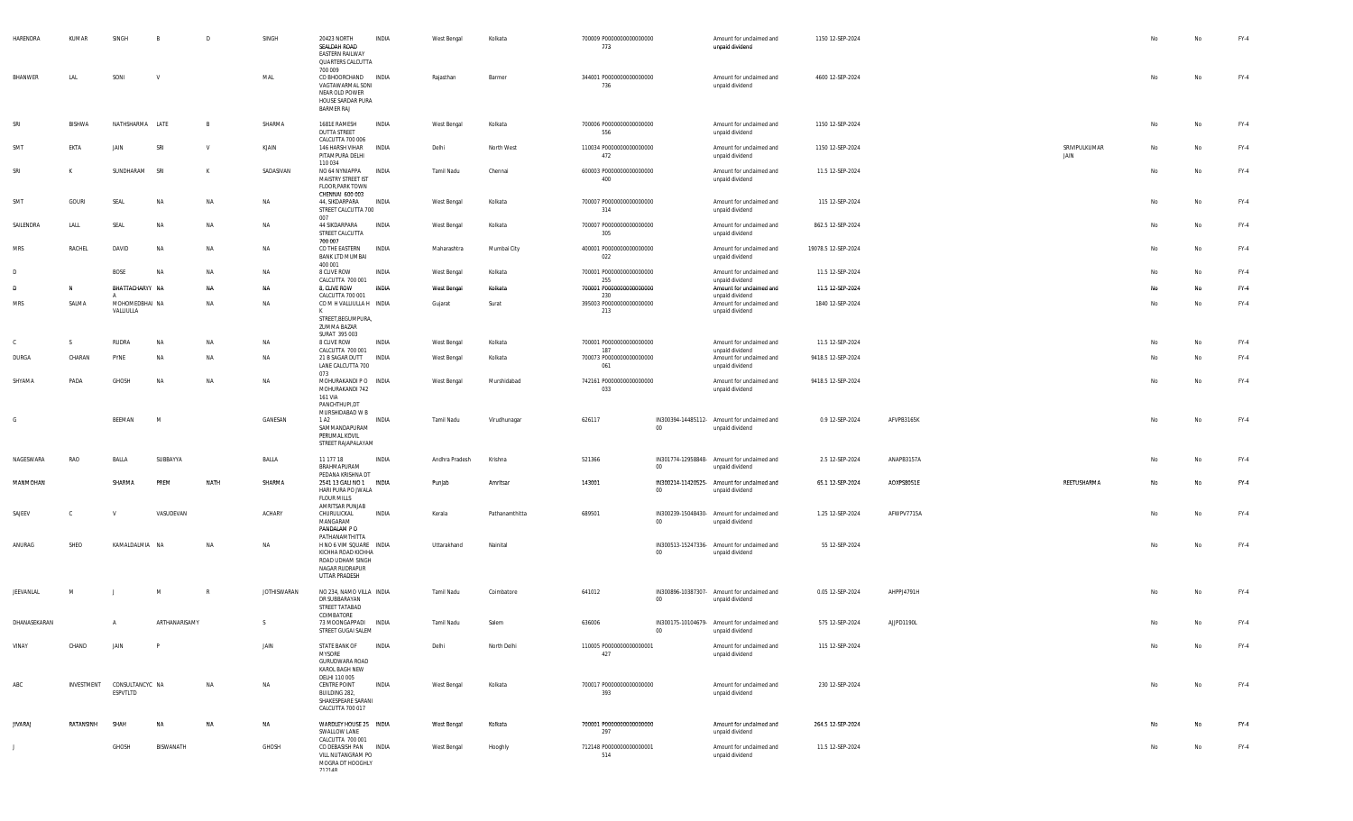| HARENDRA | KUMAR | SINGH | B | D | SINGH | 20423 NORTH SEALDAH ROAD EASTERN RAILWAY QUARTERS CALCUTTA 700 009 | INDIA | West Bengal | Kolkata | 700009 | P0000000000000000773 | | Amount for unclaimed and unpaid dividend | 1150 | 12-SEP-2024 | | | | No | No | FY-4 |
|---|---|---|---|---|---|---|---|---|---|---|---|---|---|---|---|---|---|---|---|---|---|
| BHANWER | LAL | SONI | V | | MAL | CO BHOORCHAND VAGTAWARMAL SONI NEAR OLD POWER HOUSE SARDAR PURA BARMER RAJ | INDIA | Rajasthan | Barmer | 344001 | P0000000000000000736 | | Amount for unclaimed and unpaid dividend | 4600 | 12-SEP-2024 | | | | No | No | FY-4 |
| SRI | BISHWA | NATHSHARMA | LATE | B | SHARMA | 1681E RAMESH DUTTA STREET CALCUTTA 700 006 | INDIA | West Bengal | Kolkata | 700006 | P0000000000000000556 | | Amount for unclaimed and unpaid dividend | 1150 | 12-SEP-2024 | | | | No | No | FY-4 |
| SMT | EKTA | JAIN | SRI | V | KJAIN | 146 HARSH VIHAR PITAMPURA DELHI 110 034 | INDIA | Delhi | North West | 110034 | P0000000000000000472 | | Amount for unclaimed and unpaid dividend | 1150 | 12-SEP-2024 | | | SRIVIPULKUMAR JAIN | No | No | FY-4 |
| SRI | K | SUNDHARAM | SRI | K | SADASIVAN | NO 64 NYNIAPPA MAISTRY STREET IST FLOOR,PARK TOWN CHENNAI 600 003 | INDIA | Tamil Nadu | Chennai | 600003 | P0000000000000000400 | | Amount for unclaimed and unpaid dividend | 11.5 | 12-SEP-2024 | | | | No | No | FY-4 |
| SMT | GOURI | SEAL | NA | NA | NA | 44, SIKDARPARA STREET CALCUTTA 700 007 | INDIA | West Bengal | Kolkata | 700007 | P0000000000000000314 | | Amount for unclaimed and unpaid dividend | 115 | 12-SEP-2024 | | | | No | No | FY-4 |
| SAILENDRA | LALL | SEAL | NA | NA | NA | 44 SIKDARPARA STREET CALCUTTA 700 007 | INDIA | West Bengal | Kolkata | 700007 | P0000000000000000305 | | Amount for unclaimed and unpaid dividend | 862.5 | 12-SEP-2024 | | | | No | No | FY-4 |
| MRS | RACHEL | DAVID | NA | NA | NA | CO THE EASTERN BANK LTD MUMBAI 400 001 | INDIA | Maharashtra | Mumbai City | 400001 | P0000000000000000022 | | Amount for unclaimed and unpaid dividend | 19078.5 | 12-SEP-2024 | | | | No | No | FY-4 |
| D | | BOSE | NA | NA | NA | 8 CLIVE ROW CALCUTTA 700 001 | INDIA | West Bengal | Kolkata | 700001 | P0000000000000000255 | | Amount for unclaimed and unpaid dividend | 11.5 | 12-SEP-2024 | | | | No | No | FY-4 |
| D | N | BHATTACHARYYA | NA | NA | NA | 8, CLIVE ROW CALCUTTA 700 001 | INDIA | West Bengal | Kolkata | 700001 | P0000000000000000230 | | Amount for unclaimed and unpaid dividend | 11.5 | 12-SEP-2024 | | | | No | No | FY-4 |
| MRS | SALMA | MOHOMEDBHAI VALIUULLA | NA | NA | NA | CO M H VALIUULLA H K STREET,BEGUMPURA, ZUMMA BAZAR SURAT 395 003 | INDIA | Gujarat | Surat | 395003 | P0000000000000000213 | | Amount for unclaimed and unpaid dividend | 1840 | 12-SEP-2024 | | | | No | No | FY-4 |
| C | S | RUDRA | NA | NA | NA | 8 CLIVE ROW CALCUTTA 700 001 | INDIA | West Bengal | Kolkata | 700001 | P0000000000000000187 | | Amount for unclaimed and unpaid dividend | 11.5 | 12-SEP-2024 | | | | No | No | FY-4 |
| DURGA | CHARAN | PYNE | NA | NA | NA | 21 B SAGAR DUTT LANE CALCUTTA 700 073 | INDIA | West Bengal | Kolkata | 700073 | P0000000000000000061 | | Amount for unclaimed and unpaid dividend | 9418.5 | 12-SEP-2024 | | | | No | No | FY-4 |
| SHYAMA | PADA | GHOSH | NA | NA | NA | MOHURAKANDI P O MOHURAKANDI 742 161 VIA PANCHTHUPI,DT MURSHIDABAD W B | INDIA | West Bengal | Murshidabad | 742161 | P0000000000000000033 | | Amount for unclaimed and unpaid dividend | 9418.5 | 12-SEP-2024 | | | | No | No | FY-4 |
| G | | BEEMAN | M | | GANESAN | 1 A2 SAMMANDAPURAM PERUMAL KOVIL STREET RAJAPALAYAM | INDIA | Tamil Nadu | Virudhunagar | 626117 | | IN300394-14485112-00 | Amount for unclaimed and unpaid dividend | 0.9 | 12-SEP-2024 | AFVPB3165K | | | No | No | FY-4 |
| NAGESWARA | RAO | BALLA | SUBBAYYA | | BALLA | 11 177 18 BRAHMAPURAM PEDANA KRISHNA DT | INDIA | Andhra Pradesh | Krishna | 521366 | | IN301774-12958848-00 | Amount for unclaimed and unpaid dividend | 2.5 | 12-SEP-2024 | ANAPB3157A | | | No | No | FY-4 |
| MANMOHAN | | SHARMA | PREM | NATH | SHARMA | 2541 13 GALI NO 1 HARI PURA PO JWALA FLOUR MILLS AMRITSAR PUNJAB | INDIA | Punjab | Amritsar | 143001 | | IN300214-11420525-00 | Amount for unclaimed and unpaid dividend | 65.1 | 12-SEP-2024 | AOXPS8051E | | REETUSHARMA | No | No | FY-4 |
| SAJEEV | C | V | VASUDEVAN | | ACHARY | CHURULICKAL MANGARAM PANDALAM P O PATHANAMTHITTA | INDIA | Kerala | Pathanamthitta | 689501 | | IN300239-15048430-00 | Amount for unclaimed and unpaid dividend | 1.25 | 12-SEP-2024 | AFWPV7715A | | | No | No | FY-4 |
| ANURAG | SHEO | KAMALDALMIA | NA | NA | NA | H NO 6 VIM SQUARE KICHHA ROAD KICHHA ROAD UDHAM SINGH NAGAR RUDRAPUR UTTAR PRADESH | INDIA | Uttarakhand | Nainital | | | IN300513-15247336-00 | Amount for unclaimed and unpaid dividend | 55 | 12-SEP-2024 | | | | No | No | FY-4 |
| JEEVANLAL | M | J | M | R | JOTHISWARAN | NO 234, NAMO VILLA DR SUBBARAYAN STREET TATABAD COIMBATORE | INDIA | Tamil Nadu | Coimbatore | 641012 | | IN300896-10387307-00 | Amount for unclaimed and unpaid dividend | 0.05 | 12-SEP-2024 | AHPPJ4791H | | | No | No | FY-4 |
| DHANASEKARAN | | A | ARTHANARISAMY | | S | 73 MOONGAPPADI STREET GUGAI SALEM | INDIA | Tamil Nadu | Salem | 636006 | | IN300175-10104679-00 | Amount for unclaimed and unpaid dividend | 575 | 12-SEP-2024 | AJJPD1190L | | | No | No | FY-4 |
| VINAY | CHAND | JAIN | P | | JAIN | STATE BANK OF MYSORE GURUDWARA ROAD KAROL BAGH NEW DELHI 110 005 | INDIA | Delhi | North Delhi | 110005 | P0000000000000001427 | | Amount for unclaimed and unpaid dividend | 115 | 12-SEP-2024 | | | | No | No | FY-4 |
| ABC | INVESTMENT | CONSULTANCYC ESPVTLTD | NA | NA | NA | CENTRE POINT BUILDING 282, SHAKESPEARE SARANI CALCUTTA 700 017 | INDIA | West Bengal | Kolkata | 700017 | P0000000000000000393 | | Amount for unclaimed and unpaid dividend | 230 | 12-SEP-2024 | | | | No | No | FY-4 |
| JIVARAJ | RATANSINH | SHAH | NA | NA | NA | WARDLEY HOUSE 25 SWALLOW LANE CALCUTTA 700 001 | INDIA | West Bengal | Kolkata | 700001 | P0000000000000000297 | | Amount for unclaimed and unpaid dividend | 264.5 | 12-SEP-2024 | | | | No | No | FY-4 |
| J | | GHOSH | BISWANATH | | GHOSH | CO DEBASISH PAN VILL NUTANGRAM PO MOGRA DT HOOGHLY 712148 | INDIA | West Bengal | Hooghly | 712148 | P0000000000000001514 | | Amount for unclaimed and unpaid dividend | 11.5 | 12-SEP-2024 | | | | No | No | FY-4 |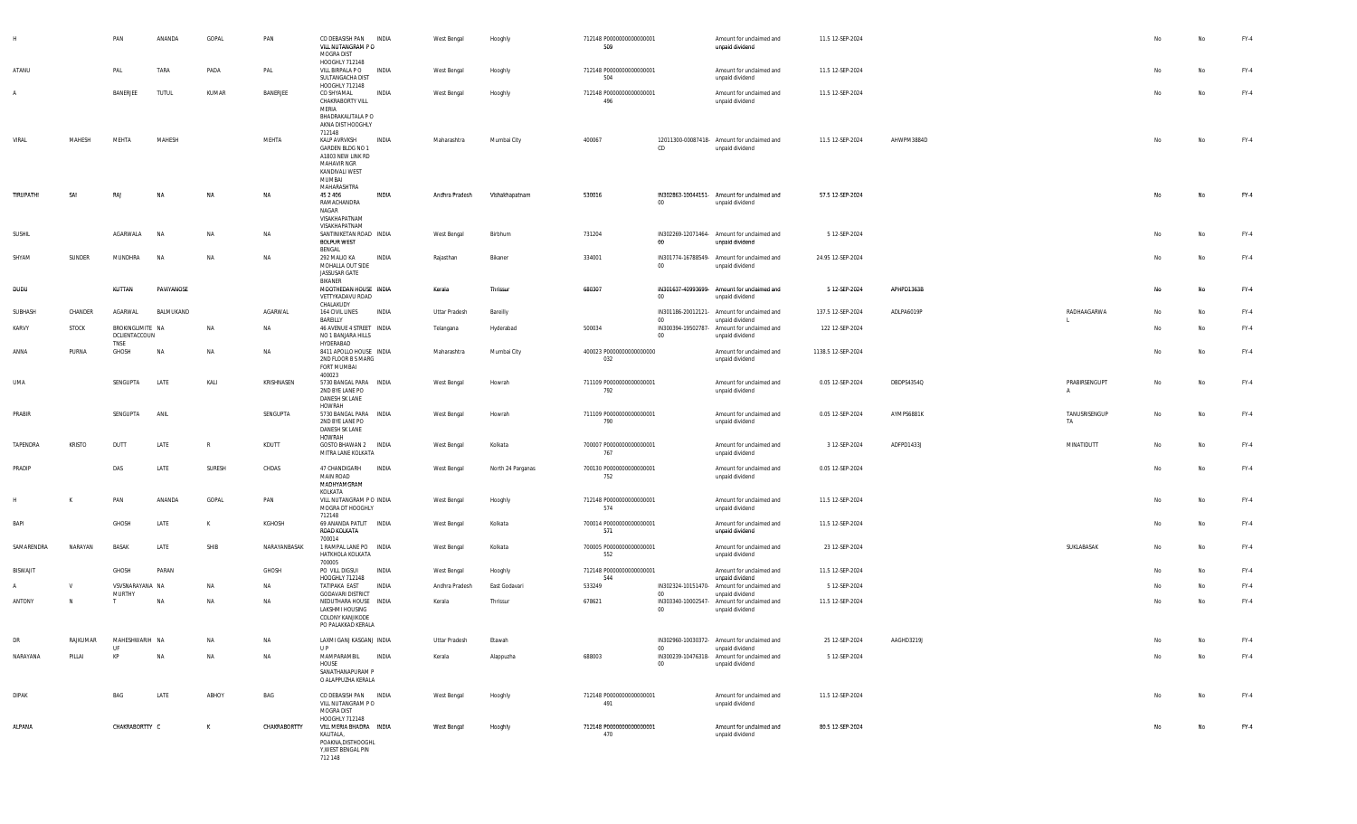| | | | | | | | | | | | | | | | | | | | | | |
|---|---|---|---|---|---|---|---|---|---|---|---|---|---|---|---|---|---|---|---|---|---|
| H | | PAN | ANANDA | GOPAL | PAN | CO DEBASISH PAN VILL NUTANGRAM P O MOGRA DIST HOOGHLY 712148 | INDIA | West Bengal | Hooghly | 712148 | P0000000000000001509 | | Amount for unclaimed and unpaid dividend | 11.5 | 12-SEP-2024 | | | | No | No | FY-4 |
| ATANU | | PAL | TARA | PADA | PAL | VILL BIRPALA P O SULTANGACHA DIST HOOGHLY 712148 | INDIA | West Bengal | Hooghly | 712148 | P0000000000000001504 | | Amount for unclaimed and unpaid dividend | 11.5 | 12-SEP-2024 | | | | No | No | FY-4 |
| A | | BANERJEE | TUTUL | KUMAR | BANERJEE | CO SHYAMAL CHAKRABORTY VILL MERIA BHADRAKALITALA P O AKNA DIST HOOGHLY 712148 | INDIA | West Bengal | Hooghly | 712148 | P0000000000000001496 | | Amount for unclaimed and unpaid dividend | 11.5 | 12-SEP-2024 | | | | No | No | FY-4 |
| VIRAL | MAHESH | MEHTA | MAHESH | | MEHTA | KALP AVRVKSH GARDEN BLDG NO 1 A1803 NEW LINK RD MAHAVIR NGR KANDIVALI WEST MUMBAI MAHARASHTRA | INDIA | Maharashtra | Mumbai City | 400067 | | 12011300-00087418-CD | Amount for unclaimed and unpaid dividend | 11.5 | 12-SEP-2024 | AHWPM3884D | | | No | No | FY-4 |
| TIRUPATHI | SAI | RAJ | NA | NA | NA | 45 2 406 RAMACHANDRA NAGAR VISAKHAPATNAM VISAKHAPATNAM | INDIA | Andhra Pradesh | Vishakhapatnam | 530016 | | IN302863-10044151-00 | Amount for unclaimed and unpaid dividend | 57.5 | 12-SEP-2024 | | | | No | No | FY-4 |
| SUSHIL | | AGARWALA | NA | NA | NA | SANTINIKETAN ROAD BOLPUR WEST BENGAL | INDIA | West Bengal | Birbhum | 731204 | | IN302269-12071464-00 | Amount for unclaimed and unpaid dividend | 5 | 12-SEP-2024 | | | | No | No | FY-4 |
| SHYAM | SUNDER | MUNDHRA | NA | NA | NA | 292 MALUO KA MOHALLA OUT SIDE JASSUSAR GATE BIKANER | INDIA | Rajasthan | Bikaner | 334001 | | IN301774-16788549-00 | Amount for unclaimed and unpaid dividend | 24.95 | 12-SEP-2024 | | | | No | No | FY-4 |
| DUDU | | KUTTAN | PAVIYANOSE | | | MOOTHEDAN HOUSE VETTYKADAVU ROAD CHALAKUDY | INDIA | Kerala | Thrissur | 680307 | | IN301637-40993699-00 | Amount for unclaimed and unpaid dividend | 5 | 12-SEP-2024 | APHPD1363B | | | No | No | FY-4 |
| SUBHASH | CHANDER | AGARWAL | BALMUKAND | | AGARWAL | 164 CIVIL LINES BAREILLY | INDIA | Uttar Pradesh | Bareilly | | | IN301186-20012121-00 | Amount for unclaimed and unpaid dividend | 137.5 | 12-SEP-2024 | ADLPA6019P | | RADHAAGARWAL | No | No | FY-4 |
| KARVY | STOCK | BROKINGLIMITE DCLIENTACCOUNTNSE | NA | NA | NA | 46 AVENUE 4 STREET NO 1 BANJARA HILLS HYDERABAD | INDIA | Telangana | Hyderabad | 500034 | | IN300394-19502787-00 | Amount for unclaimed and unpaid dividend | 122 | 12-SEP-2024 | | | | No | No | FY-4 |
| ANNA | PURNA | GHOSH | NA | NA | NA | 8411 APOLLO HOUSE 2ND FLOOR B S MARG FORT MUMBAI 400023 | INDIA | Maharashtra | Mumbai City | 400023 | P0000000000000000032 | | Amount for unclaimed and unpaid dividend | 1138.5 | 12-SEP-2024 | | | | No | No | FY-4 |
| UMA | | SENGUPTA | LATE | KALI | KRISHNASEN | 5730 BANGAL PARA 2ND BYE LANE PO DANESH SK LANE HOWRAH | INDIA | West Bengal | Howrah | 711109 | P0000000000000001792 | | Amount for unclaimed and unpaid dividend | 0.05 | 12-SEP-2024 | DBDPS4354Q | | PRABIRSENGUPTA | No | No | FY-4 |
| PRABIR | | SENGUPTA | ANIL | | SENGUPTA | 5730 BANGAL PARA 2ND BYE LANE PO DANESH SK LANE HOWRAH | INDIA | West Bengal | Howrah | 711109 | P0000000000000001790 | | Amount for unclaimed and unpaid dividend | 0.05 | 12-SEP-2024 | AYMPS6881K | | TANUSRISENGUPTA | No | No | FY-4 |
| TAPENDRA | KRISTO | DUTT | LATE | R | KDUTT | GOSTO BHAWAN 2 MITRA LANE KOLKATA | INDIA | West Bengal | Kolkata | 700007 | P0000000000000000767 | | Amount for unclaimed and unpaid dividend | 3 | 12-SEP-2024 | ADFPD1433J | | MINATIDUTT | No | No | FY-4 |
| PRADIP | | DAS | LATE | SURESH | CHDAS | 47 CHANDIGARH MAIN ROAD MADHYAMGRAM KOLKATA | INDIA | West Bengal | North 24 Parganas | 700130 | P0000000000000000752 | | Amount for unclaimed and unpaid dividend | 0.05 | 12-SEP-2024 | | | | No | No | FY-4 |
| H | K | PAN | ANANDA | GOPAL | PAN | VILL NUTANGRAM P O MOGRA DT HOOGHLY 712148 | INDIA | West Bengal | Hooghly | 712148 | P0000000000000001574 | | Amount for unclaimed and unpaid dividend | 11.5 | 12-SEP-2024 | | | | No | No | FY-4 |
| BAPI | | GHOSH | LATE | K | KGHOSH | 69 ANANDA PATLIT ROAD KOLKATA 700014 | INDIA | West Bengal | Kolkata | 700014 | P0000000000000001571 | | Amount for unclaimed and unpaid dividend | 11.5 | 12-SEP-2024 | | | | No | No | FY-4 |
| SAMARENDRA | NARAYAN | BASAK | LATE | SHIB | NARAYANBASAK | 1 RAMPAL LANE PO HATKHOLA KOLKATA 700005 | INDIA | West Bengal | Kolkata | 700005 | P0000000000000001552 | | Amount for unclaimed and unpaid dividend | 23 | 12-SEP-2024 | | | SUKLABASAK | No | No | FY-4 |
| BISWAJIT | | GHOSH | PARAN | | GHOSH | PO VILL DIGSUI HOOGHLY 712148 | INDIA | West Bengal | Hooghly | 712148 | P0000000000000001544 | | Amount for unclaimed and unpaid dividend | 11.5 | 12-SEP-2024 | | | | No | No | FY-4 |
| A | V | VSVSNARAYANA MURTHY | NA | NA | NA | TATIPAKA EAST GODAVARI DISTRICT | INDIA | Andhra Pradesh | East Godavari | 533249 | | IN302324-10151470-00 | Amount for unclaimed and unpaid dividend | 5 | 12-SEP-2024 | | | | No | No | FY-4 |
| ANTONY | N | T | NA | NA | NA | NEDUTHARA HOUSE LAKSHMI HOUSING COLONY KANJIKODE PO PALAKKAD KERALA | INDIA | Kerala | Thrissur | 678621 | | IN303340-10002547-00 | Amount for unclaimed and unpaid dividend | 11.5 | 12-SEP-2024 | | | | No | No | FY-4 |
| DR | RAJKUMAR | MAHESHWARIH UF | NA | NA | NA | LAXMI GANJ KASGANJ U P | INDIA | Uttar Pradesh | Etawah | | | IN302960-10030372-00 | Amount for unclaimed and unpaid dividend | 25 | 12-SEP-2024 | AAGHD3219J | | | No | No | FY-4 |
| NARAYANA | PILLAI | KP | NA | NA | NA | MAMPARAMBIL HOUSE SANATHANAPURAM P O ALAPPUZHA KERALA | INDIA | Kerala | Alappuzha | 688003 | | IN300239-10476318-00 | Amount for unclaimed and unpaid dividend | 5 | 12-SEP-2024 | | | | No | No | FY-4 |
| DIPAK | | BAG | LATE | ABHOY | BAG | CO DEBASISH PAN VILL NUTANGRAM P O MOGRA DIST HOOGHLY 712148 | INDIA | West Bengal | Hooghly | 712148 | P0000000000000001491 | | Amount for unclaimed and unpaid dividend | 11.5 | 12-SEP-2024 | | | | No | No | FY-4 |
| ALPANA | | CHAKRABORTTY | C | K | CHAKRABORTTY | VILL MERIA BHADRA KALITALA, POAKNA,DISTHOOGHLY,WEST BENGAL PIN 712 148 | INDIA | West Bengal | Hooghly | 712148 | P0000000000000001470 | | Amount for unclaimed and unpaid dividend | 80.5 | 12-SEP-2024 | | | | No | No | FY-4 |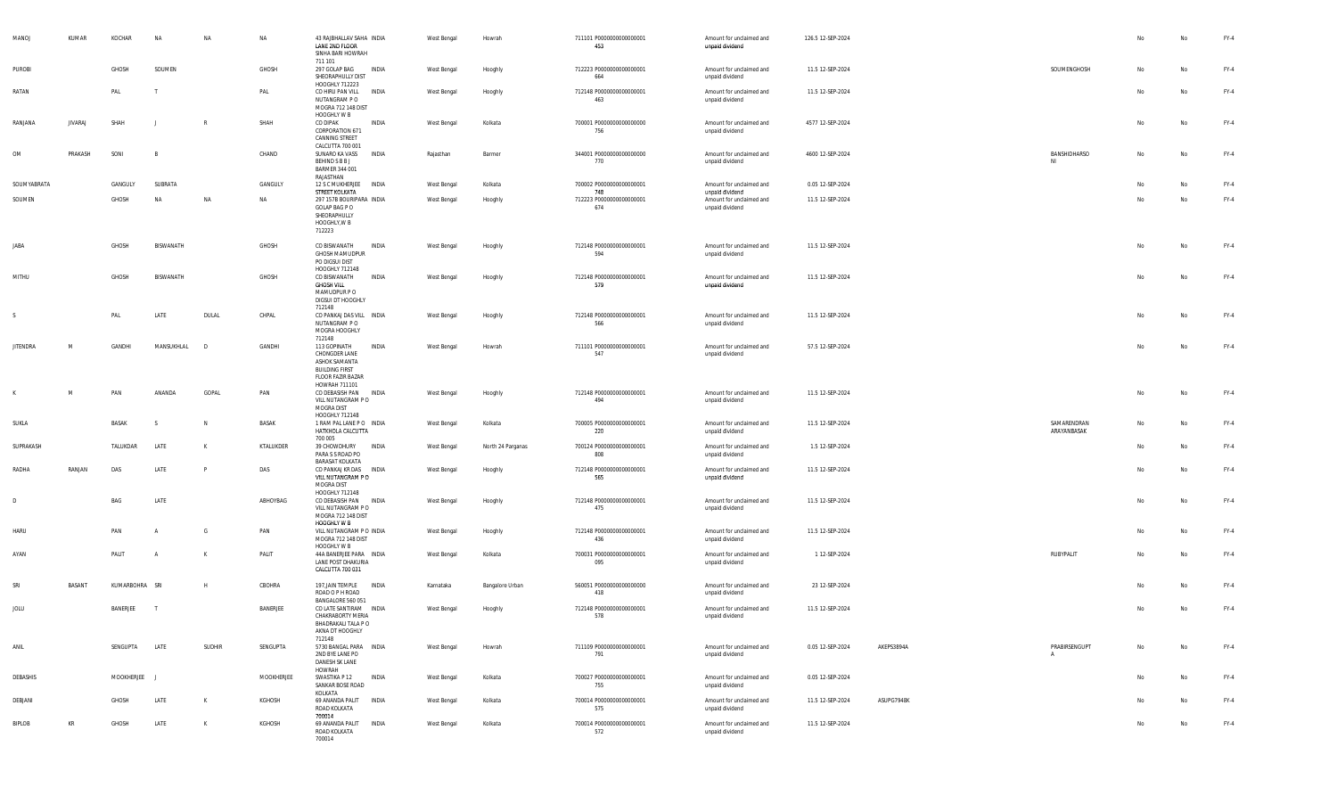| MANOJ | KUMAR | KOCHAR | NA | NA | NA | 43 RAJBHALLAV SAHA LANE 2ND FLOOR SINHA BARI HOWRAH 711 101 | INDIA | West Bengal | Howrah | 711101 | P0000000000000001453 | Amount for unclaimed and unpaid dividend | 126.5 | 12-SEP-2024 | | | | No | No | FY-4 |
|---|---|---|---|---|---|---|---|---|---|---|---|---|---|---|---|---|---|---|---|---|
| PUROBI | | GHOSH | SOUMEN | | GHOSH | 297 GOLAP BAG SHEORAPHULLY DIST HOOGHLY 712223 | INDIA | West Bengal | Hooghly | 712223 | P0000000000000001664 | Amount for unclaimed and unpaid dividend | 11.5 | 12-SEP-2024 | | | SOUMENGHOSH | No | No | FY-4 |
| RATAN | | PAL | T | | PAL | C/O HIRU PAN VILL NUTANGRAM P O MOGRA 712 148 DIST HOOGHLY W B | INDIA | West Bengal | Hooghly | 712148 | P0000000000000001463 | Amount for unclaimed and unpaid dividend | 11.5 | 12-SEP-2024 | | | | No | No | FY-4 |
| RANJANA | JIVARAJ | SHAH | J | R | SHAH | C/O DIPAK CORPORATION 67/1 CANNING STREET CALCUTTA 700 001 | INDIA | West Bengal | Kolkata | 700001 | P0000000000000000756 | Amount for unclaimed and unpaid dividend | 4577 | 12-SEP-2024 | | | | No | No | FY-4 |
| OM | PRAKASH | SONI | B | | CHAND | SUNARO KA VASS BEHIND S B B J BARMER 344 001 RAJASTHAN | INDIA | Rajasthan | Barmer | 344001 | P0000000000000000770 | Amount for unclaimed and unpaid dividend | 4600 | 12-SEP-2024 | | | BANSHIDHARSONI | No | No | FY-4 |
| SOUMYABRATA | | GANGULY | SUBRATA | | GANGULY | 12 S C MUKHERJEE STREET KOLKATA | INDIA | West Bengal | Kolkata | 700002 | P0000000000000001748 | Amount for unclaimed and unpaid dividend | 0.05 | 12-SEP-2024 | | | | No | No | FY-4 |
| SOUMEN | | GHOSH | NA | NA | NA | 297 157B BOURIPARA GOLAP BAG P O SHEORAPHULLY HOOGHLY,W B 712223 | INDIA | West Bengal | Hooghly | 712223 | P0000000000000001674 | Amount for unclaimed and unpaid dividend | 11.5 | 12-SEP-2024 | | | | No | No | FY-4 |
| JABA | | GHOSH | BISWANATH | | GHOSH | C/O BISWANATH GHOSH MAMUDPUR PO DIGSUI DIST HOOGHLY 712148 | INDIA | West Bengal | Hooghly | 712148 | P0000000000000001594 | Amount for unclaimed and unpaid dividend | 11.5 | 12-SEP-2024 | | | | No | No | FY-4 |
| MITHU | | GHOSH | BISWANATH | | GHOSH | C/O BISWANATH GHOSH VILL MAMUDPUR P O DIGSUI DT HOOGHLY 712148 | INDIA | West Bengal | Hooghly | 712148 | P0000000000000001579 | Amount for unclaimed and unpaid dividend | 11.5 | 12-SEP-2024 | | | | No | No | FY-4 |
| S | | PAL | LATE | DULAL | CHPAL | C/O PANKAJ DAS VILL NUTANGRAM P O MOGRA HOOGHLY 712148 | INDIA | West Bengal | Hooghly | 712148 | P0000000000000001566 | Amount for unclaimed and unpaid dividend | 11.5 | 12-SEP-2024 | | | | No | No | FY-4 |
| JITENDRA | M | GANDHI | MANSUKHLAL | D | GANDHI | 113 GOPINATH CHONGDER LANE ASHOK SAMANTA BUILDING FIRST FLOOR FAZIR BAZAR HOWRAH 711101 | INDIA | West Bengal | Howrah | 711101 | P0000000000000001547 | Amount for unclaimed and unpaid dividend | 57.5 | 12-SEP-2024 | | | | No | No | FY-4 |
| K | M | PAN | ANANDA | GOPAL | PAN | C/O DEBASISH PAN VILL NUTANGRAM P O MOGRA DIST HOOGHLY 712148 | INDIA | West Bengal | Hooghly | 712148 | P0000000000000001494 | Amount for unclaimed and unpaid dividend | 11.5 | 12-SEP-2024 | | | | No | No | FY-4 |
| SUKLA | | BASAK | S | N | BASAK | 1 RAM PAL LANE P O HATKHOLA CALCUTTA 700 005 | INDIA | West Bengal | Kolkata | 700005 | P0000000000000001220 | Amount for unclaimed and unpaid dividend | 11.5 | 12-SEP-2024 | | | SAMARENDRANARAYANBASAK | No | No | FY-4 |
| SUPRAKASH | | TALUKDAR | LATE | K | KTALUKDER | 39 CHOWDHURY PARA S S ROAD PO BARASAT KOLKATA | INDIA | West Bengal | North 24 Parganas | 700124 | P0000000000000001808 | Amount for unclaimed and unpaid dividend | 1.5 | 12-SEP-2024 | | | | No | No | FY-4 |
| RADHA | RANJAN | DAS | LATE | P | DAS | C/O PANKAJ KR DAS VILL NUTANGRAM P O MOGRA DIST HOOGHLY 712148 | INDIA | West Bengal | Hooghly | 712148 | P0000000000000001565 | Amount for unclaimed and unpaid dividend | 11.5 | 12-SEP-2024 | | | | No | No | FY-4 |
| D | | BAG | LATE | | ABHOYBAG | C/O DEBASISH PAN VILL NUTANGRAM P O MOGRA 712 148 DIST HOOGHLY W B | INDIA | West Bengal | Hooghly | 712148 | P0000000000000001475 | Amount for unclaimed and unpaid dividend | 11.5 | 12-SEP-2024 | | | | No | No | FY-4 |
| HARU | | PAN | A | G | PAN | VILL NUTANGRAM P O MOGRA 712 148 DIST HOOGHLY W B | INDIA | West Bengal | Hooghly | 712148 | P0000000000000001436 | Amount for unclaimed and unpaid dividend | 11.5 | 12-SEP-2024 | | | | No | No | FY-4 |
| AYAN | | PALIT | A | K | PALIT | 44A BANERJEE PARA LANE POST DHAKURIA CALCUTTA 700 031 | INDIA | West Bengal | Kolkata | 700031 | P0000000000000001095 | Amount for unclaimed and unpaid dividend | 1 | 12-SEP-2024 | | | RUBYPALIT | No | No | FY-4 |
| SRI | BASANT | KUMARBOHRA | SRI | H | CBOHRA | 197 JAIN TEMPLE ROAD O P H ROAD BANGALORE 560 051 | INDIA | Karnataka | Bangalore Urban | 560051 | P0000000000000000418 | Amount for unclaimed and unpaid dividend | 23 | 12-SEP-2024 | | | | No | No | FY-4 |
| JOLU | | BANERJEE | T | | BANERJEE | C/O LATE SANTIRAM CHAKRABORTY MERIA BHADRAKALI TALA P O AKNA DT HOOGHLY 712148 | INDIA | West Bengal | Hooghly | 712148 | P0000000000000001578 | Amount for unclaimed and unpaid dividend | 11.5 | 12-SEP-2024 | | | | No | No | FY-4 |
| ANIL | | SENGUPTA | LATE | SUDHIR | SENGUPTA | 57/30 BANGAL PARA 2ND BYE LANE PO DANESH SK LANE HOWRAH | INDIA | West Bengal | Howrah | 711109 | P0000000000000001791 | Amount for unclaimed and unpaid dividend | 0.05 | 12-SEP-2024 | AKEPS3894A | | PRABIRSENGUPTA | No | No | FY-4 |
| DEBASHIS | | MOOKHERJEE | J | | MOOKHERJEE | SWASTIKA P 12 SANKAR BOSE ROAD KOLKATA | INDIA | West Bengal | Kolkata | 700027 | P0000000000000001755 | Amount for unclaimed and unpaid dividend | 0.05 | 12-SEP-2024 | | | | No | No | FY-4 |
| DEBJANI | | GHOSH | LATE | K | KGHOSH | 69 ANANDA PALIT ROAD KOLKATA 700014 | INDIA | West Bengal | Kolkata | 700014 | P0000000000000001575 | Amount for unclaimed and unpaid dividend | 11.5 | 12-SEP-2024 | ASUPG7948K | | | No | No | FY-4 |
| BIPLOB | KR | GHOSH | LATE | K | KGHOSH | 69 ANANDA PALIT ROAD KOLKATA 700014 | INDIA | West Bengal | Kolkata | 700014 | P0000000000000001572 | Amount for unclaimed and unpaid dividend | 11.5 | 12-SEP-2024 | | | | No | No | FY-4 |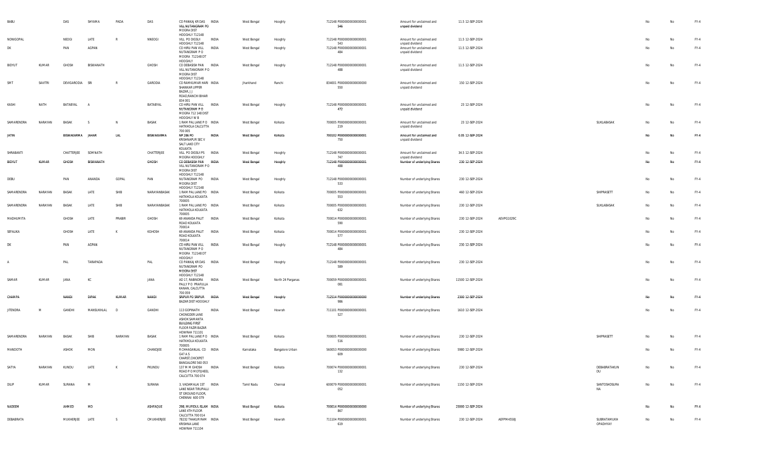| BABU | | DAS | SHYAMA | PADA | DAS | CO PANKAJ KR DAS VILL NUTANGRAM PO MOGRA DIST HOOGHLY 712148 | INDIA | West Bengal | Hooghly | 712148 | P0000000000000001546 | Amount for unclaimed and unpaid dividend | 11.5 | 12-SEP-2024 | | | | No | No | FY-4 |
|---|---|---|---|---|---|---|---|---|---|---|---|---|---|---|---|---|---|---|---|---|
| NONIGOPAL | | NEOGI | LATE | R | NNEOGI | VILL PO DIGSUI HOOGHLY 712148 | INDIA | West Bengal | Hooghly | 712148 | P0000000000000001543 | Amount for unclaimed and unpaid dividend | 11.5 | 12-SEP-2024 | | | | No | No | FY-4 |
| DK | | PAN | AGPAN | | | CO HIRU PAN VILL NUTANGRAM P O MOGRA 712148 DT HOOGHLY | INDIA | West Bengal | Hooghly | 712148 | P0000000000000001484 | Amount for unclaimed and unpaid dividend | 11.5 | 12-SEP-2024 | | | | No | No | FY-4 |
| BIDYUT | KUMAR | GHOSH | BISWANATH | | GHOSH | CO DEBASISH PAN VILL NUTANGRAM P O MOGRA DIST HOOGHLY 712148 | INDIA | West Bengal | Hooghly | 712148 | P0000000000000001488 | Amount for unclaimed and unpaid dividend | 11.5 | 12-SEP-2024 | | | | No | No | FY-4 |
| SMT | SAVITRI | DEVIGARODIA | SRI | R | GARODIA | CO RAMKUMAR HARI SHANKAR UPPER BAZAR, J J ROAD,RANCHI BIHAR 834 001 | INDIA | Jharkhand | Ranchi | 834001 | P0000000000000000550 | Amount for unclaimed and unpaid dividend | 150 | 12-SEP-2024 | | | | No | No | FY-4 |
| KASHI | NATH | BATABYAL | A | | BATABYAL | CO HIRU PAN VILL NUTANGRAM P O MOGRA 712 148 DIST HOOGHLY W B | INDIA | West Bengal | Hooghly | 712148 | P0000000000000001472 | Amount for unclaimed and unpaid dividend | 23 | 12-SEP-2024 | | | | No | No | FY-4 |
| SAMARENDRA | NARAYAN | BASAK | S | N | BASAK | 1 RAM PAL LANE P O HATKHOLA CALCUTTA 700 005 | INDIA | West Bengal | Kolkata | 700005 | P0000000000000000219 | Amount for unclaimed and unpaid dividend | 23 | 12-SEP-2024 | | | SUKLABASAK | No | No | FY-4 |
| JATIN | | BISWAKARMA | JAHAR | LAL | BISWAKARMA | NP 286 PO KRISHNAPUR SEC V SALT LAKE CITY KOLKATA | INDIA | West Bengal | Kolkata | 700102 | P0000000000000001750 | Amount for unclaimed and unpaid dividend | 0.05 | 12-SEP-2024 | | | | No | No | FY-4 |
| SHRABANTI | | CHATTERJEE | SOMNATH | | CHATTERJEE | VILL PO DIGSUI PS MOGRA HOOGHLY | INDIA | West Bengal | Hooghly | 712148 | P0000000000000001747 | Amount for unclaimed and unpaid dividend | 34.5 | 12-SEP-2024 | | | | No | No | FY-4 |
| BIDYUT | KUMAR | GHOSH | BISWANATH | | GHOSH | CO DEBASISH PAN VILL NUTANGRAM P O MOGRA DIST HOOGHLY 712148 | INDIA | West Bengal | Hooghly | 712148 | P0000000000000001488 | Number of underlying Shares | 230 | 12-SEP-2024 | | | | No | No | FY-4 |
| DEBU | | PAN | ANANDA | GOPAL | PAN | NUTANGRAM PO MOGRA DIST HOOGHLY 712148 | INDIA | West Bengal | Hooghly | 712148 | P0000000000000001533 | Number of underlying Shares | 230 | 12-SEP-2024 | | | | No | No | FY-4 |
| SAMARENDRA | NARAYAN | BASAK | LATE | SHIB | NARAYANBASAK | 1 RAM PAL LANE PO HATKHOLA KOLKATA 700005 | INDIA | West Bengal | Kolkata | 700005 | P0000000000000000553 | Number of underlying Shares | 460 | 12-SEP-2024 | | | SHIPRASETT | No | No | FY-4 |
| SAMARENDRA | NARAYAN | BASAK | LATE | SHIB | NARAYANBASAK | 1 RAM PAL LANE PO HATKHOLA KOLKATA 700005 | INDIA | West Bengal | Kolkata | 700005 | P0000000000000000632 | Number of underlying Shares | 230 | 12-SEP-2024 | | | SUKLABASAK | No | No | FY-4 |
| MADHUMITA | | GHOSH | LATE | PRABIR | GHOSH | 69 ANANDA PALIT ROAD KOLKATA 700014 | INDIA | West Bengal | Kolkata | 700014 | P0000000000000000590 | Number of underlying Shares | 230 | 12-SEP-2024 | AEVPG1029C | | | No | No | FY-4 |
| SEFALIKA | | GHOSH | LATE | K | KGHOSH | 69 ANANDA PALIT ROAD KOLKATA 700014 | INDIA | West Bengal | Kolkata | 700014 | P0000000000000000577 | Number of underlying Shares | 230 | 12-SEP-2024 | | | | No | No | FY-4 |
| DK | | PAN | AGPAN | | | CO HIRU PAN VILL NUTANGRAM P O MOGRA 712148 DT HOOGHLY | INDIA | West Bengal | Hooghly | 712148 | P0000000000000001484 | Number of underlying Shares | 230 | 12-SEP-2024 | | | | No | No | FY-4 |
| A | | PAL | TARAPADA | | PAL | CO PANKAJ KR DAS NUTANGRAM PO MOGRA DIST HOOGHLY 712148 | INDIA | West Bengal | Hooghly | 712148 | P0000000000000001589 | Number of underlying Shares | 230 | 12-SEP-2024 | | | | No | No | FY-4 |
| SAMAR | KUMAR | JANA | KC | | JANA | AD 17, RABINDRA PALLY P O PRAFULLA KANAN, CALCUTTA 700 059 | INDIA | West Bengal | North 24 Parganas | 700059 | P0000000000000000081 | Number of underlying Shares | 11500 | 12-SEP-2024 | | | | No | No | FY-4 |
| CHAMPA | | NANDI | DIPAK | KUMAR | NANDI | SRIPUR PO SRIPUR BAZAR DIST HOOGHLY | INDIA | West Bengal | Hooghly | 712514 | P0000000000000000986 | Number of underlying Shares | 2300 | 12-SEP-2024 | | | | No | No | FY-4 |
| JITENDRA | M | GANDHI | MANSUKHLAL | D | GANDHI | 113 GOPINATH CHONGDER LANE ASHOK SAMANTA BUILDING FIRST FLOOR FAZIR BAZAR HOWRAH 711101 | INDIA | West Bengal | Howrah | 711101 | P0000000000000000527 | Number of underlying Shares | 1610 | 12-SEP-2024 | | | | No | No | FY-4 |
| SAMARENDRA | NARAYAN | BASAK | SHIB | NARAYAN | BASAK | 1 RAM PAL LANE P O HATKHOLA KOLKATA 700005 | INDIA | West Bengal | Kolkata | 700005 | P0000000000000000516 | Number of underlying Shares | 230 | 12-SEP-2024 | | | SHIPRASETT | No | No | FY-4 |
| MANDOTH | | ASHOK | MON | | CHANDJEE | R CHHAGANLAL CO G47 A S CHARST,CHICKPET BANGALORE 560 053 | INDIA | Karnataka | Bangalore Urban | 560053 | P0000000000000000609 | Number of underlying Shares | 5980 | 12-SEP-2024 | | | | No | No | FY-4 |
| SATYA | NARAYAN | KUNDU | LATE | K | PKUNDU | 137 M M GHOSH ROAD P O MOTIJHEEL CALCUTTA 700 074 | INDIA | West Bengal | Kolkata | 700074 | P0000000000000001132 | Number of underlying Shares | 230 | 12-SEP-2024 | | | DEBABRATAKUNDU | No | No | FY-4 |
| DILIP | KUMAR | SURANA | M | | SURANA | 3, VADAMALAI 1ST LANE NEAR TIRUPALLI ST GROUND FLOOR, CHENNAI 600 079 | INDIA | Tamil Nadu | Chennai | 600079 | P0000000000000001052 | Number of underlying Shares | 1150 | 12-SEP-2024 | | | SANTOSHOSURANA | No | No | FY-4 |
| NADEEM | | AHMED | MD | | ASHFAQUE | 29B, MURIDUL ISLAM LANE 4TH FLOOR CALCUTTA 700 014 | INDIA | West Bengal | Kolkata | 700014 | P0000000000000000867 | Number of underlying Shares | 23000 | 12-SEP-2024 | | | | No | No | FY-4 |
| DEBABRATA | | MUKHERJEE | LATE | S | CMUKHERJEE | 78232 THAKUR RAM KRISHNA LANE HOWRAH 711104 | INDIA | West Bengal | Howrah | 711104 | P0000000000000000619 | Number of underlying Shares | 230 | 12-SEP-2024 | AEFPM4558J | | SUBRATAMUKHOPADHYAY | No | No | FY-4 |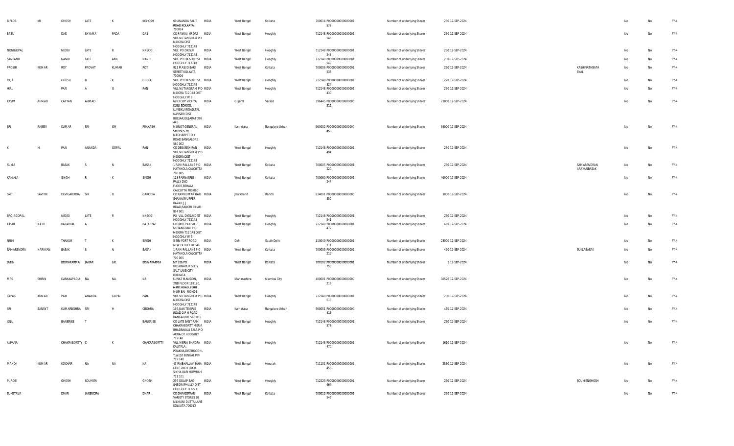| | | | | | | | | | | | | | | | | | | |
|---|---|---|---|---|---|---|---|---|---|---|---|---|---|---|---|---|---|---|
| BIPLOB | KR | GHOSH | LATE | K | KGHOSH | 69 ANANDA PALIT ROAD KOLKATA 700014 | INDIA | West Bengal | Kolkata | 700014 | P0000000000000001572 | Number of underlying Shares | 230 | 12-SEP-2024 | | No | No | FY-4 |
| BABU | | DAS | SHYAMA | PADA | DAS | CO PANKAJ KR DAS VILL NUTANGRAM PO MOGRA DIST HOOGHLY 712148 | INDIA | West Bengal | Hooghly | 712148 | P0000000000000001546 | Number of underlying Shares | 230 | 12-SEP-2024 | | No | No | FY-4 |
| NONIGOPAL | | NEOGI | LATE | R | NNEOGI | VILL PO DIGSUI HOOGHLY 712148 | INDIA | West Bengal | Hooghly | 712148 | P0000000000000001543 | Number of underlying Shares | 230 | 12-SEP-2024 | | No | No | FY-4 |
| SANTANU | | NANDI | LATE | ANIL | NANDI | VILL PO DIGSUI DIST HOOGHLY 712148 | INDIA | West Bengal | Hooghly | 712148 | P0000000000000001540 | Number of underlying Shares | 230 | 12-SEP-2024 | | No | No | FY-4 |
| PROBIR | KUMAR | ROY | PROVAT | KUMAR | ROY | 921 MASJID BARI STREET KOLKATA 700006 | INDIA | West Bengal | Kolkata | 700006 | P0000000000000001538 | Number of underlying Shares | 230 | 12-SEP-2024 | KASHINATHBATA BYAL | No | No | FY-4 |
| RAJA | | GHOSH | B | K | GHOSH | VILL PO DIGSUI DIST HOOGHLY 712148 | INDIA | West Bengal | Hooghly | 712148 | P0000000000000001524 | Number of underlying Shares | 220 | 12-SEP-2024 | | No | No | FY-4 |
| HIRU | | PAN | A | G | PAN | VILL NUTANGRAM P O MOGRA 712 148 DIST HOOGHLY W B | INDIA | West Bengal | Hooghly | 712148 | P0000000000000001430 | Number of underlying Shares | 230 | 12-SEP-2024 | | No | No | FY-4 |
| KASIM | AHMAD | CAPTAN | AHMAD | | | 6993 OPP VIDHYA KUNJ SCHOOL LUNSIKUI ROAD,TAL NAVSARI DIST BULSAR,GUJARAT 396 445 | INDIA | Gujarat | Valsad | 396445 | P0000000000000000512 | Number of underlying Shares | 23000 | 12-SEP-2024 | | No | No | FY-4 |
| SRI | RAJEEV | KUMAR | SRI | OM | PRAKASH | MUNOT GENERAL STORSES 29, MEDHARPET O K ROAD BANGALORE 560 002 | INDIA | Karnataka | Bangalore Urban | 560002 | P0000000000000000450 | Number of underlying Shares | 69000 | 12-SEP-2024 | | No | No | FY-4 |
| K | M | PAN | ANANDA | GOPAL | PAN | CO DEBASISH PAN VILL NUTANGRAM P O MOGRA DIST HOOGHLY 712148 | INDIA | West Bengal | Hooghly | 712148 | P0000000000000001494 | Number of underlying Shares | 230 | 12-SEP-2024 | | No | No | FY-4 |
| SUKLA | | BASAK | S | N | BASAK | 1 RAM PAL LANE P O HATKHOLA CALCUTTA 700 005 | INDIA | West Bengal | Kolkata | 700005 | P0000000000000001220 | Number of underlying Shares | 230 | 12-SEP-2024 | SAMARENDRAN ARAYANBASAK | No | No | FY-4 |
| KAMALA | | SINGH | R | K | SINGH | 128 PARNASREE PALLY 2ND FLOOR,BEHALA CALCUTTA 700 060 | INDIA | West Bengal | Kolkata | 700060 | P0000000000000001244 | Number of underlying Shares | 46000 | 12-SEP-2024 | | No | No | FY-4 |
| SMT | SAVITRI | DEVIGARODIA | SRI | R | GARODIA | CO RAMKUMAR HARI SHANKAR UPPER BAZAR, J J ROAD,RANCHI BIHAR 834 001 | INDIA | Jharkhand | Ranchi | 834001 | P0000000000000000550 | Number of underlying Shares | 3000 | 12-SEP-2024 | | No | No | FY-4 |
| BROJAGOPAL | | NEOGI | LATE | R | NNEOGI | PO VILL DIGSUI DIST HOOGHLY 712148 | INDIA | West Bengal | Hooghly | 712148 | P0000000000000001541 | Number of underlying Shares | 230 | 12-SEP-2024 | | No | No | FY-4 |
| KASHI | NATH | BATABYAL | A | | BATABYAL | CO HIRU PAN VILL NUTANGRAM P O MOGRA 712 148 DIST HOOGHLY W B | INDIA | West Bengal | Hooghly | 712148 | P0000000000000001472 | Number of underlying Shares | 460 | 12-SEP-2024 | | No | No | FY-4 |
| NISHI | | THAKUR | T | K | SINGH | 5 SIRI FORT ROAD NEW DELHI 110 049 | INDIA | Delhi | South Delhi | 110049 | P0000000000000001271 | Number of underlying Shares | 23000 | 12-SEP-2024 | | No | No | FY-4 |
| SAMARENDRA | NARAYAN | BASAK | S | N | BASAK | 1 RAM PAL LANE P O HATKHOLA CALCUTTA 700 005 | INDIA | West Bengal | Kolkata | 700005 | P0000000000000001219 | Number of underlying Shares | 460 | 12-SEP-2024 | SUKLABASAK | No | No | FY-4 |
| JATIN | | BISWAKARMA | JAHAR | LAL | BISWAKARMA | NP 286 PO KRISHNAPUR SEC V SALT LAKE CITY KOLKATA | INDIA | West Bengal | Kolkata | 700102 | P0000000000000001750 | Number of underlying Shares | 1 | 12-SEP-2024 | | No | No | FY-4 |
| MRS | SHIRIN | DARAKAPADIA | NA | NA | NA | LUNAT MANSION, 2ND FLOOR 118120, MINT ROAD, FORT MUMBAI 400 001 | INDIA | Maharashtra | Mumbai City | 400001 | P0000000000000000216 | Number of underlying Shares | 36570 | 12-SEP-2024 | | No | No | FY-4 |
| TAPAS | KUMAR | PAN | ANANDA | GOPAL | PAN | VILL NUTANGRAM P O MOGRA DIST HOOGHLY 712148 | INDIA | West Bengal | Hooghly | 712148 | P0000000000000001513 | Number of underlying Shares | 230 | 12-SEP-2024 | | No | No | FY-4 |
| SRI | BASANT | KUMARBOHRA | SRI | H | CBOHRA | 197,JAIN TEMPLE ROAD O P H ROAD BANGALORE 560 051 | INDIA | Karnataka | Bangalore Urban | 560051 | P0000000000000000418 | Number of underlying Shares | 460 | 12-SEP-2024 | | No | No | FY-4 |
| JOLLI | | BANERJEE | T | | BANERJEE | CO LATE SANTIRAM CHAKRABORTY MERIA BHADRAKALI TALA P O AKNA DT HOOGHLY 712148 | INDIA | West Bengal | Hooghly | 712148 | P0000000000000001578 | Number of underlying Shares | 230 | 12-SEP-2024 | | No | No | FY-4 |
| ALPANA | | CHAKRABORTTY | C | K | CHAKRABORTTY | VILL MERIA BHADRA KALITALA, POAKNA,DISTHOOGHL Y,WEST BENGAL PIN 712 148 | INDIA | West Bengal | Hooghly | 712148 | P0000000000000001470 | Number of underlying Shares | 1610 | 12-SEP-2024 | | No | No | FY-4 |
| MANOJ | KUMAR | KOCHAR | NA | NA | NA | 43 RAJBHALLAV SAHA LANE 2ND FLOOR SINHA BARI HOWRAH 711 101 | INDIA | West Bengal | Howrah | 711101 | P0000000000000001453 | Number of underlying Shares | 2530 | 12-SEP-2024 | | No | No | FY-4 |
| PUROBI | | GHOSH | SOUMEN | | GHOSH | 297 GOLAP BAG SHEORAPHULLY DIST HOOGHLY 712223 | INDIA | West Bengal | Hooghly | 712223 | P0000000000000001664 | Number of underlying Shares | 230 | 12-SEP-2024 | SOUMENGHOSH | No | No | FY-4 |
| SUMITAVA | | DHAR | JANENDRA | | DHAR | CO DHAKESWARI VARIETY STORES 20 NILMANI DUTTA LANE KOLKATA 700012 | INDIA | West Bengal | Kolkata | 700012 | P0000000000000001545 | Number of underlying Shares | 230 | 12-SEP-2024 | | No | No | FY-4 |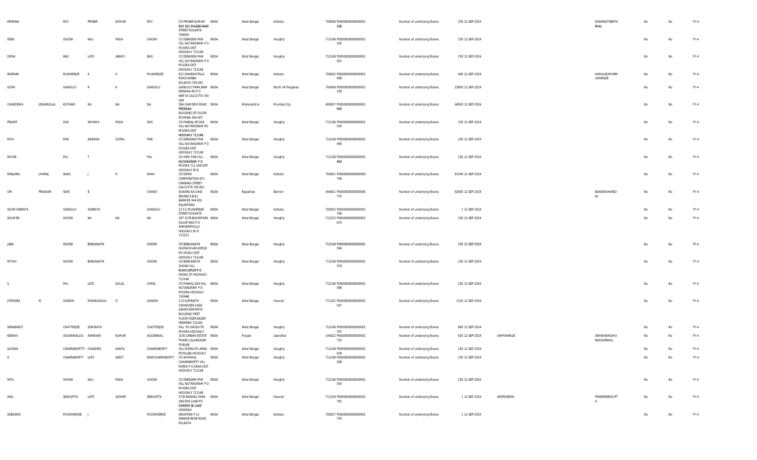| KRISHNA | | ROY | PROBIR | KUMAR | ROY | C0 PROBIR KUMAR ROY 921 MASZID BARI STREET KOLKATA 700006 | INDIA | West Bengal | Kolkata | 700006 P0000000000000001536 | Number of underlying Shares | 230 | 12-SEP-2024 | | KASHINATHBATABYAL | No | No | FY-4 |
|---|---|---|---|---|---|---|---|---|---|---|---|---|---|---|---|---|---|---|
| DEBU | | GHOSH | KALI | PADA | GHOSH | C0 DEBASISH PAN VILL NUTANGRAM P O MOGRA DIST HOOGHLY 712148 | INDIA | West Bengal | Hooghly | 712148 P0000000000000001502 | Number of underlying Shares | 230 | 12-SEP-2024 | | | No | No | FY-4 |
| DIPAK | | BAG | LATE | ABHOY | BAG | C0 DEBASISH PAN VILL NUTANGRAM P O MOGRA DIST HOOGHLY 712148 | INDIA | West Bengal | Hooghly | 712148 P0000000000000001501 | Number of underlying Shares | 230 | 12-SEP-2024 | | | No | No | FY-4 |
| INDRANI | | MUKHERJEE | K | K | MUKHERJEE | 91C DHARMOTALA ROAD KASBA KOLKATA 700 042 | INDIA | West Bengal | Kolkata | 700042 P0000000000000001408 | Number of underlying Shares | 460 | 12-SEP-2024 | | KAMALKUMARMUKHERJEE | No | No | FY-4 |
| GOPA | | GANGULY | R | K | GANGULY | GANGULY PARA,RAM KRISHNA RD P O NIMTA CALCUTTA 700 049 | INDIA | West Bengal | North 24 Parganas | 700049 P0000000000000001239 | Number of underlying Shares | 23000 | 12-SEP-2024 | | | No | No | FY-4 |
| CHANDRIKA | JESHANGLAL | KOTHARI | NA | NA | NA | 58A GAMDEVI ROAD PRERANA BUILDING,1ST FLOOR MUMBAI 400 007 | INDIA | Maharashtra | Mumbai City | 400007 P0000000000000001040 | Number of underlying Shares | 46920 | 12-SEP-2024 | | | No | No | FY-4 |
| PRADIP | | DAS | SHYAMA | PADA | DAS | C0 PANKAJ KR.DAS VILL NUTANGRAM PO MOGRA DIST HOOGHLY 712148 | INDIA | West Bengal | Hooghly | 712148 P0000000000000001534 | Number of underlying Shares | 230 | 12-SEP-2024 | | | No | No | FY-4 |
| MOU | | PAN | ANANDA | GOPAL | PAN | C0 DEBASISH PAN VILL NUTANGRAM P O MOGRA DIST HOOGHLY 712148 | INDIA | West Bengal | Hooghly | 712148 P0000000000000001490 | Number of underlying Shares | 230 | 12-SEP-2024 | | | No | No | FY-4 |
| RATAN | | PAL | T | | PAL | C0 HIRU PAN VILL NUTANGRAM P O MOGRA 712 148 DIST HOOGHLY W B | INDIA | West Bengal | Hooghly | 712148 P0000000000000001463 | Number of underlying Shares | 230 | 12-SEP-2024 | | | No | No | FY-4 |
| RANJANA | JIVARAJ | SHAH | J | R | SHAH | C0 DIPAK CORPORATION 671 CANNING STREET CALCUTTA 700 001 | INDIA | West Bengal | Kolkata | 700001 P0000000000000000756 | Number of underlying Shares | 91540 | 12-SEP-2024 | | | No | No | FY-4 |
| OM | PRAKASH | SONI | B | | CHAND | SUNARO KA VASS BEHIND S B B J BARMER 344 001 RAJASTHAN | INDIA | Rajasthan | Barmer | 344001 P0000000000000000770 | Number of underlying Shares | 92000 | 12-SEP-2024 | | BANSHIDHARSONI | No | No | FY-4 |
| SOUMYABRATA | | GANGULY | SUBRATA | | GANGULY | 12 S C MUKHERJEE STREET KOLKATA | INDIA | West Bengal | Kolkata | 700002 P0000000000000001748 | Number of underlying Shares | 1 | 12-SEP-2024 | | | No | No | FY-4 |
| SOUMEN | | GHOSH | NA | NA | NA | 297 157B BOURIPARA GOLAP BAG P O SHEORAPHULLY HOOGHLY,W B 712223 | INDIA | West Bengal | Hooghly | 712223 P0000000000000001674 | Number of underlying Shares | 230 | 12-SEP-2024 | | | No | No | FY-4 |
| JABA | | GHOSH | BISWANATH | | GHOSH | C0 BISWANATH GHOSH MAMUDPUR PO DIGSUI DIST HOOGHLY 712148 | INDIA | West Bengal | Hooghly | 712148 P0000000000000001594 | Number of underlying Shares | 230 | 12-SEP-2024 | | | No | No | FY-4 |
| MITHU | | GHOSH | BISWANATH | | GHOSH | C0 BISWANATH GHOSH VILL MAMUDPUR P O DIGSUI DT HOOGHLY 712148 | INDIA | West Bengal | Hooghly | 712148 P0000000000000001579 | Number of underlying Shares | 230 | 12-SEP-2024 | | | No | No | FY-4 |
| S | | PAL | LATE | DULAL | CHPAL | C0 PANKAJ DAS VILL NUTANGRAM P O MOGRA HOOGHLY 712148 | INDIA | West Bengal | Hooghly | 712148 P0000000000000001566 | Number of underlying Shares | 230 | 12-SEP-2024 | | | No | No | FY-4 |
| JITENDRA | M | GANDHI | MANSUKHLAL | D | GANDHI | 113 GOPINATH CHONGDER LANE ASHOK SAMANTA BUILDING FIRST FLOOR FAZIR BAZAR HOWRAH 711101 | INDIA | West Bengal | Howrah | 711101 P0000000000000001547 | Number of underlying Shares | 1150 | 12-SEP-2024 | | | No | No | FY-4 |
| SHRABANTI | | CHATTERJEE | SOMNATH | | CHATTERJEE | VILL PO DIGSUI PS MOGRA HOOGHLY | INDIA | West Bengal | Hooghly | 712148 P0000000000000001747 | Number of underlying Shares | 690 | 12-SEP-2024 | | | No | No | FY-4 |
| KESHAV | | AGGARWALUG | ASHWANI | KUMAR | AGGARWAL | 1035 URBAN ESTATE PHASE I JALANDHAR PUNJAB | INDIA | Punjab | Jalandhar | 144022 P0000000000000001710 | Number of underlying Shares | 920 | 12-SEP-2024 | AIMPA9461B | ASHWANIKUMAR AGGARWAL | No | No | FY-4 |
| ALPANA | | CHAKRABORTTY | CHANDRA | KANTA | CHAKRABORTY | VILL MERIA,PO AKNA PS POLBA HOOGHLY | INDIA | West Bengal | Hooghly | 712148 P0000000000000001678 | Number of underlying Shares | 230 | 12-SEP-2024 | | | No | No | FY-4 |
| A | | CHAKRABORTY | LATE | SANTI | RAMCHAKROBORTY | C0 SHYAMAL CHAKRABORTY VILL MERIA P O AKNA DIST HOOGHLY 712148 | INDIA | West Bengal | Hooghly | 712148 P0000000000000001508 | Number of underlying Shares | 230 | 12-SEP-2024 | | | No | No | FY-4 |
| NITU | | GHOSH | KALI | PADA | GHOSH | C0 DEBASISH PAN VILL NUTANGRAM P O MOGRA DIST HOOGHLY 712148 | INDIA | West Bengal | Hooghly | 712148 P0000000000000001503 | Number of underlying Shares | 230 | 12-SEP-2024 | | | No | No | FY-4 |
| ANIL | | SENGUPTA | LATE | SUDHIR | SENGUPTA | 57 30 BANGAL PARA 2ND BYE LANE PO DANESH SK LANE HOWRAH | INDIA | West Bengal | Howrah | 711109 P0000000000000001791 | Number of underlying Shares | 1 | 12-SEP-2024 | AKEPS3894A | PRABIRSENGUPTA | No | No | FY-4 |
| DEBASHIS | | MOOKHERJEE | J | | MOOKHERJEE | SWASTIKA P 12 SANKAR BOSE ROAD KOLKATA | INDIA | West Bengal | Kolkata | 700027 P0000000000000001755 | Number of underlying Shares | 1 | 12-SEP-2024 | | | No | No | FY-4 |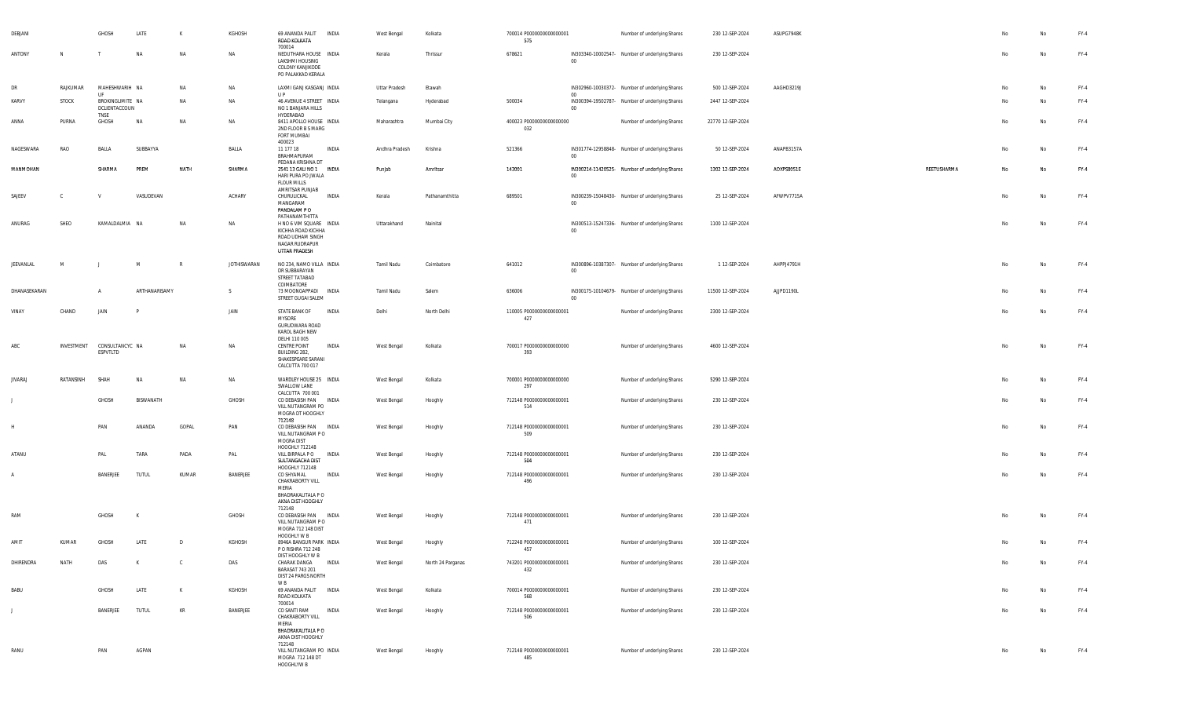| DEBJANI | | GHOSH | LATE | K | KGHOSH | 69 ANANDA PALIT ROAD KOLKATA 700014 | INDIA | West Bengal | Kolkata | 700014 P0000000000000001 575 | | Number of underlying Shares | 230 | 12-SEP-2024 | ASUPG7948K | | | No | No | FY-4 |
|---|---|---|---|---|---|---|---|---|---|---|---|---|---|---|---|---|---|---|---|---|
| ANTONY | N | T | NA | NA | NA | NEDUTHARA HOUSE LAKSHMI HOUSING COLONY KANJIKODE PO PALAKKAD KERALA | INDIA | Kerala | Thrissur | 678621 | IN303340-10002547-00 | Number of underlying Shares | 230 | 12-SEP-2024 | | | | No | No | FY-4 |
| DR | RAJKUMAR | MAHESHWARIH UF | NA | NA | NA | LAXMI GANJ KASGANJ U P | INDIA | Uttar Pradesh | Etawah | | IN302960-10030372-00 | Number of underlying Shares | 500 | 12-SEP-2024 | AAGHD3219J | | | No | No | FY-4 |
| KARVY | STOCK | BROKINGLIMITE DCLIENTACCOUN TNSE | NA | NA | NA | 46 AVENUE 4 STREET NO 1 BANJARA HILLS HYDERABAD | INDIA | Telangana | Hyderabad | 500034 | IN300394-19502787-00 | Number of underlying Shares | 2447 | 12-SEP-2024 | | | | No | No | FY-4 |
| ANNA | PURNA | GHOSH | NA | NA | NA | 8411 APOLLO HOUSE 2ND FLOOR B S MARG FORT MUMBAI 400023 | INDIA | Maharashtra | Mumbai City | 400023 P0000000000000000 032 | | Number of underlying Shares | 22770 | 12-SEP-2024 | | | | No | No | FY-4 |
| NAGESWARA | RAO | BALLA | SUBBAYYA | | BALLA | 11 177 18 BRAHMAPURAM PEDANA KRISHNA DT | INDIA | Andhra Pradesh | Krishna | 521366 | IN301774-12958848-00 | Number of underlying Shares | 50 | 12-SEP-2024 | ANAPB3157A | | | No | No | FY-4 |
| MANMOHAN | | SHARMA | PREM | NATH | SHARMA | 2541 13 GALI NO 1 HARI PURA PO JWALA FLOUR MILLS AMRITSAR PUNJAB | INDIA | Punjab | Amritsar | 143001 | IN300214-11420525-00 | Number of underlying Shares | 1302 | 12-SEP-2024 | AOXPS8051E | | REETUSHARMA | No | No | FY-4 |
| SAJEEV | C | V | VASUDEVAN | | ACHARY | CHURULICKAL MANGARAM PANDALAM P O PATHANAMTHITTA | INDIA | Kerala | Pathanamthitta | 689501 | IN300239-15048430-00 | Number of underlying Shares | 25 | 12-SEP-2024 | AFWPV7715A | | | No | No | FY-4 |
| ANURAG | SHEO | KAMALDALMIA | NA | NA | NA | H NO 6 VIM SQUARE KICHHA ROAD KICHHA ROAD UDHAM SINGH NAGAR RUDRAPUR UTTAR PRADESH | INDIA | Uttarakhand | Nainital | | IN300513-15247336-00 | Number of underlying Shares | 1100 | 12-SEP-2024 | | | | No | No | FY-4 |
| JEEVANLAL | M | J | M | R | JOTHISWARAN | NO 234, NAMO VILLA DR SUBBARAYAN STREET TATABAD COIMBATORE | INDIA | Tamil Nadu | Coimbatore | 641012 | IN300896-10387307-00 | Number of underlying Shares | 1 | 12-SEP-2024 | AHPPJ4791H | | | No | No | FY-4 |
| DHANASEKARAN | | A | ARTHANARISAMY | | S | 73 MOONGAPPADI STREET GUGAI SALEM | INDIA | Tamil Nadu | Salem | 636006 | IN300175-10104679-00 | Number of underlying Shares | 11500 | 12-SEP-2024 | AJJPD1190L | | | No | No | FY-4 |
| VINAY | CHAND | JAIN | P | | JAIN | STATE BANK OF MYSORE GURUDWARA ROAD KAROL BAGH NEW DELHI 110 005 | INDIA | Delhi | North Delhi | 110005 P0000000000000001 427 | | Number of underlying Shares | 2300 | 12-SEP-2024 | | | | No | No | FY-4 |
| ABC | INVESTMENT | CONSULTANCYC ESPVTLTD | NA | NA | NA | CENTRE POINT BUILDING 282, SHAKESPEARE SARANI CALCUTTA 700 017 | INDIA | West Bengal | Kolkata | 700017 P0000000000000000 393 | | Number of underlying Shares | 4600 | 12-SEP-2024 | | | | No | No | FY-4 |
| JIVARAJ | RATANSINH | SHAH | NA | NA | NA | WARDLEY HOUSE 25 SWALLOW LANE CALCUTTA 700 001 | INDIA | West Bengal | Kolkata | 700001 P0000000000000000 297 | | Number of underlying Shares | 5290 | 12-SEP-2024 | | | | No | No | FY-4 |
| J | | GHOSH | BISWANATH | | GHOSH | C/O DEBASISH PAN VILL NUTANGRAM PO MOGRA DT HOOGHLY 712148 | INDIA | West Bengal | Hooghly | 712148 P0000000000000001 514 | | Number of underlying Shares | 230 | 12-SEP-2024 | | | | No | No | FY-4 |
| H | | PAN | ANANDA | GOPAL | PAN | C/O DEBASISH PAN VILL NUTANGRAM P O MOGRA DIST HOOGHLY 712148 | INDIA | West Bengal | Hooghly | 712148 P0000000000000001 509 | | Number of underlying Shares | 230 | 12-SEP-2024 | | | | No | No | FY-4 |
| ATANU | | PAL | TARA | PADA | PAL | VILL BIRPALA P O SULTANGACHA DIST HOOGHLY 712148 | INDIA | West Bengal | Hooghly | 712148 P0000000000000001 504 | | Number of underlying Shares | 230 | 12-SEP-2024 | | | | No | No | FY-4 |
| A | | BANERJEE | TUTUL | KUMAR | BANERJEE | C/O SHYAMAL CHAKRABORTY VILL MERIA BHADRAKALITALA P O AKNA DIST HOOGHLY 712148 | INDIA | West Bengal | Hooghly | 712148 P0000000000000001 496 | | Number of underlying Shares | 230 | 12-SEP-2024 | | | | No | No | FY-4 |
| RAM | | GHOSH | K | | GHOSH | C/O DEBASISH PAN VILL NUTANGRAM P O MOGRA 712 148 DIST HOOGHLY W B | INDIA | West Bengal | Hooghly | 712148 P0000000000000001 471 | | Number of underlying Shares | 230 | 12-SEP-2024 | | | | No | No | FY-4 |
| AMIT | KUMAR | GHOSH | LATE | D | KGHOSH | 8946A BANGUR PARK P O RISHRA 712 248 DIST HOOGHLY W B | INDIA | West Bengal | Hooghly | 712248 P0000000000000001 457 | | Number of underlying Shares | 100 | 12-SEP-2024 | | | | No | No | FY-4 |
| DHIRENDRA | NATH | DAS | K | C | DAS | CHARAK DANGA BARASAT 743 201 DIST 24 PARGS NORTH W B | INDIA | West Bengal | North 24 Parganas | 743201 P0000000000000001 432 | | Number of underlying Shares | 230 | 12-SEP-2024 | | | | No | No | FY-4 |
| BABU | | GHOSH | LATE | K | KGHOSH | 69 ANANDA PALIT ROAD KOLKATA 700014 | INDIA | West Bengal | Kolkata | 700014 P0000000000000001 568 | | Number of underlying Shares | 230 | 12-SEP-2024 | | | | No | No | FY-4 |
| J | | BANERJEE | TUTUL | KR | BANERJEE | C/O SANTI RAM CHAKRABORTY VILL MERIA BHADRAKALITALA P O AKNA DIST HOOGHLY 712148 | INDIA | West Bengal | Hooghly | 712148 P0000000000000001 506 | | Number of underlying Shares | 230 | 12-SEP-2024 | | | | No | No | FY-4 |
| RANU | | PAN | AGPAN | | | VILL NUTANGRAM PO MOGRA 712 148 DT HOOGHLYW B | INDIA | West Bengal | Hooghly | 712148 P0000000000000001 485 | | Number of underlying Shares | 230 | 12-SEP-2024 | | | | No | No | FY-4 |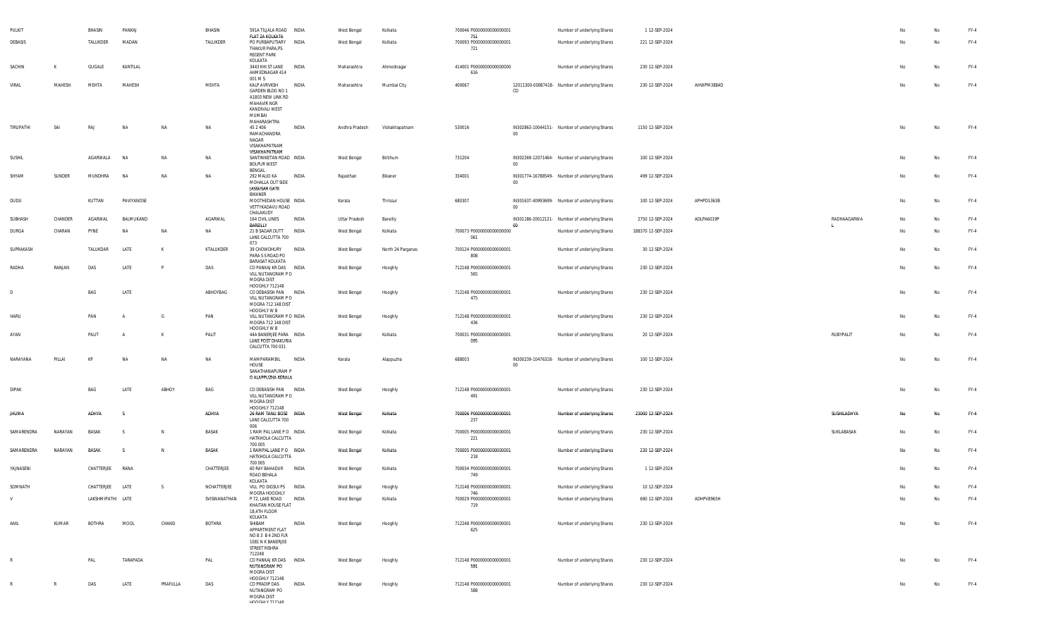| PULKIT | | BHASIN | PANKAJ | | BHASIN | 591A TILJALA ROAD FLAT 2A KOLKATA | INDIA | West Bengal | Kolkata | 700046 | P0000000000000001751 | | Number of underlying Shares | 1 | 12-SEP-2024 | | | | No | No | FY-4 |
|---|---|---|---|---|---|---|---|---|---|---|---|---|---|---|---|---|---|---|---|---|---|
| DEBASIS | | TALUKDER | MADAN | | TALUKDER | PO PURBAPUTIARY THAKUR PARA,PS REGENT PARK KOLKATA | INDIA | West Bengal | Kolkata | 700093 | P0000000000000001721 | | Number of underlying Shares | 221 | 12-SEP-2024 | | | | No | No | FY-4 |
| SACHIN | K | GUGALE | KANTILAL | | | 3443 KHIST LANE AHMEDNAGAR 414 001 M S | INDIA | Maharashtra | Ahmednagar | 414001 | P0000000000000000616 | | Number of underlying Shares | 230 | 12-SEP-2024 | | | | No | No | FY-4 |
| VIRAL | MAHESH | MEHTA | MAHESH | | MEHTA | KALP AVRVKSH GARDEN BLDG NO 1 A1803 NEW LINK RD MAHAVIR NGR KANDIVALI WEST MUMBAI MAHARASHTRA | INDIA | Maharashtra | Mumbai City | 400067 | | 12011300-00087418-CD | Number of underlying Shares | 230 | 12-SEP-2024 | AHWPM3884D | | | No | No | FY-4 |
| TIRUPATHI | SAI | RAJ | NA | NA | NA | 45 2 406 RAMACHANDRA NAGAR VISAKHAPATNAM VISAKHAPATNAM | INDIA | Andhra Pradesh | Vishakhapatnam | 530016 | | IN302863-10044151-00 | Number of underlying Shares | 1150 | 12-SEP-2024 | | | | No | No | FY-4 |
| SUSHIL | | AGARWALA | NA | NA | NA | SANTINIKETAN ROAD BOLPUR WEST BENGAL | INDIA | West Bengal | Birbhum | 731204 | | IN302269-12071464-00 | Number of underlying Shares | 100 | 12-SEP-2024 | | | | No | No | FY-4 |
| SHYAM | SUNDER | MUNDHRA | NA | NA | NA | 292 MALIO KA MOHALLA OUT SIDE JASSUSAR GATE BIKANER | INDIA | Rajasthan | Bikaner | 334001 | | IN301774-16788549-00 | Number of underlying Shares | 499 | 12-SEP-2024 | | | | No | No | FY-4 |
| DUDU | | KUTTAN | PAVIYANOSE | | | MOOTHEDAN HOUSE VETTYKADAVU ROAD CHALAKUDY | INDIA | Kerala | Thrissur | 680307 | | IN301637-40993699-00 | Number of underlying Shares | 100 | 12-SEP-2024 | APHPD1363B | | | No | No | FY-4 |
| SUBHASH | CHANDER | AGARWAL | BALMUKAND | | AGARWAL | 164 CIVIL LINES BAREILLY | INDIA | Uttar Pradesh | Bareilly | | | IN301186-20012121-00 | Number of underlying Shares | 2750 | 12-SEP-2024 | ADLPA6019P | | RADHAAGARWAL | No | No | FY-4 |
| DURGA | CHARAN | PYNE | NA | NA | NA | 21 B SAGAR DUTT LANE CALCUTTA 700 073 | INDIA | West Bengal | Kolkata | 700073 | P0000000000000000061 | | Number of underlying Shares | 188370 | 12-SEP-2024 | | | | No | No | FY-4 |
| SUPRAKASH | | TALUKDAR | LATE | K | KTALUKDER | 39 CHOWDHURY PARA S S ROAD PO BARASAT KOLKATA | INDIA | West Bengal | North 24 Parganas | 700124 | P0000000000000001808 | | Number of underlying Shares | 30 | 12-SEP-2024 | | | | No | No | FY-4 |
| RADHA | RANJAN | DAS | LATE | P | DAS | CO PANKAJ KR DAS VILL NUTANGRAM P O MOGRA DIST HOOGHLY 712148 | INDIA | West Bengal | Hooghly | 712148 | P0000000000000001565 | | Number of underlying Shares | 230 | 12-SEP-2024 | | | | No | No | FY-4 |
| D | | BAG | LATE | | ABHOYBAG | CO DEBASISH PAN VILL NUTANGRAM P O MOGRA 712 148 DIST HOOGHLY W B | INDIA | West Bengal | Hooghly | 712148 | P0000000000000001475 | | Number of underlying Shares | 230 | 12-SEP-2024 | | | | No | No | FY-4 |
| HARU | | PAN | A | G | PAN | VILL NUTANGRAM P O MOGRA 712 148 DIST HOOGHLY W B | INDIA | West Bengal | Hooghly | 712148 | P0000000000000001436 | | Number of underlying Shares | 230 | 12-SEP-2024 | | | | No | No | FY-4 |
| AYAN | | PALIT | A | K | PALIT | 44A BANERJEE PARA LANE POST DHAKURIA CALCUTTA 700 031 | INDIA | West Bengal | Kolkata | 700031 | P0000000000000001095 | | Number of underlying Shares | 20 | 12-SEP-2024 | | | RUBYPALIT | No | No | FY-4 |
| NARAYANA | PILLAI | KP | NA | NA | NA | MAMPARAMBIL HOUSE SANATHANAPURAM P O ALAPPUZHA KERALA | INDIA | Kerala | Alappuzha | 688003 | | IN300239-10476318-00 | Number of underlying Shares | 100 | 12-SEP-2024 | | | | No | No | FY-4 |
| DIPAK | | BAG | LATE | ABHOY | BAG | CO DEBASISH PAN VILL NUTANGRAM P O MOGRA DIST HOOGHLY 712148 | INDIA | West Bengal | Hooghly | 712148 | P0000000000000001491 | | Number of underlying Shares | 230 | 12-SEP-2024 | | | | No | No | FY-4 |
| JHUMA | | ADHYA | S | | ADHYA | 26 RAM TANU BOSE LANE CALCUTTA 700 006 | INDIA | West Bengal | Kolkata | 700006 | P0000000000000001237 | | Number of underlying Shares | 23000 | 12-SEP-2024 | | | SUSHILADHYA | No | No | FY-4 |
| SAMARENDRA | NARAYAN | BASAK | S | N | BASAK | 1 RAM PAL LANE P O HATKHOLA CALCUTTA 700 005 | INDIA | West Bengal | Kolkata | 700005 | P0000000000000001221 | | Number of underlying Shares | 230 | 12-SEP-2024 | | | SUKLABASAK | No | No | FY-4 |
| SAMARENDRA | NARAYAN | BASAK | S | N | BASAK | 1 RAM PAL LANE P O HATKHOLA CALCUTTA 700 005 | INDIA | West Bengal | Kolkata | 700005 | P0000000000000001218 | | Number of underlying Shares | 230 | 12-SEP-2024 | | | | No | No | FY-4 |
| YAJNASENI | | CHATTERJEE | RANA | | CHATTERJEE | 60 RAY BAHADUR ROAD BEHALA KOLKATA | INDIA | West Bengal | Kolkata | 700034 | P0000000000000001749 | | Number of underlying Shares | 1 | 12-SEP-2024 | | | | No | No | FY-4 |
| SOMNATH | | CHATTERJEE | LATE | S | NCHATTERJEE | VILL PO DIGSUI PS MOGRA HOOGHLY | INDIA | West Bengal | Hooghly | 712148 | P0000000000000001746 | | Number of underlying Shares | 10 | 12-SEP-2024 | | | | No | No | FY-4 |
| V | | LAKSHMIPATHI | LATE | | SVISWANATHAN | P 72, LAKE ROAD KHAITAN HOUSE FLAT 18,4TH FLOOR KOLKATA | INDIA | West Bengal | Kolkata | 700029 | P0000000000000001719 | | Number of underlying Shares | 690 | 12-SEP-2024 | ADHPV8965H | | | No | No | FY-4 |
| ANIL | KUMAR | BOTHRA | MOOL | CHAND | BOTHRA | SHIBAM APPARTMENT FLAT NO B 3 B 4 2ND FLR 1081 N K BANERJEE STREET RISHRA 712248 | INDIA | West Bengal | Hooghly | 712248 | P0000000000000001625 | | Number of underlying Shares | 230 | 12-SEP-2024 | | | | No | No | FY-4 |
| R | | PAL | TARAPADA | | PAL | CO PANKAJ KR DAS NUTANGRAM PO MOGRA DIST HOOGHLY 712148 | INDIA | West Bengal | Hooghly | 712148 | P0000000000000001591 | | Number of underlying Shares | 230 | 12-SEP-2024 | | | | No | No | FY-4 |
| R | R | DAS | LATE | PRAFULLA | DAS | CO PRADIP DAS NUTANGRAM PO MOGRA DIST HOOGHLY 712148 | INDIA | West Bengal | Hooghly | 712148 | P0000000000000001588 | | Number of underlying Shares | 230 | 12-SEP-2024 | | | | No | No | FY-4 |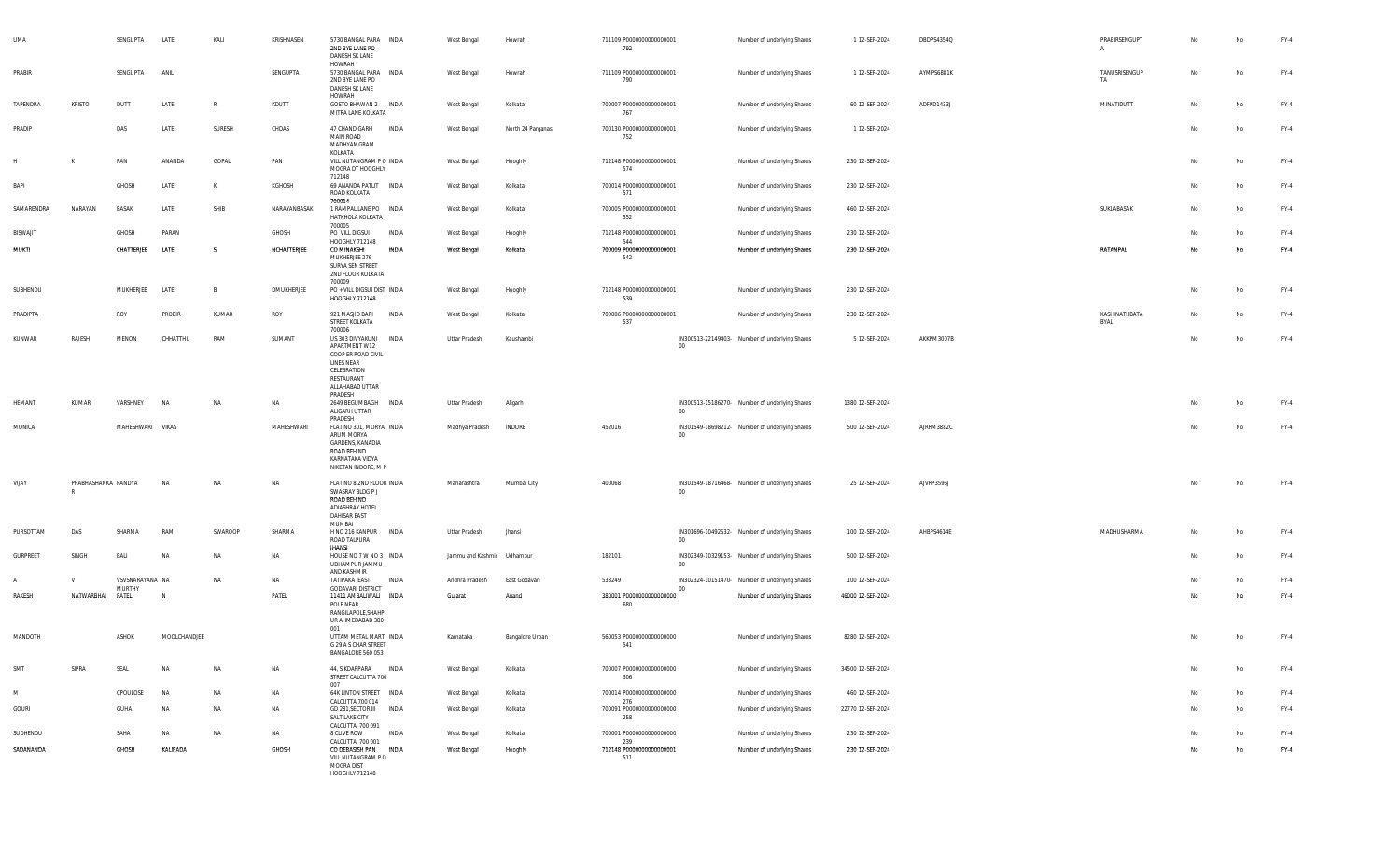| | | | | | | | | | | | | | | | | | | | |
|---|---|---|---|---|---|---|---|---|---|---|---|---|---|---|---|---|---|---|---|
| UMA | | SENGUPTA | LATE | KALI | KRISHNASEN | 5730 BANGAL PARA 2ND BYE LANE PO DANESH SK LANE HOWRAH | INDIA | West Bengal | Howrah | 711109 | P0000000000000001792 | | Number of underlying Shares | 1 | 12-SEP-2024 | DBDPS4354Q | PRABIRSENGUPTA | No | No | FY-4 |
| PRABIR | | SENGUPTA | ANIL | | SENGUPTA | 5730 BANGAL PARA 2ND BYE LANE PO DANESH SK LANE HOWRAH | INDIA | West Bengal | Howrah | 711109 | P0000000000000001790 | | Number of underlying Shares | 1 | 12-SEP-2024 | AYMPS6881K | TANUSRISENGUPTA | No | No | FY-4 |
| TAPENDRA | KRISTO | DUTT | LATE | R | KDUTT | GOSTO BHAWAN 2 MITRA LANE KOLKATA | INDIA | West Bengal | Kolkata | 700007 | P0000000000000001767 | | Number of underlying Shares | 60 | 12-SEP-2024 | ADFPD1433J | MINATIDUTT | No | No | FY-4 |
| PRADIP | | DAS | LATE | SURESH | CHDAS | 47 CHANDIGARH MAIN ROAD MADHYAMGRAM KOLKATA | INDIA | West Bengal | North 24 Parganas | 700130 | P0000000000000001752 | | Number of underlying Shares | 1 | 12-SEP-2024 | | | No | No | FY-4 |
| H | K | PAN | ANANDA | GOPAL | PAN | VILL NUTANGRAM P O MOGRA DT HOOGHLY 712148 | INDIA | West Bengal | Hooghly | 712148 | P0000000000000001574 | | Number of underlying Shares | 230 | 12-SEP-2024 | | | No | No | FY-4 |
| BAPI | | GHOSH | LATE | K | KGHOSH | 69 ANANDA PATLIT ROAD KOLKATA 700014 | INDIA | West Bengal | Kolkata | 700014 | P0000000000000001571 | | Number of underlying Shares | 230 | 12-SEP-2024 | | | No | No | FY-4 |
| SAMARENDRA | NARAYAN | BASAK | LATE | SHIB | NARAYANBASAK | 1 RAMPAL LANE PO HATKHOLA KOLKATA 700005 | INDIA | West Bengal | Kolkata | 700005 | P0000000000000001552 | | Number of underlying Shares | 460 | 12-SEP-2024 | | SUKLABASAK | No | No | FY-4 |
| BISWAJIT | | GHOSH | PARAN | | GHOSH | PO VILL DIGSUI HOOGHLY 712148 | INDIA | West Bengal | Hooghly | 712148 | P0000000000000001544 | | Number of underlying Shares | 230 | 12-SEP-2024 | | | No | No | FY-4 |
| MUKTI | | CHATTERJEE | LATE | S | NCHATTERJEE | C/O MINAKSHI MUKHERJEE 276 SURYA SEN STREET 2ND FLOOR KOLKATA 700009 | INDIA | West Bengal | Kolkata | 700009 | P0000000000000001542 | | Number of underlying Shares | 230 | 12-SEP-2024 | | RATANPAL | No | No | FY-4 |
| SUBHENDU | | MUKHERJEE | LATE | B | DMUKHERJEE | PO + VILL DIGSUI DIST HOOGHLY 712148 | INDIA | West Bengal | Hooghly | 712148 | P0000000000000001539 | | Number of underlying Shares | 230 | 12-SEP-2024 | | | No | No | FY-4 |
| PRADIPTA | | ROY | PROBIR | KUMAR | ROY | 921 MASJID BARI STREET KOLKATA 700006 | INDIA | West Bengal | Kolkata | 700006 | P0000000000000001537 | | Number of underlying Shares | 230 | 12-SEP-2024 | | KASHINATHBATABYAL | No | No | FY-4 |
| KUNWAR | RAJESH | MENON | CHHATTHU | RAM | SUMANT | US 303 DIVYAKUNJ APARTMENT W12 COOPER ROAD CIVIL LINES NEAR CELEBRATION RESTAURANT ALLAHABAD UTTAR PRADESH | INDIA | Uttar Pradesh | Kaushambi | | | IN300513-22149403-00 | Number of underlying Shares | 5 | 12-SEP-2024 | AKKPM3007B | | No | No | FY-4 |
| HEMANT | KUMAR | VARSHNEY | NA | NA | NA | 2649 BEGUMBAGH ALIGARH UTTAR PRADESH | INDIA | Uttar Pradesh | Aligarh | | | IN300513-15186270-00 | Number of underlying Shares | 1380 | 12-SEP-2024 | | | No | No | FY-4 |
| MONICA | | MAHESHWARI | VIKAS | | MAHESHWARI | FLAT NO 301, MORYA ARUM MORYA GARDENS, KANADIA ROAD BEHIND KARNATAKA VIDYA NIKETAN INDORE, M P | INDIA | Madhya Pradesh | INDORE | 452016 | | IN301549-18698212-00 | Number of underlying Shares | 500 | 12-SEP-2024 | AJRPM3882C | | No | No | FY-4 |
| VIJAY | PRABHASHANKAR | PANDYA | NA | NA | NA | FLAT NO 8 2ND FLOOR SWASRAY BLDG P J ROAD BEHIND ADIASHRAY HOTEL DAHISAR EAST MUMBAI | INDIA | Maharashtra | Mumbai City | 400068 | | IN301549-18716468-00 | Number of underlying Shares | 25 | 12-SEP-2024 | AJVPP3596J | | No | No | FY-4 |
| PURSOTTAM | DAS | SHARMA | RAM | SWAROOP | SHARMA | H NO 216 KANPUR ROAD TALPURA JHANSI | INDIA | Uttar Pradesh | Jhansi | | | IN301696-10492532-00 | Number of underlying Shares | 100 | 12-SEP-2024 | AHBPS4614E | MADHUSHARMA | No | No | FY-4 |
| GURPREET | SINGH | BALI | NA | NA | NA | HOUSE NO 7 W NO 3 UDHAMPUR JAMMU AND KASHMIR | INDIA | Jammu and Kashmir | Udhampur | 182101 | | IN302349-10329153-00 | Number of underlying Shares | 500 | 12-SEP-2024 | | | No | No | FY-4 |
| A | V | VSVSNARAYANA MURTHY | NA | NA | NA | TATIPAKA EAST GODAVARI DISTRICT | INDIA | Andhra Pradesh | East Godavari | 533249 | | IN302324-10151470-00 | Number of underlying Shares | 100 | 12-SEP-2024 | | | No | No | FY-4 |
| RAKESH | NATWARBHAI | PATEL | N | | PATEL | 11411 AMBALIWALI POLE NEAR RANGILAPOLE,SHAHPUR AHMEDABAD 380 001 | INDIA | Gujarat | Anand | 380001 | P0000000000000000680 | | Number of underlying Shares | 46000 | 12-SEP-2024 | | | No | No | FY-4 |
| MANDOTH | | ASHOK | MOOLCHANDJEE | | | UTTAM METAL MART G 29 A S CHAR STREET BANGALORE 560 053 | INDIA | Karnataka | Bangalore Urban | 560053 | P0000000000000000541 | | Number of underlying Shares | 8280 | 12-SEP-2024 | | | No | No | FY-4 |
| SMT | SIPRA | SEAL | NA | NA | NA | 44, SIKDARPARA STREET CALCUTTA 700 007 | INDIA | West Bengal | Kolkata | 700007 | P0000000000000000306 | | Number of underlying Shares | 34500 | 12-SEP-2024 | | | No | No | FY-4 |
| M | | CPOULOSE | NA | NA | NA | 64K LINTON STREET CALCUTTA 700 014 | INDIA | West Bengal | Kolkata | 700014 | P0000000000000000276 | | Number of underlying Shares | 460 | 12-SEP-2024 | | | No | No | FY-4 |
| GOURI | | GUHA | NA | NA | NA | GD 281,SECTOR III SALT LAKE CITY CALCUTTA 700 091 | INDIA | West Bengal | Kolkata | 700091 | P0000000000000000258 | | Number of underlying Shares | 22770 | 12-SEP-2024 | | | No | No | FY-4 |
| SUDHENDU | | SAHA | NA | NA | NA | 8 CLIVE ROW CALCUTTA 700 001 | INDIA | West Bengal | Kolkata | 700001 | P0000000000000000239 | | Number of underlying Shares | 230 | 12-SEP-2024 | | | No | No | FY-4 |
| SADANANDA | | GHOSH | KALIPADA | | GHOSH | C/O DEBASISH PAN VILL NUTANGRAM P O MOGRA DIST HOOGHLY 712148 | INDIA | West Bengal | Hooghly | 712148 | P0000000000000001511 | | Number of underlying Shares | 230 | 12-SEP-2024 | | | No | No | FY-4 |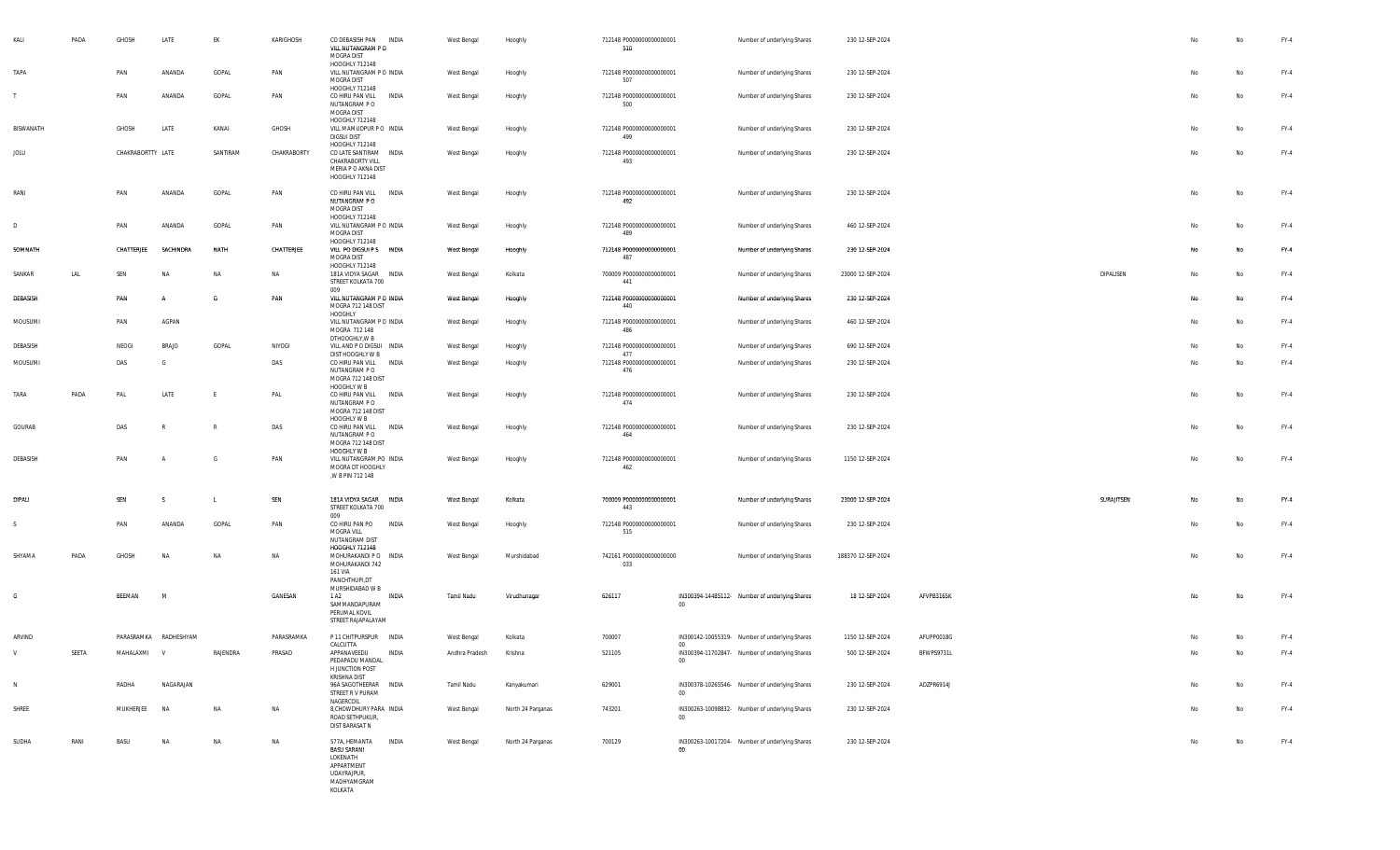| KALI | PADA | GHOSH | LATE | EK | KARIGHOSH | C/O DEBASISH PAN VILL NUTANGRAM P O MOGRA DIST HOOGHLY 712148 | INDIA | West Bengal | Hooghly | 712148 | P0000000000000001510 | | Number of underlying Shares | 230 | 12-SEP-2024 | | | | No | No | FY-4 |
|---|---|---|---|---|---|---|---|---|---|---|---|---|---|---|---|---|---|---|---|---|---|
| TAPA | | PAN | ANANDA | GOPAL | PAN | VILL NUTANGRAM P O MOGRA DIST HOOGHLY 712148 | INDIA | West Bengal | Hooghly | 712148 | P0000000000000001507 | | Number of underlying Shares | 230 | 12-SEP-2024 | | | | No | No | FY-4 |
| T | | PAN | ANANDA | GOPAL | PAN | C/O HIRU PAN VILL NUTANGRAM P O MOGRA DIST HOOGHLY 712148 | INDIA | West Bengal | Hooghly | 712148 | P0000000000000001500 | | Number of underlying Shares | 230 | 12-SEP-2024 | | | | No | No | FY-4 |
| BISWANATH | | GHOSH | LATE | KANAI | GHOSH | VILL MAMUDPUR P O DIGSUI DIST HOOGHLY 712148 | INDIA | West Bengal | Hooghly | 712148 | P0000000000000001499 | | Number of underlying Shares | 230 | 12-SEP-2024 | | | | No | No | FY-4 |
| JOLU | | CHAKRABORTTY | LATE | SANTIRAM | CHAKRABORTY | C/O LATE SANTIRAM CHAKRABORTY VILL MERIA P O AKNA DIST HOOGHLY 712148 | INDIA | West Bengal | Hooghly | 712148 | P0000000000000001493 | | Number of underlying Shares | 230 | 12-SEP-2024 | | | | No | No | FY-4 |
| RANI | | PAN | ANANDA | GOPAL | PAN | C/O HIRU PAN VILL NUTANGRAM P O MOGRA DIST HOOGHLY 712148 | INDIA | West Bengal | Hooghly | 712148 | P0000000000000001492 | | Number of underlying Shares | 230 | 12-SEP-2024 | | | | No | No | FY-4 |
| D | | PAN | ANANDA | GOPAL | PAN | VILL NUTANGRAM P O MOGRA DIST HOOGHLY 712148 | INDIA | West Bengal | Hooghly | 712148 | P0000000000000001489 | | Number of underlying Shares | 460 | 12-SEP-2024 | | | | No | No | FY-4 |
| SOMNATH | | CHATTERJEE | SACHINDRA | NATH | CHATTERJEE | VILL PO DIGSUI P S MOGRA DIST HOOGHLY 712148 | INDIA | West Bengal | Hooghly | 712148 | P0000000000000001487 | | Number of underlying Shares | 230 | 12-SEP-2024 | | | | No | No | FY-4 |
| SANKAR | LAL | SEN | NA | NA | NA | 181A VIDYA SAGAR STREET KOLKATA 700 009 | INDIA | West Bengal | Kolkata | 700009 | P0000000000000001441 | | Number of underlying Shares | 23000 | 12-SEP-2024 | | | DIPALISEN | No | No | FY-4 |
| DEBASISH | | PAN | A | G | PAN | VILL NUTANGRAM P O MOGRA 712 148 DIST HOOGHLY | INDIA | West Bengal | Hooghly | 712148 | P0000000000000001440 | | Number of underlying Shares | 230 | 12-SEP-2024 | | | | No | No | FY-4 |
| MOUSUMI | | PAN | AGPAN | | | VILL NUTANGRAM P O MOGRA 712 148 DTHOOGHLY,W B | INDIA | West Bengal | Hooghly | 712148 | P0000000000000001486 | | Number of underlying Shares | 460 | 12-SEP-2024 | | | | No | No | FY-4 |
| DEBASISH | | NEOGI | BRAJO | GOPAL | NIYOGI | VILL AND P O DIGSUI DIST HOOGHLY W B | INDIA | West Bengal | Hooghly | 712148 | P0000000000000001477 | | Number of underlying Shares | 690 | 12-SEP-2024 | | | | No | No | FY-4 |
| MOUSUMI | | DAS | G | | DAS | C/O HIRU PAN VILL NUTANGRAM P O MOGRA 712 148 DIST HOOGHLY W B | INDIA | West Bengal | Hooghly | 712148 | P0000000000000001476 | | Number of underlying Shares | 230 | 12-SEP-2024 | | | | No | No | FY-4 |
| TARA | PADA | PAL | LATE | E | PAL | C/O HIRU PAN VILL NUTANGRAM P O MOGRA 712 148 DIST HOOGHLY W B | INDIA | West Bengal | Hooghly | 712148 | P0000000000000001474 | | Number of underlying Shares | 230 | 12-SEP-2024 | | | | No | No | FY-4 |
| GOURAB | | DAS | R | R | DAS | C/O HIRU PAN VILL NUTANGRAM P O MOGRA 712 148 DIST HOOGHLY W B | INDIA | West Bengal | Hooghly | 712148 | P0000000000000001464 | | Number of underlying Shares | 230 | 12-SEP-2024 | | | | No | No | FY-4 |
| DEBASISH | | PAN | A | G | PAN | VILL NUTANGRAM ,PO MOGRA DT HOOGHLY ,W B PIN 712 148 | INDIA | West Bengal | Hooghly | 712148 | P0000000000000001462 | | Number of underlying Shares | 1150 | 12-SEP-2024 | | | | No | No | FY-4 |
| DIPALI | | SEN | S | L | SEN | 181A VIDYA SAGAR STREET KOLKATA 700 009 | INDIA | West Bengal | Kolkata | 700009 | P0000000000000001443 | | Number of underlying Shares | 23000 | 12-SEP-2024 | | | SURAJITSEN | No | No | FY-4 |
| S | | PAN | ANANDA | GOPAL | PAN | C/O HIRU PAN PO MOGRA VILL NUTANGRAM DIST HOOGHLY 712148 | INDIA | West Bengal | Hooghly | 712148 | P0000000000000001515 | | Number of underlying Shares | 230 | 12-SEP-2024 | | | | No | No | FY-4 |
| SHYAMA | PADA | GHOSH | NA | NA | NA | MOHURAKANDI P O MOHURAKANDI 742 161 VIA PANCHTHUPI,DT MURSHIDABAD W B | INDIA | West Bengal | Murshidabad | 742161 | P0000000000000000033 | | Number of underlying Shares | 188370 | 12-SEP-2024 | | | | No | No | FY-4 |
| G | | BEEMAN | M | | GANESAN | 1 A2 SAMMANDAPURAM PERUMAL KOVIL STREET RAJAPALAYAM | INDIA | Tamil Nadu | Virudhunagar | 626117 | | IN300394-14485112-00 | Number of underlying Shares | 18 | 12-SEP-2024 | AFVPB3165K | | | No | No | FY-4 |
| ARVIND | | PARASRAMKA | RADHESHYAM | | PARASRAMKA | P 11 CHITPURSPUR CALCUTTA | INDIA | West Bengal | Kolkata | 700007 | | IN300142-10055319-00 | Number of underlying Shares | 1150 | 12-SEP-2024 | AFUPP0018G | | | No | No | FY-4 |
| V | SEETA | MAHALAXMI | V | RAJENDRA | PRASAD | APPANAVEEDU PEDAPADU MANDAL H JUNCTION POST KRISHNA DIST | INDIA | Andhra Pradesh | Krishna | 521105 | | IN300394-11702847-00 | Number of underlying Shares | 500 | 12-SEP-2024 | BFWPS9731L | | | No | No | FY-4 |
| N | | RADHA | NAGARAJAN | | | 96A SAGOTHEERAR STREET R V PURAM NAGERCOIL | INDIA | Tamil Nadu | Kanyakumari | 629001 | | IN300378-10265546-00 | Number of underlying Shares | 230 | 12-SEP-2024 | ADZPR6914J | | | No | No | FY-4 |
| SHREE | | MUKHERJEE | NA | NA | NA | 8,CHOWDHURY PARA ROAD SETHPUKUR, DIST BARASAT N | INDIA | West Bengal | North 24 Parganas | 743201 | | IN300263-10098832-00 | Number of underlying Shares | 230 | 12-SEP-2024 | | | | No | No | FY-4 |
| SUDHA | RANI | BASU | NA | NA | NA | 577A, HEMANTA BASU SARANI LOKENATH APPARTMENT UDAYRAJPUR, MADHYAMGRAM KOLKATA | INDIA | West Bengal | North 24 Parganas | 700129 | | IN300263-10017204-00 | Number of underlying Shares | 230 | 12-SEP-2024 | | | | No | No | FY-4 |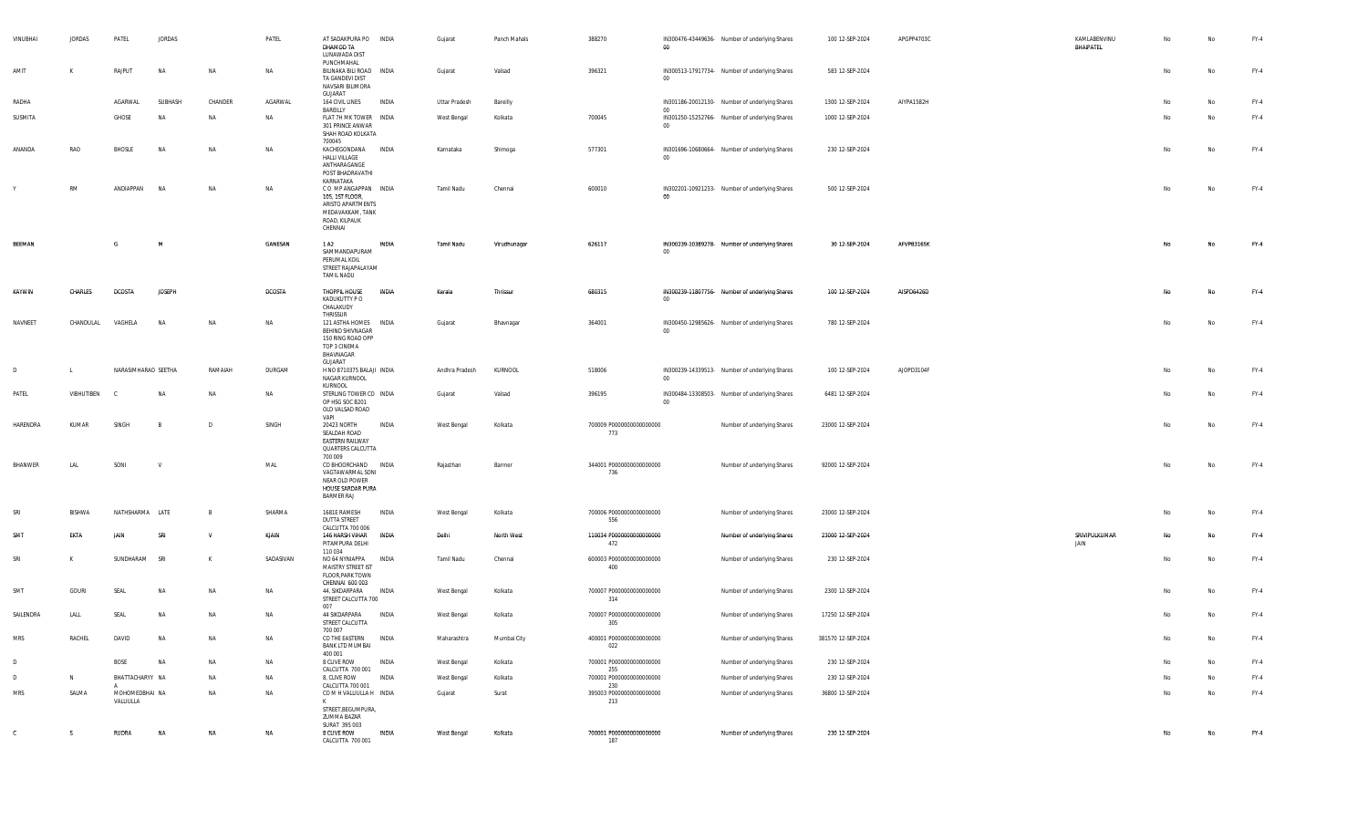| VINUBHAI | JORDAS | PATEL | JORDAS | | PATEL | AT SADAKPURA PO DHAMOD TA LUNAWADA DIST PUNCHMAHAL | INDIA | Gujarat | Panch Mahals | 388270 | IN300476-43449636-00 | Number of underlying Shares | 100 | 12-SEP-2024 | APGPP4703C | | KAMLABENVINU BHAIPATEL | No | No | FY-4 |
|---|---|---|---|---|---|---|---|---|---|---|---|---|---|---|---|---|---|---|---|---|
| AMIT | K | RAJPUT | NA | NA | NA | BILIMAKA BILI ROAD TA GANDEVI DIST NAVSARI BILIMORA GUJARAT | INDIA | Gujarat | Valsad | 396321 | IN300513-17917734-00 | Number of underlying Shares | 583 | 12-SEP-2024 | | | | No | No | FY-4 |
| RADHA | | AGARWAL | SUBHASH | CHANDER | AGARWAL | 164 CIVIL LINES BAREILLY | INDIA | Uttar Pradesh | Bareilly | | IN301186-20012130-00 | Number of underlying Shares | 1300 | 12-SEP-2024 | AIYPA1582H | | | No | No | FY-4 |
| SUSMITA | | GHOSE | NA | NA | NA | FLAT 7H MK TOWER 301 PRINCE ANWAR SHAH ROAD KOLKATA 700045 | INDIA | West Bengal | Kolkata | 700045 | IN301250-15252766-00 | Number of underlying Shares | 1000 | 12-SEP-2024 | | | | No | No | FY-4 |
| ANANDA | RAO | BHOSLE | NA | NA | NA | KACHEGONDANA HALLI VILLAGE ANTHARAGANGE POST BHADRAVATHI KARNATAKA | INDIA | Karnataka | Shimoga | 577301 | IN301696-10680664-00 | Number of underlying Shares | 230 | 12-SEP-2024 | | | | No | No | FY-4 |
| Y | RM | ANDIAPPAN | NA | NA | NA | C O M P ANGAPPAN 105, 1ST FLOOR, ARISTO APARTMENTS MEDAVAKKAM, TANK ROAD, KILPAUK CHENNAI | INDIA | Tamil Nadu | Chennai | 600010 | IN302201-10921233-00 | Number of underlying Shares | 500 | 12-SEP-2024 | | | | No | No | FY-4 |
| BEEMAN | | G | M | | GANESAN | 1 A2 SAMMANDAPURAM PERUMAL KOIL STREET RAJAPALAYAM TAMIL NADU | INDIA | Tamil Nadu | Virudhunagar | 626117 | IN300239-10389278-00 | Number of underlying Shares | 30 | 12-SEP-2024 | AFVPB3165K | | | No | No | FY-4 |
| KAYWIN | CHARLES | DCOSTA | JOSEPH | | DCOSTA | THOPPIL HOUSE KADUKUTTY P O CHALAKUDY THRISSUR | INDIA | Kerala | Thrissur | 680315 | IN300239-11807756-00 | Number of underlying Shares | 100 | 12-SEP-2024 | AISPD6426D | | | No | No | FY-4 |
| NAVNEET | CHANDULAL | VAGHELA | NA | NA | NA | 121 ASTHA HOMES BEHIND SHIVNAGAR 150 RING ROAD OPP TOP 3 CINEMA BHAVNAGAR GUJARAT | INDIA | Gujarat | Bhavnagar | 364001 | IN300450-12985626-00 | Number of underlying Shares | 780 | 12-SEP-2024 | | | | No | No | FY-4 |
| D | L | NARASIMHARAO | SEETHA | RAMAIAH | DURGAM | H NO 87103 75 BALAJI NAGAR KURNOOL KURNOOL | INDIA | Andhra Pradesh | KURNOOL | 518006 | IN300239-14339513-00 | Number of underlying Shares | 100 | 12-SEP-2024 | AJOPD3104F | | | No | No | FY-4 |
| PATEL | VIBHUTIBEN | C | NA | NA | NA | STERLING TOWER CD OP HSG SOC B201 OLD VALSAD ROAD VAPI | INDIA | Gujarat | Valsad | 396195 | IN300484-13308503-00 | Number of underlying Shares | 6481 | 12-SEP-2024 | | | | No | No | FY-4 |
| HARENDRA | KUMAR | SINGH | B | D | SINGH | 20423 NORTH SEALDAH ROAD EASTERN RAILWAY QUARTERS CALCUTTA 700 009 | INDIA | West Bengal | Kolkata | 700009 | P0000000000000000773 | Number of underlying Shares | 23000 | 12-SEP-2024 | | | | No | No | FY-4 |
| BHANWER | LAL | SONI | V | | MAL | CD BHOORCHAND VAGTAWARMAL SONI NEAR OLD POWER HOUSE SARDAR PURA BARMER RAJ | INDIA | Rajasthan | Barmer | 344001 | P0000000000000000736 | Number of underlying Shares | 92000 | 12-SEP-2024 | | | | No | No | FY-4 |
| SRI | BISHWA | NATHSHARMA | LATE | B | SHARMA | 16B1E RAMESH DUTTA STREET CALCUTTA 700 006 | INDIA | West Bengal | Kolkata | 700006 | P0000000000000000556 | Number of underlying Shares | 23000 | 12-SEP-2024 | | | | No | No | FY-4 |
| SMT | EKTA | JAIN | SRI | V | KJAIN | 146 HARSH VIHAR PITAMPURA DELHI 110 034 | INDIA | Delhi | North West | 110034 | P0000000000000000472 | Number of underlying Shares | 23000 | 12-SEP-2024 | | | SRIVIPULKUMAR JAIN | No | No | FY-4 |
| SRI | K | SUNDHARAM | SRI | K | SADASIVAN | NO 64 NYNIAPPA MAISTRY STREET IST FLOOR,PARK TOWN CHENNAI 600 003 | INDIA | Tamil Nadu | Chennai | 600003 | P0000000000000000400 | Number of underlying Shares | 230 | 12-SEP-2024 | | | | No | No | FY-4 |
| SMT | GOURI | SEAL | NA | NA | NA | 44, SIKDARPARA STREET CALCUTTA 700 007 | INDIA | West Bengal | Kolkata | 700007 | P0000000000000000314 | Number of underlying Shares | 2300 | 12-SEP-2024 | | | | No | No | FY-4 |
| SAILENDRA | LALL | SEAL | NA | NA | NA | 44 SIKDARPARA STREET CALCUTTA 700 007 | INDIA | West Bengal | Kolkata | 700007 | P0000000000000000305 | Number of underlying Shares | 17250 | 12-SEP-2024 | | | | No | No | FY-4 |
| MRS | RACHEL | DAVID | NA | NA | NA | CO THE EASTERN BANK LTD MUMBAI 400 001 | INDIA | Maharashtra | Mumbai City | 400001 | P0000000000000000022 | Number of underlying Shares | 381570 | 12-SEP-2024 | | | | No | No | FY-4 |
| D | | BOSE | NA | NA | NA | 8 CLIVE ROW CALCUTTA 700 001 | INDIA | West Bengal | Kolkata | 700001 | P0000000000000000255 | Number of underlying Shares | 230 | 12-SEP-2024 | | | | No | No | FY-4 |
| D | N | BHATTACHARYY A | NA | NA | NA | 8, CLIVE ROW CALCUTTA 700 001 | INDIA | West Bengal | Kolkata | 700001 | P0000000000000000230 | Number of underlying Shares | 230 | 12-SEP-2024 | | | | No | No | FY-4 |
| MRS | SALMA | MOHOMEDBHAI VALLULLA | NA | NA | NA | CO M H VALLULLA H K STREET,BEGUMPURA, ZUMMA BAZAR SURAT 395 003 | INDIA | Gujarat | Surat | 395003 | P0000000000000000213 | Number of underlying Shares | 36800 | 12-SEP-2024 | | | | No | No | FY-4 |
| C | S | RUDRA | NA | NA | NA | 8 CLIVE ROW CALCUTTA 700 001 | INDIA | West Bengal | Kolkata | 700001 | P0000000000000000187 | Number of underlying Shares | 230 | 12-SEP-2024 | | | | No | No | FY-4 |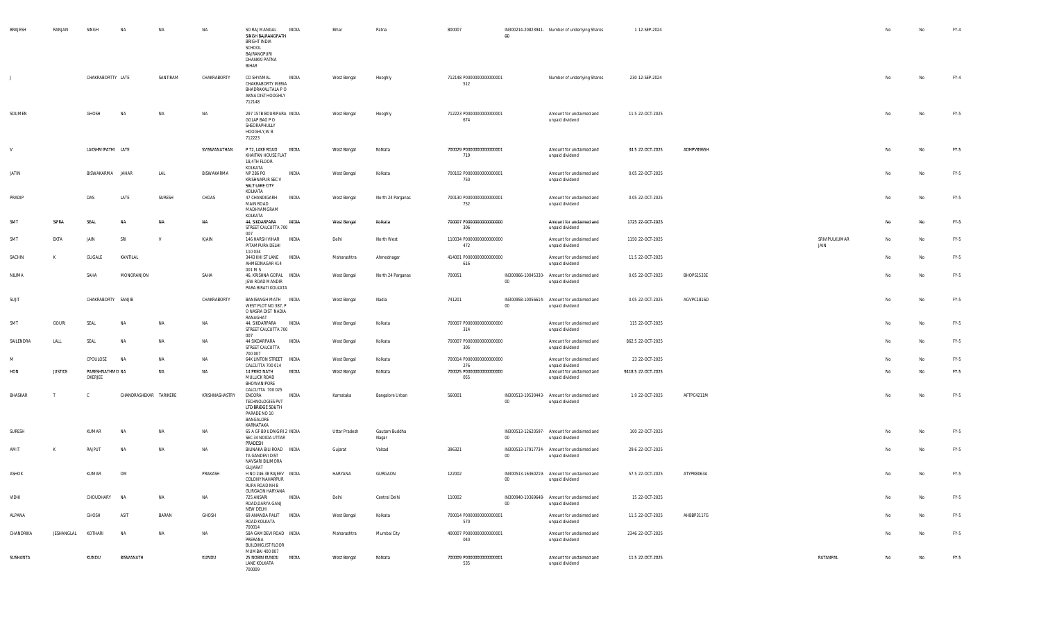| | | | | | | | | | | | | | | | | | | | | | |
|---|---|---|---|---|---|---|---|---|---|---|---|---|---|---|---|---|---|---|---|---|---|
| BRAJESH | RANJAN | SINGH | NA | NA | NA | SO RAJ MANGAL SINGH BAJRANGPATH BRIGHT INDIA SCHOOL BAJRANGPURI DHANKKI PATNA BIHAR | INDIA | Bihar | Patna | 800007 | IN300214-20823941-00 | Number of underlying Shares | 1 | 12-SEP-2024 | | | | | No | No | FY-4 |
| J | | CHAKRABORTTY | LATE | SANTIRAM | CHAKRABORTY | CO SHYAMAL CHAKRABORTY MERIA BHADRAKALITALA P O AKNA DIST HOOGHLY 712148 | INDIA | West Bengal | Hooghly | 712148 | P0000000000000001512 | Number of underlying Shares | 230 | 12-SEP-2024 | | | | | No | No | FY-4 |
| SOUMEN | | GHOSH | NA | NA | NA | 297 157B BOURIPARA GOLAP BAG P O SHEORAPHULLY HOOGHLY,W B 712223 | INDIA | West Bengal | Hooghly | 712223 | P0000000000000001674 | Amount for unclaimed and unpaid dividend | 11.5 | 22-OCT-2025 | | | | | No | No | FY-5 |
| V | | LAKSHMIPATHI | LATE | | SVISWANATHAN | P 72, LAKE ROAD KHAITAN HOUSE FLAT 18,4TH FLOOR KOLKATA | INDIA | West Bengal | Kolkata | 700029 | P0000000000000001719 | Amount for unclaimed and unpaid dividend | 34.5 | 22-OCT-2025 | ADHPV8965H | | | | No | No | FY-5 |
| JATIN | | BISWAKARMA | JAHAR | LAL | BISWAKARMA | NP 286 PO KRISHNAPUR SEC V SALT LAKE CITY KOLKATA | INDIA | West Bengal | Kolkata | 700102 | P0000000000000001750 | Amount for unclaimed and unpaid dividend | 0.05 | 22-OCT-2025 | | | | | No | No | FY-5 |
| PRADIP | | DAS | LATE | SURESH | CHDAS | 47 CHANDIGARH MAIN ROAD MADHYAMGRAM KOLKATA | INDIA | West Bengal | North 24 Parganas | 700130 | P0000000000000001752 | Amount for unclaimed and unpaid dividend | 0.05 | 22-OCT-2025 | | | | | No | No | FY-5 |
| SMT | SIPRA | SEAL | NA | NA | NA | 44, SIKDARPARA STREET CALCUTTA 700 007 | INDIA | West Bengal | Kolkata | 700007 | P0000000000000000306 | Amount for unclaimed and unpaid dividend | 1725 | 22-OCT-2025 | | | | | No | No | FY-5 |
| SMT | EKTA | JAIN | SRI | V | KJAIN | 146 HARSH VIHAR PITAMPURA DELHI 110 034 | INDIA | Delhi | North West | 110034 | P0000000000000000472 | Amount for unclaimed and unpaid dividend | 1150 | 22-OCT-2025 | | | | SRIVIPULKUMAR JAIN | No | No | FY-5 |
| SACHIN | K | GUGALE | KANTILAL | | | 3443 KHI ST LANE AHMEDNAGAR 414 001 M S | INDIA | Maharashtra | Ahmednagar | 414001 | P0000000000000000616 | Amount for unclaimed and unpaid dividend | 11.5 | 22-OCT-2025 | | | | | No | No | FY-5 |
| NILIMA | | SAHA | MONORANJON | | SAHA | 46, KRISHNA GOPAL JEW ROAD MANDIR PARA BIRATI KOLKATA | INDIA | West Bengal | North 24 Parganas | 700051 | IN300966-10045330-00 | Amount for unclaimed and unpaid dividend | 0.05 | 22-OCT-2025 | BHOPS1533E | | | | No | No | FY-5 |
| SUJIT | | CHAKRABORTY | SANJIB | | CHAKRABORTY | BANISANGH MATH WEST PLOT NO 387, P O NASRA DIST NADIA RANAGHAT | INDIA | West Bengal | Nadia | 741201 | IN300958-10056614-00 | Amount for unclaimed and unpaid dividend | 0.05 | 22-OCT-2025 | AGVPC1816D | | | | No | No | FY-5 |
| SMT | GOURI | SEAL | NA | NA | NA | 44, SIKDARPARA STREET CALCUTTA 700 007 | INDIA | West Bengal | Kolkata | 700007 | P0000000000000000314 | Amount for unclaimed and unpaid dividend | 115 | 22-OCT-2025 | | | | | No | No | FY-5 |
| SAILENDRA | LALL | SEAL | NA | NA | NA | 44 SIKDARPARA STREET CALCUTTA 700 007 | INDIA | West Bengal | Kolkata | 700007 | P0000000000000000305 | Amount for unclaimed and unpaid dividend | 862.5 | 22-OCT-2025 | | | | | No | No | FY-5 |
| M | | CPOULOSE | NA | NA | NA | 64K LINTON STREET CALCUTTA 700 014 | INDIA | West Bengal | Kolkata | 700014 | P0000000000000000276 | Amount for unclaimed and unpaid dividend | 23 | 22-OCT-2025 | | | | | No | No | FY-5 |
| HON | JUSTICE | PARESHNATHMO OKERJEE | NA | NA | NA | 14 PRED NATH MULLICK ROAD BHOWANIPORE CALCUTTA 700 025 | INDIA | West Bengal | Kolkata | 700025 | P0000000000000000055 | Amount for unclaimed and unpaid dividend | 9418.5 | 22-OCT-2025 | | | | | No | No | FY-5 |
| BHASKAR | T | C | CHANDRASHEKAR | TARIKERE | KRISHNASHASTRY | ENCORA TECHNOLOGIES PVT LTD BRIDGE SOUTH PARADE NO 10 BANGALORE KARNATAKA | INDIA | Karnataka | Bangalore Urban | 560001 | IN300513-19530443-00 | Amount for unclaimed and unpaid dividend | 1.9 | 22-OCT-2025 | AFTPC4211M | | | | No | No | FY-5 |
| SURESH | | KUMAR | NA | NA | NA | 65 A GF B9 UDAIGIRI 2 SEC 34 NOIDA UTTAR PRADESH | INDIA | Uttar Pradesh | Gautam Buddha Nagar | | IN300513-12620597-00 | Amount for unclaimed and unpaid dividend | 100 | 22-OCT-2025 | | | | | No | No | FY-5 |
| AMIT | K | RAJPUT | NA | NA | NA | BILINAKA BILI ROAD TA GANDEVI DIST NAVSARI BILIMORA GUJARAT | INDIA | Gujarat | Valsad | 396321 | IN300513-17917734-00 | Amount for unclaimed and unpaid dividend | 29.6 | 22-OCT-2025 | | | | | No | No | FY-5 |
| ASHOK | | KUMAR | OM | | PRAKASH | H NO 246 38 RAJEEV COLONY NAHARPUR RUPA ROAD NH 8 GURGAON HARYANA | INDIA | HARYANA | GURGAON | 122002 | IN300513-16360219-00 | Amount for unclaimed and unpaid dividend | 57.5 | 22-OCT-2025 | ATYPK8063A | | | | No | No | FY-5 |
| VIDHI | | CHOUDHARY | NA | NA | NA | 725 ANSARI ROAD,DARYA GANJ NEW DELHI | INDIA | Delhi | Central Delhi | 110002 | IN300940-10369648-00 | Amount for unclaimed and unpaid dividend | 15 | 22-OCT-2025 | | | | | No | No | FY-5 |
| ALPANA | | GHOSH | ASIT | BARAN | GHOSH | 69 ANANDA PALIT ROAD KOLKATA 700014 | INDIA | West Bengal | Kolkata | 700014 | P0000000000000001570 | Amount for unclaimed and unpaid dividend | 11.5 | 22-OCT-2025 | AHBBP3117G | | | | No | No | FY-5 |
| CHANDRIKA | JESHANGLAL | KOTHARI | NA | NA | NA | 58A GAMDEVI ROAD PRERANA BUILDING,1ST FLOOR MUMBAI 400 007 | INDIA | Maharashtra | Mumbai City | 400007 | P0000000000000000040 | Amount for unclaimed and unpaid dividend | 2346 | 22-OCT-2025 | | | | | No | No | FY-5 |
| SUSHANTA | | KUNDU | BISWANATH | | KUNDU | 25 NOBIN KUNDU LANE KOLKATA 700009 | INDIA | West Bengal | Kolkata | 700009 | P0000000000000001535 | Amount for unclaimed and unpaid dividend | 11.5 | 22-OCT-2025 | | | | RATANPAL | No | No | FY-5 |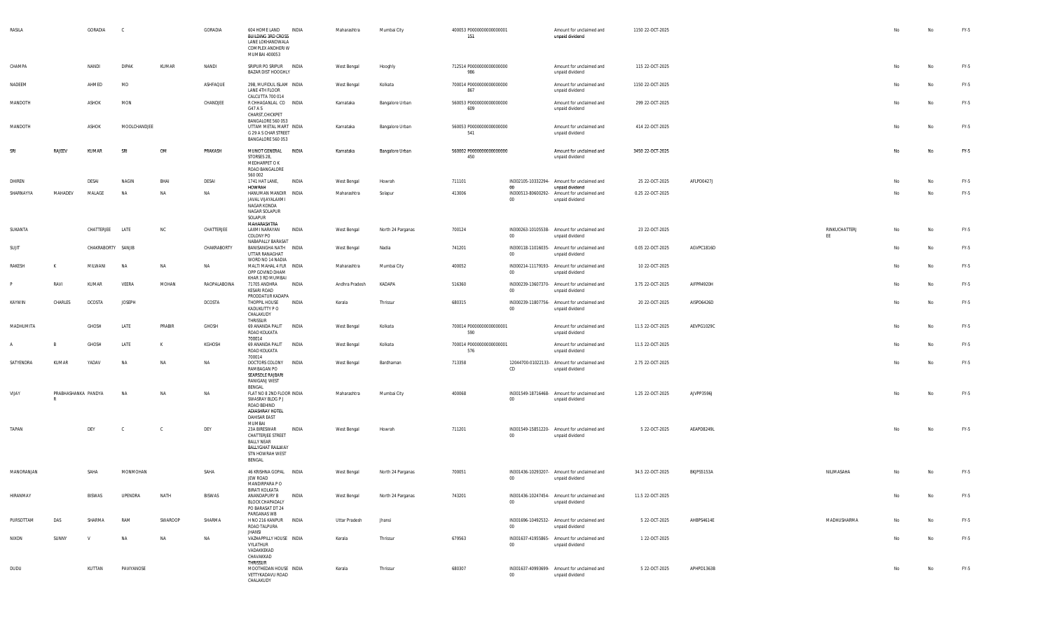| RASILA | | GORADIA | C | | GORADIA | 604 HOME LAND BUILDING 3RD CROSS LANE LOKHANDWALA COMPLEX ANDHERI W MUMBAI 400053 | INDIA | Maharashtra | Mumbai City | 400053 | P0000000000000001151 | | Amount for unclaimed and unpaid dividend | 1150 | 22-OCT-2025 | | | | No | No | FY-5 |
|---|---|---|---|---|---|---|---|---|---|---|---|---|---|---|---|---|---|---|---|---|---|
| CHAMPA | | NANDI | DIPAK | KUMAR | NANDI | SRIPUR PO SRIPUR BAZAR DIST HOOGHLY | INDIA | West Bengal | Hooghly | 712514 | P0000000000000000986 | | Amount for unclaimed and unpaid dividend | 115 | 22-OCT-2025 | | | | No | No | FY-5 |
| NADEEM | | AHMED | MD | | ASHFAQUE | 29B, MUFIDUL ISLAM LANE 4TH FLOOR CALCUTTA 700 014 | INDIA | West Bengal | Kolkata | 700014 | P0000000000000000867 | | Amount for unclaimed and unpaid dividend | 1150 | 22-OCT-2025 | | | | No | No | FY-5 |
| MANDOTH | | ASHOK | MON | | CHANDJEE | R CHHAGANLAL CO G47 A S CHARST,CHICKPET BANGALORE 560 053 | INDIA | Karnataka | Bangalore Urban | 560053 | P0000000000000000609 | | Amount for unclaimed and unpaid dividend | 299 | 22-OCT-2025 | | | | No | No | FY-5 |
| MANDOTH | | ASHOK | MOOLCHANDJEE | | | UTTAM METAL MART G 29 A S CHAR STREET BANGALORE 560 053 | INDIA | Karnataka | Bangalore Urban | 560053 | P0000000000000000541 | | Amount for unclaimed and unpaid dividend | 414 | 22-OCT-2025 | | | | No | No | FY-5 |
| SRI | RAJEEV | KUMAR | SRI | OM | PRAKASH | MUNOT GENERAL STORSES 28, MEDHARPET O K ROAD BANGALORE 560 002 | INDIA | Karnataka | Bangalore Urban | 560002 | P0000000000000000450 | | Amount for unclaimed and unpaid dividend | 3450 | 22-OCT-2025 | | | | No | No | FY-5 |
| DHIREN | | DESAI | NAGIN | BHAI | DESAI | 1741 HAT LANE, HOWRAH | INDIA | West Bengal | Howrah | 711101 | | IN302105-10332294-00 | Amount for unclaimed and unpaid dividend | 25 | 22-OCT-2025 | AFLPD0427J | | | No | No | FY-5 |
| SHARNAYYA | MAHADEV | MALAGE | NA | NA | NA | HANUMAN MANDIR JAVAL VIJAYALAXMI NAGAR KONDA NAGAR SOLAPUR SOLAPUR MAHARASHTRA | INDIA | Maharashtra | Solapur | 413006 | | IN300513-80600292-00 | Amount for unclaimed and unpaid dividend | 0.25 | 22-OCT-2025 | | | | No | No | FY-5 |
| SUKANTA | | CHATTERJEE | LATE | NC | CHATTERJEE | LAXMI NARAYAN COLONY PO NABAPALLY BARASAT | INDIA | West Bengal | North 24 Parganas | 700124 | | IN300263-10105538-00 | Amount for unclaimed and unpaid dividend | 23 | 22-OCT-2025 | | | RINKUCHATTERJEE | No | No | FY-5 |
| SUJIT | | CHAKRABORTY | SANJIB | | CHAKRABORTY | BANISANGHA NATH UTTAR RANAGHAT WORD NO 14 NADIA | INDIA | West Bengal | Nadia | 741201 | | IN300118-11016035-00 | Amount for unclaimed and unpaid dividend | 0.05 | 22-OCT-2025 | AGVPC1816D | | | No | No | FY-5 |
| RAKESH | K | MILWANI | NA | NA | NA | MALTI MAHAL 4 FLR OPP GOVIND DHAM KHAR 3 RD MUMBAI | INDIA | Maharashtra | Mumbai City | 400052 | | IN300214-11179193-00 | Amount for unclaimed and unpaid dividend | 10 | 22-OCT-2025 | | | | No | No | FY-5 |
| P | RAVI | KUMAR | VEERA | MOHAN | RAOPALABOINA | 7/705 ANDHRA KESARI ROAD PRODDATUR KADAPA | INDIA | Andhra Pradesh | KADAPA | 516360 | | IN300239-13607370-00 | Amount for unclaimed and unpaid dividend | 3.75 | 22-OCT-2025 | AIFPR4920H | | | No | No | FY-5 |
| KAYWIN | CHARLES | DCOSTA | JOSEPH | | DCOSTA | THOPPIL HOUSE KADUKUTTY P O CHALAKUDY THRISSUR | INDIA | Kerala | Thrissur | 680315 | | IN300239-11807756-00 | Amount for unclaimed and unpaid dividend | 20 | 22-OCT-2025 | AISPD6426D | | | No | No | FY-5 |
| MADHUMITA | | GHOSH | LATE | PRABIR | GHOSH | 69 ANANDA PALIT ROAD KOLKATA 700014 | INDIA | West Bengal | Kolkata | 700014 | P0000000000000001590 | | Amount for unclaimed and unpaid dividend | 11.5 | 22-OCT-2025 | AEVPG1029C | | | No | No | FY-5 |
| A | B | GHOSH | LATE | K | KGHOSH | 69 ANANDA PALIT ROAD KOLKATA 700014 | INDIA | West Bengal | Kolkata | 700014 | P0000000000000001576 | | Amount for unclaimed and unpaid dividend | 11.5 | 22-OCT-2025 | | | | No | No | FY-5 |
| SATYENDRA | KUMAR | YADAV | NA | NA | NA | DOCTORS COLONY RAMBAGAN PO SEARSOLE RAJBARI RANIGANJ WEST BENGAL | INDIA | West Bengal | Bardhaman | 713358 | | 12044700-01022133-CD | Amount for unclaimed and unpaid dividend | 2.75 | 22-OCT-2025 | | | | No | No | FY-5 |
| VIJAY | PRABHASHANKAR | PANDYA | NA | NA | NA | FLAT NO 8 2ND FLOOR SWASRAY BLDG P J ROAD BEHIND ADIASHRAY HOTEL DAHISAR EAST MUMBAI | INDIA | Maharashtra | Mumbai City | 400068 | | IN301549-18716468-00 | Amount for unclaimed and unpaid dividend | 1.25 | 22-OCT-2025 | AJVPP3596J | | | No | No | FY-5 |
| TAPAN | | DEY | C | C | DEY | 23A BIRESWAR CHATTERJEE STREET BALLY NEAR BALLYGHAT RAILWAY STN HOWRAH WEST BENGAL | INDIA | West Bengal | Howrah | 711201 | | IN301549-15851220-00 | Amount for unclaimed and unpaid dividend | 5 | 22-OCT-2025 | AEAPD8249L | | | No | No | FY-5 |
| MANORANJAN | | SAHA | MONMOHAN | | SAHA | 46 KRISHNA GOPAL JEW ROAD MANDIRPARA P O BIRATI KOLKATA | INDIA | West Bengal | North 24 Parganas | 700051 | | IN301436-10293207-00 | Amount for unclaimed and unpaid dividend | 34.5 | 22-OCT-2025 | BKJPS5153A | | NILIMASAHA | No | No | FY-5 |
| HIRANMAY | | BISWAS | UPENDRA | NATH | BISWAS | ANANDAPURY B BLOCK CHAPADALY PO BARASAT DT 24 PARGANAS WB | INDIA | West Bengal | North 24 Parganas | 743201 | | IN301436-10247454-00 | Amount for unclaimed and unpaid dividend | 11.5 | 22-OCT-2025 | | | | No | No | FY-5 |
| PURSOTTAM | DAS | SHARMA | RAM | SWAROOP | SHARMA | H NO 216 KANPUR ROAD TALPURA JHANSI | INDIA | Uttar Pradesh | Jhansi | | | IN301696-10492532-00 | Amount for unclaimed and unpaid dividend | 5 | 22-OCT-2025 | AHBPS4614E | | MADHUSHARMA | No | No | FY-5 |
| NIXON | SUNNY | V | NA | NA | NA | VAZHAPPILLY HOUSE VYLATHUR VADAKKEKAD CHAVAKKAD THRISSUR | INDIA | Kerala | Thrissur | 679563 | | IN301637-41955865-00 | Amount for unclaimed and unpaid dividend | 1 | 22-OCT-2025 | | | | No | No | FY-5 |
| DUDU | | KUTTAN | PAVIYANOSE | | | MOOTHEDAN HOUSE VETTYKADAVU ROAD CHALAKUDY | INDIA | Kerala | Thrissur | 680307 | | IN301637-40993699-00 | Amount for unclaimed and unpaid dividend | 5 | 22-OCT-2025 | APHPD1363B | | | No | No | FY-5 |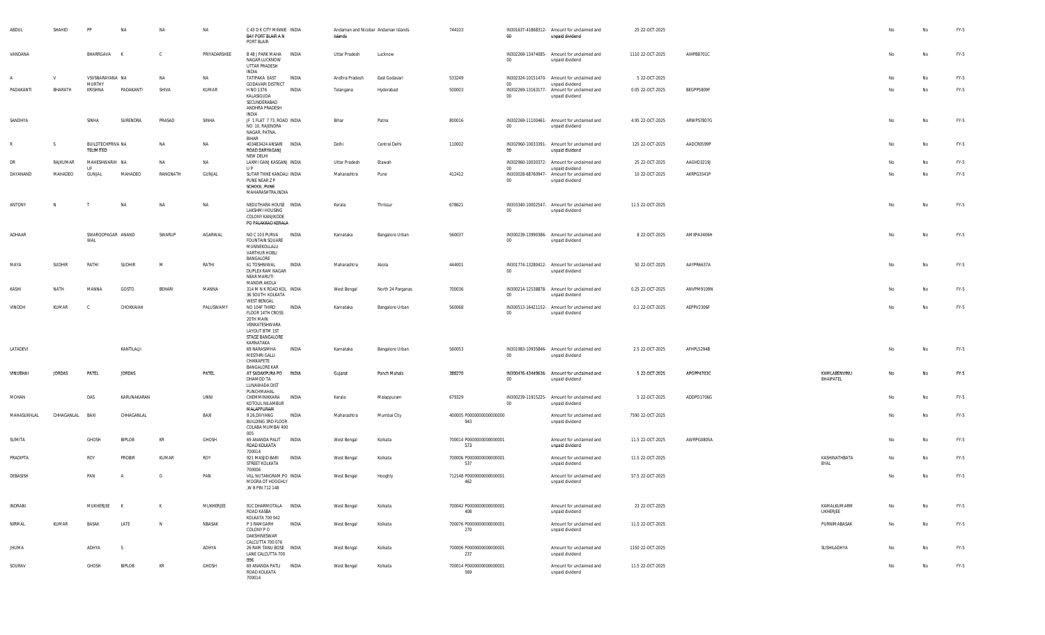| ABDUL | SHAHID | PP | NA | NA | NA | C 43 D K CITY MINNIE BAY PORT BLAIR A N PORT BLAIR | INDIA | Andaman and Nicobar Islands | Andaman Islands | 744103 | IN301637-41868312-00 | Amount for unclaimed and unpaid dividend | 25 | 22-OCT-2025 | | | | No | No | FY-5 |
|---|---|---|---|---|---|---|---|---|---|---|---|---|---|---|---|---|---|---|---|---|
| VANDANA | | BHARRGAVA | K | C | PRIYADARSHEE | B 48 J PARK MAHA NAGAR LUCKNOW UTTAR PRADESH INDIA | INDIA | Uttar Pradesh | Lucknow | | IN302269-13474085-00 | Amount for unclaimed and unpaid dividend | 1110 | 22-OCT-2025 | AIHPB8701C | | | No | No | FY-5 |
| A | V | VSVSNARAYANA MURTHY | NA | NA | NA | TATIPAKA EAST GODAVARI DISTRICT | INDIA | Andhra Pradesh | East Godavari | 533249 | IN302324-10151470-00 | Amount for unclaimed and unpaid dividend | 5 | 22-OCT-2025 | | | | No | No | FY-5 |
| PADAKANTI | BHARATH | KRISHNA | PADAKANTI | SHIVA | KUMAR | H NO 1376 KALASIGUDA SECUNDERABAD ANDHRA PRADESH INDIA | INDIA | Telangana | Hyderabad | 500003 | IN302269-13163177-00 | Amount for unclaimed and unpaid dividend | 0.05 | 22-OCT-2025 | BEGPP5809F | | | No | No | FY-5 |
| SANDHYA | | SINHA | SURENDRA | PRASAD | SINHA | JF 1 FLAT 7 73, ROAD NO 10, RAJENDRA NAGAR, PATNA, BIHAR | INDIA | Bihar | Patna | 800016 | IN302269-11100461-00 | Amount for unclaimed and unpaid dividend | 4.95 | 22-OCT-2025 | ARWPS7807G | | | No | No | FY-5 |
| R | S | BUILDTECHPRIVA TELIMITED | NA | NA | NA | 4034B3424 ANSARI ROAD DARYAGANJ NEW DELHI | INDIA | Delhi | Central Delhi | 110002 | IN302960-10033391-00 | Amount for unclaimed and unpaid dividend | 125 | 22-OCT-2025 | AADCR0599P | | | No | No | FY-5 |
| DR | RAJKUMAR | MAHESHWARIH UF | NA | NA | NA | LAXMI GANJ KASGANJ U P | INDIA | Uttar Pradesh | Etawah | | IN302960-10030372-00 | Amount for unclaimed and unpaid dividend | 25 | 22-OCT-2025 | AAGHD3219J | | | No | No | FY-5 |
| DAYANAND | MAHADEO | GUNJAL | MAHADEO | RANGNATH | GUNJAL | SUTAR THIKE KANDALI PUNE NEAR Z P SCHOOL ,PUNE MAHARASHTRA,INDIA | INDIA | Maharashtra | Pune | 412412 | IN303028-68760947-00 | Amount for unclaimed and unpaid dividend | 10 | 22-OCT-2025 | AKRPG3541P | | | No | No | FY-5 |
| ANTONY | N | T | NA | NA | NA | NEDUTHARA HOUSE LAKSHMI HOUSING COLONY KANJIKODE PO PALAKKAD KERALA | INDIA | Kerala | Thrissur | 678621 | IN303340-10002547-00 | Amount for unclaimed and unpaid dividend | 11.5 | 22-OCT-2025 | | | | No | No | FY-5 |
| ADHAAR | | SWAROOPAGAR WAL | ANAND | SWARUP | AGARWAL | NO C 103 PURVA FOUNTAIN SQUARE MUNNEKOLLALU VARTHUR HOBLI BANGALORE | INDIA | Karnataka | Bangalore Urban | 560037 | IN300239-13990386-00 | Amount for unclaimed and unpaid dividend | 8 | 22-OCT-2025 | AMXPA3406H | | | No | No | FY-5 |
| MAYA | SUDHIR | RATHI | SUDHIR | M | RATHI | 61 TOSHNIWAL DUPLEX RAM NAGAR NEAR MARUTI MANDIR AKOLA | INDIA | Maharashtra | Akola | 444001 | IN301774-13280412-00 | Amount for unclaimed and unpaid dividend | 50 | 22-OCT-2025 | AAYPR6637A | | | No | No | FY-5 |
| KASHI | NATH | MANNA | GOSTO | BEHARI | MANNA | 314 M N K ROAD KOL 36 SOUTH KOLKATA WEST BENGAL | INDIA | West Bengal | North 24 Parganas | 700036 | IN300214-12538878-00 | Amount for unclaimed and unpaid dividend | 0.25 | 22-OCT-2025 | ANVPM9109N | | | No | No | FY-5 |
| VINODH | KUMAR | C | CHOKKAIAH | | PALLISWAMY | NO 104F THIRD FLOOR 14TH CROSS 20TH MAIN VENKATESHWARA LAYOUT BTM 1ST STAGE BANGALORE KARNATAKA | INDIA | Karnataka | Bangalore Urban | 560068 | IN300513-16421152-00 | Amount for unclaimed and unpaid dividend | 0.1 | 22-OCT-2025 | AEPPV2306F | | | No | No | FY-5 |
| LATADEVI | | | KANTILALJI | | | 69 NARASIMHA MESTHRI GALLI CHIKKAPETE BANGALORE KAR | INDIA | Karnataka | Bangalore Urban | 560053 | IN301983-10935846-00 | Amount for unclaimed and unpaid dividend | 2.5 | 22-OCT-2025 | AFHPL5294B | | | No | No | FY-5 |
| VINUBHAI | JORDAS | PATEL | JORDAS | | PATEL | AT SADAKPURA PO DHAMOD TA LUNAWADA DIST PUNCHMAHAL | INDIA | Gujarat | Panch Mahals | 388270 | IN300476-43449636-00 | Amount for unclaimed and unpaid dividend | 5 | 22-OCT-2025 | APGPP4703C | | KAMLABENVINU BHAIPATEL | No | No | FY-5 |
| MOHAN | | DAS | KARUNAKARAN | | UNNI | CHEMMINIKKARA KOTOUL NILAMBUR MALAPPURAM | INDIA | Kerala | Malappuram | 679329 | IN300239-11915225-00 | Amount for unclaimed and unpaid dividend | 5 | 22-OCT-2025 | ADDPD1706G | | | No | No | FY-5 |
| MAHASUKHLAL | CHHAGANLAL | BAXI | CHHAGANLAL | | BAXI | 9 26,DIVYANG BUILDING 3RD FLOOR COLABA MUMBAI 400 005 | INDIA | Maharashtra | Mumbai City | 400005 | P0000000000000000943 | Amount for unclaimed and unpaid dividend | 7590 | 22-OCT-2025 | | | | No | No | FY-5 |
| SUMITA | | GHOSH | BIPLOB | KR | GHOSH | 69 ANANDA PALIT ROAD KOLKATA 700014 | INDIA | West Bengal | Kolkata | 700014 | P0000000000000001573 | Amount for unclaimed and unpaid dividend | 11.5 | 22-OCT-2025 | AWRPG0805A | | | No | No | FY-5 |
| PRADIPTA | | ROY | PROBIR | KUMAR | ROY | 92/1 MASJID BARI STREET KOLKATA 700006 | INDIA | West Bengal | Kolkata | 700006 | P0000000000000001537 | Amount for unclaimed and unpaid dividend | 11.5 | 22-OCT-2025 | | | KASHINATHBATA BYAL | No | No | FY-5 |
| DEBASISH | | PAN | A | G | PAN | VILL NUTANGRAM,PO MOGRA DT HOOGHLY ,W B PIN 712 148 | INDIA | West Bengal | Hooghly | 712148 | P0000000000000000462 | Amount for unclaimed and unpaid dividend | 57.5 | 22-OCT-2025 | | | | No | No | FY-5 |
| INDRANI | | MUKHERJEE | K | K | MUKHERJEE | 91C DHARMOTALA ROAD KASBA KOLKATA 700 042 | INDIA | West Bengal | Kolkata | 700042 | P0000000000000000408 | Amount for unclaimed and unpaid dividend | 23 | 22-OCT-2025 | | | KAMALKUMARM UKHERJEE | No | No | FY-5 |
| NIRMAL | KUMAR | BASAK | LATE | N | NBASAK | P 3 RAMGARH COLONY P O DAKSHINESWAR CALCUTTA 700 076 | INDIA | West Bengal | Kolkata | 700076 | P0000000000000000270 | Amount for unclaimed and unpaid dividend | 11.5 | 22-OCT-2025 | | | PURNIMABASAK | No | No | FY-5 |
| JHUMA | | ADHYA | S | | ADHYA | 26 RAM TANU BOSE LANE CALCUTTA 700 006 | INDIA | West Bengal | Kolkata | 700006 | P0000000000000000237 | Amount for unclaimed and unpaid dividend | 1150 | 22-OCT-2025 | | | SUSHILADHYA | No | No | FY-5 |
| SOURAV | | GHOSH | BIPLOB | KR | GHOSH | 69 ANANDA PATLI ROAD KOLKATA 700014 | INDIA | West Bengal | Kolkata | 700014 | P0000000000000000569 | Amount for unclaimed and unpaid dividend | 11.5 | 22-OCT-2025 | | | | No | No | FY-5 |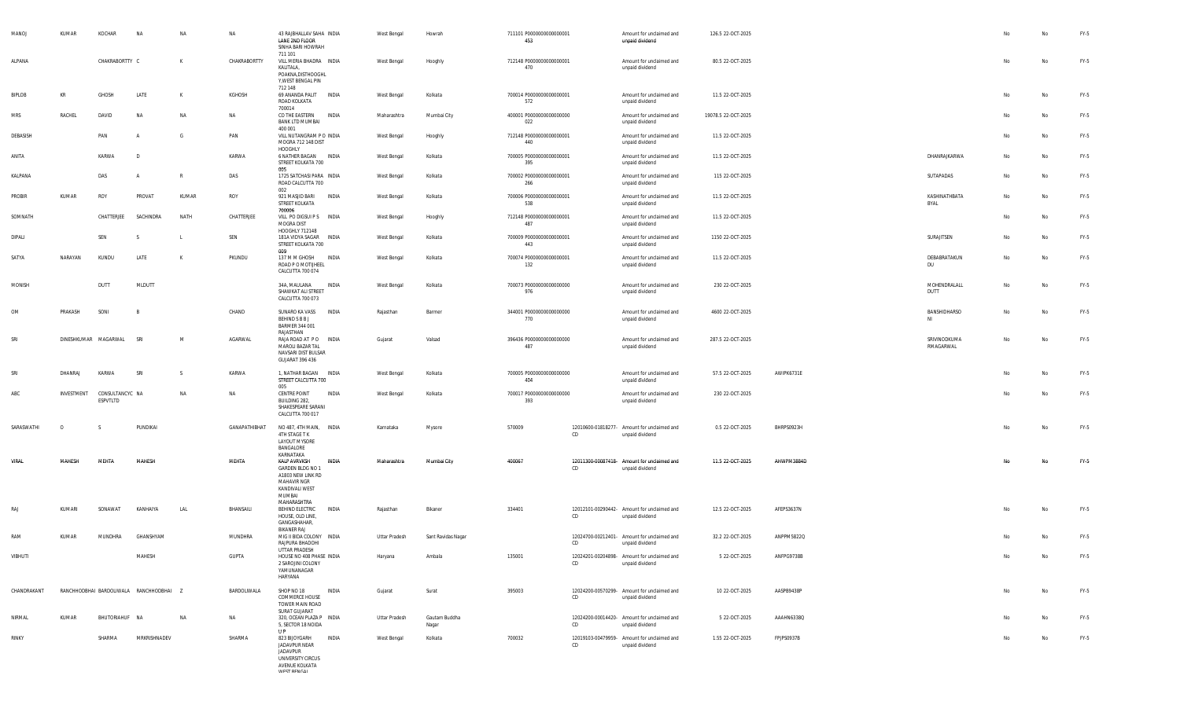| MANOJ | KUMAR | KOCHAR | NA | NA | NA | 43 RAJBHALLAV SAHA LANE 2ND FLOOR SINHA BARI HOWRAH 711 101 | INDIA | West Bengal | Howrah | 711101 P0000000000000001453 | | Amount for unclaimed and unpaid dividend | 126.5 | 22-OCT-2025 | | | | No | No | FY-5 |
|---|---|---|---|---|---|---|---|---|---|---|---|---|---|---|---|---|---|---|---|---|
| ALPANA | | CHAKRABORTTY | C | K | CHAKRABORTTY | VILL MERIA BHADRA KAUTALA, POAKNA,DISTHOOGHLY,WEST BENGAL PIN 712 148 | INDIA | West Bengal | Hooghly | 712148 P0000000000000001470 | | Amount for unclaimed and unpaid dividend | 80.5 | 22-OCT-2025 | | | | No | No | FY-5 |
| BIPLOB | KR | GHOSH | LATE | K | KGHOSH | 69 ANANDA PALIT ROAD KOLKATA 700014 | INDIA | West Bengal | Kolkata | 700014 P0000000000000001572 | | Amount for unclaimed and unpaid dividend | 11.5 | 22-OCT-2025 | | | | No | No | FY-5 |
| MRS | RACHEL | DAVID | NA | NA | NA | C/O THE EASTERN BANK LTD MUMBAI 400 001 | INDIA | Maharashtra | Mumbai City | 400001 P0000000000000000022 | | Amount for unclaimed and unpaid dividend | 19078.5 | 22-OCT-2025 | | | | No | No | FY-5 |
| DEBASISH | | PAN | A | G | PAN | VILL NUTANGRAM P O MOGRA 712 148 DIST HOOGHLY | INDIA | West Bengal | Hooghly | 712148 P0000000000000001440 | | Amount for unclaimed and unpaid dividend | 11.5 | 22-OCT-2025 | | | | No | No | FY-5 |
| ANITA | | KARWA | D | | KARWA | 6 NATHER BAGAN STREET KOLKATA 700 005 | INDIA | West Bengal | Kolkata | 700005 P0000000000000001395 | | Amount for unclaimed and unpaid dividend | 11.5 | 22-OCT-2025 | | | DHANRAJKARWA | No | No | FY-5 |
| KALPANA | | DAS | A | R | DAS | 17/25 SATCHASI PARA ROAD CALCUTTA 700 002 | INDIA | West Bengal | Kolkata | 700002 P0000000000000001266 | | Amount for unclaimed and unpaid dividend | 115 | 22-OCT-2025 | | | SUTAPADAS | No | No | FY-5 |
| PROBIR | KUMAR | ROY | PROVAT | KUMAR | ROY | 92/1 MASJID BARI STREET KOLKATA 700006 | INDIA | West Bengal | Kolkata | 700006 P0000000000000001538 | | Amount for unclaimed and unpaid dividend | 11.5 | 22-OCT-2025 | | | KASHINATHBATABYAL | No | No | FY-5 |
| SOMNATH | | CHATTERJEE | SACHINDRA | NATH | CHATTERJEE | VILL PO DIGSUI P S MOGRA DIST HOOGHLY 712148 | INDIA | West Bengal | Hooghly | 712148 P0000000000000001487 | | Amount for unclaimed and unpaid dividend | 11.5 | 22-OCT-2025 | | | | No | No | FY-5 |
| DIPALI | | SEN | S | L | SEN | 181A VIDYA SAGAR STREET KOLKATA 700 009 | INDIA | West Bengal | Kolkata | 700009 P0000000000000001443 | | Amount for unclaimed and unpaid dividend | 1150 | 22-OCT-2025 | | | SURAJITSEN | No | No | FY-5 |
| SATYA | NARAYAN | KUNDU | LATE | K | PKUNDU | 137 M M GHOSH ROAD P O MOTIJHEEL CALCUTTA 700 074 | INDIA | West Bengal | Kolkata | 700074 P0000000000000001132 | | Amount for unclaimed and unpaid dividend | 11.5 | 22-OCT-2025 | | | DEBABRATAKUNDU | No | No | FY-5 |
| MONISH | | DUTT | MLDUTT | | | 34A, MAULANA SHAWKAT ALI STREET CALCUTTA 700 073 | INDIA | West Bengal | Kolkata | 700073 P0000000000000000976 | | Amount for unclaimed and unpaid dividend | 230 | 22-OCT-2025 | | | MOHENDRALALLDUTT | No | No | FY-5 |
| OM | PRAKASH | SONI | B | | CHAND | SUNARO KA VASS BEHIND S B B J BARMER 344 001 RAJASTHAN | INDIA | Rajasthan | Barmer | 344001 P0000000000000000770 | | Amount for unclaimed and unpaid dividend | 4600 | 22-OCT-2025 | | | BANSHIDHARSONI | No | No | FY-5 |
| SRI | DINESHKUMAR | MAGARWAL | SRI | M | AGARWAL | RAJA ROAD AT P O MAROLI BAZAR TAL NAVSARI DIST BULSAR GUJARAT 396 436 | INDIA | Gujarat | Valsad | 396436 P0000000000000000487 | | Amount for unclaimed and unpaid dividend | 287.5 | 22-OCT-2025 | | | SRIVINODKUMARMAGARWAL | No | No | FY-5 |
| SRI | DHANRAJ | KARWA | SRI | S | KARWA | 1, NATHAR BAGAN STREET CALCUTTA 700 005 | INDIA | West Bengal | Kolkata | 700005 P0000000000000000404 | | Amount for unclaimed and unpaid dividend | 57.5 | 22-OCT-2025 | AWIPK6731E | | | No | No | FY-5 |
| ABC | INVESTMENT | CONSULTANCYCOSERVPTLTD | NA | NA | NA | CENTRE POINT BUILDING 282, SHAKESPEARE SARANI CALCUTTA 700 017 | INDIA | West Bengal | Kolkata | 700017 P0000000000000000393 | | Amount for unclaimed and unpaid dividend | 230 | 22-OCT-2025 | | | | No | No | FY-5 |
| SARASWATHI | D | S | PUNDIKAI | | GANAPATHIBHAT | NO 487, 4TH MAIN, 4TH STAGE T K LAYOUT MYSORE BANGALORE KARNATAKA | INDIA | Karnataka | Mysore | 570009 | 12010600-01818277-CD | Amount for unclaimed and unpaid dividend | 0.5 | 22-OCT-2025 | BHRPS0923H | | | No | No | FY-5 |
| VIRAL | MAHESH | MEHTA | MAHESH | | MEHTA | KALP AVRVKSH GARDEN BLDG NO 1 A1803 NEW LINK RD MAHAVIR NGR KANDIVALI WEST MUMBAI MAHARASHTRA | INDIA | Maharashtra | Mumbai City | 400067 | 12011300-00087418-CD | Amount for unclaimed and unpaid dividend | 11.5 | 22-OCT-2025 | AHWPM3884D | | | No | No | FY-5 |
| RAJ | KUMARI | SONAWAT | KANHAIYA | LAL | BHANSAILI | BEHIND ELECTRIC HOUSE, OLD LINE, GANGASHAHAR, BIKANER RAJ | INDIA | Rajasthan | Bikaner | 334401 | 12012101-00290442-CD | Amount for unclaimed and unpaid dividend | 12.5 | 22-OCT-2025 | AFEPS3637N | | | No | No | FY-5 |
| RAM | KUMAR | MUNDHRA | GHANSHYAM | | MUNDHRA | MIG II BIDA COLONY RAJPURA BHADOHI UTTAR PRADESH | INDIA | Uttar Pradesh | Sant Ravidas Nagar | | 12024700-00212401-CD | Amount for unclaimed and unpaid dividend | 32.2 | 22-OCT-2025 | ANPPM5822Q | | | No | No | FY-5 |
| VIBHUTI | | | MAHESH | | GUPTA | HOUSE NO 408 PHASE 2 SAROJINI COLONY YAMUNANAGAR HARYANA | INDIA | Haryana | Ambala | 135001 | 12024201-00204898-CD | Amount for unclaimed and unpaid dividend | 5 | 22-OCT-2025 | ANFPG9738B | | | No | No | FY-5 |
| CHANDRAKANT | RANCHHODBHAI | BARDOLIWALA | RANCHHODBHAI | Z | BARDOLIWALA | SHOP NO 18 COMMERCE HOUSE TOWER MAIN ROAD SURAT GUJARAT | INDIA | Gujarat | Surat | 395003 | 12024200-00570299-CD | Amount for unclaimed and unpaid dividend | 10 | 22-OCT-2025 | AASPB9438P | | | No | No | FY-5 |
| NIRMAL | KUMAR | BHUTORIAHUF | NA | NA | NA | 320, OCEAN PLAZA P 5, SECTOR 18 NOIDA U P | INDIA | Uttar Pradesh | Gautam Buddha Nagar | | 12024200-00014420-CD | Amount for unclaimed and unpaid dividend | 5 | 22-OCT-2025 | AAAHN6338Q | | | No | No | FY-5 |
| RINKY | | SHARMA | MRKRISHNADEV | | SHARMA | 823 BIJOYGARH JADAVPUR NEAR JADAVPUR UNIVERSITY CIRCUS AVENUE KOLKATA WEST BENGAL | INDIA | West Bengal | Kolkata | 700032 | 12019103-00479959-CD | Amount for unclaimed and unpaid dividend | 1.55 | 22-OCT-2025 | FPJPS0937B | | | No | No | FY-5 |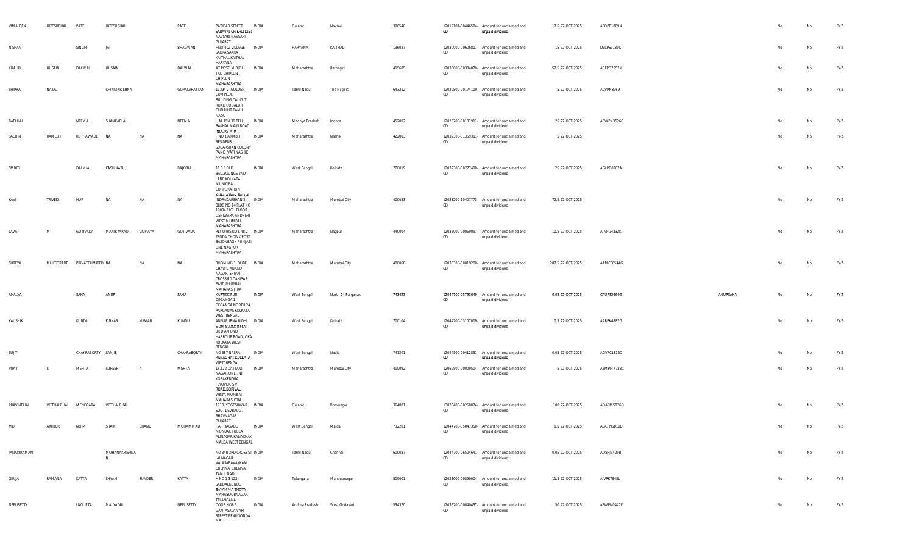| | | | | | | | | | | | | | | | | | | | | | | | |
|---|---|---|---|---|---|---|---|---|---|---|---|---|---|---|---|---|---|---|---|---|---|---|---|
| VIMALBEN | HITESHBHAI | PATEL | HITESHBHAI | | PATEL | PATIDAR STREET SARAVNI CHIKHLI DIST NAVSARI NAVSARI GUJARAT | INDIA | Gujarat | Navsari | 396540 | | 12019101-00446584-CD | Amount for unclaimed and unpaid dividend | 17.5 | 22-OCT-2025 | ASOPP1889N | | | | | No | No | FY-5 |
| NISHAN | | SINGH | JAI | | BHAGWAN | HNO 402 VILLAGE SAKRA SAKRA KAITHAL KAITHAL HARYANA | INDIA | HARYANA | KAITHAL | 136027 | | 12030000-00606817-CD | Amount for unclaimed and unpaid dividend | 15 | 22-OCT-2025 | DZCPS9139C | | | | | No | No | FY-5 |
| KHALID | HUSAIN | DALWAI | HUSAIN | | DALWAI | AT POST MIRJOLI , TAL CHIPLUN , CHIPLUN MAHARASHTRA | INDIA | Maharashtra | Ratnagiri | 415605 | | 12030000-00384070-CD | Amount for unclaimed and unpaid dividend | 57.5 | 22-OCT-2025 | ABEPD7952M | | | | | No | No | FY-5 |
| SHIPRA | NAIDU | | CHINNIKRISHNA | | GOPALARATTAN | 11394 2 ,GOLDEN COMPLEX, BUILDING,CALICUT ROAD GUDALUR GUDALUR TAMIL NADU | INDIA | Tamil Nadu | The Nilgiris | 643212 | | 12029800-00174109-CD | Amount for unclaimed and unpaid dividend | 5 | 22-OCT-2025 | ACVPN8969J | | | | | No | No | FY-5 |
| BABULAL | | NEEMA | SHANKARLAL | | NEEMA | H M 15N 39 TELI BAKHAL MAIN ROAD INDORE M P | INDIA | Madhya Pradesh | Indore | 452002 | | 12026200-00101911-CD | Amount for unclaimed and unpaid dividend | 25 | 22-OCT-2025 | ACWPN3526C | | | | | No | No | FY-5 |
| SACHIN | RAMESH | KOTHAWADE | NA | NA | NA | F NO 1 ARMBH RESIDENSI SUDARSHAN COLONY PANCHVATI NASHIK MAHARASHTRA | INDIA | Maharashtra | Nashik | 422003 | | 12032300-01359311-CD | Amount for unclaimed and unpaid dividend | 5 | 22-OCT-2025 | | | | | | No | No | FY-5 |
| SMRITI | | DALMIA | KASHINATH | | BAJORIA | 11 3 F OLD BALLYGUNGE 2ND LANE KOLKATA MUNICIPAL CORPORATION Kolkata West Bengal | INDIA | West Bengal | Kolkata | 700019 | | 12032300-00777498-CD | Amount for unclaimed and unpaid dividend | 25 | 22-OCT-2025 | AGLPD8282A | | | | | No | No | FY-5 |
| KAVI | TRIVEDI | HUF | NA | NA | NA | INDRADARSHAN 2 BLDG NO 14 FLAT NO 10034 10TH FLOOR OSHIWARA ANDHERI WEST MUMBAI MAHARASHTRA | INDIA | Maharashtra | Mumbai City | 400053 | | 12033200-10407773-CD | Amount for unclaimed and unpaid dividend | 72.5 | 22-OCT-2025 | | | | | | No | No | FY-5 |
| LAVA | M | GOTIVADA | MANIKYARAO | GOPIAYA | GOTIVADA | RLY QTRS NO L 48 2 ZENDA CHOWK POST BAZONBAGH PUNJABI LINE NAGPUR MAHARASHTRA | INDIA | Maharashtra | Nagpur | 440004 | | 12036000-00059097-CD | Amount for unclaimed and unpaid dividend | 11.5 | 22-OCT-2025 | AJNPG4332K | | | | | No | No | FY-5 |
| SHREYA | MULTITRADE | PRIVATELIMITED | NA | NA | NA | ROOM NO 1, DUBE CHAWL, ANAND NAGAR, SHIVAJI CROSS RD DAHISAR EAST, MUMBAI MAHARASHTRA | INDIA | Maharashtra | Mumbai City | 400068 | | 12036300-00019200-CD | Amount for unclaimed and unpaid dividend | 287.5 | 22-OCT-2025 | AAMCS6544G | | | | | No | No | FY-5 |
| AHALYA | | SAHA | ANUP | | SAHA | KARTICK PUR DEGANGA 1 DEGANGA NORTH 24 PARGANAS KOLKATA WEST BENGAL | INDIA | West Bengal | North 24 Parganas | 743423 | | 12044700-05793649-CD | Amount for unclaimed and unpaid dividend | 0.05 | 22-OCT-2025 | CAUPS2664G | | | ANUPSAHA | | No | No | FY-5 |
| KAUSHIK | | KUNDU | KINKAR | KUMAR | KUNDU | ANNAPURNA RIDHI SIDHI BLOCK II FLAT 3R DIAMOND HARBOUR ROAD JOKA KOLKATA WEST BENGAL | INDIA | West Bengal | Kolkata | 700104 | | 12044700-03107009-CD | Amount for unclaimed and unpaid dividend | 0.5 | 22-OCT-2025 | AARPK4887G | | | | | No | No | FY-5 |
| SUJIT | | CHAKRABORTY | SANJIB | | CHAKRABORTY | NO 387 NASRA RANAGHAT KOLKATA WEST BENGAL | INDIA | West Bengal | Nadia | 741201 | | 12044500-00412891-CD | Amount for unclaimed and unpaid dividend | 0.05 | 22-OCT-2025 | AGVPC1816D | | | | | No | No | FY-5 |
| VIJAY | S | MEHTA | SURESH | A | MEHTA | 1F,122,DATTANI NAGAR ONE , NR KORAKENDRA FLYOVER, S V ROAD,BORIVALI WEST, MUMBAI MAHARASHTRA | INDIA | Maharashtra | Mumbai City | 400092 | | 12069500-00009504-CD | Amount for unclaimed and unpaid dividend | 5 | 22-OCT-2025 | AZMPM7788C | | | | | No | No | FY-5 |
| PRAVINBHAI | VITTHALBHAI | MENDPARA | VITTHALBHAI | | | 1718, YOGESHWAR SOC , DEVBAUG, BHAVNAGAR GUJARAT | INDIA | Gujarat | Bhavnagar | 364001 | | 13023400-00250074-CD | Amount for unclaimed and unpaid dividend | 100 | 22-OCT-2025 | AOAPM5876Q | | | | | No | No | FY-5 |
| MD | AKHTER | NOIM | SHAIK | CHAND | MOHAMMAD | HAJI HAGADU MONDAL TOULA ALINAGAR KALIACHAK MALDA WEST BENGAL | INDIA | West Bengal | Malda | 732201 | | 12044700-05047350-CD | Amount for unclaimed and unpaid dividend | 0.5 | 22-OCT-2025 | AGCPN6810D | | | | | No | No | FY-5 |
| JANAKIRAMAN | | | MOHANAKRISHNA N | | | NO 34B 3RD CROSS ST JAI NAGAR VALASARAVAKKAM CHENNAI CHENNAI TAMIL NADU | INDIA | Tamil Nadu | Chennai | 600087 | | 12044700-06504641-CD | Amount for unclaimed and unpaid dividend | 0.05 | 22-OCT-2025 | AOBPJ3429B | | | | | No | No | FY-5 |
| GIRIJA | RAMANA | KATTA | SHYAM | SUNDER | KATTA | H NO 1 3 123 SADDALGUNDU BAYAMMA THOTA MAHABOOBNAGAR TELANGANA | INDIA | Telangana | Mahbubnagar | 509001 | | 12023000-00590004-CD | Amount for unclaimed and unpaid dividend | 11.5 | 22-OCT-2025 | AIVPK7645L | | | | | No | No | FY-5 |
| NEELISETTY | | LNGUPTA | MALYADRI | | NEELISETTY | DOOR NO6 3 GANTASALA VARI STREET PENUGONDA A P | INDIA | Andhra Pradesh | West Godavari | 534320 | | 12035200-00040457-CD | Amount for unclaimed and unpaid dividend | 50 | 22-OCT-2025 | AFWPN0447F | | | | | No | No | FY-5 |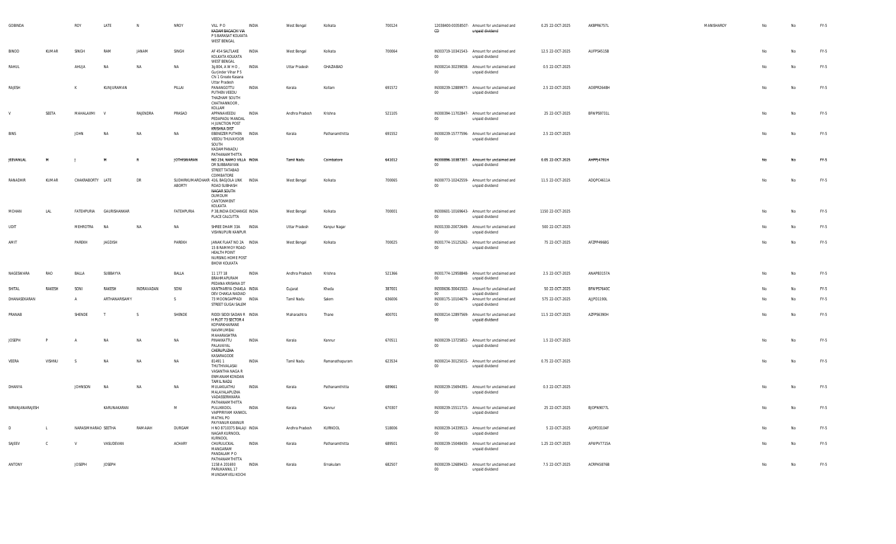| GOBINDA | | ROY | LATE | N | NROY | VILL P O KADAM BAGACHI VIA P S BARASAT KOLKATA WEST BENGAL | INDIA | West Bengal | Kolkata | 700124 | 12038400-00358507-CD | Amount for unclaimed and unpaid dividend | 0.25 | 22-OCT-2025 | AKBPR6757L | | MANISHAROY | No | No | FY-5 |
|---|---|---|---|---|---|---|---|---|---|---|---|---|---|---|---|---|---|---|---|---|
| BINOD | KUMAR | SINGH | RAM | JANAM | SINGH | AF 454 SALTLAKE KOLKATA KOLKATA WEST BENGAL | INDIA | West Bengal | Kolkata | 700064 | IN303719-10341543-00 | Amount for unclaimed and unpaid dividend | 12.5 | 22-OCT-2025 | AUFPS4515B | | | No | No | FY-5 |
| RAHUL | | AHUJA | NA | NA | NA | 3g 804, A W H O , Gurjinder Vihar P S Chi 1 Greate Kasana Uttar Pradesh | INDIA | Uttar Pradesh | GHAZIABAD | | IN300214-30239058-00 | Amount for unclaimed and unpaid dividend | 0.5 | 22-OCT-2025 | | | | No | No | FY-5 |
| RAJESH | | K | KUNJURAMAN | | PILLAI | PANANGOTTU PUTHEN VEEDU THAZHAM SOUTH CHATHANNOOR , KOLLAM | INDIA | Kerala | Kollam | 691572 | IN300239-12889977-00 | Amount for unclaimed and unpaid dividend | 2.5 | 22-OCT-2025 | AOEPR2648H | | | No | No | FY-5 |
| V | SEETA | MAHALAXMI | V | RAJENDRA | PRASAD | APPANAVEEDU PEDAPADU MANDAL H JUNCTION POST KRISHNA DIST | INDIA | Andhra Pradesh | Krishna | 521105 | IN300394-11702847-00 | Amount for unclaimed and unpaid dividend | 25 | 22-OCT-2025 | BFWPS9731L | | | No | No | FY-5 |
| BINS | | JOHN | NA | NA | NA | EBENEZER PUTHEN VEEDU THUVAYOOR SOUTH KADAMPANADU PATHANAMTHITTA | INDIA | Kerala | Pathanamthitta | 691552 | IN300239-15777596-00 | Amount for unclaimed and unpaid dividend | 2.5 | 22-OCT-2025 | | | | No | No | FY-5 |
| JEEVANLAL | M | J | M | R | JOTHISWARAN | NO 234, NAMO VILLA DR SUBBARAYAN STREET TATABAD COIMBATORE | INDIA | Tamil Nadu | Coimbatore | 641012 | IN300896-10387307-00 | Amount for unclaimed and unpaid dividend | 0.05 | 22-OCT-2025 | AHPPJ4791H | | | No | No | FY-5 |
| RANADHIR | KUMAR | CHAKRABORTY | LATE | DR | SUDHIRKUMARCHAKRABORTY | 416, BAGJOLA LINK ROAD SUBHASH NAGAR SOUTH DUMDUM CANTONMENT KOLKATA | INDIA | West Bengal | Kolkata | 700065 | IN300773-10242559-00 | Amount for unclaimed and unpaid dividend | 11.5 | 22-OCT-2025 | ADQPC4611A | | | No | No | FY-5 |
| MOHAN | LAL | FATEHPURIA | GAURISHANKAR | | FATEHPURIA | P 38,INDIA EXCHANGE PLACE CALCUTTA | INDIA | West Bengal | Kolkata | 700001 | IN300601-10169643-00 | Amount for unclaimed and unpaid dividend | 1150 | 22-OCT-2025 | | | | No | No | FY-5 |
| UDIT | | MEHROTRA | NA | NA | NA | SHREE DHAM 33A VISHNUPURI KANPUR | INDIA | Uttar Pradesh | Kanpur Nagar | | IN301330-20072649-00 | Amount for unclaimed and unpaid dividend | 500 | 22-OCT-2025 | | | | No | No | FY-5 |
| AMIT | | PAREKH | JAGDISH | | PAREKH | JANAK FLAAT NO 2A 15 B RAMMOY ROAD HEALTH POINT NURSING HOME POST BHOW KOLKATA | INDIA | West Bengal | Kolkata | 700025 | IN301774-15125262-00 | Amount for unclaimed and unpaid dividend | 75 | 22-OCT-2025 | AFZPP4968G | | | No | No | FY-5 |
| NAGESWARA | RAO | BALLA | SUBBAYYA | | BALLA | 11 177 18 BRAHMAPURAM PEDANA KRISHNA DT | INDIA | Andhra Pradesh | Krishna | 521366 | IN301774-12958848-00 | Amount for unclaimed and unpaid dividend | 2.5 | 22-OCT-2025 | ANAPB3157A | | | No | No | FY-5 |
| SHITAL | RAKESH | SONI | RAKESH | INDRAVADAN | SONI | KANTHARIYA CHAKLA DEV CHAKLA NADIAD | INDIA | Gujarat | Kheda | 387001 | IN300636-30041502-00 | Amount for unclaimed and unpaid dividend | 50 | 22-OCT-2025 | BFWPS7640C | | | No | No | FY-5 |
| DHANASEKARAN | | A | ARTHANARISAMY | | S | 73 MOONGAPPADI STREET GUGAI SALEM | INDIA | Tamil Nadu | Salem | 636006 | IN300175-10104679-00 | Amount for unclaimed and unpaid dividend | 575 | 22-OCT-2025 | AJJPD1190L | | | No | No | FY-5 |
| PRANAB | | SHENDE | T | S | SHENDE | RIDDI SIDDI SADAN R H PLOT 73 SECTOR 4 KOPARKHAIRANE NAVIMUMBAI MAHARASHTRA | INDIA | Maharashtra | Thane | 400701 | IN300214-12897569-00 | Amount for unclaimed and unpaid dividend | 11.5 | 22-OCT-2025 | AZFPS6390H | | | No | No | FY-5 |
| JOSEPH | P | A | NA | NA | NA | PINAKKATTU PALAVAYAL CHERUPUZHA KASARAGODE | INDIA | Kerala | Kannur | 670511 | IN300239-13725852-00 | Amount for unclaimed and unpaid dividend | 1.5 | 22-OCT-2025 | | | | No | No | FY-5 |
| VEERA | VISHNU | S | NA | NA | NA | 81491 1 THUTHIVALASAI VASANTHA NAGA R ENMANAMKONDAN TAMIL NADU | INDIA | Tamil Nadu | Ramanathapuram | 623534 | IN300214-30125015-00 | Amount for unclaimed and unpaid dividend | 0.75 | 22-OCT-2025 | | | | No | No | FY-5 |
| DHANYA | | JOHNSON | NA | NA | NA | MULAKKULATHU MALAYALAPUZHA VADASSERIKKARA PATHANAMTHITTA | INDIA | Kerala | Pathanamthitta | 689661 | IN300239-15694391-00 | Amount for unclaimed and unpaid dividend | 0.3 | 22-OCT-2025 | | | | No | No | FY-5 |
| NIRANJANARAJESH | | | KARUNAKARAN | | M | PULLIKKOOL VAIPPIRIYAM KANKOL MATHIL PO PAYYANUR KANNUR | INDIA | Kerala | Kannur | 670307 | IN300239-15511715-00 | Amount for unclaimed and unpaid dividend | 25 | 22-OCT-2025 | BJOPN9077L | | | No | No | FY-5 |
| D | L | NARASIMHARAO | SEETHA | RAMAIAH | DURGAM | H NO 8710375 BALAJI NAGAR KURNOOL KURNOOL | INDIA | Andhra Pradesh | KURNOOL | 518006 | IN300239-14339513-00 | Amount for unclaimed and unpaid dividend | 5 | 22-OCT-2025 | AJOPD3104F | | | No | No | FY-5 |
| SAJEEV | C | V | VASUDEVAN | | ACHARY | CHURULICKAL MANGARAM PANDALAM P O PATHANAMTHITTA | INDIA | Kerala | Pathanamthitta | 689501 | IN300239-15048430-00 | Amount for unclaimed and unpaid dividend | 1.25 | 22-OCT-2025 | AFWPV7715A | | | No | No | FY-5 |
| ANTONY | | JOSEPH | JOSEPH | | | 1158 A 201693 PARUKANNIL 17 MUNDAMVELI KOCHI | INDIA | Kerala | Ernakulam | 682507 | IN300239-12689432-00 | Amount for unclaimed and unpaid dividend | 7.5 | 22-OCT-2025 | ACRPA5876B | | | No | No | FY-5 |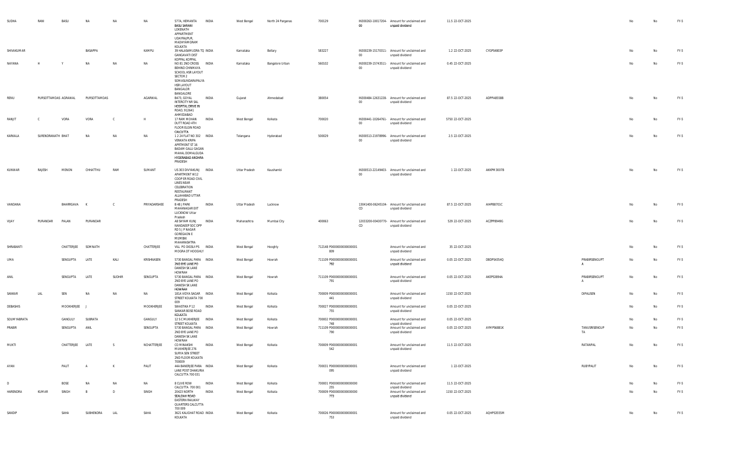| | | | | | | | | | | | | | | | | | | | | | |
|---|---|---|---|---|---|---|---|---|---|---|---|---|---|---|---|---|---|---|---|---|---|
| SUDHA | RANI | BASU | NA | NA | NA | 577A, HEMANTA BASU SARANI LOKENATH APPARTMENT UDAYRAJPUR, MADHYAMGRAM KOLKATA | INDIA | West Bengal | North 24 Parganas | 700129 | | IN300263-10017204-00 | Amount for unclaimed and unpaid dividend | 11.5 | 22-OCT-2025 | | | | No | No | FY-5 |
| SHIVAKUMAR | | | BASAPPA | | KAMPLI | 39 HALASAMUDRA TQ GANGAVATI DIST KOPPAL KOPPAL | INDIA | Karnataka | Bellary | 583227 | | IN300239-15170311-00 | Amount for unclaimed and unpaid dividend | 1.2 | 22-OCT-2025 | CYGPS4803P | | | No | No | FY-5 |
| NAYANA | H | Y | NA | NA | NA | NO 81 2ND CROSS BEHIND CHINMAYA SCHOOL HSR LAYOUT SECTOR 2 SOMASUNDARAPALYA HSR LAYOUT BANGALOR BANGALORE | INDIA | Karnataka | Bangalore Urban | 560102 | | IN300239-15743511-00 | Amount for unclaimed and unpaid dividend | 0.45 | 22-OCT-2025 | | | | No | No | FY-5 |
| RENU | PURSOTTAMDAS | AGRAWAL | PURSOTTAMDAS | | AGARWAL | B473, GOYAL INTERCITY NR SAL HOSPITAL DRIVE IN ROAD, 912641 AHMEDABAD | INDIA | Gujarat | Ahmedabad | 380054 | | IN300484-12631228-00 | Amount for unclaimed and unpaid dividend | 87.5 | 22-OCT-2025 | ADPPA8558B | | | No | No | FY-5 |
| RANJIT | C | VORA | VORA | C | H | 17 RAM MOHAN DUTT ROAD 4TH FLOOR ELGIN ROAD CALCUTTA | INDIA | West Bengal | Kolkata | 700020 | | IN300441-10264761-00 | Amount for unclaimed and unpaid dividend | 5750 | 22-OCT-2025 | | | | No | No | FY-5 |
| KARKALA | SURENDRANATH | BHAT | NA | NA | NA | 1 2 24 FLAT NO 302 VENKATA KRIPA APRTMENT ST 16 BADAM GALLI GAGAN MAHAL DOMALGUDA HYDERABAD ANDHRA PRADESH | INDIA | Telangana | Hyderabad | 500029 | | IN300513-21978996-00 | Amount for unclaimed and unpaid dividend | 2.5 | 22-OCT-2025 | | | | No | No | FY-5 |
| KUNWAR | RAJESH | MENON | CHHATTHU | RAM | SUMANT | US 303 DIVYAKUNJ APARTMENT W12 COOPER ROAD CIVIL LINES NEAR CELEBRATION RESTAURANT ALLAHABAD UTTAR PRADESH | INDIA | Uttar Pradesh | Kaushambi | | | IN300513-22149403-00 | Amount for unclaimed and unpaid dividend | 1 | 22-OCT-2025 | AKKPM3007B | | | No | No | FY-5 |
| VANDANA | | BHARRGAVA | K | C | PRIYADARSHEE | B 48 J PARK MAHANAGAR EXT LUCKNOW Uttar Pradesh | INDIA | Uttar Pradesh | Lucknow | | | 13041400-06245104-CD | Amount for unclaimed and unpaid dividend | 87.5 | 22-OCT-2025 | AIHPB8701C | | | No | No | FY-5 |
| VIJAY | PURANDAR | PALAN | PURANDAR | | | A8 SHYAM KUNJ NANDADEEP SOC OPP RD S J P NAGAR GOREGAON E MUMBAI MAHARASHTRA | INDIA | Maharashtra | Mumbai City | 400063 | | 12033200-00430770-CD | Amount for unclaimed and unpaid dividend | 529 | 22-OCT-2025 | ACZPP8949G | | | No | No | FY-5 |
| SHRABANTI | | CHATTERJEE | SOMNATH | | CHATTERJEE | VILL PO DIGSUI PS MOGRA DT HOOGHLY | INDIA | West Bengal | Hooghly | 712148 | P0000000000000001809 | | Amount for unclaimed and unpaid dividend | 35 | 22-OCT-2025 | | | | No | No | FY-5 |
| UMA | | SENGUPTA | LATE | KALI | KRISHNASEN | 5730 BANGAL PARA 2ND BYE LANE PO DANESH SK LANE HOWRAH | INDIA | West Bengal | Howrah | 711109 | P0000000000000001792 | | Amount for unclaimed and unpaid dividend | 0.05 | 22-OCT-2025 | DBDPS4354Q | | PRABIRSENGUPTA | No | No | FY-5 |
| ANIL | | SENGUPTA | LATE | SUDHIR | SENGUPTA | 5730 BANGAL PARA 2ND BYE LANE PO DANESH SK LANE HOWRAH | INDIA | West Bengal | Howrah | 711109 | P0000000000000001791 | | Amount for unclaimed and unpaid dividend | 0.05 | 22-OCT-2025 | AKEPS3894A | | PRABIRSENGUPTA | No | No | FY-5 |
| SANKAR | LAL | SEN | NA | NA | NA | 181A VIDYA SAGAR STREET KOLKATA 700 009 | INDIA | West Bengal | Kolkata | 700009 | P0000000000000001441 | | Amount for unclaimed and unpaid dividend | 1150 | 22-OCT-2025 | | | DIPALISEN | No | No | FY-5 |
| DEBASHIS | | MOOKHERJEE | J | | MOOKHERJEE | SWASTIKA P 12 SANKAR BOSE ROAD KOLKATA | INDIA | West Bengal | Kolkata | 700027 | P0000000000000001755 | | Amount for unclaimed and unpaid dividend | 0.05 | 22-OCT-2025 | | | | No | No | FY-5 |
| SOUMYABRATA | | GANGULY | SUBRATA | | GANGULY | 12 S C MUKHERJEE STREET KOLKATA | INDIA | West Bengal | Kolkata | 700002 | P0000000000000001748 | | Amount for unclaimed and unpaid dividend | 0.05 | 22-OCT-2025 | | | | No | No | FY-5 |
| PRABIR | | SENGUPTA | ANIL | | SENGUPTA | 5730 BANGAL PARA 2ND BYE LANE PO DANESH SK LANE HOWRAH | INDIA | West Bengal | Howrah | 711109 | P0000000000000001790 | | Amount for unclaimed and unpaid dividend | 0.05 | 22-OCT-2025 | AYMPS6881K | | TANUSRISENGUPTA | No | No | FY-5 |
| MUKTI | | CHATTERJEE | LATE | S | NCHATTERJEE | C/O MINAKSHI MUKHERJEE 276 SURYA SEN STREET 2ND FLOOR KOLKATA 700009 | INDIA | West Bengal | Kolkata | 700009 | P0000000000000001542 | | Amount for unclaimed and unpaid dividend | 11.5 | 22-OCT-2025 | | | RATANPAL | No | No | FY-5 |
| AYAN | | PALIT | A | K | PALIT | 44A BANERJEE PARA LANE POST DHAKURIA CALCUTTA 700 031 | INDIA | West Bengal | Kolkata | 700031 | P0000000000000001095 | | Amount for unclaimed and unpaid dividend | 1 | 22-OCT-2025 | | | RUBYPALIT | No | No | FY-5 |
| D | | BOSE | NA | NA | NA | 8 CLIVE ROW CALCUTTA 700 001 | INDIA | West Bengal | Kolkata | 700001 | P0000000000000000255 | | Amount for unclaimed and unpaid dividend | 11.5 | 22-OCT-2025 | | | | No | No | FY-5 |
| HARENDRA | KUMAR | SINGH | B | D | SINGH | 20423 NORTH SEALDAH ROAD EASTERN RAILWAY QUARTERS CALCUTTA 700 009 | INDIA | West Bengal | Kolkata | 700009 | P0000000000000000773 | | Amount for unclaimed and unpaid dividend | 1150 | 22-OCT-2025 | | | | No | No | FY-5 |
| SANDIP | | SAHA | SUBHENDRA | LAL | SAHA | 3621 KALIGHAT ROAD KOLKATA | INDIA | West Bengal | Kolkata | 700026 | P0000000000000001753 | | Amount for unclaimed and unpaid dividend | 0.05 | 22-OCT-2025 | AQHPS3555M | | | No | No | FY-5 |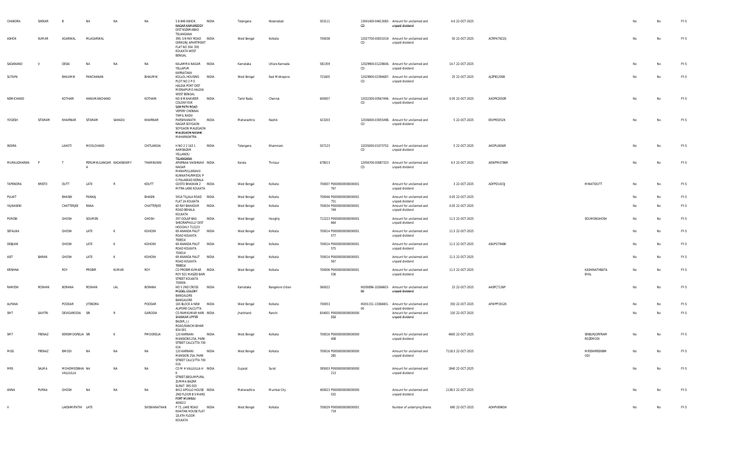| | | | | | | | | | | | | | | | | | | | | | | |
|---|---|---|---|---|---|---|---|---|---|---|---|---|---|---|---|---|---|---|---|---|---|---|
| CHANDRA | SHEKAR | B | NA | NA | NA | S B 849 ASHOK NAGAR KAMAREDDY DIST NIZAMABAD TELANGANA | INDIA | Telangana | Nizamabad | 503111 | | 13041400-04613083-CD | Amount for unclaimed and unpaid dividend | 4.6 | 22-OCT-2025 | | | | No | No | FY-5 |
| ASHOK | KUMAR | AGARWAL | MLAGARWAL | | | 390, S N RAY ROAD GIRIKUNJ APARTMENT FLAT NO 304 305 KOLKATA WEST BENGAL | INDIA | West Bengal | Kolkata | 700038 | | 12027700-00031019-CD | Amount for unclaimed and unpaid dividend | 50 | 22-OCT-2025 | ACRPA7922Q | | | No | No | FY-5 |
| SADANAND | V | DESAI | NA | NA | NA | KALAMMA NAGAR YELLAPUR KARNATAKA | INDIA | Karnataka | Uttara Kannada | 581359 | | 12029900-01228606-CD | Amount for unclaimed and unpaid dividend | 14.7 | 22-OCT-2025 | | | | No | No | FY-5 |
| SUTAPA | | BHAUMIK | PANCHANAN | | BHAUMIK | KOLLOL HOUSING PLOT NO 2 P O HALDIA PORT DIST MIDNAPUR E HALDIA WEST BENGAL | INDIA | West Bengal | East Midnapore | 721605 | | 12029900-02394687-CD | Amount for unclaimed and unpaid dividend | 25 | 22-OCT-2025 | AJZPB1200B | | | No | No | FY-5 |
| NEMICHAND | | KOTHARI | HANUMANCHAND | | KOTHARI | NO 8 MAHAVEER COLONY EVA SAMPATH ROAD VEPERY CHENNAI TAMIL NADU | INDIA | Tamil Nadu | Chennai | 600007 | | 12032300-00567494-CD | Amount for unclaimed and unpaid dividend | 0.05 | 22-OCT-2025 | AXOPK2050R | | | No | No | FY-5 |
| YOGESH | SITARAM | KHAIRNAR | SITARAM | SAHADU | KHAIRNAR | PARSHVANATH NAGAR SOYGAON SOYGAON MALEGAON MALEGAON NASHIK MAHARASHTRA | INDIA | Maharashtra | Nashik | 423203 | | 12036000-03055498-CD | Amount for unclaimed and unpaid dividend | 5 | 22-OCT-2025 | EEVPK5052K | | | No | No | FY-5 |
| INDIRA | | LAHOTI | MOOLCHAND | | CHITLANGIA | H NO 2 2 163 1 AAMBAZAR YELLANDU TELANGANA | INDIA | Telangana | Khammam | 507123 | | 12035000-01073752-CD | Amount for unclaimed and unpaid dividend | 5 | 22-OCT-2025 | AKOPL0656R | | | No | No | FY-5 |
| MURALIDHARAN | P | T | PERUMKULANGAR A | KADASWAMY | THAMBUNNI | APARNAA VAIRHNAVI NAGAR MANAPULLIKKAVU KUNNATHURMEDU P O PALAKKAD KERALA | INDIA | Kerala | Thrissur | 678013 | | 12056700-00087323-CD | Amount for unclaimed and unpaid dividend | 4.5 | 22-OCT-2025 | AEWPM0786R | | | No | No | FY-5 |
| TAPENDRA | KRISTO | DUTT | LATE | R | KDUTT | GOSTO BHAWAN 2 MITRA LANE KOLKATA | INDIA | West Bengal | Kolkata | 700007 | P0000000000000001767 | | Amount for unclaimed and unpaid dividend | 3 | 22-OCT-2025 | ADFPD1433J | | MINATIDUTT | No | No | FY-5 |
| PULKIT | | BHASIN | PANKAJ | | BHASIN | 591A TILJALA ROAD FLAT 2A KOLKATA | INDIA | West Bengal | Kolkata | 700046 | P0000000000000001751 | | Amount for unclaimed and unpaid dividend | 0.05 | 22-OCT-2025 | | | | No | No | FY-5 |
| YAJNASENI | | CHATTERJEE | RANA | | CHATTERJEE | 60 RAY BAHADUR ROAD BEHALA KOLKATA | INDIA | West Bengal | Kolkata | 700034 | P0000000000000001749 | | Amount for unclaimed and unpaid dividend | 0.05 | 22-OCT-2025 | | | | No | No | FY-5 |
| PUROBI | | GHOSH | SOUMEN | | GHOSH | 297 GOLAP BAG SHEORAPHULLY DIST HOOGHLY 712223 | INDIA | West Bengal | Hooghly | 712223 | P0000000000000001664 | | Amount for unclaimed and unpaid dividend | 11.5 | 22-OCT-2025 | | | SOUMENGHOSH | No | No | FY-5 |
| SEFALIKA | | GHOSH | LATE | K | KGHOSH | 69 ANANDA PALIT ROAD KOLKATA 700014 | INDIA | West Bengal | Kolkata | 700014 | P0000000000000001577 | | Amount for unclaimed and unpaid dividend | 11.5 | 22-OCT-2025 | | | | No | No | FY-5 |
| DEBJANI | | GHOSH | LATE | K | KGHOSH | 69 ANANDA PALIT ROAD KOLKATA 700014 | INDIA | West Bengal | Kolkata | 700014 | P0000000000000001575 | | Amount for unclaimed and unpaid dividend | 11.5 | 22-OCT-2025 | ASUPG7948K | | | No | No | FY-5 |
| ASIT | BARAN | GHOSH | LATE | K | KGHOSH | 69 ANANDA PALIT ROAD KOLKATA 700014 | INDIA | West Bengal | Kolkata | 700014 | P0000000000000001567 | | Amount for unclaimed and unpaid dividend | 11.5 | 22-OCT-2025 | | | | No | No | FY-5 |
| KRISHNA | | ROY | PROBIR | KUMAR | ROY | C/O PROBIR KUMAR ROY 92/1 MASZID BARI STREET KOLKATA 700006 | INDIA | West Bengal | Kolkata | 700006 | P0000000000000001536 | | Amount for unclaimed and unpaid dividend | 11.5 | 22-OCT-2025 | | | KASHINATHBATA BYAL | No | No | FY-5 |
| RAMESH | ROSHAN | BORANA | ROSHAN | LAL | BORANA | NO 5 2ND CROSS MODEL COLONY BANGALORE BANGALORE | INDIA | Karnataka | Bangalore Urban | 560022 | | IN300896-10266603-00 | Amount for unclaimed and unpaid dividend | 23 | 22-OCT-2025 | AASPC7136P | | | No | No | FY-5 |
| ALPANA | | PODDAR | JITENDRA | | PODDAR | 165 BLOCK A NEW ALIPORE CALCUTTA | INDIA | West Bengal | Kolkata | 700053 | | IN301151-13368401-00 | Amount for unclaimed and unpaid dividend | 350 | 22-OCT-2025 | AFWPP1912K | | | No | No | FY-5 |
| SMT | SAVITRI | DEVIGARODIA | SRI | R | GARODIA | C/O RAM KUMAR HARI SHANKAR UPPER BAZAR, J J ROAD,RANCHI BIHAR 834 001 | INDIA | Jharkhand | Ranchi | 834001 | P0000000000000000550 | | Amount for unclaimed and unpaid dividend | 150 | 22-OCT-2025 | | | | No | No | FY-5 |
| SMT | FRENAZ | KERSIMOGRELIA | SRI | K | PMOGRELIA | 120 KARNANI MANSIONS 25A, PARK STREET CALCUTTA 700 016 | INDIA | West Bengal | Kolkata | 700016 | P0000000000000000408 | | Amount for unclaimed and unpaid dividend | 4600 | 22-OCT-2025 | | | SRIBURJORFRAM ROZEMODI | No | No | FY-5 |
| MISS | FRENAZ | BMODI | NA | NA | NA | 120 KARNANI MANSION 25A, PARK STREET CALCUTTA 700 016 | INDIA | West Bengal | Kolkata | 700016 | P0000000000000000285 | | Amount for unclaimed and unpaid dividend | 7118.5 | 22-OCT-2025 | | | MRSSHIREENBM ODI | No | No | FY-5 |
| MRS | SALMA | MOHOMEDBHAI VALIJIULLA | NA | NA | NA | C/O M H VALIJIULLA H K STREET,BEGUMPURA, ZUMMA BAZAR SURAT 395 003 | INDIA | Gujarat | Surat | 395003 | P0000000000000000213 | | Amount for unclaimed and unpaid dividend | 1840 | 22-OCT-2025 | | | | No | No | FY-5 |
| ANNA | PURNA | GHOSH | NA | NA | NA | 8411 APOLLO HOUSE 2ND FLOOR B S MARG FORT MUMBAI 400023 | INDIA | Maharashtra | Mumbai City | 400023 | P0000000000000000032 | | Amount for unclaimed and unpaid dividend | 1138.5 | 22-OCT-2025 | | | | No | No | FY-5 |
| V | | LAKSHMIPATHI | LATE | | SVISWANATHAN | P 72, LAKE ROAD KHAITAN HOUSE FLAT 18,4TH FLOOR KOLKATA | INDIA | West Bengal | Kolkata | 700029 | P0000000000000001719 | | Number of underlying Shares | 690 | 22-OCT-2025 | ADHPV8965H | | | No | No | FY-5 |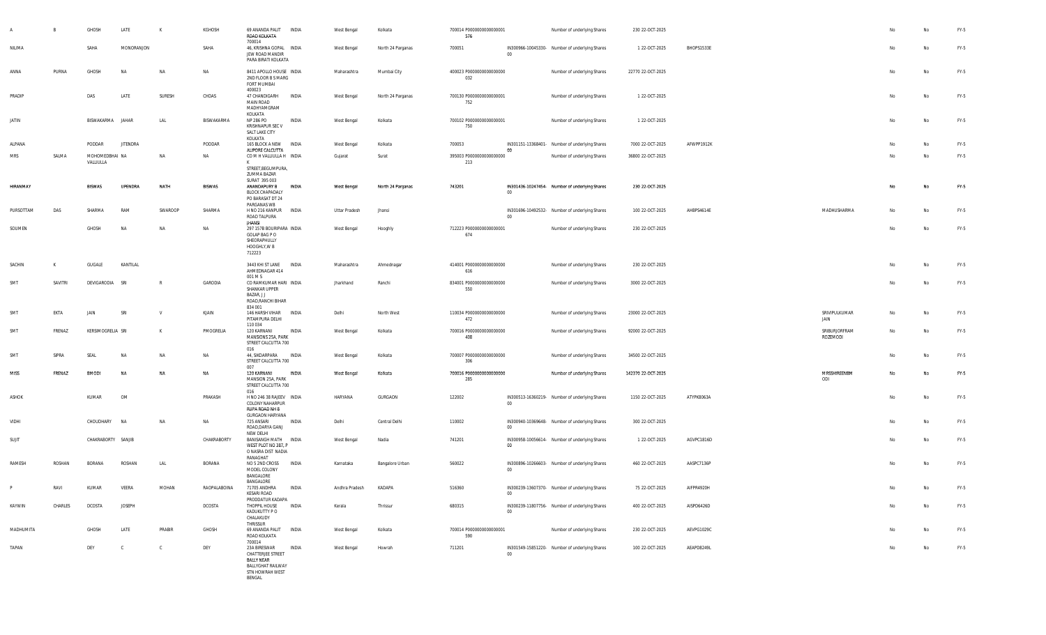| A | B | GHOSH | LATE | K | KGHOSH | 69 ANANDA PALIT ROAD KOLKATA 700014 | INDIA | West Bengal | Kolkata | 700014 | P0000000000000001576 | | Number of underlying Shares | 230 | 22-OCT-2025 | | | | No | No | FY-5 |
|---|---|---|---|---|---|---|---|---|---|---|---|---|---|---|---|---|---|---|---|---|---|
| NILIMA | | SAHA | MONORANJON | | SAHA | 46, KRISHNA GOPAL JEW ROAD MANDIR PARA BIRATI KOLKATA | INDIA | West Bengal | North 24 Parganas | 700051 | | IN300966-10045330-00 | Number of underlying Shares | 1 | 22-OCT-2025 | BHOPS1533E | | | No | No | FY-5 |
| ANNA | PURNA | GHOSH | NA | NA | NA | 8411 APOLLO HOUSE 2ND FLOOR B S MARG FORT MUMBAI 400023 | INDIA | Maharashtra | Mumbai City | 400023 | P0000000000000000032 | | Number of underlying Shares | 22770 | 22-OCT-2025 | | | | No | No | FY-5 |
| PRADIP | | DAS | LATE | SURESH | CHDAS | 47 CHANDIGARH MAIN ROAD MADHYAMGRAM KOLKATA | INDIA | West Bengal | North 24 Parganas | 700130 | P0000000000000001752 | | Number of underlying Shares | 1 | 22-OCT-2025 | | | | No | No | FY-5 |
| JATIN | | BISWAKARMA | JAHAR | LAL | BISWAKARMA | NP 286 PO KRISHNAPUR SEC V SALT LAKE CITY KOLKATA | INDIA | West Bengal | Kolkata | 700102 | P0000000000000001750 | | Number of underlying Shares | 1 | 22-OCT-2025 | | | | No | No | FY-5 |
| ALPANA | | PODDAR | JITENDRA | | PODDAR | 165 BLOCK A NEW ALIPORE CALCUTTA | INDIA | West Bengal | Kolkata | 700053 | | IN301151-13368401-00 | Number of underlying Shares | 7000 | 22-OCT-2025 | AFWPP1912K | | | No | No | FY-5 |
| MRS | SALMA | MOHOMEDBHAI VALLIULLA | NA | NA | NA | C O M H VALLIULLA H K STREET,BEGUMPURA, ZUMMA BAZAR SURAT 395 003 | INDIA | Gujarat | Surat | 395003 | P0000000000000000213 | | Number of underlying Shares | 36800 | 22-OCT-2025 | | | | No | No | FY-5 |
| HIRANMAY | | BISWAS | UPENDRA | NATH | BISWAS | ANANDAPURY B BLOCK CHAPADALY PO BARASAT DT 24 PARGANAS WB | INDIA | West Bengal | North 24 Parganas | 743201 | | IN301436-10247454-00 | Number of underlying Shares | 230 | 22-OCT-2025 | | | | No | No | FY-5 |
| PURSOTTAM | DAS | SHARMA | RAM | SWAROOP | SHARMA | H NO 216 KANPUR ROAD TALPURA JHANSI | INDIA | Uttar Pradesh | Jhansi | | | IN301696-10492532-00 | Number of underlying Shares | 100 | 22-OCT-2025 | AHBPS4614E | | MADHUSHARMA | No | No | FY-5 |
| SOUMEN | | GHOSH | NA | NA | NA | 297 157B BOURIPARA GOLAP BAG P O SHEORAPHULLY HOOGHLY,W B 712223 | INDIA | West Bengal | Hooghly | 712223 | P0000000000000000674 | | Number of underlying Shares | 230 | 22-OCT-2025 | | | | No | No | FY-5 |
| SACHIN | K | GUGALE | KANTILAL | | | 3443 KHI ST LANE AHMEDNAGAR 414 001 M S | INDIA | Maharashtra | Ahmednagar | 414001 | P0000000000000000616 | | Number of underlying Shares | 230 | 22-OCT-2025 | | | | No | No | FY-5 |
| SMT | SAVITRI | DEVIGARODIA | SRI | R | GARODIA | C O RAMKUMAR HARI SHANKAR UPPER BAZAR, J J ROAD,RANCHI BIHAR 834 001 | INDIA | Jharkhand | Ranchi | 834001 | P0000000000000000550 | | Number of underlying Shares | 3000 | 22-OCT-2025 | | | | No | No | FY-5 |
| SMT | EKTA | JAIN | SRI | V | KJAIN | 146 HARSH VIHAR PITAM PURA DELHI 110 034 | INDIA | Delhi | North West | 110034 | P0000000000000000472 | | Number of underlying Shares | 23000 | 22-OCT-2025 | | | SRIVIPULKUMAR JAIN | No | No | FY-5 |
| SMT | FRENAZ | KERSIMOGRELIA | SRI | K | PMOGRELIA | 120 KARNANI MANSIONS 25A, PARK STREET CALCUTTA 700 016 | INDIA | West Bengal | Kolkata | 700016 | P0000000000000000408 | | Number of underlying Shares | 92000 | 22-OCT-2025 | | | SRIBURJORFRAM ROZEMODI | No | No | FY-5 |
| SMT | SIPRA | SEAL | NA | NA | NA | 44, SIKDARPARA STREET CALCUTTA 700 007 | INDIA | West Bengal | Kolkata | 700007 | P0000000000000000306 | | Number of underlying Shares | 34500 | 22-OCT-2025 | | | | No | No | FY-5 |
| MISS | FRENAZ | BMODI | NA | NA | NA | 120 KARNANI MANSION 25A, PARK STREET CALCUTTA 700 016 | INDIA | West Bengal | Kolkata | 700016 | P0000000000000000285 | | Number of underlying Shares | 142370 | 22-OCT-2025 | | | MRSSHIREENBM ODI | No | No | FY-5 |
| ASHOK | | KUMAR | OM | | PRAKASH | H NO 246 38 RAJEEV COLONY NAHARPUR RUPA ROAD NH 8 GURGAON HARYANA | INDIA | HARYANA | GURGAON | 122002 | | IN300513-16360219-00 | Number of underlying Shares | 1150 | 22-OCT-2025 | ATYPK8063A | | | No | No | FY-5 |
| VIDHI | | CHOUDHARY | NA | NA | NA | 725 ANSARI ROAD,DARYA GANJ NEW DELHI | INDIA | Delhi | Central Delhi | 110002 | | IN300940-10369648-00 | Number of underlying Shares | 300 | 22-OCT-2025 | | | | No | No | FY-5 |
| SUJIT | | CHAKRABORTY | SANJIB | | CHAKRABORTY | BANISANGH MATH WEST PLOT NO 387, P O NASRA DIST NADIA RANAGHAT | INDIA | West Bengal | Nadia | 741201 | | IN300958-10056614-00 | Number of underlying Shares | 1 | 22-OCT-2025 | AGVPC1816D | | | No | No | FY-5 |
| RAMESH | ROSHAN | BORANA | ROSHAN | LAL | BORANA | NO 5 2ND CROSS MODEL COLONY BANGALORE BANGALORE | INDIA | Karnataka | Bangalore Urban | 560022 | | IN300896-10266603-00 | Number of underlying Shares | 460 | 22-OCT-2025 | AASPC7136P | | | No | No | FY-5 |
| P | RAVI | KUMAR | VEERA | MOHAN | RAOPALABOINA | 71705 ANDHRA KESARI ROAD PRODDATUR KADAPA | INDIA | Andhra Pradesh | KADAPA | 516360 | | IN300239-13607370-00 | Number of underlying Shares | 75 | 22-OCT-2025 | AIFPR4920H | | | No | No | FY-5 |
| KAYWIN | CHARLES | DCOSTA | JOSEPH | | DCOSTA | THOPPIL HOUSE KADUKUTTY P O CHALAKUDY THRISSUR | INDIA | Kerala | Thrissur | 680315 | | IN300239-11807756-00 | Number of underlying Shares | 400 | 22-OCT-2025 | AISPD6426D | | | No | No | FY-5 |
| MADHUMITA | | GHOSH | LATE | PRABIR | GHOSH | 69 ANANDA PALIT ROAD KOLKATA 700014 | INDIA | West Bengal | Kolkata | 700014 | P0000000000000001590 | | Number of underlying Shares | 230 | 22-OCT-2025 | AEVPG1029C | | | No | No | FY-5 |
| TAPAN | | DEY | C | C | DEY | 23A BIRESWAR CHATTERJEE STREET BALLY NEAR BALLYGHAT RAILWAY STN HOWRAH WEST BENGAL | INDIA | West Bengal | Howrah | 711201 | | IN301549-15851220-00 | Number of underlying Shares | 100 | 22-OCT-2025 | AEAPD8249L | | | No | No | FY-5 |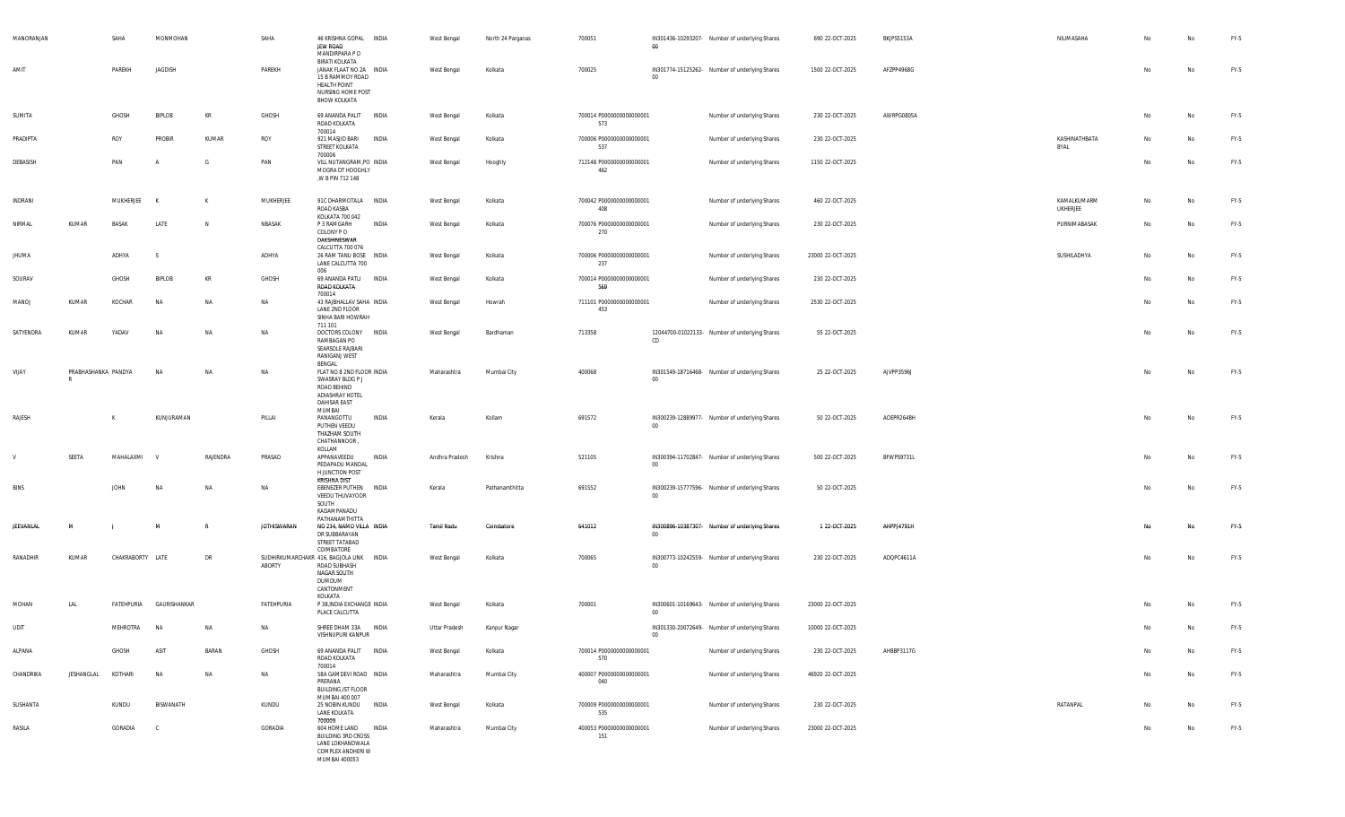| MANORANJAN | | SAHA | MONMOHAN | | SAHA | 46 KRISHNA GOPAL JEW ROAD MANDIRPARA P O BIRATI KOLKATA | INDIA | West Bengal | North 24 Parganas | 700051 | | IN301436-10293207-00 | Number of underlying Shares | 690 | 22-OCT-2025 | BKJPS5153A | | NILIMASAHA | No | No | FY-5 |
|---|---|---|---|---|---|---|---|---|---|---|---|---|---|---|---|---|---|---|---|---|---|
| AMIT | | PAREKH | JAGDISH | | PAREKH | JANAK FLAAT NO 2A 15 B RAMMOY ROAD HEALTH POINT NURSING HOME POST BHOW KOLKATA | INDIA | West Bengal | Kolkata | 700025 | | IN301774-15125262-00 | Number of underlying Shares | 1500 | 22-OCT-2025 | AFZPP4968G | | | No | No | FY-5 |
| SUMITA | | GHOSH | BIPLOB | KR | GHOSH | 69 ANANDA PALIT ROAD KOLKATA 700014 | INDIA | West Bengal | Kolkata | 700014 | P0000000000000001573 | | Number of underlying Shares | 230 | 22-OCT-2025 | AWRPG0805A | | | No | No | FY-5 |
| PRADIPTA | | ROY | PROBIR | KUMAR | ROY | 921 MASJID BARI STREET KOLKATA 700006 | INDIA | West Bengal | Kolkata | 700006 | P0000000000000001537 | | Number of underlying Shares | 230 | 22-OCT-2025 | | | KASHINATHBATA BYAL | No | No | FY-5 |
| DEBASISH | | PAN | A | G | PAN | VILL NUTANGRAM,PO MOGRA DT HOOGHLY ,W B PIN 712 148 | INDIA | West Bengal | Hooghly | 712148 | P0000000000000001462 | | Number of underlying Shares | 1150 | 22-OCT-2025 | | | | No | No | FY-5 |
| INDRANI | | MUKHERJEE | K | K | MUKHERJEE | 91C DHARMOTALA ROAD KASBA KOLKATA 700 042 | INDIA | West Bengal | Kolkata | 700042 | P0000000000000001408 | | Number of underlying Shares | 460 | 22-OCT-2025 | | | KAMALKUMARM UKHERJEE | No | No | FY-5 |
| NIRMAL | KUMAR | BASAK | LATE | N | NBASAK | P 3 RAMGARH COLONY P O DAKSHINESWAR CALCUTTA 700 076 | INDIA | West Bengal | Kolkata | 700076 | P0000000000000001270 | | Number of underlying Shares | 230 | 22-OCT-2025 | | | PURNIMABASAK | No | No | FY-5 |
| JHUMA | | ADHYA | S | | ADHYA | 26 RAM TANU BOSE LANE CALCUTTA 700 006 | INDIA | West Bengal | Kolkata | 700006 | P0000000000000001237 | | Number of underlying Shares | 23000 | 22-OCT-2025 | | | SUSHILADHYA | No | No | FY-5 |
| SOURAV | | GHOSH | BIPLOB | KR | GHOSH | 69 ANANDA PATLI ROAD KOLKATA 700014 | INDIA | West Bengal | Kolkata | 700014 | P0000000000000001569 | | Number of underlying Shares | 230 | 22-OCT-2025 | | | | No | No | FY-5 |
| MANOJ | KUMAR | KOCHAR | NA | NA | NA | 43 RAJBHALLAV SAHA LANE 2ND FLOOR SINHA BARI HOWRAH 711 101 | INDIA | West Bengal | Howrah | 711101 | P0000000000000001453 | | Number of underlying Shares | 2530 | 22-OCT-2025 | | | | No | No | FY-5 |
| SATYENDRA | KUMAR | YADAV | NA | NA | NA | DOCTORS COLONY RAMBAGAN PO SEARSOLE RAJBARI RANIGANJ WEST BENGAL | INDIA | West Bengal | Bardhaman | 713358 | | 12044700-01022133-CD | Number of underlying Shares | 55 | 22-OCT-2025 | | | | No | No | FY-5 |
| VIJAY | PRABHASHANKAR | PANDYA | NA | NA | NA | FLAT NO 8 2ND FLOOR SWASRAY BLDG P J ROAD BEHIND ADIASHRAY HOTEL DAHISAR EAST MUMBAI | INDIA | Maharashtra | Mumbai City | 400068 | | IN301549-18716468-00 | Number of underlying Shares | 25 | 22-OCT-2025 | AJVPP3596J | | | No | No | FY-5 |
| RAJESH | | K | KUNJURAMAN | | PILLAI | PANANGOTTU PUTHEN VEEDU THAZHAM SOUTH CHATHANNOOR , KOLLAM | INDIA | Kerala | Kollam | 691572 | | IN300239-12889977-00 | Number of underlying Shares | 50 | 22-OCT-2025 | AOEPR2648H | | | No | No | FY-5 |
| V | SEETA | MAHALAXMI | V | RAJENDRA | PRASAD | APPANAVEEDU PEDAPADU MANDAL H JUNCTION POST KRISHNA DIST | INDIA | Andhra Pradesh | Krishna | 521105 | | IN300394-11702847-00 | Number of underlying Shares | 500 | 22-OCT-2025 | BFWPS9731L | | | No | No | FY-5 |
| BINS | | JOHN | NA | NA | NA | EBENEZER PUTHEN VEEDU THUVAYOOR SOUTH KADAMPANADU PATHANAMTHITTA | INDIA | Kerala | Pathanamthitta | 691552 | | IN300239-15777596-00 | Number of underlying Shares | 50 | 22-OCT-2025 | | | | No | No | FY-5 |
| JEEVANLAL | M | J | M | R | JOTHISWARAN | NO 234, NAMO VILLA DR SUBBARAYAN STREET TATABAD COIMBATORE | INDIA | Tamil Nadu | Coimbatore | 641012 | | IN300896-10387307-00 | Number of underlying Shares | 1 | 22-OCT-2025 | AHPPJ4791H | | | No | No | FY-5 |
| RANADHIR | KUMAR | CHAKRABORTY | LATE | DR | SUDHIRKUMARCHAKRABORTY | 416, BAGJOLA LINK ROAD SUBHASH NAGAR SOUTH DUMDUM CANTONMENT KOLKATA | INDIA | West Bengal | Kolkata | 700065 | | IN300773-10242559-00 | Number of underlying Shares | 230 | 22-OCT-2025 | ADQPC4611A | | | No | No | FY-5 |
| MOHAN | LAL | FATEHPURIA | GAURISHANKAR | | FATEHPURIA | P 38,INDIA EXCHANGE PLACE CALCUTTA | INDIA | West Bengal | Kolkata | 700001 | | IN300601-10169643-00 | Number of underlying Shares | 23000 | 22-OCT-2025 | | | | No | No | FY-5 |
| UDIT | | MEHROTRA | NA | NA | NA | SHREE DHAM 33A VISHNUPURI KANPUR | INDIA | Uttar Pradesh | Kanpur Nagar | | | IN301330-20072649-00 | Number of underlying Shares | 10000 | 22-OCT-2025 | | | | No | No | FY-5 |
| ALPANA | | GHOSH | ASIT | BARAN | GHOSH | 69 ANANDA PALIT ROAD KOLKATA 700014 | INDIA | West Bengal | Kolkata | 700014 | P0000000000000001570 | | Number of underlying Shares | 230 | 22-OCT-2025 | AHBBP3117G | | | No | No | FY-5 |
| CHANDRIKA | JESHANGLAL | KOTHARI | NA | NA | NA | 58A GAMDEVI ROAD PRERANA BUILDING,1ST FLOOR MUMBAI 400 007 | INDIA | Maharashtra | Mumbai City | 400007 | P0000000000000001040 | | Number of underlying Shares | 46920 | 22-OCT-2025 | | | | No | No | FY-5 |
| SUSHANTA | | KUNDU | BISWANATH | | KUNDU | 25 NOBIN KUNDU LANE KOLKATA 700009 | INDIA | West Bengal | Kolkata | 700009 | P0000000000000001535 | | Number of underlying Shares | 230 | 22-OCT-2025 | | | RATANPAL | No | No | FY-5 |
| RASILA | | GORADIA | C | | GORADIA | 604 HOME LAND BUILDING 3RD CROSS LANE LOKHANDWALA COMPLEX ANDHERI W MUMBAI 400053 | INDIA | Maharashtra | Mumbai City | 400053 | P0000000000000001151 | | Number of underlying Shares | 23000 | 22-OCT-2025 | | | | No | No | FY-5 |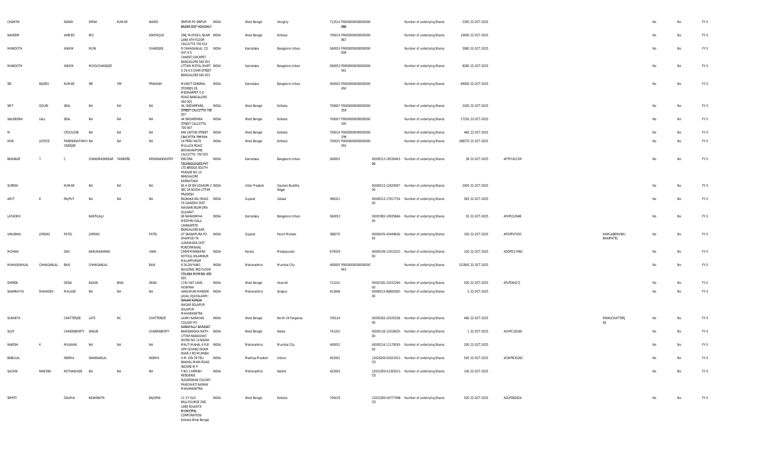| | | | | | | | | | | | | | | | | | | | | | | |
|---|---|---|---|---|---|---|---|---|---|---|---|---|---|---|---|---|---|---|---|---|---|---|
| CHAMPA | | NANDI | DIPAK | KUMAR | NANDI | SRIPUR PO SRIPUR BAZAR DIST HOOGHLY | INDIA | West Bengal | Hooghly | 712514 | P0000000000000000986 | | Number of underlying Shares | 2300 | 22-OCT-2025 | | | | | No | No | FY-5 |
| NADEEM | | AHMED | MD | | ASHFAQUE | 29B, MUFIDUL ISLAM LANE 4TH FLOOR CALCUTTA 700 014 | INDIA | West Bengal | Kolkata | 700014 | P0000000000000000867 | | Number of underlying Shares | 23000 | 22-OCT-2025 | | | | | No | No | FY-5 |
| MANDOTH | | ASHOK | MON | | CHANDJEE | R CHHAGANLAL CO G47 A S CHARST,CHICKPET BANGALORE 560 053 | INDIA | Karnataka | Bangalore Urban | 560053 | P0000000000000000609 | | Number of underlying Shares | 5980 | 22-OCT-2025 | | | | | No | No | FY-5 |
| MANDOTH | | ASHOK | MOOLCHANDJEE | | | UTTAM METAL MART G 29 A S CHAR STREET BANGALORE 560 053 | INDIA | Karnataka | Bangalore Urban | 560053 | P0000000000000000541 | | Number of underlying Shares | 8280 | 22-OCT-2025 | | | | | No | No | FY-5 |
| SRI | RAJEEV | KUMAR | SRI | OM | PRAKASH | MUNOT GENERAL STORSES 28, MEDHARPET O K ROAD BANGALORE 560 002 | INDIA | Karnataka | Bangalore Urban | 560002 | P0000000000000000450 | | Number of underlying Shares | 69000 | 22-OCT-2025 | | | | | No | No | FY-5 |
| SMT | GOURI | SEAL | NA | NA | NA | 44, SIKDARPARA STREET CALCUTTA 700 007 | INDIA | West Bengal | Kolkata | 700007 | P0000000000000000314 | | Number of underlying Shares | 2300 | 22-OCT-2025 | | | | | No | No | FY-5 |
| SAILENDRA | LALL | SEAL | NA | NA | NA | 44 SIKDARPARA STREET CALCUTTA 700 007 | INDIA | West Bengal | Kolkata | 700007 | P0000000000000000305 | | Number of underlying Shares | 17250 | 22-OCT-2025 | | | | | No | No | FY-5 |
| M | | CPOULOSE | NA | NA | NA | 64K LINTON STREET CALCUTTA 700 014 | INDIA | West Bengal | Kolkata | 700014 | P0000000000000000276 | | Number of underlying Shares | 460 | 22-OCT-2025 | | | | | No | No | FY-5 |
| HON | JUSTICE | PARESHNATHMO OKERJEE | NA | NA | NA | 14 PREO NATH MULLICK ROAD BHOWANIPORE CALCUTTA 700 025 | INDIA | West Bengal | Kolkata | 700025 | P0000000000000000055 | | Number of underlying Shares | 188370 | 22-OCT-2025 | | | | | No | No | FY-5 |
| BHASKAR | T | C | CHANDRASHEKAR | TARIKERE | KRISHNASHASTRY | ENCORA TECHNOLOGIES PVT LTD BRIDGE SOUTH PARADE NO 10 BANGALORE KARNATAKA | INDIA | Karnataka | Bangalore Urban | 560001 | | IN300513-19530443-00 | Number of underlying Shares | 38 | 22-OCT-2025 | AFTPC4211M | | | | No | No | FY-5 |
| SURESH | | KUMAR | NA | NA | NA | 65 A GF 89 UDAIGIRI 2 SEC 34 NOIDA UTTAR PRADESH | INDIA | Uttar Pradesh | Gautam Buddha Nagar | | | IN300513-12620597-00 | Number of underlying Shares | 2000 | 22-OCT-2025 | | | | | No | No | FY-5 |
| AMIT | K | RAJPUT | NA | NA | NA | BILINAKA BILI ROAD TA GANDEVI DIST NAVSARI BILIMORA GUJARAT | INDIA | Gujarat | Valsad | 396321 | | IN300513-17917734-00 | Number of underlying Shares | 583 | 22-OCT-2025 | | | | | No | No | FY-5 |
| LATADEVI | | | KANTILALJI | | | 69 NARASIMHA MESTHRI GALLI CHIKKAPETE BANGALORE KAR | INDIA | Karnataka | Bangalore Urban | 560053 | | IN301983-10935846-00 | Number of underlying Shares | 50 | 22-OCT-2025 | AFHPL5294B | | | | No | No | FY-5 |
| VINUBHAI | JORDAS | PATEL | JORDAS | | PATEL | AT SADAKPURA PO DHAMOD TA LUNAWADA DIST PUNCHMAHAL | INDIA | Gujarat | Panch Mahals | 388270 | | IN300476-43449636-00 | Number of underlying Shares | 100 | 22-OCT-2025 | APGPP4703C | | KAMLABENVINU BHAIPATEL | | No | No | FY-5 |
| MOHAN | | DAS | KARUNAKARAN | | UNNI | CHEMMINIKKARA KOTOLI NILAMBUR MALAPPURAM | INDIA | Kerala | Malappuram | 679329 | | IN300239-11915225-00 | Number of underlying Shares | 100 | 22-OCT-2025 | ADDPD1706G | | | | No | No | FY-5 |
| MAHASUKHLAL | CHHAGANLAL | BAXI | CHHAGANLAL | | BAXI | 9 26,DIVYANG BUILDING 3RD FLOOR COLABA MUMBAI 400 005 | INDIA | Maharashtra | Mumbai City | 400005 | P0000000000000000943 | | Number of underlying Shares | 151800 | 22-OCT-2025 | | | | | No | No | FY-5 |
| DHIREN | | DESAI | NAGIN | BHAI | DESAI | 1741 HAT LANE, HOWRAH | INDIA | West Bengal | Howrah | 711101 | | IN302105-10332294-00 | Number of underlying Shares | 500 | 22-OCT-2025 | AFLPD0427J | | | | No | No | FY-5 |
| SHARNAYYA | MAHADEV | MALAGE | NA | NA | NA | HANUMAN MANDIR JAVAL VIJAYALAXMI NAGAR KONDA NAGAR SOLAPUR SOLAPUR MAHARASHTRA | INDIA | Maharashtra | Solapur | 413006 | | IN300513-80600292-00 | Number of underlying Shares | 5 | 22-OCT-2025 | | | | | No | No | FY-5 |
| SUKANTA | | CHATTERJEE | LATE | NC | CHATTERJEE | LAXMI NARAYAN COLONY PO NABAPALLY BARASAT | INDIA | West Bengal | North 24 Parganas | 700124 | | IN300263-10105538-00 | Number of underlying Shares | 460 | 22-OCT-2025 | | | RINKUCHATTERJEE | | No | No | FY-5 |
| SUJIT | | CHAKRABORTY | SANJIB | | CHAKRABORTY | BANISANGHA NATH UTTAR RANAGHAT WORD NO 14 NADIA | INDIA | West Bengal | Nadia | 741201 | | IN300118-11016035-00 | Number of underlying Shares | 1 | 22-OCT-2025 | AGVPC1816D | | | | No | No | FY-5 |
| RAKESH | K | MILWANI | NA | NA | NA | MALTI MAHAL 4 FLR OPP GOVIND DHAM KHAR 3 RD MUMBAI | INDIA | Maharashtra | Mumbai City | 400052 | | IN300214-11179193-00 | Number of underlying Shares | 200 | 22-OCT-2025 | | | | | No | No | FY-5 |
| BABULAL | | NEEMA | SHANKARLAL | | NEEMA | H M 15N 39 TELI BAKHAL MAIN ROAD INDORE M P | INDIA | Madhya Pradesh | Indore | 452002 | | 12026200-00101911-CD | Number of underlying Shares | 500 | 22-OCT-2025 | ACWPN3526C | | | | No | No | FY-5 |
| SACHIN | RAMESH | KOTHAWADE | NA | NA | NA | F NO 1 ARMBH RESIDENSI SUDARSHAN COLONY PANCHVATI NASHIK MAHARASHTRA | INDIA | Maharashtra | Nashik | 422003 | | 12032300-01359311-CD | Number of underlying Shares | 100 | 22-OCT-2025 | | | | | No | No | FY-5 |
| SMRITI | | DALMIA | KASHINATH | | BAJORIA | 11 3 F OLD BALLYGUNGE 2ND LANE KOLKATA MUNICIPAL CORPORATION Kolkata West Bengal | INDIA | West Bengal | Kolkata | 700019 | | 12032300-00777498-CD | Number of underlying Shares | 500 | 22-OCT-2025 | AGLPD8282A | | | | No | No | FY-5 |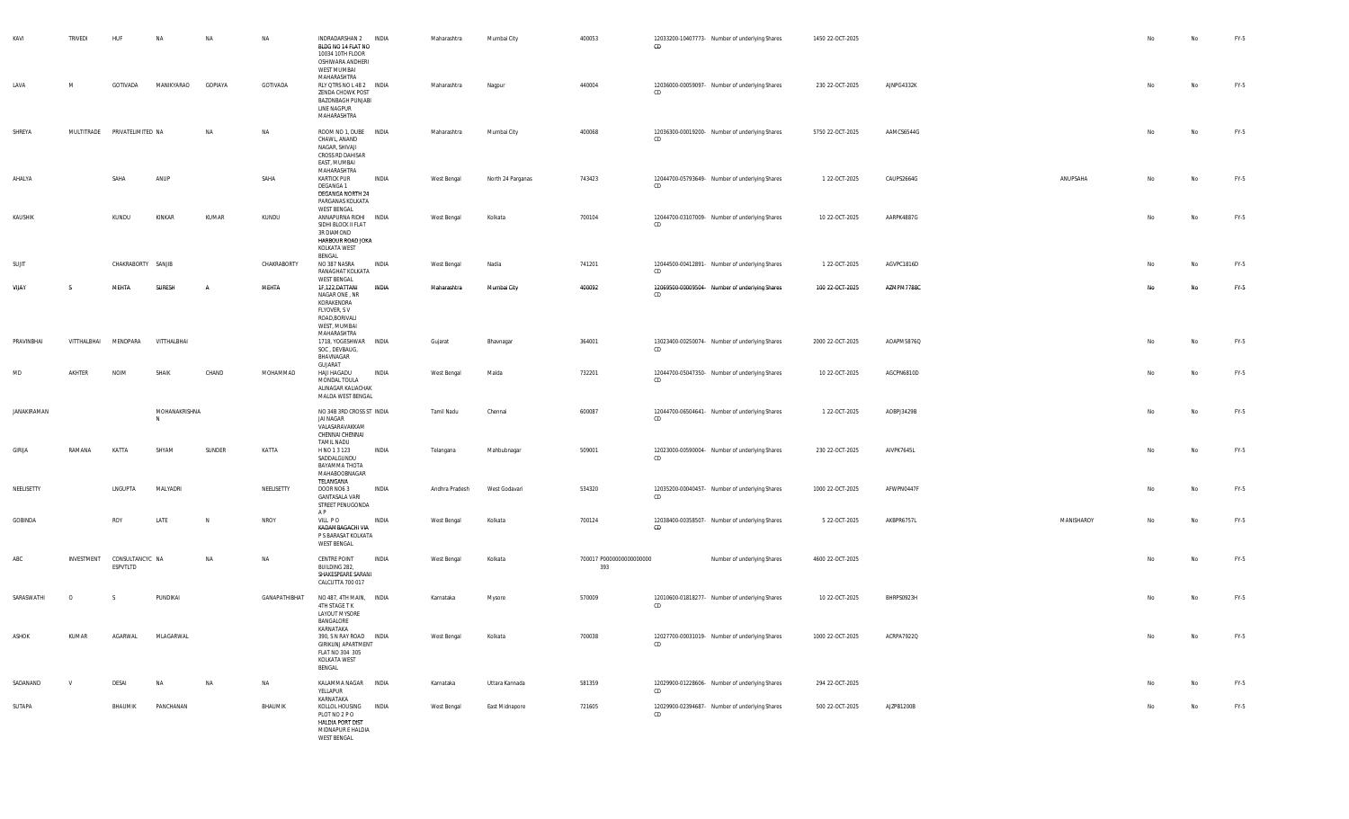| KAVI | TRIVEDI | HUF | NA | NA | NA | INDRADARSHAN 2 BLDG NO 14 FLAT NO 10034 10TH FLOOR OSHIWARA ANDHERI WEST MUMBAI MAHARASHTRA | INDIA | Maharashtra | Mumbai City | 400053 | 12033200-10407773-CD | Number of underlying Shares | 1450 | 22-OCT-2025 | | | | No | No | FY-5 |
|---|---|---|---|---|---|---|---|---|---|---|---|---|---|---|---|---|---|---|---|---|
| LAVA | M | GOTIVADA | MANIKYARAO | GOPIAYA | GOTIVADA | RLY QTRS NO L 48 2 ZENDA CHOWK POST BAZONBAGH PUNJABI LINE NAGPUR MAHARASHTRA | INDIA | Maharashtra | Nagpur | 440004 | 12036000-00059097-CD | Number of underlying Shares | 230 | 22-OCT-2025 | AJNPG4332K | | | No | No | FY-5 |
| SHREYA | MULTITRADE | PRIVATELIMITED | NA | NA | NA | ROOM NO 1, DUBE CHAWL, ANAND NAGAR, SHIVAJI CROSS RD DAHISAR EAST, MUMBAI MAHARASHTRA | INDIA | Maharashtra | Mumbai City | 400068 | 12036300-00019200-CD | Number of underlying Shares | 5750 | 22-OCT-2025 | AAMCS6544G | | | No | No | FY-5 |
| AHALYA | | SAHA | ANUP | | SAHA | KARTICK PUR DEGANGA 1 DEGANGA NORTH 24 PARGANAS KOLKATA WEST BENGAL | INDIA | West Bengal | North 24 Parganas | 743423 | 12044700-05793649-CD | Number of underlying Shares | 1 | 22-OCT-2025 | CAUPS2664G | | ANUPSAHA | No | No | FY-5 |
| KAUSHIK | | KUNDU | KINKAR | KUMAR | KUNDU | ANNAPURNA RIDHI SIDHI BLOCK II FLAT 3R DIAMOND HARBOUR ROAD JOKA KOLKATA WEST BENGAL | INDIA | West Bengal | Kolkata | 700104 | 12044700-03107009-CD | Number of underlying Shares | 10 | 22-OCT-2025 | AARPK4887G | | | No | No | FY-5 |
| SUJIT | | CHAKRABORTY | SANJIB | | CHAKRABORTY | NO 387 NASRA RANAGHAT KOLKATA WEST BENGAL | INDIA | West Bengal | Nadia | 741201 | 12044500-00412891-CD | Number of underlying Shares | 1 | 22-OCT-2025 | AGVPC1816D | | | No | No | FY-5 |
| VIJAY | S | MEHTA | SURESH | A | MEHTA | 1F.122,DATTANI NAGAR ONE , NR KORAKENDRA FLYOVER, S V ROAD,BORIVALI WEST, MUMBAI MAHARASHTRA | INDIA | Maharashtra | Mumbai City | 400092 | 12069500-00009504-CD | Number of underlying Shares | 100 | 22-OCT-2025 | AZMPM7788C | | | No | No | FY-5 |
| PRAVINBHAI | VITTHALBHAI | MENDPARA | VITTHALBHAI | | | 1718, YOGESHWAR SOC , DEVBAUG, BHAVNAGAR GUJARAT | INDIA | Gujarat | Bhavnagar | 364001 | 13023400-00250074-CD | Number of underlying Shares | 2000 | 22-OCT-2025 | AOAPM5876Q | | | No | No | FY-5 |
| MD | AKHTER | NOIM | SHAIK | CHAND | MOHAMMAD | HAJI HAGADU MONDAL TOULA ALINAGAR KALIACHAK MALDA WEST BENGAL | INDIA | West Bengal | Malda | 732201 | 12044700-05047350-CD | Number of underlying Shares | 10 | 22-OCT-2025 | AGCPN6810D | | | No | No | FY-5 |
| JANAKIRAMAN | | | MOHANAKRISHNA N | | | NO 34B 3RD CROSS ST JAI NAGAR VALASARAVAKKAM CHENNAI CHENNAI TAMIL NADU | INDIA | Tamil Nadu | Chennai | 600087 | 12044700-06504641-CD | Number of underlying Shares | 1 | 22-OCT-2025 | AOBPJ3429B | | | No | No | FY-5 |
| GIRIJA | RAMANA | KATTA | SHYAM | SUNDER | KATTA | H NO 1 3 123 SADDALGUNDU BAYAMMA THOTA MAHABOOBNAGAR TELANGANA | INDIA | Telangana | Mahbubnagar | 509001 | 12023000-00590004-CD | Number of underlying Shares | 230 | 22-OCT-2025 | AIVPK7645L | | | No | No | FY-5 |
| NEELISETTY | | LNGUPTA | MALYADRI | | NEELISETTY | DOOR NO6 3 GANTASALA VARI STREET PENUGONDA A P | INDIA | Andhra Pradesh | West Godavari | 534320 | 12035200-00040457-CD | Number of underlying Shares | 1000 | 22-OCT-2025 | AFWPN0447F | | | No | No | FY-5 |
| GOBINDA | | ROY | LATE | N | NROY | VILL P O KADAMBAGACHI VIA P S BARASAT KOLKATA WEST BENGAL | INDIA | West Bengal | Kolkata | 700124 | 12038400-00358507-CD | Number of underlying Shares | 5 | 22-OCT-2025 | AKBPR6757L | | MANISHAROY | No | No | FY-5 |
| ABC | INVESTMENT | CONSULTANCYC ESPVTLTD | NA | NA | NA | CENTRE POINT BUILDING 282, SHAKESPEARE SARANI CALCUTTA 700 017 | INDIA | West Bengal | Kolkata | 700017 | P0000000000000000393 | Number of underlying Shares | 4600 | 22-OCT-2025 | | | | No | No | FY-5 |
| SARASWATHI | D | S | PUNDIKAI | | GANAPATHIBHAT | NO 487, 4TH MAIN, 4TH STAGE T K LAYOUT MYSORE BANGALORE KARNATAKA | INDIA | Karnataka | Mysore | 570009 | 12010600-01818277-CD | Number of underlying Shares | 10 | 22-OCT-2025 | BHRPS0923H | | | No | No | FY-5 |
| ASHOK | KUMAR | AGARWAL | MLAGARWAL | | | 390, S N RAY ROAD GIRIKUNJ APARTMENT FLAT NO 304 305 KOLKATA WEST BENGAL | INDIA | West Bengal | Kolkata | 700038 | 12027700-00031019-CD | Number of underlying Shares | 1000 | 22-OCT-2025 | ACRPA7922Q | | | No | No | FY-5 |
| SADANAND | V | DESAI | NA | NA | NA | KALAMMA NAGAR YELLAPUR KARNATAKA | INDIA | Karnataka | Uttara Kannada | 581359 | 12029900-01228606-CD | Number of underlying Shares | 294 | 22-OCT-2025 | | | | No | No | FY-5 |
| SUTAPA | | BHAUMIK | PANCHANAN | | BHAUMIK | KOLLOL HOUSING PLOT NO 2 P O HALDIA PORT DIST MIDNAPUR E HALDIA WEST BENGAL | INDIA | West Bengal | East Midnapore | 721605 | 12029900-02394687-CD | Number of underlying Shares | 500 | 22-OCT-2025 | AJZPB1200B | | | No | No | FY-5 |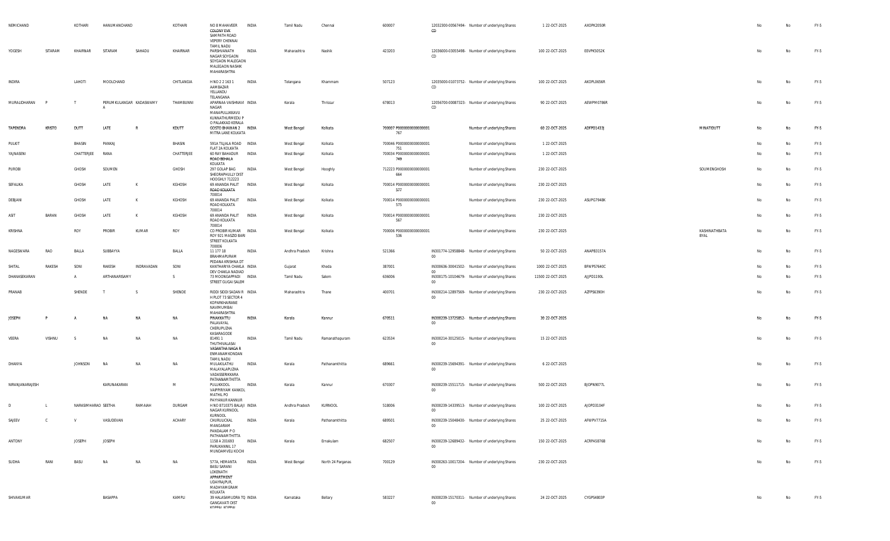| NEMICHAND | | KOTHARI | HANUMANCHAND | | KOTHARI | NO 8 MAHAVEER COLONY EVK SAMPATH ROAD VEPERY CHENNAI TAMIL NADU | INDIA | Tamil Nadu | Chennai | 600007 | 12032300-00567494-CD | Number of underlying Shares | 1 | 22-OCT-2025 | AXOPK2050R | | | No | No | FY-5 |
|---|---|---|---|---|---|---|---|---|---|---|---|---|---|---|---|---|---|---|---|---|
| YOGESH | SITARAM | KHAIRNAR | SITARAM | SAHADU | KHAIRNAR | PARSHVANATH NAGAR SOYGAON SOYGAON MALEGAON MALEGAON NASHIK MAHARASHTRA | INDIA | Maharashtra | Nashik | 423203 | 12036000-03055498-CD | Number of underlying Shares | 100 | 22-OCT-2025 | EEVPK5052K | | | No | No | FY-5 |
| INDIRA | | LAHOTI | MOOLCHAND | | CHITLANGIA | H NO 2 2 163 1 AAMBAZAR YELLANDU TELANGANA | INDIA | Telangana | Khammam | 507123 | 12035000-01073752-CD | Number of underlying Shares | 100 | 22-OCT-2025 | AKOPL0656R | | | No | No | FY-5 |
| MURALIDHARAN | P | T | PERUMKULANGAR A | KADASWAMY | THAMBUNNI | APARNAA VAISHNAVI NAGAR MANAPULLIKKAVU KUNNATHURMEDU P O PALAKKAD KERALA | INDIA | Kerala | Thrissur | 678013 | 12056700-00087323-CD | Number of underlying Shares | 90 | 22-OCT-2025 | AEWPM0786R | | | No | No | FY-5 |
| TAPENDRA | KRISTO | DUTT | LATE | R | KDUTT | GOSTO BHAWAN 2 MITRA LANE KOLKATA | INDIA | West Bengal | Kolkata | 700007 | P0000000000000001767 | Number of underlying Shares | 60 | 22-OCT-2025 | ADFPD1433J | | MINATIDUTT | No | No | FY-5 |
| PULKIT | | BHASIN | PANKAJ | | BHASIN | 591A TILJALA ROAD FLAT 2A KOLKATA | INDIA | West Bengal | Kolkata | 700046 | P0000000000000001751 | Number of underlying Shares | 1 | 22-OCT-2025 | | | | No | No | FY-5 |
| YAJNASENI | | CHATTERJEE | RANA | | CHATTERJEE | 60 RAY BAHADUR ROAD BEHALA KOLKATA | INDIA | West Bengal | Kolkata | 700034 | P0000000000000001749 | Number of underlying Shares | 1 | 22-OCT-2025 | | | | No | No | FY-5 |
| PUROBI | | GHOSH | SOUMEN | | GHOSH | 297 GOLAP BAG SHEORAPHULLY DIST HOOGHLY 712223 | INDIA | West Bengal | Hooghly | 712223 | P0000000000000001664 | Number of underlying Shares | 230 | 22-OCT-2025 | | | SOUMENGHOSH | No | No | FY-5 |
| SEFALIKA | | GHOSH | LATE | K | KGHOSH | 69 ANANDA PALIT ROAD KOLKATA 700014 | INDIA | West Bengal | Kolkata | 700014 | P0000000000000001577 | Number of underlying Shares | 230 | 22-OCT-2025 | | | | No | No | FY-5 |
| DEBJANI | | GHOSH | LATE | K | KGHOSH | 69 ANANDA PALIT ROAD KOLKATA 700014 | INDIA | West Bengal | Kolkata | 700014 | P0000000000000001575 | Number of underlying Shares | 230 | 22-OCT-2025 | ASUPG7948K | | | No | No | FY-5 |
| ASIT | BARAN | GHOSH | LATE | K | KGHOSH | 69 ANANDA PALIT ROAD KOLKATA 700014 | INDIA | West Bengal | Kolkata | 700014 | P0000000000000001567 | Number of underlying Shares | 230 | 22-OCT-2025 | | | | No | No | FY-5 |
| KRISHNA | | ROY | PROBIR | KUMAR | ROY | C/O PROBIR KUMAR ROY 921 MASZID BARI STREET KOLKATA 700006 | INDIA | West Bengal | Kolkata | 700006 | P0000000000000001536 | Number of underlying Shares | 230 | 22-OCT-2025 | | | KASHINATHBATA BYAL | No | No | FY-5 |
| NAGESWARA | RAO | BALLA | SUBBAYYA | | BALLA | 11 177 18 BRAHMAPURAM PEDANA KRISHNA DT | INDIA | Andhra Pradesh | Krishna | 521366 | IN301774-12958848-00 | Number of underlying Shares | 50 | 22-OCT-2025 | ANAPB3157A | | | No | No | FY-5 |
| SHITAL | RAKESH | SONI | RAKESH | INDRAVADAN | SONI | KANTHARIYA CHAKLA DEV CHAKLA NADIAD | INDIA | Gujarat | Kheda | 387001 | IN300636-30041502-00 | Number of underlying Shares | 1000 | 22-OCT-2025 | BFWPS7640C | | | No | No | FY-5 |
| DHANASEKARAN | | A | ARTHANARISAMY | | S | 73 MOONGAPPADI STREET GUGAI SALEM | INDIA | Tamil Nadu | Salem | 636006 | IN300175-10104679-00 | Number of underlying Shares | 11500 | 22-OCT-2025 | AJJPD1190L | | | No | No | FY-5 |
| PRANAB | | SHENDE | T | S | SHENDE | RIDDI SIDDI SADAN R H PLOT 73 SECTOR 4 KOPARKHAIRANE NAVIMUMBAI MAHARASHTRA | INDIA | Maharashtra | Thane | 400701 | IN300214-12897569-00 | Number of underlying Shares | 230 | 22-OCT-2025 | AZFPS6390H | | | No | No | FY-5 |
| JOSEPH | P | A | NA | NA | NA | PINAKKATTU PALAVAYAL CHERUPUZHA KASARAGODE | INDIA | Kerala | Kannur | 670511 | IN300239-13725852-00 | Number of underlying Shares | 30 | 22-OCT-2025 | | | | No | No | FY-5 |
| VEERA | VISHNU | S | NA | NA | NA | 81491 1 THUTHIVALASAI VASANTHA NAGA R ENMANAMKONDAN TAMIL NADU | INDIA | Tamil Nadu | Ramanathapuram | 623534 | IN300214-30125015-00 | Number of underlying Shares | 15 | 22-OCT-2025 | | | | No | No | FY-5 |
| DHANYA | | JOHNSON | NA | NA | NA | MULAKILATHU MALAYALAPUZHA VADASSERIKKARA PATHANAMTHITTA | INDIA | Kerala | Pathanamthitta | 689661 | IN300239-15694391-00 | Number of underlying Shares | 6 | 22-OCT-2025 | | | | No | No | FY-5 |
| NIRANJANARAJESH | | | KARUNAKARAN | | M | PULUKKOOL VAIPPIRIYAM KANKOL MATHIL PO PAYYANUR KANNUR | INDIA | Kerala | Kannur | 670307 | IN300239-15511715-00 | Number of underlying Shares | 500 | 22-OCT-2025 | BJOPN9077L | | | No | No | FY-5 |
| D | L | NARASIMHARAO | SEETHA | RAMAIAH | DURGAM | H NO 87/10375 BALAJI NAGAR KURNOOL KURNOOL | INDIA | Andhra Pradesh | KURNOOL | 518006 | IN300239-14339513-00 | Number of underlying Shares | 100 | 22-OCT-2025 | AJOPD3104F | | | No | No | FY-5 |
| SAJEEV | C | V | VASUDEVAN | | ACHARY | CHURULICKAL MANGARAM PANDALAM P O PATHANAMTHITTA | INDIA | Kerala | Pathanamthitta | 689501 | IN300239-15048430-00 | Number of underlying Shares | 25 | 22-OCT-2025 | AFWPV7715A | | | No | No | FY-5 |
| ANTONY | | JOSEPH | JOSEPH | | | 1158 A 201693 PARUKANNIL 17 MUNDAMVELI KOCHI | INDIA | Kerala | Ernakulam | 682507 | IN300239-12689432-00 | Number of underlying Shares | 150 | 22-OCT-2025 | ACRPA5876B | | | No | No | FY-5 |
| SUDHA | RANI | BASU | NA | NA | NA | 577A, HEMANTA BASU SARANI LOKENATH APPARTMENT UDAYRAJPUR, MADHYAMGRAM KOLKATA | INDIA | West Bengal | North 24 Parganas | 700129 | IN300263-10017204-00 | Number of underlying Shares | 230 | 22-OCT-2025 | | | | No | No | FY-5 |
| SHIVAKUMAR | | | BASAPPA | | KAMPLI | 39 HALASAMUDRA TQ GANGAVATI DIST KOPPAL KOPPAL | INDIA | Karnataka | Bellary | 583227 | IN300239-15170311-00 | Number of underlying Shares | 24 | 22-OCT-2025 | CYGPS4803P | | | No | No | FY-5 |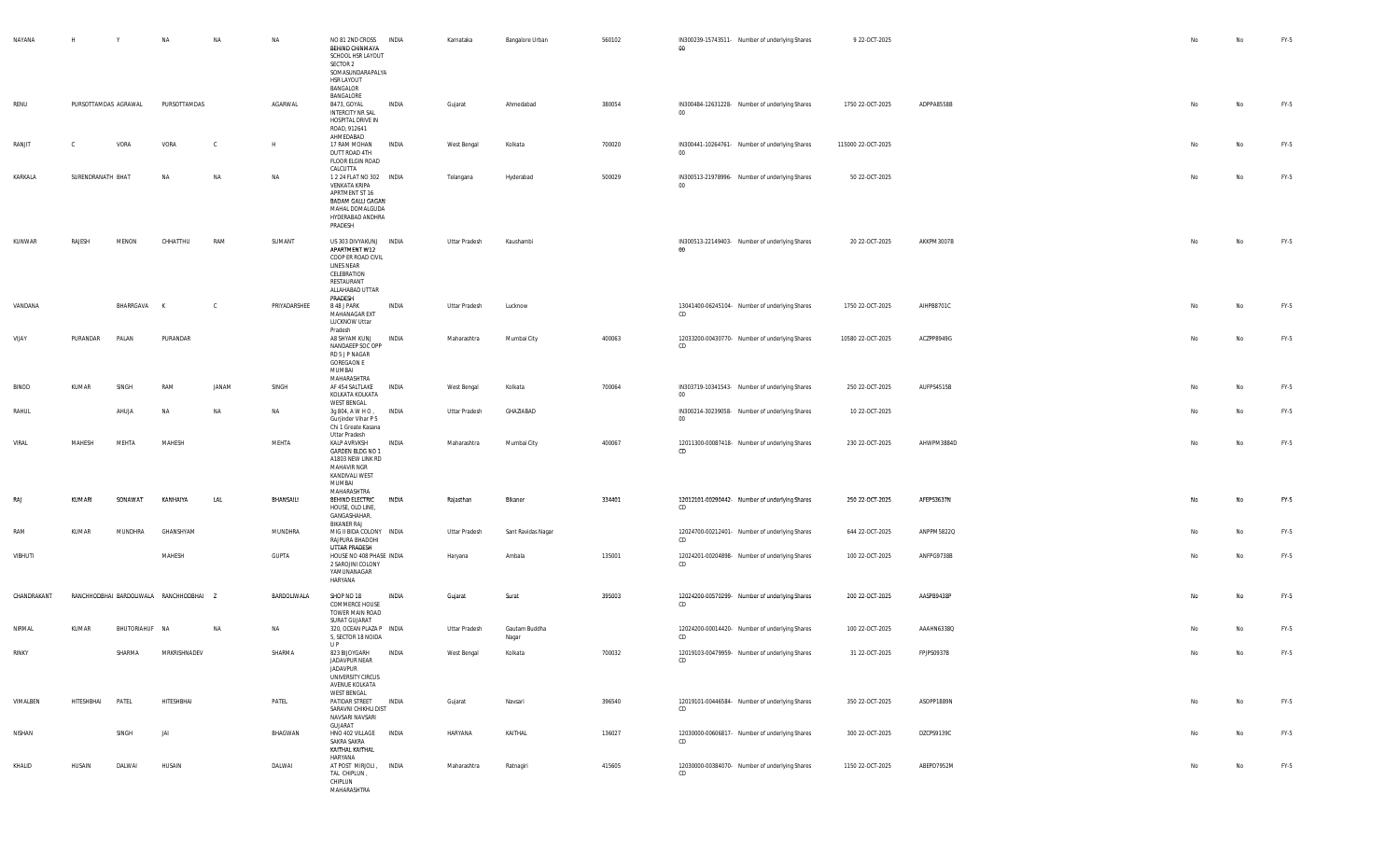| NAYANA | H | Y | NA | NA | NA | NO 81 2ND CROSS BEHIND CHINMAYA SCHOOL HSR LAYOUT SECTOR 2 SOMASUNDARAPALYA HSR LAYOUT BANGALOR BANGALORE | INDIA | Karnataka | Bangalore Urban | 560102 | IN300239-15743511-00 | Number of underlying Shares | 9 | 22-OCT-2025 | | | No | No | FY-5 |
|---|---|---|---|---|---|---|---|---|---|---|---|---|---|---|---|---|---|---|---|
| RENU | PURSOTTAMDAS | AGRAWAL | PURSOTTAMDAS | | AGARWAL | B473, GOYAL INTERCITY NR SAL HOSPITAL DRIVE IN ROAD, 912641 AHMEDABAD | INDIA | Gujarat | Ahmedabad | 380054 | IN300484-12631228-00 | Number of underlying Shares | 1750 | 22-OCT-2025 | ADPPA8558B | | No | No | FY-5 |
| RANJIT | C | VORA | VORA | C | H | 17 RAM MOHAN DUTT ROAD 4TH FLOOR ELGIN ROAD CALCUTTA | INDIA | West Bengal | Kolkata | 700020 | IN300441-10264761-00 | Number of underlying Shares | 115000 | 22-OCT-2025 | | | No | No | FY-5 |
| KARKALA | SURENDRANATH | BHAT | NA | NA | NA | 1 2 24 FLAT NO 302 VENKATA KRIPA APRTMENT ST 16 BADAM GALLI GAGAN MAHAL DOMALGUDA HYDERABAD ANDHRA PRADESH | INDIA | Telangana | Hyderabad | 500029 | IN300513-23978996-00 | Number of underlying Shares | 50 | 22-OCT-2025 | | | No | No | FY-5 |
| KUNWAR | RAJESH | MENON | CHHATTHU | RAM | SUMANT | US 303 DIVYAKUNJ APARTMENT W12 COOP ER ROAD CIVIL LINES NEAR CELEBRATION RESTAURANT ALLAHABAD UTTAR PRADESH | INDIA | Uttar Pradesh | Kaushambi | | IN300513-22149403-00 | Number of underlying Shares | 20 | 22-OCT-2025 | AKKPM3007B | | No | No | FY-5 |
| VANDANA | | BHARRGAVA | K | C | PRIYADARSHEE | B 48 J PARK MAHANAGAR EXT LUCKNOW Uttar Pradesh | INDIA | Uttar Pradesh | Lucknow | | 13041400-06245104-CD | Number of underlying Shares | 1750 | 22-OCT-2025 | AIHPB8701C | | No | No | FY-5 |
| VIJAY | PURANDAR | PALAN | PURANDAR | | | A8 SHYAM KUNJ NANDADEEP SOC OPP RD 5 J P NAGAR GOREGAON E MUMBAI MAHARASHTRA | INDIA | Maharashtra | Mumbai City | 400063 | 12033200-00430770-CD | Number of underlying Shares | 10580 | 22-OCT-2025 | ACZPP8949G | | No | No | FY-5 |
| BINOD | KUMAR | SINGH | RAM | JANAM | SINGH | AF 454 SALTLAKE KOLKATA KOLKATA WEST BENGAL | INDIA | West Bengal | Kolkata | 700064 | IN303719-10341543-00 | Number of underlying Shares | 250 | 22-OCT-2025 | AUFPS4515B | | No | No | FY-5 |
| RAHUL | | AHUJA | NA | NA | NA | 3g 804, A W H O , Gurjinder Vihar P 5 Chi 1 Greate Kasana Uttar Pradesh | INDIA | Uttar Pradesh | GHAZIABAD | | IN300214-30239058-00 | Number of underlying Shares | 10 | 22-OCT-2025 | | | No | No | FY-5 |
| VIRAL | MAHESH | MEHTA | MAHESH | | MEHTA | KALP AVRIKSH GARDEN BLDG NO 1 A1803 NEW LINK RD MAHAVIR NGR KANDIVALI WEST MUMBAI MAHARASHTRA | INDIA | Maharashtra | Mumbai City | 400067 | 12011300-00087418-CD | Number of underlying Shares | 230 | 22-OCT-2025 | AHWPM3884D | | No | No | FY-5 |
| RAJ | KUMARI | SONAWAT | KANHAIYA | LAL | BHANSAILI | BEHIND ELECTRIC HOUSE, OLD LINE, GANGASHAHAR, BIKANER RAJ | INDIA | Rajasthan | Bikaner | 334401 | 12012101-00290442-CD | Number of underlying Shares | 250 | 22-OCT-2025 | AFEPS3637N | | No | No | FY-5 |
| RAM | KUMAR | MUNDHRA | GHANSHYAM | | MUNDHRA | MIG II BIDA COLONY RAJPURA BHADOHI UTTAR PRADESH | INDIA | Uttar Pradesh | Sant Ravidas Nagar | | 12024700-00212401-CD | Number of underlying Shares | 644 | 22-OCT-2025 | ANPPM5822Q | | No | No | FY-5 |
| VIBHUTI | | | MAHESH | | GUPTA | HOUSE NO 408 PHASE 2 SAROJINI COLONY YAMUNANAGAR HARYANA | INDIA | Haryana | Ambala | 135001 | 12024201-00204898-CD | Number of underlying Shares | 100 | 22-OCT-2025 | ANFPG9738B | | No | No | FY-5 |
| CHANDRAKANT | RANCHHODBHAI | BARDOLIWALA | RANCHHODBHAI | Z | BARDOLIWALA | SHOP NO 18 COMMERCE HOUSE TOWER MAIN ROAD SURAT GUJARAT | INDIA | Gujarat | Surat | 395003 | 12024200-00570299-CD | Number of underlying Shares | 200 | 22-OCT-2025 | AASPB9438P | | No | No | FY-5 |
| NIRMAL | KUMAR | BHUTORIAHUF | NA | NA | NA | 320, OCEAN PLAZA P 5, SECTOR 18 NOIDA U P | INDIA | Uttar Pradesh | Gautam Buddha Nagar | | 12024200-00014420-CD | Number of underlying Shares | 100 | 22-OCT-2025 | AAAHN6338Q | | No | No | FY-5 |
| RINKY | | SHARMA | MRKRISHNADEV | | SHARMA | 823 BIJOYGARH JADAVPUR NEAR JADAVPUR UNIVERSITY CIRCUS AVENUE KOLKATA WEST BENGAL | INDIA | West Bengal | Kolkata | 700032 | 12019103-00479959-CD | Number of underlying Shares | 31 | 22-OCT-2025 | FPJPS0937B | | No | No | FY-5 |
| VIMALBEN | HITESHBHAI | PATEL | HITESHBHAI | | PATEL | PATIDAR STREET SARAVNI CHIKHLI DIST NAVSARI NAVSARI GUJARAT | INDIA | Gujarat | Navsari | 396540 | 12019101-00446584-CD | Number of underlying Shares | 350 | 22-OCT-2025 | ASOPP1889N | | No | No | FY-5 |
| NISHAN | | SINGH | JAI | | BHAGWAN | HNO 402 VILLAGE SAKRA SAKRA KAITHAL KAITHAL HARYANA | INDIA | HARYANA | KAITHAL | 136027 | 12030000-00606817-CD | Number of underlying Shares | 300 | 22-OCT-2025 | DZCPS9139C | | No | No | FY-5 |
| KHALID | HUSAIN | DALWAI | HUSAIN | | DALWAI | AT POST MIRJOLI , TAL CHIPLUN , CHIPLUN MAHARASHTRA | INDIA | Maharashtra | Ratnagiri | 415605 | 12030000-00384070-CD | Number of underlying Shares | 1150 | 22-OCT-2025 | ABEPD7952M | | No | No | FY-5 |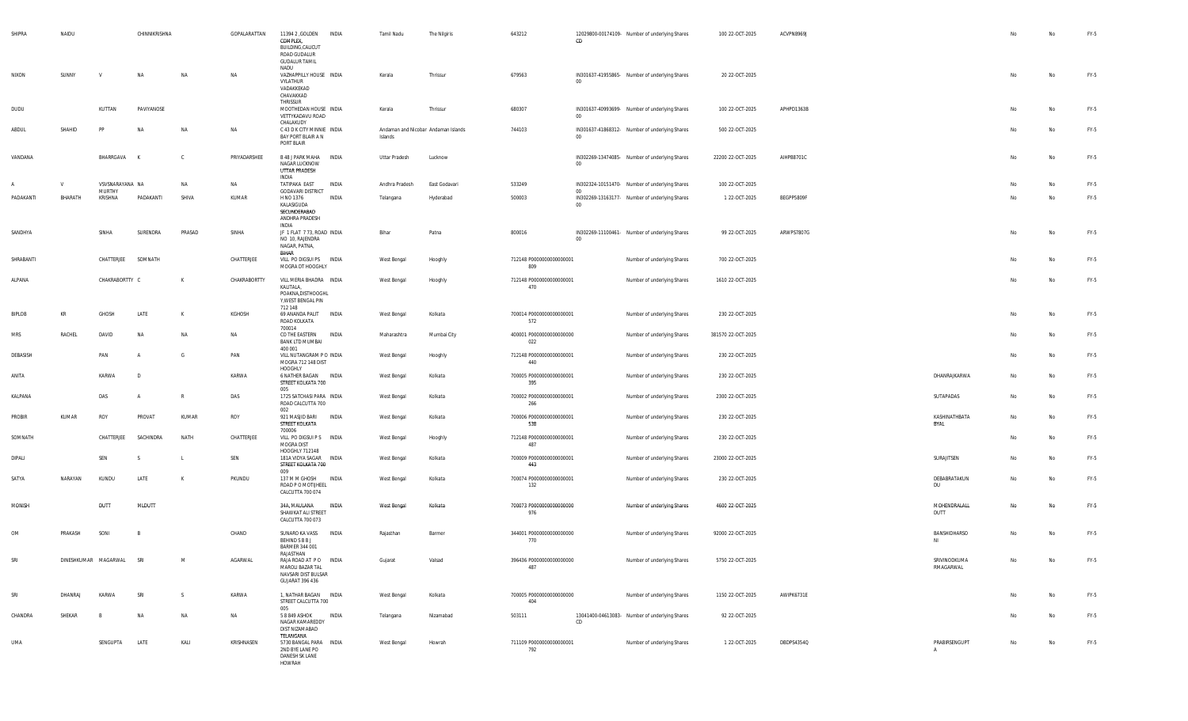| SHIPRA | NAIDU | | CHINNIKRISHNA | | GOPALARATTAN | 11394 2 ,GOLDEN CDM PLEX, BUILDING,CALICUT ROAD GUDALUR GUDALUR TAMIL NADU | INDIA | Tamil Nadu | The Nilgiris | 643212 | | 12029800-00174109-CD | Number of underlying Shares | 100 | 22-OCT-2025 | ACVPN8969J | | | No | No | FY-5 |
|---|---|---|---|---|---|---|---|---|---|---|---|---|---|---|---|---|---|---|---|---|---|
| NIXON | SUNNY | V | NA | NA | NA | VAZHAPPILLY HOUSE VYLATHUR VADAKKEKAD CHAVAKKAD THRISSUR | INDIA | Kerala | Thrissur | 679563 | | IN301637-41955865-00 | Number of underlying Shares | 20 | 22-OCT-2025 | | | | No | No | FY-5 |
| DUDU | | KUTTAN | PAVIYANOSE | | | MOOTHEDAN HOUSE VETTYKADAVU ROAD CHALAKUDY | INDIA | Kerala | Thrissur | 680307 | | IN301637-40993699-00 | Number of underlying Shares | 100 | 22-OCT-2025 | APHPD1363B | | | No | No | FY-5 |
| ABDUL | SHAHID | PP | NA | NA | NA | C 43 D K CITY MINNIE BAY PORT BLAIR A N PORT BLAIR | INDIA | Andaman and Nicobar Islands | Andaman Islands | 744103 | | IN301637-41868312-00 | Number of underlying Shares | 500 | 22-OCT-2025 | | | | No | No | FY-5 |
| VANDANA | | BHARRGAVA | K | C | PRIYADARSHEE | B 48 J PARK MAHA NAGAR LUCKNOW UTTAR PRADESH INDIA | INDIA | Uttar Pradesh | Lucknow | | | IN302269-13474085-00 | Number of underlying Shares | 22200 | 22-OCT-2025 | AIHPB8701C | | | No | No | FY-5 |
| A | V | VSVSNARAYANA MURTHY | NA | NA | NA | TATIPAKA EAST GODAVARI DISTRICT | INDIA | Andhra Pradesh | East Godavari | 533249 | | IN302324-10151470-00 | Number of underlying Shares | 100 | 22-OCT-2025 | | | | No | No | FY-5 |
| PADAKANTI | BHARATH | KRISHNA | PADAKANTI | SHIVA | KUMAR | H NO 1376 KALASIGUDA SECUNDERABAD ANDHRA PRADESH INDIA | INDIA | Telangana | Hyderabad | 500003 | | IN302269-13163177-00 | Number of underlying Shares | 1 | 22-OCT-2025 | BEGPP5809F | | | No | No | FY-5 |
| SANDHYA | | SINHA | SURENDRA | PRASAD | SINHA | JF 1 FLAT 7 73, ROAD NO 10, RAJENDRA NAGAR, PATNA, BIHAR | INDIA | Bihar | Patna | 800016 | | IN302269-11100461-00 | Number of underlying Shares | 99 | 22-OCT-2025 | ARWPS7807G | | | No | No | FY-5 |
| SHRABANTI | | CHATTERJEE | SOMNATH | | CHATTERJEE | VILL PO DIGSUI PS MOGRA DT HOOGHLY | INDIA | West Bengal | Hooghly | 712148 | P0000000000000001809 | | Number of underlying Shares | 700 | 22-OCT-2025 | | | | No | No | FY-5 |
| ALPANA | | CHAKRABORTTY | C | K | CHAKRABORTTY | VILL MERIA BHADRA KALITALA, POAKNA,DISTHOOGHL Y,WEST BENGAL PIN 712 148 | INDIA | West Bengal | Hooghly | 712148 | P0000000000000001470 | | Number of underlying Shares | 1610 | 22-OCT-2025 | | | | No | No | FY-5 |
| BIPLOB | KR | GHOSH | LATE | K | KGHOSH | 69 ANANDA PALIT ROAD KOLKATA 700014 | INDIA | West Bengal | Kolkata | 700014 | P0000000000000001572 | | Number of underlying Shares | 230 | 22-OCT-2025 | | | | No | No | FY-5 |
| MRS | RACHEL | DAVID | NA | NA | NA | C/O THE EASTERN BANK LTD MUMBAI 400 001 | INDIA | Maharashtra | Mumbai City | 400001 | P0000000000000000022 | | Number of underlying Shares | 381570 | 22-OCT-2025 | | | | No | No | FY-5 |
| DEBASISH | | PAN | A | G | PAN | VILL NUTANGRAM P O MOGRA 712 148 DIST HOOGHLY | INDIA | West Bengal | Hooghly | 712148 | P0000000000000001440 | | Number of underlying Shares | 230 | 22-OCT-2025 | | | | No | No | FY-5 |
| ANITA | | KARWA | D | | KARWA | 6 NATHER BAGAN STREET KOLKATA 700 005 | INDIA | West Bengal | Kolkata | 700005 | P0000000000000001395 | | Number of underlying Shares | 230 | 22-OCT-2025 | | | DHANRAJKARWA | No | No | FY-5 |
| KALPANA | | DAS | A | R | DAS | 1725 SATCHASI PARA ROAD CALCUTTA 700 002 | INDIA | West Bengal | Kolkata | 700002 | P0000000000000001266 | | Number of underlying Shares | 2300 | 22-OCT-2025 | | | SUTAPADAS | No | No | FY-5 |
| PROBIR | KUMAR | ROY | PROVAT | KUMAR | ROY | 921 MASJID BARI STREET KOLKATA 700006 | INDIA | West Bengal | Kolkata | 700006 | P0000000000000001538 | | Number of underlying Shares | 230 | 22-OCT-2025 | | | KASHINATHBATA BYAL | No | No | FY-5 |
| SOMNATH | | CHATTERJEE | SACHINDRA | NATH | CHATTERJEE | VILL PO DIGSUI P S MOGRA DIST HOOGHLY 712148 | INDIA | West Bengal | Hooghly | 712148 | P0000000000000001487 | | Number of underlying Shares | 230 | 22-OCT-2025 | | | | No | No | FY-5 |
| DIPALI | | SEN | S | L | SEN | 181A VIDYA SAGAR STREET KOLKATA 700 009 | INDIA | West Bengal | Kolkata | 700009 | P0000000000000001443 | | Number of underlying Shares | 23000 | 22-OCT-2025 | | | SURAJITSEN | No | No | FY-5 |
| SATYA | NARAYAN | KUNDU | LATE | K | PKUNDU | 137 M M GHOSH ROAD P O MOTIJHEEL CALCUTTA 700 074 | INDIA | West Bengal | Kolkata | 700074 | P0000000000000001132 | | Number of underlying Shares | 230 | 22-OCT-2025 | | | DEBABRATAKUN DU | No | No | FY-5 |
| MONISH | | DUTT | MLDUTT | | | 34A, MAULANA SHAWKAT ALI STREET CALCUTTA 700 073 | INDIA | West Bengal | Kolkata | 700073 | P0000000000000000976 | | Number of underlying Shares | 4600 | 22-OCT-2025 | | | MOHENDRALALL DUTT | No | No | FY-5 |
| OM | PRAKASH | SONI | B | | CHAND | SUNARO KA VASS BEHIND S B B J BARMER 344 001 RAJASTHAN | INDIA | Rajasthan | Barmer | 344001 | P0000000000000000770 | | Number of underlying Shares | 92000 | 22-OCT-2025 | | | BANSHIDHARSO NI | No | No | FY-5 |
| SRI | DINESHKUMAR | MAGARWAL | SRI | M | AGARWAL | RAJA ROAD AT P O MAROLI BAZAR TAL NAVSARI DIST BULSAR GUJARAT 396 436 | INDIA | Gujarat | Valsad | 396436 | P0000000000000000487 | | Number of underlying Shares | 5750 | 22-OCT-2025 | | | SRIVINODKUMA RMAGARWAL | No | No | FY-5 |
| SRI | DHANRAJ | KARWA | SRI | S | KARWA | 1, NATHAR BAGAN STREET CALCUTTA 700 005 | INDIA | West Bengal | Kolkata | 700005 | P0000000000000000404 | | Number of underlying Shares | 1150 | 22-OCT-2025 | AWIPK6731E | | | No | No | FY-5 |
| CHANDRA | SHEKAR | B | NA | NA | NA | 5 8 849 ASHOK NAGAR KAMAREDDY DIST NIZAMABAD TELANGANA | INDIA | Telangana | Nizamabad | 503111 | | 13041400-04613083-CD | Number of underlying Shares | 92 | 22-OCT-2025 | | | | No | No | FY-5 |
| UMA | | SENGUPTA | LATE | KALI | KRISHNASEN | 5730 BANGAL PARA 2ND BYE LANE PO DANESH SK LANE HOWRAH | INDIA | West Bengal | Howrah | 711109 | P0000000000000001792 | | Number of underlying Shares | 1 | 22-OCT-2025 | DBDPS4354Q | | PRABIRSENGUPT A | No | No | FY-5 |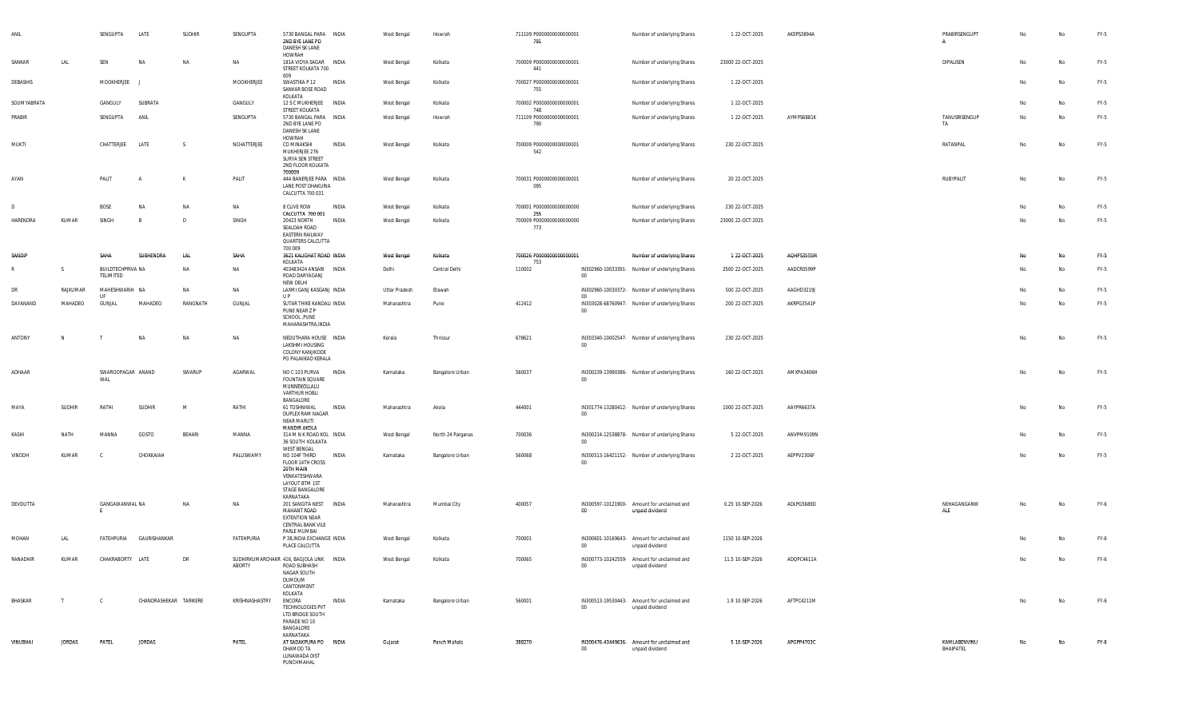| ANIL | | SENGUPTA | LATE | SUDHIR | SENGUPTA | 5730 BANGAL PARA 2ND BYE LANE PO DANESH SK LANE HOWRAH | INDIA | West Bengal | Howrah | 711109 | P0000000000000001791 | | Number of underlying Shares | 1 | 22-OCT-2025 | AKEPS3894A | | PRABIRSENGUPTA | No | No | FY-5 |
|---|---|---|---|---|---|---|---|---|---|---|---|---|---|---|---|---|---|---|---|---|---|
| SANKAR | LAL | SEN | NA | NA | NA | 181A VIDYA SAGAR STREET KOLKATA 700 009 | INDIA | West Bengal | Kolkata | 700009 | P0000000000000001441 | | Number of underlying Shares | 23000 | 22-OCT-2025 | | | DIPALISEN | No | No | FY-5 |
| DEBASHIS | | MOOKHERJEE | J | | MOOKHERJEE | SWASTIKA P 12 SANKAR BOSE ROAD KOLKATA | INDIA | West Bengal | Kolkata | 700027 | P0000000000000001755 | | Number of underlying Shares | 1 | 22-OCT-2025 | | | | No | No | FY-5 |
| SOUMYABRATA | | GANGULY | SUBRATA | | GANGULY | 12 S C MUKHERJEE STREET KOLKATA | INDIA | West Bengal | Kolkata | 700002 | P0000000000000001748 | | Number of underlying Shares | 1 | 22-OCT-2025 | | | | No | No | FY-5 |
| PRABIR | | SENGUPTA | ANIL | | SENGUPTA | 5730 BANGAL PARA 2ND BYE LANE PO DANESH SK LANE HOWRAH | INDIA | West Bengal | Howrah | 711109 | P0000000000000001790 | | Number of underlying Shares | 1 | 22-OCT-2025 | AYMPS6881K | | TANUSRISENGUPTA | No | No | FY-5 |
| MUKTI | | CHATTERJEE | LATE | S | NCHATTERJEE | C0 MINAKSHI MUKHERJEE 276 SURYA SEN STREET 2ND FLOOR KOLKATA 700009 | INDIA | West Bengal | Kolkata | 700009 | P0000000000000001542 | | Number of underlying Shares | 230 | 22-OCT-2025 | | | RATANPAL | No | No | FY-5 |
| AYAN | | PALIT | A | K | PALIT | 44A BANERJEE PARA LANE POST DHAKURIA CALCUTTA 700 031 | INDIA | West Bengal | Kolkata | 700031 | P0000000000000001095 | | Number of underlying Shares | 20 | 22-OCT-2025 | | | RUBYPALIT | No | No | FY-5 |
| D | | BOSE | NA | NA | NA | 8 CLIVE ROW CALCUTTA 700 001 | INDIA | West Bengal | Kolkata | 700001 | P0000000000000000255 | | Number of underlying Shares | 230 | 22-OCT-2025 | | | | No | No | FY-5 |
| HARENDRA | KUMAR | SINGH | B | D | SINGH | 20423 NORTH SEALDAH ROAD EASTERN RAILWAY QUARTERS CALCUTTA 700 009 | INDIA | West Bengal | Kolkata | 700009 | P0000000000000000773 | | Number of underlying Shares | 23000 | 22-OCT-2025 | | | | No | No | FY-5 |
| SANDIP | | SAHA | SUBHENDRA | LAL | SAHA | 3621 KALIGHAT ROAD KOLKATA | INDIA | West Bengal | Kolkata | 700026 | P0000000000000001753 | | Number of underlying Shares | 1 | 22-OCT-2025 | AQHPS3555M | | | No | No | FY-5 |
| R | S | BUILDTECHPRIVA TELIMITED | NA | NA | NA | 403483424 ANSARI ROAD DARYAGANJ NEW DELHI | INDIA | Delhi | Central Delhi | 110002 | | IN302960-10033391-00 | Number of underlying Shares | 2500 | 22-OCT-2025 | AADCR0599P | | | No | No | FY-5 |
| DR | RAJKUMAR | MAHESHWARIH UF | NA | NA | NA | LAXMI GANJ KASGANJ U P | INDIA | Uttar Pradesh | Etawah | | | IN302960-10030372-00 | Number of underlying Shares | 500 | 22-OCT-2025 | AAGHD3219J | | | No | No | FY-5 |
| DAYANAND | MAHADEO | GUNJAL | MAHADEO | RANGNATH | GUNJAL | SUTAR THIKE KANDALI PUNE NEAR Z P SCHOOL ,PUNE MAHARASHTRA,INDIA | INDIA | Maharashtra | Pune | 412412 | | IN303028-68760947-00 | Number of underlying Shares | 200 | 22-OCT-2025 | AKRPG3541P | | | No | No | FY-5 |
| ANTONY | N | T | NA | NA | NA | NEDUTHARA HOUSE LAKSHMI HOUSING COLONY KANJIKODE PO PALAKKAD KERALA | INDIA | Kerala | Thrissur | 678621 | | IN303340-10002547-00 | Number of underlying Shares | 230 | 22-OCT-2025 | | | | No | No | FY-5 |
| ADHAAR | | SWAROOPAGAR WAL | ANAND | SWARUP | AGARWAL | NO C 103 PURVA FOUNTAIN SQUARE MUNNEKOLLALU VARTHUR HOBLI BANGALORE | INDIA | Karnataka | Bangalore Urban | 560037 | | IN300239-13990386-00 | Number of underlying Shares | 160 | 22-OCT-2025 | AMXPA3406H | | | No | No | FY-5 |
| MAYA | SUDHIR | RATHI | SUDHIR | M | RATHI | 61 TOSHNIWAL DUPLEX RAM NAGAR NEAR MARUTI MANDIR AKOLA | INDIA | Maharashtra | Akola | 444001 | | IN301774-13280412-00 | Number of underlying Shares | 1000 | 22-OCT-2025 | AAYPR6637A | | | No | No | FY-5 |
| KASHI | NATH | MANNA | GOSTO | BEHARI | MANNA | 314 M N K ROAD KOL 36 SOUTH KOLKATA WEST BENGAL | INDIA | West Bengal | North 24 Parganas | 700036 | | IN300214-12538878-00 | Number of underlying Shares | 5 | 22-OCT-2025 | ANVPM9109N | | | No | No | FY-5 |
| VINODH | KUMAR | C | CHOKKAIAH | | PALLISWAMY | NO 104F THIRD FLOOR 14TH CROSS 20TH MAIN VENKATESHWARA LAYOUT BTM 1ST STAGE BANGALORE KARNATAKA | INDIA | Karnataka | Bangalore Urban | 560068 | | IN300513-16421152-00 | Number of underlying Shares | 2 | 22-OCT-2025 | AEPPV2306F | | | No | No | FY-5 |
| DEVDUTTA | | GANGAWANWAL E | NA | NA | NA | 201 SANGITA NEST MAHANT ROAD EXTENTION NEAR CENTRAL BANK VILE PARLE MUMBAI | INDIA | Maharashtra | Mumbai City | 400057 | | IN300597-10121900-00 | Amount for unclaimed and unpaid dividend | 0.25 | 10-SEP-2026 | ADLPG5689D | | NEHAGANGANWALE | No | No | FY-6 |
| MOHAN | LAL | FATEHPURIA | GAURISHANKAR | | FATEHPURIA | P 38,INDIA EXCHANGE PLACE CALCUTTA | INDIA | West Bengal | Kolkata | 700001 | | IN300601-10169643-00 | Amount for unclaimed and unpaid dividend | 1150 | 10-SEP-2026 | | | | No | No | FY-6 |
| RANADHIR | KUMAR | CHAKRABORTY | LATE | DR | SUDHIRKUMARCHAKRABORTY | 416, BAGJOLA LINK ROAD SUBHASH NAGAR SOUTH DUMDUM CANTONMENT KOLKATA | INDIA | West Bengal | Kolkata | 700065 | | IN300773-10242559-00 | Amount for unclaimed and unpaid dividend | 11.5 | 10-SEP-2026 | ADQPC4611A | | | No | No | FY-6 |
| BHASKAR | T | C | CHANDRASHEKAR | TARIKERE | KRISHNASHASTRY | ENCORA TECHNOLOGIES PVT LTD BRIDGE SOUTH PARADE NO 10 BANGALORE KARNATAKA | INDIA | Karnataka | Bangalore Urban | 560001 | | IN300513-19530443-00 | Amount for unclaimed and unpaid dividend | 1.9 | 10-SEP-2026 | AFTPC4211M | | | No | No | FY-6 |
| VINUBHAI | JORDAS | PATEL | JORDAS | | PATEL | AT SADAKPURA PO DHAMOD TA LUNAWADA DIST PUNCHMAHAL | INDIA | Gujarat | Panch Mahals | 388270 | | IN300476-43449636-00 | Amount for unclaimed and unpaid dividend | 5 | 10-SEP-2026 | APGPP4703C | | KAMLABENVINUBHAIPATEL | No | No | FY-6 |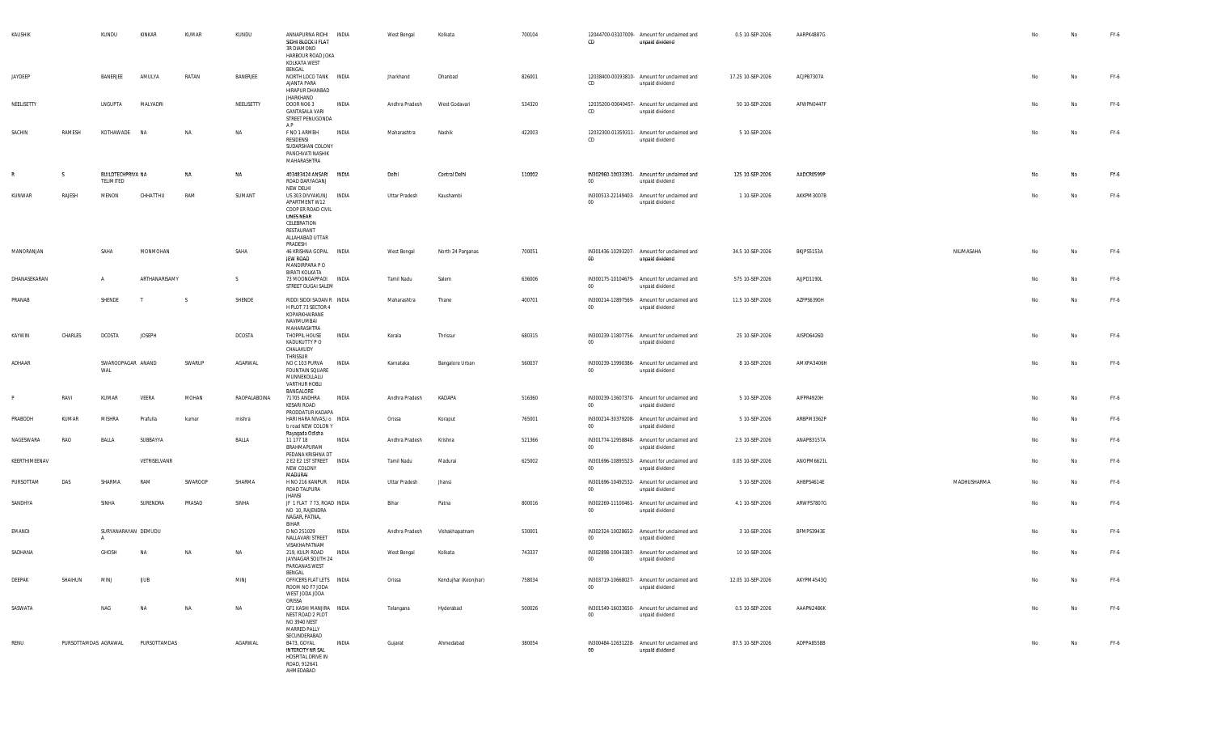| KAUSHIK | | KUNDU | KINKAR | KUMAR | KUNDU | ANNAPURNA RIDHI SIDHI BLOCK II FLAT 3R DIAMOND HARBOUR ROAD JOKA KOLKATA WEST BENGAL | INDIA | West Bengal | Kolkata | 700104 | | 12044700-03107009-CD | Amount for unclaimed and unpaid dividend | 0.5 | 10-SEP-2026 | AARPK4887G | | | No | No | FY-6 |
|---|---|---|---|---|---|---|---|---|---|---|---|---|---|---|---|---|---|---|---|---|---|
| JAYDEEP | | BANERJEE | AMULYA | RATAN | BANERJEE | NORTH LOCO TANK AJANTA PARA HIRAPUR DHANBAD JHARKHAND | INDIA | Jharkhand | Dhanbad | 826001 | | 12038400-00193810-CD | Amount for unclaimed and unpaid dividend | 17.25 | 10-SEP-2026 | ACJPB7307A | | | No | No | FY-6 |
| NEELISETTY | | LNGUPTA | MALYADRI | | NEELISETTY | DOOR NO6 3 GANTASALA VARI STREET PENUGONDA A P | INDIA | Andhra Pradesh | West Godavari | 534320 | | 12035200-00040457-CD | Amount for unclaimed and unpaid dividend | 50 | 10-SEP-2026 | AFWPN0447F | | | No | No | FY-6 |
| SACHIN | RAMESH | KOTHAWADE | NA | NA | NA | F NO 1 ARMBH RESIDENSI SUDARSHAN COLONY PANCHVATI NASHIK MAHARASHTRA | INDIA | Maharashtra | Nashik | 422003 | | 12032300-01359311-CD | Amount for unclaimed and unpaid dividend | 5 | 10-SEP-2026 | | | | No | No | FY-6 |
| R | S | BUILDTECHPRIVA TELIMITED | NA | NA | NA | 4034B3424 ANSARI ROAD DARYAGANJ NEW DELHI | INDIA | Delhi | Central Delhi | 110002 | | IN302960-10033391-00 | Amount for unclaimed and unpaid dividend | 125 | 10-SEP-2026 | AADCR0599P | | | No | No | FY-6 |
| KUNWAR | RAJESH | MENON | CHHATTHU | RAM | SUMANT | US 303 DIVYAKUNJ APARTMENT W12 COOPER ROAD CIVIL LINES NEAR CELEBRATION RESTAURANT ALLAHABAD UTTAR PRADESH | INDIA | Uttar Pradesh | Kaushambi | | | IN300513-22149403-00 | Amount for unclaimed and unpaid dividend | 1 | 10-SEP-2026 | AKKPM3007B | | | No | No | FY-6 |
| MANORANJAN | | SAHA | MONMOHAN | | SAHA | 46 KRISHNA GOPAL JEW ROAD MANDIRPARA P O BIRATI KOLKATA | INDIA | West Bengal | North 24 Parganas | 700051 | | IN301436-10293207-00 | Amount for unclaimed and unpaid dividend | 34.5 | 10-SEP-2026 | BKJPS5153A | | NILIMASAHA | No | No | FY-6 |
| DHANASEKARAN | | A | ARTHANARISAMY | | S | 73 MOONGAPPADI STREET GUGAI SALEM | INDIA | Tamil Nadu | Salem | 636006 | | IN300175-10104679-00 | Amount for unclaimed and unpaid dividend | 575 | 10-SEP-2026 | AJJPD1190L | | | No | No | FY-6 |
| PRANAB | | SHENDE | T | S | SHENDE | RIDDI SIDDI SADAN R H PLOT 73 SECTOR 4 KOPARKHAIRANE NAVIMUMBAI MAHARASHTRA | INDIA | Maharashtra | Thane | 400701 | | IN300214-12897569-00 | Amount for unclaimed and unpaid dividend | 11.5 | 10-SEP-2026 | AZFPS6390H | | | No | No | FY-6 |
| KAYWIN | CHARLES | DCOSTA | JOSEPH | | DCOSTA | THOPPIL HOUSE KADUKUTTY P O CHALAKUDY THRISSUR | INDIA | Kerala | Thrissur | 680315 | | IN300239-11807756-00 | Amount for unclaimed and unpaid dividend | 25 | 10-SEP-2026 | AISPD6426D | | | No | No | FY-6 |
| ADHAAR | | SWAROOPAGAR WAL | ANAND | SWARUP | AGARWAL | NO C 103 PURVA FOUNTAIN SQUARE MUNNEKOLLALU VARTHUR HOBLI BANGALORE | INDIA | Karnataka | Bangalore Urban | 560037 | | IN300239-13990386-00 | Amount for unclaimed and unpaid dividend | 8 | 10-SEP-2026 | AMXPA3406H | | | No | No | FY-6 |
| P | RAVI | KUMAR | VEERA | MOHAN | RAOPALABOINA | 71705 ANDHRA KESARI ROAD PRODDATUR KADAPA | INDIA | Andhra Pradesh | KADAPA | 516360 | | IN300239-13607370-00 | Amount for unclaimed and unpaid dividend | 5 | 10-SEP-2026 | AIFPR4920H | | | No | No | FY-6 |
| PRABODH | KUMAR | MISHRA | Prafulla | kumar | mishra | HARI HARA NIVAS,J o b road NEW COLON Y Rayagada Odisha | INDIA | Orissa | Koraput | 765001 | | IN300214-30379208-00 | Amount for unclaimed and unpaid dividend | 5 | 10-SEP-2026 | ARBPM3362P | | | No | No | FY-6 |
| NAGESWARA | RAO | BALLA | SUBBAYYA | | BALLA | 11 177 18 BRAHMAPURAM PEDANA KRISHNA DT | INDIA | Andhra Pradesh | Krishna | 521366 | | IN301774-12958848-00 | Amount for unclaimed and unpaid dividend | 2.5 | 10-SEP-2026 | ANAPB3157A | | | No | No | FY-6 |
| KEERTHIMEENAV | | | VETRISELVANR | | | 2 E2 E2 1ST STREET NEW COLONY MADURAI | INDIA | Tamil Nadu | Madurai | 625002 | | IN301696-10895523-00 | Amount for unclaimed and unpaid dividend | 0.05 | 10-SEP-2026 | ANOPM6621L | | | No | No | FY-6 |
| PURSOTTAM | DAS | SHARMA | RAM | SWAROOP | SHARMA | H NO 216 KANPUR ROAD TALPURA JHANSI | INDIA | Uttar Pradesh | Jhansi | | | IN301696-10492532-00 | Amount for unclaimed and unpaid dividend | 5 | 10-SEP-2026 | AHBPS4614E | | MADHUSHARMA | No | No | FY-6 |
| SANDHYA | | SINHA | SURENDRA | PRASAD | SINHA | JF 1 FLAT 7 73, ROAD NO 10, RAJENDRA NAGAR, PATNA, BIHAR | INDIA | Bihar | Patna | 800016 | | IN302269-11100461-00 | Amount for unclaimed and unpaid dividend | 4.1 | 10-SEP-2026 | ARWPS7807G | | | No | No | FY-6 |
| EMANDI | | SURYANARAYAN A | DEMUDU | | | D NO 251029 NALLAVARI STREET VISAKHAPATNAM | INDIA | Andhra Pradesh | Vishakhapatnam | 530001 | | IN302324-10028652-00 | Amount for unclaimed and unpaid dividend | 3 | 10-SEP-2026 | BFMPS3943E | | | No | No | FY-6 |
| SADHANA | | GHOSH | NA | NA | NA | 219, KULPI ROAD JAYNAGAR SOUTH 24 PARGANAS WEST BENGAL | INDIA | West Bengal | Kolkata | 743337 | | IN302898-10043387-00 | Amount for unclaimed and unpaid dividend | 10 | 10-SEP-2026 | | | | No | No | FY-6 |
| DEEPAK | SHAIHUN | MINJ | IJUB | | MINJ | OFFICERS FLAT LETS ROOM NO F7 JODA WEST JODA JODA ORISSA | INDIA | Orissa | Kendujhar (Keonjhar) | 758034 | | IN303719-10668027-00 | Amount for unclaimed and unpaid dividend | 12.05 | 10-SEP-2026 | AKYPM4543Q | | | No | No | FY-6 |
| SASWATA | | NAG | NA | NA | NA | GF1 KASHI MANJIRA NEST ROAD 2 PLOT NO 3940 NEST MARRED PALLY SECUNDERABAD | INDIA | Telangana | Hyderabad | 500026 | | IN301549-16033650-00 | Amount for unclaimed and unpaid dividend | 0.5 | 10-SEP-2026 | AAAPN2486K | | | No | No | FY-6 |
| RENU | PURSOTTAMDAS | AGRAWAL | PURSOTTAMDAS | | AGARWAL | B473, GOYAL INTERCITY NR SAL HOSPITAL DRIVE IN ROAD, 912641 AHMEDABAD | INDIA | Gujarat | Ahmedabad | 380054 | | IN300484-12631228-00 | Amount for unclaimed and unpaid dividend | 87.5 | 10-SEP-2026 | ADPPA8558B | | | No | No | FY-6 |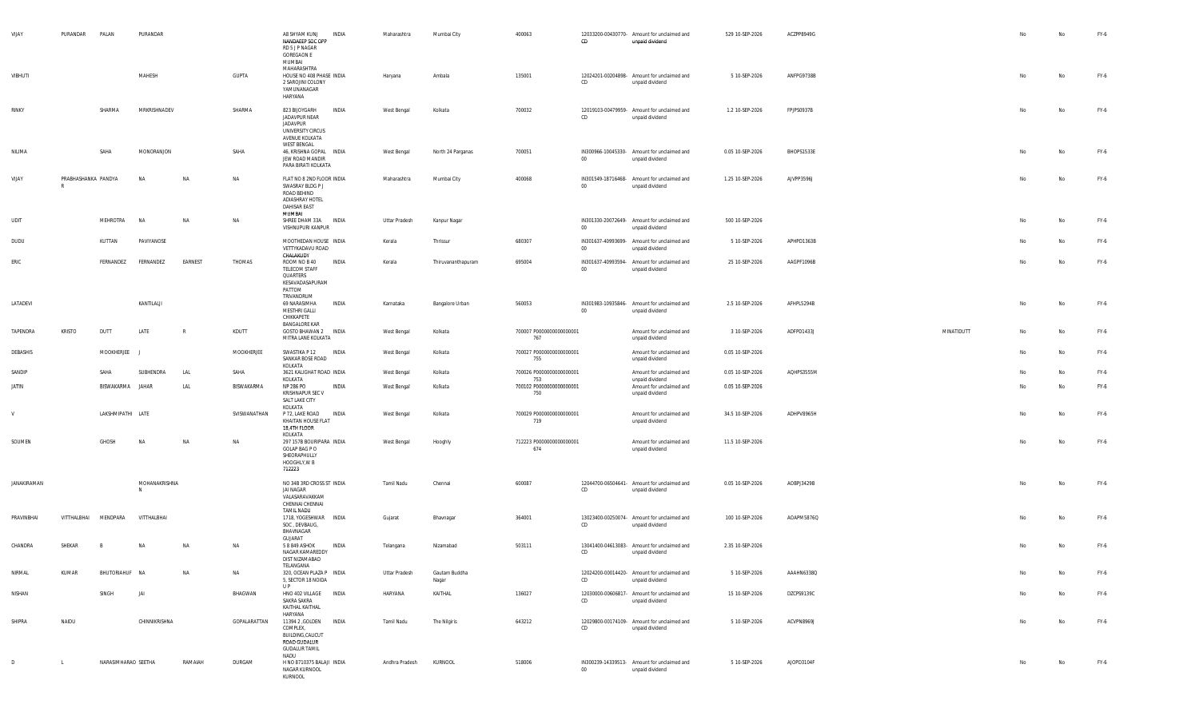| | | | | | | | | | | | | | | | | | | | | |
|---|---|---|---|---|---|---|---|---|---|---|---|---|---|---|---|---|---|---|---|---|
| VIJAY | PURANDAR | PALAN | PURANDAR | | | A8 SHYAM KUNJ NANDADEEP SOC OPP RD S J P NAGAR GOREGAON E MUMBAI MAHARASHTRA | INDIA | Maharashtra | Mumbai City | 400063 | 12033200-00430770-CD | Amount for unclaimed and unpaid dividend | 529 | 10-SEP-2026 | ACZPP8949G | | | No | No | FY-6 |
| VIBHUTI | | | MAHESH | | GUPTA | HOUSE NO 408 PHASE 2 SAROJINI COLONY YAMUNANAGAR HARYANA | INDIA | Haryana | Ambala | 135001 | 12024201-00204898-CD | Amount for unclaimed and unpaid dividend | 5 | 10-SEP-2026 | ANFPG9738B | | | No | No | FY-6 |
| RINKY | | SHARMA | MRKRISHNADEV | | SHARMA | 823 BIJOYGARH JADAVPUR NEAR JADAVPUR UNIVERSITY CIRCUS AVENUE KOLKATA WEST BENGAL | INDIA | West Bengal | Kolkata | 700032 | 12019103-00479959-CD | Amount for unclaimed and unpaid dividend | 1.2 | 10-SEP-2026 | FPJPS0937B | | | No | No | FY-6 |
| NILIMA | | SAHA | MONORANJON | | SAHA | 46, KRISHNA GOPAL JEW ROAD MANDIR PARA BIRATI KOLKATA | INDIA | West Bengal | North 24 Parganas | 700051 | IN300966-10045330-00 | Amount for unclaimed and unpaid dividend | 0.05 | 10-SEP-2026 | BHOPS1533E | | | No | No | FY-6 |
| VIJAY | PRABHASHANKAR | PANDYA | NA | NA | NA | FLAT NO 8 2ND FLOOR SWASRAY BLDG P J ROAD BEHIND ADIASHRAY HOTEL DAHISAR EAST MUMBAI | INDIA | Maharashtra | Mumbai City | 400068 | IN301549-18716468-00 | Amount for unclaimed and unpaid dividend | 1.25 | 10-SEP-2026 | AJVPP3596J | | | No | No | FY-6 |
| UDIT | | MEHROTRA | NA | NA | NA | SHREE DHAM 33A VISHNUPURI KANPUR | INDIA | Uttar Pradesh | Kanpur Nagar | | IN301330-20072649-00 | Amount for unclaimed and unpaid dividend | 500 | 10-SEP-2026 | | | | No | No | FY-6 |
| DUDU | | KUTTAN | PAVIYANOSE | | | MOOTHEDAN HOUSE VETTYKADAVU ROAD CHALAKUDY | INDIA | Kerala | Thrissur | 680307 | IN301637-40993699-00 | Amount for unclaimed and unpaid dividend | 5 | 10-SEP-2026 | APHPD1363B | | | No | No | FY-6 |
| ERIC | | FERNANDEZ | FERNANDEZ | EARNEST | THOMAS | ROOM NO B 40 TELECOM STAFF QUARTERS KESAVADASAPURAM PATTOM TRIVANDRUM | INDIA | Kerala | Thiruvananthapuram | 695004 | IN301637-40993594-00 | Amount for unclaimed and unpaid dividend | 25 | 10-SEP-2026 | AAGPF1096B | | | No | No | FY-6 |
| LATADEVI | | | KANTILALJI | | | 69 NARASIMHA MESTHRI GALLI CHIKKAPETE BANGALORE KAR | INDIA | Karnataka | Bangalore Urban | 560053 | IN301983-10935846-00 | Amount for unclaimed and unpaid dividend | 2.5 | 10-SEP-2026 | AFHPL5294B | | | No | No | FY-6 |
| TAPENDRA | KRISTO | DUTT | LATE | R | KDUTT | GOSTO BHAWAN 2 MITRA LANE KOLKATA | INDIA | West Bengal | Kolkata | 700007 | P0000000000000001767 | Amount for unclaimed and unpaid dividend | 3 | 10-SEP-2026 | ADFPD1433J | | MINATIDUTT | No | No | FY-6 |
| DEBASHIS | | MOOKHERJEE | J | | MOOKHERJEE | SWASTIKA P 12 SANKAR BOSE ROAD KOLKATA | INDIA | West Bengal | Kolkata | 700027 | P0000000000000001755 | Amount for unclaimed and unpaid dividend | 0.05 | 10-SEP-2026 | | | | No | No | FY-6 |
| SANDIP | | SAHA | SUBHENDRA | LAL | SAHA | 3621 KALIGHAT ROAD KOLKATA | INDIA | West Bengal | Kolkata | 700026 | P0000000000000001753 | Amount for unclaimed and unpaid dividend | 0.05 | 10-SEP-2026 | AQHPS3555M | | | No | No | FY-6 |
| JATIN | | BISWAKARMA | JAHAR | LAL | BISWAKARMA | NP 286 PO KRISHNAPUR SEC V SALT LAKE CITY KOLKATA | INDIA | West Bengal | Kolkata | 700102 | P0000000000000001750 | Amount for unclaimed and unpaid dividend | 0.05 | 10-SEP-2026 | | | | No | No | FY-6 |
| V | | LAKSHMIPATHI | LATE | | SVISWANATHAN | P 72, LAKE ROAD KHAITAN HOUSE FLAT 18,4TH FLOOR KOLKATA | INDIA | West Bengal | Kolkata | 700029 | P0000000000000001719 | Amount for unclaimed and unpaid dividend | 34.5 | 10-SEP-2026 | ADHPV8965H | | | No | No | FY-6 |
| SOUMEN | | GHOSH | NA | NA | NA | 297 157B BOURIPARA GOLAP BAG P O SHEORAPHULLY HOOGHLY,W B 712223 | INDIA | West Bengal | Hooghly | 712223 | P0000000000000000674 | Amount for unclaimed and unpaid dividend | 11.5 | 10-SEP-2026 | | | | No | No | FY-6 |
| JANAKIRAMAN | | | MOHANAKRISHNAN | | | NO 34B 3RD CROSS ST JAI NAGAR VALASARAVAKKAM CHENNAI CHENNAI TAMIL NADU | INDIA | Tamil Nadu | Chennai | 600087 | 12044700-06504641-CD | Amount for unclaimed and unpaid dividend | 0.05 | 10-SEP-2026 | AOBPJ3429B | | | No | No | FY-6 |
| PRAVINBHAI | VITTHALBHAI | MENDPARA | VITTHALBHAI | | | 1718, YOGESHWAR SOC., DEVBAUG, BHAVNAGAR GUJARAT | INDIA | Gujarat | Bhavnagar | 364001 | 13023400-00250074-CD | Amount for unclaimed and unpaid dividend | 100 | 10-SEP-2026 | AOAPM5876Q | | | No | No | FY-6 |
| CHANDRA | SHEKAR | B | NA | NA | NA | 5 8 849 ASHOK NAGAR KAMAREDDY DIST NIZAMABAD TELANGANA | INDIA | Telangana | Nizamabad | 503111 | 13041400-04613083-CD | Amount for unclaimed and unpaid dividend | 2.35 | 10-SEP-2026 | | | | No | No | FY-6 |
| NIRMAL | KUMAR | BHUTORIAHUF | NA | NA | NA | 320, OCEAN PLAZA P 5, SECTOR 18 NOIDA U P | INDIA | Uttar Pradesh | Gautam Buddha Nagar | | 12024200-00014420-CD | Amount for unclaimed and unpaid dividend | 5 | 10-SEP-2026 | AAAHN6338Q | | | No | No | FY-6 |
| NISHAN | | SINGH | JAI | | BHAGWAN | HNO 402 VILLAGE SAKRA SAKRA KAITHAL KAITHAL HARYANA | INDIA | HARYANA | KAITHAL | 136027 | 12030000-00606817-CD | Amount for unclaimed and unpaid dividend | 15 | 10-SEP-2026 | DZCPS9139C | | | No | No | FY-6 |
| SHIPRA | NAIDU | | CHINNIKRISHNA | | GOPALARATTAN | 11394 2 ,GOLDEN COMPLEX, BUILDING,CALICUT ROAD GUDALUR GUDALUR TAMIL NADU | INDIA | Tamil Nadu | The Nilgiris | 643212 | 12029800-00174109-CD | Amount for unclaimed and unpaid dividend | 5 | 10-SEP-2026 | ACVPN8969J | | | No | No | FY-6 |
| D | L | NARASIMHARAO | SEETHA | RAMAIAH | DURGAM | H NO 8710375 BALAJI NAGAR KURNOOL KURNOOL | INDIA | Andhra Pradesh | KURNOOL | 518006 | IN300239-14339513-00 | Amount for unclaimed and unpaid dividend | 5 | 10-SEP-2026 | AJOPD3104F | | | No | No | FY-6 |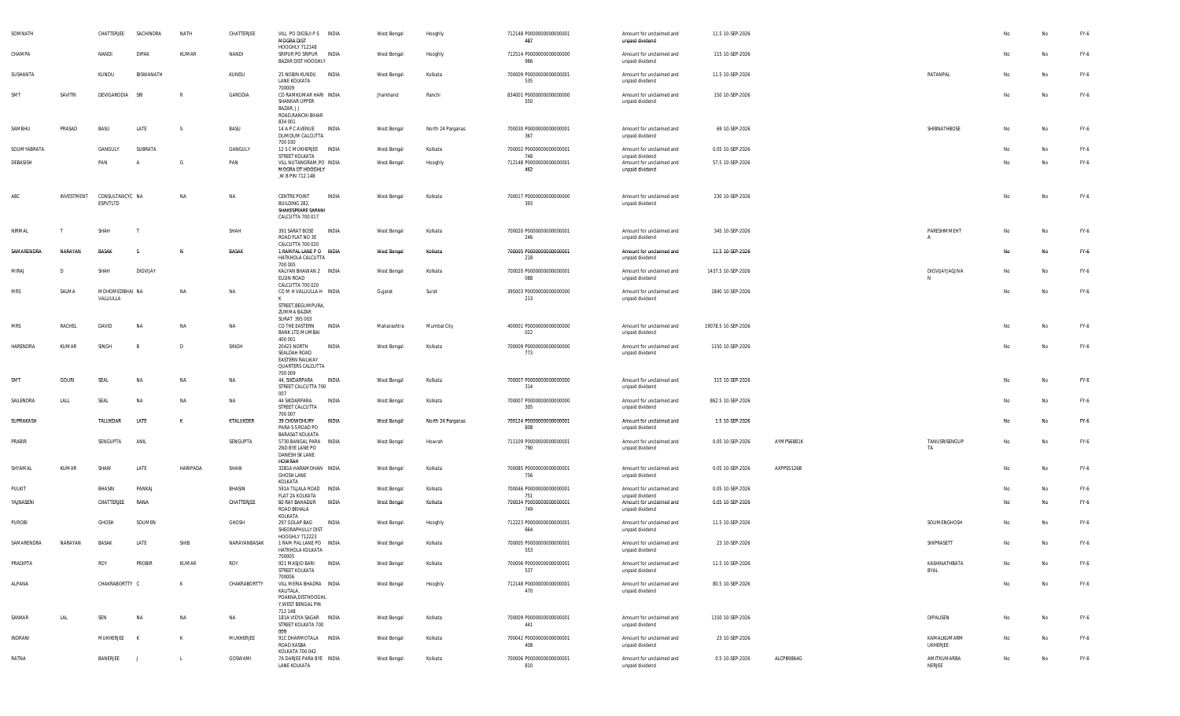| SOMNATH | | CHATTERJEE | SACHINDRA | NATH | CHATTERJEE | VILL PO DIGSUI P S MOGRA DIST HOOGHLY 712148 | INDIA | West Bengal | Hooghly | 712148 P0000000000000001487 | Amount for unclaimed and unpaid dividend | 11.5 | 10-SEP-2026 | | | | No | No | FY-6 |
|---|---|---|---|---|---|---|---|---|---|---|---|---|---|---|---|---|---|---|---|
| CHAMPA | | NANDI | DIPAK | KUMAR | NANDI | SRIPUR PO SRIPUR BAZAR DIST HOOGHLY | INDIA | West Bengal | Hooghly | 712514 P0000000000000000986 | Amount for unclaimed and unpaid dividend | 115 | 10-SEP-2026 | | | | No | No | FY-6 |
| SUSHANTA | | KUNDU | BISWANATH | | KUNDU | 25 NOBIN KUNDU LANE KOLKATA 700009 | INDIA | West Bengal | Kolkata | 700009 P0000000000000001535 | Amount for unclaimed and unpaid dividend | 11.5 | 10-SEP-2026 | | | RATANPAL | No | No | FY-6 |
| SMT | SAVITRI | DEVIGARODIA | SRI | R | GARODIA | C/O RAMKUMAR HARI SHANKAR UPPER BAZAR, J J ROAD,RANCHI BIHAR 834 001 | INDIA | Jharkhand | Ranchi | 834001 P0000000000000000550 | Amount for unclaimed and unpaid dividend | 150 | 10-SEP-2026 | | | | No | No | FY-6 |
| SAMBHU | PRASAD | BASU | LATE | S | BASU | 14 A P C AVENUE DUMDUM CALCUTTA 700 030 | INDIA | West Bengal | North 24 Parganas | 700030 P0000000000000001367 | Amount for unclaimed and unpaid dividend | 69 | 10-SEP-2026 | | | SHIBNATHBOSE | No | No | FY-6 |
| SOUMYABRATA | | GANGULY | SUBRATA | | GANGULY | 12 S C MUKHERJEE STREET KOLKATA | INDIA | West Bengal | Kolkata | 700002 P0000000000000001748 | Amount for unclaimed and unpaid dividend | 0.05 | 10-SEP-2026 | | | | No | No | FY-6 |
| DEBASISH | | PAN | A | G | PAN | VILL NUTANGRAM, PO MOGRA DT HOOGHLY ,W B PIN 712 148 | INDIA | West Bengal | Hooghly | 712148 P0000000000000001462 | Amount for unclaimed and unpaid dividend | 57.5 | 10-SEP-2026 | | | | No | No | FY-6 |
| ABC | INVESTMENT | CONSULTANCYC ESPVTLTD | NA | NA | NA | CENTRE POINT BUILDING 282, SHAKESPEARE SARANI CALCUTTA 700 017 | INDIA | West Bengal | Kolkata | 700017 P0000000000000000393 | Amount for unclaimed and unpaid dividend | 230 | 10-SEP-2026 | | | | No | No | FY-6 |
| NIRMAL | T | SHAH | T | | SHAH | 391 SARAT BOSE ROAD FLAT NO 3E CALCUTTA 700 020 | INDIA | West Bengal | Kolkata | 700020 P0000000000000000246 | Amount for unclaimed and unpaid dividend | 345 | 10-SEP-2026 | | | PARESHMMEHT A | No | No | FY-6 |
| SAMARENDRA | NARAYAN | BASAK | S | N | BASAK | 1 RAMPAL LANE P O HATKHOLA CALCUTTA 700 005 | INDIA | West Bengal | Kolkata | 700005 P0000000000000000218 | Amount for unclaimed and unpaid dividend | 11.5 | 10-SEP-2026 | | | | No | No | FY-6 |
| MIRAJ | D | SHAH | DIGVIJAY | | SHAH | KALYAN BHAWAN 2 ELGIN ROAD CALCUTTA 700 020 | INDIA | West Bengal | Kolkata | 700020 P0000000000000000088 | Amount for unclaimed and unpaid dividend | 1437.5 | 10-SEP-2026 | | | DIGVIJAYJAGJIVA N | No | No | FY-6 |
| MRS | SALMA | MOHOMEDBHAI VALLIULLA | NA | NA | NA | C/O M H VALLIULLA H K STREET,BEGUMPURA, ZUMMA BAZAR SURAT 395 003 | INDIA | Gujarat | Surat | 395003 P0000000000000000213 | Amount for unclaimed and unpaid dividend | 1840 | 10-SEP-2026 | | | | No | No | FY-6 |
| MRS | RACHEL | DAVID | NA | NA | NA | C/O THE EASTERN BANK LTD MUMBAI 400 001 | INDIA | Maharashtra | Mumbai City | 400001 P0000000000000000022 | Amount for unclaimed and unpaid dividend | 19078.5 | 10-SEP-2026 | | | | No | No | FY-6 |
| HARENDRA | KUMAR | SINGH | B | D | SINGH | 20423 NORTH SEALDAH ROAD EASTERN RAILWAY QUARTERS CALCUTTA 700 009 | INDIA | West Bengal | Kolkata | 700009 P0000000000000000773 | Amount for unclaimed and unpaid dividend | 1150 | 10-SEP-2026 | | | | No | No | FY-6 |
| SMT | GOURI | SEAL | NA | NA | NA | 44, SIKDARPARA STREET CALCUTTA 700 007 | INDIA | West Bengal | Kolkata | 700007 P0000000000000000314 | Amount for unclaimed and unpaid dividend | 115 | 10-SEP-2026 | | | | No | No | FY-6 |
| SAILENDRA | LALL | SEAL | NA | NA | NA | 44 SIKDARPARA STREET CALCUTTA 700 007 | INDIA | West Bengal | Kolkata | 700007 P0000000000000000305 | Amount for unclaimed and unpaid dividend | 862.5 | 10-SEP-2026 | | | | No | No | FY-6 |
| SUPRAKASH | | TALUKDAR | LATE | K | KTALUKDER | 39 CHOWDHURY PARA S S ROAD PO BARASAT KOLKATA | INDIA | West Bengal | North 24 Parganas | 700124 P0000000000000000808 | Amount for unclaimed and unpaid dividend | 1.5 | 10-SEP-2026 | | | | No | No | FY-6 |
| PRABIR | | SENGUPTA | ANIL | | SENGUPTA | 5730 BANGAL PARA 2ND BYE LANE PO DANESH SK LANE HOWRAH | INDIA | West Bengal | Howrah | 711109 P0000000000000001790 | Amount for unclaimed and unpaid dividend | 0.05 | 10-SEP-2026 | AYMPS6881K | | TANUSRISENGUP TA | No | No | FY-6 |
| SHYAMAL | KUMAR | SHAW | LATE | HARIPADA | SHAW | 32B1A HARAMOHAN GHOSH LANE KOLKATA | INDIA | West Bengal | Kolkata | 700085 P0000000000000001756 | Amount for unclaimed and unpaid dividend | 0.05 | 10-SEP-2026 | AXPPS5126B | | | No | No | FY-6 |
| PULKIT | | BHASIN | PANKAJ | | BHASIN | 591A TILJALA ROAD FLAT 2A KOLKATA | INDIA | West Bengal | Kolkata | 700046 P0000000000000001751 | Amount for unclaimed and unpaid dividend | 0.05 | 10-SEP-2026 | | | | No | No | FY-6 |
| YAJNASENI | | CHATTERJEE | RANA | | CHATTERJEE | 60 RAY BAHADUR ROAD BEHALA KOLKATA | INDIA | West Bengal | Kolkata | 700034 P0000000000000001749 | Amount for unclaimed and unpaid dividend | 0.05 | 10-SEP-2026 | | | | No | No | FY-6 |
| PUROBI | | GHOSH | SOUMEN | | GHOSH | 297 GOLAP BAG SHEORAPHULLY DIST HOOGHLY 712223 | INDIA | West Bengal | Hooghly | 712223 P0000000000000001664 | Amount for unclaimed and unpaid dividend | 11.5 | 10-SEP-2026 | | | SOUMENGHOSH | No | No | FY-6 |
| SAMARENDRA | NARAYAN | BASAK | LATE | SHIB | NARAYANBASAK | 1 RAM PAL LANE PO HATKHOLA KOLKATA 700005 | INDIA | West Bengal | Kolkata | 700005 P0000000000000001553 | Amount for unclaimed and unpaid dividend | 23 | 10-SEP-2026 | | | SHIPRASETT | No | No | FY-6 |
| PRADIPTA | | ROY | PROBIR | KUMAR | ROY | 921 MASJID BARI STREET KOLKATA 700006 | INDIA | West Bengal | Kolkata | 700006 P0000000000000001537 | Amount for unclaimed and unpaid dividend | 11.5 | 10-SEP-2026 | | | KASHINATHBATA BYAL | No | No | FY-6 |
| ALPANA | | CHAKRABORTTY | C | K | CHAKRABORTTY | VILL MERIA BHADRA KALITALA, POAKNA,DISTHOOGHL Y,WEST BENGAL PIN 712 148 | INDIA | West Bengal | Hooghly | 712148 P0000000000000001470 | Amount for unclaimed and unpaid dividend | 80.5 | 10-SEP-2026 | | | | No | No | FY-6 |
| SANKAR | LAL | SEN | NA | NA | NA | 181A VIDYA SAGAR STREET KOLKATA 700 009 | INDIA | West Bengal | Kolkata | 700009 P0000000000000001441 | Amount for unclaimed and unpaid dividend | 1150 | 10-SEP-2026 | | | DIPALISEN | No | No | FY-6 |
| INDRANI | | MUKHERJEE | K | K | MUKHERJEE | 91C DHARMOTALA ROAD KASBA KOLKATA 700 042 | INDIA | West Bengal | Kolkata | 700042 P0000000000000001408 | Amount for unclaimed and unpaid dividend | 23 | 10-SEP-2026 | | | KAMALKUMARM UKHERJEE | No | No | FY-6 |
| RATNA | | BANERJEE | J | L | GOSWAMI | 7A DARJEE PARA BYE LANE KOLKATA | INDIA | West Bengal | Kolkata | 700006 P0000000000000001810 | Amount for unclaimed and unpaid dividend | 0.5 | 10-SEP-2026 | ALCPB9864G | | AMITKUMARBA NERJEE | No | No | FY-6 |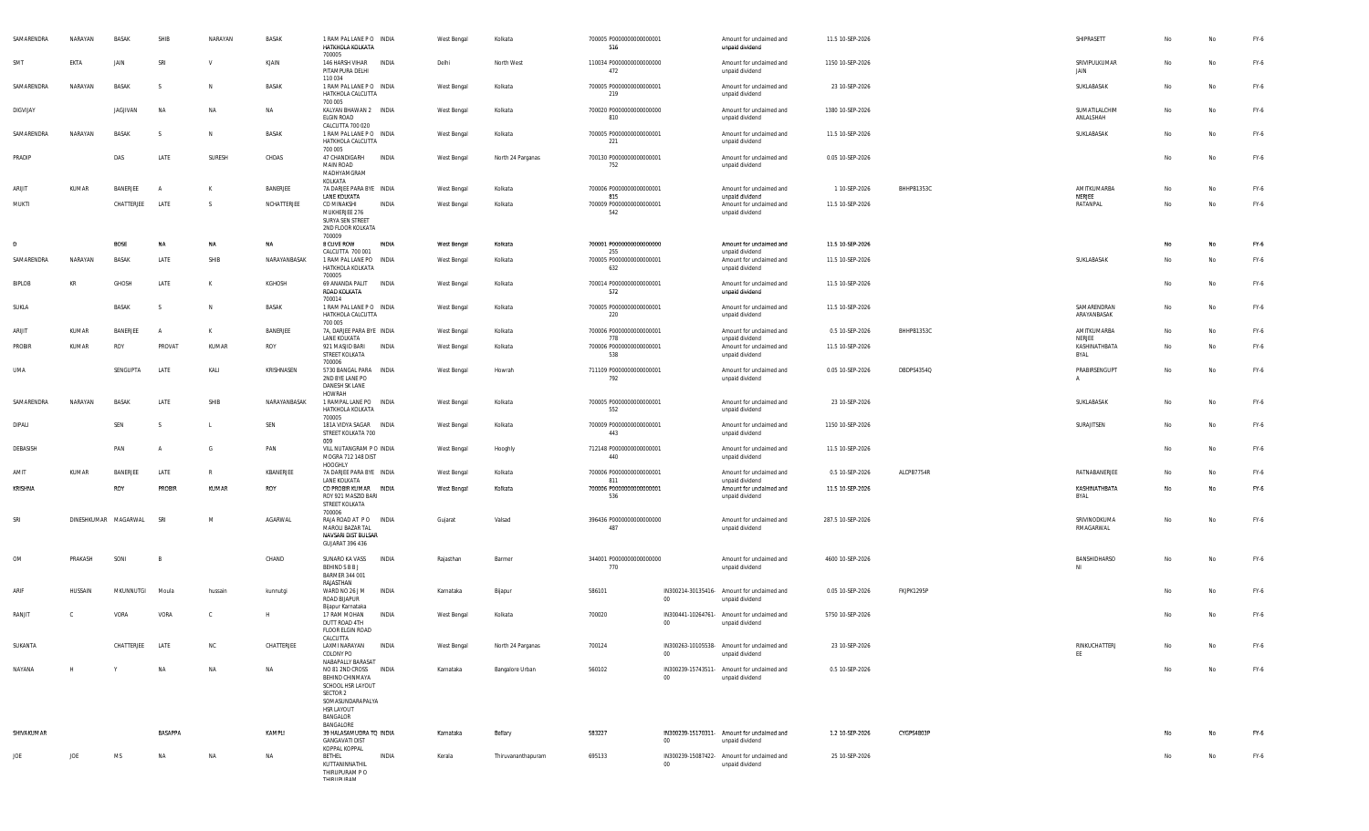| SAMARENDRA | NARAYAN | BASAK | SHIB | NARAYAN | BASAK | 1 RAM PAL LANE P O HATKHOLA KOLKATA 700005 | INDIA | West Bengal | Kolkata | 700005 P0000000000000001516 | | Amount for unclaimed and unpaid dividend | 11.5 | 10-SEP-2026 | | SHIPRASETT | No | No | FY-6 |
|---|---|---|---|---|---|---|---|---|---|---|---|---|---|---|---|---|---|---|---|
| SMT | EKTA | JAIN | SRI | V | KJAIN | 146 HARSH VIHAR PITAMPURA DELHI 110 034 | INDIA | Delhi | North West | 110034 P0000000000000000472 | | Amount for unclaimed and unpaid dividend | 1150 | 10-SEP-2026 | | SRIVIPULKUMAR JAIN | No | No | FY-6 |
| SAMARENDRA | NARAYAN | BASAK | S | N | BASAK | 1 RAM PAL LANE P O HATKHOLA CALCUTTA 700 005 | INDIA | West Bengal | Kolkata | 700005 P0000000000000001219 | | Amount for unclaimed and unpaid dividend | 23 | 10-SEP-2026 | | SUKLABASAK | No | No | FY-6 |
| DIGVIJAY | | JAGJIVAN | NA | NA | NA | KALYAN BHAWAN 2 ELGIN ROAD CALCUTTA 700 020 | INDIA | West Bengal | Kolkata | 700020 P0000000000000000810 | | Amount for unclaimed and unpaid dividend | 1380 | 10-SEP-2026 | | SUMATILALCHIMANLALSHAH | No | No | FY-6 |
| SAMARENDRA | NARAYAN | BASAK | S | N | BASAK | 1 RAM PAL LANE P O HATKHOLA CALCUTTA 700 005 | INDIA | West Bengal | Kolkata | 700005 P0000000000000001221 | | Amount for unclaimed and unpaid dividend | 11.5 | 10-SEP-2026 | | SUKLABASAK | No | No | FY-6 |
| PRADIP | | DAS | LATE | SURESH | CHDAS | 47 CHANDIGARH MAIN ROAD MADHYAMGRAM KOLKATA | INDIA | West Bengal | North 24 Parganas | 700130 P0000000000000001752 | | Amount for unclaimed and unpaid dividend | 0.05 | 10-SEP-2026 | | | No | No | FY-6 |
| ARIJIT | KUMAR | BANERJEE | A | K | BANERJEE | 7A DARJEE PARA BYE LANE KOLKATA | INDIA | West Bengal | Kolkata | 700006 P0000000000000000815 | | Amount for unclaimed and unpaid dividend | 1 | 10-SEP-2026 | BHHPB1353C | AMITKUMARBANERJEE | No | No | FY-6 |
| MUKTI | | CHATTERJEE | LATE | S | NCHATTERJEE | C/O MINAKSHI MUKHERJEE 276 SURYA SEN STREET 2ND FLOOR KOLKATA 700009 | INDIA | West Bengal | Kolkata | 700009 P0000000000000000542 | | Amount for unclaimed and unpaid dividend | 11.5 | 10-SEP-2026 | | RATANPAL | No | No | FY-6 |
| D | | BOSE | NA | NA | NA | 8 CLIVE ROW CALCUTTA 700 001 | INDIA | West Bengal | Kolkata | 700001 P0000000000000000255 | | Amount for unclaimed and unpaid dividend | 11.5 | 10-SEP-2026 | | | No | No | FY-6 |
| SAMARENDRA | NARAYAN | BASAK | LATE | SHIB | NARAYANBASAK | 1 RAM PAL LANE P O HATKHOLA KOLKATA 700005 | INDIA | West Bengal | Kolkata | 700005 P0000000000000000632 | | Amount for unclaimed and unpaid dividend | 11.5 | 10-SEP-2026 | | SUKLABASAK | No | No | FY-6 |
| BIPLOB | KR | GHOSH | LATE | K | KGHOSH | 69 ANANDA PALIT ROAD KOLKATA 700014 | INDIA | West Bengal | Kolkata | 700014 P0000000000000000572 | | Amount for unclaimed and unpaid dividend | 11.5 | 10-SEP-2026 | | | No | No | FY-6 |
| SUKLA | | BASAK | S | N | BASAK | 1 RAM PAL LANE P O HATKHOLA CALCUTTA 700 005 | INDIA | West Bengal | Kolkata | 700005 P0000000000000001220 | | Amount for unclaimed and unpaid dividend | 11.5 | 10-SEP-2026 | | SAMARENDRANARAYANBASAK | No | No | FY-6 |
| ARIJIT | KUMAR | BANERJEE | A | K | BANERJEE | 7A, DARJEE PARA BYE LANE KOLKATA | INDIA | West Bengal | Kolkata | 700006 P0000000000000000778 | | Amount for unclaimed and unpaid dividend | 0.5 | 10-SEP-2026 | BHHPB1353C | AMITKUMARBANERJEE | No | No | FY-6 |
| PROBIR | KUMAR | ROY | PROVAT | KUMAR | ROY | 921 MASJID BARI STREET KOLKATA 700006 | INDIA | West Bengal | Kolkata | 700006 P0000000000000000538 | | Amount for unclaimed and unpaid dividend | 11.5 | 10-SEP-2026 | | KASHINATHBATABYAL | No | No | FY-6 |
| UMA | | SENGUPTA | LATE | KALI | KRISHNASEN | 57/30 BANGAL PARA 2ND BYE LANE PO DANESH SK LANE HOWRAH | INDIA | West Bengal | Howrah | 711109 P0000000000000000792 | | Amount for unclaimed and unpaid dividend | 0.05 | 10-SEP-2026 | DBDPS4354Q | PRABIRSENGUPTA | No | No | FY-6 |
| SAMARENDRA | NARAYAN | BASAK | LATE | SHIB | NARAYANBASAK | 1 RAMPAL LANE PO HATKHOLA KOLKATA 700005 | INDIA | West Bengal | Kolkata | 700005 P0000000000000000552 | | Amount for unclaimed and unpaid dividend | 23 | 10-SEP-2026 | | SUKLABASAK | No | No | FY-6 |
| DIPALI | | SEN | S | L | SEN | 181A VIDYA SAGAR STREET KOLKATA 700 009 | INDIA | West Bengal | Kolkata | 700009 P0000000000000000443 | | Amount for unclaimed and unpaid dividend | 1150 | 10-SEP-2026 | | SURAJITSEN | No | No | FY-6 |
| DEBASISH | | PAN | A | G | PAN | VILL NUTANGRAM P O MOGRA 712 148 DIST HOOGHLY | INDIA | West Bengal | Hooghly | 712148 P0000000000000000440 | | Amount for unclaimed and unpaid dividend | 11.5 | 10-SEP-2026 | | | No | No | FY-6 |
| AMIT | KUMAR | BANERJEE | LATE | R | KBANERJEE | 7A DARJEE PARA BYE LANE KOLKATA | INDIA | West Bengal | Kolkata | 700006 P0000000000000000811 | | Amount for unclaimed and unpaid dividend | 0.5 | 10-SEP-2026 | ALCPB7754R | RATNABANERJEE | No | No | FY-6 |
| KRISHNA | | ROY | PROBIR | KUMAR | ROY | C/O PROBIR KUMAR ROY 921 MASZID BARI STREET KOLKATA 700006 | INDIA | West Bengal | Kolkata | 700006 P0000000000000000536 | | Amount for unclaimed and unpaid dividend | 11.5 | 10-SEP-2026 | | KASHINATHBATABYAL | No | No | FY-6 |
| SRI | DINESHKUMAR | MAGARWAL | SRI | M | AGARWAL | RAJA ROAD AT P O MAROLI BAZAR TAL NAVSARI DIST BULSAR GUJARAT 396 436 | INDIA | Gujarat | Valsad | 396436 P0000000000000000487 | | Amount for unclaimed and unpaid dividend | 287.5 | 10-SEP-2026 | | SRIVINODKUMARMAGARWAL | No | No | FY-6 |
| OM | PRAKASH | SONI | B | | CHAND | SUNARO KA VASS BEHIND S B B J BARMER 344 001 RAJASTHAN | INDIA | Rajasthan | Barmer | 344001 P0000000000000000770 | | Amount for unclaimed and unpaid dividend | 4600 | 10-SEP-2026 | | BANSHIDHARSONI | No | No | FY-6 |
| ARIF | HUSSAIN | MKUNNUTGI | Moula | hussain | kunnutgi | WARD NO 26 J M ROAD BIJAPUR Bijapur Karnataka | INDIA | Karnataka | Bijapur | 586101 | IN300214-30135416-00 | Amount for unclaimed and unpaid dividend | 0.05 | 10-SEP-2026 | FKJPK1295P | | No | No | FY-6 |
| RANJIT | C | VORA | VORA | C | H | 17 RAM MOHAN DUTT ROAD 4TH FLOOR ELGIN ROAD CALCUTTA | INDIA | West Bengal | Kolkata | 700020 | IN300441-10264761-00 | Amount for unclaimed and unpaid dividend | 5750 | 10-SEP-2026 | | | No | No | FY-6 |
| SUKANTA | | CHATTERJEE | LATE | NC | CHATTERJEE | LAXMI NARAYAN COLONY PO NABAPALLY BARASAT | INDIA | West Bengal | North 24 Parganas | 700124 | IN300263-10105538-00 | Amount for unclaimed and unpaid dividend | 23 | 10-SEP-2026 | | RINKUCHATTERJEE | No | No | FY-6 |
| NAYANA | H | Y | NA | NA | NA | NO 81 2ND CROSS BEHIND CHINMAYA SCHOOL HSR LAYOUT SECTOR 2 SOMASUNDARAPALYA HSR LAYOUT BANGALOR BANGALORE | INDIA | Karnataka | Bangalore Urban | 560102 | IN300239-15743511-00 | Amount for unclaimed and unpaid dividend | 0.5 | 10-SEP-2026 | | | No | No | FY-6 |
| SHIVAKUMAR | | | BASAPPA | | KAMPLI | 39 HALASAMUDRA TQ GANGAVATI DIST KOPPAL KOPPAL | INDIA | Karnataka | Bellary | 583227 | IN300239-15170311-00 | Amount for unclaimed and unpaid dividend | 1.2 | 10-SEP-2026 | CYGPS4803P | | No | No | FY-6 |
| JOE | JOE | MS | NA | NA | NA | BETHEL KUTTANINNATHIL THIRUPURAM P O THIRUPURAM | INDIA | Kerala | Thiruvananthapuram | 695133 | IN300239-15087422-00 | Amount for unclaimed and unpaid dividend | 25 | 10-SEP-2026 | | | No | No | FY-6 |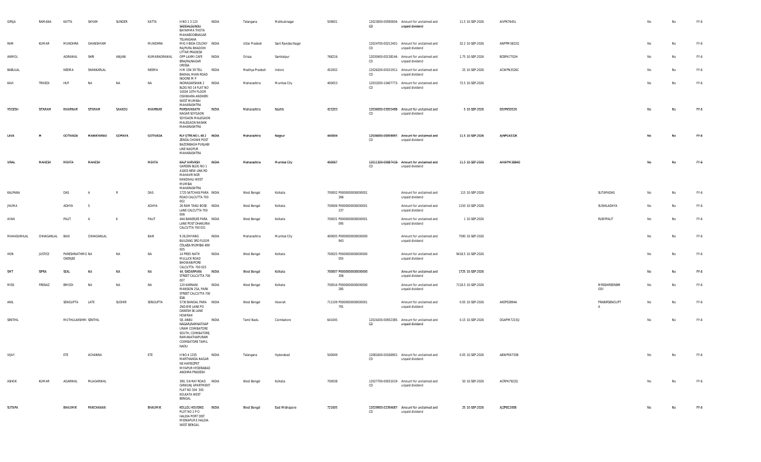| | | | | | | | | | | | | | | | | | | | | |
|---|---|---|---|---|---|---|---|---|---|---|---|---|---|---|---|---|---|---|---|---|
| GIRIJA | RAMANA | KATTA | SHYAM | SUNDER | KATTA | H NO 1 3 123 SADDALGUNDU BAYAMMA THOTA MAHABOOBNAGAR TELANGANA | INDIA | Telangana | Mahbubnagar | 509001 | 12023000-00590004-CD | Amount for unclaimed and unpaid dividend | 11.5 | 10-SEP-2026 | AIVPK7645L | | | No | No | FY-6 |
| RAM | KUMAR | MUNDHRA | GHANSHYAM | | MUNDHRA | MIG II BIDA COLONY RAJPURA BHADOHI UTTAR PRADESH | INDIA | Uttar Pradesh | Sant Ravidas Nagar | | 12024700-00212401-CD | Amount for unclaimed and unpaid dividend | 32.2 | 10-SEP-2026 | ANPPM5822Q | | | No | No | FY-6 |
| ANMOL | | AGRAWAL | SHRI | ANJANI | KUMARAGRAWAL | OPP LAXMI CAFE BRAJRAJNAGAR ORISSA | INDIA | Orissa | Sambalpur | 768216 | 12030400-00138144-CD | Amount for unclaimed and unpaid dividend | 1.75 | 10-SEP-2026 | BCBPA7702H | | | No | No | FY-6 |
| BABULAL | | NEEMA | SHANKARLAL | | NEEMA | H M 15N 39 TELI BAKHAL MAIN ROAD INDORE M P | INDIA | Madhya Pradesh | Indore | 452002 | 12026200-00101911-CD | Amount for unclaimed and unpaid dividend | 25 | 10-SEP-2026 | ACWPN3526C | | | No | No | FY-6 |
| KAVI | TRIVEDI | HUF | NA | NA | NA | INDRADARSHAN 2 BLDG NO 14 FLAT NO 10034 10TH FLOOR OSHIWARA ANDHERI WEST MUMBAI MAHARASHTRA | INDIA | Maharashtra | Mumbai City | 400053 | 12033200-10407773-CD | Amount for unclaimed and unpaid dividend | 72.5 | 10-SEP-2026 | | | | No | No | FY-6 |
| YOGESH | SITARAM | KHAIRNAR | SITARAM | SAHADU | KHAIRNAR | PARSHVANATH NAGAR SOYGAON SOYGAON MALEGAON MALEGAON NASHIK MAHARASHTRA | INDIA | Maharashtra | Nashik | 423203 | 12036000-03055498-CD | Amount for unclaimed and unpaid dividend | 5 | 10-SEP-2026 | EEVPK5052K | | | No | No | FY-6 |
| LAVA | M | GOTIVADA | MANIKYARAO | GOPIAYA | GOTIVADA | RLY QTRS NO L 48 2 ZENDA CHOWK POST BAZONBAGH PUNJABI LINE NAGPUR MAHARASHTRA | INDIA | Maharashtra | Nagpur | 440004 | 12036000-00059097-CD | Amount for unclaimed and unpaid dividend | 11.5 | 10-SEP-2026 | AJNPG4332K | | | No | No | FY-6 |
| VIRAL | MAHESH | MEHTA | MAHESH | | MEHTA | KALP AVRVKSH GARDEN BLDG NO 1 A1803 NEW LINK RD MAHAVIR NGR KANDIVALI WEST MUMBAI MAHARASHTRA | INDIA | Maharashtra | Mumbai City | 400067 | 12011300-00087418-CD | Amount for unclaimed and unpaid dividend | 11.5 | 10-SEP-2026 | AHWPM3884D | | | No | No | FY-6 |
| KALPANA | | DAS | A | R | DAS | 1725 SATCHASI PARA ROAD CALCUTTA 700 002 | INDIA | West Bengal | Kolkata | 700002 | P0000000000000001266 | Amount for unclaimed and unpaid dividend | 115 | 10-SEP-2026 | | SUTAPADAS | | No | No | FY-6 |
| JHUMA | | ADHYA | S | | ADHYA | 26 RAM TANU BOSE LANE CALCUTTA 700 006 | INDIA | West Bengal | Kolkata | 700006 | P0000000000000001237 | Amount for unclaimed and unpaid dividend | 1150 | 10-SEP-2026 | | SUSHILADHYA | | No | No | FY-6 |
| AYAN | | PALIT | A | K | PALIT | 44A BANERJEE PARA LANE POST DHAKURIA CALCUTTA 700 031 | INDIA | West Bengal | Kolkata | 700031 | P0000000000000001095 | Amount for unclaimed and unpaid dividend | 1 | 10-SEP-2026 | | RUBYPALIT | | No | No | FY-6 |
| MAHASUKHLAL | CHHAGANLAL | BAXI | CHHAGANLAL | | BAXI | 9 26,DIVYANG BUILDING 3RD FLOOR COLABA MUMBAI 400 005 | INDIA | Maharashtra | Mumbai City | 400005 | P0000000000000000943 | Amount for unclaimed and unpaid dividend | 7590 | 10-SEP-2026 | | | | No | No | FY-6 |
| HON | JUSTICE | PARESHNATHMO OKERJEE | NA | NA | NA | 14 PREO NATH MULLICK ROAD BHOWANIPORE CALCUTTA 700 025 | INDIA | West Bengal | Kolkata | 700025 | P0000000000000000055 | Amount for unclaimed and unpaid dividend | 9418.5 | 10-SEP-2026 | | | | No | No | FY-6 |
| SMT | SIPRA | SEAL | NA | NA | NA | 44, SIKDARPARA STREET CALCUTTA 700 007 | INDIA | West Bengal | Kolkata | 700007 | P0000000000000000306 | Amount for unclaimed and unpaid dividend | 1725 | 10-SEP-2026 | | | | No | No | FY-6 |
| MISS | FRENAZ | BMODI | NA | NA | NA | 120 KARNANI MANSION 25A, PARK STREET CALCUTTA 700 016 | INDIA | West Bengal | Kolkata | 700016 | P0000000000000000285 | Amount for unclaimed and unpaid dividend | 7118.5 | 10-SEP-2026 | | MRSSHIREENBM ODI | | No | No | FY-6 |
| ANIL | | SENGUPTA | LATE | SUDHIR | SENGUPTA | 5730 BANGAL PARA 2ND BYE LANE PO DANESH SK LANE HOWRAH | INDIA | West Bengal | Howrah | 711109 | P0000000000000001791 | Amount for unclaimed and unpaid dividend | 0.05 | 10-SEP-2026 | AKEPS3894A | PRABIRSENGUPT A | | No | No | FY-6 |
| SENTHIL | | MUTHULAKSHMI | SENTHIL | | | 58, ANBU NAGAR,RAMNATHAP URAM COIMBATORE SOUTH, COIMBATORE, RAMANATHAPURAM COIMBATORE TAMIL NADU | INDIA | Tamil Nadu | Coimbatore | 641045 | 12024200-00932385-CD | Amount for unclaimed and unpaid dividend | 0.15 | 10-SEP-2026 | DGAPM7215Q | | | No | No | FY-6 |
| VIJAY | | ETE | ACHANNA | | ETE | H NO 4 1335 MARTHANDA NAGAR NR HAFEEZPET MIYAPUR HYDERABAD ANDHRA PRADESH | INDIA | Telangana | Hyderabad | 500049 | 12081600-00166901-CD | Amount for unclaimed and unpaid dividend | 0.05 | 10-SEP-2026 | ABWPE4735B | | | No | No | FY-6 |
| ASHOK | KUMAR | AGARWAL | MLAGARWAL | | | 390, S N RAY ROAD GIRIKUNJ APARTMENT FLAT NO 304 305 KOLKATA WEST BENGAL | INDIA | West Bengal | Kolkata | 700038 | 12027700-00031019-CD | Amount for unclaimed and unpaid dividend | 50 | 10-SEP-2026 | ACRPA7922Q | | | No | No | FY-6 |
| SUTAPA | | BHAUMIK | PANCHANAN | | BHAUMIK | KOLLOL HOUSING PLOT NO 2 P O HALDIA PORT DIST MIDNAPUR E HALDIA WEST BENGAL | INDIA | West Bengal | East Midnapore | 721605 | 12029900-02394687-CD | Amount for unclaimed and unpaid dividend | 25 | 10-SEP-2026 | AJZPB1200B | | | No | No | FY-6 |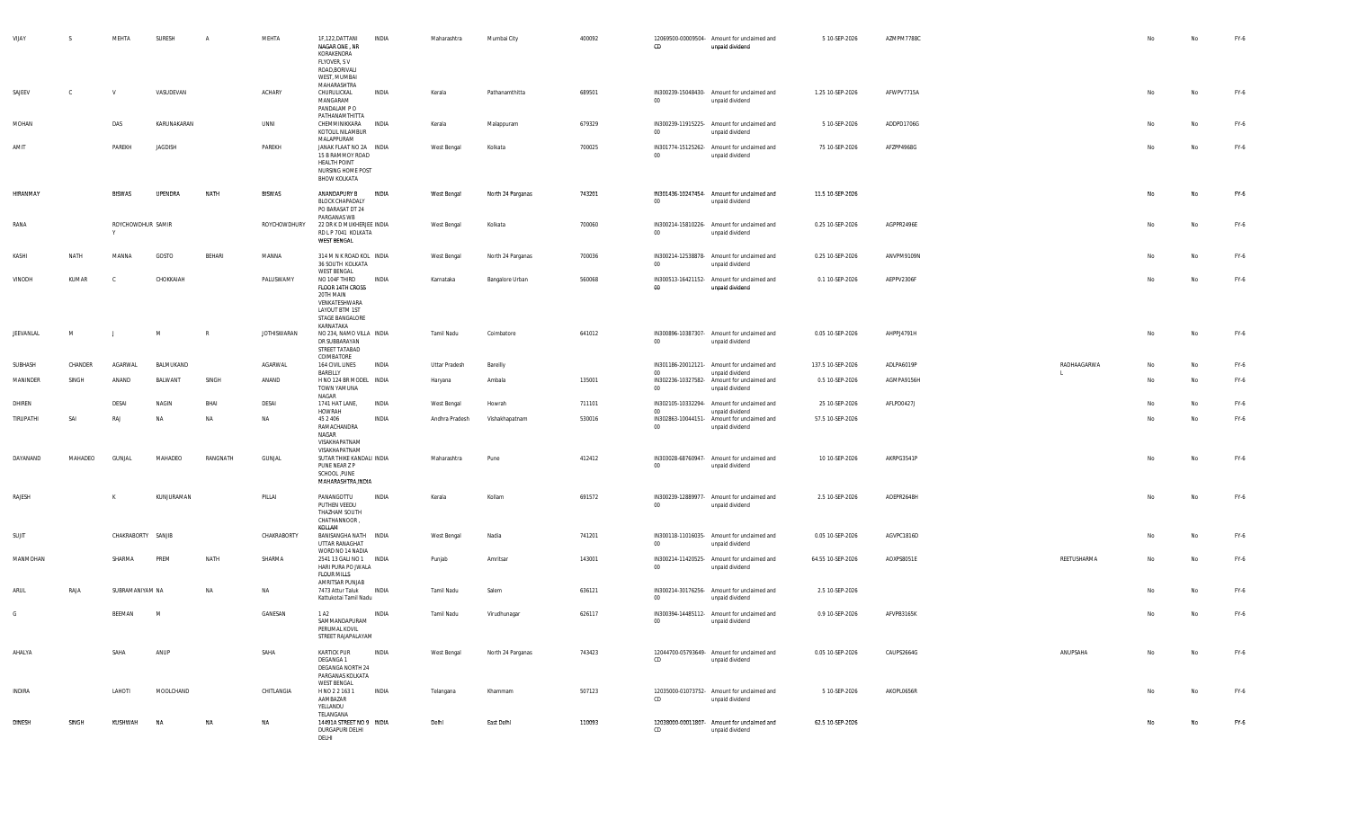| VIJAY | S | MEHTA | SURESH | A | MEHTA | 1F,122,DATTANI NAGAR ONE , NR KORAKENDRA FLYOVER, S V ROAD,BORIVALI WEST, MUMBAI MAHARASHTRA | INDIA | Maharashtra | Mumbai City | 400092 | 12069500-00009504-CD | Amount for unclaimed and unpaid dividend | 5 | 10-SEP-2026 | AZMPM7788C | | No | No | FY-6 |
|---|---|---|---|---|---|---|---|---|---|---|---|---|---|---|---|---|---|---|---|
| SAJEEV | C | V | VASUDEVAN | | ACHARY | CHURULICKAL MANGARAM PANDALAM P O PATHANAMTHITTA | INDIA | Kerala | Pathanamthitta | 689501 | IN300239-15048430-00 | Amount for unclaimed and unpaid dividend | 1.25 | 10-SEP-2026 | AFWPV7715A | | No | No | FY-6 |
| MOHAN | | DAS | KARUNAKARAN | | UNNI | CHEMMINIKKARA KOTOLIL NILAMBUR MALAPPURAM | INDIA | Kerala | Malappuram | 679329 | IN300239-11915225-00 | Amount for unclaimed and unpaid dividend | 5 | 10-SEP-2026 | ADDPD1706G | | No | No | FY-6 |
| AMIT | | PAREKH | JAGDISH | | PAREKH | JANAK FLAAT NO 2A 15 B RAMMOY ROAD HEALTH POINT NURSING HOME POST BHOW KOLKATA | INDIA | West Bengal | Kolkata | 700025 | IN301774-15125262-00 | Amount for unclaimed and unpaid dividend | 75 | 10-SEP-2026 | AFZPP4968G | | No | No | FY-6 |
| HIRANMAY | | BISWAS | UPENDRA | NATH | BISWAS | ANANDAPURY B BLOCK CHAPADALY PO BARASAT DT 24 PARGANAS WB | INDIA | West Bengal | North 24 Parganas | 743201 | IN301436-10247454-00 | Amount for unclaimed and unpaid dividend | 11.5 | 10-SEP-2026 | | | No | No | FY-6 |
| RANA | | ROYCHOWDHURY | SAMIR Y | | ROYCHOWDHURY | 22 DR K D MUKHERJEE RD L P 7041 KOLKATA WEST BENGAL | INDIA | West Bengal | Kolkata | 700060 | IN300214-15810226-00 | Amount for unclaimed and unpaid dividend | 0.25 | 10-SEP-2026 | AGPPR2496E | | No | No | FY-6 |
| KASHI | NATH | MANNA | GOSTO | BEHARI | MANNA | 314 M N K ROAD KOL 36 SOUTH KOLKATA WEST BENGAL | INDIA | West Bengal | North 24 Parganas | 700036 | IN300214-12538878-00 | Amount for unclaimed and unpaid dividend | 0.25 | 10-SEP-2026 | ANVPM9109N | | No | No | FY-6 |
| VINODH | KUMAR | C | CHOKKAIAH | | PALUSWAMY | NO 104F THIRD FLOOR 14TH CROSS 20TH MAIN VENKATESHWARA LAYOUT BTM 1ST STAGE BANGALORE KARNATAKA | INDIA | Karnataka | Bangalore Urban | 560068 | IN300513-16421152-00 | Amount for unclaimed and unpaid dividend | 0.1 | 10-SEP-2026 | AEPPV2306F | | No | No | FY-6 |
| JEEVANLAL | M | J | M | R | JOTHISWARAN | NO 234, NAMO VILLA DR SUBBARAYAN STREET TATABAD COIMBATORE | INDIA | Tamil Nadu | Coimbatore | 641012 | IN300896-10387307-00 | Amount for unclaimed and unpaid dividend | 0.05 | 10-SEP-2026 | AHPPJ4791H | | No | No | FY-6 |
| SUBHASH | CHANDER | AGARWAL | BALMUKAND | | AGARWAL | 164 CIVIL LINES BAREILLY | INDIA | Uttar Pradesh | Bareilly | | IN301186-20012121-00 | Amount for unclaimed and unpaid dividend | 137.5 | 10-SEP-2026 | ADLPA6019P | RADHAAGARWAL | No | No | FY-6 |
| MANINDER | SINGH | ANAND | BALWANT | SINGH | ANAND | H NO 124 BR MODEL TOWN YAMUNA NAGAR | INDIA | Haryana | Ambala | 135001 | IN302236-10327582-00 | Amount for unclaimed and unpaid dividend | 0.5 | 10-SEP-2026 | AGMPA9156H | | No | No | FY-6 |
| DHIREN | | DESAI | NAGIN | BHAI | DESAI | 1741 HAT LANE, HOWRAH | INDIA | West Bengal | Howrah | 711101 | IN302105-10332294-00 | Amount for unclaimed and unpaid dividend | 25 | 10-SEP-2026 | AFLPD0427J | | No | No | FY-6 |
| TIRUPATHI | SAI | RAJ | NA | NA | NA | 45 2 406 RAMACHANDRA NAGAR VISAKHAPATNAM VISAKHAPATNAM | INDIA | Andhra Pradesh | Vishakhapatnam | 530016 | IN302863-10044151-00 | Amount for unclaimed and unpaid dividend | 57.5 | 10-SEP-2026 | | | No | No | FY-6 |
| DAYANAND | MAHADEO | GUNJAL | MAHADEO | RANGNATH | GUNJAL | SUTAR THIKE KANDALI PUNE NEAR Z P SCHOOL ,PUNE MAHARASHTRA,INDIA | INDIA | Maharashtra | Pune | 412412 | IN303028-68760947-00 | Amount for unclaimed and unpaid dividend | 10 | 10-SEP-2026 | AKRPG3541P | | No | No | FY-6 |
| RAJESH | | K | KUNJURAMAN | | PILLAI | PANANGOTTU PUTHEN VEEDU THAZHAM SOUTH CHATHANNOOR , KOLLAM | INDIA | Kerala | Kollam | 691572 | IN300239-12889977-00 | Amount for unclaimed and unpaid dividend | 2.5 | 10-SEP-2026 | AOEPR2648H | | No | No | FY-6 |
| SUJIT | | CHAKRABORTY | SANJIB | | CHAKRABORTY | BANISANGHA NATH UTTAR RANAGHAT WORD NO 14 NADIA | INDIA | West Bengal | Nadia | 741201 | IN300118-11016035-00 | Amount for unclaimed and unpaid dividend | 0.05 | 10-SEP-2026 | AGVPC1816D | | No | No | FY-6 |
| MANMOHAN | | SHARMA | PREM | NATH | SHARMA | 2541 13 GALI NO 1 HARI PURA PO JWALA FLOUR MILLS AMRITSAR PUNJAB | INDIA | Punjab | Amritsar | 143001 | IN300214-11420525-00 | Amount for unclaimed and unpaid dividend | 64.55 | 10-SEP-2026 | AOXPS8051E | REETUSHARMA | No | No | FY-6 |
| ARUL | RAJA | SUBRAMANIYAM | NA | NA | NA | 7473 Attur Taluk Kattukotai Tamil Nadu | INDIA | Tamil Nadu | Salem | 636121 | IN300214-30176256-00 | Amount for unclaimed and unpaid dividend | 2.5 | 10-SEP-2026 | | | No | No | FY-6 |
| G | | BEEMAN | M | | GANESAN | 1 A2 SAMMANDAPURAM PERUMAL KOVIL STREET RAJAPALAYAM | INDIA | Tamil Nadu | Virudhunagar | 626117 | IN300394-14485112-00 | Amount for unclaimed and unpaid dividend | 0.9 | 10-SEP-2026 | AFVPB3165K | | No | No | FY-6 |
| AHALYA | | SAHA | ANUP | | SAHA | KARTICK PUR DEGANGA 1 DEGANGA NORTH 24 PARGANAS KOLKATA WEST BENGAL | INDIA | West Bengal | North 24 Parganas | 743423 | 12044700-05793649-CD | Amount for unclaimed and unpaid dividend | 0.05 | 10-SEP-2026 | CAUPS2664G | ANUPSAHA | No | No | FY-6 |
| INDIRA | | LAHOTI | MOOLCHAND | | CHITLANGIA | H NO 2 2 163 1 AAMBAZAR YELLANDU TELANGANA | INDIA | Telangana | Khammam | 507123 | 12035000-01073752-CD | Amount for unclaimed and unpaid dividend | 5 | 10-SEP-2026 | AKOPL0656R | | No | No | FY-6 |
| DINESH | SINGH | KUSHWAH | NA | NA | NA | 14491A STREET NO 9 DURGAPURI DELHI DELHI | INDIA | Delhi | East Delhi | 110093 | 12038000-00011807-CD | Amount for unclaimed and unpaid dividend | 62.5 | 10-SEP-2026 | | | No | No | FY-6 |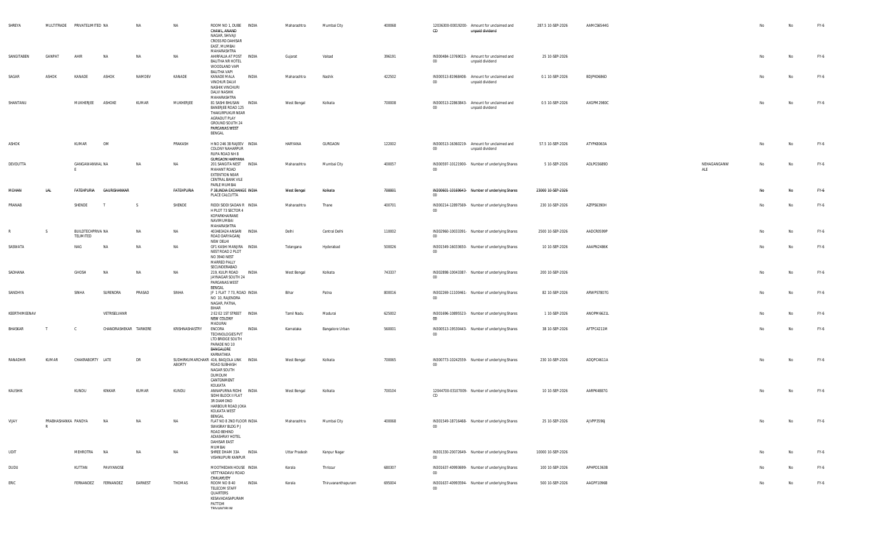| SHREYA | MULTITRADE | PRIVATELIMITED | NA | NA | NA | ROOM NO 1, DUBE CHAWL, ANAND NAGAR, SHIVAJI CROSS RD DAHISAR EAST, MUMBAI MAHARASHTRA | INDIA | Maharashtra | Mumbai City | 400068 | 12036300-00019200-CD | Amount for unclaimed and unpaid dividend | 287.5 | 10-SEP-2026 | AAMCS6544G | | | No | No | FY-6 |
|---|---|---|---|---|---|---|---|---|---|---|---|---|---|---|---|---|---|---|---|---|
| SANGITABEN | GANPAT | AHIR | NA | NA | NA | AHIRFALIA AT POST BALITHA NR HOTEL WOODLAND VAPI BALITHA VAPI | INDIA | Gujarat | Valsad | 396191 | IN300484-13769023-00 | Amount for unclaimed and unpaid dividend | 25 | 10-SEP-2026 | | | | No | No | FY-6 |
| SAGAR | ASHOK | KANADE | ASHOK | NAMDEV | KANADE | KANADE MALA VINCHUR DALVI NASHIK VINCHURI DALVI NASHIK MAHARASHTRA | INDIA | Maharashtra | Nashik | 422502 | IN300513-81968408-00 | Amount for unclaimed and unpaid dividend | 0.1 | 10-SEP-2026 | BDJPK0686D | | | No | No | FY-6 |
| SHANTANU | | MUKHERJEE | ASHOKE | KUMAR | MUKHERJEE | 81 SASHI BHUSAN BANERJEE ROAD 125 THAKURPUKUR NEAR AGRADUT PLAY GROUND SOUTH 24 PARGANAS WEST BENGAL | INDIA | West Bengal | Kolkata | 700008 | IN300513-22863843-00 | Amount for unclaimed and unpaid dividend | 0.5 | 10-SEP-2026 | AXGPM2980C | | | No | No | FY-6 |
| ASHOK | | KUMAR | OM | | PRAKASH | H NO 246 38 RAJEEV COLONY NAHARPUR RUPA ROAD NH 8 GURGAON HARYANA | INDIA | HARYANA | GURGAON | 122002 | IN300513-16360219-00 | Amount for unclaimed and unpaid dividend | 57.5 | 10-SEP-2026 | ATYPK8063A | | | No | No | FY-6 |
| DEVDUTTA | | GANGAWANWALA E | NA | NA | NA | 201 SANGITA NEST MAHANT ROAD EXTENTION NEAR CENTRAL BANK VILE PARLE MUMBAI | INDIA | Maharashtra | Mumbai City | 400057 | IN300597-10121900-00 | Number of underlying Shares | 5 | 10-SEP-2026 | ADLPG5689D | | NEHAGANGANWALE | No | No | FY-6 |
| MOHAN | LAL | FATEHPURIA | GAURISHANKAR | | FATEHPURIA | P 38,INDIA EXCHANGE PLACE CALCUTTA | INDIA | West Bengal | Kolkata | 700001 | IN300601-10169643-00 | Number of underlying Shares | 23000 | 10-SEP-2026 | | | | No | No | FY-6 |
| PRANAB | | SHENDE | T | S | SHENDE | RIDDI SIDDI SADAN R H PLOT 73 SECTOR 4 KOPARKHAIRANE NAVIMUMBAI MAHARASHTRA | INDIA | Maharashtra | Thane | 400701 | IN300214-12897569-00 | Number of underlying Shares | 230 | 10-SEP-2026 | AZFPS6390H | | | No | No | FY-6 |
| R | S | BUILDTECHPRIVA TELIMITED | NA | NA | NA | 4034B3424 ANSARI ROAD DARYAGANJ NEW DELHI | INDIA | Delhi | Central Delhi | 110002 | IN302960-10033391-00 | Number of underlying Shares | 2500 | 10-SEP-2026 | AADCR0599P | | | No | No | FY-6 |
| SASWATA | | NAG | NA | NA | NA | GF1 KASHI MANJIRA NEST ROAD 2 PLOT NO 3940 NEST MARRED PALLY SECUNDERABAD | INDIA | Telangana | Hyderabad | 500026 | IN301549-16033650-00 | Number of underlying Shares | 10 | 10-SEP-2026 | AAAPN2486K | | | No | No | FY-6 |
| SADHANA | | GHOSH | NA | NA | NA | 219, KULPI ROAD JAYNAGAR SOUTH 24 PARGANAS WEST BENGAL | INDIA | West Bengal | Kolkata | 743337 | IN302898-10043387-00 | Number of underlying Shares | 200 | 10-SEP-2026 | | | | No | No | FY-6 |
| SANDHYA | | SINHA | SURENDRA | PRASAD | SINHA | JF 1 FLAT 7 73, ROAD NO 10, RAJENDRA NAGAR, PATNA, BIHAR | INDIA | Bihar | Patna | 800016 | IN302269-11100461-00 | Number of underlying Shares | 82 | 10-SEP-2026 | ARWPS7807G | | | No | No | FY-6 |
| KEERTHIMEENAV | | | VETRISELVANR | | | 2 E2 E2 1ST STREET NEW COLONY MADURAI | INDIA | Tamil Nadu | Madurai | 625002 | IN301696-10895523-00 | Number of underlying Shares | 1 | 10-SEP-2026 | ANOPM6621L | | | No | No | FY-6 |
| BHASKAR | T | C | CHANDRASHEKAR | TARIKERE | KRISHNASHASTRY | ENCORA TECHNOLOGIES PVT LTD BRIDGE SOUTH PARADE NO 10 BANGALORE KARNATAKA | INDIA | Karnataka | Bangalore Urban | 560001 | IN300513-19530443-00 | Number of underlying Shares | 38 | 10-SEP-2026 | AFTPC4211M | | | No | No | FY-6 |
| RANADHIR | KUMAR | CHAKRABORTY | LATE | DR | SUDHIRKUMARCHAKRABORTY | 416, BAGJOLA LINK ROAD SUBHASH NAGAR SOUTH DUMDUM CANTONMENT KOLKATA | INDIA | West Bengal | Kolkata | 700065 | IN300773-10242559-00 | Number of underlying Shares | 230 | 10-SEP-2026 | ADQPC4611A | | | No | No | FY-6 |
| KAUSHIK | | KUNDU | KINKAR | KUMAR | KUNDU | ANNAPURNA RIDHI SIDHI BLOCK II FLAT 3R DIAMOND HARBOUR ROAD JOKA KOLKATA WEST BENGAL | INDIA | West Bengal | Kolkata | 700104 | 12044700-03107009-CD | Number of underlying Shares | 10 | 10-SEP-2026 | AARPK4887G | | | No | No | FY-6 |
| VIJAY | PRABHASHANKAR | PANDYA | NA | NA | NA | FLAT NO 8 2ND FLOOR SWASRAY BLDG P J ROAD BEHIND ADIASHRAY HOTEL DAHISAR EAST MUMBAI | INDIA | Maharashtra | Mumbai City | 400068 | IN301549-18716468-00 | Number of underlying Shares | 25 | 10-SEP-2026 | AJVPP3596J | | | No | No | FY-6 |
| UDIT | | MEHROTRA | NA | NA | NA | SHREE DHAM 33A VISHNUPURI KANPUR | INDIA | Uttar Pradesh | Kanpur Nagar | | IN301330-20072649-00 | Number of underlying Shares | 10000 | 10-SEP-2026 | | | | No | No | FY-6 |
| DUDU | | KUTTAN | PAVIYANOSE | | | MOOTHEDAN HOUSE VETTYKADAVU ROAD CHALAKUDY | INDIA | Kerala | Thrissur | 680307 | IN301637-40993699-00 | Number of underlying Shares | 100 | 10-SEP-2026 | APHPD1363B | | | No | No | FY-6 |
| ERIC | | FERNANDEZ | FERNANDEZ | EARNEST | THOMAS | ROOM NO B 40 TELECOM STAFF QUARTERS KESAVADASAPURAM PATTOM TRIVANDRUM | INDIA | Kerala | Thiruvananthapuram | 695004 | IN301637-40993594-00 | Number of underlying Shares | 500 | 10-SEP-2026 | AAGPF1096B | | | No | No | FY-6 |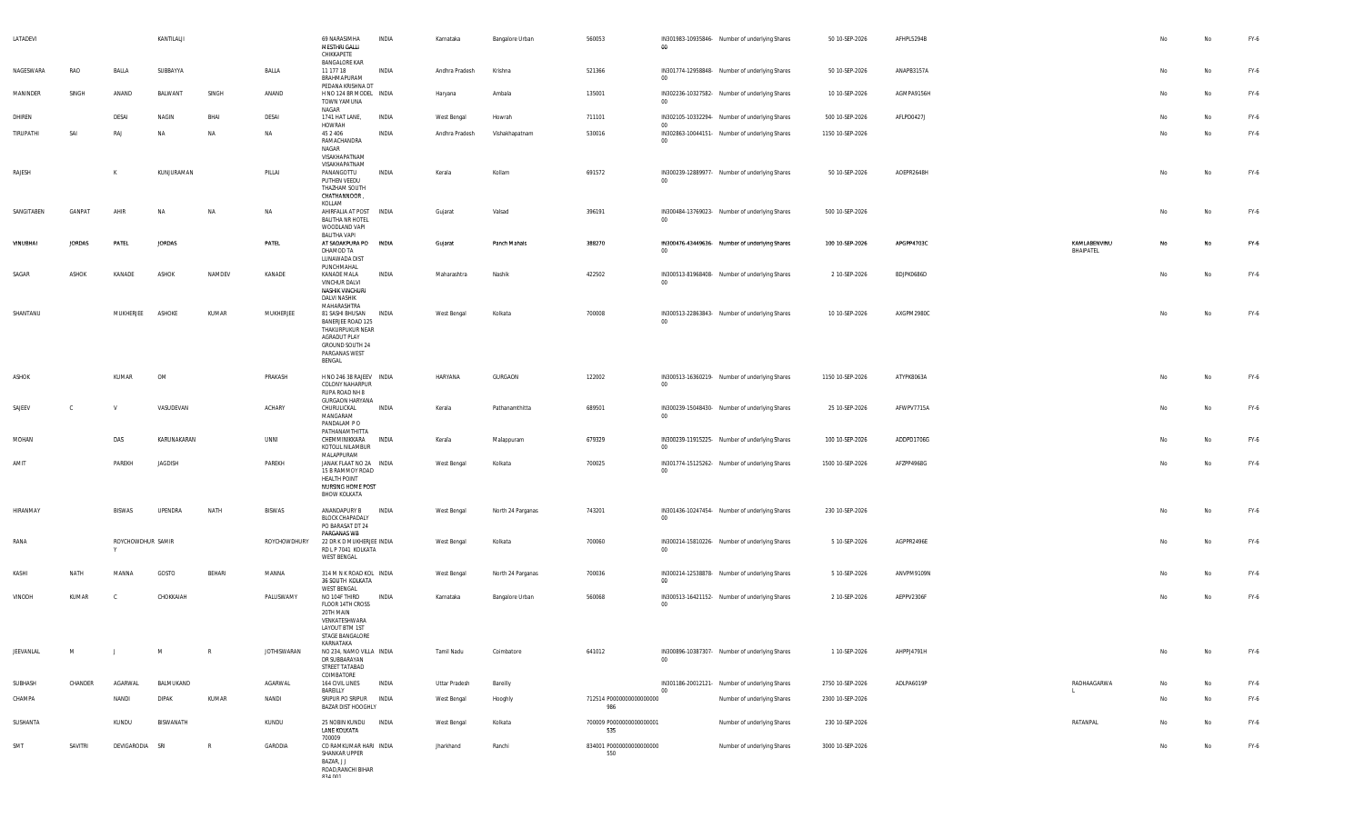| LATADEVI | | | KANTILALJI | | | 69 NARASIMHA MESTHRI GALLI CHIKKAPETE BANGALORE KAR | INDIA | Karnataka | Bangalore Urban | 560053 | | IN301983-10935846-00 | Number of underlying Shares | 50 | 10-SEP-2026 | AFHPL5294B | | | No | No | FY-6 |
|---|---|---|---|---|---|---|---|---|---|---|---|---|---|---|---|---|---|---|---|---|---|
| NAGESWARA | RAO | BALLA | SUBBAYYA | | BALLA | 11 177 18 BRAHMAPURAM PEDANA KRISHNA DT | INDIA | Andhra Pradesh | Krishna | 521366 | | IN301774-12958848-00 | Number of underlying Shares | 50 | 10-SEP-2026 | ANAPB3157A | | | No | No | FY-6 |
| MANINDER | SINGH | ANAND | BALWANT | SINGH | ANAND | H NO 124 BR MODEL TOWN YAMUNA NAGAR | INDIA | Haryana | Ambala | 135001 | | IN302236-10327582-00 | Number of underlying Shares | 10 | 10-SEP-2026 | AGMPA9156H | | | No | No | FY-6 |
| DHIREN | | DESAI | NAGIN | BHAI | DESAI | 1741 HAT LANE, HOWRAH | INDIA | West Bengal | Howrah | 711101 | | IN302105-10332294-00 | Number of underlying Shares | 500 | 10-SEP-2026 | AFLPD0427J | | | No | No | FY-6 |
| TIRUPATHI | SAI | RAJ | NA | NA | NA | 45 2 406 RAMACHANDRA NAGAR VISAKHAPATNAM VISAKHAPATNAM | INDIA | Andhra Pradesh | Vishakhapatnam | 530016 | | IN302863-10044151-00 | Number of underlying Shares | 1150 | 10-SEP-2026 | | | | No | No | FY-6 |
| RAJESH | | K | KUNJURAMAN | | PILLAI | PANANGOTTU PUTHEN VEEDU THAZHAM SOUTH CHATHANNOOR , KOLLAM | INDIA | Kerala | Kollam | 691572 | | IN300239-12889977-00 | Number of underlying Shares | 50 | 10-SEP-2026 | AOEPR2648H | | | No | No | FY-6 |
| SANGITABEN | GANPAT | AHIR | NA | NA | NA | AHIRFALIA AT POST BALITHA NR HOTEL WOODLAND VAPI BALITHA VAPI | INDIA | Gujarat | Valsad | 396191 | | IN300484-13769023-00 | Number of underlying Shares | 500 | 10-SEP-2026 | | | | No | No | FY-6 |
| VINUBHAI | JORDAS | PATEL | JORDAS | | PATEL | AT SADAKPURA PO DHAMOD TA LUNAWADA DIST PUNCHMAHAL | INDIA | Gujarat | Panch Mahals | 388270 | | IN300476-43449636-00 | Number of underlying Shares | 100 | 10-SEP-2026 | APGPP4703C | | KAMLABENVINU BHAIPATEL | No | No | FY-6 |
| SAGAR | ASHOK | KANADE | ASHOK | NAMDEV | KANADE | KANADE MALA VINCHUR DALVI NASHIK VINCHURI DALVI NASHIK MAHARASHTRA | INDIA | Maharashtra | Nashik | 422502 | | IN300513-81968408-00 | Number of underlying Shares | 2 | 10-SEP-2026 | BDJPK0686D | | | No | No | FY-6 |
| SHANTANU | | MUKHERJEE | ASHOKE | KUMAR | MUKHERJEE | 81 SASHI BHUSAN BANERJEE ROAD 125 THAKURPUKUR NEAR AGRADUT PLAY GROUND SOUTH 24 PARGANAS WEST BENGAL | INDIA | West Bengal | Kolkata | 700008 | | IN300513-22863843-00 | Number of underlying Shares | 10 | 10-SEP-2026 | AXGPM2980C | | | No | No | FY-6 |
| ASHOK | | KUMAR | OM | | PRAKASH | H NO 246 38 RAJEEV COLONY NAHARPUR RUPA ROAD NH 8 GURGAON HARYANA | INDIA | HARYANA | GURGAON | 122002 | | IN300513-16360219-00 | Number of underlying Shares | 1150 | 10-SEP-2026 | ATYPK8063A | | | No | No | FY-6 |
| SAJEEV | C | V | VASUDEVAN | | ACHARY | CHURULICKAL MANGARAM PANDALAM P O PATHANAMTHITTA | INDIA | Kerala | Pathanamthitta | 689501 | | IN300239-15048430-00 | Number of underlying Shares | 25 | 10-SEP-2026 | AFWPV7715A | | | No | No | FY-6 |
| MOHAN | | DAS | KARUNAKARAN | | UNNI | CHEMMINIKKARA KOTOLI,NILAMBUR MALAPPURAM | INDIA | Kerala | Malappuram | 679329 | | IN300239-11915225-00 | Number of underlying Shares | 100 | 10-SEP-2026 | ADDPD1706G | | | No | No | FY-6 |
| AMIT | | PAREKH | JAGDISH | | PAREKH | JANAK FLAAT NO 2A 15 B RAMMOY ROAD HEALTH POINT NURSING HOME POST BHOW KOLKATA | INDIA | West Bengal | Kolkata | 700025 | | IN301774-15125262-00 | Number of underlying Shares | 1500 | 10-SEP-2026 | AFZPP4968G | | | No | No | FY-6 |
| HIRANMAY | | BISWAS | UPENDRA | NATH | BISWAS | ANANDAPURY B BLOCK CHAPADALY PO BARASAT DT 24 PARGANAS WB | INDIA | West Bengal | North 24 Parganas | 743201 | | IN301436-10247454-00 | Number of underlying Shares | 230 | 10-SEP-2026 | | | | No | No | FY-6 |
| RANA | | ROYCHOWDHUR Y | SAMIR | | ROYCHOWDHURY | 22 DR K D MUKHERJEE RD L P 7041 KOLKATA WEST BENGAL | INDIA | West Bengal | Kolkata | 700060 | | IN300214-15810226-00 | Number of underlying Shares | 5 | 10-SEP-2026 | AGPPR2496E | | | No | No | FY-6 |
| KASHI | NATH | MANNA | GOSTO | BEHARI | MANNA | 31 4 M N K ROAD KOL 36 SOUTH KOLKATA WEST BENGAL | INDIA | West Bengal | North 24 Parganas | 700036 | | IN300214-12538878-00 | Number of underlying Shares | 5 | 10-SEP-2026 | ANVPM9109N | | | No | No | FY-6 |
| VINODH | KUMAR | C | CHOKKAIAH | | PALUSWAMY | NO 104F THIRD FLOOR 14TH CROSS 20TH MAIN VENKATESHWARA LAYOUT BTM 1ST STAGE BANGALORE KARNATAKA | INDIA | Karnataka | Bangalore Urban | 560068 | | IN300513-16421152-00 | Number of underlying Shares | 2 | 10-SEP-2026 | AEPPV2306F | | | No | No | FY-6 |
| JEEVANLAL | M | J | M | R | JOTHISWARAN | NO 234, NAMO VILLA DR SUBBARAYAN STREET TATABAD COIMBATORE | INDIA | Tamil Nadu | Coimbatore | 641012 | | IN300896-10387307-00 | Number of underlying Shares | 1 | 10-SEP-2026 | AHPPJ4791H | | | No | No | FY-6 |
| SUBHASH | CHANDER | AGARWAL | BALMUKAND | | AGARWAL | 164 CIVIL LINES BAREILLY | INDIA | Uttar Pradesh | Bareilly | | | IN301186-20012121-00 | Number of underlying Shares | 2750 | 10-SEP-2026 | ADLPA6019P | | RADHAAGARWA L | No | No | FY-6 |
| CHAMPA | | NANDI | DIPAK | KUMAR | NANDI | SRIPUR PO SRIPUR BAZAR DIST HOOGHLY | INDIA | West Bengal | Hooghly | 712514 | P0000000000000000986 | | Number of underlying Shares | 2300 | 10-SEP-2026 | | | | No | No | FY-6 |
| SUSHANTA | | KUNDU | BISWANATH | | KUNDU | 25 NOBIN KUNDU LANE KOLKATA 700009 | INDIA | West Bengal | Kolkata | 700009 | P0000000000000000535 | | Number of underlying Shares | 230 | 10-SEP-2026 | | | RATANPAL | No | No | FY-6 |
| SMT | SAVITRI | DEVIGARODIA | SRI | R | GARODIA | C/O RAMKUMAR HARI SHANKAR UPPER BAZAR, J J ROAD,RANCHI BIHAR 834 001 | INDIA | Jharkhand | Ranchi | 834001 | P0000000000000000550 | | Number of underlying Shares | 3000 | 10-SEP-2026 | | | | No | No | FY-6 |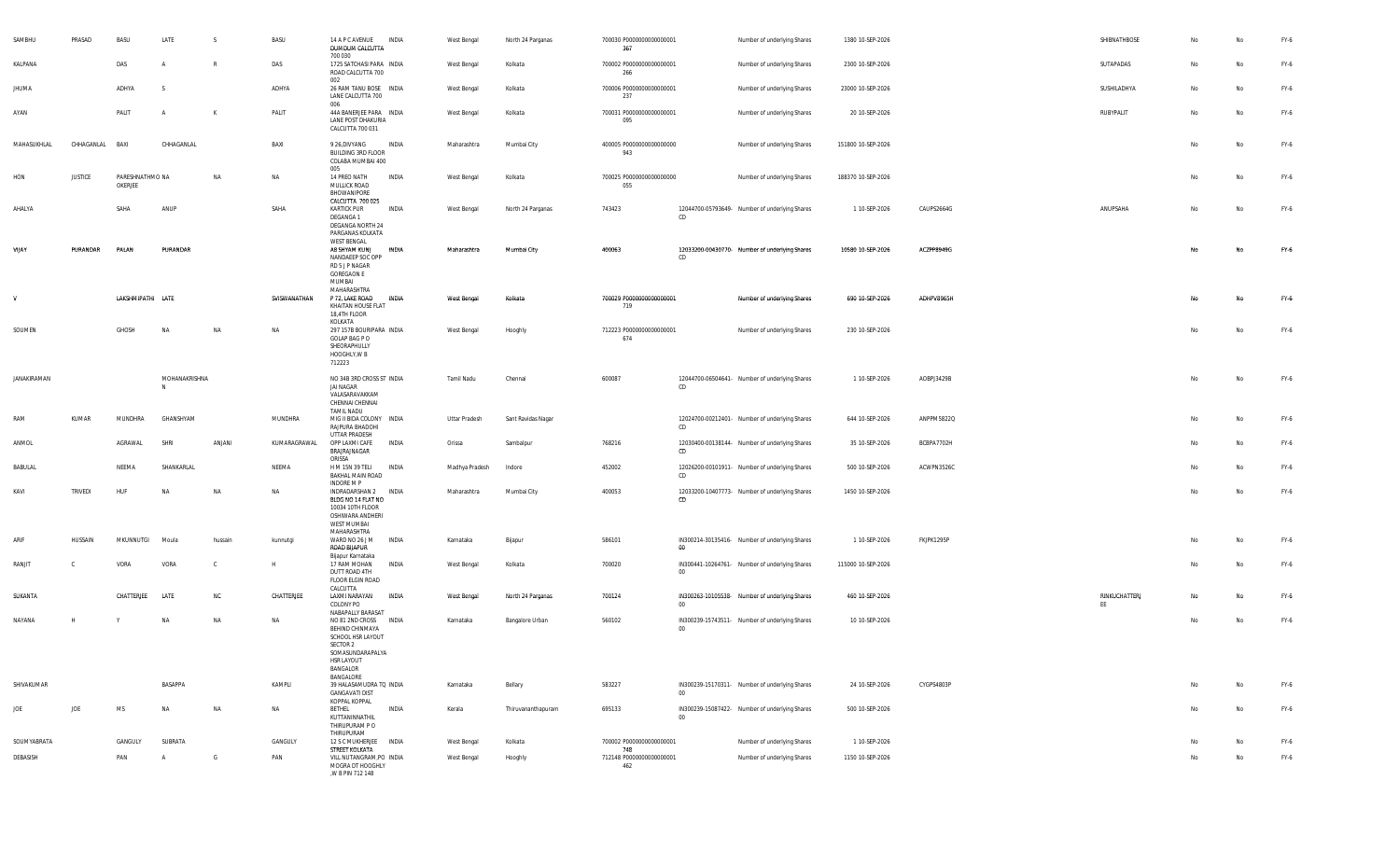| SAMBHU | PRASAD | BASU | LATE | S | BASU | 14 A P C AVENUE DUMDUM CALCUTTA 700 030 | INDIA | West Bengal | North 24 Parganas | 700030 | P0000000000000001367 | Number of underlying Shares | 1380 | 10-SEP-2026 | | SHIBNATHBOSE | No | No | FY-6 |
|---|---|---|---|---|---|---|---|---|---|---|---|---|---|---|---|---|---|---|---|
| KALPANA | | DAS | A | R | DAS | 1725 SATCHASI PARA ROAD CALCUTTA 700 002 | INDIA | West Bengal | Kolkata | 700002 | P0000000000000001266 | Number of underlying Shares | 2300 | 10-SEP-2026 | | SUTAPADAS | No | No | FY-6 |
| JHUMA | | ADHYA | S | | ADHYA | 26 RAM TANU BOSE LANE CALCUTTA 700 006 | INDIA | West Bengal | Kolkata | 700006 | P0000000000000001237 | Number of underlying Shares | 23000 | 10-SEP-2026 | | SUSHILADHYA | No | No | FY-6 |
| AYAN | | PALIT | A | K | PALIT | 44A BANERJEE PARA LANE POST DHAKURIA CALCUTTA 700 031 | INDIA | West Bengal | Kolkata | 700031 | P0000000000000001095 | Number of underlying Shares | 20 | 10-SEP-2026 | | RUBYPALIT | No | No | FY-6 |
| MAHASUKHLAL | CHHAGANLAL | BAXI | CHHAGANLAL | | BAXI | 9 26,DIVYANG BUILDING 3RD FLOOR COLABA MUMBAI 400 005 | INDIA | Maharashtra | Mumbai City | 400005 | P0000000000000000943 | Number of underlying Shares | 151800 | 10-SEP-2026 | | | No | No | FY-6 |
| HON | JUSTICE | PARESHNATHMO OKERJEE | NA | NA | NA | 14 PREO NATH MULLICK ROAD BHOWANIPORE CALCUTTA 700 025 | INDIA | West Bengal | Kolkata | 700025 | P0000000000000000055 | Number of underlying Shares | 188370 | 10-SEP-2026 | | | No | No | FY-6 |
| AHALYA | | SAHA | ANUP | | SAHA | KARTICK PUR DEGANGA 1 DEGANGA NORTH 24 PARGANAS KOLKATA WEST BENGAL | INDIA | West Bengal | North 24 Parganas | 743423 | 12044700-05793649-CD | Number of underlying Shares | 1 | 10-SEP-2026 | CAUPS2664G | ANUPSAHA | No | No | FY-6 |
| VIJAY | PURANDAR | PALAN | PURANDAR | | | A8 SHYAM KUNJ NANDADEEP SOC OPP RD S J P NAGAR GOREGAON E MUMBAI MAHARASHTRA | INDIA | Maharashtra | Mumbai City | 400063 | 12033200-00430770-CD | Number of underlying Shares | 10580 | 10-SEP-2026 | ACZPP8949G | | No | No | FY-6 |
| V | | LAKSHMIPATHI | LATE | | SVISWANATHAN | P 72, LAKE ROAD KHAITAN HOUSE FLAT 18,4TH FLOOR KOLKATA | INDIA | West Bengal | Kolkata | 700029 | P0000000000000001719 | Number of underlying Shares | 690 | 10-SEP-2026 | ADHPV8965H | | No | No | FY-6 |
| SOUMEN | | GHOSH | NA | NA | NA | 297 157B BOURIPARA GOLAP BAG P O SHEORAPHULLY HOOGHLY,W B 712223 | INDIA | West Bengal | Hooghly | 712223 | P0000000000000000674 | Number of underlying Shares | 230 | 10-SEP-2026 | | | No | No | FY-6 |
| JANAKIRAMAN | | | MOHANAKRISHNA N | | | NO 34B 3RD CROSS ST JAI NAGAR VALASARAVAKKAM CHENNAI CHENNAI TAMIL NADU | INDIA | Tamil Nadu | Chennai | 600087 | 12044700-06504641-CD | Number of underlying Shares | 1 | 10-SEP-2026 | AOBPJ3429B | | No | No | FY-6 |
| RAM | KUMAR | MUNDHRA | GHANSHYAM | | MUNDHRA | MIG II BIDA COLONY RAJPURA BHADOHI UTTAR PRADESH | INDIA | Uttar Pradesh | Sant Ravidas Nagar | | 12024700-00212401-CD | Number of underlying Shares | 644 | 10-SEP-2026 | ANPPM5822Q | | No | No | FY-6 |
| ANMOL | | AGRAWAL | SHRI | ANJANI | KUMARAGRAWAL | OPP LAXMI CAFE BRAJRAJNAGAR ORISSA | INDIA | Orissa | Sambalpur | 768216 | 12030400-00138144-CD | Number of underlying Shares | 35 | 10-SEP-2026 | BCBPA7702H | | No | No | FY-6 |
| BABULAL | | NEEMA | SHANKARLAL | | NEEMA | H M 15N 39 TELI BAKHAL MAIN ROAD INDORE M P | INDIA | Madhya Pradesh | Indore | 452002 | 12026200-00101911-CD | Number of underlying Shares | 500 | 10-SEP-2026 | ACWPN3526C | | No | No | FY-6 |
| KAVI | TRIVEDI | HUF | NA | NA | NA | INDRADARSHAN 2 BLDG NO 14 FLAT NO 10034 10TH FLOOR OSHIWARA ANDHERI WEST MUMBAI MAHARASHTRA | INDIA | Maharashtra | Mumbai City | 400053 | 12033200-10407773-CD | Number of underlying Shares | 1450 | 10-SEP-2026 | | | No | No | FY-6 |
| ARIF | HUSSAIN | MKUNNUTGI | Moula | hussain | kunnutgi | WARD NO 26 J M ROAD BIJAPUR Bijapur Karnataka | INDIA | Karnataka | Bijapur | 586101 | IN300214-30135416-00 | Number of underlying Shares | 1 | 10-SEP-2026 | FKJPK1295P | | No | No | FY-6 |
| RANJIT | C | VORA | VORA | C | H | 17 RAM MOHAN DUTT ROAD 4TH FLOOR ELGIN ROAD CALCUTTA | INDIA | West Bengal | Kolkata | 700020 | IN300441-10264761-00 | Number of underlying Shares | 115000 | 10-SEP-2026 | | | No | No | FY-6 |
| SUKANTA | | CHATTERJEE | LATE | NC | CHATTERJEE | LAXMI NARAYAN COLONY PO NABAPALLY BARASAT | INDIA | West Bengal | North 24 Parganas | 700124 | IN300263-10105538-00 | Number of underlying Shares | 460 | 10-SEP-2026 | | RINKUCHATTERJEE | No | No | FY-6 |
| NAYANA | H | Y | NA | NA | NA | NO 81 2ND CROSS BEHIND CHINMAYA SCHOOL HSR LAYOUT SECTOR 2 SOMASUNDARAPALYA HSR LAYOUT BANGALOR BANGALORE | INDIA | Karnataka | Bangalore Urban | 560102 | IN300239-15743511-00 | Number of underlying Shares | 10 | 10-SEP-2026 | | | No | No | FY-6 |
| SHIVAKUMAR | | | BASAPPA | | KAMPLI | 39 HALASAMUDRA TQ GANGAVATI DIST KOPPAL KOPPAL | INDIA | Karnataka | Bellary | 583227 | IN300239-15170311-00 | Number of underlying Shares | 24 | 10-SEP-2026 | CYGPS4803P | | No | No | FY-6 |
| JOE | JOE | MS | NA | NA | NA | BETHEL KUTTANINNATHIL THIRUPURAM P O THIRUPURAM | INDIA | Kerala | Thiruvananthapuram | 695133 | IN300239-15087422-00 | Number of underlying Shares | 500 | 10-SEP-2026 | | | No | No | FY-6 |
| SOUMYABRATA | | GANGULY | SUBRATA | | GANGULY | 12 S C MUKHERJEE STREET KOLKATA | INDIA | West Bengal | Kolkata | 700002 | P0000000000000001748 | Number of underlying Shares | 1 | 10-SEP-2026 | | | No | No | FY-6 |
| DEBASISH | | PAN | A | G | PAN | VILL NUTANGRAM,PO MOGRA DT HOOGHLY ,W B PIN 712 148 | INDIA | West Bengal | Hooghly | 712148 | P0000000000000001462 | Number of underlying Shares | 1150 | 10-SEP-2026 | | | No | No | FY-6 |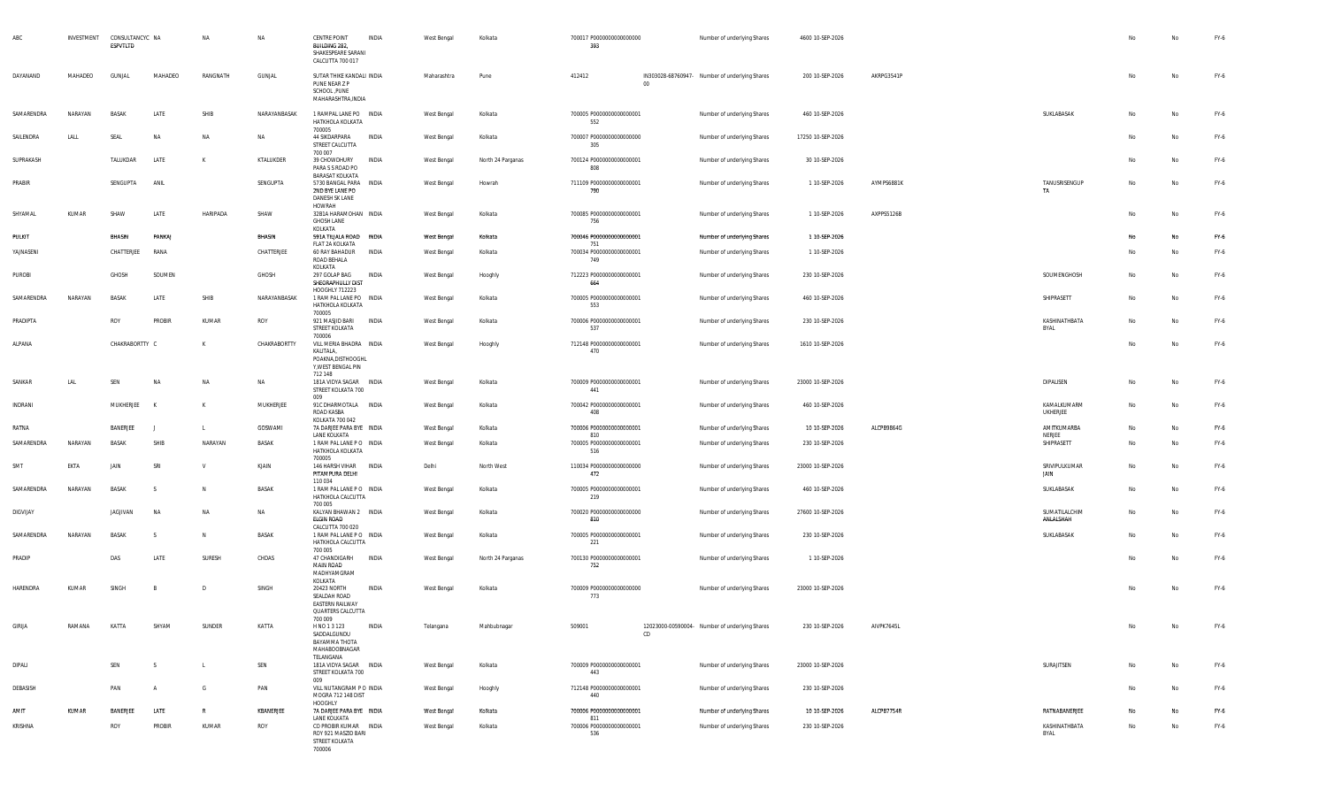| ABC | INVESTMENT | CONSULTANCYC ESPVTLTD | NA | NA | NA | CENTRE POINT BUILDING 282, SHAKESPEARE SARANI CALCUTTA 700 017 | INDIA | West Bengal | Kolkata | 700017 | P0000000000000000393 | | Number of underlying Shares | 4600 | 10-SEP-2026 | | | No | No | FY-6 |
|---|---|---|---|---|---|---|---|---|---|---|---|---|---|---|---|---|---|---|---|---|
| DAYANAND | MAHADEO | GUNJAL | MAHADEO | RANGNATH | GUNJAL | SUTAR THIKE KANDALI PUNE NEAR Z P SCHOOL ,PUNE MAHARASHTRA,INDIA | INDIA | Maharashtra | Pune | 412412 | | IN303028-68760947-00 | Number of underlying Shares | 200 | 10-SEP-2026 | AKRPG3541P | | No | No | FY-6 |
| SAMARENDRA | NARAYAN | BASAK | LATE | SHIB | NARAYANBASAK | 1 RAM PAL LANE PO HATKHOLA KOLKATA 700005 | INDIA | West Bengal | Kolkata | 700005 | P0000000000000001552 | | Number of underlying Shares | 460 | 10-SEP-2026 | | SUKLABASAK | No | No | FY-6 |
| SAILENDRA | LALL | SEAL | NA | NA | NA | 44 SIKDARPARA STREET CALCUTTA 700 007 | INDIA | West Bengal | Kolkata | 700007 | P0000000000000000305 | | Number of underlying Shares | 17250 | 10-SEP-2026 | | | No | No | FY-6 |
| SUPRAKASH | | TALUKDAR | LATE | K | KTALUKDER | 39 CHOWDHURY PARA S S ROAD PO BARASAT KOLKATA | INDIA | West Bengal | North 24 Parganas | 700124 | P0000000000000001808 | | Number of underlying Shares | 30 | 10-SEP-2026 | | | No | No | FY-6 |
| PRABIR | | SENGUPTA | ANIL | | SENGUPTA | 5730 BANGAL PARA 2ND BYE LANE PO DANESH SK LANE HOWRAH | INDIA | West Bengal | Howrah | 711109 | P0000000000000001790 | | Number of underlying Shares | 1 | 10-SEP-2026 | AYMPS6881K | TANUSRISENGUPTA | No | No | FY-6 |
| SHYAMAL | KUMAR | SHAW | LATE | HARIPADA | SHAW | 32B1A HARAMOHAN GHOSH LANE KOLKATA | INDIA | West Bengal | Kolkata | 700085 | P0000000000000001756 | | Number of underlying Shares | 1 | 10-SEP-2026 | AXPPS5126B | | No | No | FY-6 |
| PULKIT | | BHASIN | PANKAJ | | BHASIN | 591A TILJALA ROAD FLAT 2A KOLKATA | INDIA | West Bengal | Kolkata | 700046 | P0000000000000001751 | | Number of underlying Shares | 1 | 10-SEP-2026 | | | No | No | FY-6 |
| YAJNASENI | | CHATTERJEE | RANA | | CHATTERJEE | 60 RAY BAHADUR ROAD BEHALA KOLKATA | INDIA | West Bengal | Kolkata | 700034 | P0000000000000001749 | | Number of underlying Shares | 1 | 10-SEP-2026 | | | No | No | FY-6 |
| PUROBI | | GHOSH | SOUMEN | | GHOSH | 297 GOLAP BAG SHEORAPHULLY DIST HOOGHLY 712223 | INDIA | West Bengal | Hooghly | 712223 | P0000000000000001664 | | Number of underlying Shares | 230 | 10-SEP-2026 | | SOUMENGHOSH | No | No | FY-6 |
| SAMARENDRA | NARAYAN | BASAK | LATE | SHIB | NARAYANBASAK | 1 RAM PAL LANE PO HATKHOLA KOLKATA 700005 | INDIA | West Bengal | Kolkata | 700005 | P0000000000000001553 | | Number of underlying Shares | 460 | 10-SEP-2026 | | SHIPRASETT | No | No | FY-6 |
| PRADIPTA | | ROY | PROBIR | KUMAR | ROY | 921 MASJID BARI STREET KOLKATA 700006 | INDIA | West Bengal | Kolkata | 700006 | P0000000000000001537 | | Number of underlying Shares | 230 | 10-SEP-2026 | | KASHINATHBATABYAL | No | No | FY-6 |
| ALPANA | | CHAKRABORTTY | C | K | CHAKRABORTTY | VILL MERIA BHADRA KAUTALA, POAKNA,DISTHOOGHLY,WEST BENGAL PIN 712 148 | INDIA | West Bengal | Hooghly | 712148 | P0000000000000001470 | | Number of underlying Shares | 1610 | 10-SEP-2026 | | | No | No | FY-6 |
| SANKAR | LAL | SEN | NA | NA | NA | 181A VIDYA SAGAR STREET KOLKATA 700 009 | INDIA | West Bengal | Kolkata | 700009 | P0000000000000001441 | | Number of underlying Shares | 23000 | 10-SEP-2026 | | DIPALISEN | No | No | FY-6 |
| INDRANI | | MUKHERJEE | K | K | MUKHERJEE | 91C DHARMOTALA ROAD KASBA KOLKATA 700 042 | INDIA | West Bengal | Kolkata | 700042 | P0000000000000001408 | | Number of underlying Shares | 460 | 10-SEP-2026 | | KAMALKUMARMUKHERJEE | No | No | FY-6 |
| RATNA | | BANERJEE | J | L | GOSWAMI | 7A DARJEE PARA BYE LANE KOLKATA | INDIA | West Bengal | Kolkata | 700006 | P0000000000000001810 | | Number of underlying Shares | 10 | 10-SEP-2026 | ALCPB9864G | AMITKUMARBANERJEE | No | No | FY-6 |
| SAMARENDRA | NARAYAN | BASAK | SHIB | NARAYAN | BASAK | 1 RAM PAL LANE P O HATKHOLA KOLKATA 700005 | INDIA | West Bengal | Kolkata | 700005 | P0000000000000001516 | | Number of underlying Shares | 230 | 10-SEP-2026 | | SHIPRASETT | No | No | FY-6 |
| SMT | EKTA | JAIN | SRI | V | KJAIN | 146 HARSH VIHAR PITAMPURA DELHI 110 034 | INDIA | Delhi | North West | 110034 | P0000000000000000472 | | Number of underlying Shares | 23000 | 10-SEP-2026 | | SRIVIPULKUMARJAIN | No | No | FY-6 |
| SAMARENDRA | NARAYAN | BASAK | S | N | BASAK | 1 RAM PAL LANE P O HATKHOLA CALCUTTA 700 005 | INDIA | West Bengal | Kolkata | 700005 | P0000000000000001219 | | Number of underlying Shares | 460 | 10-SEP-2026 | | SUKLABASAK | No | No | FY-6 |
| DIGVIJAY | | JAGJIVAN | NA | NA | NA | KALYAN BHAWAN 2 ELGIN ROAD CALCUTTA 700 020 | INDIA | West Bengal | Kolkata | 700020 | P0000000000000000810 | | Number of underlying Shares | 27600 | 10-SEP-2026 | | SUMATILALCHIMANLALSHAH | No | No | FY-6 |
| SAMARENDRA | NARAYAN | BASAK | S | N | BASAK | 1 RAM PAL LANE P O HATKHOLA CALCUTTA 700 005 | INDIA | West Bengal | Kolkata | 700005 | P0000000000000001221 | | Number of underlying Shares | 230 | 10-SEP-2026 | | SUKLABASAK | No | No | FY-6 |
| PRADIP | | DAS | LATE | SURESH | CHDAS | 47 CHANDIGARH MAIN ROAD MADHYAMGRAM KOLKATA | INDIA | West Bengal | North 24 Parganas | 700130 | P0000000000000001752 | | Number of underlying Shares | 1 | 10-SEP-2026 | | | No | No | FY-6 |
| HARENDRA | KUMAR | SINGH | B | D | SINGH | 20423 NORTH SEALDAH ROAD EASTERN RAILWAY QUARTERS CALCUTTA 700 009 | INDIA | West Bengal | Kolkata | 700009 | P0000000000000000773 | | Number of underlying Shares | 23000 | 10-SEP-2026 | | | No | No | FY-6 |
| GIRIJA | RAMANA | KATTA | SHYAM | SUNDER | KATTA | H NO 1 3 123 SADDALGUNDU BAYAMMA THOTA MAHABOOBNAGAR TELANGANA | INDIA | Telangana | Mahbubnagar | 509001 | | 12023000-00590004-CD | Number of underlying Shares | 230 | 10-SEP-2026 | AIVPK7645L | | No | No | FY-6 |
| DIPALI | | SEN | S | L | SEN | 181A VIDYA SAGAR STREET KOLKATA 700 009 | INDIA | West Bengal | Kolkata | 700009 | P0000000000000001443 | | Number of underlying Shares | 23000 | 10-SEP-2026 | | SURAJITSEN | No | No | FY-6 |
| DEBASISH | | PAN | A | G | PAN | VILL NUTANGRAM P O MOGRA 712 148 DIST HOOGHLY | INDIA | West Bengal | Hooghly | 712148 | P0000000000000001440 | | Number of underlying Shares | 230 | 10-SEP-2026 | | | No | No | FY-6 |
| AMIT | KUMAR | BANERJEE | LATE | R | KBANERJEE | 7A DARJEE PARA BYE LANE KOLKATA | INDIA | West Bengal | Kolkata | 700006 | P0000000000000001811 | | Number of underlying Shares | 10 | 10-SEP-2026 | ALCPB7754R | RATNABANERJEE | No | No | FY-6 |
| KRISHNA | | ROY | PROBIR | KUMAR | ROY | CO PROBIR KUMAR ROY 921 MASZID BARI STREET KOLKATA 700006 | INDIA | West Bengal | Kolkata | 700006 | P0000000000000001536 | | Number of underlying Shares | 230 | 10-SEP-2026 | | KASHINATHBATABYAL | No | No | FY-6 |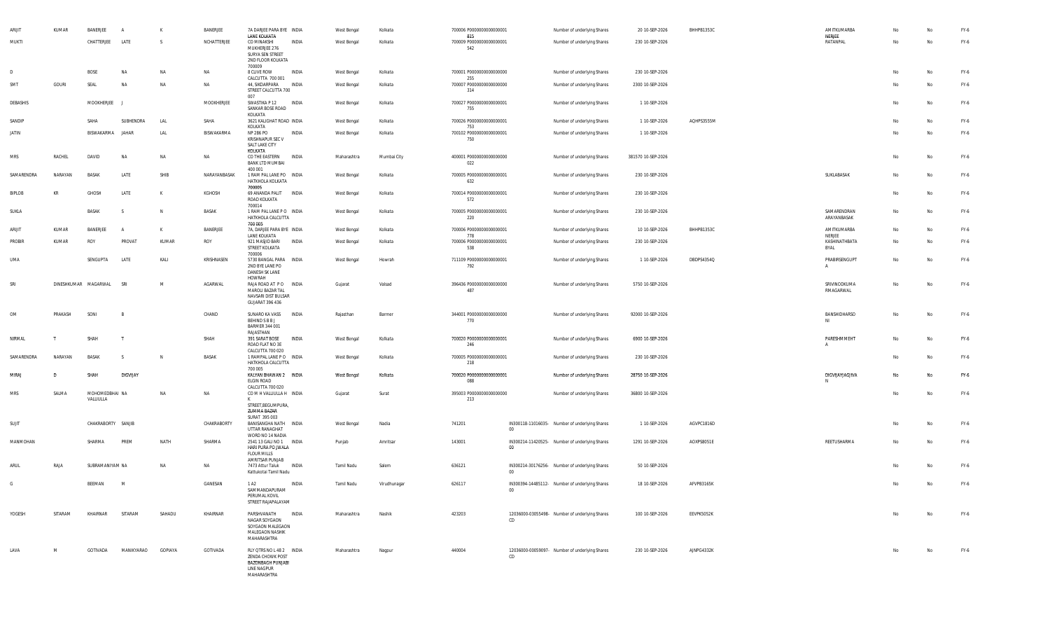| | | | | | | | | | | | | | | | | | | | | | |
|---|---|---|---|---|---|---|---|---|---|---|---|---|---|---|---|---|---|---|---|---|---|
| ARIJIT | KUMAR | BANERJEE | A | K | BANERJEE | 7A DARJEE PARA BYE LANE KOLKATA | INDIA | West Bengal | Kolkata | 700006 | P0000000000000001815 | | Number of underlying Shares | 20 | 10-SEP-2026 | BHHPB1353C | | AMITKUMARBANERJEE | No | No | FY-6 |
| MUKTI | | CHATTERJEE | LATE | S | NCHATTERJEE | C/O MINAKSHI MUKHERJEE 276 SURYA SEN STREET 2ND FLOOR KOLKATA 700009 | INDIA | West Bengal | Kolkata | 700009 | P0000000000000001542 | | Number of underlying Shares | 230 | 10-SEP-2026 | | | RATANPAL | No | No | FY-6 |
| D | | BOSE | NA | NA | NA | 8 CLIVE ROW CALCUTTA 700 001 | INDIA | West Bengal | Kolkata | 700001 | P0000000000000000255 | | Number of underlying Shares | 230 | 10-SEP-2026 | | | | No | No | FY-6 |
| SMT | GOURI | SEAL | NA | NA | NA | 44, SIKDARPARA STREET CALCUTTA 700 007 | INDIA | West Bengal | Kolkata | 700007 | P0000000000000000314 | | Number of underlying Shares | 2300 | 10-SEP-2026 | | | | No | No | FY-6 |
| DEBASHIS | | MOOKHERJEE | J | | MOOKHERJEE | SWASTIKA P 12 SANKAR BOSE ROAD KOLKATA | INDIA | West Bengal | Kolkata | 700027 | P0000000000000001755 | | Number of underlying Shares | 1 | 10-SEP-2026 | | | | No | No | FY-6 |
| SANDIP | | SAHA | SUBHENDRA | LAL | SAHA | 3621 KALIGHAT ROAD KOLKATA | INDIA | West Bengal | Kolkata | 700026 | P0000000000000001753 | | Number of underlying Shares | 1 | 10-SEP-2026 | AQHPS3555M | | | No | No | FY-6 |
| JATIN | | BISWAKARMA | JAHAR | LAL | BISWAKARMA | NP 286 PO KRISHNAPUR SEC V SALT LAKE CITY KOLKATA | INDIA | West Bengal | Kolkata | 700102 | P0000000000000001750 | | Number of underlying Shares | 1 | 10-SEP-2026 | | | | No | No | FY-6 |
| MRS | RACHEL | DAVID | NA | NA | NA | C/O THE EASTERN BANK LTD MUMBAI 400 001 | INDIA | Maharashtra | Mumbai City | 400001 | P0000000000000000022 | | Number of underlying Shares | 381570 | 10-SEP-2026 | | | | No | No | FY-6 |
| SAMARENDRA | NARAYAN | BASAK | LATE | SHIB | NARAYANBASAK | 1 RAM PAL LANE PO HATKHOLA KOLKATA 700005 | INDIA | West Bengal | Kolkata | 700005 | P0000000000000001632 | | Number of underlying Shares | 230 | 10-SEP-2026 | | | SUKLABASAK | No | No | FY-6 |
| BIPLOB | KR | GHOSH | LATE | K | KGHOSH | 69 ANANDA PALIT ROAD KOLKATA 700014 | INDIA | West Bengal | Kolkata | 700014 | P0000000000000001572 | | Number of underlying Shares | 230 | 10-SEP-2026 | | | | No | No | FY-6 |
| SUKLA | | BASAK | S | N | BASAK | 1 RAM PAL LANE P O HATKHOLA CALCUTTA 700 005 | INDIA | West Bengal | Kolkata | 700005 | P0000000000000001220 | | Number of underlying Shares | 230 | 10-SEP-2026 | | | SAMARENDRANARAYANBASAK | No | No | FY-6 |
| ARIJIT | KUMAR | BANERJEE | A | K | BANERJEE | 7A, DARJEE PARA BYE LANE KOLKATA | INDIA | West Bengal | Kolkata | 700006 | P0000000000000001778 | | Number of underlying Shares | 10 | 10-SEP-2026 | BHHPB1353C | | AMITKUMARBANERJEE | No | No | FY-6 |
| PROBIR | KUMAR | ROY | PROVAT | KUMAR | ROY | 921 MASJID BARI STREET KOLKATA 700006 | INDIA | West Bengal | Kolkata | 700006 | P0000000000000001538 | | Number of underlying Shares | 230 | 10-SEP-2026 | | | KASHINATHBATABYAL | No | No | FY-6 |
| UMA | | SENGUPTA | LATE | KALI | KRISHNASEN | 5730 BANGAL PARA 2ND BYE LANE PO DANESH SK LANE HOWRAH | INDIA | West Bengal | Howrah | 711109 | P0000000000000001792 | | Number of underlying Shares | 1 | 10-SEP-2026 | DBDPS4354Q | | PRABIRSENGUPTA | No | No | FY-6 |
| SRI | DINESHKUMAR | MAGARWAL | SRI | M | AGARWAL | RAJA ROAD AT P O MAROLI BAZAR TAL NAVSARI DIST BULSAR GUJARAT 396 436 | INDIA | Gujarat | Valsad | 396436 | P0000000000000000487 | | Number of underlying Shares | 5750 | 10-SEP-2026 | | | SRIVINODKUMARMAGARWAL | No | No | FY-6 |
| OM | PRAKASH | SONI | B | | CHAND | SUNARO KA VASS BEHIND S B B J BARMER 344 001 RAJASTHAN | INDIA | Rajasthan | Barmer | 344001 | P0000000000000000770 | | Number of underlying Shares | 92000 | 10-SEP-2026 | | | BANSHIDHARSONI | No | No | FY-6 |
| NIRMAL | T | SHAH | T | | SHAH | 391 SARAT BOSE ROAD FLAT NO 3E CALCUTTA 700 020 | INDIA | West Bengal | Kolkata | 700020 | P0000000000000001246 | | Number of underlying Shares | 6900 | 10-SEP-2026 | | | PARESHMMEHTA | No | No | FY-6 |
| SAMARENDRA | NARAYAN | BASAK | S | N | BASAK | 1 RAMPAL LANE P O HATKHOLA CALCUTTA 700 005 | INDIA | West Bengal | Kolkata | 700005 | P0000000000000001218 | | Number of underlying Shares | 230 | 10-SEP-2026 | | | | No | No | FY-6 |
| MIRAJ | D | SHAH | DIGVIJAY | | | KALYAN BHAWAN 2 ELGIN ROAD CALCUTTA 700 020 | INDIA | West Bengal | Kolkata | 700020 | P0000000000000001088 | | Number of underlying Shares | 28750 | 10-SEP-2026 | | | DIGVIJAYJAGJIVAN | No | No | FY-6 |
| MRS | SALMA | MOHOMEDBHAI VALLIULLA | NA | NA | NA | C/O M H VALLIULLA H K STREET,BEGUMPURA, ZUMMA BAZAR SURAT 395 003 | INDIA | Gujarat | Surat | 395003 | P0000000000000000213 | | Number of underlying Shares | 36800 | 10-SEP-2026 | | | | No | No | FY-6 |
| SUJIT | | CHAKRABORTY | SANJIB | | CHAKRABORTY | BANISANGHA NATH UTTAR RANAGHAT WORD NO 14 NADIA | INDIA | West Bengal | Nadia | 741201 | | IN300118-11016035-00 | Number of underlying Shares | 1 | 10-SEP-2026 | AGVPC1816D | | | No | No | FY-6 |
| MANMOHAN | | SHARMA | PREM | NATH | SHARMA | 2541 13 GALI NO 1 HARI PURA PO JWALA FLOUR MILLS AMRITSAR PUNJAB | INDIA | Punjab | Amritsar | 143001 | | IN300214-11420525-00 | Number of underlying Shares | 1291 | 10-SEP-2026 | AOXPS8051E | | REETUSHARMA | No | No | FY-6 |
| ARUL | RAJA | SUBRAMANIYAM | NA | NA | NA | 7473 Attur Taluk Kattukotai Tamil Nadu | INDIA | Tamil Nadu | Salem | 636121 | | IN300214-30176256-00 | Number of underlying Shares | 50 | 10-SEP-2026 | | | | No | No | FY-6 |
| G | | BEEMAN | M | | GANESAN | 1 A2 SAMMANDAPURAM PERUMAL KOVIL STREET RAJAPALAYAM | INDIA | Tamil Nadu | Virudhunagar | 626117 | | IN300394-14485112-00 | Number of underlying Shares | 18 | 10-SEP-2026 | AFVPB3165K | | | No | No | FY-6 |
| YOGESH | SITARAM | KHAIRNAR | SITARAM | SAHADU | KHAIRNAR | PARSHVANATH NAGAR SOYGAON SOYGAON MALEGAON MALEGAON NASHIK MAHARASHTRA | INDIA | Maharashtra | Nashik | 423203 | | 12036000-03055498-CD | Number of underlying Shares | 100 | 10-SEP-2026 | EEVPK5052K | | | No | No | FY-6 |
| LAVA | M | GOTIVADA | MANIKYARAO | GOPIAYA | GOTIVADA | RLY QTRS NO L 48 2 ZENDA CHOWK POST BAZONBAGH PUNJABI LINE NAGPUR MAHARASHTRA | INDIA | Maharashtra | Nagpur | 440004 | | 12036000-00059097-CD | Number of underlying Shares | 230 | 10-SEP-2026 | AJNPG4332K | | | No | No | FY-6 |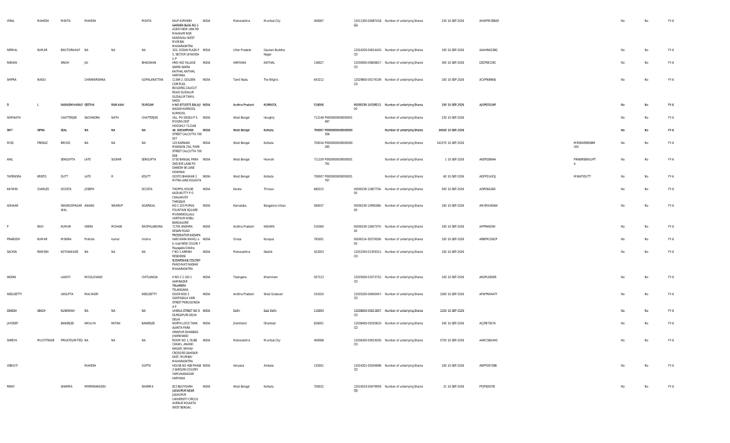| VIRAL | MAHESH | MEHTA | MAHESH | | MEHTA | KALP AVRVKSH GARDEN BLDG NO 1 A1803 NEW LINK RD MAHAVIR NGR KANDIVALI WEST MUMBAI MAHARASHTRA | INDIA | Maharashtra | Mumbai City | 400067 | 12011300-00087418-CD | Number of underlying Shares | 230 | 10-SEP-2026 | AHWPM3884D | | | No | No | FY-6 |
|---|---|---|---|---|---|---|---|---|---|---|---|---|---|---|---|---|---|---|---|---|
| NIRMAL | KUMAR | BHUTORIAHUF | NA | NA | NA | 320, OCEAN PLAZA P 5, SECTOR 18 NOIDA U P | INDIA | Uttar Pradesh | Gautam Buddha Nagar | | 12024200-00014420-CD | Number of underlying Shares | 100 | 10-SEP-2026 | AAAHN6338Q | | | No | No | FY-6 |
| NISHAN | | SINGH | JAI | | BHAGWAN | HNO 402 VILLAGE SAKRA SAKRA KAITHAL KAITHAL HARYANA | INDIA | HARYANA | KAITHAL | 136027 | 12030000-00606817-CD | Number of underlying Shares | 300 | 10-SEP-2026 | DZCPS9139C | | | No | No | FY-6 |
| SHIPRA | NAIDU | | CHINNIKRISHNA | | GOPALARATTAN | 11394 2 ,GOLDEN COMPLEX, BUILDING,CALICUT ROAD GUDALUR GUDALUR TAMIL NADU | INDIA | Tamil Nadu | The Nilgiris | 643212 | 12029800-00174109-CD | Number of underlying Shares | 100 | 10-SEP-2026 | ACVPN8969J | | | No | No | FY-6 |
| D | L | NARASIMHARAO | SEETHA | RAMAIAH | DURGAM | H NO 87/10375 BALAJI NAGAR KURNOOL KURNOOL | INDIA | Andhra Pradesh | KURNOOL | 518006 | IN300239-14339513-00 | Number of underlying Shares | 100 | 10-SEP-2026 | AJOPD3104F | | | No | No | FY-6 |
| SOMNATH | | CHATTERJEE | SACHINDRA | NATH | CHATTERJEE | VILL PO DIGSUI P S MOGRA DIST HOOGHLY 712148 | INDIA | West Bengal | Hooghly | 712148 | P0000000000000001487 | Number of underlying Shares | 230 | 10-SEP-2026 | | | | No | No | FY-6 |
| SMT | SIPRA | SEAL | NA | NA | NA | 44, SIKDARPARA STREET CALCUTTA 700 007 | INDIA | West Bengal | Kolkata | 700007 | P0000000000000000306 | Number of underlying Shares | 34500 | 10-SEP-2026 | | | | No | No | FY-6 |
| MISS | FRENAZ | BMODI | NA | NA | NA | 120 KARNANI MANSION 25A, PARK STREET CALCUTTA 700 016 | INDIA | West Bengal | Kolkata | 700016 | P0000000000000000285 | Number of underlying Shares | 142370 | 10-SEP-2026 | | | MRSSHIREENBMODI | No | No | FY-6 |
| ANIL | | SENGUPTA | LATE | SUDHIR | SENGUPTA | 57/30 BANGAL PARA 2ND BYE LANE PO DANESH SK LANE HOWRAH | INDIA | West Bengal | Howrah | 711109 | P0000000000000001791 | Number of underlying Shares | 1 | 10-SEP-2026 | AKEPS3894A | | PRABIRSENGUPTA | No | No | FY-6 |
| TAPENDRA | KRISTO | DUTT | LATE | R | KDUTT | GOSTO BHAWAN 2 MITRA LANE KOLKATA | INDIA | West Bengal | Kolkata | 700007 | P0000000000000001767 | Number of underlying Shares | 60 | 10-SEP-2026 | ADFPD1433J | | MINATIDUTT | No | No | FY-6 |
| KAYWIN | CHARLES | DCOSTA | JOSEPH | | DCOSTA | THOPPIL HOUSE KADUKUTTY P O CHALAKUDY THRISSUR | INDIA | Kerala | Thrissur | 680315 | IN300239-11807756-00 | Number of underlying Shares | 500 | 10-SEP-2026 | AISPD6426D | | | No | No | FY-6 |
| ADHAAR | | SWAROOPAGARWAL | ANAND | SWARUP | AGARWAL | NO C 103 PURVA FOUNTAIN SQUARE MUNNEKOLLALU VARTHUR HOBLI BANGALORE | INDIA | Karnataka | Bangalore Urban | 560037 | IN300239-13990386-00 | Number of underlying Shares | 160 | 10-SEP-2026 | AMXPA3406H | | | No | No | FY-6 |
| P | RAVI | KUMAR | VEERA | MOHAN | RAOPALABOINA | 7/1705 ANDHRA KESARI ROAD PRODDATUR KADAPA | INDIA | Andhra Pradesh | KADAPA | 516360 | IN300239-13607370-00 | Number of underlying Shares | 100 | 10-SEP-2026 | AIFPR4920H | | | No | No | FY-6 |
| PRABODH | KUMAR | MISHRA | Prafulla | kumar | mishra | HARIHARA NIVAS,/o b road NEW COLON Y Rayagada Odisha | INDIA | Orissa | Koraput | 765001 | IN300214-30379208-00 | Number of underlying Shares | 100 | 10-SEP-2026 | ARBPM3362P | | | No | No | FY-6 |
| SACHIN | RAMESH | KOTHAWADE | NA | NA | NA | F NO 1 ARMBH RESIDENSI SUDARSHAN COLONY PANCHVATI NASHIK MAHARASHTRA | INDIA | Maharashtra | Nashik | 422003 | 12032300-01359311-CD | Number of underlying Shares | 100 | 10-SEP-2026 | | | | No | No | FY-6 |
| INDIRA | | LAHOTI | MOOLCHAND | | CHITLANGIA | H NO 2 2 163 1 AAMBAZAR YELLANDU TELANGANA | INDIA | Telangana | Khammam | 507123 | 12035000-01073752-CD | Number of underlying Shares | 100 | 10-SEP-2026 | AKOPL0656R | | | No | No | FY-6 |
| NEELISETTY | | LNGUPTA | MALYADRI | | NEELISETTY | DOOR NO6 3 GANTASALA VARI STREET PENUGONDA A P | INDIA | Andhra Pradesh | West Godavari | 534320 | 12035200-00040457-CD | Number of underlying Shares | 1000 | 10-SEP-2026 | AFWPN0447F | | | No | No | FY-6 |
| DINESH | SINGH | KUSHWAH | NA | NA | NA | 14491A STREET NO 9 DURGAPURI DELHI DELHI | INDIA | Delhi | East Delhi | 110093 | 12038000-00011807-CD | Number of underlying Shares | 1250 | 10-SEP-2026 | | | | No | No | FY-6 |
| JAYDEEP | | BANERJEE | AMULYA | RATAN | BANERJEE | NORTH LOCO TANK AJANTA PARA HIRAPUR DHANBAD JHARKHAND | INDIA | Jharkhand | Dhanbad | 826001 | 12038400-00193810-CD | Number of underlying Shares | 345 | 10-SEP-2026 | ACJPB7307A | | | No | No | FY-6 |
| SHREYA | MULTITRADE | PRIVATELIMITED | NA | NA | NA | ROOM NO 1, DUBE CHAWL, ANAND NAGAR, SHIVAJI CROSS RD DAHISAR EAST, MUMBAI MAHARASHTRA | INDIA | Maharashtra | Mumbai City | 400068 | 12036300-00019200-CD | Number of underlying Shares | 5750 | 10-SEP-2026 | AAMCS6544G | | | No | No | FY-6 |
| VIBHUTI | | | MAHESH | | GUPTA | HOUSE NO 408 PHASE 2 SAROJINI COLONY YAMUNANAGAR HARYANA | INDIA | Haryana | Ambala | 135001 | 12024201-00204898-CD | Number of underlying Shares | 100 | 10-SEP-2026 | ANFPG9738B | | | No | No | FY-6 |
| RINKY | | SHARMA | MRKRISHNADEV | | SHARMA | 823 BIJOYGARH JADAVPUR NEAR JADAVPUR UNIVERSITY CIRCUS AVENUE KOLKATA WEST BENGAL | INDIA | West Bengal | Kolkata | 700032 | 12019103-00479959-CD | Number of underlying Shares | 31 | 10-SEP-2026 | FPJPS0937B | | | No | No | FY-6 |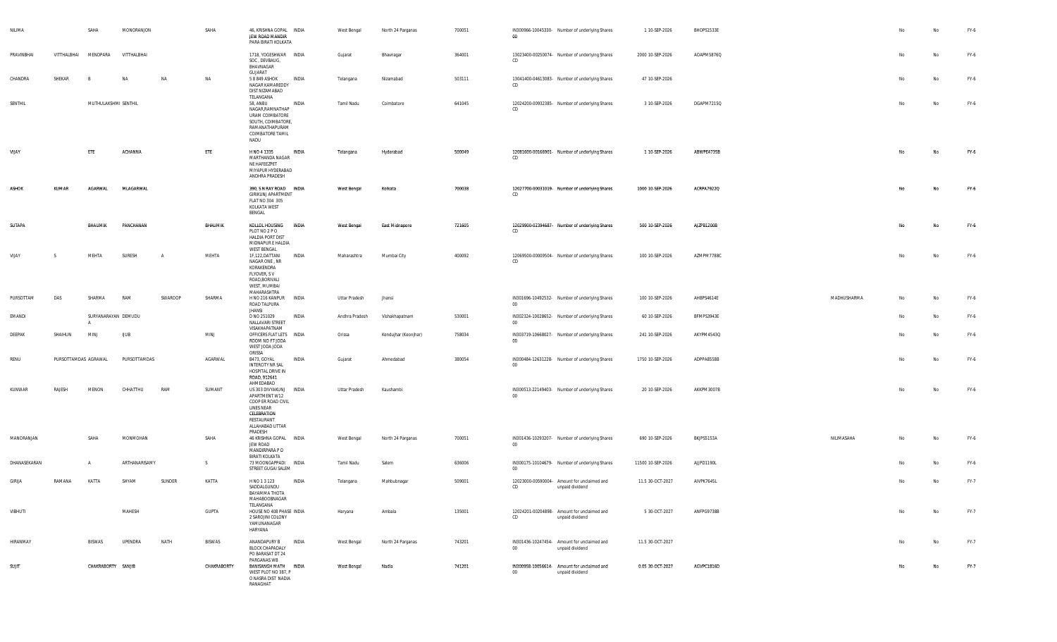| | | | | | | | | | | | | | | | | | | | | | | |
|---|---|---|---|---|---|---|---|---|---|---|---|---|---|---|---|---|---|---|---|---|---|---|
| NILIMA | | SAHA | MONORANJON | | SAHA | 46, KRISHNA GOPAL JEW ROAD MANDIR PARA BIRATI KOLKATA | INDIA | West Bengal | North 24 Parganas | 700051 | | IN300966-10045330-00 | Number of underlying Shares | 1 | 10-SEP-2026 | BHOPS1533E | | | | No | No | FY-6 |
| PRAVINBHAI | VITTHALBHAI | MENDPARA | VITTHALBHAI | | | 1718, YOGESHWAR SOC , DEVBAUG, BHAVNAGAR GUJARAT | INDIA | Gujarat | Bhavnagar | 364001 | | 13023400-00250074-CD | Number of underlying Shares | 2000 | 10-SEP-2026 | AOAPM5876Q | | | | No | No | FY-6 |
| CHANDRA | SHEKAR | B | NA | NA | NA | 5 8 849 ASHOK NAGAR KAMAREDDY DIST NIZAMABAD TELANGANA | INDIA | Telangana | Nizamabad | 503111 | | 13041400-04613083-CD | Number of underlying Shares | 47 | 10-SEP-2026 | | | | | No | No | FY-6 |
| SENTHIL | | MUTHULAKSHMI | SENTHIL | | | 58, ANBU NAGAR,RAMNATHAPURAM COIMBATORE SOUTH, COIMBATORE, RAMANATHAPURAM COIMBATORE TAMIL NADU | INDIA | Tamil Nadu | Coimbatore | 641045 | | 12024200-00932385-CD | Number of underlying Shares | 3 | 10-SEP-2026 | DGAPM7215Q | | | | No | No | FY-6 |
| VIJAY | | ETE | ACHANNA | | ETE | H NO 4 1335 MARTHANDA NAGAR NE HAFEEZPET MIYAPUR HYDERABAD ANDHRA PRADESH | INDIA | Telangana | Hyderabad | 500049 | | 12081600-00166901-CD | Number of underlying Shares | 1 | 10-SEP-2026 | ABWPE4735B | | | | No | No | FY-6 |
| ASHOK | KUMAR | AGARWAL | MLAGARWAL | | | 390, S N RAY ROAD GIRIKUNJ APARTMENT FLAT NO 304 305 KOLKATA WEST BENGAL | INDIA | West Bengal | Kolkata | 700038 | | 12027700-00031019-CD | Number of underlying Shares | 1000 | 10-SEP-2026 | ACRPA7922Q | | | | No | No | FY-6 |
| SUTAPA | | BHAUMIK | PANCHANAN | | BHAUMIK | KOLLOL HOUSING PLOT NO 2 P O HALDIA PORT DIST MIDNAPUR E HALDIA WEST BENGAL | INDIA | West Bengal | East Midnapore | 721605 | | 12029900-02394687-CD | Number of underlying Shares | 500 | 10-SEP-2026 | AJZPB1200B | | | | No | No | FY-6 |
| VIJAY | S | MEHTA | SURESH | A | MEHTA | 1F,122,DATTANI NAGAR ONE , NR KORAKENDRA FLYOVER, S V ROAD,BORIVALI WEST, MUMBAI MAHARASHTRA | INDIA | Maharashtra | Mumbai City | 400092 | | 12069500-00009504-CD | Number of underlying Shares | 100 | 10-SEP-2026 | AZMPM7788C | | | | No | No | FY-6 |
| PURSOTTAM | DAS | SHARMA | RAM | SWAROOP | SHARMA | H NO 216 KANPUR ROAD TALPURA JHANSI | INDIA | Uttar Pradesh | Jhansi | | | IN301696-10492532-00 | Number of underlying Shares | 100 | 10-SEP-2026 | AHBPS4614E | | MADHUSHARMA | | No | No | FY-6 |
| EMANDI | | SURYANARAYAN A | DEMUDU | | | D NO 251029 NALLAVARI STREET VISAKHAPATNAM | INDIA | Andhra Pradesh | Vishakhapatnam | 530001 | | IN302324-10028652-00 | Number of underlying Shares | 60 | 10-SEP-2026 | BFMPS3943E | | | | No | No | FY-6 |
| DEEPAK | SHAIHUN | MINJ | IJUB | | MINJ | OFFICERS FLAT LETS ROOM NO F7 JODA WEST JODA JODA ORISSA | INDIA | Orissa | Kendujhar (Keonjhar) | 758034 | | IN303719-10668027-00 | Number of underlying Shares | 241 | 10-SEP-2026 | AKYPM4543Q | | | | No | No | FY-6 |
| RENU | PURSOTTAMDAS | AGRAWAL | PURSOTTAMDAS | | AGARWAL | B473, GOYAL INTERCITY NR SAL HOSPITAL DRIVE IN ROAD, 912641 AHMEDABAD | INDIA | Gujarat | Ahmedabad | 380054 | | IN300484-12631228-00 | Number of underlying Shares | 1750 | 10-SEP-2026 | ADPPA8558B | | | | No | No | FY-6 |
| KUNWAR | RAJESH | MENON | CHHATTHU | RAM | SUMANT | US 303 DIVYAKUNJ APARTMENT W12 COOPER ROAD CIVIL LINES NEAR CELEBRATION RESTAURANT ALLAHABAD UTTAR PRADESH | INDIA | Uttar Pradesh | Kaushambi | | | IN300513-22149403-00 | Number of underlying Shares | 20 | 10-SEP-2026 | AKKPM3007B | | | | No | No | FY-6 |
| MANORANJAN | | SAHA | MONMOHAN | | SAHA | 46 KRISHNA GOPAL JEW ROAD MANDIRPARA P O BIRATI KOLKATA | INDIA | West Bengal | North 24 Parganas | 700051 | | IN301436-10293207-00 | Number of underlying Shares | 690 | 10-SEP-2026 | BKJPS5153A | | NILIMASAHA | | No | No | FY-6 |
| DHANASEKARAN | | A | ARTHANARISAMY | | S | 73 MOONGAPPADI STREET GUGAI SALEM | INDIA | Tamil Nadu | Salem | 636006 | | IN300175-10104679-00 | Number of underlying Shares | 11500 | 10-SEP-2026 | AJJPD1190L | | | | No | No | FY-6 |
| GIRIJA | RAMANA | KATTA | SHYAM | SUNDER | KATTA | H NO 1 3 123 SADDALGUNDU BAYAMMA THOTA MAHABOOBNAGAR TELANGANA | INDIA | Telangana | Mahbubnagar | 509001 | | 12023000-00590004-CD | Amount for unclaimed and unpaid dividend | 11.5 | 30-OCT-2027 | AIVPK7645L | | | | No | No | FY-7 |
| VIBHUTI | | | MAHESH | | GUPTA | HOUSE NO 408 PHASE 2 SAROJINI COLONY YAMUNANAGAR HARYANA | INDIA | Haryana | Ambala | 135001 | | 12024201-00204898-CD | Amount for unclaimed and unpaid dividend | 5 | 30-OCT-2027 | ANFPG9738B | | | | No | No | FY-7 |
| HIRANMAY | | BISWAS | UPENDRA | NATH | BISWAS | ANANDAPURY B BLOCK CHAPADALY PO BARASAT DT 24 PARGANAS WB | INDIA | West Bengal | North 24 Parganas | 743201 | | IN301436-10247454-00 | Amount for unclaimed and unpaid dividend | 11.5 | 30-OCT-2027 | | | | | No | No | FY-7 |
| SUJIT | | CHAKRABORTY | SANJIB | | CHAKRABORTY | BANISANGH MATH WEST PLOT NO 387, P O NASRA DIST NADIA RANAGHAT | INDIA | West Bengal | Nadia | 741201 | | IN300958-10056614-00 | Amount for unclaimed and unpaid dividend | 0.05 | 30-OCT-2027 | AGVPC1816D | | | | No | No | FY-7 |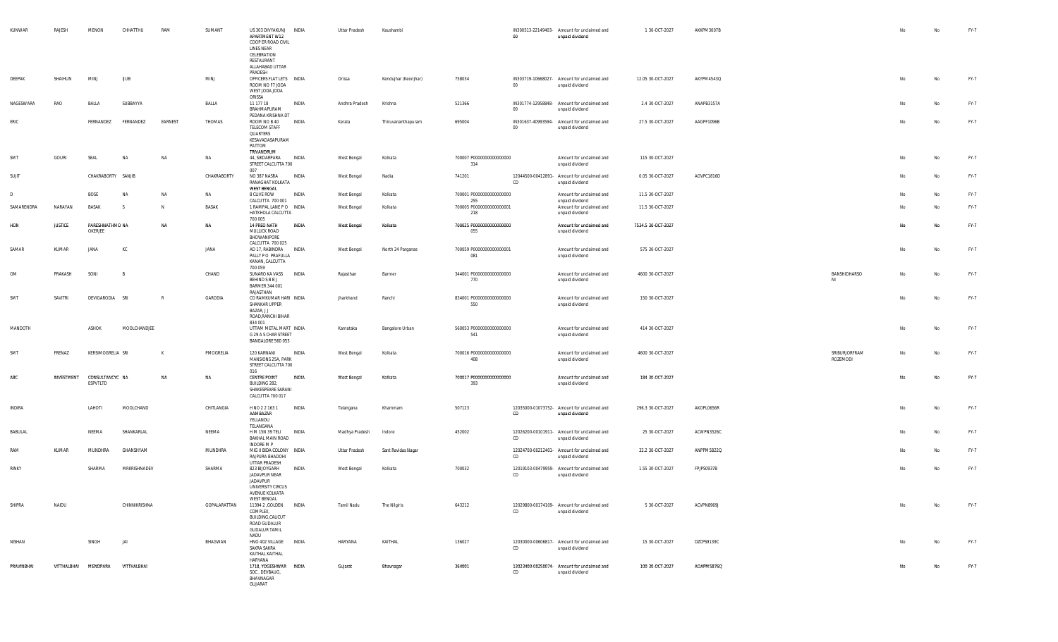| KUNWAR | RAJESH | MENON | CHHATTHU | RAM | SUMANT | US 303 DIVYAKUNJ APARTMENT W12 COOPER ROAD CIVIL LINES NEAR CELEBRATION RESTAURANT ALLAHABAD UTTAR PRADESH | INDIA | Uttar Pradesh | Kaushambi | | IN300513-22149403-00 | Amount for unclaimed and unpaid dividend | 1 | 30-OCT-2027 | AKKPM3007B | | | No | No | FY-7 |
|---|---|---|---|---|---|---|---|---|---|---|---|---|---|---|---|---|---|---|---|---|
| DEEPAK | SHAIHUN | MINJ | IJUB | | MINJ | OFFICERS FLAT LETS ROOM NO F7 JODA WEST JODA JODA ORISSA | INDIA | Orissa | Kendujhar (Keonjhar) | 758034 | IN303719-10668027-00 | Amount for unclaimed and unpaid dividend | 12.05 | 30-OCT-2027 | AKYPM4543Q | | | No | No | FY-7 |
| NAGESWARA | RAO | BALLA | SUBBAYYA | | BALLA | 11 177 18 BRAHMAPURAM PEDANA KRISHNA DT | INDIA | Andhra Pradesh | Krishna | 521366 | IN301774-12958848-00 | Amount for unclaimed and unpaid dividend | 2.4 | 30-OCT-2027 | ANAPB3157A | | | No | No | FY-7 |
| ERIC | | FERNANDEZ | FERNANDEZ | EARNEST | THOMAS | ROOM NO B 40 TELECOM STAFF QUARTERS KESAVADASAPURAM PATTOM TRIVANDRUM | INDIA | Kerala | Thiruvananthapuram | 695004 | IN301637-40993594-00 | Amount for unclaimed and unpaid dividend | 27.5 | 30-OCT-2027 | AAGPF1096B | | | No | No | FY-7 |
| SMT | GOURI | SEAL | NA | NA | NA | 44, SIKDARPARA STREET CALCUTTA 700 007 | INDIA | West Bengal | Kolkata | 700007 | P0000000000000000314 | Amount for unclaimed and unpaid dividend | 115 | 30-OCT-2027 | | | | No | No | FY-7 |
| SUJIT | | CHAKRABORTY | SANJIB | | CHAKRABORTY | NO 387 NASRA RANAGHAT KOLKATA WEST BENGAL | INDIA | West Bengal | Nadia | 741201 | 12044500-00412891-CD | Amount for unclaimed and unpaid dividend | 0.05 | 30-OCT-2027 | AGVPC1816D | | | No | No | FY-7 |
| D | | BOSE | NA | NA | NA | 8 CLIVE ROW CALCUTTA 700 001 | INDIA | West Bengal | Kolkata | 700001 | P0000000000000000255 | Amount for unclaimed and unpaid dividend | 11.5 | 30-OCT-2027 | | | | No | No | FY-7 |
| SAMARENDRA | NARAYAN | BASAK | S | N | BASAK | 1 RAMPAL LANE P O HATKHOLA CALCUTTA 700 005 | INDIA | West Bengal | Kolkata | 700005 | P0000000000000001218 | Amount for unclaimed and unpaid dividend | 11.5 | 30-OCT-2027 | | | | No | No | FY-7 |
| HON | JUSTICE | PARESHNATHMO OKERJEE | NA | NA | NA | 14 PREO NATH MULLICK ROAD BHOWANIPORE CALCUTTA 700 025 | INDIA | West Bengal | Kolkata | 700025 | P0000000000000000055 | Amount for unclaimed and unpaid dividend | 7534.5 | 30-OCT-2027 | | | | No | No | FY-7 |
| SAMAR | KUMAR | JANA | KC | | JANA | AD 17, RABINDRA PALLY P O PRAFULLA KANAN, CALCUTTA 700 059 | INDIA | West Bengal | North 24 Parganas | 700059 | P0000000000000001081 | Amount for unclaimed and unpaid dividend | 575 | 30-OCT-2027 | | | | No | No | FY-7 |
| OM | PRAKASH | SONI | B | | CHAND | SUNARO KA VASS BEHIND S B B J BARMER 344 001 RAJASTHAN | INDIA | Rajasthan | Barmer | 344001 | P0000000000000000770 | Amount for unclaimed and unpaid dividend | 4600 | 30-OCT-2027 | | | BANSHIDHARSONI | No | No | FY-7 |
| SMT | SAVITRI | DEVIGARODIA | SRI | R | GARODIA | C/O RAMKUMAR HARI SHANKAR UPPER BAZAR, J J ROAD,RANCHI BIHAR 834 001 | INDIA | Jharkhand | Ranchi | 834001 | P0000000000000000550 | Amount for unclaimed and unpaid dividend | 150 | 30-OCT-2027 | | | | No | No | FY-7 |
| MANDOTH | | ASHOK | MOOLCHANDJEE | | | UTTAM METAL MART G 29 A S CHAR STREET BANGALORE 560 053 | INDIA | Karnataka | Bangalore Urban | 560053 | P0000000000000000541 | Amount for unclaimed and unpaid dividend | 414 | 30-OCT-2027 | | | | No | No | FY-7 |
| SMT | FRENAZ | KERSIMOGRELIA | SRI | K | PMOGRELIA | 120 KARNANI MANSIONS 25A, PARK STREET CALCUTTA 700 016 | INDIA | West Bengal | Kolkata | 700016 | P0000000000000000408 | Amount for unclaimed and unpaid dividend | 4600 | 30-OCT-2027 | | | SRIBURJORFRAMROZEMODI | No | No | FY-7 |
| ABC | INVESTMENT | CONSULTANCYC ESPVTLTD | NA | NA | NA | CENTRE POINT BUILDING 282, SHAKESPEARE SARANI CALCUTTA 700 017 | INDIA | West Bengal | Kolkata | 700017 | P0000000000000000393 | Amount for unclaimed and unpaid dividend | 184 | 30-OCT-2027 | | | | No | No | FY-7 |
| INDIRA | | LAHOTI | MOOLCHAND | | CHITLANGIA | H NO 2 2 163 1 AAM BAZAR YELLANDU TELANGANA | INDIA | Telangana | Khammam | 507123 | 12035000-01073752-CD | Amount for unclaimed and unpaid dividend | 296.3 | 30-OCT-2027 | AKOPL0656R | | | No | No | FY-7 |
| BABULAL | | NEEMA | SHANKARLAL | | NEEMA | H M 15N 39 TELI BAKHAL MAIN ROAD INDORE M P | INDIA | Madhya Pradesh | Indore | 452002 | 12026200-00101911-CD | Amount for unclaimed and unpaid dividend | 25 | 30-OCT-2027 | ACWPN3526C | | | No | No | FY-7 |
| RAM | KUMAR | MUNDHRA | GHANSHYAM | | MUNDHRA | M I G II BIDA COLONY RAJPURA BHADOHI UTTAR PRADESH | INDIA | Uttar Pradesh | Sant Ravidas Nagar | | 12024700-00212401-CD | Amount for unclaimed and unpaid dividend | 32.2 | 30-OCT-2027 | ANPPM5822Q | | | No | No | FY-7 |
| RINKY | | SHARMA | MRKRISHNADEV | | SHARMA | 823 BIJOYGARH JADAVPUR NEAR JADAVPUR UNIVERSITY CIRCUS AVENUE KOLKATA WEST BENGAL | INDIA | West Bengal | Kolkata | 700032 | 12019103-00479959-CD | Amount for unclaimed and unpaid dividend | 1.55 | 30-OCT-2027 | FPJPS0937B | | | No | No | FY-7 |
| SHIPRA | NAIDU | | CHINNIKRISHNA | | GOPALARATTAN | 11394 2 ,GOLDEN COMPLEX, BUILDING,CALICUT ROAD GUDALUR GUDALUR TAMIL NADU | INDIA | Tamil Nadu | The Nilgiris | 643212 | 12029800-00174109-CD | Amount for unclaimed and unpaid dividend | 5 | 30-OCT-2027 | ACVPN8969J | | | No | No | FY-7 |
| NISHAN | | SINGH | JAI | | BHAGWAN | HNO 402 VILLAGE SAKRA SAKRA KAITHAL KAITHAL HARYANA | INDIA | HARYANA | KAITHAL | 136027 | 12030000-00606817-CD | Amount for unclaimed and unpaid dividend | 15 | 30-OCT-2027 | DZCPS9139C | | | No | No | FY-7 |
| PRAVINBHAI | VITTHALBHAI | MENDPARA | VITTHALBHAI | | | 1718, YOGESHWAR SOC., DEVBAUG, BHAVNAGAR GUJARAT | INDIA | Gujarat | Bhavnagar | 364001 | 13023400-00250074-CD | Amount for unclaimed and unpaid dividend | 100 | 30-OCT-2027 | AOAPM5876Q | | | No | No | FY-7 |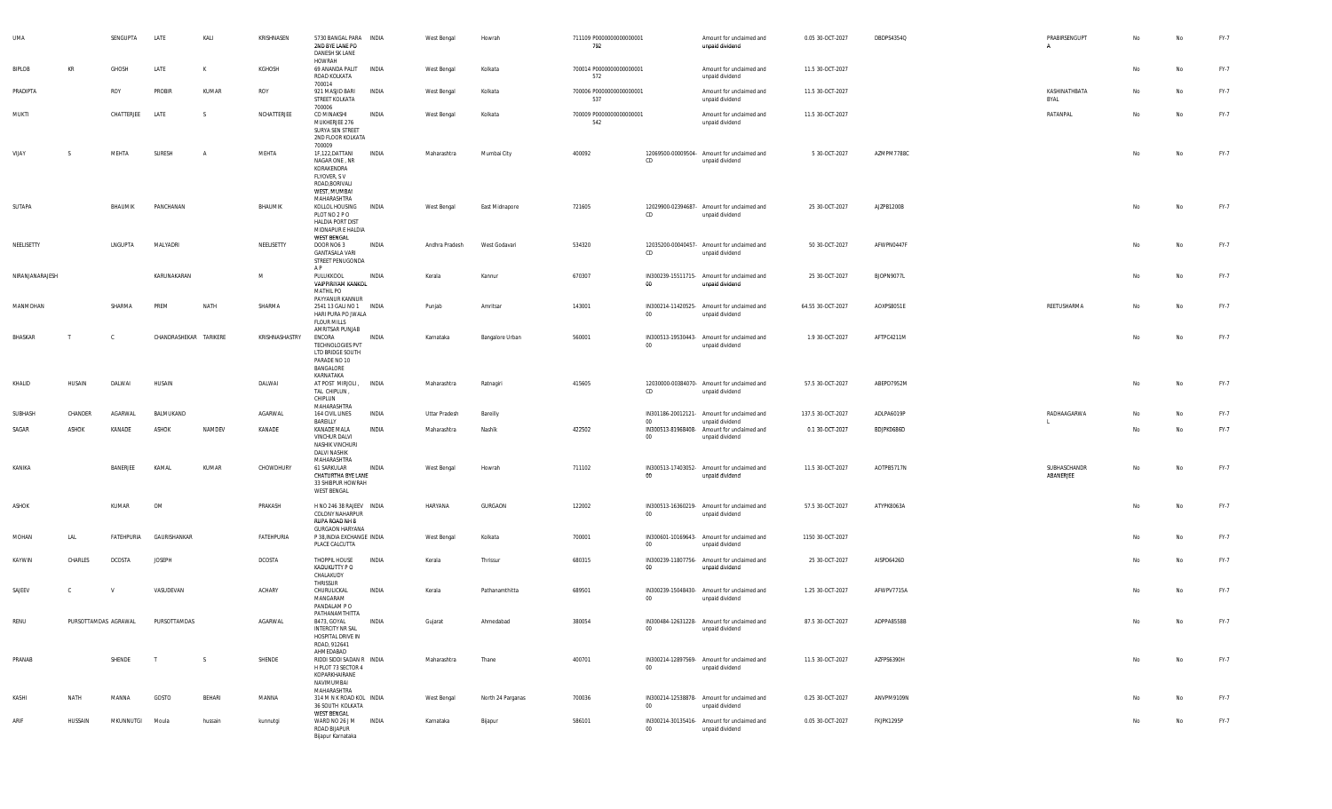| UMA | | SENGUPTA | LATE | KALI | KRISHNASEN | 5730 BANGAL PARA 2ND BYE LANE PO DANESH SK LANE HOWRAH | INDIA | West Bengal | Howrah | 711109 P0000000000000001 792 | | Amount for unclaimed and unpaid dividend | 0.05 30-OCT-2027 | DBDPS4354Q | | PRABIRSENGUPT A | No | No | FY-7 |
|---|---|---|---|---|---|---|---|---|---|---|---|---|---|---|---|---|---|---|---|
| BIPLOB | KR | GHOSH | LATE | K | KGHOSH | 69 ANANDA PALIT ROAD KOLKATA 700014 | INDIA | West Bengal | Kolkata | 700014 P0000000000000001 572 | | Amount for unclaimed and unpaid dividend | 11.5 30-OCT-2027 | | | | No | No | FY-7 |
| PRADIPTA | | ROY | PROBIR | KUMAR | ROY | 92/1 MASJID BARI STREET KOLKATA 700006 | INDIA | West Bengal | Kolkata | 700006 P0000000000000001 537 | | Amount for unclaimed and unpaid dividend | 11.5 30-OCT-2027 | | | KASHINATHBATA BYAL | No | No | FY-7 |
| MUKTI | | CHATTERJEE | LATE | S | NCHATTERJEE | C/O MINAKSHI MUKHERJEE 276 SURYA SEN STREET 2ND FLOOR KOLKATA 700009 | INDIA | West Bengal | Kolkata | 700009 P0000000000000001 542 | | Amount for unclaimed and unpaid dividend | 11.5 30-OCT-2027 | | | RATANPAL | No | No | FY-7 |
| VIJAY | S | MEHTA | SURESH | A | MEHTA | 1F,122,DATTANI NAGAR ONE , NR KORAKENDRA FLYOVER, S V ROAD,BORIVALI WEST, MUMBAI MAHARASHTRA | INDIA | Maharashtra | Mumbai City | 400092 | 12069500-00009504-CD | Amount for unclaimed and unpaid dividend | 5 30-OCT-2027 | AZMPM7788C | | | No | No | FY-7 |
| SUTAPA | | BHAUMIK | PANCHANAN | | BHAUMIK | KOLLOL HOUSING PLOT NO 2 P O HALDIA PORT DIST MIDNAPUR E HALDIA WEST BENGAL | INDIA | West Bengal | East Midnapore | 721605 | 12029900-02394687-CD | Amount for unclaimed and unpaid dividend | 25 30-OCT-2027 | AJZPB1200B | | | No | No | FY-7 |
| NEELISETTY | | LNGUPTA | MALYADRI | | NEELISETTY | DOOR NO6 3 GANTASALA VARI STREET PENUGONDA A P | INDIA | Andhra Pradesh | West Godavari | 534320 | 12035200-00040457-CD | Amount for unclaimed and unpaid dividend | 50 30-OCT-2027 | AFWPN0447F | | | No | No | FY-7 |
| NIRANJANARAJESH | | | KARUNAKARAN | | M | PULIKKOOL VAPPIRIYAM KANKOL MATHIL PO PAYYANUR KANNUR | INDIA | Kerala | Kannur | 670307 | IN300239-15511715-00 | Amount for unclaimed and unpaid dividend | 25 30-OCT-2027 | BJOPN9077L | | | No | No | FY-7 |
| MANMOHAN | | SHARMA | PREM | NATH | SHARMA | 2541 13 GALI NO 1 HARI PURA PO JWALA FLOUR MILLS AMRITSAR PUNJAB | INDIA | Punjab | Amritsar | 143001 | IN300214-11420525-00 | Amount for unclaimed and unpaid dividend | 64.55 30-OCT-2027 | AOXPS8051E | | REETUSHARMA | No | No | FY-7 |
| BHASKAR | T | C | CHANDRASHEKAR | TARIKERE | KRISHNASHASTRY | ENCORA TECHNOLOGIES PVT LTD BRIDGE SOUTH PARADE NO 10 BANGALORE KARNATAKA | INDIA | Karnataka | Bangalore Urban | 560001 | IN300513-19530443-00 | Amount for unclaimed and unpaid dividend | 1.9 30-OCT-2027 | AFTPC4211M | | | No | No | FY-7 |
| KHALID | HUSAIN | DALWAI | HUSAIN | | DALWAI | AT POST MIRJOLI , TAL CHIPLUN , CHIPLUN MAHARASHTRA | INDIA | Maharashtra | Ratnagiri | 415605 | 12030000-00384070-CD | Amount for unclaimed and unpaid dividend | 57.5 30-OCT-2027 | ABEPD7952M | | | No | No | FY-7 |
| SUBHASH | CHANDER | AGARWAL | BALMUKAND | | AGARWAL | 164 CIVIL LINES BAREILLY | INDIA | Uttar Pradesh | Bareilly | | IN301186-20012121-00 | Amount for unclaimed and unpaid dividend | 137.5 30-OCT-2027 | ADLPA6019P | | RADHAAGARWA L | No | No | FY-7 |
| SAGAR | ASHOK | KANADE | ASHOK | NAMDEV | KANADE | KANADE MALA VINCHUR DALVI NASHIK VINCHURI DALVI NASHIK MAHARASHTRA | INDIA | Maharashtra | Nashik | 422502 | IN300513-81968408-00 | Amount for unclaimed and unpaid dividend | 0.1 30-OCT-2027 | BDJPK0686D | | | No | No | FY-7 |
| KANIKA | | BANERJEE | KAMAL | KUMAR | CHOWDHURY | 61 SARKULAR CHATURTHA BYE LANE 33 SHIBPUR HOWRAH WEST BENGAL | INDIA | West Bengal | Howrah | 711102 | IN300513-17403052-00 | Amount for unclaimed and unpaid dividend | 11.5 30-OCT-2027 | AOTPB5717N | | SUBHASCHANDR ABANERJEE | No | No | FY-7 |
| ASHOK | | KUMAR | OM | | PRAKASH | H NO 246 38 RAJEEV COLONY NAHARPUR RUPA ROAD NH 8 GURGAON HARYANA | INDIA | HARYANA | GURGAON | 122002 | IN300513-16360219-00 | Amount for unclaimed and unpaid dividend | 57.5 30-OCT-2027 | ATYPK8063A | | | No | No | FY-7 |
| MOHAN | LAL | FATEHPURIA | GAURISHANKAR | | FATEHPURIA | P 38,INDIA EXCHANGE PLACE CALCUTTA | INDIA | West Bengal | Kolkata | 700001 | IN300601-10169643-00 | Amount for unclaimed and unpaid dividend | 1150 30-OCT-2027 | | | | No | No | FY-7 |
| KAYWIN | CHARLES | DCOSTA | JOSEPH | | DCOSTA | THOPPIL HOUSE KADUKUTTY P O CHALAKUDY THRISSUR | INDIA | Kerala | Thrissur | 680315 | IN300239-11807756-00 | Amount for unclaimed and unpaid dividend | 25 30-OCT-2027 | AISPD6426D | | | No | No | FY-7 |
| SAJEEV | C | V | VASUDEVAN | | ACHARY | CHURULICKAL MANGARAM PANDALAM P O PATHANAMTHITTA | INDIA | Kerala | Pathanamthitta | 689501 | IN300239-15048430-00 | Amount for unclaimed and unpaid dividend | 1.25 30-OCT-2027 | AFWPV7715A | | | No | No | FY-7 |
| RENU | PURSOTTAMDAS | AGRAWAL | PURSOTTAMDAS | | AGARWAL | B473, GOYAL INTERCITY NR SAL HOSPITAL DRIVE IN ROAD, 912641 AHMEDABAD | INDIA | Gujarat | Ahmedabad | 380054 | IN300484-12631228-00 | Amount for unclaimed and unpaid dividend | 87.5 30-OCT-2027 | ADPPA8558B | | | No | No | FY-7 |
| PRANAB | | SHENDE | T | S | SHENDE | RIDDI SIDDI SADAN R H PLOT 73 SECTOR 4 KOPARKHAIRANE NAVIMUMBAI MAHARASHTRA | INDIA | Maharashtra | Thane | 400701 | IN300214-12897569-00 | Amount for unclaimed and unpaid dividend | 11.5 30-OCT-2027 | AZFPS6390H | | | No | No | FY-7 |
| KASHI | NATH | MANNA | GOSTO | BEHARI | MANNA | 314 M N K ROAD KOL 36 SOUTH KOLKATA WEST BENGAL | INDIA | West Bengal | North 24 Parganas | 700036 | IN300214-12538878-00 | Amount for unclaimed and unpaid dividend | 0.25 30-OCT-2027 | ANVPM9109N | | | No | No | FY-7 |
| ARIF | HUSSAIN | MKUNNUTGI | Moula | hussain | kunnutgi | WARD NO 26 J M ROAD BIJAPUR Bijapur Karnataka | INDIA | Karnataka | Bijapur | 586101 | IN300214-30135416-00 | Amount for unclaimed and unpaid dividend | 0.05 30-OCT-2027 | FKJPK1295P | | | No | No | FY-7 |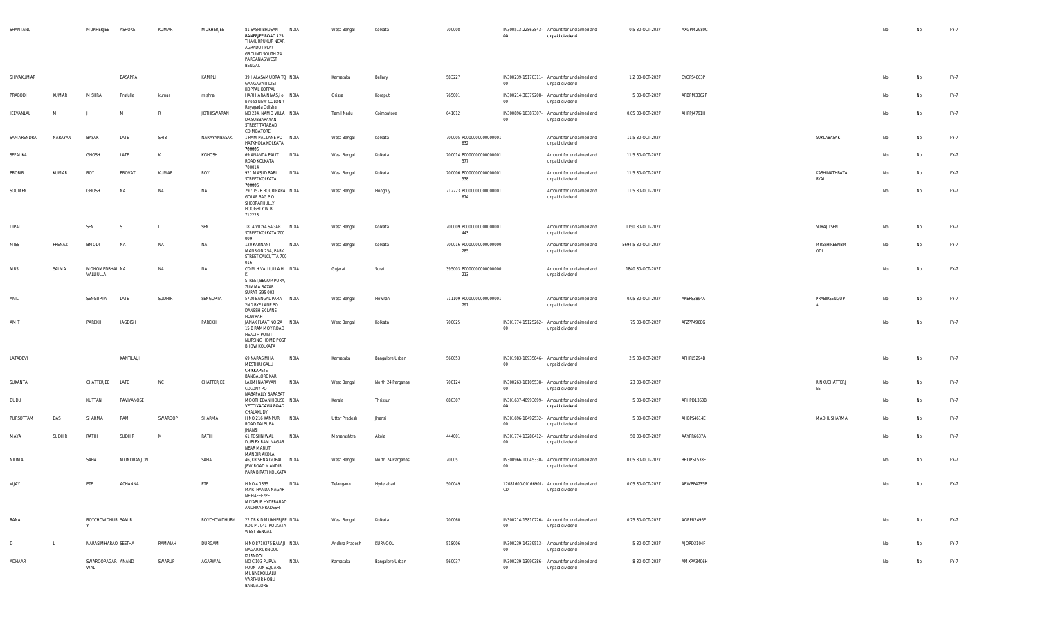| SHANTANU | | MUKHERJEE | ASHOKE | KUMAR | MUKHERJEE | 81 SASHI BHUSAN BANERJEE ROAD 125 THAKURPUKUR NEAR AGRADUT PLAY GROUND SOUTH 24 PARGANAS WEST BENGAL | INDIA | West Bengal | Kolkata | 700008 | IN300513-22863843-00 | Amount for unclaimed and unpaid dividend | 0.5 | 30-OCT-2027 | AXGPM2980C | | | No | No | FY-7 |
|---|---|---|---|---|---|---|---|---|---|---|---|---|---|---|---|---|---|---|---|---|
| SHIVAKUMAR | | | BASAPPA | | KAMPLI | 39 HALASAMUDRA TQ GANGAVATI DIST KOPPAL KOPPAL | INDIA | Karnataka | Bellary | 583227 | IN300239-15170311-00 | Amount for unclaimed and unpaid dividend | 1.2 | 30-OCT-2027 | CYGPS4803P | | | No | No | FY-7 |
| PRABODH | KUMAR | MISHRA | Prafulla | kumar | mishra | HARI HARA NIVAS,j-o b road NEW COLON Y Rayagada Odisha | INDIA | Orissa | Koraput | 765001 | IN300214-30379208-00 | Amount for unclaimed and unpaid dividend | 5 | 30-OCT-2027 | ARBPM3362P | | | No | No | FY-7 |
| JEEVANLAL | M | J | M | R | JOTHISWARAN | NO 234, NAMO VILLA DR SUBBARAYAN STREET TATABAD COIMBATORE | INDIA | Tamil Nadu | Coimbatore | 641012 | IN300896-10387307-00 | Amount for unclaimed and unpaid dividend | 0.05 | 30-OCT-2027 | AHPPJ4791H | | | No | No | FY-7 |
| SAMARENDRA | NARAYAN | BASAK | LATE | SHIB | NARAYANBASAK | 1 RAM PAL LANE PO HATKHOLA KOLKATA 700005 | INDIA | West Bengal | Kolkata | 700005 | P0000000000000001632 | Amount for unclaimed and unpaid dividend | 11.5 | 30-OCT-2027 | | SUKLABASAK | | No | No | FY-7 |
| SEFALIKA | | GHOSH | LATE | K | KGHOSH | 69 ANANDA PALIT ROAD KOLKATA 700014 | INDIA | West Bengal | Kolkata | 700014 | P0000000000000001577 | Amount for unclaimed and unpaid dividend | 11.5 | 30-OCT-2027 | | | | No | No | FY-7 |
| PROBIR | KUMAR | ROY | PROVAT | KUMAR | ROY | 921 MASJID BARI STREET KOLKATA 700006 | INDIA | West Bengal | Kolkata | 700006 | P0000000000000001538 | Amount for unclaimed and unpaid dividend | 11.5 | 30-OCT-2027 | | KASHINATHBATA BYAL | | No | No | FY-7 |
| SOUMEN | | GHOSH | NA | NA | NA | 297 157B BOURIPARA GOLAP BAG P O SHEORAPHULLY HOOGHLY,W B 712223 | INDIA | West Bengal | Hooghly | 712223 | P0000000000000001674 | Amount for unclaimed and unpaid dividend | 11.5 | 30-OCT-2027 | | | | No | No | FY-7 |
| DIPALI | | SEN | S | L | SEN | 181A VIDYA SAGAR STREET KOLKATA 700 009 | INDIA | West Bengal | Kolkata | 700009 | P0000000000000001443 | Amount for unclaimed and unpaid dividend | 1150 | 30-OCT-2027 | | SURAJITSEN | | No | No | FY-7 |
| MISS | FRENAZ | BMODI | NA | NA | NA | 120 KARNANI MANSION 25A, PARK STREET CALCUTTA 700 016 | INDIA | West Bengal | Kolkata | 700016 | P0000000000000000285 | Amount for unclaimed and unpaid dividend | 5694.5 | 30-OCT-2027 | | MRSSHIREENBM ODI | | No | No | FY-7 |
| MRS | SALMA | MOHOMEDBHAI VALLIULLA | NA | NA | NA | C/O M H VALLIULLA H K STREET,BEGUMPURA, ZUMMA BAZAR SURAT 395 003 | INDIA | Gujarat | Surat | 395003 | P0000000000000000213 | Amount for unclaimed and unpaid dividend | 1840 | 30-OCT-2027 | | | | No | No | FY-7 |
| ANIL | | SENGUPTA | LATE | SUDHIR | SENGUPTA | 5730 BANGAL PARA 2ND BYE LANE PO DANESH SK LANE HOWRAH | INDIA | West Bengal | Howrah | 711109 | P0000000000000001791 | Amount for unclaimed and unpaid dividend | 0.05 | 30-OCT-2027 | AKEPS3894A | PRABIRSENGUPT A | | No | No | FY-7 |
| AMIT | | PAREKH | JAGDISH | | PAREKH | JANAK FLAAT NO 2A 15 B RAMMOY ROAD HEALTH POINT NURSING HOME POST BHOW KOLKATA | INDIA | West Bengal | Kolkata | 700025 | IN301774-15125262-00 | Amount for unclaimed and unpaid dividend | 75 | 30-OCT-2027 | AFZPP4968G | | | No | No | FY-7 |
| LATADEVI | | | KANTILALJI | | | 69 NARASIMHA MESTHRI GALLI CHIKKAPETE BANGALORE KAR | INDIA | Karnataka | Bangalore Urban | 560053 | IN301983-10935846-00 | Amount for unclaimed and unpaid dividend | 2.5 | 30-OCT-2027 | AFHPL5294B | | | No | No | FY-7 |
| SUKANTA | | CHATTERJEE | LATE | NC | CHATTERJEE | LAXMI NARAYAN COLONY PO NABAPALLY BARASAT | INDIA | West Bengal | North 24 Parganas | 700124 | IN300263-10105538-00 | Amount for unclaimed and unpaid dividend | 23 | 30-OCT-2027 | | RINKUCHATTERJ EE | | No | No | FY-7 |
| DUDU | | KUTTAN | PAVIYANOSE | | | MOOTHEDAN HOUSE VETTYKADAVU ROAD CHALAKUDY | INDIA | Kerala | Thrissur | 680307 | IN301637-40993699-00 | Amount for unclaimed and unpaid dividend | 5 | 30-OCT-2027 | APHPD1363B | | | No | No | FY-7 |
| PURSOTTAM | DAS | SHARMA | RAM | SWAROOP | SHARMA | H NO 216 KANPUR ROAD TALPURA JHANSI | INDIA | Uttar Pradesh | Jhansi | | IN301696-10492532-00 | Amount for unclaimed and unpaid dividend | 5 | 30-OCT-2027 | AHBPS4614E | MADHUSHARMA | | No | No | FY-7 |
| MAYA | SUDHIR | RATHI | SUDHIR | M | RATHI | 61 TOSHNIWAL DUPLEX RAM NAGAR NEAR MARUTI MANDIR AKOLA | INDIA | Maharashtra | Akola | 444001 | IN301774-13280412-00 | Amount for unclaimed and unpaid dividend | 50 | 30-OCT-2027 | AAYPR6637A | | | No | No | FY-7 |
| NILIMA | | SAHA | MONORANJON | | SAHA | 46, KRISHNA GOPAL JEW ROAD MANDIR PARA BIRATI KOLKATA | INDIA | West Bengal | North 24 Parganas | 700051 | IN300966-10045330-00 | Amount for unclaimed and unpaid dividend | 0.05 | 30-OCT-2027 | BHOPS1533E | | | No | No | FY-7 |
| VIJAY | | ETE | ACHANNA | | ETE | H NO 4 1335 MARTHANDA NAGAR NE HAFEEZPET MIYAPUR HYDERABAD ANDHRA PRADESH | INDIA | Telangana | Hyderabad | 500049 | 12081600-00166901-CD | Amount for unclaimed and unpaid dividend | 0.05 | 30-OCT-2027 | ABWPE4735B | | | No | No | FY-7 |
| RANA | | ROYCHOWDHUR Y | SAMIR | | ROYCHOWDHURY | 22 DR K D MUKHERJEE RD L P 7041 KOLKATA WEST BENGAL | INDIA | West Bengal | Kolkata | 700060 | IN300214-15810226-00 | Amount for unclaimed and unpaid dividend | 0.25 | 30-OCT-2027 | AGPPR2496E | | | No | No | FY-7 |
| D | L | NARASIMHARAO | SEETHA | RAMAIAH | DURGAM | H NO 8710375 BALAJI NAGAR KURNOOL KURNOOL | INDIA | Andhra Pradesh | KURNOOL | 518006 | IN300239-14339513-00 | Amount for unclaimed and unpaid dividend | 5 | 30-OCT-2027 | AJOPD3104F | | | No | No | FY-7 |
| ADHAAR | | SWAROOPAGAR WAL | ANAND | SWARUP | AGARWAL | NO C 103 PURVA FOUNTAIN SQUARE MUNNEKOLLALU VARTHUR HOBLI BANGALORE | INDIA | Karnataka | Bangalore Urban | 560037 | IN300239-13990386-00 | Amount for unclaimed and unpaid dividend | 8 | 30-OCT-2027 | AMXPA3406H | | | No | No | FY-7 |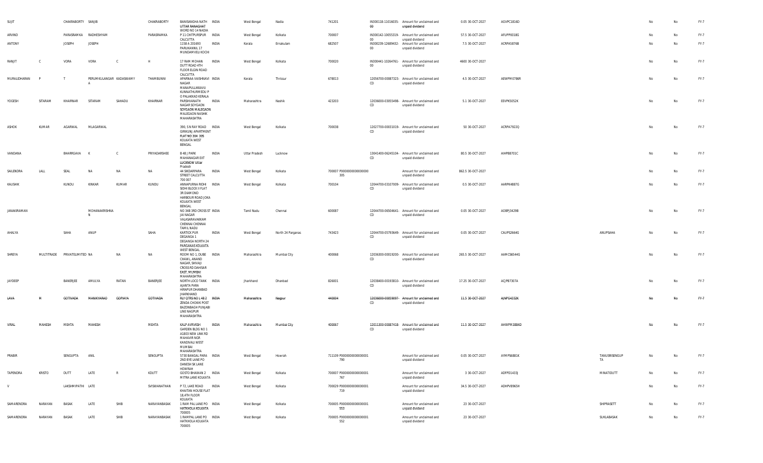| | | | | | | | | | | | | | | | | | | | | | |
|---|---|---|---|---|---|---|---|---|---|---|---|---|---|---|---|---|---|---|---|---|---|
| SUJIT | | CHAKRABORTY | SANJIB | | CHAKRABORTY | BANISANGHA NATH UTTAR RANAGHAT WORD NO 14 NADIA | INDIA | West Bengal | Nadia | 741201 | IN300118-11016035-00 | Amount for unclaimed and unpaid dividend | 0.05 | 30-OCT-2027 | AGVPC1816D | | | | No | No | FY-7 |
| ARVIND | | PARASRAMKA | RADHESHYAM | | PARASRAMKA | P 11 CHITPURSPUR CALCUTTA | INDIA | West Bengal | Kolkata | 700007 | IN300142-10055319-00 | Amount for unclaimed and unpaid dividend | 57.5 | 30-OCT-2027 | AFUPP0018G | | | | No | No | FY-7 |
| ANTONY | | JOSEPH | JOSEPH | | | 1158 A 201693 PARUKANNIL 17 MUNDAMVELI KOCHI | INDIA | Kerala | Ernakulam | 682507 | IN300239-12689432-00 | Amount for unclaimed and unpaid dividend | 7.5 | 30-OCT-2027 | ACRPA5876B | | | | No | No | FY-7 |
| RANJIT | C | VORA | VORA | C | H | 17 RAM MOHAN DUTT ROAD 4TH FLOOR ELGIN ROAD CALCUTTA | INDIA | West Bengal | Kolkata | 700020 | IN300441-10264761-00 | Amount for unclaimed and unpaid dividend | 4600 | 30-OCT-2027 | | | | | No | No | FY-7 |
| MURALIDHARAN | P | T | PERUMKULANGAR A | KADASWAMY | THAMBUNNI | APARNAA VAISHNAVI NAGAR MANAPULLIKKAVU KUNNATHURMEDU P O PALAKKAD KERALA | INDIA | Kerala | Thrissur | 678013 | 12056700-00087323-CD | Amount for unclaimed and unpaid dividend | 4.5 | 30-OCT-2027 | AEWPM0786R | | | | No | No | FY-7 |
| YOGESH | SITARAM | KHAIRNAR | SITARAM | SAHADU | KHAIRNAR | PARSHVANATH NAGAR SOYGAON SOYGAON MALEGAON MALEGAON NASHIK MAHARASHTRA | INDIA | Maharashtra | Nashik | 423203 | 12036000-03055498-CD | Amount for unclaimed and unpaid dividend | 5.1 | 30-OCT-2027 | EEVPK5052K | | | | No | No | FY-7 |
| ASHOK | KUMAR | AGARWAL | MLAGARWAL | | | 390, S N RAY ROAD GIRIKUNJ APARTMENT FLAT NO 304 305 KOLKATA WEST BENGAL | INDIA | West Bengal | Kolkata | 700038 | 12027700-00031019-CD | Amount for unclaimed and unpaid dividend | 50 | 30-OCT-2027 | ACRPA7922Q | | | | No | No | FY-7 |
| VANDANA | | BHARRGAVA | K | C | PRIYADARSHEE | B 48 J PARK MAHANAGAR EXT LUCKNOW Uttar Pradesh | INDIA | Uttar Pradesh | Lucknow | | 13041400-06245104-CD | Amount for unclaimed and unpaid dividend | 80.5 | 30-OCT-2027 | AIHPB8701C | | | | No | No | FY-7 |
| SAILENDRA | LALL | SEAL | NA | NA | NA | 44 SIKDARPARA STREET CALCUTTA 700 007 | INDIA | West Bengal | Kolkata | 700007 | P0000000000000000305 | Amount for unclaimed and unpaid dividend | 862.5 | 30-OCT-2027 | | | | | No | No | FY-7 |
| KAUSHIK | | KUNDU | KINKAR | KUMAR | KUNDU | ANNAPURNA RIDHI SIDHI BLOCK II FLAT 3R DIAMOND HARBOUR ROAD JOKA KOLKATA WEST BENGAL | INDIA | West Bengal | Kolkata | 700104 | 12044700-03107009-CD | Amount for unclaimed and unpaid dividend | 0.5 | 30-OCT-2027 | AARPK4887G | | | | No | No | FY-7 |
| JANAKIRAMAN | | | MOHANAKRISHNA N | | | NO 34B 3RD CROSS ST JAI NAGAR VALASARAVAKKAM CHENNAI CHENNAI TAMIL NADU | INDIA | Tamil Nadu | Chennai | 600087 | 12044700-06504641-CD | Amount for unclaimed and unpaid dividend | 0.05 | 30-OCT-2027 | AOBPJ3429B | | | | No | No | FY-7 |
| AHALYA | | SAHA | ANUP | | SAHA | KARTICK PUR DEGANGA 1 DEGANGA NORTH 24 PARGANAS KOLKATA WEST BENGAL | INDIA | West Bengal | North 24 Parganas | 743423 | 12044700-05793649-CD | Amount for unclaimed and unpaid dividend | 0.05 | 30-OCT-2027 | CAUPS2664G | | ANUPSAHA | | No | No | FY-7 |
| SHREYA | MULTITRADE | PRIVATELIMITED | NA | NA | NA | ROOM NO 1, DUBE CHAWL, ANAND NAGAR, SHIVAJI CROSS RD DAHISAR EAST, MUMBAI MAHARASHTRA | INDIA | Maharashtra | Mumbai City | 400068 | 12036300-00019200-CD | Amount for unclaimed and unpaid dividend | 265.5 | 30-OCT-2027 | AAMCS6544G | | | | No | No | FY-7 |
| JAYDEEP | | BANERJEE | AMULYA | RATAN | BANERJEE | NORTH LOCO TANK AJANTA PARA HIRAPUR DHANBAD JHARKHAND | INDIA | Jharkhand | Dhanbad | 826001 | 12038400-00193810-CD | Amount for unclaimed and unpaid dividend | 17.25 | 30-OCT-2027 | ACJPB7307A | | | | No | No | FY-7 |
| LAVA | M | GOTIVADA | MANIKYARAO | GOPIAYA | GOTIVADA | RLY QTRS NO L 48 2 ZENDA CHOWK POST BAZONBAGH PUNJABI LINE NAGPUR MAHARASHTRA | INDIA | Maharashtra | Nagpur | 440004 | 12036000-00059097-CD | Amount for unclaimed and unpaid dividend | 11.5 | 30-OCT-2027 | AJNPG4332K | | | | No | No | FY-7 |
| VIRAL | MAHESH | MEHTA | MAHESH | | MEHTA | KALP AVRVKSH GARDEN BLDG NO 1 A1803 NEW LINK RD MAHAVIR NGR KANDIVALI WEST MUMBAI MAHARASHTRA | INDIA | Maharashtra | Mumbai City | 400067 | 12011300-00087418-CD | Amount for unclaimed and unpaid dividend | 11.5 | 30-OCT-2027 | AHWPM3884D | | | | No | No | FY-7 |
| PRABIR | | SENGUPTA | ANIL | | SENGUPTA | 57/30 BANGAL PARA 2ND BYE LANE PO DANESH SK LANE HOWRAH | INDIA | West Bengal | Howrah | 711109 | P0000000000000001790 | Amount for unclaimed and unpaid dividend | 0.05 | 30-OCT-2027 | AYMPS6881K | | TANUSRISENGUPTA | | No | No | FY-7 |
| TAPENDRA | KRISTO | DUTT | LATE | R | KDUTT | GOSTO BHAWAN 2 MITRA LANE KOLKATA | INDIA | West Bengal | Kolkata | 700007 | P0000000000000001767 | Amount for unclaimed and unpaid dividend | 3 | 30-OCT-2027 | ADFPD1433J | | MINATIDUTT | | No | No | FY-7 |
| V | | LAKSHMIPATHI | LATE | | SVISWANATHAN | P 72, LAKE ROAD KHAITAN HOUSE FLAT 18,4TH FLOOR KOLKATA | INDIA | West Bengal | Kolkata | 700029 | P0000000000000001719 | Amount for unclaimed and unpaid dividend | 34.5 | 30-OCT-2027 | ADHPV8965H | | | | No | No | FY-7 |
| SAMARENDRA | NARAYAN | BASAK | LATE | SHIB | NARAYANBASAK | 1 RAM PAL LANE PO HATKHOLA KOLKATA 700005 | INDIA | West Bengal | Kolkata | 700005 | P0000000000000001553 | Amount for unclaimed and unpaid dividend | 23 | 30-OCT-2027 | | | SHIPRASETT | | No | No | FY-7 |
| SAMARENDRA | NARAYAN | BASAK | LATE | SHIB | NARAYANBASAK | 1 RAM PAL LANE PO HATKHOLA KOLKATA 700005 | INDIA | West Bengal | Kolkata | 700005 | P0000000000000001552 | Amount for unclaimed and unpaid dividend | 23 | 30-OCT-2027 | | | SUKLABASAK | | No | No | FY-7 |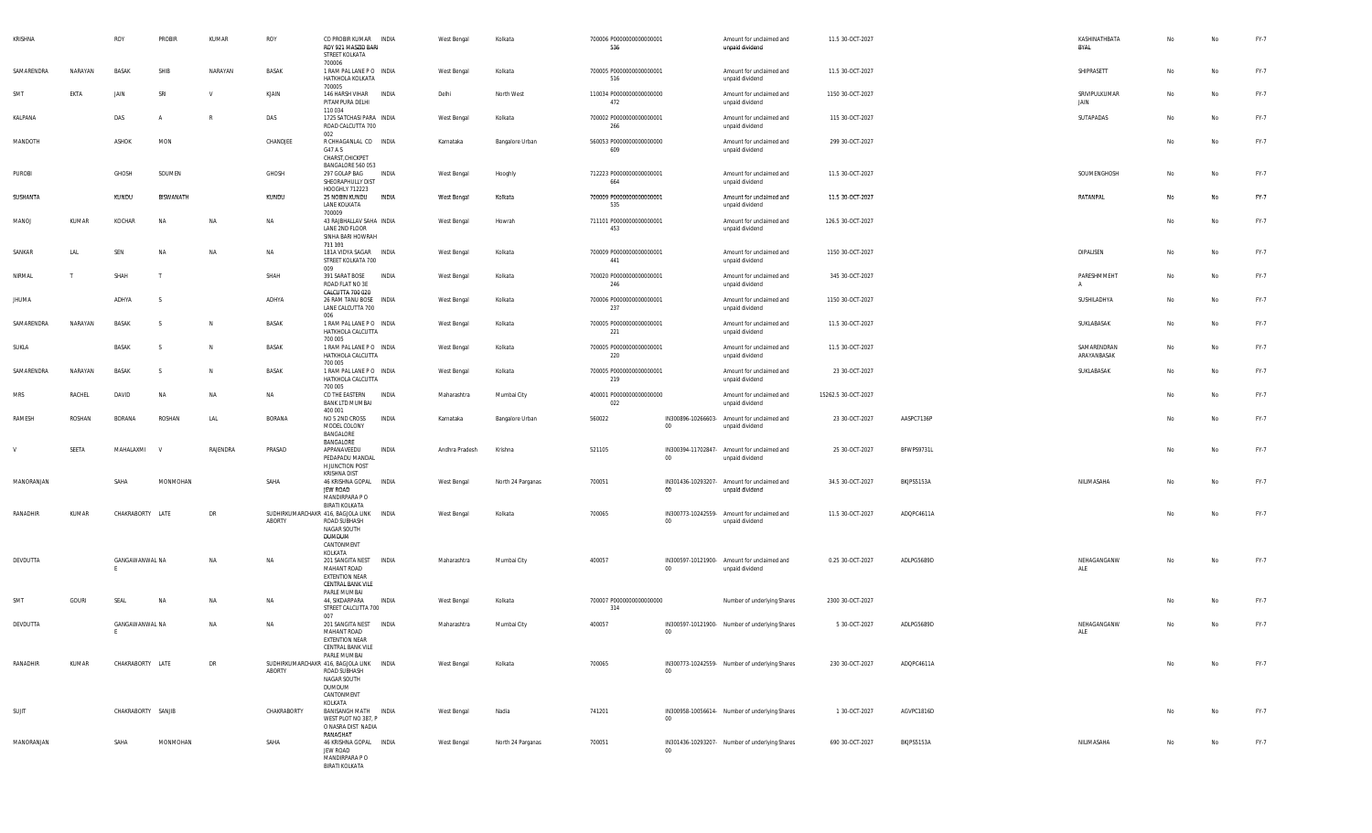| KRISHNA | | ROY | PROBIR | KUMAR | ROY | CO PROBIR KUMAR ROY 921 MASZID BARI STREET KOLKATA 700006 | INDIA | West Bengal | Kolkata | 700006 | P0000000000000001536 | | Amount for unclaimed and unpaid dividend | 11.5 | 30-OCT-2027 | | | | KASHINATHBATABYAL | No | No | FY-7 |
|---|---|---|---|---|---|---|---|---|---|---|---|---|---|---|---|---|---|---|---|---|---|---|
| SAMARENDRA | NARAYAN | BASAK | SHIB | NARAYAN | BASAK | 1 RAM PAL LANE P O HATKHOLA KOLKATA 700005 | INDIA | West Bengal | Kolkata | 700005 | P0000000000000001516 | | Amount for unclaimed and unpaid dividend | 11.5 | 30-OCT-2027 | | | | SHIPRASETT | No | No | FY-7 |
| SMT | EKTA | JAIN | SRI | V | KJAIN | 146 HARSH VIHAR PITAM PURA DELHI 110 034 | INDIA | Delhi | North West | 110034 | P0000000000000000472 | | Amount for unclaimed and unpaid dividend | 1150 | 30-OCT-2027 | | | | SRIVIPULKUMARJAIN | No | No | FY-7 |
| KALPANA | | DAS | A | R | DAS | 172S SATCHASI PARA ROAD CALCUTTA 700 002 | INDIA | West Bengal | Kolkata | 700002 | P0000000000000001266 | | Amount for unclaimed and unpaid dividend | 115 | 30-OCT-2027 | | | | SUTAPADAS | No | No | FY-7 |
| MANDOTH | | ASHOK | MON | | CHANDJEE | R CHHAGANLAL CO G47 A S CHARST,CHICKPET BANGALORE 560 053 | INDIA | Karnataka | Bangalore Urban | 560053 | P0000000000000000609 | | Amount for unclaimed and unpaid dividend | 299 | 30-OCT-2027 | | | | | No | No | FY-7 |
| PUROBI | | GHOSH | SOUMEN | | GHOSH | 297 GOLAP BAG SHEORAPHULLY DIST HOOGHLY 712223 | INDIA | West Bengal | Hooghly | 712223 | P0000000000000001664 | | Amount for unclaimed and unpaid dividend | 11.5 | 30-OCT-2027 | | | | SOUMENGHOSH | No | No | FY-7 |
| SUSHANTA | | KUNDU | BISWANATH | | KUNDU | 25 NOBIN KUNDU LANE KOLKATA 700009 | INDIA | West Bengal | Kolkata | 700009 | P0000000000000001535 | | Amount for unclaimed and unpaid dividend | 11.5 | 30-OCT-2027 | | | | RATANPAL | No | No | FY-7 |
| MANOJ | KUMAR | KOCHAR | NA | NA | NA | 43 RAJBHALLAV SAHA LANE 2ND FLOOR SINHA BARI HOWRAH 711 101 | INDIA | West Bengal | Howrah | 711101 | P0000000000000001453 | | Amount for unclaimed and unpaid dividend | 126.5 | 30-OCT-2027 | | | | | No | No | FY-7 |
| SANKAR | LAL | SEN | NA | NA | NA | 181A VIDYA SAGAR STREET KOLKATA 700 009 | INDIA | West Bengal | Kolkata | 700009 | P0000000000000001441 | | Amount for unclaimed and unpaid dividend | 1150 | 30-OCT-2027 | | | | DIPALISEN | No | No | FY-7 |
| NIRMAL | T | SHAH | T | | SHAH | 391 SARAT BOSE ROAD FLAT NO 3E CALCUTTA 700 020 | INDIA | West Bengal | Kolkata | 700020 | P0000000000000001246 | | Amount for unclaimed and unpaid dividend | 345 | 30-OCT-2027 | | | | PARESHMMEHTA | No | No | FY-7 |
| JHUMA | | ADHYA | S | | ADHYA | 26 RAM TANU BOSE LANE CALCUTTA 700 006 | INDIA | West Bengal | Kolkata | 700006 | P0000000000000001237 | | Amount for unclaimed and unpaid dividend | 1150 | 30-OCT-2027 | | | | SUSHILADHYA | No | No | FY-7 |
| SAMARENDRA | NARAYAN | BASAK | S | N | BASAK | 1 RAM PAL LANE P O HATKHOLA CALCUTTA 700 005 | INDIA | West Bengal | Kolkata | 700005 | P0000000000000001221 | | Amount for unclaimed and unpaid dividend | 11.5 | 30-OCT-2027 | | | | SUKLABASAK | No | No | FY-7 |
| SUKLA | | BASAK | S | N | BASAK | 1 RAM PAL LANE P O HATKHOLA CALCUTTA 700 005 | INDIA | West Bengal | Kolkata | 700005 | P0000000000000001220 | | Amount for unclaimed and unpaid dividend | 11.5 | 30-OCT-2027 | | | | SAMARENDRANARAYANBASAK | No | No | FY-7 |
| SAMARENDRA | NARAYAN | BASAK | S | N | BASAK | 1 RAM PAL LANE P O HATKHOLA CALCUTTA 700 005 | INDIA | West Bengal | Kolkata | 700005 | P0000000000000001219 | | Amount for unclaimed and unpaid dividend | 23 | 30-OCT-2027 | | | | SUKLABASAK | No | No | FY-7 |
| MRS | RACHEL | DAVID | NA | NA | NA | CO THE EASTERN BANK LTD MUMBAI 400 001 | INDIA | Maharashtra | Mumbai City | 400001 | P0000000000000000022 | | Amount for unclaimed and unpaid dividend | 15262.5 | 30-OCT-2027 | | | | | No | No | FY-7 |
| RAMESH | ROSHAN | BORANA | ROSHAN | LAL | BORANA | NO 5 2ND CROSS MODEL COLONY BANGALORE BANGALORE | INDIA | Karnataka | Bangalore Urban | 560022 | | IN300896-10266603-00 | Amount for unclaimed and unpaid dividend | 23 | 30-OCT-2027 | AASPC7136P | | | | No | No | FY-7 |
| V | SEETA | MAHALAXMI | V | RAJENDRA | PRASAD | APPANAVEEDU PEDAPADU MANDAL H JUNCTION POST KRISHNA DIST | INDIA | Andhra Pradesh | Krishna | 521105 | | IN300394-11702847-00 | Amount for unclaimed and unpaid dividend | 25 | 30-OCT-2027 | BFWPS9731L | | | | No | No | FY-7 |
| MANORANJAN | | SAHA | MONMOHAN | | SAHA | 46 KRISHNA GOPAL JEW ROAD MANDIRPARA P O BIRATI KOLKATA | INDIA | West Bengal | North 24 Parganas | 700051 | | IN301436-10293207-00 | Amount for unclaimed and unpaid dividend | 34.5 | 30-OCT-2027 | BKJPS5153A | | | NILIMASAHA | No | No | FY-7 |
| RANADHIR | KUMAR | CHAKRABORTY | LATE | DR | SUDHIRKUMARCHAKRABORTY | 416, BAGJOLA LINK ROAD SUBHASH NAGAR SOUTH DUMDUM CANTONMENT KOLKATA | INDIA | West Bengal | Kolkata | 700065 | | IN300773-10242559-00 | Amount for unclaimed and unpaid dividend | 11.5 | 30-OCT-2027 | ADQPC4611A | | | | No | No | FY-7 |
| DEVDUTTA | | GANGAWANWALE | NA | NA | NA | 201 SANGITA NEST MAHANT ROAD EXTENTION NEAR CENTRAL BANK VILE PARLE MUMBAI | INDIA | Maharashtra | Mumbai City | 400057 | | IN300597-10121900-00 | Amount for unclaimed and unpaid dividend | 0.25 | 30-OCT-2027 | ADLPG5689D | | | NEHAGANGANWALE | No | No | FY-7 |
| SMT | GOURI | SEAL | NA | NA | NA | 44, SIKDARPARA STREET CALCUTTA 700 007 | INDIA | West Bengal | Kolkata | 700007 | P0000000000000000314 | | Number of underlying Shares | 2300 | 30-OCT-2027 | | | | | No | No | FY-7 |
| DEVDUTTA | | GANGAWANWALE | NA | NA | NA | 201 SANGITA NEST MAHANT ROAD EXTENTION NEAR CENTRAL BANK VILE PARLE MUMBAI | INDIA | Maharashtra | Mumbai City | 400057 | | IN300597-10121900-00 | Number of underlying Shares | 5 | 30-OCT-2027 | ADLPG5689D | | | NEHAGANGANWALE | No | No | FY-7 |
| RANADHIR | KUMAR | CHAKRABORTY | LATE | DR | SUDHIRKUMARCHAKRABORTY | 416, BAGJOLA LINK ROAD SUBHASH NAGAR SOUTH DUMDUM CANTONMENT KOLKATA | INDIA | West Bengal | Kolkata | 700065 | | IN300773-10242559-00 | Number of underlying Shares | 230 | 30-OCT-2027 | ADQPC4611A | | | | No | No | FY-7 |
| SUJIT | | CHAKRABORTY | SANJIB | | CHAKRABORTY | BANISANGH MATH WEST PLOT NO 387, P O NASRA DIST NADIA RANAGHAT | INDIA | West Bengal | Nadia | 741201 | | IN300958-10056614-00 | Number of underlying Shares | 1 | 30-OCT-2027 | AGVPC1816D | | | | No | No | FY-7 |
| MANORANJAN | | SAHA | MONMOHAN | | SAHA | 46 KRISHNA GOPAL JEW ROAD MANDIRPARA P O BIRATI KOLKATA | INDIA | West Bengal | North 24 Parganas | 700051 | | IN301436-10293207-00 | Number of underlying Shares | 690 | 30-OCT-2027 | BKJPS5153A | | | NILIMASAHA | No | No | FY-7 |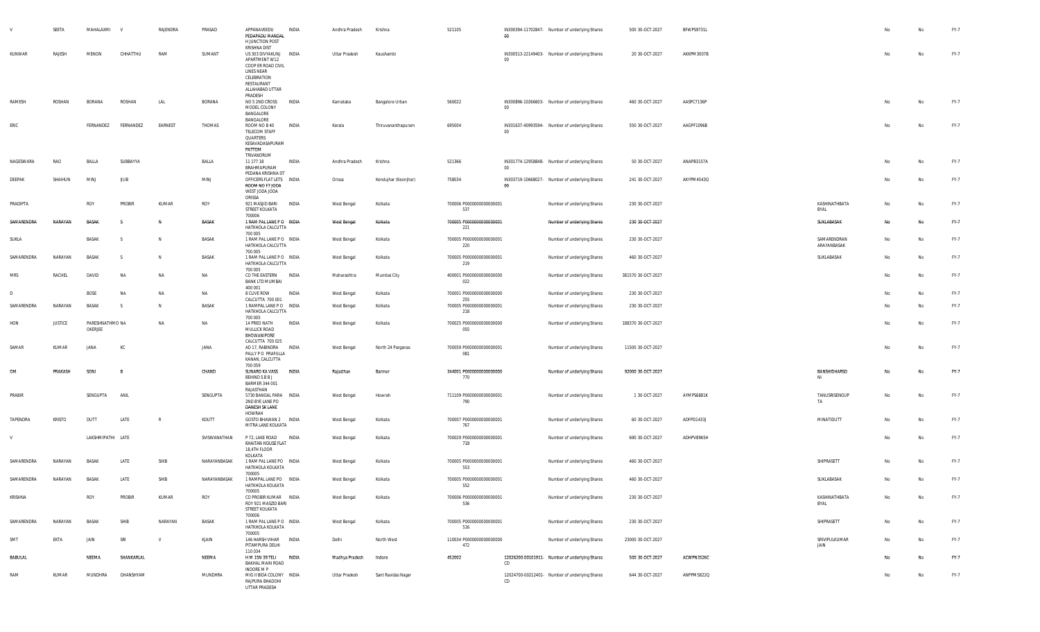| V | SEETA | MAHALAXMI | V | RAJENDRA | PRASAD | APPANAVEEDU PEDAPADU MANDAL H JUNCTION POST KRISHNA DIST | INDIA | Andhra Pradesh | Krishna | 521105 | IN300394-11702847-00 | Number of underlying Shares | 500 | 30-OCT-2027 | BFWPS9731L | | No | No | FY-7 |
|---|---|---|---|---|---|---|---|---|---|---|---|---|---|---|---|---|---|---|---|
| KUNWAR | RAJESH | MENON | CHHATTHU | RAM | SUMANT | US 303 DIVYAKUNJ APARTMENT W12 COOP ER ROAD CIVIL LINES NEAR CELEBRATION RESTAURANT ALLAHABAD UTTAR PRADESH | INDIA | Uttar Pradesh | Kaushambi | | IN300513-22149403-00 | Number of underlying Shares | 20 | 30-OCT-2027 | AKKPM3007B | | No | No | FY-7 |
| RAMESH | ROSHAN | BORANA | ROSHAN | LAL | BORANA | NO 5 2ND CROSS MODEL COLONY BANGALORE BANGALORE | INDIA | Karnataka | Bangalore Urban | 560022 | IN300896-10266603-00 | Number of underlying Shares | 460 | 30-OCT-2027 | AASPC7136P | | No | No | FY-7 |
| ERIC | | FERNANDEZ | FERNANDEZ | EARNEST | THOMAS | ROOM NO B 40 TELECOM STAFF QUARTERS KESAVADASAPURAM PATTOM TRIVANDRUM | INDIA | Kerala | Thiruvananthapuram | 695004 | IN301637-40993594-00 | Number of underlying Shares | 550 | 30-OCT-2027 | AAGPF1096B | | No | No | FY-7 |
| NAGESWARA | RAO | BALLA | SUBBAYYA | | BALLA | 11 177 18 BRAHMAPURAM PEDANA KRISHNA DT | INDIA | Andhra Pradesh | Krishna | 521366 | IN301774-12958848-00 | Number of underlying Shares | 50 | 30-OCT-2027 | ANAPB3157A | | No | No | FY-7 |
| DEEPAK | SHAIHUN | MINJ | IJUB | | MINJ | OFFICERS FLAT LETS ROOM NO F7 JODA WEST JODA JODA ORISSA | INDIA | Orissa | Kendujhar (Keonjhar) | 758034 | IN303719-10668027-00 | Number of underlying Shares | 241 | 30-OCT-2027 | AKYPM4543Q | | No | No | FY-7 |
| PRADIPTA | | ROY | PROBIR | KUMAR | ROY | 92/1 MASJID BARI STREET KOLKATA 700006 | INDIA | West Bengal | Kolkata | 700006 | P0000000000000001537 | Number of underlying Shares | 230 | 30-OCT-2027 | | KASHINATHBATA BYAL | No | No | FY-7 |
| SAMARENDRA | NARAYAN | BASAK | S | N | BASAK | 1 RAM PAL LANE P O HATKHOLA CALCUTTA 700 005 | INDIA | West Bengal | Kolkata | 700005 | P0000000000000001221 | Number of underlying Shares | 230 | 30-OCT-2027 | | SUKLABASAK | No | No | FY-7 |
| SUKLA | | BASAK | S | N | BASAK | 1 RAM PAL LANE P O HATKHOLA CALCUTTA 700 005 | INDIA | West Bengal | Kolkata | 700005 | P0000000000000001220 | Number of underlying Shares | 230 | 30-OCT-2027 | | SAMARENDRAN ARAYANBASAK | No | No | FY-7 |
| SAMARENDRA | NARAYAN | BASAK | S | N | BASAK | 1 RAM PAL LANE P O HATKHOLA CALCUTTA 700 005 | INDIA | West Bengal | Kolkata | 700005 | P0000000000000001219 | Number of underlying Shares | 460 | 30-OCT-2027 | | SUKLABASAK | No | No | FY-7 |
| MRS | RACHEL | DAVID | NA | NA | NA | C/O THE EASTERN BANK LTD MUMBAI 400 001 | INDIA | Maharashtra | Mumbai City | 400001 | P0000000000000000022 | Number of underlying Shares | 381570 | 30-OCT-2027 | | | No | No | FY-7 |
| D | | BOSE | NA | NA | NA | 8 CLIVE ROW CALCUTTA 700 001 | INDIA | West Bengal | Kolkata | 700001 | P0000000000000000255 | Number of underlying Shares | 230 | 30-OCT-2027 | | | No | No | FY-7 |
| SAMARENDRA | NARAYAN | BASAK | S | N | BASAK | 1 RAMPAL LANE P O HATKHOLA CALCUTTA 700 005 | INDIA | West Bengal | Kolkata | 700005 | P0000000000000001218 | Number of underlying Shares | 230 | 30-OCT-2027 | | | No | No | FY-7 |
| HON | JUSTICE | PARESHNATHMO OKERJEE | NA | NA | NA | 14 PREO NATH MULLICK ROAD BHOWANIPORE CALCUTTA 700 025 | INDIA | West Bengal | Kolkata | 700025 | P0000000000000000055 | Number of underlying Shares | 188370 | 30-OCT-2027 | | | No | No | FY-7 |
| SAMAR | KUMAR | JANA | KC | | JANA | AD 17, RABINDRA PALLY P O PRAFULLA KANAN, CALCUTTA 700 059 | INDIA | West Bengal | North 24 Parganas | 700059 | P0000000000000001081 | Number of underlying Shares | 11500 | 30-OCT-2027 | | | No | No | FY-7 |
| OM | PRAKASH | SONI | B | | CHAND | SUNARO KA VASS BEHIND S B B J BARMER 344 001 RAJASTHAN | INDIA | Rajasthan | Barmer | 344001 | P0000000000000000770 | Number of underlying Shares | 92000 | 30-OCT-2027 | | BANSHIDHARSO NI | No | No | FY-7 |
| PRABIR | | SENGUPTA | ANIL | | SENGUPTA | 57/30 BANGAL PARA 2ND BYE LANE PO DANESH SK LANE HOWRAH | INDIA | West Bengal | Howrah | 711109 | P0000000000000001790 | Number of underlying Shares | 1 | 30-OCT-2027 | AYMPS6881K | TANUSRISENGUP TA | No | No | FY-7 |
| TAPENDRA | KRISTO | DUTT | LATE | R | KDUTT | GOSTO BHAWAN 2 MITRA LANE KOLKATA | INDIA | West Bengal | Kolkata | 700007 | P0000000000000001767 | Number of underlying Shares | 60 | 30-OCT-2027 | ADFPD1433J | MINATIDUTT | No | No | FY-7 |
| V | | LAKSHMIPATHI | LATE | | SVISWANATHAN | P 72, LAKE ROAD KHAITAN HOUSE FLAT 18,4TH FLOOR KOLKATA | INDIA | West Bengal | Kolkata | 700029 | P0000000000000001719 | Number of underlying Shares | 690 | 30-OCT-2027 | ADHPV8965H | | No | No | FY-7 |
| SAMARENDRA | NARAYAN | BASAK | LATE | SHIB | NARAYANBASAK | 1 RAM PAL LANE P O HATKHOLA KOLKATA 700005 | INDIA | West Bengal | Kolkata | 700005 | P0000000000000001553 | Number of underlying Shares | 460 | 30-OCT-2027 | | SHIPRASETT | No | No | FY-7 |
| SAMARENDRA | NARAYAN | BASAK | LATE | SHIB | NARAYANBASAK | 1 RAM PAL LANE PO HATKHOLA KOLKATA 700005 | INDIA | West Bengal | Kolkata | 700005 | P0000000000000001552 | Number of underlying Shares | 460 | 30-OCT-2027 | | SUKLABASAK | No | No | FY-7 |
| KRISHNA | | ROY | PROBIR | KUMAR | ROY | C/O PROBIR KUMAR ROY 92/1 MASZID BARI STREET KOLKATA 700006 | INDIA | West Bengal | Kolkata | 700006 | P0000000000000001536 | Number of underlying Shares | 230 | 30-OCT-2027 | | KASHINATHBATA BYAL | No | No | FY-7 |
| SAMARENDRA | NARAYAN | BASAK | SHIB | NARAYAN | BASAK | 1 RAM PAL LANE P O HATKHOLA KOLKATA 700005 | INDIA | West Bengal | Kolkata | 700005 | P0000000000000001516 | Number of underlying Shares | 230 | 30-OCT-2027 | | SHIPRASETT | No | No | FY-7 |
| SMT | EKTA | JAIN | SRI | V | KJAIN | 146 HARSH VIHAR PITAMPURA DELHI 110 034 | INDIA | Delhi | North West | 110034 | P0000000000000000472 | Number of underlying Shares | 23000 | 30-OCT-2027 | | SRIVIPULKUMAR JAIN | No | No | FY-7 |
| BABULAL | | NEEMA | SHANKARLAL | | NEEMA | H M 15N 39 TELI BAKHAL MAIN ROAD INDORE M P | INDIA | Madhya Pradesh | Indore | 452002 | 12026200-00101911-CD | Number of underlying Shares | 500 | 30-OCT-2027 | ACWPN3526C | | No | No | FY-7 |
| RAM | KUMAR | MUNDHRA | GHANSHYAM | | MUNDHRA | MIG II BIDA COLONY RAJPURA BHADOHI UTTAR PRADESH | INDIA | Uttar Pradesh | Sant Ravidas Nagar | | 12024700-00212401-CD | Number of underlying Shares | 644 | 30-OCT-2027 | ANPPM5822Q | | No | No | FY-7 |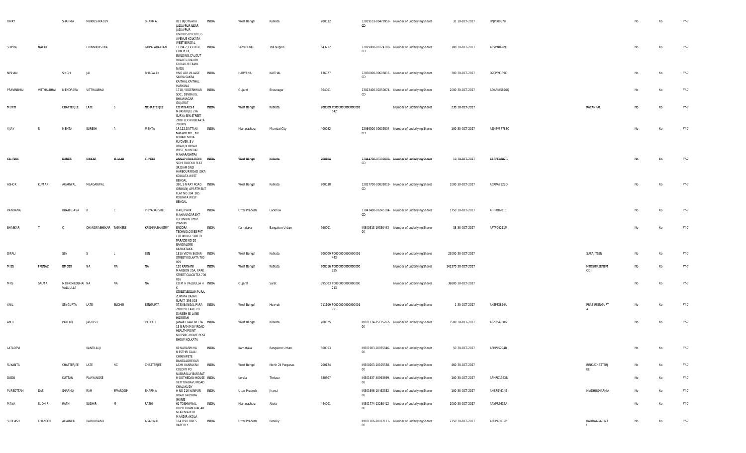| RINKY | | SHARMA | MRKRISHNADEV | | SHARMA | 823 BIJOYGARH JADAVPUR NEAR JADAVPUR UNIVERSITY CIRCUS AVENUE KOLKATA WEST BENGAL | INDIA | West Bengal | Kolkata | 700032 | 12019103-00479959-CD | Number of underlying Shares | 31 | 30-OCT-2027 | FPJPS0937B | | | No | No | FY-7 |
|---|---|---|---|---|---|---|---|---|---|---|---|---|---|---|---|---|---|---|---|---|
| SHIPRA | NAIDU | | CHINNIKRISHNA | | GOPALARATTAN | 11394 2 ,GOLDEN COMPLEX, BUILDING,CALICUT ROAD GUDALUR GUDALUR TAMIL NADU | INDIA | Tamil Nadu | The Nilgiris | 643212 | 12029800-00174109-CD | Number of underlying Shares | 100 | 30-OCT-2027 | ACVPN8969J | | | No | No | FY-7 |
| NISHAN | | SINGH | JAI | | BHAGWAN | HNO 402 VILLAGE SAKRA SAKRA KAITHAL KAITHAL HARYANA | INDIA | HARYANA | KAITHAL | 136027 | 12030000-00606817-CD | Number of underlying Shares | 300 | 30-OCT-2027 | DZCPS9139C | | | No | No | FY-7 |
| PRAVINBHAI | VITTHALBHAI | MENDPARA | VITTHALBHAI | | | 1718, YOGESHWAR SOC , DEVBAUG, BHAVNAGAR GUJARAT | INDIA | Gujarat | Bhavnagar | 364001 | 13023400-00250074-CD | Number of underlying Shares | 2000 | 30-OCT-2027 | AOAPM5876Q | | | No | No | FY-7 |
| MUKTI | | CHATTERJEE | LATE | S | NCHATTERJEE | C/O MINAKSHI MUKHERJEE 276 SURYA SEN STREET 2ND FLOOR KOLKATA 700009 | INDIA | West Bengal | Kolkata | 700009 | P0000000000000001542 | Number of underlying Shares | 230 | 30-OCT-2027 | | | RATANPAL | No | No | FY-7 |
| VIJAY | S | MEHTA | SURESH | A | MEHTA | 1F,122,DATTANI NAGAR ONE , NR KORAKENDRA FLYOVER, S V ROAD,BORIVALI WEST, MUMBAI MAHARASHTRA | INDIA | Maharashtra | Mumbai City | 400092 | 12069500-00009504-CD | Number of underlying Shares | 100 | 30-OCT-2027 | AZMPM7788C | | | No | No | FY-7 |
| KAUSHIK | | KUNDU | KINKAR | KUMAR | KUNDU | ANNAPURNA RIDHI SIDHI BLOCK II FLAT 3R DIAMOND HARBOUR ROAD JOKA KOLKATA WEST BENGAL | INDIA | West Bengal | Kolkata | 700104 | 12044700-03107009-CD | Number of underlying Shares | 10 | 30-OCT-2027 | AARPK4887G | | | No | No | FY-7 |
| ASHOK | KUMAR | AGARWAL | MLAGARWAL | | | 390, S N RAY ROAD GIRIKUNJ APARTMENT FLAT NO 304 305 KOLKATA WEST BENGAL | INDIA | West Bengal | Kolkata | 700038 | 12027700-00031019-CD | Number of underlying Shares | 1000 | 30-OCT-2027 | ACRPA7922Q | | | No | No | FY-7 |
| VANDANA | | BHARRGAVA | K | C | PRIYADARSHEE | B 48 J PARK MAHANAGAR EXT LUCKNOW Uttar Pradesh | INDIA | Uttar Pradesh | Lucknow | | 13041400-06245104-CD | Number of underlying Shares | 1750 | 30-OCT-2027 | AIHPB8701C | | | No | No | FY-7 |
| BHASKAR | T | C | CHANDRASHEKAR | TARIKERE | KRISHNASHASTRY | ENCORA TECHNOLOGIES PVT LTD BRIDGE SOUTH PARADE NO 10 BANGALORE KARNATAKA | INDIA | Karnataka | Bangalore Urban | 560001 | IN300513-19530443-00 | Number of underlying Shares | 38 | 30-OCT-2027 | AFTPC4211M | | | No | No | FY-7 |
| DIPALI | | SEN | S | L | SEN | 181A VIDYA SAGAR STREET KOLKATA 700 009 | INDIA | West Bengal | Kolkata | 700009 | P0000000000000001443 | Number of underlying Shares | 23000 | 30-OCT-2027 | | | SURAJITSEN | No | No | FY-7 |
| MISS | FRENAZ | BMODI | NA | NA | NA | 120 KARNANI MANSION 25A, PARK STREET CALCUTTA 700 016 | INDIA | West Bengal | Kolkata | 700016 | P0000000000000000285 | Number of underlying Shares | 142370 | 30-OCT-2027 | | | MRSSHIREENBMODI | No | No | FY-7 |
| MRS | SALMA | MOHOMEDBHAI VALLIULLA | NA | NA | NA | C/O M H VALLIULLA H K STREET,BEGUMPURA, ZUMMA BAZAR SURAT 395 003 | INDIA | Gujarat | Surat | 395003 | P0000000000000000213 | Number of underlying Shares | 36800 | 30-OCT-2027 | | | | No | No | FY-7 |
| ANIL | | SENGUPTA | LATE | SUDHIR | SENGUPTA | 57/30 BANGAL PARA 2ND BYE LANE PO DANESH SK LANE HOWRAH | INDIA | West Bengal | Howrah | 711109 | P0000000000000001791 | Number of underlying Shares | 1 | 30-OCT-2027 | AKEPS3894A | | PRABIRSENGUPTA | No | No | FY-7 |
| AMIT | | PAREKH | JAGDISH | | PAREKH | JANAK FLAAT NO 2A 15 B RAMMOY ROAD HEALTH POINT NURSING HOME POST BHOW KOLKATA | INDIA | West Bengal | Kolkata | 700025 | IN301774-15125262-00 | Number of underlying Shares | 1500 | 30-OCT-2027 | AFZPP4968G | | | No | No | FY-7 |
| LATADEVI | | | KANTILALJI | | | 69 NARASIMHA MESTHRI GALLI CHIKKAPETE BANGALORE KAR | INDIA | Karnataka | Bangalore Urban | 560053 | IN301983-10935846-00 | Number of underlying Shares | 50 | 30-OCT-2027 | AFHPL5294B | | | No | No | FY-7 |
| SUKANTA | | CHATTERJEE | LATE | NC | CHATTERJEE | LAXMI NARAYAN COLONY PO NABAPALLY BARASAT | INDIA | West Bengal | North 24 Parganas | 700124 | IN300263-10105538-00 | Number of underlying Shares | 460 | 30-OCT-2027 | | | RINKUCHATTERJEE | No | No | FY-7 |
| DUDU | | KUTTAN | PAVIYANOSE | | | MOOTHEDAN HOUSE VETTYKADAVU ROAD CHALAKUDY | INDIA | Kerala | Thrissur | 680307 | IN301637-40993699-00 | Number of underlying Shares | 100 | 30-OCT-2027 | APHPD1363B | | | No | No | FY-7 |
| PURSOTTAM | DAS | SHARMA | RAM | SWAROOP | SHARMA | H NO 216 KANPUR ROAD TALPURA JHANSI | INDIA | Uttar Pradesh | Jhansi | | IN301696-10492532-00 | Number of underlying Shares | 100 | 30-OCT-2027 | AHBPS4614E | | MADHUSHARMA | No | No | FY-7 |
| MAYA | SUDHIR | RATHI | SUDHIR | M | RATHI | 61 TOSHNIWAL DUPLEX RAM NAGAR NEAR MARUTI MANDIR AKOLA | INDIA | Maharashtra | Akola | 444001 | IN301774-13280412-00 | Number of underlying Shares | 1000 | 30-OCT-2027 | AAYPR6637A | | | No | No | FY-7 |
| SUBHASH | CHANDER | AGARWAL | BALMUKAND | | AGARWAL | 164 CIVIL LINES BAREILLY | INDIA | Uttar Pradesh | Bareilly | | IN301186-20012121-00 | Number of underlying Shares | 2750 | 30-OCT-2027 | ADLPA6019P | | RADHAAGARWAL | No | No | FY-7 |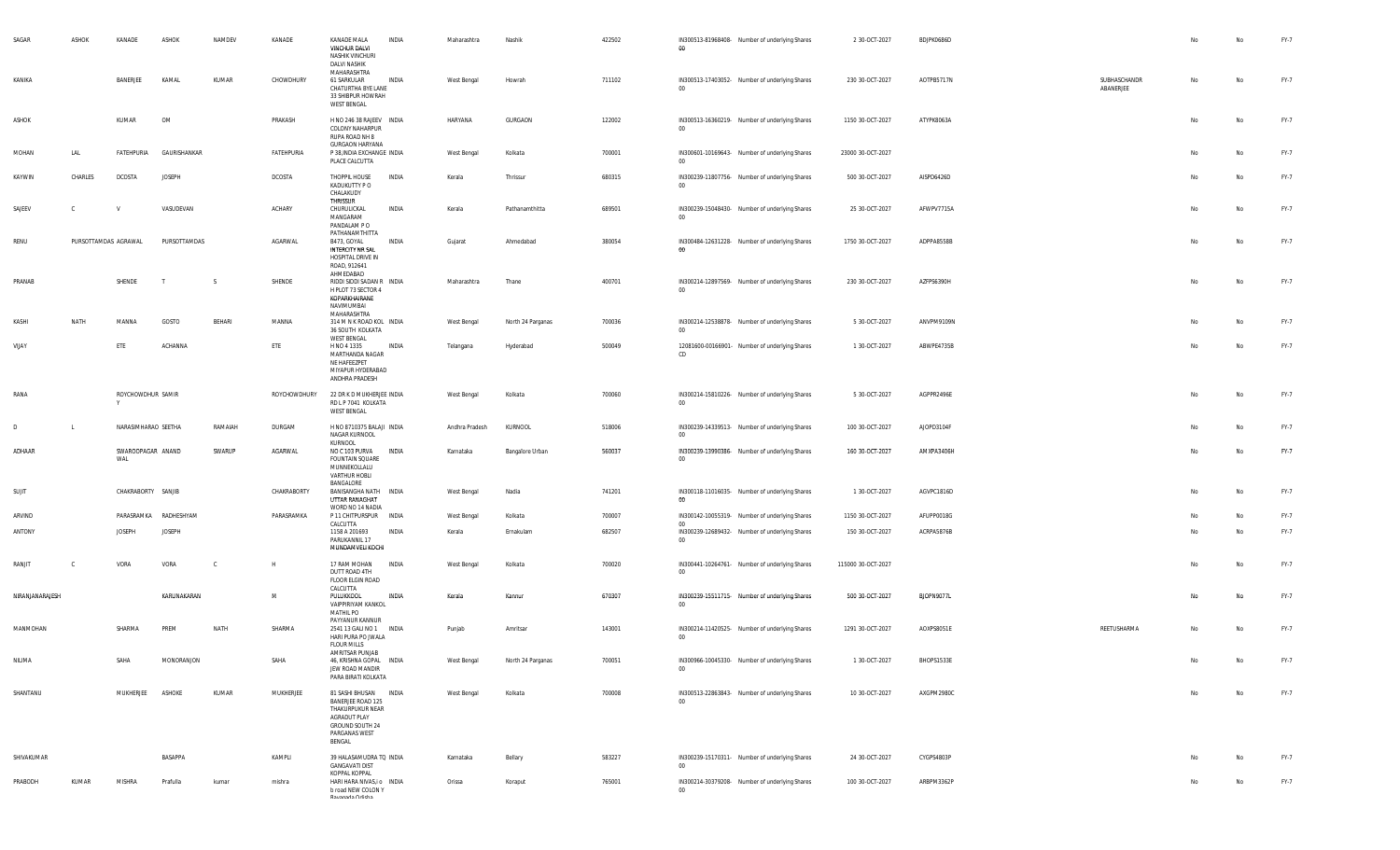| | | | | | | | | | | | | | | | | | | | | |
|---|---|---|---|---|---|---|---|---|---|---|---|---|---|---|---|---|---|---|---|---|
| SAGAR | ASHOK | KANADE | ASHOK | NAMDEV | KANADE | KANADE MALA VINCHUR DALVI NASHIK VINCHURI DALVI NASHIK MAHARASHTRA | INDIA | Maharashtra | Nashik | 422502 | IN300513-81968408-00 | Number of underlying Shares | 2 | 30-OCT-2027 | BDJPK0686D | | | No | No | FY-7 |
| KANIKA | | BANERJEE | KAMAL | KUMAR | CHOWDHURY | 61 SARKULAR CHATURTHA BYE LANE 33 SHIBPUR HOWRAH WEST BENGAL | INDIA | West Bengal | Howrah | 711102 | IN300513-17403052-00 | Number of underlying Shares | 230 | 30-OCT-2027 | AOTPB5717N | | SUBHASCHANDR ABANERJEE | No | No | FY-7 |
| ASHOK | | KUMAR | OM | | PRAKASH | H NO 246 38 RAJEEV COLONY NAHARPUR RUPA ROAD NH 8 GURGAON HARYANA | INDIA | HARYANA | GURGAON | 122002 | IN300513-16360219-00 | Number of underlying Shares | 1150 | 30-OCT-2027 | ATYPK8063A | | | No | No | FY-7 |
| MOHAN | LAL | FATEHPURIA | GAURISHANKAR | | FATEHPURIA | P 38,INDIA EXCHANGE PLACE CALCUTTA | INDIA | West Bengal | Kolkata | 700001 | IN300601-10169643-00 | Number of underlying Shares | 23000 | 30-OCT-2027 | | | | No | No | FY-7 |
| KAYWIN | CHARLES | DCOSTA | JOSEPH | | DCOSTA | THOPPIL HOUSE KADUKUTTY P O CHALAKUDY THRISSUR | INDIA | Kerala | Thrissur | 680315 | IN300239-11807756-00 | Number of underlying Shares | 500 | 30-OCT-2027 | AISPD6426D | | | No | No | FY-7 |
| SAJEEV | C | V | VASUDEVAN | | ACHARY | CHURULICKAL MANGARAM PANDALAM P O PATHANAMTHITTA | INDIA | Kerala | Pathanamthitta | 689501 | IN300239-15048430-00 | Number of underlying Shares | 25 | 30-OCT-2027 | AFWPV7715A | | | No | No | FY-7 |
| RENU | PURSOTTAMDAS AGRAWAL | | PURSOTTAMDAS | | AGARWAL | B473, GOYAL INTERCITY NR SAL HOSPITAL DRIVE IN ROAD, 912641 AHMEDABAD | INDIA | Gujarat | Ahmedabad | 380054 | IN300484-12631228-00 | Number of underlying Shares | 1750 | 30-OCT-2027 | ADPPA8558B | | | No | No | FY-7 |
| PRANAB | | SHENDE | T | S | SHENDE | RIDDI SIDDI SADAN R H PLOT 73 SECTOR 4 KOPARKHAIRANE NAVIMUMBAI MAHARASHTRA | INDIA | Maharashtra | Thane | 400701 | IN300214-12897569-00 | Number of underlying Shares | 230 | 30-OCT-2027 | AZFPS6390H | | | No | No | FY-7 |
| KASHI | NATH | MANNA | GOSTO | BEHARI | MANNA | 314 M N K ROAD KOL 36 SOUTH KOLKATA WEST BENGAL | INDIA | West Bengal | North 24 Parganas | 700036 | IN300214-12538878-00 | Number of underlying Shares | 5 | 30-OCT-2027 | ANVPM9109N | | | No | No | FY-7 |
| VIJAY | | ETE | ACHANNA | | ETE | H NO 4 1335 MARTHANDA NAGAR NE HAFEEZPET MIYAPUR HYDERABAD ANDHRA PRADESH | INDIA | Telangana | Hyderabad | 500049 | 12081600-00166901-CD | Number of underlying Shares | 1 | 30-OCT-2027 | ABWPE4735B | | | No | No | FY-7 |
| RANA | | ROYCHOWDHUR Y | SAMIR | | ROYCHOWDHURY | 22 DR K D MUKHERJEE RD L P 7041 KOLKATA WEST BENGAL | INDIA | West Bengal | Kolkata | 700060 | IN300214-15810226-00 | Number of underlying Shares | 5 | 30-OCT-2027 | AGPPR2496E | | | No | No | FY-7 |
| D | L | NARASIMHARAO | SEETHA | RAMAIAH | DURGAM | H NO 8710375 BALAJI NAGAR KURNOOL KURNOOL | INDIA | Andhra Pradesh | KURNOOL | 518006 | IN300239-14339513-00 | Number of underlying Shares | 100 | 30-OCT-2027 | AJOPD3104F | | | No | No | FY-7 |
| ADHAAR | | SWAROOPAGAR WAL | ANAND | SWARUP | AGARWAL | NO C 103 PURVA FOUNTAIN SQUARE MUNNEKOLLALU VARTHUR HOBLI BANGALORE | INDIA | Karnataka | Bangalore Urban | 560037 | IN300239-13990386-00 | Number of underlying Shares | 160 | 30-OCT-2027 | AMXPA3406H | | | No | No | FY-7 |
| SUJIT | | CHAKRABORTY | SANJIB | | CHAKRABORTY | BANISANGHA NATH UTTAR RANAGHAT WORD NO 14 NADIA | INDIA | West Bengal | Nadia | 741201 | IN300118-11016035-00 | Number of underlying Shares | 1 | 30-OCT-2027 | AGVPC1816D | | | No | No | FY-7 |
| ARVIND | | PARASRAMKA | RADHESHYAM | | PARASRAMKA | P 11 CHITPURSPUR CALCUTTA | INDIA | West Bengal | Kolkata | 700007 | IN300142-10055319-00 | Number of underlying Shares | 1150 | 30-OCT-2027 | AFUPP0018G | | | No | No | FY-7 |
| ANTONY | | JOSEPH | JOSEPH | | | 1158 A 201693 PARUKANNIL 17 MUNDAMVELI KOCHI | INDIA | Kerala | Ernakulam | 682507 | IN300239-12689432-00 | Number of underlying Shares | 150 | 30-OCT-2027 | ACRPA5876B | | | No | No | FY-7 |
| RANJIT | C | VORA | VORA | C | H | 17 RAM MOHAN DUTT ROAD 4TH FLOOR ELGIN ROAD CALCUTTA | INDIA | West Bengal | Kolkata | 700020 | IN300441-10264761-00 | Number of underlying Shares | 115000 | 30-OCT-2027 | | | | No | No | FY-7 |
| NIRANJANARAJESH | | | KARUNAKARAN | | M | PULLIKKOOL VAIPPIRIYAM KANKOL MATHIL PO PAYYANUR KANNUR | INDIA | Kerala | Kannur | 670307 | IN300239-15511715-00 | Number of underlying Shares | 500 | 30-OCT-2027 | BJOPN9077L | | | No | No | FY-7 |
| MANMOHAN | | SHARMA | PREM | NATH | SHARMA | 2541 13 GALI NO 1 HARI PURA PO JWALA FLOUR MILLS AMRITSAR PUNJAB | INDIA | Punjab | Amritsar | 143001 | IN300214-11420525-00 | Number of underlying Shares | 1291 | 30-OCT-2027 | AOXPS8051E | | REETUSHARMA | No | No | FY-7 |
| NILIMA | | SAHA | MONORANJON | | SAHA | 46, KRISHNA GOPAL JEW ROAD MANDIR PARA BIRATI KOLKATA | INDIA | West Bengal | North 24 Parganas | 700051 | IN300966-10045330-00 | Number of underlying Shares | 1 | 30-OCT-2027 | BHOPS1533E | | | No | No | FY-7 |
| SHANTANU | | MUKHERJEE | ASHOKE | KUMAR | MUKHERJEE | 81 SASHI BHUSAN BANERJEE ROAD 125 THAKURPUKUR NEAR AGRAOUT PLAY GROUND SOUTH 24 PARGANAS WEST BENGAL | INDIA | West Bengal | Kolkata | 700008 | IN300513-22863843-00 | Number of underlying Shares | 10 | 30-OCT-2027 | AXGPM2980C | | | No | No | FY-7 |
| SHIVAKUMAR | | | BASAPPA | | KAMPLI | 39 HALASAMUDRA TQ GANGAVATI DIST KOPPAL KOPPAL | INDIA | Karnataka | Bellary | 583227 | IN300239-15170311-00 | Number of underlying Shares | 24 | 30-OCT-2027 | CYGPS4803P | | | No | No | FY-7 |
| PRABODH | KUMAR | MISHRA | Prafulla | kumar | mishra | HARI HARA NIVAS,j o b road NEW COLON Y Rayagada Odisha | INDIA | Orissa | Koraput | 765001 | IN300214-30379208-00 | Number of underlying Shares | 100 | 30-OCT-2027 | ARBPM3362P | | | No | No | FY-7 |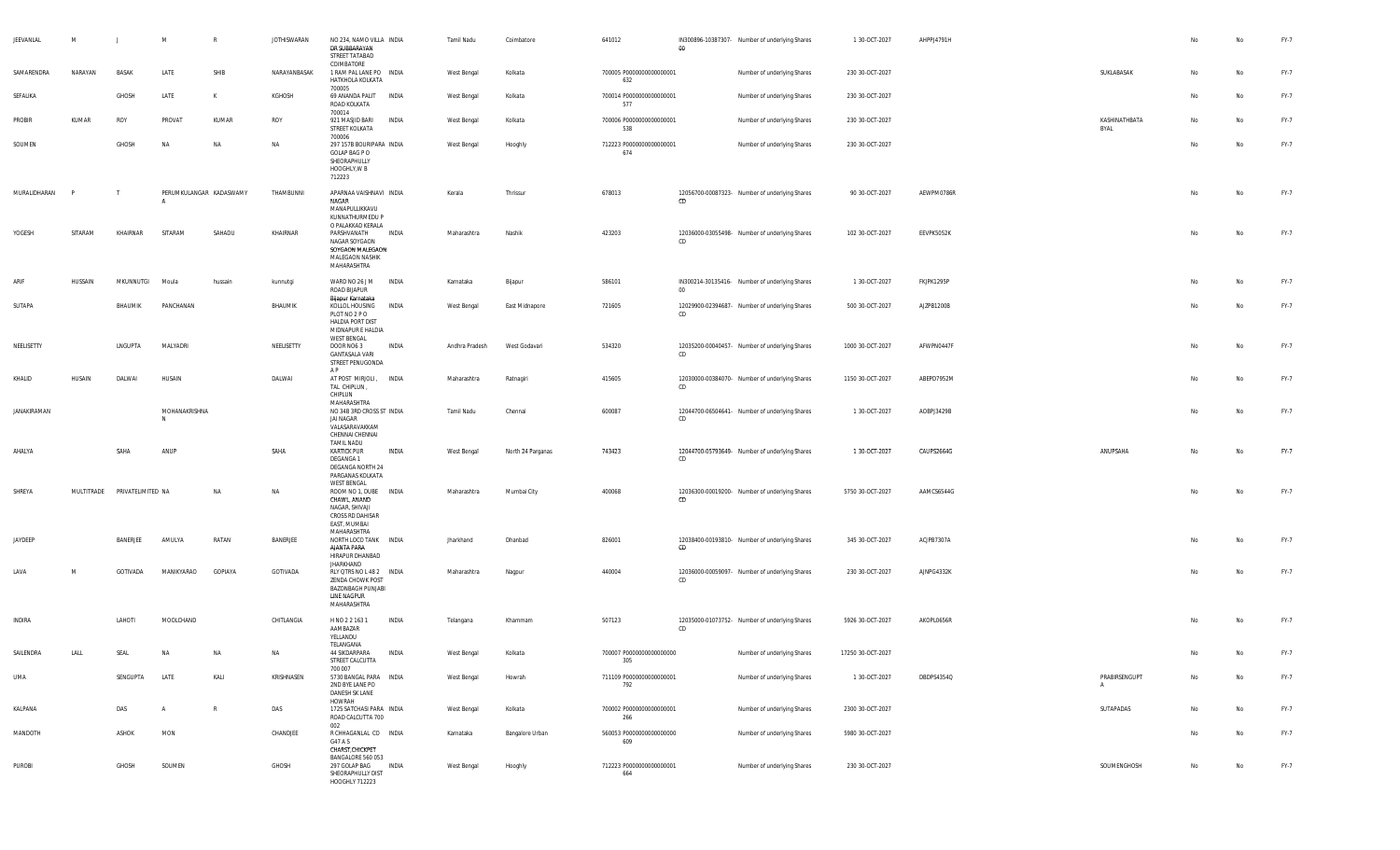| | | | | | | | | | | | | | | | | | | | | |
|---|---|---|---|---|---|---|---|---|---|---|---|---|---|---|---|---|---|---|---|---|
| JEEVANLAL | M | J | M | R | JOTHISWARAN | NO 234, NAMO VILLA DR SUBBARAYAN STREET TATABAD COIMBATORE | INDIA | Tamil Nadu | Coimbatore | 641012 | IN300896-10387307-00 | Number of underlying Shares | 1 | 30-OCT-2027 | AHPPJ4791H | | | No | No | FY-7 |
| SAMARENDRA | NARAYAN | BASAK | LATE | SHIB | NARAYANBASAK | 1 RAM PAL LANE PO HATKHOLA KOLKATA 700005 | INDIA | West Bengal | Kolkata | 700005 | P0000000000000001632 | Number of underlying Shares | 230 | 30-OCT-2027 | | SUKLABASAK | | No | No | FY-7 |
| SEFALIKA | | GHOSH | LATE | K | KGHOSH | 69 ANANDA PALIT ROAD KOLKATA 700014 | INDIA | West Bengal | Kolkata | 700014 | P0000000000000001577 | Number of underlying Shares | 230 | 30-OCT-2027 | | | | No | No | FY-7 |
| PROBIR | KUMAR | ROY | PROVAT | KUMAR | ROY | 92/1 MASJID BARI STREET KOLKATA 700006 | INDIA | West Bengal | Kolkata | 700006 | P0000000000000001538 | Number of underlying Shares | 230 | 30-OCT-2027 | | KASHINATHBATA BYAL | | No | No | FY-7 |
| SOUMEN | | GHOSH | NA | NA | NA | 297 157B BOURIPARA GOLAP BAG P O SHEORAPHULLY HOOGHLY,W B 712223 | INDIA | West Bengal | Hooghly | 712223 | P0000000000000001674 | Number of underlying Shares | 230 | 30-OCT-2027 | | | | No | No | FY-7 |
| MURALIDHARAN | P | T | PERUMKULANGARA | KADASWAMY | THAMBUNNI | APARNAA VAISHNAVI NAGAR MANAPULLIKAVU KUNNATHURMEDU P O PALAKKAD KERALA | INDIA | Kerala | Thrissur | 678013 | 12056700-00087323-CD | Number of underlying Shares | 90 | 30-OCT-2027 | AEWPM0786R | | | No | No | FY-7 |
| YOGESH | SITARAM | KHAIRNAR | SITARAM | SAHADU | KHAIRNAR | PARSHVANATH NAGAR SOYGAON SOYGAON MALEGAON MALEGAON NASHIK MAHARASHTRA | INDIA | Maharashtra | Nashik | 423203 | 12036000-03055498-CD | Number of underlying Shares | 102 | 30-OCT-2027 | EEVPK5052K | | | No | No | FY-7 |
| ARIF | HUSSAIN | MKUNNUTGI | Moula | hussain | kunnutgi | WARD NO 26 J M ROAD BIJAPUR Bijapur Karnataka | INDIA | Karnataka | Bijapur | 586101 | IN300214-30135416-00 | Number of underlying Shares | 1 | 30-OCT-2027 | FKJPK1295P | | | No | No | FY-7 |
| SUTAPA | | BHAUMIK | PANCHANAN | | BHAUMIK | KOLLOL HOUSING PLOT NO 2 P O HALDIA PORT DIST MIDNAPUR E HALDIA WEST BENGAL | INDIA | West Bengal | East Midnapore | 721605 | 12029900-02394687-CD | Number of underlying Shares | 500 | 30-OCT-2027 | AJZPB1200B | | | No | No | FY-7 |
| NEELISETTY | | LNGUPTA | MALYADRI | | NEELISETTY | DOOR NO6 3 GANTASALA VARI STREET PENUGONDA A P | INDIA | Andhra Pradesh | West Godavari | 534320 | 12035200-00040457-CD | Number of underlying Shares | 1000 | 30-OCT-2027 | AFWPN0447F | | | No | No | FY-7 |
| KHALID | HUSAIN | DALWAI | HUSAIN | | DALWAI | AT POST MIRJOLI , TAL CHIPLUN , CHIPLUN MAHARASHTRA | INDIA | Maharashtra | Ratnagiri | 415605 | 12030000-00384070-CD | Number of underlying Shares | 1150 | 30-OCT-2027 | ABEPD7952M | | | No | No | FY-7 |
| JANAKIRAMAN | | | MOHANAKRISHNA N | | | NO 34B 3RD CROSS ST JAI NAGAR VALASARAVAKKAM CHENNAI CHENNAI TAMIL NADU | INDIA | Tamil Nadu | Chennai | 600087 | 12044700-06504641-CD | Number of underlying Shares | 1 | 30-OCT-2027 | AOBPJ3429B | | | No | No | FY-7 |
| AHALYA | | SAHA | ANUP | | SAHA | KARTICK PUR DEGANGA 1 DEGANGA NORTH 24 PARGANAS KOLKATA WEST BENGAL | INDIA | West Bengal | North 24 Parganas | 743423 | 12044700-05793649-CD | Number of underlying Shares | 1 | 30-OCT-2027 | CAUPS2664G | ANUPSAHA | | No | No | FY-7 |
| SHREYA | MULTITRADE | PRIVATELIMITED | NA | NA | NA | ROOM NO 1, DUBE CHAWL, ANAND NAGAR, SHIVAJI CROSS RD DAHISAR EAST, MUMBAI MAHARASHTRA | INDIA | Maharashtra | Mumbai City | 400068 | 12036300-00019200-CD | Number of underlying Shares | 5750 | 30-OCT-2027 | AAMCS6544G | | | No | No | FY-7 |
| JAYDEEP | | BANERJEE | AMULYA | RATAN | BANERJEE | NORTH LOCO TANK AJANTA PARA HIRAPUR DHANBAD JHARKHAND | INDIA | Jharkhand | Dhanbad | 826001 | 12038400-00193810-CD | Number of underlying Shares | 345 | 30-OCT-2027 | ACJPB7307A | | | No | No | FY-7 |
| LAVA | M | GOTIVADA | MANIKYARAO | GOPIAYA | GOTIVADA | RLY QTRS NO L 48 2 ZENDA CHOWK POST BAZONBAGH PUNJABI LINE NAGPUR MAHARASHTRA | INDIA | Maharashtra | Nagpur | 440004 | 12036000-00059097-CD | Number of underlying Shares | 230 | 30-OCT-2027 | AJNPG4332K | | | No | No | FY-7 |
| INDIRA | | LAHOTI | MOOLCHAND | | CHITLANGIA | H NO 2 2 163 1 AAMBAZAR YELLANDU TELANGANA | INDIA | Telangana | Khammam | 507123 | 12035000-01073752-CD | Number of underlying Shares | 5926 | 30-OCT-2027 | AKOPL0656R | | | No | No | FY-7 |
| SAILENDRA | LALL | SEAL | NA | NA | NA | 44 SIKDARPARA STREET CALCUTTA 700 007 | INDIA | West Bengal | Kolkata | 700007 | P0000000000000000305 | Number of underlying Shares | 17250 | 30-OCT-2027 | | | | No | No | FY-7 |
| UMA | | SENGUPTA | LATE | KALI | KRISHNASEN | 5730 BANGAL PARA 2ND BYE LANE PO DANESH SK LANE HOWRAH | INDIA | West Bengal | Howrah | 711109 | P0000000000000001792 | Number of underlying Shares | 1 | 30-OCT-2027 | DBDPS4354Q | PRABIRSENGUPT A | | No | No | FY-7 |
| KALPANA | | DAS | A | R | DAS | 172S SATCHASI PARA ROAD CALCUTTA 700 002 | INDIA | West Bengal | Kolkata | 700002 | P0000000000000001266 | Number of underlying Shares | 2300 | 30-OCT-2027 | | SUTAPADAS | | No | No | FY-7 |
| MANDOTH | | ASHOK | MON | | CHANDJEE | R CHHAGANLAL CO G47 A 5 CHARST,CHICKPET BANGALORE 560 053 | INDIA | Karnataka | Bangalore Urban | 560053 | P0000000000000000609 | Number of underlying Shares | 5980 | 30-OCT-2027 | | | | No | No | FY-7 |
| PUROBI | | GHOSH | SOUMEN | | GHOSH | 297 GOLAP BAG SHEORAPHULLY DIST HOOGHLY 712223 | INDIA | West Bengal | Hooghly | 712223 | P0000000000000001664 | Number of underlying Shares | 230 | 30-OCT-2027 | | SOUMENGHOSH | | No | No | FY-7 |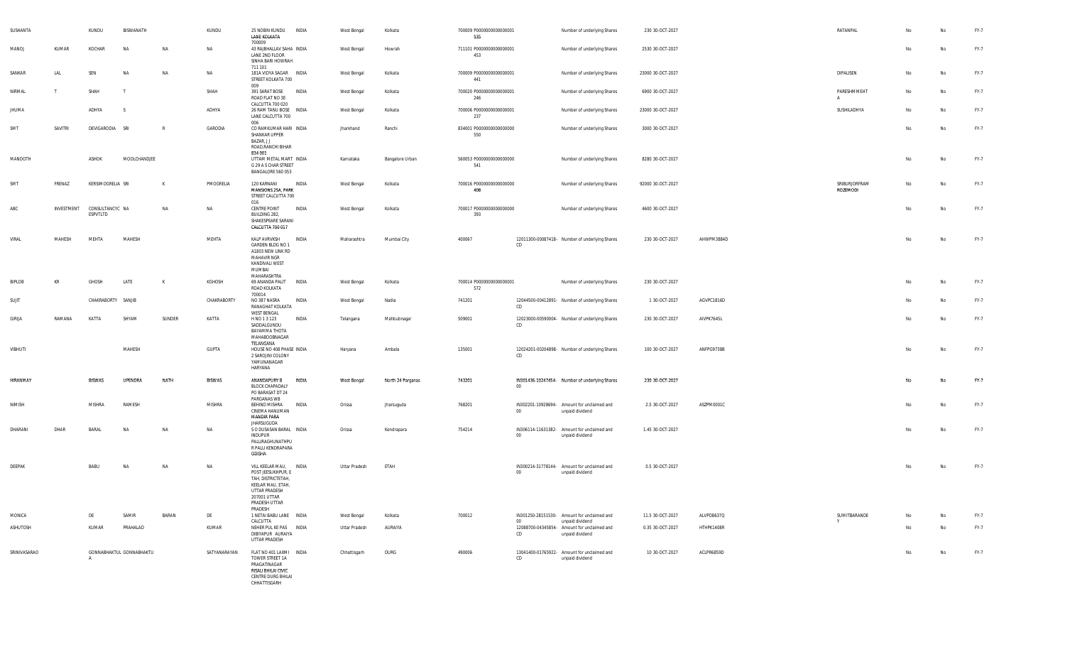| SUSHANTA | | KUNDU | BISWANATH | | KUNDU | 25 NOBIN KUNDU LANE KOLKATA 700009 | INDIA | West Bengal | Kolkata | 700009 | P0000000000000001535 | | Number of underlying Shares | 230 | 30-OCT-2027 | | | RATANPAL | No | No | FY-7 |
|---|---|---|---|---|---|---|---|---|---|---|---|---|---|---|---|---|---|---|---|---|---|
| MANOJ | KUMAR | KOCHAR | NA | NA | NA | 43 RAJBHALLAV SAHA LANE 2ND FLOOR SINHA BARI HOWRAH 711 101 | INDIA | West Bengal | Howrah | 711101 | P0000000000000001453 | | Number of underlying Shares | 2530 | 30-OCT-2027 | | | | No | No | FY-7 |
| SANKAR | LAL | SEN | NA | NA | NA | 181A VIDYA SAGAR STREET KOLKATA 700 009 | INDIA | West Bengal | Kolkata | 700009 | P0000000000000001441 | | Number of underlying Shares | 23000 | 30-OCT-2027 | | | DIPALISEN | No | No | FY-7 |
| NIRMAL | T | SHAH | T | | SHAH | 391 SARAT BOSE ROAD FLAT NO 3E CALCUTTA 700 020 | INDIA | West Bengal | Kolkata | 700020 | P0000000000000001246 | | Number of underlying Shares | 6900 | 30-OCT-2027 | | | PARESHMMEHTA | No | No | FY-7 |
| JHUMA | | ADHYA | S | | ADHYA | 26 RAM TANU BOSE LANE CALCUTTA 700 006 | INDIA | West Bengal | Kolkata | 700006 | P0000000000000001237 | | Number of underlying Shares | 23000 | 30-OCT-2027 | | | SUSHILADHYA | No | No | FY-7 |
| SMT | SAVITRI | DEVIGARODIA | SRI | R | GARODIA | C/O RAMKUMAR HARI SHANKAR UPPER BAZAR, J J ROAD,RANCHI BIHAR 834 001 | INDIA | Jharkhand | Ranchi | 834001 | P0000000000000000550 | | Number of underlying Shares | 3000 | 30-OCT-2027 | | | | No | No | FY-7 |
| MANDOTH | | ASHOK | MOOLCHANDJEE | | | UTTAM METAL MART G 29 A S CHAR STREET BANGALORE 560 053 | INDIA | Karnataka | Bangalore Urban | 560053 | P0000000000000000541 | | Number of underlying Shares | 8280 | 30-OCT-2027 | | | | No | No | FY-7 |
| SMT | FRENAZ | KERSIMOGRELIA | SRI | K | PMOGRELIA | 120 KARNANI MANSIONS 25A, PARK STREET CALCUTTA 700 016 | INDIA | West Bengal | Kolkata | 700016 | P0000000000000000408 | | Number of underlying Shares | 92000 | 30-OCT-2027 | | | SRIBURJORFRAMROZEMODI | No | No | FY-7 |
| ABC | INVESTMENT | CONSULTANCYC ESPVTLTD | NA | NA | NA | CENTRE POINT BUILDING 282, SHAKESPEARE SARANI CALCUTTA 700 017 | INDIA | West Bengal | Kolkata | 700017 | P0000000000000000393 | | Number of underlying Shares | 4600 | 30-OCT-2027 | | | | No | No | FY-7 |
| VIRAL | MAHESH | MEHTA | MAHESH | | MEHTA | KALP AVRVKSH GARDEN BLDG NO 1 A1803 NEW LINK RD MAHAVIR NGR KANDIVALI WEST MUMBAI MAHARASHTRA | INDIA | Maharashtra | Mumbai City | 400067 | | 12011300-00087418-CD | Number of underlying Shares | 230 | 30-OCT-2027 | AHWPM3884D | | | No | No | FY-7 |
| BIPLOB | KR | GHOSH | LATE | K | KGHOSH | 69 ANANDA PALIT ROAD KOLKATA 700014 | INDIA | West Bengal | Kolkata | 700014 | P0000000000000001572 | | Number of underlying Shares | 230 | 30-OCT-2027 | | | | No | No | FY-7 |
| SUJIT | | CHAKRABORTY | SANJIB | | CHAKRABORTY | NO 387 NASRA RANAGHAT KOLKATA WEST BENGAL | INDIA | West Bengal | Nadia | 741201 | | 12044500-00412891-CD | Number of underlying Shares | 1 | 30-OCT-2027 | AGVPC1816D | | | No | No | FY-7 |
| GIRIJA | RAMANA | KATTA | SHYAM | SUNDER | KATTA | H NO 1 3 123 SADDALGUNDU BAYAMMA THOTA MAHABOOBNAGAR TELANGANA | INDIA | Telangana | Mahbubnagar | 509001 | | 12023000-00590004-CD | Number of underlying Shares | 230 | 30-OCT-2027 | AIVPK7645L | | | No | No | FY-7 |
| VIBHUTI | | | MAHESH | | GUPTA | HOUSE NO 408 PHASE 2 SAROJINI COLONY YAMUNANAGAR HARYANA | INDIA | Haryana | Ambala | 135001 | | 12024201-00204898-CD | Number of underlying Shares | 100 | 30-OCT-2027 | ANFPG9738B | | | No | No | FY-7 |
| HIRANMAY | | BISWAS | UPENDRA | NATH | BISWAS | ANANDAPURY B BLOCK CHAPADALY PO BARASAT DT 24 PARGANAS WB | INDIA | West Bengal | North 24 Parganas | 743201 | | IN301436-10247454-00 | Number of underlying Shares | 230 | 30-OCT-2027 | | | | No | No | FY-7 |
| NIMISH | | MISHRA | RAMESH | | MISHRA | BEHIND MISHRA CINEMA HANUMAN MANDIR PARA JHARSUGUDA | INDIA | Orissa | Jharsuguda | 768201 | | IN302201-10928694-00 | Amount for unclaimed and unpaid dividend | 2.5 | 30-OCT-2027 | ASZPM0001C | | | No | No | FY-7 |
| DHARANI | DHAR | BARAL | NA | NA | NA | S O DUSASAN BARAL INDUPUR PALLIRAGHUNATHPUR PALLI KENDRAPARA ODISHA | INDIA | Orissa | Kendrapara | 754214 | | IN306114-11631382-00 | Amount for unclaimed and unpaid dividend | 1.45 | 30-OCT-2027 | | | | No | No | FY-7 |
| DEEPAK | | BABU | NA | NA | NA | VILL KEELAR MAU, POST JEESUKHPUR, ETAH, DISTRICTETAH, KEELAR MAU, ETAH, UTTAR PRADESH 207001 UTTAR PRADESH UTTAR PRADESH | INDIA | Uttar Pradesh | ETAH | | | IN300214-31778144-00 | Amount for unclaimed and unpaid dividend | 0.5 | 30-OCT-2027 | | | | No | No | FY-7 |
| MONICA | | DE | SAMIR | BARAN | DE | 1 NETAI BABU LANE CALCUTTA | INDIA | West Bengal | Kolkata | 700012 | | IN301250-28151530-00 | Amount for unclaimed and unpaid dividend | 11.5 | 30-OCT-2027 | ALVPD8637Q | | SUMITBARANDEY | No | No | FY-7 |
| ASHUTOSH | | KUMAR | PRAHALAD | | KUMAR | NEHER PUL KE PAS DIBIYAPUR AURAIYA UTTAR PRADESH | INDIA | Uttar Pradesh | AURAIYA | | | 12088700-04345854-CD | Amount for unclaimed and unpaid dividend | 0.35 | 30-OCT-2027 | HTHPK1408R | | | No | No | FY-7 |
| SRINIVASARAO | | GONNABHAKTULA | GONNABHAKTU | | SATYANARAYAN | FLAT NO 401 LAXMI TOWER STREET 1A PRAGATINAGAR RISALI BHILAI CIVIC CENTRE DURG BHILAI CHHATTISGARH | INDIA | Chhattisgarh | DURG | 490006 | | 13041400-01765922-CD | Amount for unclaimed and unpaid dividend | 10 | 30-OCT-2027 | ACLPR6859D | | | No | No | FY-7 |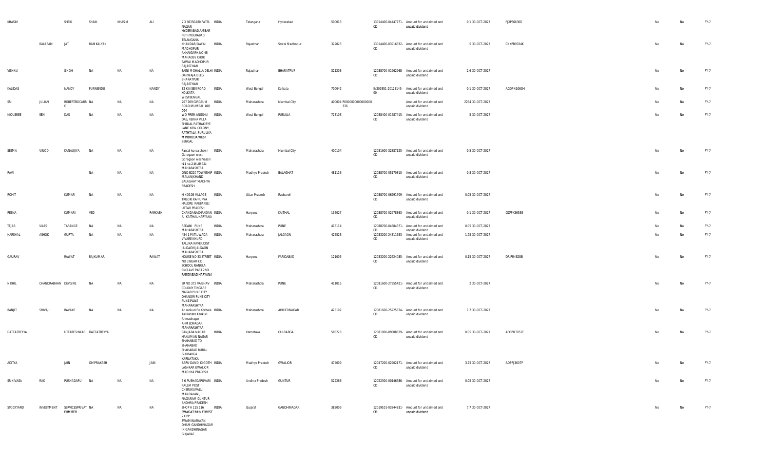| KHASIM | | SHEIK | SHAIK | KHASIM | ALI | 2 3 60350A80 PATEL NAGAR HYDERABAD,AMBAR PET HYDERABAD TELANGANA | INDIA | Telangana | Hyderabad | 500013 | 13014400-04447771-CD | Amount for unclaimed and unpaid dividend | 0.1 | 30-OCT-2027 | FJXPS6630D | | | No | No | FY-7 |
|---|---|---|---|---|---|---|---|---|---|---|---|---|---|---|---|---|---|---|---|---|
| | BALARAM | JAT | RAMKALYAN | | | KHANDAR,SAWAI MADHOPUR AKHAIGARH,NO 48 MAHADEV CHOK SAWAI MADHOPUR RAJASTHAN | INDIA | Rajasthan | Sawai Madhopur | 322025 | 13014400-03916332-CD | Amount for unclaimed and unpaid dividend | 5 | 30-OCT-2027 | CNXPB9034K | | | No | No | FY-7 |
| VISHNU | | SINGH | NA | NA | NA | SAINI MOHALLA DELHI DARWAJA DEEG BHARATPUR RAJASTHAN | INDIA | Rajasthan | BHARATPUR | 321203 | 12088700-01962968-CD | Amount for unclaimed and unpaid dividend | 2.6 | 30-OCT-2027 | | | | No | No | FY-7 |
| KALIDAS | | NANDY | PURNENDU | | NANDY | 82 K N SEN ROAD KOLKATA WESTBENGAL | INDIA | West Bengal | Kolkata | 700042 | IN302951-20123145-00 | Amount for unclaimed and unpaid dividend | 0.1 | 30-OCT-2027 | AGDPN1063H | | | No | No | FY-7 |
| SRI | JULIAN | ROBERTBOCARR O | NA | NA | NA | 207 209 GIRGAUM ROAD MUMBAI 400 004 | INDIA | Maharashtra | Mumbai City | 400004 | P0000000000000000336 | Amount for unclaimed and unpaid dividend | 2254 | 30-OCT-2027 | | | | No | No | FY-7 |
| MOUSREE | SEN | DAS | NA | NA | NA | WO PREMANGSHU DAS, REKHA VILLA SHIBLAL PATHAK BYE LANE NEW COLONY, RATHTALA, PURULIYA M PURULIA WEST BENGAL | INDIA | West Bengal | PURULIA | 723103 | 12038400-01787415-CD | Amount for unclaimed and unpaid dividend | 5 | 30-OCT-2027 | | | | No | No | FY-7 |
| SEEMA | VINOD | KANAUJIYA | NA | NA | NA | Pascal korea chawl Goregaon west Goregaon wes Vasari Hill no 2 MUMBAI MAHARASHTRA | INDIA | Maharashtra | Mumbai City | 400104 | 12081600-32887125-CD | Amount for unclaimed and unpaid dividend | 0.5 | 30-OCT-2027 | | | | No | No | FY-7 |
| RAVI | | | NA | NA | NA | QNO B220 TOWNSHIP MALANJKHAND BALAGHAT MADHYA PRADESH | INDIA | Madhya Pradesh | BALAGHAT | 481116 | 12088700-05170310-CD | Amount for unclaimed and unpaid dividend | 0.8 | 30-OCT-2027 | | | | No | No | FY-7 |
| ROHIT | | KUMAR | NA | NA | NA | H NO108 VILLAGE TRILOKI KA PURVA HALORE RAEBARELI UTTAR PRADESH | INDIA | Uttar Pradesh | Raebareli | | 12088700-06291709-CD | Amount for unclaimed and unpaid dividend | 0.05 | 30-OCT-2027 | | | | No | No | FY-7 |
| REENA | | KUMARI | VED | | PARKASH | CHANDANACHANDAN A KAITHAL HARYANA | INDIA | Haryana | KAITHAL | 136027 | 12088700-02978363-CD | Amount for unclaimed and unpaid dividend | 0.1 | 30-OCT-2027 | GZFPK3655B | | | No | No | FY-7 |
| TEJAS | VILAS | TARANGE | NA | NA | NA | REDANI PUNE MAHARASHTRA | INDIA | Maharashtra | PUNE | 413114 | 12088700-04884571-CD | Amount for unclaimed and unpaid dividend | 0.05 | 30-OCT-2027 | | | | No | No | FY-7 |
| HARSHAL | ASHOK | GUPTA | NA | NA | NA | 454 1 PATIL WADA VIVARE KHURD TALUKA RAVER DIST JALGAON JALGAON MAHARASHTRA | INDIA | Maharashtra | JALGAON | 425523 | 12033200-24311553-CD | Amount for unclaimed and unpaid dividend | 1.75 | 30-OCT-2027 | | | | No | No | FY-7 |
| GAURAV | | RAWAT | RAJKUMAR | | RAWAT | HOUSE NO 33 STREET NO 3 NEAR K D SCHOOL NANGLA ENCLAVE PART 2ND FARIDABAD HARYANA | INDIA | Haryana | FARIDABAD | 121005 | 12033200-22624085-CD | Amount for unclaimed and unpaid dividend | 0.15 | 30-OCT-2027 | DRIPR4828B | | | No | No | FY-7 |
| NIKHIL | CHANDRABHAN | DEVGIRE | NA | NA | NA | SR NO 372 VAIBHAV COLONY TINGARE NAGAR PUNE CITY DHANORI PUNE CITY PUNE PUNE MAHARASHTRA | INDIA | Maharashtra | PUNE | 411015 | 12081600-27955421-CD | Amount for unclaimed and unpaid dividend | 2 | 30-OCT-2027 | | | | No | No | FY-7 |
| RANJIT | SHIVAJI | BAVAKE | NA | NA | NA | At kankuri Po Korhale Tal Rahata Kankuri Ahmadnagar AHMEDNAGAR MAHARASHTRA | INDIA | Maharashtra | AHMEDNAGAR | 423107 | 12081600-25225524-CD | Amount for unclaimed and unpaid dividend | 1.7 | 30-OCT-2027 | | | | No | No | FY-7 |
| DATTATREYYA | | UTTARESHWAR | DATTATREYYA | | | BANJARA NAGAR HANUMAN NAGAR SHAHABAD TQ SHAHABAD SHAHABAD RURAL GULBARGA KARNATAKA | INDIA | Karnataka | GULBARGA | 585228 | 12081800-09808629-CD | Amount for unclaimed and unpaid dividend | 0.05 | 30-OCT-2027 | AFOPU7053E | | | No | No | FY-7 |
| ADITYA | | JAIN | OMPRAKASH | | JAIN | BAPU DANDI KI GOTH LASHKAR GWALIOR MADHYA PRADESH | INDIA | Madhya Pradesh | GWALIOR | 474009 | 12047200-02902171-CD | Amount for unclaimed and unpaid dividend | 3.75 | 30-OCT-2027 | AOPPJ3607P | | | No | No | FY-7 |
| SRINIVASA | RAO | PUSHADAPU | NA | NA | NA | 5 6 PUSHADAPUVARI PALEM POST CHERUKUPALLI MANDALAM , NAGARAM GUNTUR ANDHRA PRADESH | INDIA | Andhra Pradesh | GUNTUR | 522268 | 12022300-00146686-CD | Amount for unclaimed and unpaid dividend | 0.05 | 30-OCT-2027 | | | | No | No | FY-7 |
| STOCKYARD | INVESTMENT | SERVICESPRIVAT ELIMITED | NA | NA | NA | SHOP A 115 116 SWAGAT RAIN FOREST 2 OPP SWAMINARAYAN DHAM GANDHINAGAR IN GANDHINAGAR GUJARAT | INDIA | Gujarat | GANDHINAGAR | 382009 | 12019101-03344831-CD | Amount for unclaimed and unpaid dividend | 7.7 | 30-OCT-2027 | | | | No | No | FY-7 |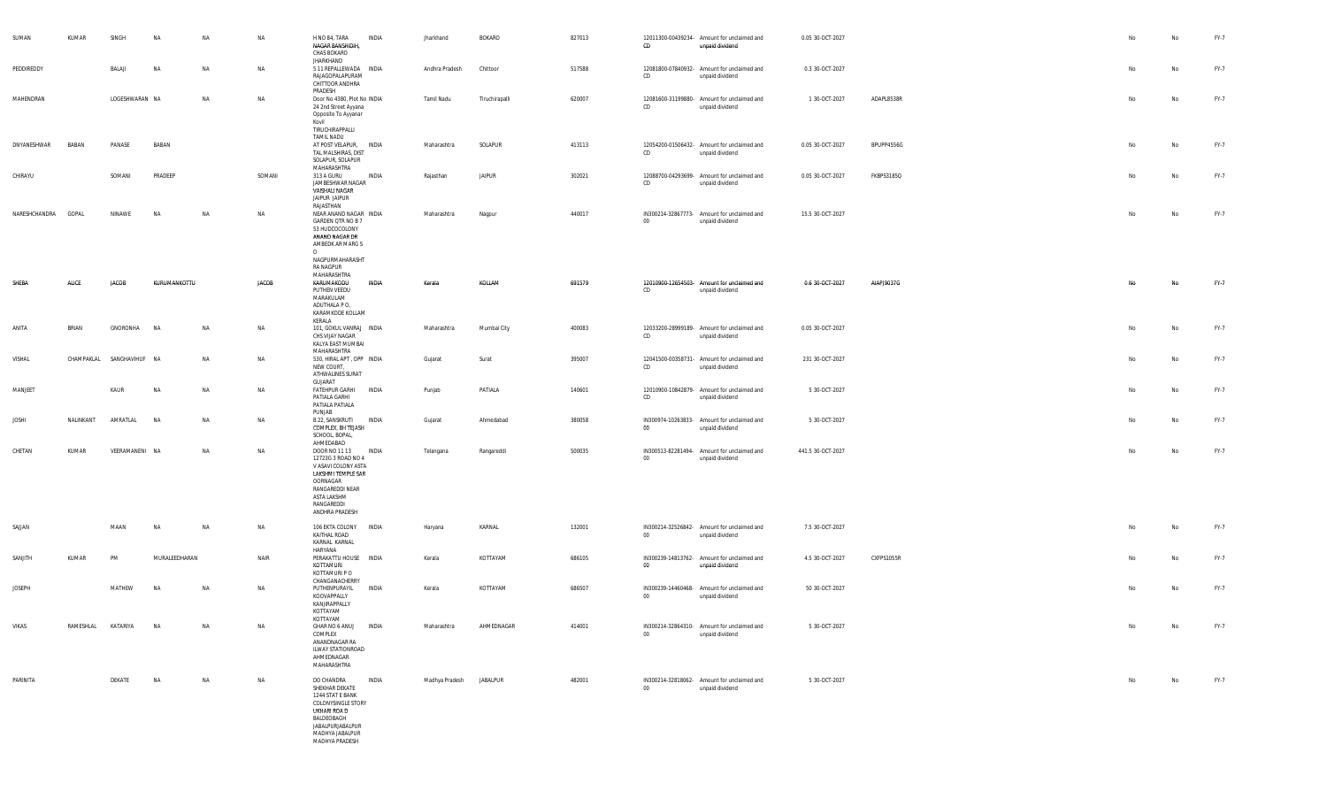| SUMAN | KUMAR | SINGH | NA | NA | NA | H NO 84, TARA NAGAR BANSHIDIH, CHAS BOKARO JHARKHAND | INDIA | Jharkhand | BOKARO | 827013 | | 12011300-00439234-CD | Amount for unclaimed and unpaid dividend | 0.05 | 30-OCT-2027 | | | | No | No | FY-7 |
|---|---|---|---|---|---|---|---|---|---|---|---|---|---|---|---|---|---|---|---|---|---|
| PEDDIREDDY | | BALAJI | NA | NA | NA | 5 11 REPALLEWADA RAJAGOPALAPURAM CHITTOOR ANDHRA PRADESH | INDIA | Andhra Pradesh | Chittoor | 517588 | | 12081800-07840932-CD | Amount for unclaimed and unpaid dividend | 0.3 | 30-OCT-2027 | | | | No | No | FY-7 |
| MAHENDRAN | | LOGESHWARAN | NA | NA | NA | Door No 4380, Plot No 24 2nd Street Ayyana Opposite To Ayyanar Kovil TIRUCHIRAPPALLI TAMIL NADU | INDIA | Tamil Nadu | Tiruchirapalli | 620007 | | 12081600-31199880-CD | Amount for unclaimed and unpaid dividend | 1 | 30-OCT-2027 | ADAPL8538R | | | No | No | FY-7 |
| DNYANESHWAR | BABAN | PANASE | BABAN | | | AT POST VELAPUR, TAL MALSHIRAS, DIST SOLAPUR, SOLAPUR MAHARASHTRA | INDIA | Maharashtra | SOLAPUR | 413113 | | 12054200-01506432-CD | Amount for unclaimed and unpaid dividend | 0.05 | 30-OCT-2027 | BPUPP4556G | | | No | No | FY-7 |
| CHIRAYU | | SOMANI | PRADEEP | | SOMANI | 313 A GURU JAMBESHWAR NAGAR VAISHALI NAGAR JAIPUR JAIPUR RAJASTHAN | INDIA | Rajasthan | JAIPUR | 302021 | | 12088700-04293699-CD | Amount for unclaimed and unpaid dividend | 0.05 | 30-OCT-2027 | FKBPS3185Q | | | No | No | FY-7 |
| NARESHCHANDRA | GOPAL | NINAWE | NA | NA | NA | NEAR ANAND NAGAR GARDEN QTR NO B 7 53 HUDCOCOLONY ANAND NAGAR DR AMBEDKAR MARG S O NAGPURMAHARASHT RA NAGPUR MAHARASHTRA | INDIA | Maharashtra | Nagpur | 440017 | | IN300214-32867773-00 | Amount for unclaimed and unpaid dividend | 15.5 | 30-OCT-2027 | | | | No | No | FY-7 |
| SHEBA | ALICE | JACOB | KURUMAKOTTU | | JACOB | KARUMAKODU PUTHEN VEEDU MARAKULAM ADUTHALA P O, KARAMKODE KOLLAM KERALA | INDIA | Kerala | KOLLAM | 691579 | | 12010900-12654503-CD | Amount for unclaimed and unpaid dividend | 0.6 | 30-OCT-2027 | AIAPJ9037G | | | No | No | FY-7 |
| ANITA | BRIAN | GNORONHA | NA | NA | NA | 101, GOKUL VANRAJ CHS VIJAY NAGAR KALYA EAST MUMBAI MAHARASHTRA | INDIA | Maharashtra | Mumbai City | 400083 | | 12033200-28999189-CD | Amount for unclaimed and unpaid dividend | 0.05 | 30-OCT-2027 | | | | No | No | FY-7 |
| VISHAL | CHAMPAKLAL | SANGHAVIHUF | NA | NA | NA | 530, HIRAL APT , OPP NEW COURT, ATHWALINES SURAT GUJARAT | INDIA | Gujarat | Surat | 395007 | | 12041500-00358731-CD | Amount for unclaimed and unpaid dividend | 231 | 30-OCT-2027 | | | | No | No | FY-7 |
| MANJEET | | KAUR | NA | NA | NA | FATEHPUR GARHI PATIALA GARHI PATIALA PATIALA PUNJAB | INDIA | Punjab | PATIALA | 140601 | | 12010900-10842879-CD | Amount for unclaimed and unpaid dividend | 5 | 30-OCT-2027 | | | | No | No | FY-7 |
| JOSHI | NALINKANT | AMRATLAL | NA | NA | NA | B 22, SANSKRUTI COMPLEX, BH TEJASH SCHOOL, BOPAL, AHMEDABAD | INDIA | Gujarat | Ahmedabad | 380058 | | IN300974-10263833-00 | Amount for unclaimed and unpaid dividend | 5 | 30-OCT-2027 | | | | No | No | FY-7 |
| CHETAN | KUMAR | VEERAMANENI | NA | NA | NA | DOOR NO 11 13 1272G 3 ROAD NO 4 V ASAVI COLONY ASTA LAKSHMI TEMPLE SAR OORNAGAR RANGAREDDI NEAR ASTA LAKSHM RANGAREDDI ANDHRA PRADESH | INDIA | Telangana | Rangareddi | 500035 | | IN300513-82281494-00 | Amount for unclaimed and unpaid dividend | 441.5 | 30-OCT-2027 | | | | No | No | FY-7 |
| SAJJAN | | MAAN | NA | NA | NA | 106 EKTA COLONY KAITHAL ROAD KARNAL KARNAL HARYANA | INDIA | Haryana | KARNAL | 132001 | | IN300214-32526842-00 | Amount for unclaimed and unpaid dividend | 7.5 | 30-OCT-2027 | | | | No | No | FY-7 |
| SANJITH | KUMAR | PM | MURALEEDHARAN | | NAIR | PERAKATTU HOUSE KOTTAMURI KOTTAMURI P O CHANGANACHERRY | INDIA | Kerala | KOTTAYAM | 686105 | | IN300239-14813762-00 | Amount for unclaimed and unpaid dividend | 4.5 | 30-OCT-2027 | CXFPS1055R | | | No | No | FY-7 |
| JOSEPH | | MATHEW | NA | NA | NA | PUTHENPURAYIL KOOVAPPALLY KANJIRAPPALLY KOTTAYAM KOTTAYAM | INDIA | Kerala | KOTTAYAM | 686507 | | IN300239-14460468-00 | Amount for unclaimed and unpaid dividend | 50 | 30-OCT-2027 | | | | No | No | FY-7 |
| VIKAS | RAMESHLAL | KATARIYA | NA | NA | NA | GHAR NO 6 ANUJ COMPLEX ANANDNAGAR RA ILWAY STATIONROAD AHMEDNAGAR MAHARASHTRA | INDIA | Maharashtra | AHMEDNAGAR | 414001 | | IN300214-32864310-00 | Amount for unclaimed and unpaid dividend | 5 | 30-OCT-2027 | | | | No | No | FY-7 |
| PARINITA | | DEKATE | NA | NA | NA | DO CHANDRA SHEKHAR DEKATE 1244 STAT E BANK COLONYSINGLE STORY UKHARI ROA D BALDEOBAGH JABALPURJABALPUR MADHYA JABALPUR MADHYA PRADESH | INDIA | Madhya Pradesh | JABALPUR | 482001 | | IN300214-32818062-00 | Amount for unclaimed and unpaid dividend | 5 | 30-OCT-2027 | | | | No | No | FY-7 |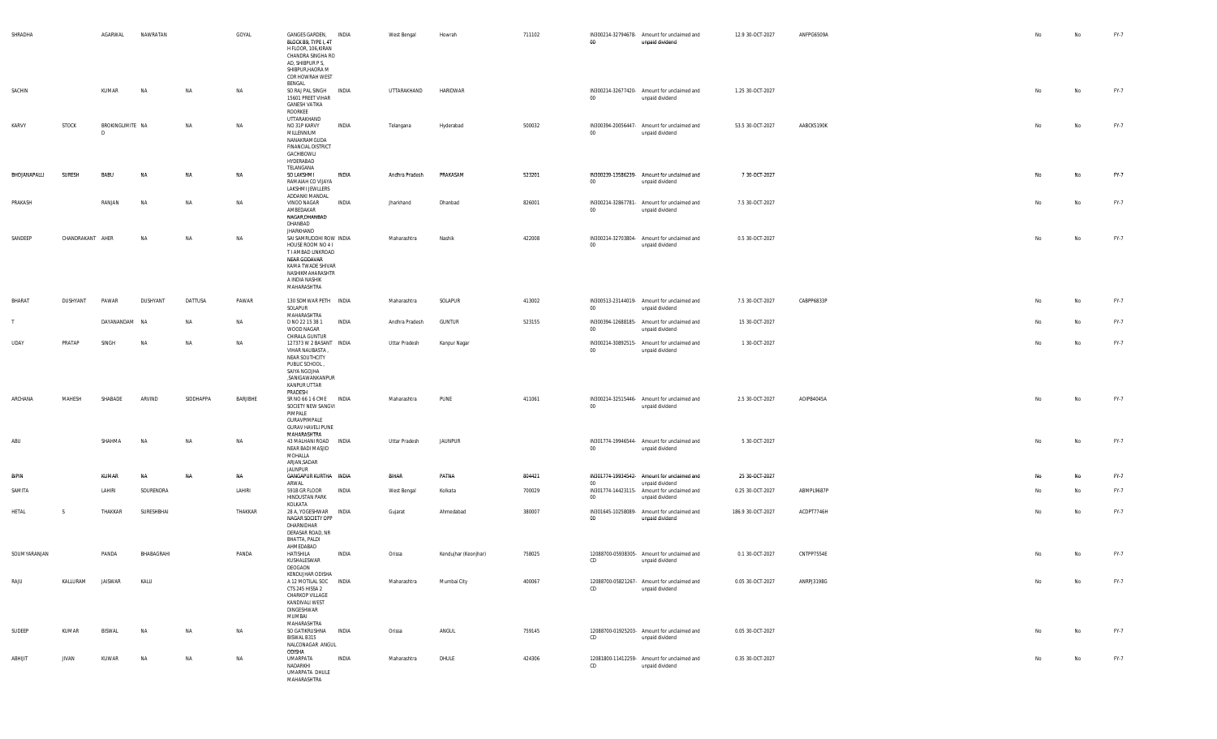| SHRADHA | | AGARWAL | NAWRATAN | | GOYAL | GANGES GARDEN, BLOCK 88, TYPE I, 4T H FLOOR, 106,KIRAN CHANDRA SINGHA RO AD, SHIBPUR P S, SHIBPUR,HAORA M COR HOWRAH WEST BENGAL | INDIA | West Bengal | Howrah | 711102 | | IN300214-32794678-00 | Amount for unclaimed and unpaid dividend | 12.9 | 30-OCT-2027 | ANFPG6509A | | | No | No | FY-7 |
|---|---|---|---|---|---|---|---|---|---|---|---|---|---|---|---|---|---|---|---|---|---|
| SACHIN | | KUMAR | NA | NA | NA | SO RAJ PAL SINGH 15601 PREET VIHAR GANESH VATIKA ROORKEE UTTARAKHAND | INDIA | UTTARAKHAND | HARIDWAR | | | IN300214-32677420-00 | Amount for unclaimed and unpaid dividend | 1.25 | 30-OCT-2027 | | | | No | No | FY-7 |
| KARVY | STOCK | BROKINGLIMITE D | NA | NA | NA | NO 31P KARVY MILLENNIUM NANAKRAMGUDA FINANCIAL DISTRICT GACHIBOWLI HYDERABAD TELANGANA | INDIA | Telangana | Hyderabad | 500032 | | IN300394-20056447-00 | Amount for unclaimed and unpaid dividend | 53.5 | 30-OCT-2027 | AABCK5190K | | | No | No | FY-7 |
| BHOJANAPALLI | SURESH | BABU | NA | NA | NA | SO LAKSHMI RAMAIAH CO VIJAYA LAKSHMI JEWELLERS ADDANKI MANDAL | INDIA | Andhra Pradesh | PRAKASAM | 523201 | | IN300239-13586239-00 | Amount for unclaimed and unpaid dividend | 7 | 30-OCT-2027 | | | | No | No | FY-7 |
| PRAKASH | | RANJAN | NA | NA | NA | VINOD NAGAR AMBEDAKAR NAGAR,DHANBAD DHANBAD JHARKHAND | INDIA | Jharkhand | Dhanbad | 826001 | | IN300214-32867781-00 | Amount for unclaimed and unpaid dividend | 7.5 | 30-OCT-2027 | | | | No | No | FY-7 |
| SANDEEP | CHANDRAKANT | AHER | NA | NA | NA | SAI SAMRUDDHI ROW HOUSE ROOM NO 4 I T I AMBAD LINKROAD NEAR GODAVAR KAMA TWADE SHIVAR NASHIKMAHARASHTR A INDIA NASHIK MAHARASHTRA | INDIA | Maharashtra | Nashik | 422008 | | IN300214-32703804-00 | Amount for unclaimed and unpaid dividend | 0.5 | 30-OCT-2027 | | | | No | No | FY-7 |
| BHARAT | DUSHYANT | PAWAR | DUSHYANT | DATTUSA | PAWAR | 130 SOMWAR PETH SOLAPUR MAHARASHTRA | INDIA | Maharashtra | SOLAPUR | 413002 | | IN300513-23144019-00 | Amount for unclaimed and unpaid dividend | 7.5 | 30-OCT-2027 | CABPP6833P | | | No | No | FY-7 |
| T | | DAYANANDAM | NA | NA | NA | D NO 22 15 38 1 WOOD NAGAR CHIRALA GUNTUR | INDIA | Andhra Pradesh | GUNTUR | 523155 | | IN300394-12688185-00 | Amount for unclaimed and unpaid dividend | 15 | 30-OCT-2027 | | | | No | No | FY-7 |
| UDAY | PRATAP | SINGH | NA | NA | NA | 127373 W 2 BASANT VIHAR NAUBASTA , NEAR SOUTHCITY PUBLIC SCHOOL , SAIYA NGOJHA ,SANIGAWANKANPUR KANPUR UTTAR PRADESH | INDIA | Uttar Pradesh | Kanpur Nagar | | | IN300214-30892515-00 | Amount for unclaimed and unpaid dividend | 1 | 30-OCT-2027 | | | | No | No | FY-7 |
| ARCHANA | MAHESH | SHABADE | ARVIND | SIDDHAPPA | BARJIBHE | SR NO 66 1 6 CME SOCIETY NEW SANGVI PIMPALE GURAVPIMPALE GURAV HAVELI PUNE MAHARASHTRA | INDIA | Maharashtra | PUNE | 411061 | | IN300214-32515446-00 | Amount for unclaimed and unpaid dividend | 2.5 | 30-OCT-2027 | AOIPB4045A | | | No | No | FY-7 |
| ABU | | SHAHMA | NA | NA | NA | 43 MALHANI ROAD NEAR BADI MASJID MOHALLA ARJAN,SADAR JAUNPUR | INDIA | Uttar Pradesh | JAUNPUR | | | IN301774-19946544-00 | Amount for unclaimed and unpaid dividend | 5 | 30-OCT-2027 | | | | No | No | FY-7 |
| BIPIN | | KUMAR | NA | NA | NA | GANGAPUR KURTHA ARWAL | INDIA | BIHAR | PATNA | 804421 | | IN301774-19934542-00 | Amount for unclaimed and unpaid dividend | 25 | 30-OCT-2027 | | | | No | No | FY-7 |
| SAMITA | | LAHIRI | SOURENDRA | | LAHIRI | 591B GR FLOOR HINDUSTAN PARK KOLKATA | INDIA | West Bengal | Kolkata | 700029 | | IN301774-14423115-00 | Amount for unclaimed and unpaid dividend | 0.25 | 30-OCT-2027 | ABMPL9687P | | | No | No | FY-7 |
| HETAL | S | THAKKAR | SURESHBHAI | | THAKKAR | 28 A, YOGESHWAR NAGAR SOCIETY OPP DHARNIDHAR DERASAR ROAD, NR BHATTA, PALDI AHMEDABAD | INDIA | Gujarat | Ahmedabad | 380007 | | IN301645-10258089-00 | Amount for unclaimed and unpaid dividend | 186.9 | 30-OCT-2027 | ACDPT7746H | | | No | No | FY-7 |
| SOUMYARANJAN | | PANDA | BHABAGRAHI | | PANDA | HATISHILA KUSHALESWAR DEOGAON KENDUJHAR ODISHA | INDIA | Orissa | Kendujhar (Keonjhar) | 758025 | | 12088700-05938305-CD | Amount for unclaimed and unpaid dividend | 0.1 | 30-OCT-2027 | CNTPP7554E | | | No | No | FY-7 |
| RAJU | KALLURAM | JAISWAR | KALU | | | A 12 MOTILAL SOC CTS 245 HISSA 2 CHARKOP VILLAGE KANDIVALI WEST DINGESHWAR MUMBAI MAHARASHTRA | INDIA | Maharashtra | Mumbai City | 400067 | | 12088700-05821267-CD | Amount for unclaimed and unpaid dividend | 0.05 | 30-OCT-2027 | ANRPJ3198G | | | No | No | FY-7 |
| SUDEEP | KUMAR | BISWAL | NA | NA | NA | SO GATIKRUSHNA BISWAL 8315 NALCONAGAR ANGUL ODISHA | INDIA | Orissa | ANGUL | 759145 | | 12088700-01925203-CD | Amount for unclaimed and unpaid dividend | 0.05 | 30-OCT-2027 | | | | No | No | FY-7 |
| ABHIJIT | JIVAN | KUWAR | NA | NA | NA | UMARPATA NADARKHI UMARPATA DHULE MAHARASHTRA | INDIA | Maharashtra | DHULE | 424306 | | 12081800-11412259-CD | Amount for unclaimed and unpaid dividend | 0.35 | 30-OCT-2027 | | | | No | No | FY-7 |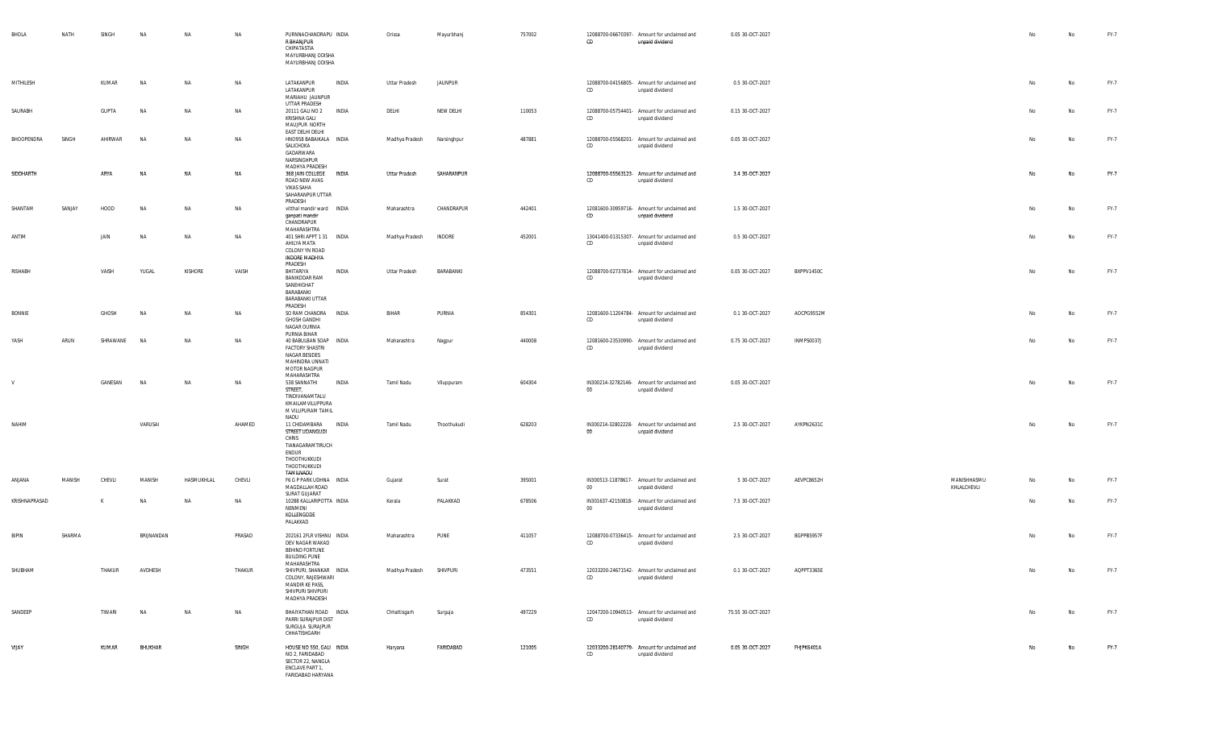| BHOLA | NATH | SINGH | NA | NA | NA | PURNNACHANDRAPU R BHANJPUR CHIPATASTIA MAYURBHANJ ODISHA MAYURBHANJ ODISHA | INDIA | Orissa | Mayurbhanj | 757002 | 12088700-06670397-CD | Amount for unclaimed and unpaid dividend | 0.05 | 30-OCT-2027 | | | | No | No | FY-7 |
|---|---|---|---|---|---|---|---|---|---|---|---|---|---|---|---|---|---|---|---|---|
| MITHILESH | | KUMAR | NA | NA | NA | LATAKANPUR LATAKANPUR MARIAHU JAUNPUR UTTAR PRADESH | INDIA | Uttar Pradesh | JAUNPUR | | 12088700-04156805-CD | Amount for unclaimed and unpaid dividend | 0.5 | 30-OCT-2027 | | | | No | No | FY-7 |
| SAURABH | | GUPTA | NA | NA | NA | 20111 GALI NO 2 KRISHNA GALI MAUJPUR NORTH EAST DELHI DELHI | INDIA | DELHI | NEW DELHI | 110053 | 12088700-05754401-CD | Amount for unclaimed and unpaid dividend | 0.15 | 30-OCT-2027 | | | | No | No | FY-7 |
| BHOOPENDRA | SINGH | AHIRWAR | NA | NA | NA | HNO958 BABAIKALA SALICHOKA GADARWARA NARSINGHPUR MADHYA PRADESH | INDIA | Madhya Pradesh | Narsinghpur | 487881 | 12088700-05568201-CD | Amount for unclaimed and unpaid dividend | 0.05 | 30-OCT-2027 | | | | No | No | FY-7 |
| SIDDHARTH | | ARYA | NA | NA | NA | 368 JAIN COLLEGE ROAD NEW AVAS VIKAS SAHA SAHARANPUR UTTAR PRADESH | INDIA | Uttar Pradesh | SAHARANPUR | | 12088700-05563123-CD | Amount for unclaimed and unpaid dividend | 3.4 | 30-OCT-2027 | | | | No | No | FY-7 |
| SHANTAM | SANJAY | HOOD | NA | NA | NA | vitthal mandir ward ganpati mandir CHANDRAPUR MAHARASHTRA | INDIA | Maharashtra | CHANDRAPUR | 442401 | 12081600-30959716-CD | Amount for unclaimed and unpaid dividend | 1.5 | 30-OCT-2027 | | | | No | No | FY-7 |
| ANTIM | | JAIN | NA | NA | NA | 401 SHRI APPT 1 31 AHILYA MATA COLONY YN ROAD INDORE MADHYA PRADESH | INDIA | Madhya Pradesh | INDORE | 452001 | 13041400-01315307-CD | Amount for unclaimed and unpaid dividend | 0.5 | 30-OCT-2027 | | | | No | No | FY-7 |
| RISHABH | | VAISH | YUGAL | KISHORE | VAISH | BHITARIYA BANIKODAR RAM SANEHIGHAT BARABANKI BARABANKI UTTAR PRADESH | INDIA | Uttar Pradesh | BARABANKI | | 12088700-02737814-CD | Amount for unclaimed and unpaid dividend | 0.05 | 30-OCT-2027 | BXPPV1450C | | | No | No | FY-7 |
| BONNIE | | GHOSH | NA | NA | NA | SO RAM CHANDRA GHOSH GANDHI NAGAR OURNIA PURNIA BIHAR | INDIA | BIHAR | PURNIA | 854301 | 12081600-11204784-CD | Amount for unclaimed and unpaid dividend | 0.1 | 30-OCT-2027 | AOCPG9552M | | | No | No | FY-7 |
| YASH | ARUN | SHRAWANE | NA | NA | NA | 40 BABULBAN SOAP FACTORY SHASTRI NAGAR BESIDES MAHINDRA UNNATI MOTOR NAGPUR MAHARASHTRA | INDIA | Maharashtra | Nagpur | 440008 | 12081600-23530990-CD | Amount for unclaimed and unpaid dividend | 0.75 | 30-OCT-2027 | INMPS0037J | | | No | No | FY-7 |
| V | | GANESAN | NA | NA | NA | 538 SANNATHI STREET, TINDIVANAMTALU KMAILAM VILUPPURA M VILLUPURAM TAMIL NADU | INDIA | Tamil Nadu | Viluppuram | 604304 | IN300214-32782146-00 | Amount for unclaimed and unpaid dividend | 0.05 | 30-OCT-2027 | | | | No | No | FY-7 |
| NAHIM | | | VARUSAI | | AHAMED | 11 CHIDAMBARA STREET UDANGUDI CHRIS TIANAGARAMTIRUCH ENDUR THOOTHUKKUDI THOOTHUKKUDI TAMILNADU | INDIA | Tamil Nadu | Thoothukudi | 628203 | IN300214-32802228-00 | Amount for unclaimed and unpaid dividend | 2.5 | 30-OCT-2027 | AYKPN2631C | | | No | No | FY-7 |
| ANJANA | MANISH | CHEVLI | MANISH | HASMUKHLAL | CHEVLI | F6 G P PARK UDHNA MAGDALLAH ROAD SURAT GUJARAT | INDIA | Gujarat | Surat | 395001 | IN300513-11878617-00 | Amount for unclaimed and unpaid dividend | 5 | 30-OCT-2027 | AEVPC8652H | | MANISHHASMU KHLALCHEVLI | No | No | FY-7 |
| KRISHNAPRASAD | | K | NA | NA | NA | 10288 KALLARIPOTTA NENMENI KOLLENGODE PALAKKAD | INDIA | Kerala | PALAKKAD | 678506 | IN301637-42150818-00 | Amount for unclaimed and unpaid dividend | 7.5 | 30-OCT-2027 | | | | No | No | FY-7 |
| BIPIN | SHARMA | | BRIJNANDAN | | PRASAD | 202161 2FLR VISHNU DEV NAGAR WAKAD BEHIND FORTUNE BUILDING PUNE MAHARASHTRA | INDIA | Maharashtra | PUNE | 411057 | 12088700-07336415-CD | Amount for unclaimed and unpaid dividend | 2.5 | 30-OCT-2027 | BGPPB5957F | | | No | No | FY-7 |
| SHUBHAM | | THAKUR | AVDHESH | | THAKUR | SHIVPURI, SHANKAR COLONY, RAJESHWARI MANDIR KE PASS, SHIVPURI SHIVPURI MADHYA PRADESH | INDIA | Madhya Pradesh | SHIVPURI | 473551 | 12033200-24671542-CD | Amount for unclaimed and unpaid dividend | 0.1 | 30-OCT-2027 | AQPPT3365E | | | No | No | FY-7 |
| SANDEEP | | TIWARI | NA | NA | NA | BHAIYATHAN ROAD PARRI SURAJPUR DIST SURGUJA SURAJPUR CHHATISHGARH | INDIA | Chhattisgarh | Surguja | 497229 | 12047200-10940513-CD | Amount for unclaimed and unpaid dividend | 75.55 | 30-OCT-2027 | | | | No | No | FY-7 |
| VIJAY | | KUMAR | BHUKHAR | | SINGH | HOUSE NO 550, GALI NO 2, FARIDABAD SECTOR 22, NANGLA ENCLAVE PART 1, FARIDABAD HARYANA | INDIA | Haryana | FARIDABAD | 121005 | 12033200-28140779-CD | Amount for unclaimed and unpaid dividend | 0.05 | 30-OCT-2027 | FHJPK6401A | | | No | No | FY-7 |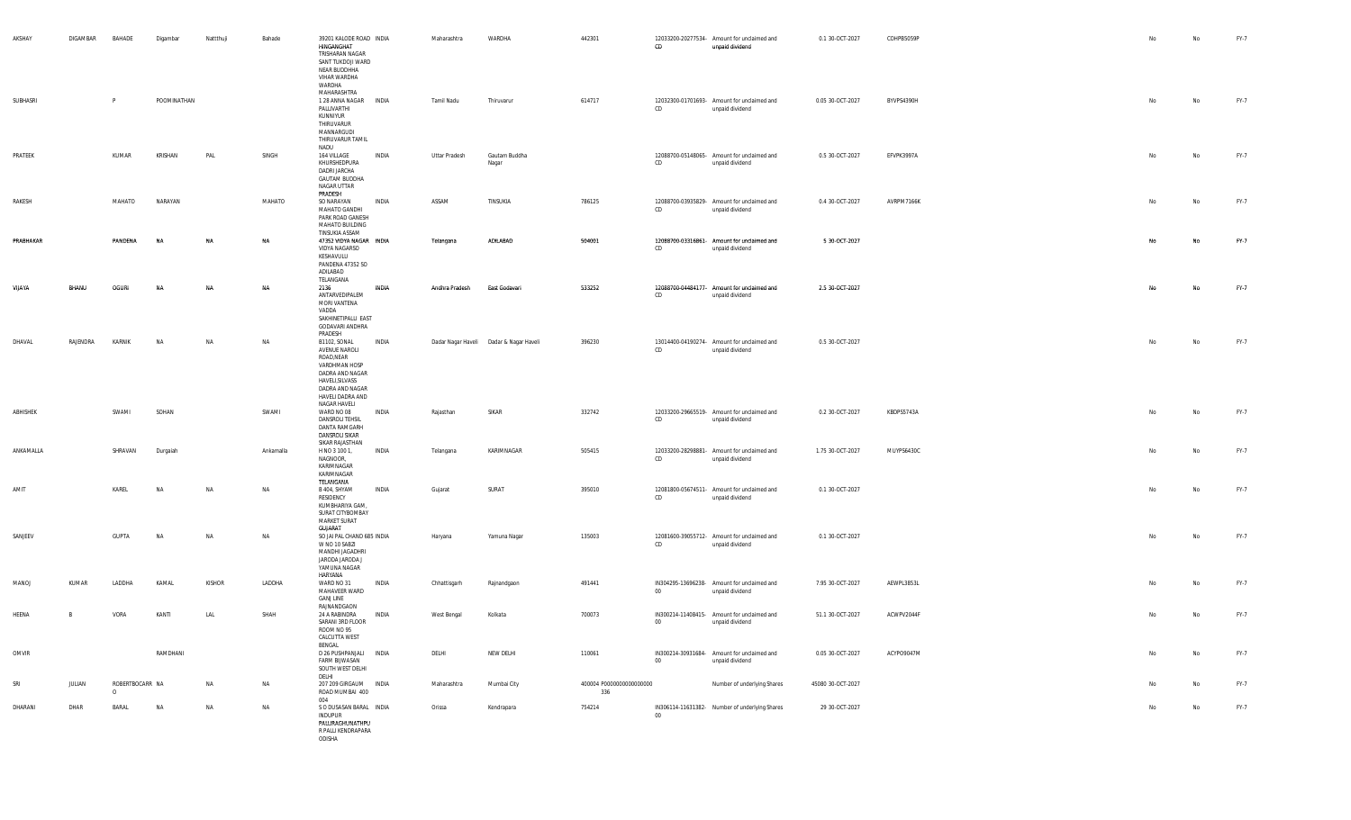| | | | | | | | | | | | | | | | | | | | | |
|---|---|---|---|---|---|---|---|---|---|---|---|---|---|---|---|---|---|---|---|---|
| AKSHAY | DIGAMBAR | BAHADE | Digambar | Natthuji | Bahade | 39201 KALODE ROAD HINGANGHAT TRISHARAN NAGAR SANT TUKDOJI WARD NEAR BUDDHHA VIHAR WARDHA WARDHA MAHARASHTRA | INDIA | Maharashtra | WARDHA | 442301 | 12033200-20277534-CD | Amount for unclaimed and unpaid dividend | 0.1 | 30-OCT-2027 | COHPB5059P | | | No | No | FY-7 |
| SUBHASRI | | P | POOMINATHAN | | | 1 28 ANNA NAGAR PALLIVARTHI KUNNIYUR THIRUVARUR MANNARGUDI THIRUVARUR TAMIL NADU | INDIA | Tamil Nadu | Thiruvarur | 614717 | 12032300-01701693-CD | Amount for unclaimed and unpaid dividend | 0.05 | 30-OCT-2027 | BYVPS4390H | | | No | No | FY-7 |
| PRATEEK | | KUMAR | KRISHAN | PAL | SINGH | 164 VILLAGE KHURSHEDPURA DADRI JARCHA GAUTAM BUDDHA NAGAR UTTAR PRADESH | INDIA | Uttar Pradesh | Gautam Buddha Nagar | | 12088700-05148065-CD | Amount for unclaimed and unpaid dividend | 0.5 | 30-OCT-2027 | EFVPK3997A | | | No | No | FY-7 |
| RAKESH | | MAHATO | NARAYAN | | MAHATO | SO NARAYAN MAHATO GANDHI PARK ROAD GANESH MAHATO BUILDING TINSUKIA ASSAM | INDIA | ASSAM | TINSUKIA | 786125 | 12088700-03935829-CD | Amount for unclaimed and unpaid dividend | 0.4 | 30-OCT-2027 | AVRPM7166K | | | No | No | FY-7 |
| PRABHAKAR | | PANDENA | NA | NA | NA | 47352 VIDYA NAGAR VIDYA NAGARSO KESHAVULU PANDENA 47352 SD ADILABAD TELANGANA | INDIA | Telangana | ADILABAD | 504001 | 12088700-03316861-CD | Amount for unclaimed and unpaid dividend | 5 | 30-OCT-2027 | | | | No | No | FY-7 |
| VIJAYA | BHANU | OGURI | NA | NA | NA | 2136 ANTARVEDIPALEM MORI VANTENA VADDA SAKHINETIPALLI EAST GODAVARI ANDHRA PRADESH | INDIA | Andhra Pradesh | East Godavari | 533252 | 12088700-04484177-CD | Amount for unclaimed and unpaid dividend | 2.5 | 30-OCT-2027 | | | | No | No | FY-7 |
| DHAVAL | RAJENDRA | KARNIK | NA | NA | NA | B1102, SONAL AVENUE NAROLI ROAD,NEAR VARDHMAN HOSP DADRA AND NAGAR HAVELI,SILVASS DADRA AND NAGAR HAVELI DADRA AND NAGAR HAVELI | INDIA | Dadar Nagar Haveli | Dadar & Nagar Haveli | 396230 | 13014400-04190274-CD | Amount for unclaimed and unpaid dividend | 0.5 | 30-OCT-2027 | | | | No | No | FY-7 |
| ABHISHEK | | SWAMI | SOHAN | | SWAMI | WARD NO 08 DANSROLI TEHSIL DANTA RAMGARH DANSROLI SIKAR SIKAR RAJASTHAN | INDIA | Rajasthan | SIKAR | 332742 | 12033200-29665519-CD | Amount for unclaimed and unpaid dividend | 0.2 | 30-OCT-2027 | KBDPS5743A | | | No | No | FY-7 |
| ANKAMALLA | | SHRAVAN | Durgaiah | | Ankamalla | H NO 3 100 1, NAGNOOR, KARIMNAGAR KARIMNAGAR TELANGANA | INDIA | Telangana | KARIMNAGAR | 505415 | 12033200-28298881-CD | Amount for unclaimed and unpaid dividend | 1.75 | 30-OCT-2027 | MUYPS6430C | | | No | No | FY-7 |
| AMIT | | KAREL | NA | NA | NA | B 404, SHYAM RESIDENCY KUMBHARIYA GAM, SURAT CITYBOMBAY MARKET SURAT GUJARAT | INDIA | Gujarat | SURAT | 395010 | 12081800-05674511-CD | Amount for unclaimed and unpaid dividend | 0.1 | 30-OCT-2027 | | | | No | No | FY-7 |
| SANJEEV | | GUPTA | NA | NA | NA | SO JAI PAL CHAND 685 W NO 10 SABZI MANDHI JAGADHRI JARODA JARODA J YAMUNA NAGAR HARYANA | INDIA | Haryana | Yamuna Nagar | 135003 | 12081600-39055712-CD | Amount for unclaimed and unpaid dividend | 0.1 | 30-OCT-2027 | | | | No | No | FY-7 |
| MANOJ | KUMAR | LADDHA | KAMAL | KISHOR | LADDHA | WARD NO 31 MAHAVEER WARD GANJ LINE RAJNANDGAON | INDIA | Chhattisgarh | Rajnandgaon | 491441 | IN304295-13696238-00 | Amount for unclaimed and unpaid dividend | 7.95 | 30-OCT-2027 | AEWPL3853L | | | No | No | FY-7 |
| HEENA | B | VORA | KANTI | LAL | SHAH | 24 A RABINDRA SARANI 3RD FLOOR ROOM NO 95 CALCUTTA WEST BENGAL | INDIA | West Bengal | Kolkata | 700073 | IN300214-11408415-00 | Amount for unclaimed and unpaid dividend | 51.1 | 30-OCT-2027 | ACWPV2044F | | | No | No | FY-7 |
| OMVIR | | | RAMDHANI | | | D 26 PUSHPANJALI FARM BIJWASAN SOUTH WEST DELHI DELHI | INDIA | DELHI | NEW DELHI | 110061 | IN300214-30931684-00 | Amount for unclaimed and unpaid dividend | 0.05 | 30-OCT-2027 | ACYPO9047M | | | No | No | FY-7 |
| SRI | JULIAN | ROBERTBOCARR O | NA | NA | NA | 207 209 GIRGAUM ROAD MUMBAI 400 004 | INDIA | Maharashtra | Mumbai City | 400004 | P0000000000000000336 | Number of underlying Shares | 45080 | 30-OCT-2027 | | | | No | No | FY-7 |
| DHARANI | DHAR | BARAL | NA | NA | NA | S O DUSASAN BARAL INDUPUR PALLIRAGHUNATHPUR PALLI KENDRAPARA ODISHA | INDIA | Orissa | Kendrapara | 754214 | IN306114-11631382-00 | Number of underlying Shares | 29 | 30-OCT-2027 | | | | No | No | FY-7 |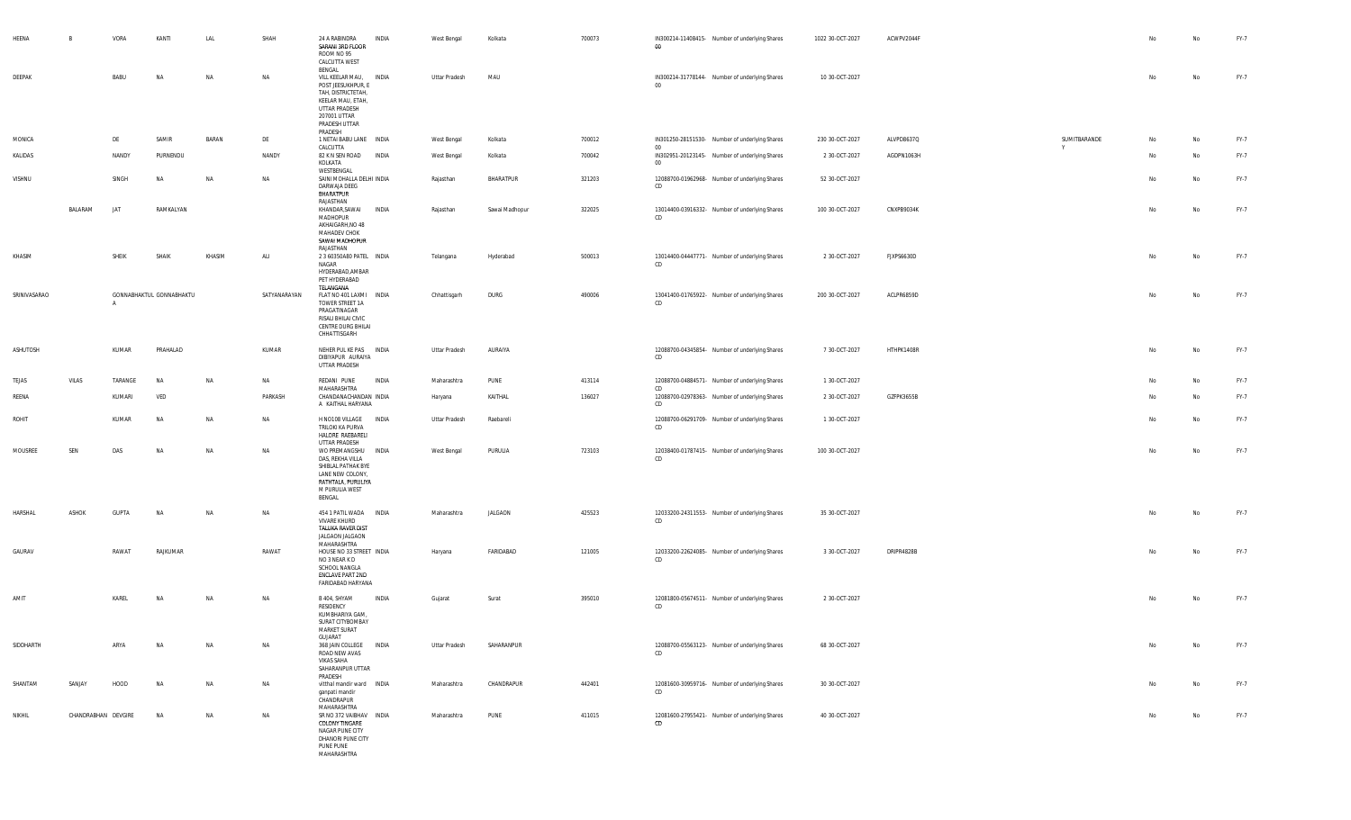| | | | | | | | | | | | | | | | | | | | | |
|---|---|---|---|---|---|---|---|---|---|---|---|---|---|---|---|---|---|---|---|---|
| HEENA | B | VORA | KANTI | LAL | SHAH | 24 A RABINDRA SARANI 3RD FLOOR ROOM NO 95 CALCUTTA WEST BENGAL | INDIA | West Bengal | Kolkata | 700073 | IN300214-11408415-00 | Number of underlying Shares | 1022 | 30-OCT-2027 | ACWPV2044F | | | No | No | FY-7 |
| DEEPAK | | BABU | NA | NA | NA | VILL KEELAR MAU, POST JEESUKHPUR, E TAH, DISTRICTETAH, KEELAR MAU, ETAH, UTTAR PRADESH 207001 UTTAR PRADESH UTTAR PRADESH | INDIA | Uttar Pradesh | MAU | | IN300214-31778144-00 | Number of underlying Shares | 10 | 30-OCT-2027 | | | | No | No | FY-7 |
| MONICA | | DE | SAMIR | BARAN | DE | 1 NETAI BABU LANE CALCUTTA | INDIA | West Bengal | Kolkata | 700012 | IN301250-28151530-00 | Number of underlying Shares | 230 | 30-OCT-2027 | ALVPD8637Q | | SUMITBARANDE Y | No | No | FY-7 |
| KALIDAS | | NANDY | PURNENDU | | NANDY | 82 K N SEN ROAD KOLKATA WESTBENGAL | INDIA | West Bengal | Kolkata | 700042 | IN302951-20123145-00 | Number of underlying Shares | 2 | 30-OCT-2027 | AGDPN1063H | | | No | No | FY-7 |
| VISHNU | | SINGH | NA | NA | NA | SAINI MOHALLA DELHI DARWAJA DEEG BHARATPUR RAJASTHAN | INDIA | Rajasthan | BHARATPUR | 321203 | 12088700-01962968-CD | Number of underlying Shares | 52 | 30-OCT-2027 | | | | No | No | FY-7 |
| | BALARAM | JAT | RAMKALYAN | | | KHANDAR,SAWAI MADHOPUR AKHAIGARH,NO 48 MAHADEV CHOK SAWAI MADHOPUR RAJASTHAN | INDIA | Rajasthan | Sawai Madhopur | 322025 | 13014400-03916332-CD | Number of underlying Shares | 100 | 30-OCT-2027 | CNXPB9034K | | | No | No | FY-7 |
| KHASIM | | SHEIK | SHAIK | KHASIM | ALI | 2 3 60350A80 PATEL NAGAR HYDERABAD,AMBAR PET HYDERABAD TELANGANA | INDIA | Telangana | Hyderabad | 500013 | 13014400-04447771-CD | Number of underlying Shares | 2 | 30-OCT-2027 | FJXPS6630D | | | No | No | FY-7 |
| SRINIVASARAO | | GONNABHAKTUL A | GONNABHAKTU | | SATYANARAYAN | FLAT NO 401 LAXMI TOWER STREET 1A PRAGATINAGAR RISALI BHILAI CIVIC CENTRE DURG BHILAI CHHATTISGARH | INDIA | Chhattisgarh | DURG | 490006 | 13041400-01765922-CD | Number of underlying Shares | 200 | 30-OCT-2027 | ACLPR6859D | | | No | No | FY-7 |
| ASHUTOSH | | KUMAR | PRAHALAD | | KUMAR | NEHER PUL KE PAS DIBIYAPUR AURAIYA UTTAR PRADESH | INDIA | Uttar Pradesh | AURAIYA | | 12088700-04345854-CD | Number of underlying Shares | 7 | 30-OCT-2027 | HTHPK1408R | | | No | No | FY-7 |
| TEJAS | VILAS | TARANGE | NA | NA | NA | REDANI PUNE MAHARASHTRA | INDIA | Maharashtra | PUNE | 413114 | 12088700-04884571-CD | Number of underlying Shares | 1 | 30-OCT-2027 | | | | No | No | FY-7 |
| REENA | | KUMARI | VED | | PARKASH | CHANDANACHANDAN A KAITHAL HARYANA | INDIA | Haryana | KAITHAL | 136027 | 12088700-02978363-CD | Number of underlying Shares | 2 | 30-OCT-2027 | GZFPK3655B | | | No | No | FY-7 |
| ROHIT | | KUMAR | NA | NA | NA | H NO108 VILLAGE TRILOKI KA PURVA HALORE RAEBARELI UTTAR PRADESH | INDIA | Uttar Pradesh | Raebareli | | 12088700-06291709-CD | Number of underlying Shares | 1 | 30-OCT-2027 | | | | No | No | FY-7 |
| MOUSREE | SEN | DAS | NA | NA | NA | WO PREMANGSHU DAS, REKHA VILLA SHIBLAL PATHAK BYE LANE NEW COLONY, RATHTALA, PURULIYA M PURULIA WEST BENGAL | INDIA | West Bengal | PURULIA | 723103 | 12038400-01787415-CD | Number of underlying Shares | 100 | 30-OCT-2027 | | | | No | No | FY-7 |
| HARSHAL | ASHOK | GUPTA | NA | NA | NA | 454 1 PATIL WADA VIVARE KHURD TALUKA RAVER DIST JALGAON JALGAON MAHARASHTRA | INDIA | Maharashtra | JALGAON | 425523 | 12033200-24311553-CD | Number of underlying Shares | 35 | 30-OCT-2027 | | | | No | No | FY-7 |
| GAURAV | | RAWAT | RAJKUMAR | | RAWAT | HOUSE NO 33 STREET NO 3 NEAR K D SCHOOL NANGLA ENCLAVE PART 2ND FARIDABAD HARYANA | INDIA | Haryana | FARIDABAD | 121005 | 12033200-22624085-CD | Number of underlying Shares | 3 | 30-OCT-2027 | DRIPR4828B | | | No | No | FY-7 |
| AMIT | | KAREL | NA | NA | NA | B 404, SHYAM RESIDENCY KUMBHARIYA GAM, SURAT CITYBOMBAY MARKET SURAT GUJARAT | INDIA | Gujarat | Surat | 395010 | 12081800-05674511-CD | Number of underlying Shares | 2 | 30-OCT-2027 | | | | No | No | FY-7 |
| SIDDHARTH | | ARYA | NA | NA | NA | 368 JAIN COLLEGE ROAD NEW AVAS VIKAS SAHA SAHARANPUR UTTAR PRADESH | INDIA | Uttar Pradesh | SAHARANPUR | | 12088700-05563123-CD | Number of underlying Shares | 68 | 30-OCT-2027 | | | | No | No | FY-7 |
| SHANTAM | SANJAY | HOOD | NA | NA | NA | vitthal mandir ward ganpati mandir CHANDRAPUR MAHARASHTRA | INDIA | Maharashtra | CHANDRAPUR | 442401 | 12081600-30959716-CD | Number of underlying Shares | 30 | 30-OCT-2027 | | | | No | No | FY-7 |
| NIKHIL | CHANDRABHAN | DEVGIRE | NA | NA | NA | SR NO 372 VAIBHAV COLONY TINGARE NAGAR PUNE CITY DHANORI PUNE CITY PUNE PUNE MAHARASHTRA | INDIA | Maharashtra | PUNE | 411015 | 12081600-27955421-CD | Number of underlying Shares | 40 | 30-OCT-2027 | | | | No | No | FY-7 |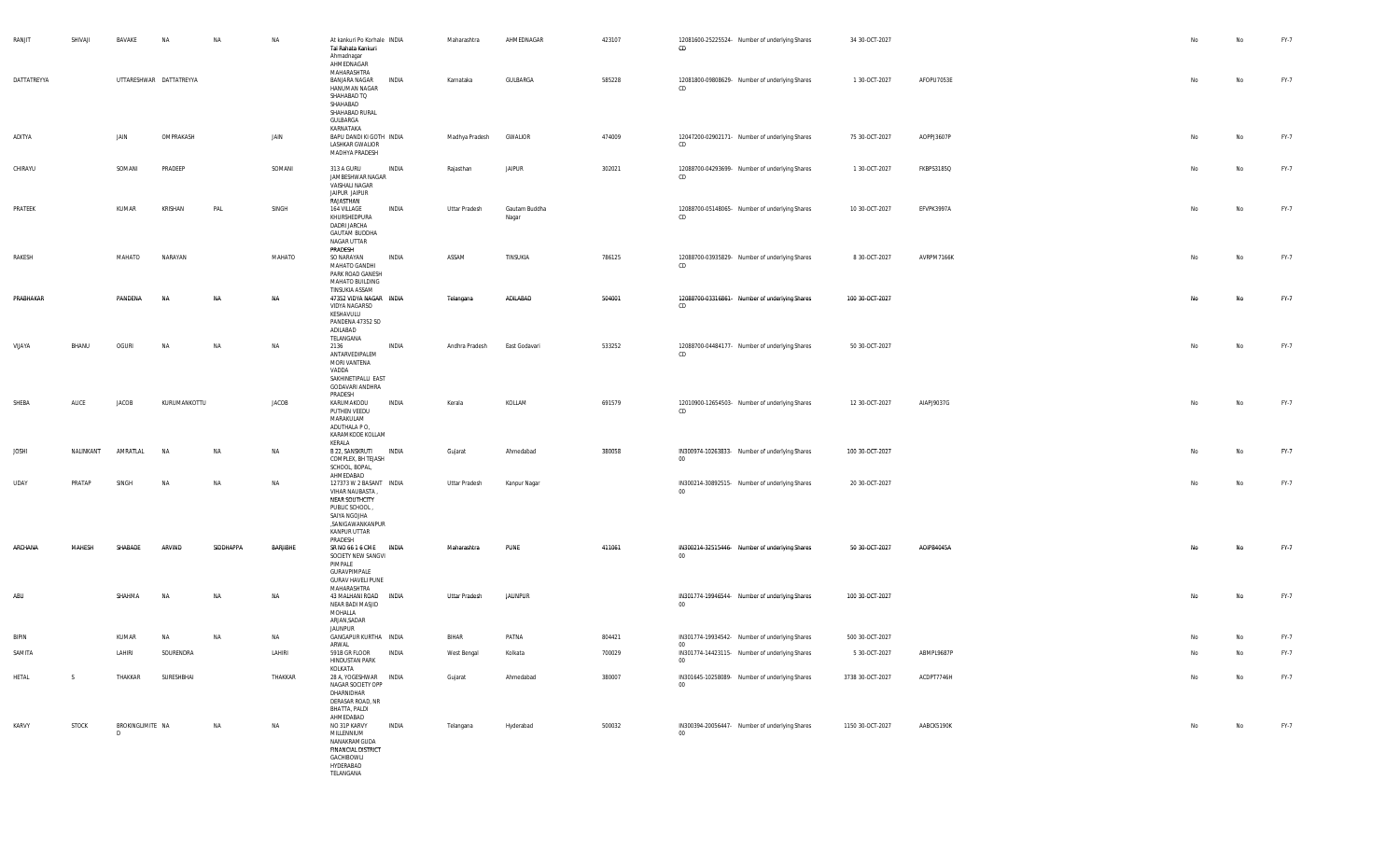| RANJIT | SHIVAJI | BAVAKE | NA | NA | NA | At kankuri Po Korhale Tal Rahata Kankuri Ahmednagar AHMEDNAGAR MAHARASHTRA | INDIA | Maharashtra | AHMEDNAGAR | 423107 | 12081600-25225524-CD | Number of underlying Shares | 34 | 30-OCT-2027 | | | No | No | FY-7 |
|---|---|---|---|---|---|---|---|---|---|---|---|---|---|---|---|---|---|---|---|
| DATTATREYYA | | UTTARESHWAR | DATTATREYYA | | | BANJARA NAGAR HANUMAN NAGAR SHAHABAD TQ SHAHABAD SHAHABAD RURAL GULBARGA KARNATAKA | INDIA | Karnataka | GULBARGA | 585228 | 12081800-09808629-CD | Number of underlying Shares | 1 | 30-OCT-2027 | AFOPU7053E | | No | No | FY-7 |
| ADITYA | | JAIN | OMPRAKASH | | JAIN | BAPU DANDI KI GOTH LASHKAR GWALIOR MADHYA PRADESH | INDIA | Madhya Pradesh | GWALIOR | 474009 | 12047200-02902171-CD | Number of underlying Shares | 75 | 30-OCT-2027 | AOPPJ3607P | | No | No | FY-7 |
| CHIRAYU | | SOMANI | PRADEEP | | SOMANI | 313 A GURU JAMBESHWAR NAGAR VAISHALI NAGAR JAIPUR JAIPUR RAJASTHAN | INDIA | Rajasthan | JAIPUR | 302021 | 12088700-04293699-CD | Number of underlying Shares | 1 | 30-OCT-2027 | FKBPS3185Q | | No | No | FY-7 |
| PRATEEK | | KUMAR | KRISHAN | PAL | SINGH | 164 VILLAGE KHURSHEDPURA DADRI JARCHA GAUTAM BUDDHA NAGAR UTTAR PRADESH | INDIA | Uttar Pradesh | Gautam Buddha Nagar | | 12088700-05148065-CD | Number of underlying Shares | 10 | 30-OCT-2027 | EFVPK3997A | | No | No | FY-7 |
| RAKESH | | MAHATO | NARAYAN | | MAHATO | SO NARAYAN MAHATO GANDHI PARK ROAD GANESH MAHATO BUILDING TINSUKIA ASSAM | INDIA | ASSAM | TINSUKIA | 786125 | 12088700-03935829-CD | Number of underlying Shares | 8 | 30-OCT-2027 | AVRPM7166K | | No | No | FY-7 |
| PRABHAKAR | | PANDENA | NA | NA | NA | 47352 VIDYA NAGAR VIDYA NAGARSO KESHAVULU PANDENA 47352 SO ADILABAD TELANGANA | INDIA | Telangana | ADILABAD | 504001 | 12088700-03316861-CD | Number of underlying Shares | 100 | 30-OCT-2027 | | | No | No | FY-7 |
| VIJAYA | BHANU | OGURI | NA | NA | NA | 2136 ANTARVEDIPALEM MORI VANTENA VADDA SAKHINETIPALLI EAST GODAVARI ANDHRA PRADESH | INDIA | Andhra Pradesh | East Godavari | 533252 | 12088700-04484177-CD | Number of underlying Shares | 50 | 30-OCT-2027 | | | No | No | FY-7 |
| SHEBA | ALICE | JACOB | KURUMANKOTTU | | JACOB | KARUMAKODU PUTHEN VEEDU MARAKULAM ADUTHALA P O, KARAMKODE KOLLAM KERALA | INDIA | Kerala | KOLLAM | 691579 | 12010900-12654503-CD | Number of underlying Shares | 12 | 30-OCT-2027 | AIAPJ9037G | | No | No | FY-7 |
| JOSHI | NALINKANT | AMRATLAL | NA | NA | NA | B 22, SANSKRUTI COMPLEX, BH TEJASH SCHOOL, BOPAL, AHMEDABAD | INDIA | Gujarat | Ahmedabad | 380058 | IN300974-10263833-00 | Number of underlying Shares | 100 | 30-OCT-2027 | | | No | No | FY-7 |
| UDAY | PRATAP | SINGH | NA | NA | NA | 127373 W 2 BASANT VIHAR NAUBASTA , NEAR SOUTHCITY PUBLIC SCHOOL, SAIYA NGOJHA ,SANIGAWANKANPUR KANPUR UTTAR PRADESH | INDIA | Uttar Pradesh | Kanpur Nagar | | IN300214-30892515-00 | Number of underlying Shares | 20 | 30-OCT-2027 | | | No | No | FY-7 |
| ARCHANA | MAHESH | SHABADE | ARVIND | SIDDHAPPA | BARJIBHE | SR NO 66 1 6 CHIE SOCIETY NEW SANGVI PIMPALE GURAVPIMPALE GURAV HAVELI PUNE MAHARASHTRA | INDIA | Maharashtra | PUNE | 411061 | IN300214-32515446-00 | Number of underlying Shares | 50 | 30-OCT-2027 | AOIPB4045A | | No | No | FY-7 |
| ABU | | SHAHMA | NA | NA | NA | 43 MALHANI ROAD NEAR BADI MASJID MOHALLA ARJAN,SADAR JAUNPUR | INDIA | Uttar Pradesh | JAUNPUR | | IN301774-19946544-00 | Number of underlying Shares | 100 | 30-OCT-2027 | | | No | No | FY-7 |
| BIPIN | | KUMAR | NA | NA | NA | GANGAPUR KURTHA ARWAL | INDIA | BIHAR | PATNA | 804421 | IN301774-19934542-00 | Number of underlying Shares | 500 | 30-OCT-2027 | | | No | No | FY-7 |
| SAMITA | | LAHIRI | SOURENDRA | | LAHIRI | 5918 GR FLOOR HINDUSTAN PARK KOLKATA | INDIA | West Bengal | Kolkata | 700029 | IN301774-14423115-00 | Number of underlying Shares | 5 | 30-OCT-2027 | ABMPL9687P | | No | No | FY-7 |
| HETAL | S | THAKKAR | SURESHBHAI | | THAKKAR | 28 A, YOGESHWAR NAGAR SOCIETY OPP DHARNIDHAR DERASAR ROAD, NR BHATTA, PALDI AHMEDABAD | INDIA | Gujarat | Ahmedabad | 380007 | IN301645-10258089-00 | Number of underlying Shares | 3738 | 30-OCT-2027 | ACDPT7746H | | No | No | FY-7 |
| KARVY | STOCK | BROKINGLIMITED | NA | NA | NA | NO 31P KARVY MILLENNIUM NANAKRAMGUDA FINANCIAL DISTRICT GACHIBOWLI HYDERABAD TELANGANA | INDIA | Telangana | Hyderabad | 500032 | IN300394-20056447-00 | Number of underlying Shares | 1150 | 30-OCT-2027 | AABCK5190K | | No | No | FY-7 |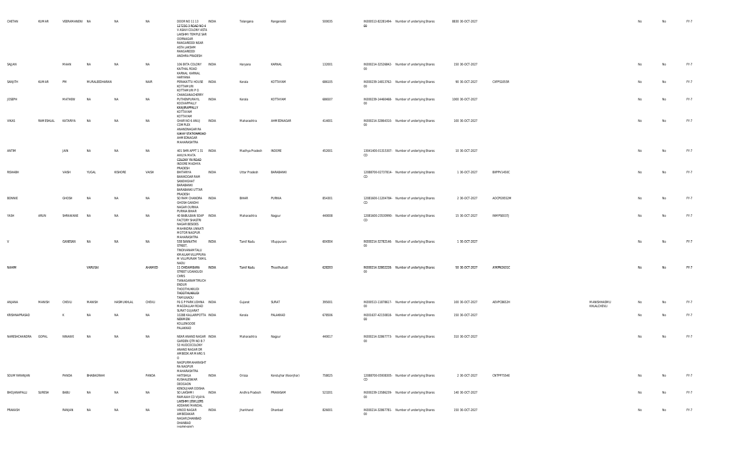| CHETAN | KUMAR | VEERAMANENI | NA | NA | NA | DOOR NO 11 13 12723G 3 ROAD NO 4 V ASAVI COLONY ASTA LAKSHMI TEMPLE SAR OORNAGAR RANGAREDDI NEAR ASTA LAKSHM RANGAREDDI ANDHRA PRADESH | INDIA | Telangana | Rangareddi | 500035 | IN300513-82281494-00 | Number of underlying Shares | 8830 | 30-OCT-2027 | | | | No | No | FY-7 |
|---|---|---|---|---|---|---|---|---|---|---|---|---|---|---|---|---|---|---|---|---|
| SAJJAN | | MAAN | NA | NA | NA | 106 EKTA COLONY KAITHAL ROAD KARNAL KARNAL HARYANA | INDIA | Haryana | KARNAL | 132001 | IN300214-32526842-00 | Number of underlying Shares | 150 | 30-OCT-2027 | | | | No | No | FY-7 |
| SANJITH | KUMAR | PM | MURALEEDHARAN | | NAIR | PERAKATTU HOUSE KOTTAMURI KOTTAMURI P O CHANGANACHERRY | INDIA | Kerala | KOTTAYAM | 686105 | IN300239-14813762-00 | Number of underlying Shares | 90 | 30-OCT-2027 | CXFPS1055R | | | No | No | FY-7 |
| JOSEPH | | MATHEW | NA | NA | NA | PUTHENPURAYIL KOOVAPPALLY KANJIRAPPALLY KOTTAYAM KOTTAYAM | INDIA | Kerala | KOTTAYAM | 686507 | IN300239-14460468-00 | Number of underlying Shares | 1000 | 30-OCT-2027 | | | | No | No | FY-7 |
| VIKAS | RAMESHLAL | KATARIYA | NA | NA | NA | GHAR NO 6 ANUJ COMPLEX ANANDNAGAR RA ILWAY STATIONROAD AHMEDNAGAR MAHARASHTRA | INDIA | Maharashtra | AHMEDNAGAR | 414001 | IN300214-32864310-00 | Number of underlying Shares | 100 | 30-OCT-2027 | | | | No | No | FY-7 |
| ANTIM | | JAIN | NA | NA | NA | 401 SHRI APPT 1 31 AHILYA MATA COLONY YN ROAD INDORE MADHYA PRADESH | INDIA | Madhya Pradesh | INDORE | 452001 | 13041400-01315307-CD | Number of underlying Shares | 10 | 30-OCT-2027 | | | | No | No | FY-7 |
| RISHABH | | VAISH | YUGAL | KISHORE | VAISH | BHITARIYA BANIKODAR RAM SANEHIGHAT BARABANKI BARABANKI UTTAR PRADESH | INDIA | Uttar Pradesh | BARABANKI | | 12088700-02737814-CD | Number of underlying Shares | 1 | 30-OCT-2027 | BXPPV1450C | | | No | No | FY-7 |
| BONNIE | | GHOSH | NA | NA | NA | SO RAM CHANDRA GHOSH GANDHI NAGAR OURNIA PURNIA BIHAR | INDIA | BIHAR | PURNIA | 854301 | 12081600-11204784-CD | Number of underlying Shares | 2 | 30-OCT-2027 | AOCPG9552M | | | No | No | FY-7 |
| YASH | ARUN | SHRAWANE | NA | NA | NA | 40 BABULBAN SOAP FACTORY SHASTRI NAGAR BESIDES MAHINDRA UNNATI MOTOR NAGPUR MAHARASHTRA | INDIA | Maharashtra | Nagpur | 440008 | 12081600-23530990-CD | Number of underlying Shares | 15 | 30-OCT-2027 | INMPS0037J | | | No | No | FY-7 |
| V | | GANESAN | NA | NA | NA | 538 SANNATHI STREET, TINDIVANAMTALU KMAILAM VILUPPURA M VILLUPURAM TAMIL NADU | INDIA | Tamil Nadu | Villupuram | 604304 | IN300214-32782146-00 | Number of underlying Shares | 1 | 30-OCT-2027 | | | | No | No | FY-7 |
| NAHIM | | | VARUSAI | | AHAMED | 11 CHIDAMBARA STREET UDANGUDI CHRIS TIANAGARAMTIRUCH ENDUR THOOTHUKKUDI THOOTHUKKUDI TAMILNADU | INDIA | Tamil Nadu | Thoothukudi | 628203 | IN300214-32802228-00 | Number of underlying Shares | 50 | 30-OCT-2027 | AYKPN2631C | | | No | No | FY-7 |
| ANJANA | MANISH | CHEVLI | MANISH | HASMUKHLAL | CHEVLI | F6 G P PARK UDHNA MAGDALLAH ROAD SURAT GUJARAT | INDIA | Gujarat | SURAT | 395001 | IN300513-11878617-00 | Number of underlying Shares | 100 | 30-OCT-2027 | AEVPC8652H | | MANISHHASMU KHLALCHEVLI | No | No | FY-7 |
| KRISHNAPRASAD | | K | NA | NA | NA | 10288 KALLARIPOTTA NENMENI KOLLENGODE PALAKKAD | INDIA | Kerala | PALAKKAD | 678506 | IN301637-42150818-00 | Number of underlying Shares | 150 | 30-OCT-2027 | | | | No | No | FY-7 |
| NARESHCHANDRA | GOPAL | NINAWE | NA | NA | NA | NEAR ANAND NAGAR GARDEN QTR NO B 7 53 HUDCOCOLONY ANAND NAGAR DR AMBEDKAR MARG S O NAGPURMAHARASHT RA NAGPUR MAHARASHTRA | INDIA | Maharashtra | Nagpur | 440017 | IN300214-32867773-00 | Number of underlying Shares | 310 | 30-OCT-2027 | | | | No | No | FY-7 |
| SOUMYARANJAN | | PANDA | BHABAGRAHI | | PANDA | HATISHILA KUSHALESWAR DEOGAON KENDUJHAR ODISHA | INDIA | Orissa | Kendujhar (Keonjhar) | 758025 | 12088700-05938305-CD | Number of underlying Shares | 2 | 30-OCT-2027 | CNTPP7554E | | | No | No | FY-7 |
| BHOJANAPALLI | SURESH | BABU | NA | NA | NA | SO LAKSHMI RAMAIAH CO VIJAYA LAKSHMI JEWELLERS ADDANKI MANDAL | INDIA | Andhra Pradesh | PRAKASAM | 523201 | IN300239-13586239-00 | Number of underlying Shares | 140 | 30-OCT-2027 | | | | No | No | FY-7 |
| PRAKASH | | RANJAN | NA | NA | NA | VINOD NAGAR AMBEDAKAR NAGAR,DHANBAD DHANBAD JHARKHAND | INDIA | Jharkhand | Dhanbad | 826001 | IN300214-32867781-00 | Number of underlying Shares | 150 | 30-OCT-2027 | | | | No | No | FY-7 |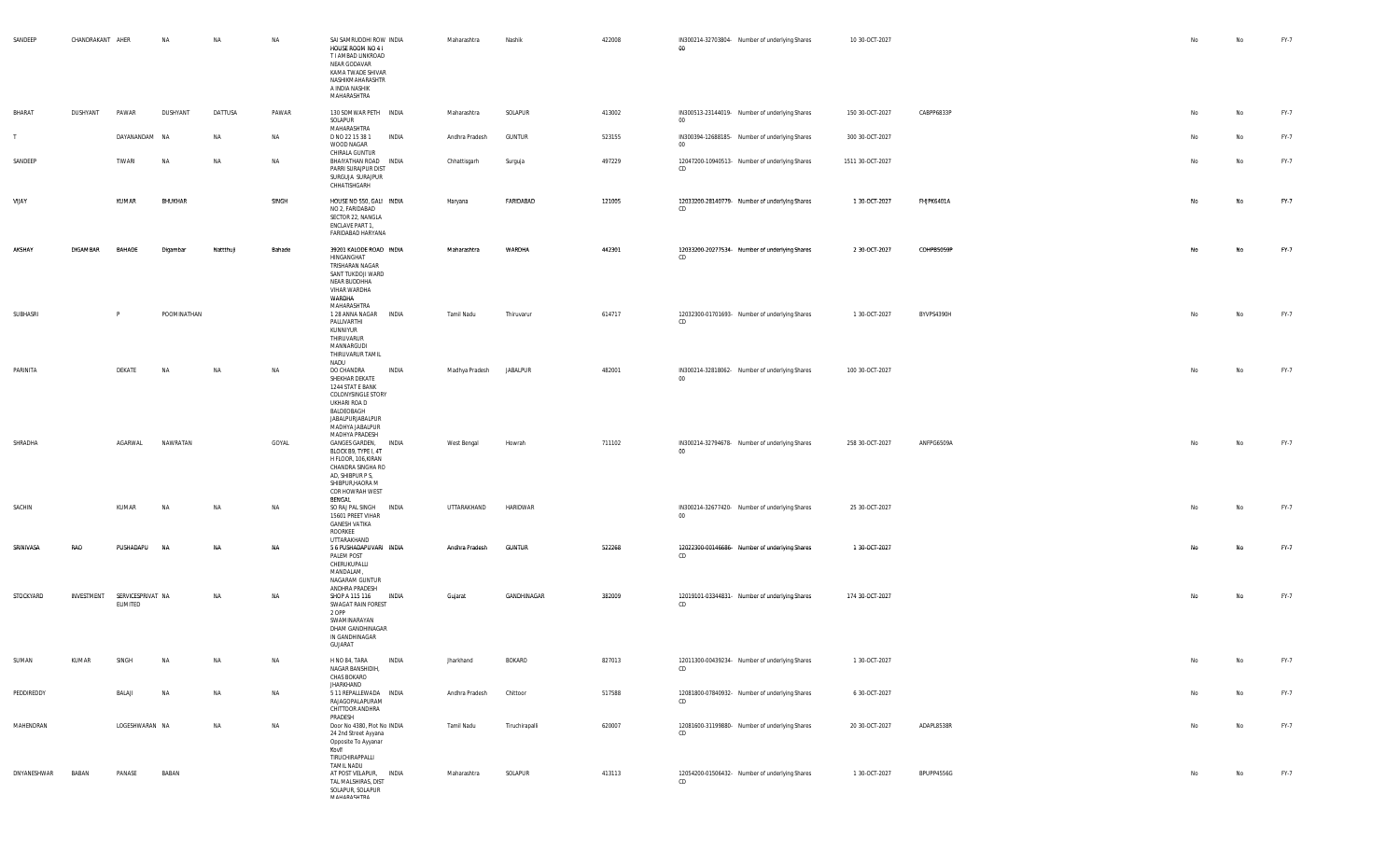| | | | | | | | | | | | | | | | | | | | |
|---|---|---|---|---|---|---|---|---|---|---|---|---|---|---|---|---|---|---|---|
| SANDEEP | CHANDRAKANT | AHER | NA | NA | NA | SAI SAMRUDDHI ROW HOUSE ROOM NO 4 I T I AMBAD LINKROAD NEAR GODAVAR KAMA TWADE SHIVAR NASHIKMAHARASHTR A INDIA NASHIK MAHARASHTRA | INDIA | Maharashtra | Nashik | 422008 | IN300214-32703804-00 | Number of underlying Shares | 10 | 30-OCT-2027 | | | No | No | FY-7 |
| BHARAT | DUSHYANT | PAWAR | DUSHYANT | DATTUSA | PAWAR | 130 SOMWAR PETH SOLAPUR MAHARASHTRA | INDIA | Maharashtra | SOLAPUR | 413002 | IN300513-23144019-00 | Number of underlying Shares | 150 | 30-OCT-2027 | CABPP6833P | | No | No | FY-7 |
| T | | DAYANANDAM | NA | NA | NA | D NO 22 15 38 1 WOOD NAGAR CHIRALA GUNTUR | INDIA | Andhra Pradesh | GUNTUR | 523155 | IN300394-12688185-00 | Number of underlying Shares | 300 | 30-OCT-2027 | | | No | No | FY-7 |
| SANDEEP | | TIWARI | NA | NA | NA | BHAIYATHAN ROAD PARRI SURAJPUR DIST SURGUJA SURAJPUR CHHATISHGARH | INDIA | Chhattisgarh | Surguja | 497229 | 12047200-10940513-CD | Number of underlying Shares | 1511 | 30-OCT-2027 | | | No | No | FY-7 |
| VIJAY | | KUMAR | BHUKHAR | | SINGH | HOUSE NO 550, GALI NO.2, FARIDABAD SECTOR 22, NANGLA ENCLAVE PART 1, FARIDABAD HARYANA | INDIA | Haryana | FARIDABAD | 121005 | 12033200-28140779-CD | Number of underlying Shares | 1 | 30-OCT-2027 | FHJPK6401A | | No | No | FY-7 |
| AKSHAY | DIGAMBAR | BAHADE | Digambar | Nattthuji | Bahade | 39201 KALODE ROAD HINGANGHAT TRISHARAN NAGAR SANT TUKDOJI WARD NEAR BUDDHHA VIHAR WARDHA WARDHA MAHARASHTRA | INDIA | Maharashtra | WARDHA | 442301 | 12033200-20277534-CD | Number of underlying Shares | 2 | 30-OCT-2027 | COHPB5059P | | No | No | FY-7 |
| SUBHASRI | | P | POOMINATHAN | | | 1 28 ANNA NAGAR PALLIVARTHI KUNNIYUR THIRUVARUR MANNARGUDI THIRUVARUR TAMIL NADU | INDIA | Tamil Nadu | Thiruvarur | 614717 | 12032300-01701693-CD | Number of underlying Shares | 1 | 30-OCT-2027 | BYVPS4390H | | No | No | FY-7 |
| PARINITA | | DEKATE | NA | NA | NA | DO CHANDRA SHEKHAR DEKATE 1244 STAT E BANK COLONYSINGLE STORY UKHARI ROA D BALDEOBAGH JABALPURJABALPUR MADHYA JABALPUR MADHYA PRADESH | INDIA | Madhya Pradesh | JABALPUR | 482001 | IN300214-32818062-00 | Number of underlying Shares | 100 | 30-OCT-2027 | | | No | No | FY-7 |
| SHRADHA | | AGARWAL | NAWRATAN | | GOYAL | GANGES GARDEN, BLOCK B9, TYPE I, 4T H FLOOR, 106,KIRAN CHANDRA SINGHA RO AD, SHIBPUR P S, SHIBPUR,HAORA M COR HOWRAH WEST BENGAL | INDIA | West Bengal | Howrah | 711102 | IN300214-32794678-00 | Number of underlying Shares | 258 | 30-OCT-2027 | ANFPG6509A | | No | No | FY-7 |
| SACHIN | | KUMAR | NA | NA | NA | SO RAJ PAL SINGH 15601 PREET VIHAR GANESH VATIKA ROORKEE UTTARAKHAND | INDIA | UTTARAKHAND | HARIDWAR | | IN300214-32677420-00 | Number of underlying Shares | 25 | 30-OCT-2027 | | | No | No | FY-7 |
| SRINIVASA | RAO | PUSHADAPU | NA | NA | NA | 5 6 PUSHADAPUVARI PALEM POST CHERUKUPALLI MANDALAM, NAGARAM GUNTUR ANDHRA PRADESH | INDIA | Andhra Pradesh | GUNTUR | 522268 | 12022300-00146686-CD | Number of underlying Shares | 1 | 30-OCT-2027 | | | No | No | FY-7 |
| STOCKYARD | INVESTMENT | SERVICESPRIVAT ELIMITED | NA | NA | NA | SHOP A 115 116 SWAGAT RAIN FOREST 2 OPP SWAMINARAYAN DHAM GANDHINAGAR IN GANDHINAGAR GUJARAT | INDIA | Gujarat | GANDHINAGAR | 382009 | 12019101-03344831-CD | Number of underlying Shares | 174 | 30-OCT-2027 | | | No | No | FY-7 |
| SUMAN | KUMAR | SINGH | NA | NA | NA | H NO 84, TARA NAGAR BANSHIDIH, CHAS BOKARO JHARKHAND | INDIA | Jharkhand | BOKARO | 827013 | 12011300-00439234-CD | Number of underlying Shares | 1 | 30-OCT-2027 | | | No | No | FY-7 |
| PEDDIREDDY | | BALAJI | NA | NA | NA | 5 11 REPALLEWADA RAJAGOPALAPURAM CHITTOOR ANDHRA PRADESH | INDIA | Andhra Pradesh | Chittoor | 517588 | 12081800-07840932-CD | Number of underlying Shares | 6 | 30-OCT-2027 | | | No | No | FY-7 |
| MAHENDRAN | | LOGESHWARAN | NA | NA | NA | Door No 4380, Plot No 24 2nd Street Ayyana Opposite To Ayyanar Kovil TIRUCHIRAPPALLI TAMIL NADU | INDIA | Tamil Nadu | Tiruchirapalli | 620007 | 12081600-31199880-CD | Number of underlying Shares | 20 | 30-OCT-2027 | ADAPL8538R | | No | No | FY-7 |
| DNYANESHWAR | BABAN | PANASE | BABAN | | | AT POST VELAPUR, TAL MALSHIRAS, DIST SOLAPUR, SOLAPUR MAHARASHTRA | INDIA | Maharashtra | SOLAPUR | 413113 | 12054200-01506432-CD | Number of underlying Shares | 1 | 30-OCT-2027 | BPUPP4556G | | No | No | FY-7 |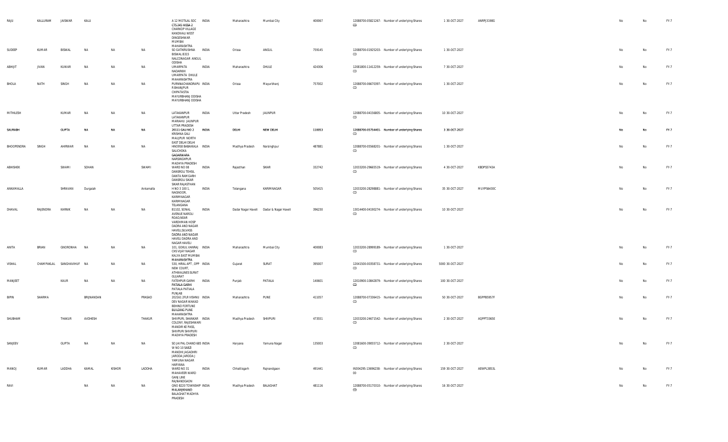| | | | | | | | | | | | | | | | | | | | |
|---|---|---|---|---|---|---|---|---|---|---|---|---|---|---|---|---|---|---|---|
| RAJU | KALLURAM | JAISWAR | KALU | | | A 12 MOTILAL SOC CTS 245 HISSA 2 CHARKOP VILLAGE KANDIVALI WEST DINGESHWAR MUMBAI MAHARASHTRA | INDIA | Maharashtra | Mumbai City | 400067 | 12088700-05821267-CD | Number of underlying Shares | 1 | 30-OCT-2027 | ANRPJ3198G | | No | No | FY-7 |
| SUDEEP | KUMAR | BISWAL | NA | NA | NA | SO GATIKRUSHNA BISWAL B315 NALCONAGAR ANGUL ODISHA | INDIA | Orissa | ANGUL | 759145 | 12088700-01925203-CD | Number of underlying Shares | 1 | 30-OCT-2027 | | | No | No | FY-7 |
| ABHIJIT | JIVAN | KUWAR | NA | NA | NA | UMARPATA NADARKHI UMARPATA DHULE MAHARASHTRA | INDIA | Maharashtra | DHULE | 424306 | 12081800-11412259-CD | Number of underlying Shares | 7 | 30-OCT-2027 | | | No | No | FY-7 |
| BHOLA | NATH | SINGH | NA | NA | NA | PURNNACHANDRAPU R BHANJPUR CHIPATASTIA MAYURBHANJ ODISHA MAYURBHANJ ODISHA | INDIA | Orissa | Mayurbhanj | 757002 | 12088700-06670397-CD | Number of underlying Shares | 1 | 30-OCT-2027 | | | No | No | FY-7 |
| MITHILESH | | KUMAR | NA | NA | NA | LATAKANPUR LATAKANPUR MARIAHU JAUNPUR UTTAR PRADESH | INDIA | Uttar Pradesh | JAUNPUR | | 12088700-04156805-CD | Number of underlying Shares | 10 | 30-OCT-2027 | | | No | No | FY-7 |
| SAURABH | | GUPTA | NA | NA | NA | 20111 GALI NO 2 KRISHNA GALI MAUJPUR NORTH EAST DELHI DELHI | INDIA | DELHI | NEW DELHI | 110053 | 12088700-05754401-CD | Number of underlying Shares | 3 | 30-OCT-2027 | | | No | No | FY-7 |
| BHOOPENDRA | SINGH | AHIRWAR | NA | NA | NA | HNO958 BABAIKALA SALICHOKA GADARWARA NARSINGHPUR MADHYA PRADESH | INDIA | Madhya Pradesh | Narsinghpur | 487881 | 12088700-05568201-CD | Number of underlying Shares | 1 | 30-OCT-2027 | | | No | No | FY-7 |
| ABHISHEK | | SWAMI | SOHAN | | SWAMI | WARD NO 08 DANSROLI TEHSIL DANTA RAMGARH DANSROLI SIKAR SIKAR RAJASTHAN | INDIA | Rajasthan | SIKAR | 332742 | 12033200-29665519-CD | Number of underlying Shares | 4 | 30-OCT-2027 | KBDPS5743A | | No | No | FY-7 |
| ANKAMALLA | | SHRAVAN | Durgaiah | | Ankamalla | H NO 3 100 1, NAGNOOR, KARIMNAGAR KARIMNAGAR TELANGANA | INDIA | Telangana | KARIMNAGAR | 505415 | 12033200-28298881-CD | Number of underlying Shares | 35 | 30-OCT-2027 | MUYPS6430C | | No | No | FY-7 |
| DHAVAL | RAJENDRA | KARNIK | NA | NA | NA | B1102, SONAL AVENUE NAROLI ROAD,NEAR VARDHMAN HOSP DADRA AND NAGAR HAVELI,SILVASS DADRA AND NAGAR HAVELI DADRA AND NAGAR HAVELI | INDIA | Dadar Nagar Haveli | Dadar & Nagar Haveli | 396230 | 13014400-04190274-CD | Number of underlying Shares | 10 | 30-OCT-2027 | | | No | No | FY-7 |
| ANITA | BRIAN | GNORONHA | NA | NA | NA | 101, GOKUL VANRAJ CHS VIJAY NAGAR KALYA EAST MUMBAI MAHARASHTRA | INDIA | Maharashtra | Mumbai City | 400083 | 12033200-28999189-CD | Number of underlying Shares | 1 | 30-OCT-2027 | | | No | No | FY-7 |
| VISHAL | CHAMPAKLAL | SANGHAVIHUF | NA | NA | NA | 530, HIRAL APT , OPP NEW COURT, ATHWALINES SURAT GUJARAT | INDIA | Gujarat | SURAT | 395007 | 12041500-00358731-CD | Number of underlying Shares | 5000 | 30-OCT-2027 | | | No | No | FY-7 |
| MANJEET | | KAUR | NA | NA | NA | FATEHPUR GARHI PATIALA GARHI PATIALA PATIALA PUNJAB | INDIA | Punjab | PATIALA | 140601 | 12010900-10842879-CD | Number of underlying Shares | 100 | 30-OCT-2027 | | | No | No | FY-7 |
| BIPIN | SHARMA | | BRIJNANDAN | | PRASAD | 202161 2FLR VISHNU DEV NAGAR WAKAD BEHIND FORTUNE BUILDING PUNE MAHARASHTRA | INDIA | Maharashtra | PUNE | 411057 | 12088700-07336415-CD | Number of underlying Shares | 50 | 30-OCT-2027 | BGPPB5957F | | No | No | FY-7 |
| SHUBHAM | | THAKUR | AVDHESH | | THAKUR | SHIVPURI, SHANKAR COLONY, RAJESHWARI MANDIR KE PASS, SHIVPURI SHIVPURI MADHYA PRADESH | INDIA | Madhya Pradesh | SHIVPURI | 473551 | 12033200-24671542-CD | Number of underlying Shares | 2 | 30-OCT-2027 | AQPPT3365E | | No | No | FY-7 |
| SANJEEV | | GUPTA | NA | NA | NA | SO JAI PAL CHAND 685 W NO 10 SABZI MANDHI JAGADHRI JARODA JARODA J YAMUNA NAGAR HARYANA | INDIA | Haryana | Yamuna Nagar | 135003 | 12081600-39055712-CD | Number of underlying Shares | 2 | 30-OCT-2027 | | | No | No | FY-7 |
| MANOJ | KUMAR | LADDHA | KAMAL | KISHOR | LADDHA | WARD NO 31 MAHAVEER WARD GANJ LINE RAJNANDGAON | INDIA | Chhattisgarh | Rajnandgaon | 491441 | IN304295-13696238-00 | Number of underlying Shares | 159 | 30-OCT-2027 | AEWPL3853L | | No | No | FY-7 |
| RAVI | | | NA | NA | NA | QNO B220 TOWNSHIP MALANJKHAND BALAGHAT MADHYA PRADESH | INDIA | Madhya Pradesh | BALAGHAT | 481116 | 12088700-05170310-CD | Number of underlying Shares | 16 | 30-OCT-2027 | | | No | No | FY-7 |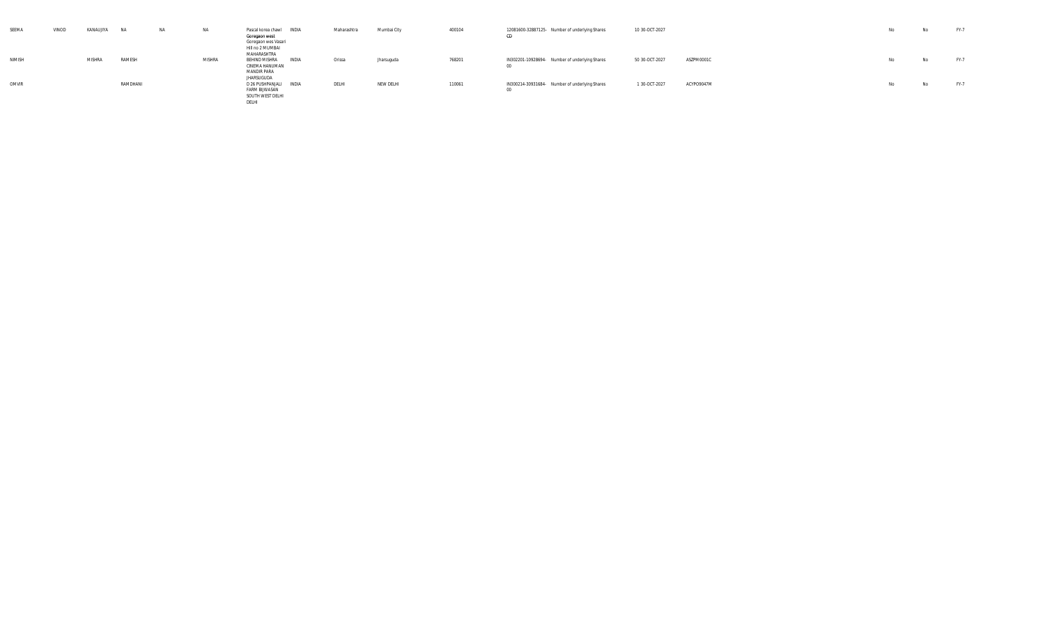| | | | | | | | | | | | | | | | | | | | |
|---|---|---|---|---|---|---|---|---|---|---|---|---|---|---|---|---|---|---|---|
| SEEMA | VINOD | KANAUJIYA | NA | NA | NA | Pascal korea chawl Goregaon west Goregaon wes Vasari Hill no 2 MUMBAI MAHARASHTRA | INDIA | Maharashtra | Mumbai City | 400104 | 12081600-32887125-CD | Number of underlying Shares | 10 | 30-OCT-2027 | | | No | No | FY-7 |
| NIMISH | | MISHRA | RAMESH | | MISHRA | BEHIND MISHRA CINEMA HANUMAN MANDIR PARA JHARSUGUDA | INDIA | Orissa | Jharsuguda | 768201 | IN302201-10928694-00 | Number of underlying Shares | 50 | 30-OCT-2027 | ASZPM0001C | | No | No | FY-7 |
| OMVIR | | | RAMDHANI | | | D 26 PUSHPANJALI FARM BIJWASAN SOUTH WEST DELHI DELHI | INDIA | DELHI | NEW DELHI | 110061 | IN300214-30931684-00 | Number of underlying Shares | 1 | 30-OCT-2027 | ACYPO9047M | | No | No | FY-7 |